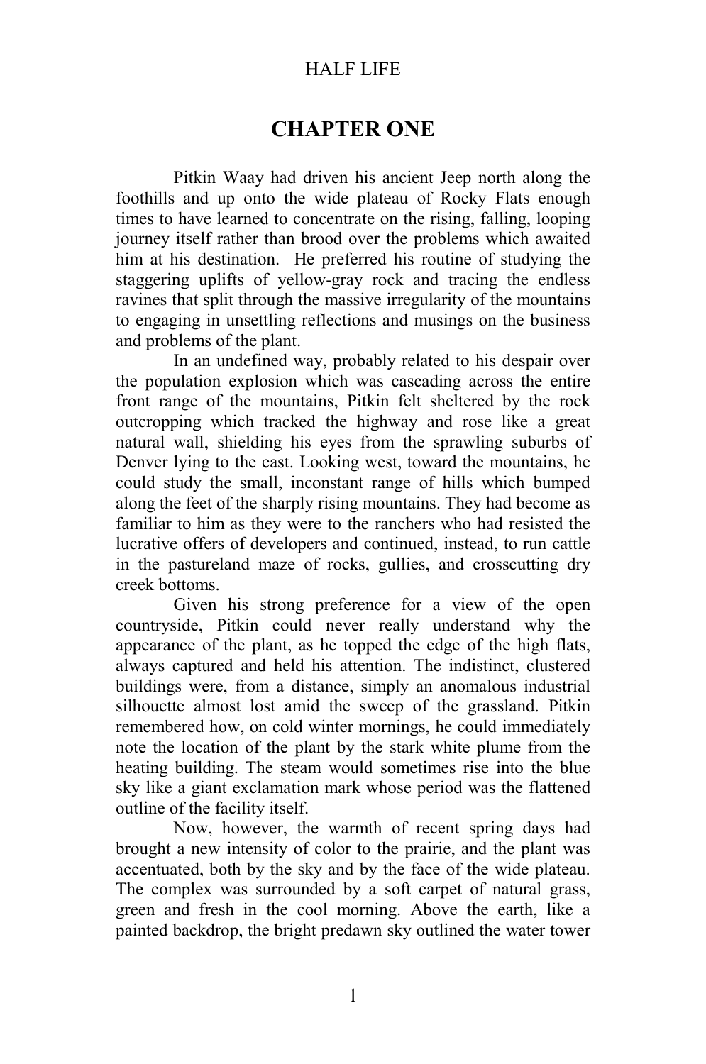# CHAPTER ONE

Pitkin Waay had driven his ancient Jeep north along the foothills and up onto the wide plateau of Rocky Flats enough times to have learned to concentrate on the rising, falling, looping journey itself rather than brood over the problems which awaited him at his destination. He preferred his routine of studying the staggering uplifts of yellow-gray rock and tracing the endless ravines that split through the massive irregularity of the mountains to engaging in unsettling reflections and musings on the business and problems of the plant.

In an undefined way, probably related to his despair over the population explosion which was cascading across the entire front range of the mountains, Pitkin felt sheltered by the rock outcropping which tracked the highway and rose like a great natural wall, shielding his eyes from the sprawling suburbs of Denver lying to the east. Looking west, toward the mountains, he could study the small, inconstant range of hills which bumped along the feet of the sharply rising mountains. They had become as familiar to him as they were to the ranchers who had resisted the lucrative offers of developers and continued, instead, to run cattle in the pastureland maze of rocks, gullies, and crosscutting dry creek bottoms.

Given his strong preference for a view of the open countryside, Pitkin could never really understand why the appearance of the plant, as he topped the edge of the high flats, always captured and held his attention. The indistinct, clustered buildings were, from a distance, simply an anomalous industrial silhouette almost lost amid the sweep of the grassland. Pitkin remembered how, on cold winter mornings, he could immediately note the location of the plant by the stark white plume from the heating building. The steam would sometimes rise into the blue sky like a giant exclamation mark whose period was the flattened outline of the facility itself.

Now, however, the warmth of recent spring days had brought a new intensity of color to the prairie, and the plant was accentuated, both by the sky and by the face of the wide plateau. The complex was surrounded by a soft carpet of natural grass, green and fresh in the cool morning. Above the earth, like a painted backdrop, the bright predawn sky outlined the water tower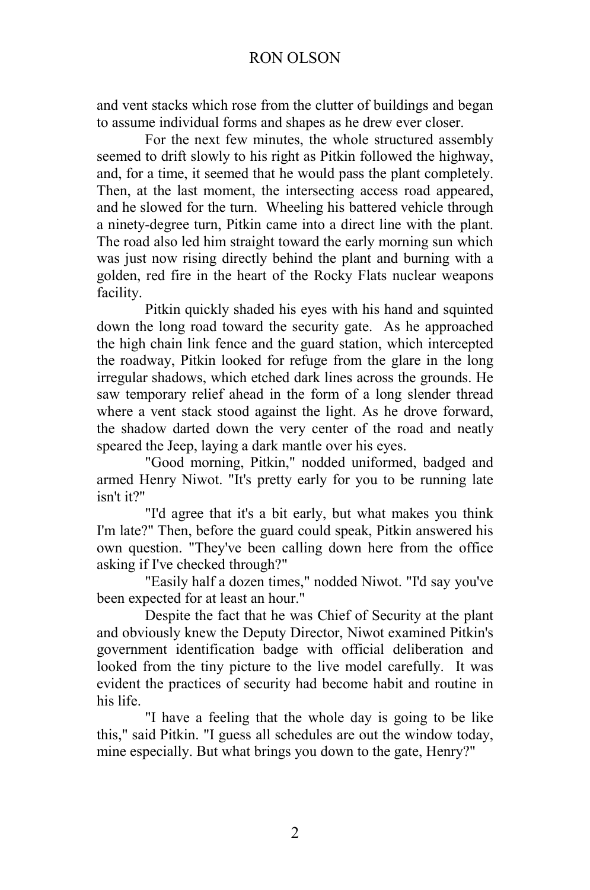and vent stacks which rose from the clutter of buildings and began to assume individual forms and shapes as he drew ever closer.

For the next few minutes, the whole structured assembly seemed to drift slowly to his right as Pitkin followed the highway, and, for a time, it seemed that he would pass the plant completely. Then, at the last moment, the intersecting access road appeared, and he slowed for the turn. Wheeling his battered vehicle through a ninety-degree turn, Pitkin came into a direct line with the plant. The road also led him straight toward the early morning sun which was just now rising directly behind the plant and burning with a golden, red fire in the heart of the Rocky Flats nuclear weapons facility.

Pitkin quickly shaded his eyes with his hand and squinted down the long road toward the security gate. As he approached the high chain link fence and the guard station, which intercepted the roadway, Pitkin looked for refuge from the glare in the long irregular shadows, which etched dark lines across the grounds. He saw temporary relief ahead in the form of a long slender thread where a vent stack stood against the light. As he drove forward, the shadow darted down the very center of the road and neatly speared the Jeep, laying a dark mantle over his eyes.

"Good morning, Pitkin," nodded uniformed, badged and armed Henry Niwot. "It's pretty early for you to be running late isn't it?"

"I'd agree that it's a bit early, but what makes you think I'm late?" Then, before the guard could speak, Pitkin answered his own question. "They've been calling down here from the office asking if I've checked through?"

"Easily half a dozen times," nodded Niwot. "I'd say you've been expected for at least an hour."

Despite the fact that he was Chief of Security at the plant and obviously knew the Deputy Director, Niwot examined Pitkin's government identification badge with official deliberation and looked from the tiny picture to the live model carefully. It was evident the practices of security had become habit and routine in his life.

"I have a feeling that the whole day is going to be like this," said Pitkin. "I guess all schedules are out the window today, mine especially. But what brings you down to the gate, Henry?"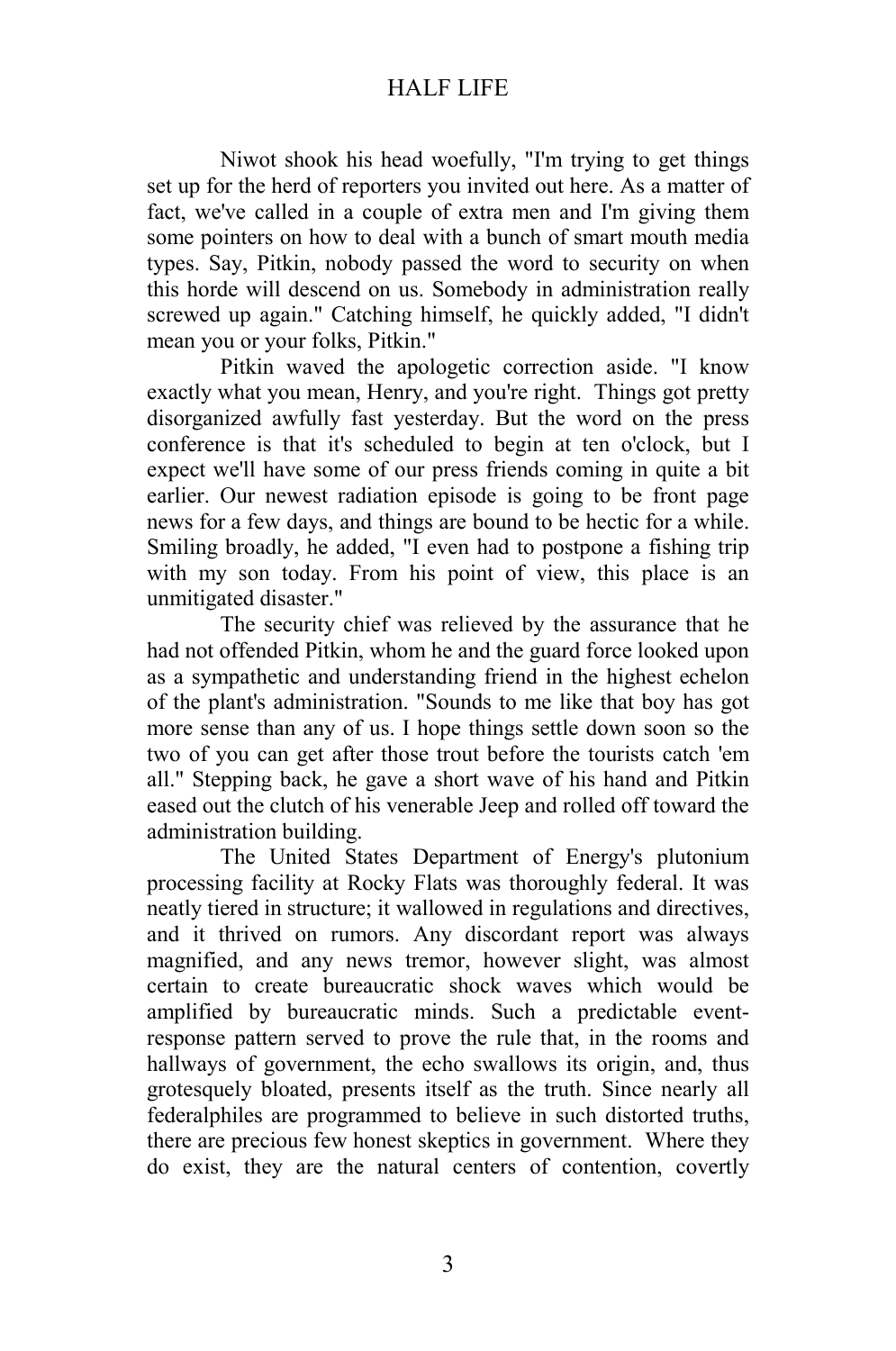Niwot shook his head woefully, "I'm trying to get things set up for the herd of reporters you invited out here. As a matter of fact, we've called in a couple of extra men and I'm giving them some pointers on how to deal with a bunch of smart mouth media types. Say, Pitkin, nobody passed the word to security on when this horde will descend on us. Somebody in administration really screwed up again." Catching himself, he quickly added, "I didn't mean you or your folks, Pitkin."

Pitkin waved the apologetic correction aside. "I know exactly what you mean, Henry, and you're right. Things got pretty disorganized awfully fast yesterday. But the word on the press conference is that it's scheduled to begin at ten o'clock, but I expect we'll have some of our press friends coming in quite a bit earlier. Our newest radiation episode is going to be front page news for a few days, and things are bound to be hectic for a while. Smiling broadly, he added, "I even had to postpone a fishing trip with my son today. From his point of view, this place is an unmitigated disaster."

The security chief was relieved by the assurance that he had not offended Pitkin, whom he and the guard force looked upon as a sympathetic and understanding friend in the highest echelon of the plant's administration. "Sounds to me like that boy has got more sense than any of us. I hope things settle down soon so the two of you can get after those trout before the tourists catch 'em all." Stepping back, he gave a short wave of his hand and Pitkin eased out the clutch of his venerable Jeep and rolled off toward the administration building.

The United States Department of Energy's plutonium processing facility at Rocky Flats was thoroughly federal. It was neatly tiered in structure; it wallowed in regulations and directives, and it thrived on rumors. Any discordant report was always magnified, and any news tremor, however slight, was almost certain to create bureaucratic shock waves which would be amplified by bureaucratic minds. Such a predictable event-response pattern served to prove the rule that, in the rooms and hallways of government, the echo swallows its origin, and, thus grotesquely bloated, presents itself as the truth. Since nearly all federalphiles are programmed to believe in such distorted truths, there are precious few honest skeptics in government. Where they do exist, they are the natural centers of contention, covertly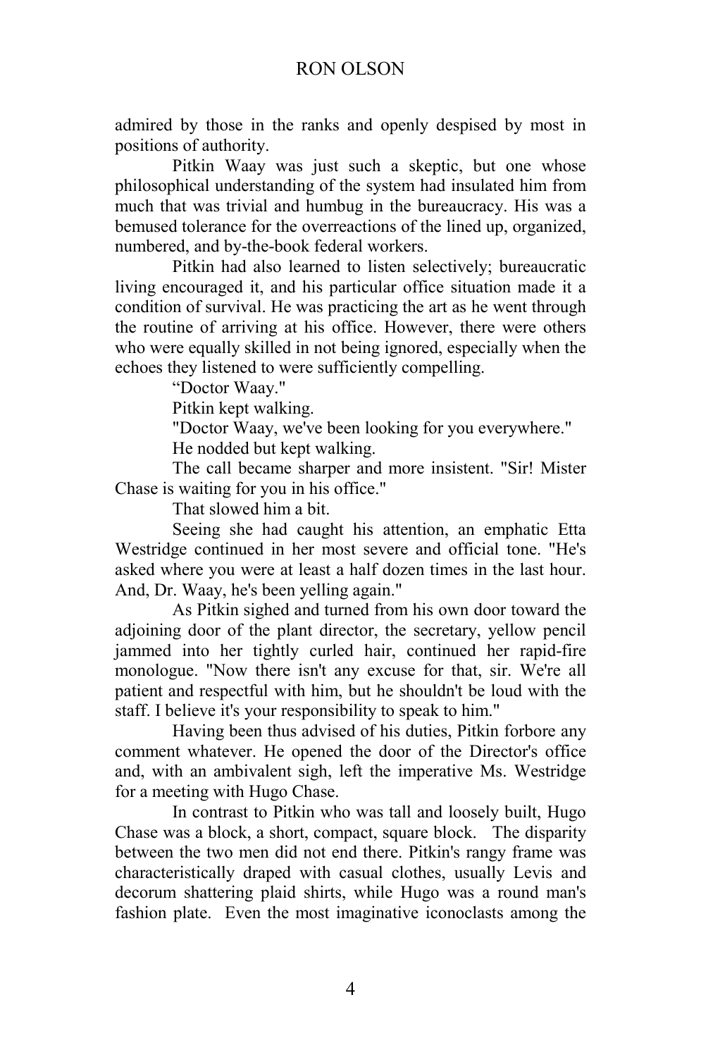admired by those in the ranks and openly despised by most in positions of authority.

Pitkin Waay was just such a skeptic, but one whose philosophical understanding of the system had insulated him from much that was trivial and humbug in the bureaucracy. His was a bemused tolerance for the overreactions of the lined up, organized, numbered, and by-the-book federal workers.

Pitkin had also learned to listen selectively; bureaucratic living encouraged it, and his particular office situation made it a condition of survival. He was practicing the art as he went through the routine of arriving at his office. However, there were others who were equally skilled in not being ignored, especially when the echoes they listened to were sufficiently compelling.

"Doctor Waay."

Pitkin kept walking.

"Doctor Waay, we've been looking for you everywhere."

He nodded but kept walking.

The call became sharper and more insistent. "Sir! Mister Chase is waiting for you in his office."

That slowed him a bit.

Seeing she had caught his attention, an emphatic Etta Westridge continued in her most severe and official tone. "He's asked where you were at least a half dozen times in the last hour. And, Dr. Waay, he's been yelling again."

As Pitkin sighed and turned from his own door toward the adjoining door of the plant director, the secretary, yellow pencil jammed into her tightly curled hair, continued her rapid-fire monologue. "Now there isn't any excuse for that, sir. We're all patient and respectful with him, but he shouldn't be loud with the staff. I believe it's your responsibility to speak to him."

Having been thus advised of his duties, Pitkin forbore any comment whatever. He opened the door of the Director's office and, with an ambivalent sigh, left the imperative Ms. Westridge for a meeting with Hugo Chase.

In contrast to Pitkin who was tall and loosely built, Hugo Chase was a block, a short, compact, square block. The disparity between the two men did not end there. Pitkin's rangy frame was characteristically draped with casual clothes, usually Levis and decorum shattering plaid shirts, while Hugo was a round man's fashion plate. Even the most imaginative iconoclasts among the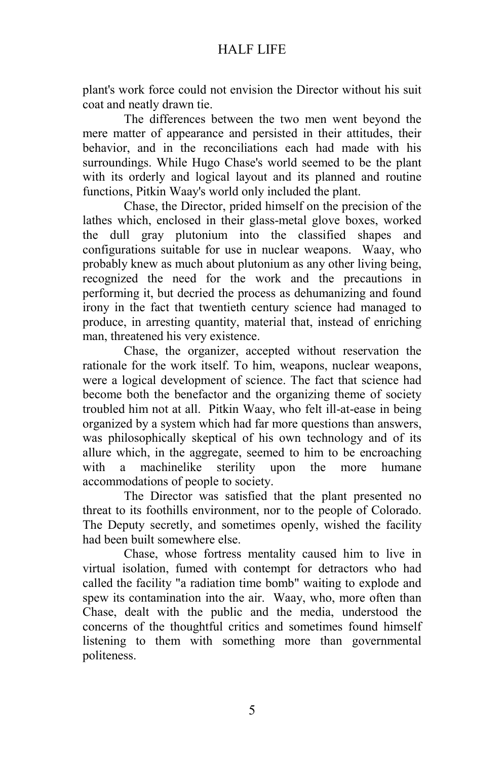plant's work force could not envision the Director without his suit coat and neatly drawn tie.

The differences between the two men went beyond the mere matter of appearance and persisted in their attitudes, their behavior, and in the reconciliations each had made with his surroundings. While Hugo Chase's world seemed to be the plant with its orderly and logical layout and its planned and routine functions, Pitkin Waay's world only included the plant.

Chase, the Director, prided himself on the precision of the lathes which, enclosed in their glass-metal glove boxes, worked the dull gray plutonium into the classified shapes and configurations suitable for use in nuclear weapons. Waay, who probably knew as much about plutonium as any other living being, recognized the need for the work and the precautions in performing it, but decried the process as dehumanizing and found irony in the fact that twentieth century science had managed to produce, in arresting quantity, material that, instead of enriching man, threatened his very existence.

Chase, the organizer, accepted without reservation the rationale for the work itself. To him, weapons, nuclear weapons, were a logical development of science. The fact that science had become both the benefactor and the organizing theme of society troubled him not at all. Pitkin Waay, who felt ill-at-ease in being organized by a system which had far more questions than answers, was philosophically skeptical of his own technology and of its allure which, in the aggregate, seemed to him to be encroaching with a machinelike sterility upon the more humane accommodations of people to society.

The Director was satisfied that the plant presented no threat to its foothills environment, nor to the people of Colorado. The Deputy secretly, and sometimes openly, wished the facility had been built somewhere else.

Chase, whose fortress mentality caused him to live in virtual isolation, fumed with contempt for detractors who had called the facility "a radiation time bomb" waiting to explode and spew its contamination into the air. Waay, who, more often than Chase, dealt with the public and the media, understood the concerns of the thoughtful critics and sometimes found himself listening to them with something more than governmental politeness.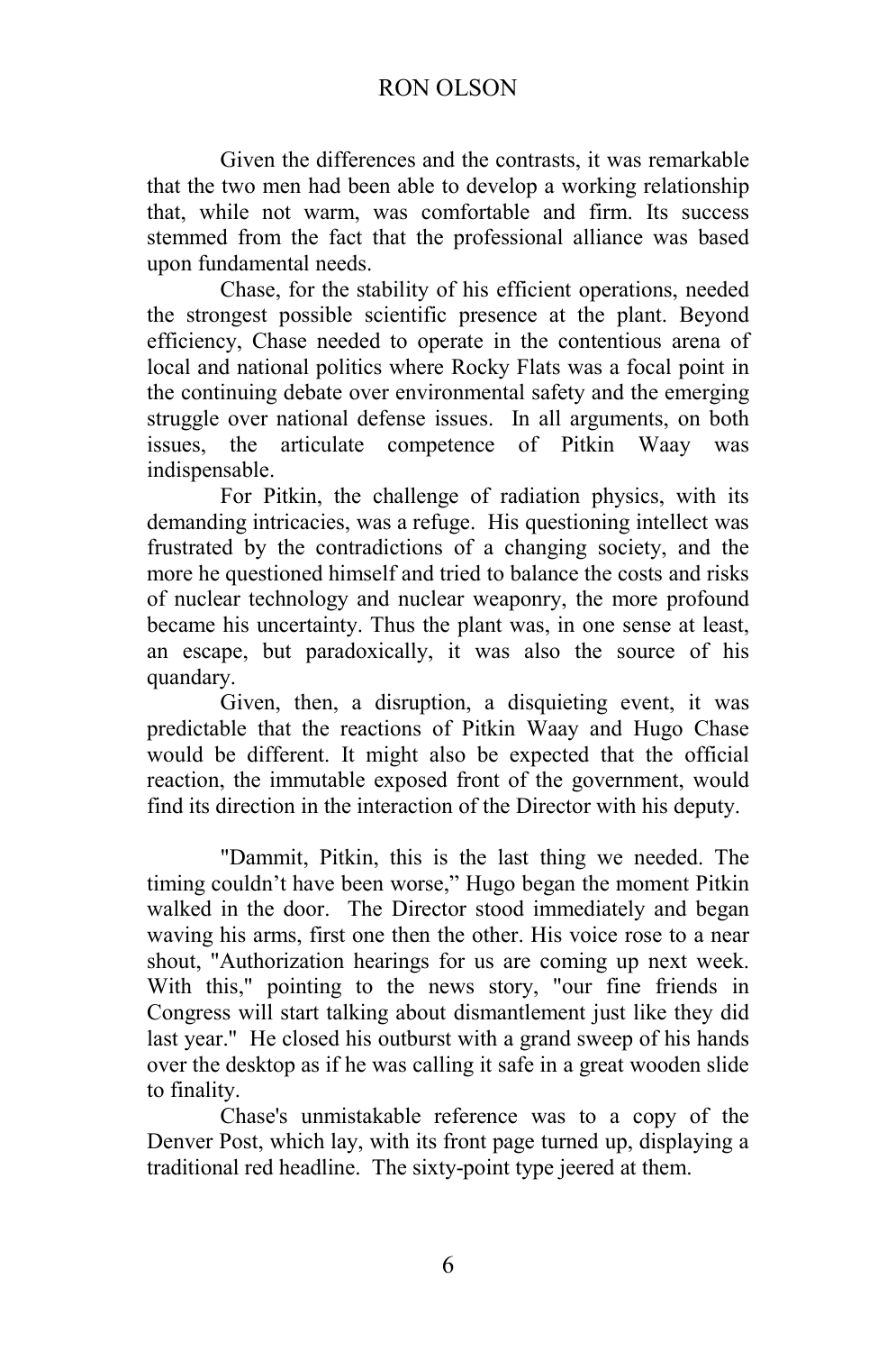Given the differences and the contrasts, it was remarkable that the two men had been able to develop a working relationship that, while not warm, was comfortable and firm. Its success stemmed from the fact that the professional alliance was based upon fundamental needs.

Chase, for the stability of his efficient operations, needed the strongest possible scientific presence at the plant. Beyond efficiency, Chase needed to operate in the contentious arena of local and national politics where Rocky Flats was a focal point in the continuing debate over environmental safety and the emerging struggle over national defense issues. In all arguments, on both issues, the articulate competence of Pitkin Waay was indispensable.

For Pitkin, the challenge of radiation physics, with its demanding intricacies, was a refuge. His questioning intellect was frustrated by the contradictions of a changing society, and the more he questioned himself and tried to balance the costs and risks of nuclear technology and nuclear weaponry, the more profound became his uncertainty. Thus the plant was, in one sense at least, an escape, but paradoxically, it was also the source of his quandary.

Given, then, a disruption, a disquieting event, it was predictable that the reactions of Pitkin Waay and Hugo Chase would be different. It might also be expected that the official reaction, the immutable exposed front of the government, would find its direction in the interaction of the Director with his deputy.

"Dammit, Pitkin, this is the last thing we needed. The timing couldn't have been worse," Hugo began the moment Pitkin walked in the door. The Director stood immediately and began waving his arms, first one then the other. His voice rose to a near shout, "Authorization hearings for us are coming up next week. With this," pointing to the news story, "our fine friends in Congress will start talking about dismantlement just like they did last year." He closed his outburst with a grand sweep of his hands over the desktop as if he was calling it safe in a great wooden slide to finality.

Chase's unmistakable reference was to a copy of the Denver Post, which lay, with its front page turned up, displaying a traditional red headline. The sixty-point type jeered at them.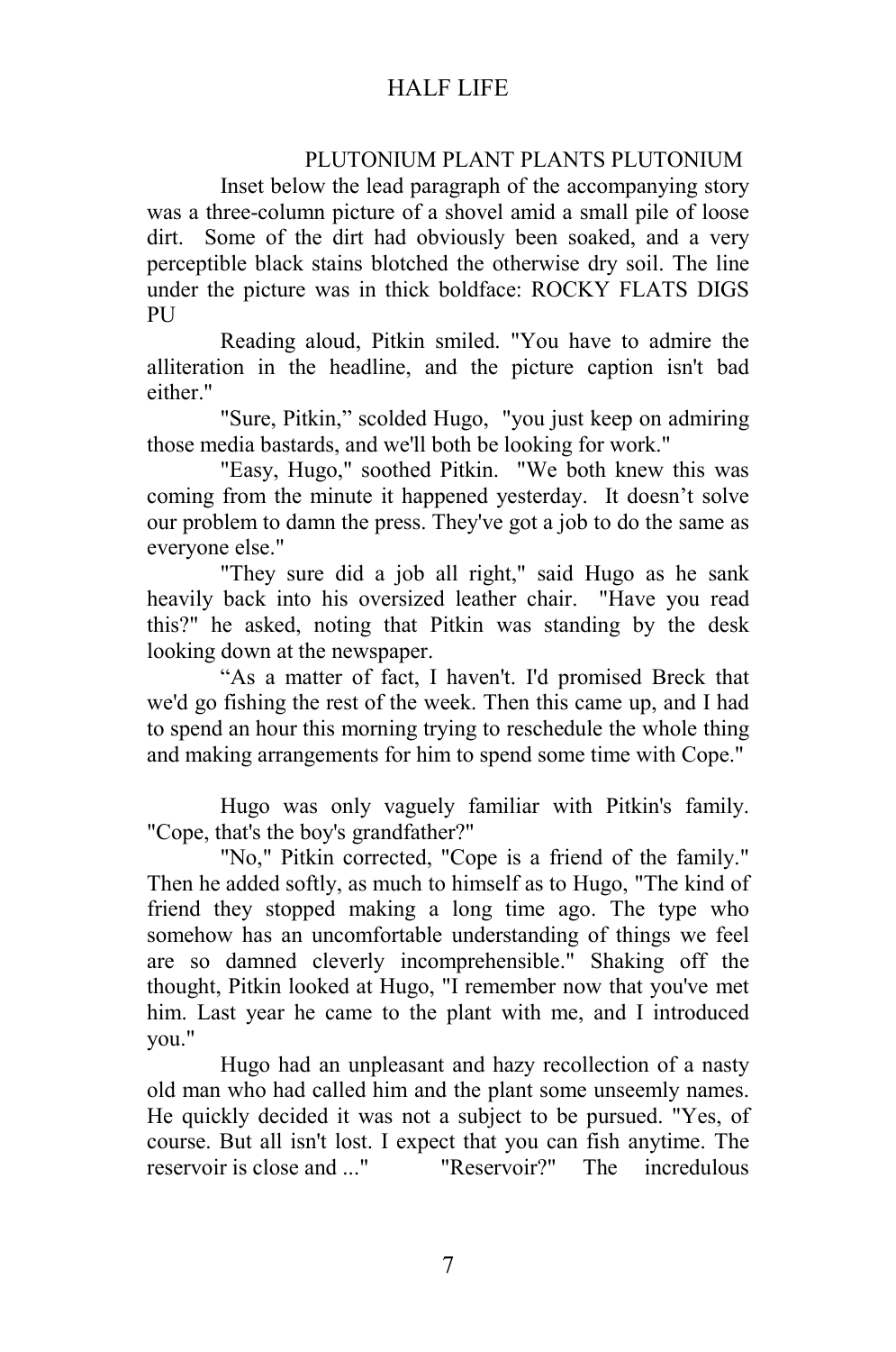PLUTONIUM PLANT PLANTS PLUTONIUM

Inset below the lead paragraph of the accompanying story was a three-column picture of a shovel amid a small pile of loose dirt. Some of the dirt had obviously been soaked, and a very perceptible black stains blotched the otherwise dry soil. The line under the picture was in thick boldface: ROCKY FLATS DIGS PU

Reading aloud, Pitkin smiled. "You have to admire the alliteration in the headline, and the picture caption isn't bad either."

"Sure, Pitkin," scolded Hugo, "you just keep on admiring those media bastards, and we'll both be looking for work."

"Easy, Hugo," soothed Pitkin. "We both knew this was coming from the minute it happened yesterday. It doesn't solve our problem to damn the press. They've got a job to do the same as everyone else."

"They sure did a job all right," said Hugo as he sank heavily back into his oversized leather chair. "Have you read this?" he asked, noting that Pitkin was standing by the desk looking down at the newspaper.

"As a matter of fact, I haven't. I'd promised Breck that we'd go fishing the rest of the week. Then this came up, and I had to spend an hour this morning trying to reschedule the whole thing and making arrangements for him to spend some time with Cope."

Hugo was only vaguely familiar with Pitkin's family. "Cope, that's the boy's grandfather?"

"No," Pitkin corrected, "Cope is a friend of the family." Then he added softly, as much to himself as to Hugo, "The kind of friend they stopped making a long time ago. The type who somehow has an uncomfortable understanding of things we feel are so damned cleverly incomprehensible." Shaking off the thought, Pitkin looked at Hugo, "I remember now that you've met him. Last year he came to the plant with me, and I introduced you."

Hugo had an unpleasant and hazy recollection of a nasty old man who had called him and the plant some unseemly names. He quickly decided it was not a subject to be pursued. "Yes, of course. But all isn't lost. I expect that you can fish anytime. The reservoir is close and ..." "Reservoir?" The incredulous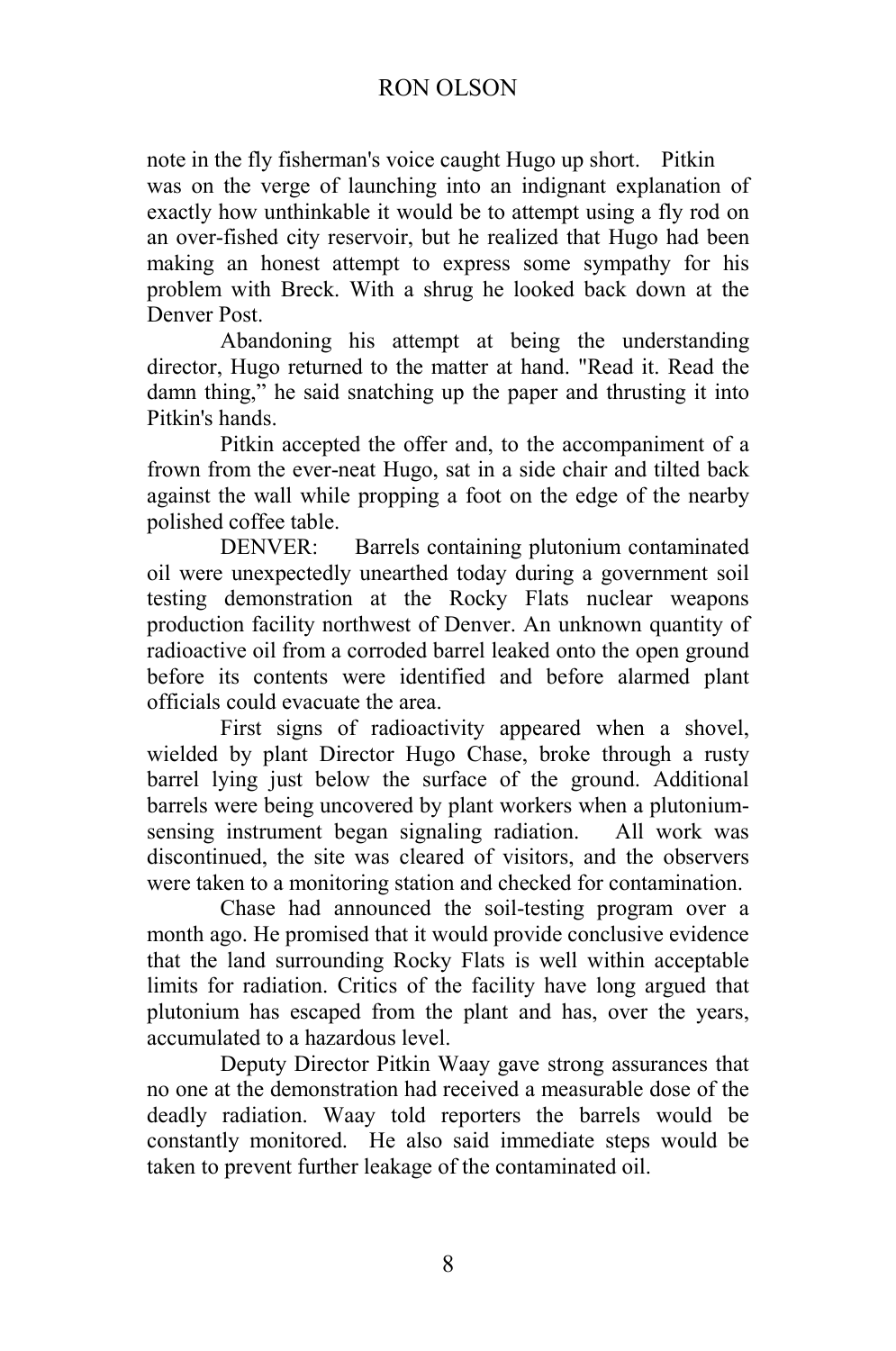note in the fly fisherman's voice caught Hugo up short. Pitkin was on the verge of launching into an indignant explanation of exactly how unthinkable it would be to attempt using a fly rod on an over-fished city reservoir, but he realized that Hugo had been making an honest attempt to express some sympathy for his problem with Breck. With a shrug he looked back down at the Denver Post.

Abandoning his attempt at being the understanding director, Hugo returned to the matter at hand. "Read it. Read the damn thing," he said snatching up the paper and thrusting it into Pitkin's hands.

Pitkin accepted the offer and, to the accompaniment of a frown from the ever-neat Hugo, sat in a side chair and tilted back against the wall while propping a foot on the edge of the nearby polished coffee table.

DENVER: Barrels containing plutonium contaminated oil were unexpectedly unearthed today during a government soil testing demonstration at the Rocky Flats nuclear weapons production facility northwest of Denver. An unknown quantity of radioactive oil from a corroded barrel leaked onto the open ground before its contents were identified and before alarmed plant officials could evacuate the area.

First signs of radioactivity appeared when a shovel, wielded by plant Director Hugo Chase, broke through a rusty barrel lying just below the surface of the ground. Additional barrels were being uncovered by plant workers when a plutonium-sensing instrument began signaling radiation. All work was discontinued, the site was cleared of visitors, and the observers were taken to a monitoring station and checked for contamination.

Chase had announced the soil-testing program over a month ago. He promised that it would provide conclusive evidence that the land surrounding Rocky Flats is well within acceptable limits for radiation. Critics of the facility have long argued that plutonium has escaped from the plant and has, over the years, accumulated to a hazardous level.

Deputy Director Pitkin Waay gave strong assurances that no one at the demonstration had received a measurable dose of the deadly radiation. Waay told reporters the barrels would be constantly monitored. He also said immediate steps would be taken to prevent further leakage of the contaminated oil.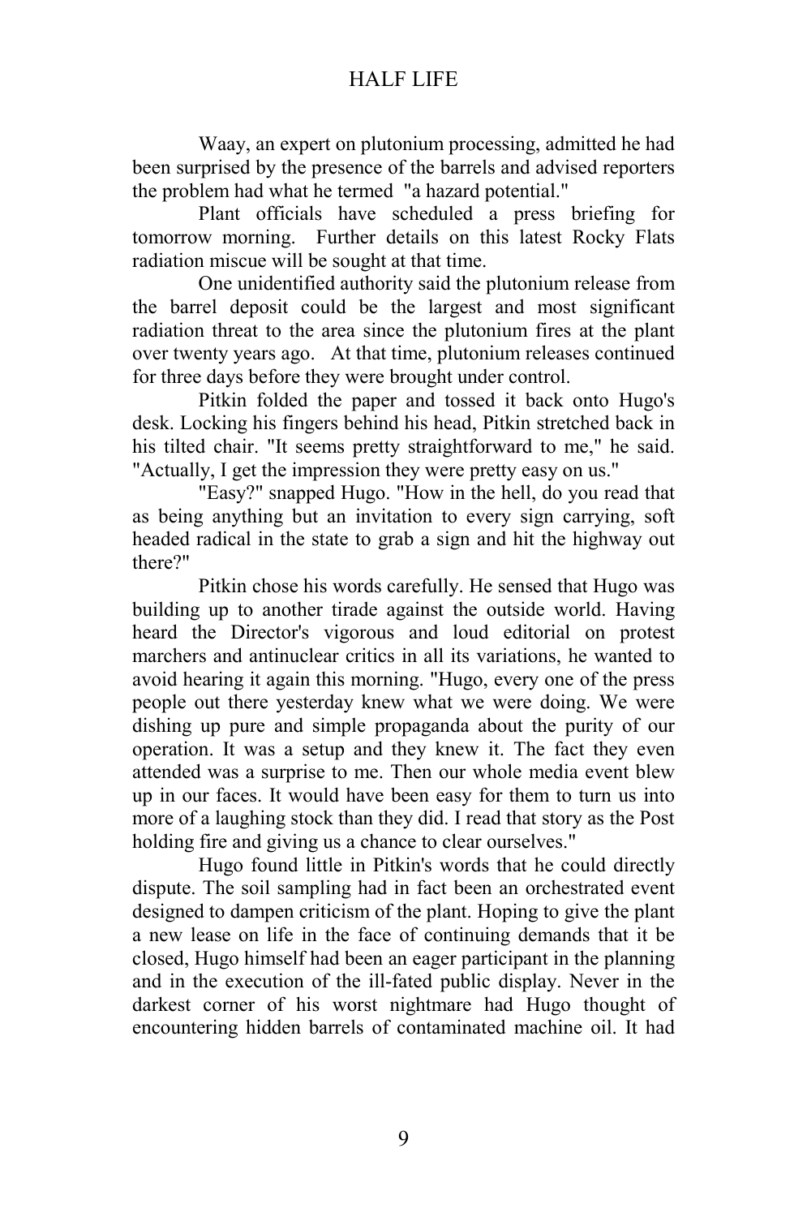Waay, an expert on plutonium processing, admitted he had been surprised by the presence of the barrels and advised reporters the problem had what he termed "a hazard potential."

Plant officials have scheduled a press briefing for tomorrow morning. Further details on this latest Rocky Flats radiation miscue will be sought at that time.

One unidentified authority said the plutonium release from the barrel deposit could be the largest and most significant radiation threat to the area since the plutonium fires at the plant over twenty years ago. At that time, plutonium releases continued for three days before they were brought under control.

Pitkin folded the paper and tossed it back onto Hugo's desk. Locking his fingers behind his head, Pitkin stretched back in his tilted chair. "It seems pretty straightforward to me," he said. "Actually, I get the impression they were pretty easy on us."

"Easy?" snapped Hugo. "How in the hell, do you read that as being anything but an invitation to every sign carrying, soft headed radical in the state to grab a sign and hit the highway out there?"

Pitkin chose his words carefully. He sensed that Hugo was building up to another tirade against the outside world. Having heard the Director's vigorous and loud editorial on protest marchers and antinuclear critics in all its variations, he wanted to avoid hearing it again this morning. "Hugo, every one of the press people out there yesterday knew what we were doing. We were dishing up pure and simple propaganda about the purity of our operation. It was a setup and they knew it. The fact they even attended was a surprise to me. Then our whole media event blew up in our faces. It would have been easy for them to turn us into more of a laughing stock than they did. I read that story as the Post holding fire and giving us a chance to clear ourselves."

Hugo found little in Pitkin's words that he could directly dispute. The soil sampling had in fact been an orchestrated event designed to dampen criticism of the plant. Hoping to give the plant a new lease on life in the face of continuing demands that it be closed, Hugo himself had been an eager participant in the planning and in the execution of the ill-fated public display. Never in the darkest corner of his worst nightmare had Hugo thought of encountering hidden barrels of contaminated machine oil. It had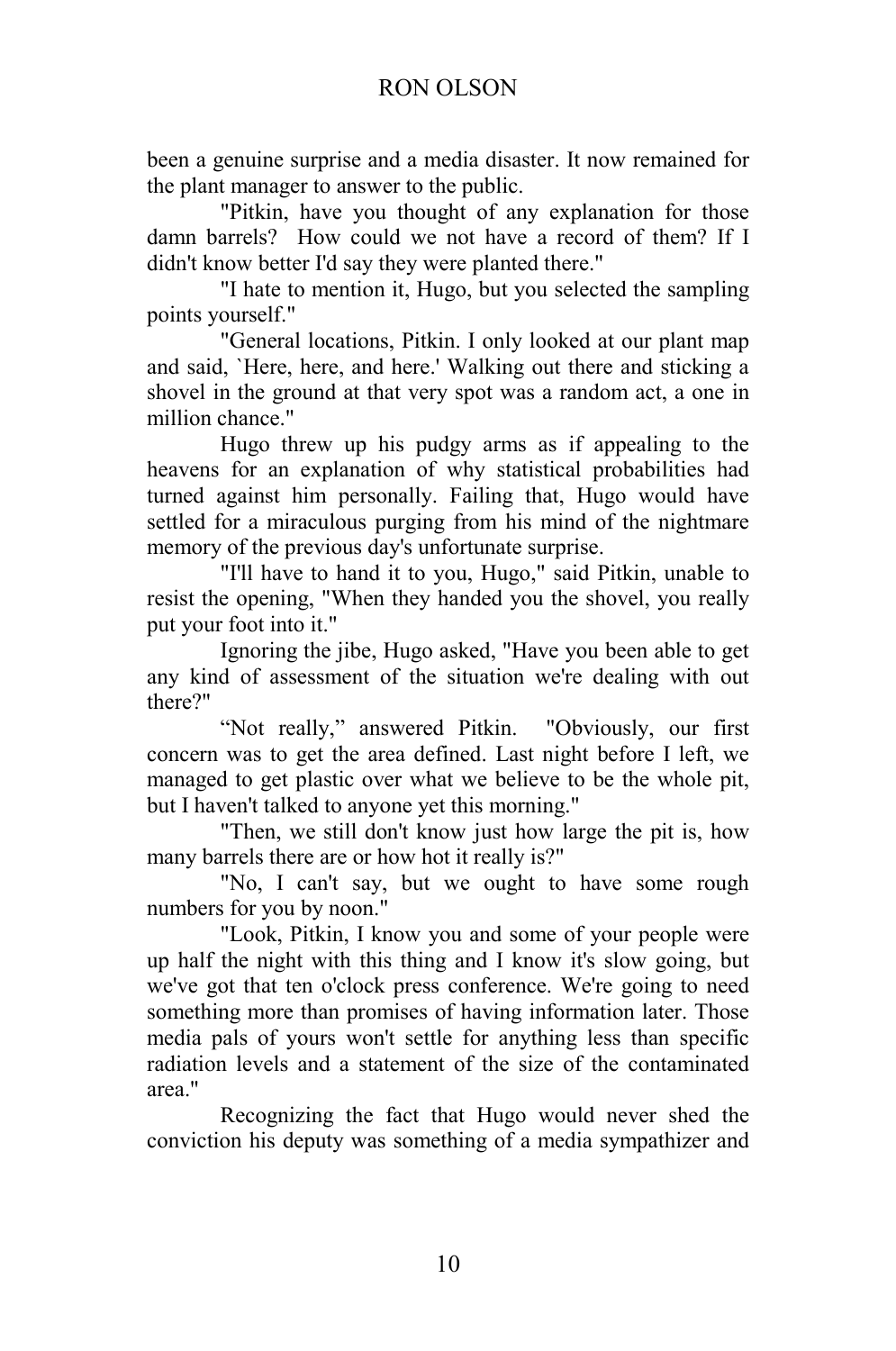been a genuine surprise and a media disaster. It now remained for the plant manager to answer to the public.

"Pitkin, have you thought of any explanation for those damn barrels? How could we not have a record of them? If I didn't know better I'd say they were planted there."

"I hate to mention it, Hugo, but you selected the sampling points yourself."

"General locations, Pitkin. I only looked at our plant map and said, `Here, here, and here.' Walking out there and sticking a shovel in the ground at that very spot was a random act, a one in million chance."

Hugo threw up his pudgy arms as if appealing to the heavens for an explanation of why statistical probabilities had turned against him personally. Failing that, Hugo would have settled for a miraculous purging from his mind of the nightmare memory of the previous day's unfortunate surprise.

"I'll have to hand it to you, Hugo," said Pitkin, unable to resist the opening, "When they handed you the shovel, you really put your foot into it."

Ignoring the jibe, Hugo asked, "Have you been able to get any kind of assessment of the situation we're dealing with out there?"

"Not really," answered Pitkin. "Obviously, our first concern was to get the area defined. Last night before I left, we managed to get plastic over what we believe to be the whole pit, but I haven't talked to anyone yet this morning."

"Then, we still don't know just how large the pit is, how many barrels there are or how hot it really is?"

"No, I can't say, but we ought to have some rough numbers for you by noon."

"Look, Pitkin, I know you and some of your people were up half the night with this thing and I know it's slow going, but we've got that ten o'clock press conference. We're going to need something more than promises of having information later. Those media pals of yours won't settle for anything less than specific radiation levels and a statement of the size of the contaminated area."

Recognizing the fact that Hugo would never shed the conviction his deputy was something of a media sympathizer and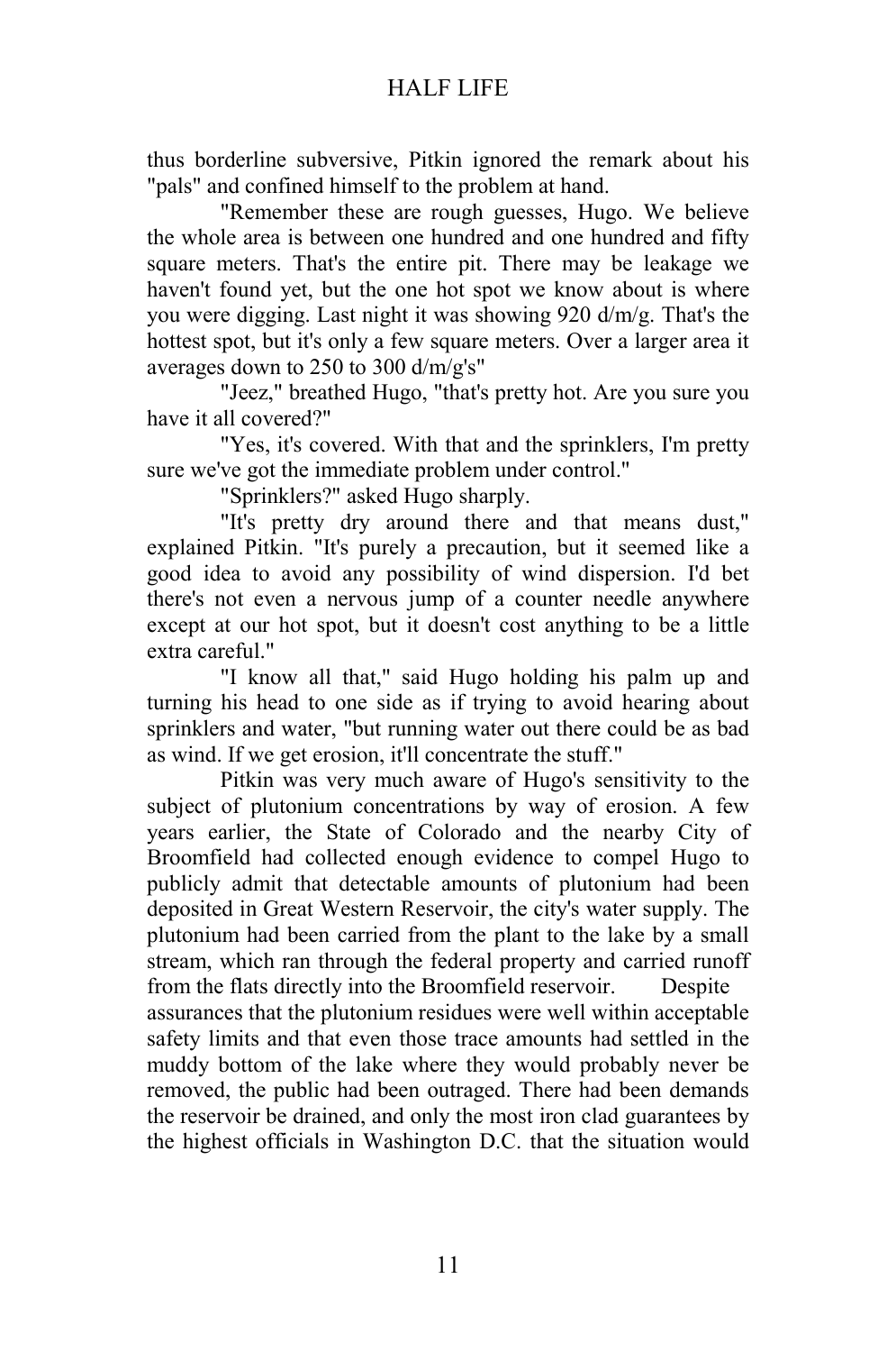thus borderline subversive, Pitkin ignored the remark about his "pals" and confined himself to the problem at hand.

"Remember these are rough guesses, Hugo. We believe the whole area is between one hundred and one hundred and fifty square meters. That's the entire pit. There may be leakage we haven't found yet, but the one hot spot we know about is where you were digging. Last night it was showing 920 d/m/g. That's the hottest spot, but it's only a few square meters. Over a larger area it averages down to 250 to 300 d/m/g's"

"Jeez," breathed Hugo, "that's pretty hot. Are you sure you have it all covered?"

"Yes, it's covered. With that and the sprinklers, I'm pretty sure we've got the immediate problem under control."

"Sprinklers?" asked Hugo sharply.

"It's pretty dry around there and that means dust," explained Pitkin. "It's purely a precaution, but it seemed like a good idea to avoid any possibility of wind dispersion. I'd bet there's not even a nervous jump of a counter needle anywhere except at our hot spot, but it doesn't cost anything to be a little extra careful."

"I know all that," said Hugo holding his palm up and turning his head to one side as if trying to avoid hearing about sprinklers and water, "but running water out there could be as bad as wind. If we get erosion, it'll concentrate the stuff."

Pitkin was very much aware of Hugo's sensitivity to the subject of plutonium concentrations by way of erosion. A few years earlier, the State of Colorado and the nearby City of Broomfield had collected enough evidence to compel Hugo to publicly admit that detectable amounts of plutonium had been deposited in Great Western Reservoir, the city's water supply. The plutonium had been carried from the plant to the lake by a small stream, which ran through the federal property and carried runoff from the flats directly into the Broomfield reservoir. Despite assurances that the plutonium residues were well within acceptable safety limits and that even those trace amounts had settled in the muddy bottom of the lake where they would probably never be removed, the public had been outraged. There had been demands the reservoir be drained, and only the most iron clad guarantees by the highest officials in Washington D.C. that the situation would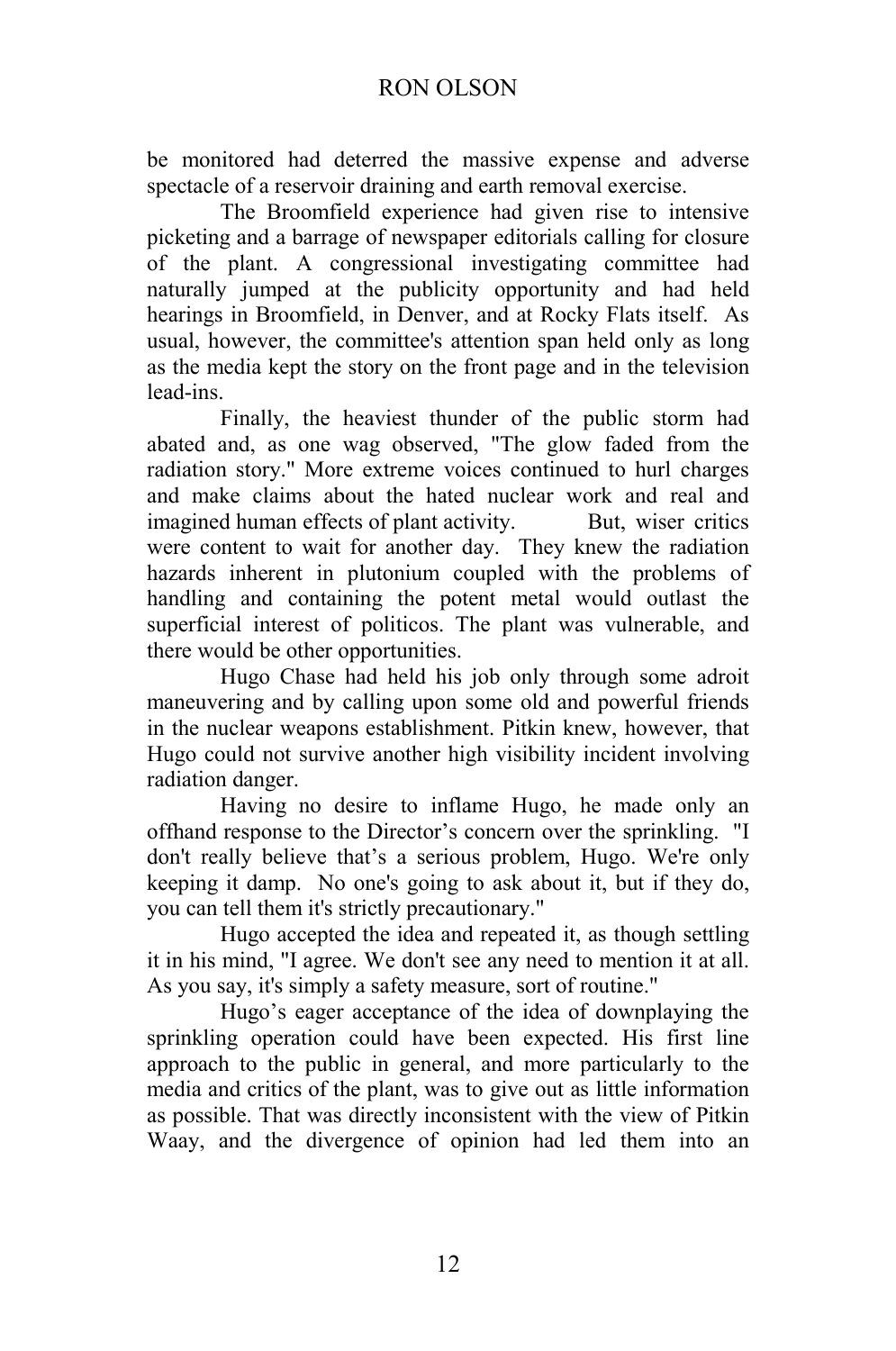be monitored had deterred the massive expense and adverse spectacle of a reservoir draining and earth removal exercise.

The Broomfield experience had given rise to intensive picketing and a barrage of newspaper editorials calling for closure of the plant. A congressional investigating committee had naturally jumped at the publicity opportunity and had held hearings in Broomfield, in Denver, and at Rocky Flats itself. As usual, however, the committee's attention span held only as long as the media kept the story on the front page and in the television lead-ins.

Finally, the heaviest thunder of the public storm had abated and, as one wag observed, "The glow faded from the radiation story." More extreme voices continued to hurl charges and make claims about the hated nuclear work and real and imagined human effects of plant activity. But, wiser critics were content to wait for another day. They knew the radiation hazards inherent in plutonium coupled with the problems of handling and containing the potent metal would outlast the superficial interest of politicos. The plant was vulnerable, and there would be other opportunities.

Hugo Chase had held his job only through some adroit maneuvering and by calling upon some old and powerful friends in the nuclear weapons establishment. Pitkin knew, however, that Hugo could not survive another high visibility incident involving radiation danger.

Having no desire to inflame Hugo, he made only an offhand response to the Director's concern over the sprinkling. "I don't really believe that's a serious problem, Hugo. We're only keeping it damp. No one's going to ask about it, but if they do, you can tell them it's strictly precautionary."

Hugo accepted the idea and repeated it, as though settling it in his mind, "I agree. We don't see any need to mention it at all. As you say, it's simply a safety measure, sort of routine."

Hugo's eager acceptance of the idea of downplaying the sprinkling operation could have been expected. His first line approach to the public in general, and more particularly to the media and critics of the plant, was to give out as little information as possible. That was directly inconsistent with the view of Pitkin Waay, and the divergence of opinion had led them into an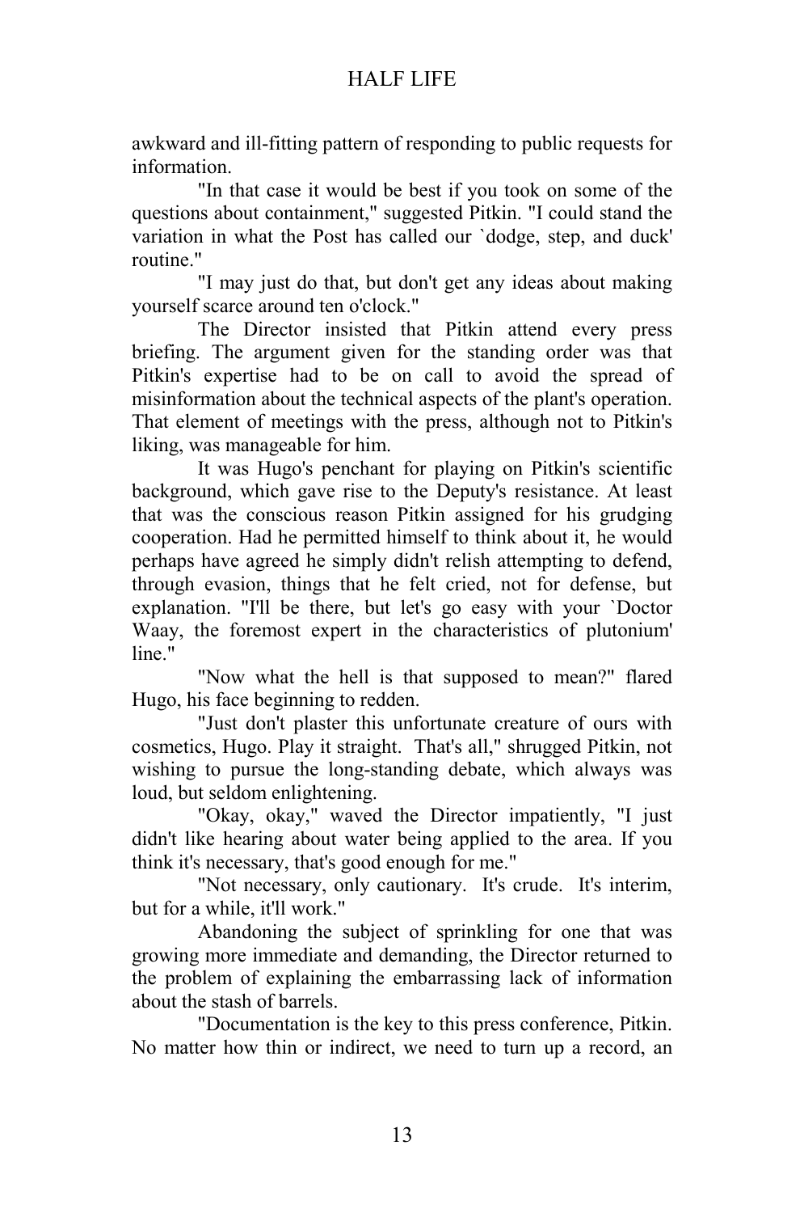awkward and ill-fitting pattern of responding to public requests for information.

"In that case it would be best if you took on some of the questions about containment," suggested Pitkin. "I could stand the variation in what the Post has called our `dodge, step, and duck' routine."

"I may just do that, but don't get any ideas about making yourself scarce around ten o'clock."

The Director insisted that Pitkin attend every press briefing. The argument given for the standing order was that Pitkin's expertise had to be on call to avoid the spread of misinformation about the technical aspects of the plant's operation. That element of meetings with the press, although not to Pitkin's liking, was manageable for him.

It was Hugo's penchant for playing on Pitkin's scientific background, which gave rise to the Deputy's resistance. At least that was the conscious reason Pitkin assigned for his grudging cooperation. Had he permitted himself to think about it, he would perhaps have agreed he simply didn't relish attempting to defend, through evasion, things that he felt cried, not for defense, but explanation. "I'll be there, but let's go easy with your `Doctor Waay, the foremost expert in the characteristics of plutonium' line."

"Now what the hell is that supposed to mean?" flared Hugo, his face beginning to redden.

"Just don't plaster this unfortunate creature of ours with cosmetics, Hugo. Play it straight. That's all," shrugged Pitkin, not wishing to pursue the long-standing debate, which always was loud, but seldom enlightening.

"Okay, okay," waved the Director impatiently, "I just didn't like hearing about water being applied to the area. If you think it's necessary, that's good enough for me."

"Not necessary, only cautionary. It's crude. It's interim, but for a while, it'll work."

Abandoning the subject of sprinkling for one that was growing more immediate and demanding, the Director returned to the problem of explaining the embarrassing lack of information about the stash of barrels.

"Documentation is the key to this press conference, Pitkin. No matter how thin or indirect, we need to turn up a record, an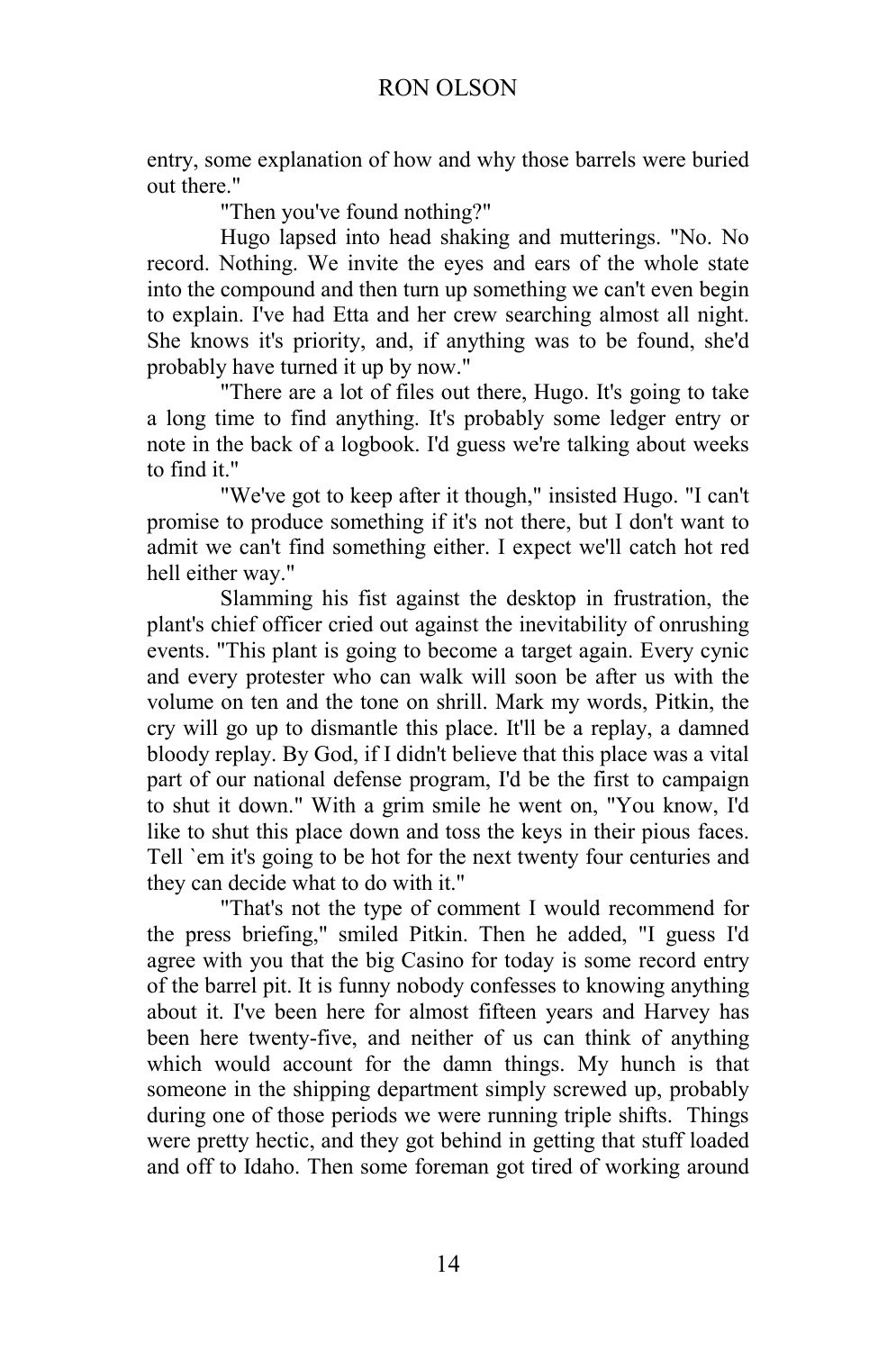entry, some explanation of how and why those barrels were buried out there."

"Then you've found nothing?"

Hugo lapsed into head shaking and mutterings. "No. No record. Nothing. We invite the eyes and ears of the whole state into the compound and then turn up something we can't even begin to explain. I've had Etta and her crew searching almost all night. She knows it's priority, and, if anything was to be found, she'd probably have turned it up by now."

"There are a lot of files out there, Hugo. It's going to take a long time to find anything. It's probably some ledger entry or note in the back of a logbook. I'd guess we're talking about weeks to find it."

"We've got to keep after it though," insisted Hugo. "I can't promise to produce something if it's not there, but I don't want to admit we can't find something either. I expect we'll catch hot red hell either way."

Slamming his fist against the desktop in frustration, the plant's chief officer cried out against the inevitability of onrushing events. "This plant is going to become a target again. Every cynic and every protester who can walk will soon be after us with the volume on ten and the tone on shrill. Mark my words, Pitkin, the cry will go up to dismantle this place. It'll be a replay, a damned bloody replay. By God, if I didn't believe that this place was a vital part of our national defense program, I'd be the first to campaign to shut it down." With a grim smile he went on, "You know, I'd like to shut this place down and toss the keys in their pious faces. Tell `em it's going to be hot for the next twenty four centuries and they can decide what to do with it."

"That's not the type of comment I would recommend for the press briefing," smiled Pitkin. Then he added, "I guess I'd agree with you that the big Casino for today is some record entry of the barrel pit. It is funny nobody confesses to knowing anything about it. I've been here for almost fifteen years and Harvey has been here twenty-five, and neither of us can think of anything which would account for the damn things. My hunch is that someone in the shipping department simply screwed up, probably during one of those periods we were running triple shifts. Things were pretty hectic, and they got behind in getting that stuff loaded and off to Idaho. Then some foreman got tired of working around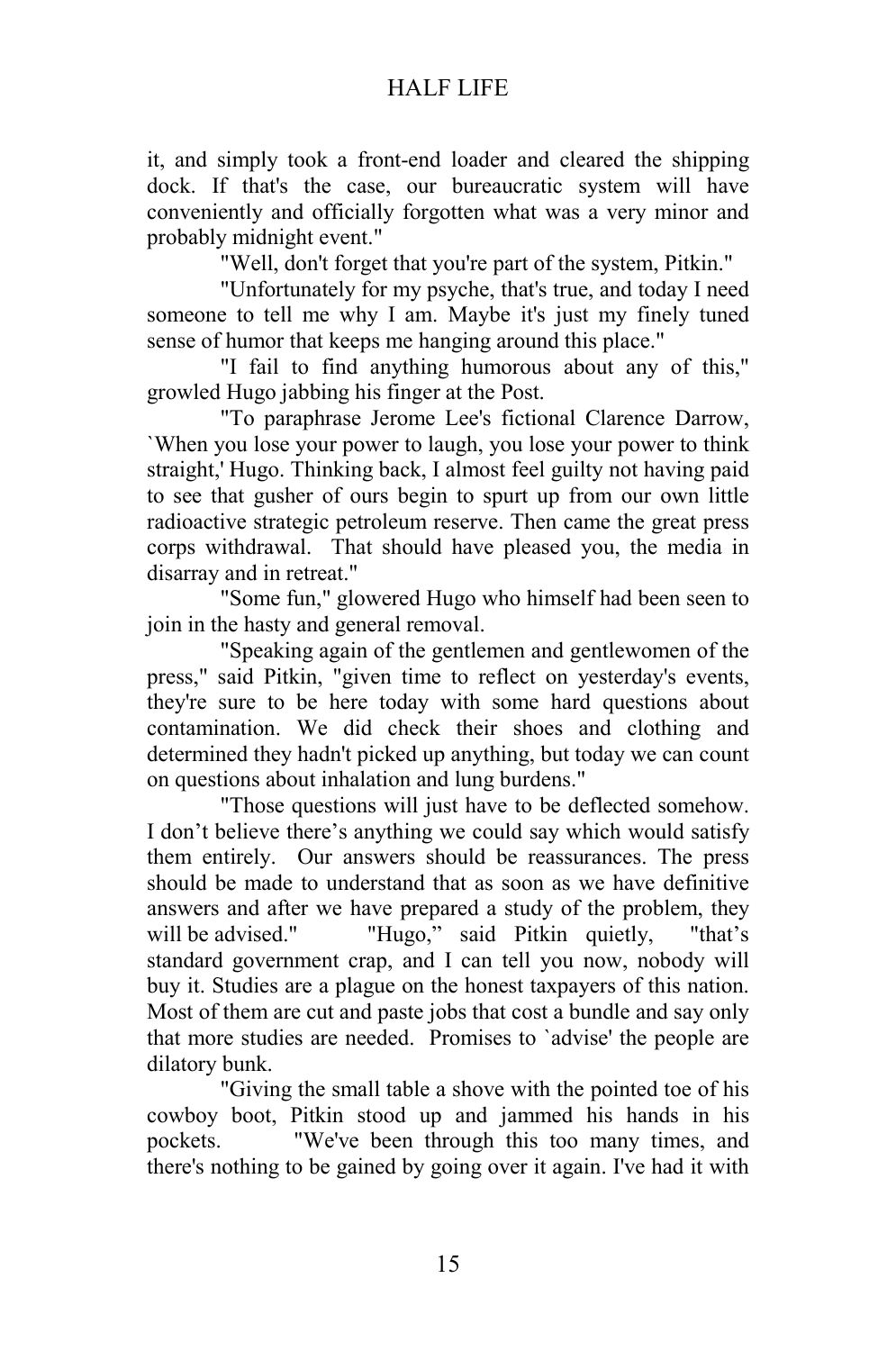it, and simply took a front-end loader and cleared the shipping dock. If that's the case, our bureaucratic system will have conveniently and officially forgotten what was a very minor and probably midnight event."

"Well, don't forget that you're part of the system, Pitkin."

"Unfortunately for my psyche, that's true, and today I need someone to tell me why I am. Maybe it's just my finely tuned sense of humor that keeps me hanging around this place."

"I fail to find anything humorous about any of this," growled Hugo jabbing his finger at the Post.

"To paraphrase Jerome Lee's fictional Clarence Darrow, `When you lose your power to laugh, you lose your power to think straight,' Hugo. Thinking back, I almost feel guilty not having paid to see that gusher of ours begin to spurt up from our own little radioactive strategic petroleum reserve. Then came the great press corps withdrawal. That should have pleased you, the media in disarray and in retreat."

"Some fun," glowered Hugo who himself had been seen to join in the hasty and general removal.

"Speaking again of the gentlemen and gentlewomen of the press," said Pitkin, "given time to reflect on yesterday's events, they're sure to be here today with some hard questions about contamination. We did check their shoes and clothing and determined they hadn't picked up anything, but today we can count on questions about inhalation and lung burdens."

"Those questions will just have to be deflected somehow. I don't believe there's anything we could say which would satisfy them entirely. Our answers should be reassurances. The press should be made to understand that as soon as we have definitive answers and after we have prepared a study of the problem, they will be advised." "Hugo," said Pitkin quietly, "that's standard government crap, and I can tell you now, nobody will buy it. Studies are a plague on the honest taxpayers of this nation. Most of them are cut and paste jobs that cost a bundle and say only that more studies are needed. Promises to `advise' the people are dilatory bunk.

"Giving the small table a shove with the pointed toe of his cowboy boot, Pitkin stood up and jammed his hands in his pockets. "We've been through this too many times, and there's nothing to be gained by going over it again. I've had it with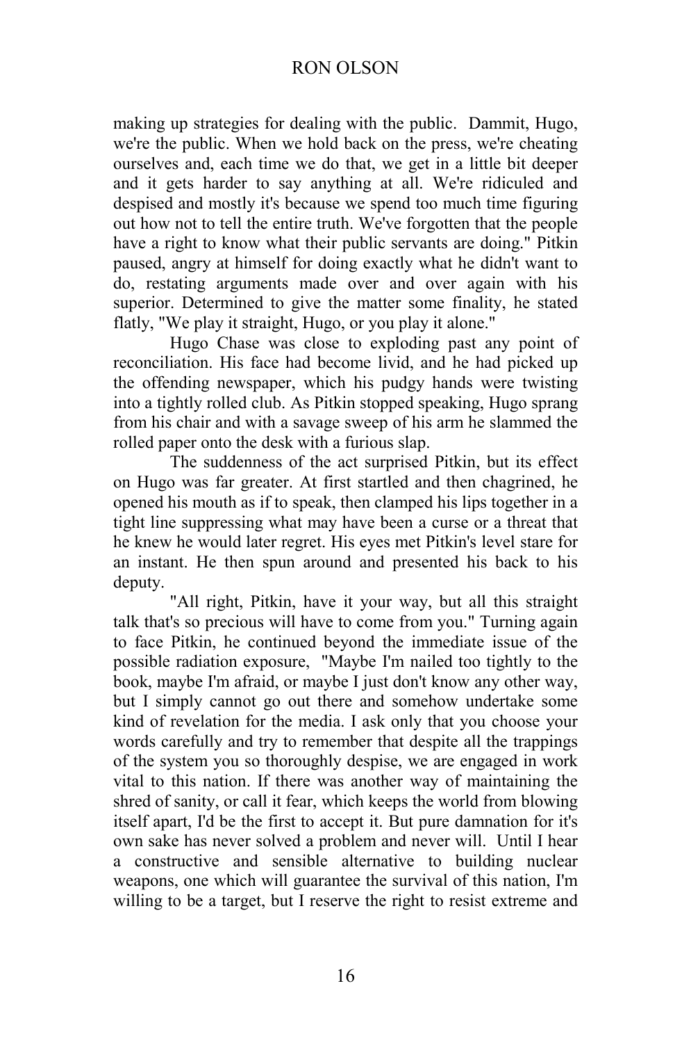making up strategies for dealing with the public. Dammit, Hugo, we're the public. When we hold back on the press, we're cheating ourselves and, each time we do that, we get in a little bit deeper and it gets harder to say anything at all. We're ridiculed and despised and mostly it's because we spend too much time figuring out how not to tell the entire truth. We've forgotten that the people have a right to know what their public servants are doing." Pitkin paused, angry at himself for doing exactly what he didn't want to do, restating arguments made over and over again with his superior. Determined to give the matter some finality, he stated flatly, "We play it straight, Hugo, or you play it alone."

Hugo Chase was close to exploding past any point of reconciliation. His face had become livid, and he had picked up the offending newspaper, which his pudgy hands were twisting into a tightly rolled club. As Pitkin stopped speaking, Hugo sprang from his chair and with a savage sweep of his arm he slammed the rolled paper onto the desk with a furious slap.

The suddenness of the act surprised Pitkin, but its effect on Hugo was far greater. At first startled and then chagrined, he opened his mouth as if to speak, then clamped his lips together in a tight line suppressing what may have been a curse or a threat that he knew he would later regret. His eyes met Pitkin's level stare for an instant. He then spun around and presented his back to his deputy.

"All right, Pitkin, have it your way, but all this straight talk that's so precious will have to come from you." Turning again to face Pitkin, he continued beyond the immediate issue of the possible radiation exposure, "Maybe I'm nailed too tightly to the book, maybe I'm afraid, or maybe I just don't know any other way, but I simply cannot go out there and somehow undertake some kind of revelation for the media. I ask only that you choose your words carefully and try to remember that despite all the trappings of the system you so thoroughly despise, we are engaged in work vital to this nation. If there was another way of maintaining the shred of sanity, or call it fear, which keeps the world from blowing itself apart, I'd be the first to accept it. But pure damnation for it's own sake has never solved a problem and never will. Until I hear a constructive and sensible alternative to building nuclear weapons, one which will guarantee the survival of this nation, I'm willing to be a target, but I reserve the right to resist extreme and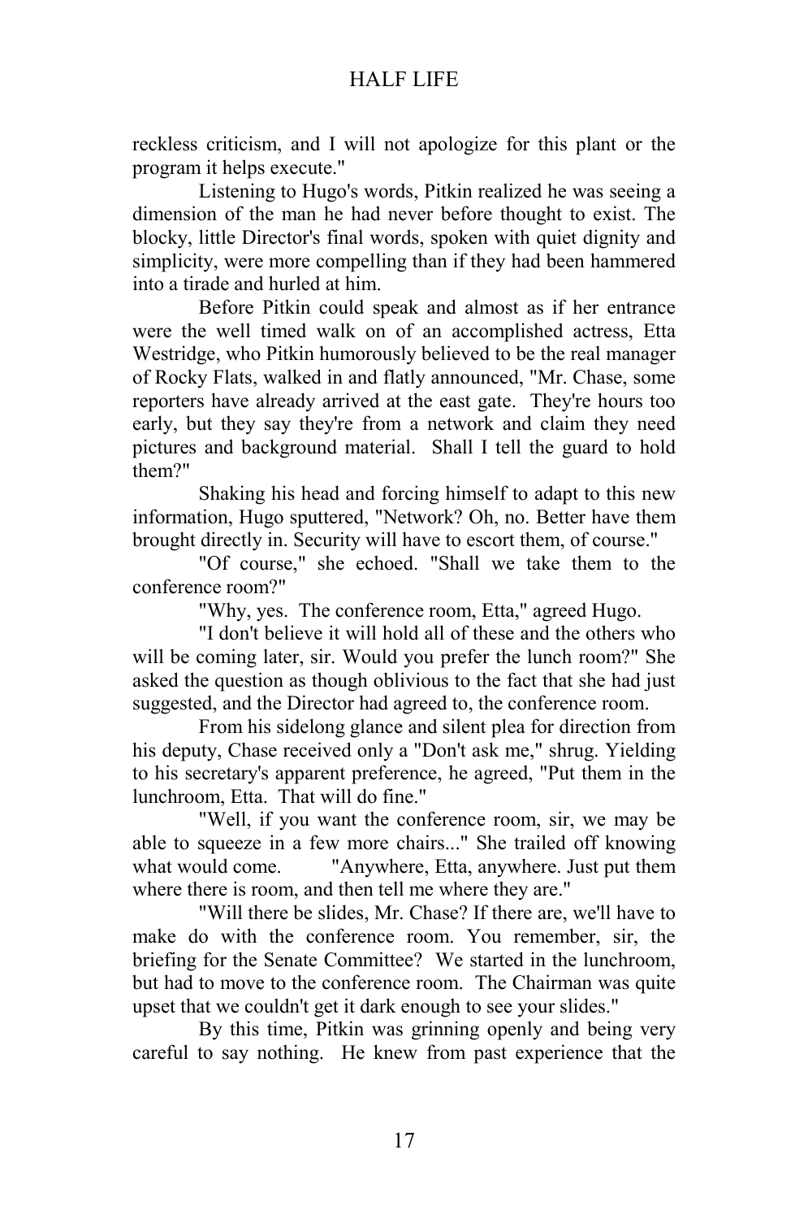reckless criticism, and I will not apologize for this plant or the program it helps execute."

Listening to Hugo's words, Pitkin realized he was seeing a dimension of the man he had never before thought to exist. The blocky, little Director's final words, spoken with quiet dignity and simplicity, were more compelling than if they had been hammered into a tirade and hurled at him.

Before Pitkin could speak and almost as if her entrance were the well timed walk on of an accomplished actress, Etta Westridge, who Pitkin humorously believed to be the real manager of Rocky Flats, walked in and flatly announced, "Mr. Chase, some reporters have already arrived at the east gate. They're hours too early, but they say they're from a network and claim they need pictures and background material. Shall I tell the guard to hold them?"

Shaking his head and forcing himself to adapt to this new information, Hugo sputtered, "Network? Oh, no. Better have them brought directly in. Security will have to escort them, of course."

"Of course," she echoed. "Shall we take them to the conference room?"

"Why, yes. The conference room, Etta," agreed Hugo.

"I don't believe it will hold all of these and the others who will be coming later, sir. Would you prefer the lunch room?" She asked the question as though oblivious to the fact that she had just suggested, and the Director had agreed to, the conference room.

From his sidelong glance and silent plea for direction from his deputy, Chase received only a "Don't ask me," shrug. Yielding to his secretary's apparent preference, he agreed, "Put them in the lunchroom, Etta. That will do fine."

"Well, if you want the conference room, sir, we may be able to squeeze in a few more chairs..." She trailed off knowing what would come. "Anywhere, Etta, anywhere. Just put them where there is room, and then tell me where they are."

"Will there be slides, Mr. Chase? If there are, we'll have to make do with the conference room. You remember, sir, the briefing for the Senate Committee? We started in the lunchroom, but had to move to the conference room. The Chairman was quite upset that we couldn't get it dark enough to see your slides."

By this time, Pitkin was grinning openly and being very careful to say nothing. He knew from past experience that the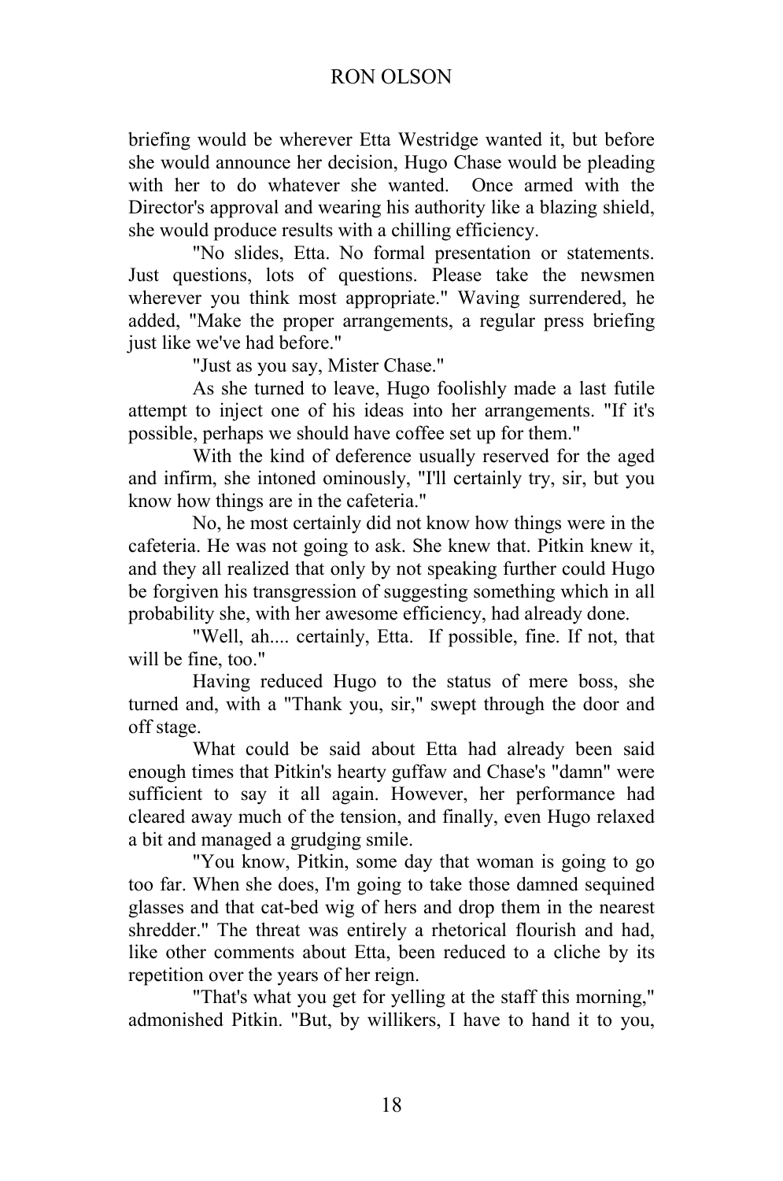briefing would be wherever Etta Westridge wanted it, but before she would announce her decision, Hugo Chase would be pleading with her to do whatever she wanted. Once armed with the Director's approval and wearing his authority like a blazing shield, she would produce results with a chilling efficiency.

"No slides, Etta. No formal presentation or statements. Just questions, lots of questions. Please take the newsmen wherever you think most appropriate." Waving surrendered, he added, "Make the proper arrangements, a regular press briefing just like we've had before."

"Just as you say, Mister Chase."

As she turned to leave, Hugo foolishly made a last futile attempt to inject one of his ideas into her arrangements. "If it's possible, perhaps we should have coffee set up for them."

With the kind of deference usually reserved for the aged and infirm, she intoned ominously, "I'll certainly try, sir, but you know how things are in the cafeteria."

No, he most certainly did not know how things were in the cafeteria. He was not going to ask. She knew that. Pitkin knew it, and they all realized that only by not speaking further could Hugo be forgiven his transgression of suggesting something which in all probability she, with her awesome efficiency, had already done.

"Well, ah.... certainly, Etta. If possible, fine. If not, that will be fine, too."

Having reduced Hugo to the status of mere boss, she turned and, with a "Thank you, sir," swept through the door and off stage.

What could be said about Etta had already been said enough times that Pitkin's hearty guffaw and Chase's "damn" were sufficient to say it all again. However, her performance had cleared away much of the tension, and finally, even Hugo relaxed a bit and managed a grudging smile.

"You know, Pitkin, some day that woman is going to go too far. When she does, I'm going to take those damned sequined glasses and that cat-bed wig of hers and drop them in the nearest shredder." The threat was entirely a rhetorical flourish and had, like other comments about Etta, been reduced to a cliche by its repetition over the years of her reign.

"That's what you get for yelling at the staff this morning," admonished Pitkin. "But, by willikers, I have to hand it to you,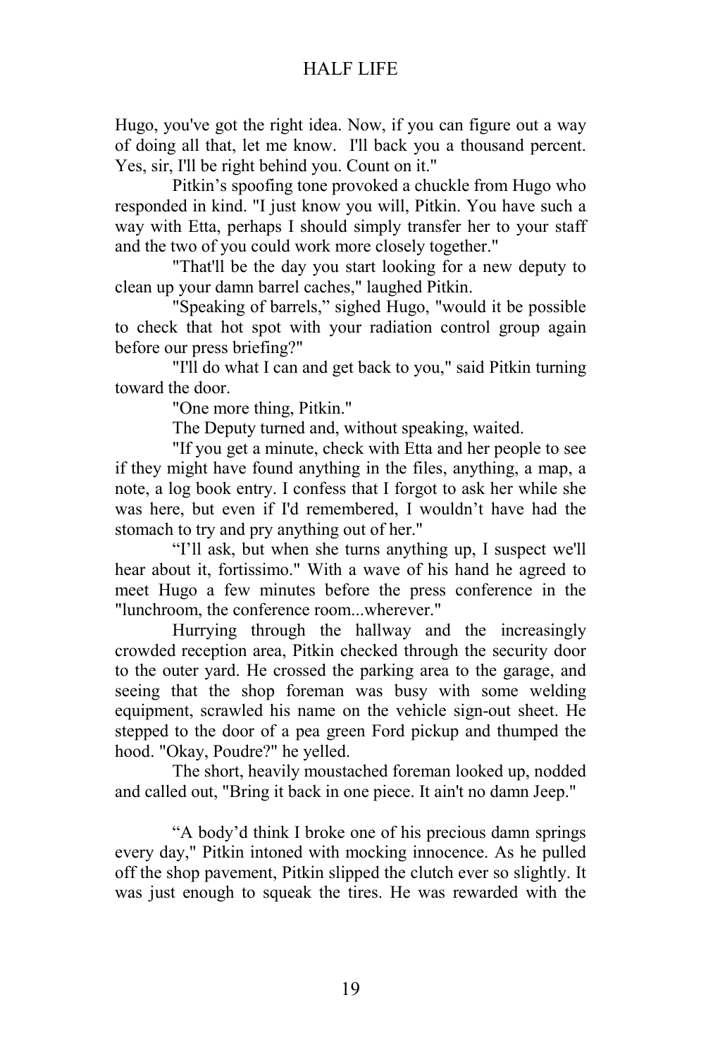Hugo, you've got the right idea. Now, if you can figure out a way of doing all that, let me know. I'll back you a thousand percent. Yes, sir, I'll be right behind you. Count on it."

Pitkin's spoofing tone provoked a chuckle from Hugo who responded in kind. "I just know you will, Pitkin. You have such a way with Etta, perhaps I should simply transfer her to your staff and the two of you could work more closely together."

"That'll be the day you start looking for a new deputy to clean up your damn barrel caches," laughed Pitkin.

"Speaking of barrels," sighed Hugo, "would it be possible to check that hot spot with your radiation control group again before our press briefing?"

"I'll do what I can and get back to you," said Pitkin turning toward the door.

"One more thing, Pitkin."

The Deputy turned and, without speaking, waited.

"If you get a minute, check with Etta and her people to see if they might have found anything in the files, anything, a map, a note, a log book entry. I confess that I forgot to ask her while she was here, but even if I'd remembered, I wouldn't have had the stomach to try and pry anything out of her."

"I'll ask, but when she turns anything up, I suspect we'll hear about it, fortissimo." With a wave of his hand he agreed to meet Hugo a few minutes before the press conference in the "lunchroom, the conference room...wherever."

Hurrying through the hallway and the increasingly crowded reception area, Pitkin checked through the security door to the outer yard. He crossed the parking area to the garage, and seeing that the shop foreman was busy with some welding equipment, scrawled his name on the vehicle sign-out sheet. He stepped to the door of a pea green Ford pickup and thumped the hood. "Okay, Poudre?" he yelled.

The short, heavily moustached foreman looked up, nodded and called out, "Bring it back in one piece. It ain't no damn Jeep."

"A body'd think I broke one of his precious damn springs every day," Pitkin intoned with mocking innocence. As he pulled off the shop pavement, Pitkin slipped the clutch ever so slightly. It was just enough to squeak the tires. He was rewarded with the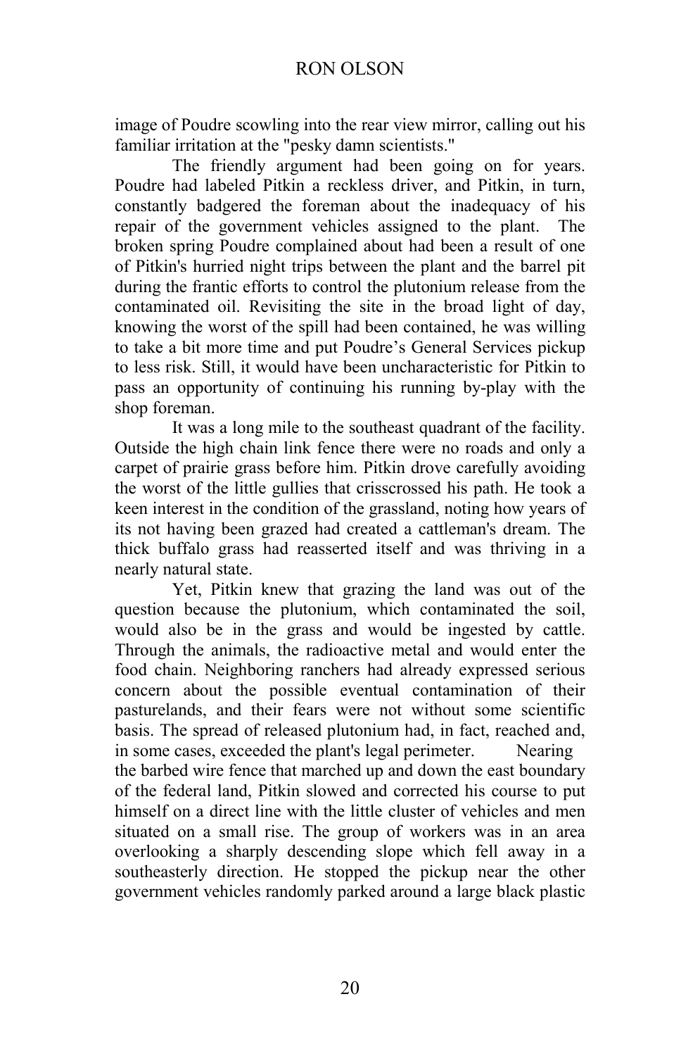image of Poudre scowling into the rear view mirror, calling out his familiar irritation at the "pesky damn scientists."

The friendly argument had been going on for years. Poudre had labeled Pitkin a reckless driver, and Pitkin, in turn, constantly badgered the foreman about the inadequacy of his repair of the government vehicles assigned to the plant. The broken spring Poudre complained about had been a result of one of Pitkin's hurried night trips between the plant and the barrel pit during the frantic efforts to control the plutonium release from the contaminated oil. Revisiting the site in the broad light of day, knowing the worst of the spill had been contained, he was willing to take a bit more time and put Poudre's General Services pickup to less risk. Still, it would have been uncharacteristic for Pitkin to pass an opportunity of continuing his running by-play with the shop foreman.

It was a long mile to the southeast quadrant of the facility. Outside the high chain link fence there were no roads and only a carpet of prairie grass before him. Pitkin drove carefully avoiding the worst of the little gullies that crisscrossed his path. He took a keen interest in the condition of the grassland, noting how years of its not having been grazed had created a cattleman's dream. The thick buffalo grass had reasserted itself and was thriving in a nearly natural state.

Yet, Pitkin knew that grazing the land was out of the question because the plutonium, which contaminated the soil, would also be in the grass and would be ingested by cattle. Through the animals, the radioactive metal and would enter the food chain. Neighboring ranchers had already expressed serious concern about the possible eventual contamination of their pasturelands, and their fears were not without some scientific basis. The spread of released plutonium had, in fact, reached and, in some cases, exceeded the plant's legal perimeter.

Nearing the barbed wire fence that marched up and down the east boundary of the federal land, Pitkin slowed and corrected his course to put himself on a direct line with the little cluster of vehicles and men situated on a small rise. The group of workers was in an area overlooking a sharply descending slope which fell away in a southeasterly direction. He stopped the pickup near the other government vehicles randomly parked around a large black plastic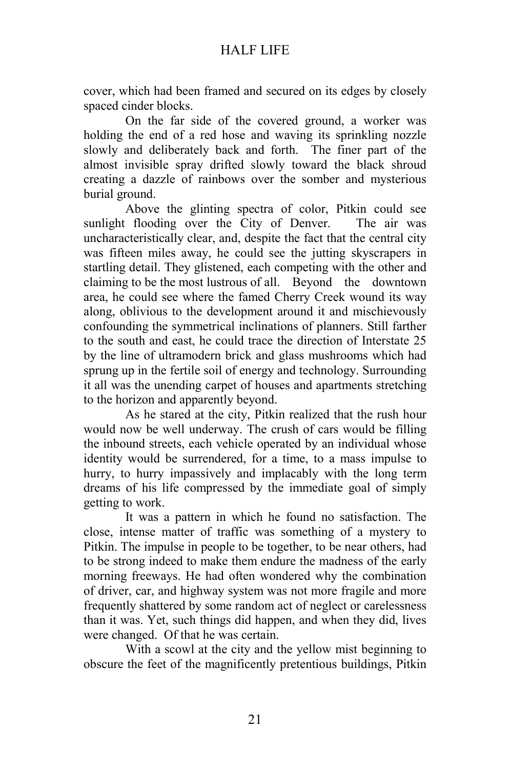cover, which had been framed and secured on its edges by closely spaced cinder blocks.

On the far side of the covered ground, a worker was holding the end of a red hose and waving its sprinkling nozzle slowly and deliberately back and forth. The finer part of the almost invisible spray drifted slowly toward the black shroud creating a dazzle of rainbows over the somber and mysterious burial ground.

Above the glinting spectra of color, Pitkin could see sunlight flooding over the City of Denver. The air was uncharacteristically clear, and, despite the fact that the central city was fifteen miles away, he could see the jutting skyscrapers in startling detail. They glistened, each competing with the other and claiming to be the most lustrous of all. Beyond the downtown area, he could see where the famed Cherry Creek wound its way along, oblivious to the development around it and mischievously confounding the symmetrical inclinations of planners. Still farther to the south and east, he could trace the direction of Interstate 25 by the line of ultramodern brick and glass mushrooms which had sprung up in the fertile soil of energy and technology. Surrounding it all was the unending carpet of houses and apartments stretching to the horizon and apparently beyond.

As he stared at the city, Pitkin realized that the rush hour would now be well underway. The crush of cars would be filling the inbound streets, each vehicle operated by an individual whose identity would be surrendered, for a time, to a mass impulse to hurry, to hurry impassively and implacably with the long term dreams of his life compressed by the immediate goal of simply getting to work.

It was a pattern in which he found no satisfaction. The close, intense matter of traffic was something of a mystery to Pitkin. The impulse in people to be together, to be near others, had to be strong indeed to make them endure the madness of the early morning freeways. He had often wondered why the combination of driver, car, and highway system was not more fragile and more frequently shattered by some random act of neglect or carelessness than it was. Yet, such things did happen, and when they did, lives were changed. Of that he was certain.

With a scowl at the city and the yellow mist beginning to obscure the feet of the magnificently pretentious buildings, Pitkin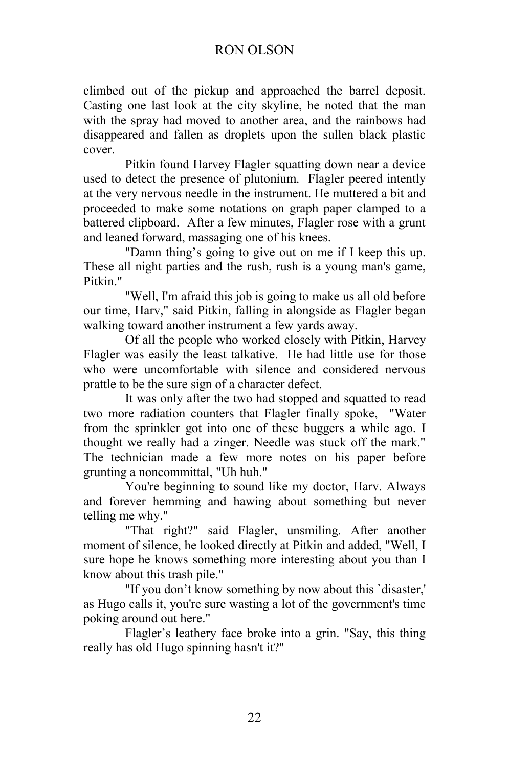climbed out of the pickup and approached the barrel deposit. Casting one last look at the city skyline, he noted that the man with the spray had moved to another area, and the rainbows had disappeared and fallen as droplets upon the sullen black plastic cover.

Pitkin found Harvey Flagler squatting down near a device used to detect the presence of plutonium. Flagler peered intently at the very nervous needle in the instrument. He muttered a bit and proceeded to make some notations on graph paper clamped to a battered clipboard. After a few minutes, Flagler rose with a grunt and leaned forward, massaging one of his knees.

"Damn thing's going to give out on me if I keep this up. These all night parties and the rush, rush is a young man's game, Pitkin."

"Well, I'm afraid this job is going to make us all old before our time, Harv," said Pitkin, falling in alongside as Flagler began walking toward another instrument a few yards away.

Of all the people who worked closely with Pitkin, Harvey Flagler was easily the least talkative. He had little use for those who were uncomfortable with silence and considered nervous prattle to be the sure sign of a character defect.

It was only after the two had stopped and squatted to read two more radiation counters that Flagler finally spoke, "Water from the sprinkler got into one of these buggers a while ago. I thought we really had a zinger. Needle was stuck off the mark." The technician made a few more notes on his paper before grunting a noncommittal, "Uh huh."

You're beginning to sound like my doctor, Harv. Always and forever hemming and hawing about something but never telling me why."

"That right?" said Flagler, unsmiling. After another moment of silence, he looked directly at Pitkin and added, "Well, I sure hope he knows something more interesting about you than I know about this trash pile."

"If you don't know something by now about this `disaster,' as Hugo calls it, you're sure wasting a lot of the government's time poking around out here."

Flagler's leathery face broke into a grin. "Say, this thing really has old Hugo spinning hasn't it?"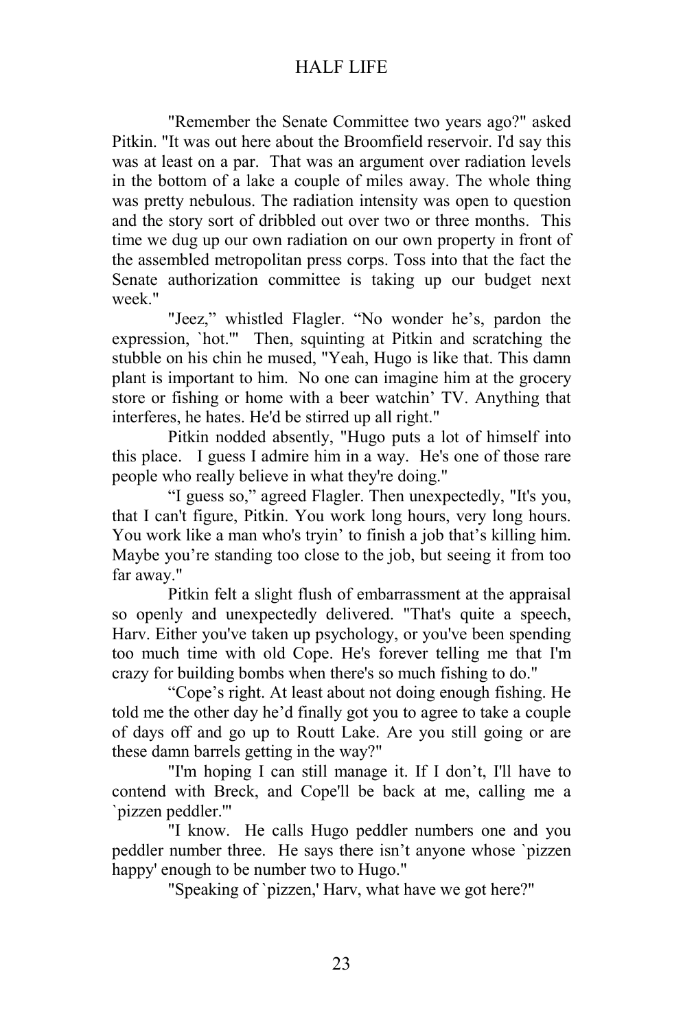"Remember the Senate Committee two years ago?" asked Pitkin. "It was out here about the Broomfield reservoir. I'd say this was at least on a par. That was an argument over radiation levels in the bottom of a lake a couple of miles away. The whole thing was pretty nebulous. The radiation intensity was open to question and the story sort of dribbled out over two or three months. This time we dug up our own radiation on our own property in front of the assembled metropolitan press corps. Toss into that the fact the Senate authorization committee is taking up our budget next week."

"Jeez," whistled Flagler. "No wonder he's, pardon the expression, `hot.'" Then, squinting at Pitkin and scratching the stubble on his chin he mused, "Yeah, Hugo is like that. This damn plant is important to him. No one can imagine him at the grocery store or fishing or home with a beer watchin' TV. Anything that interferes, he hates. He'd be stirred up all right."

Pitkin nodded absently, "Hugo puts a lot of himself into this place. I guess I admire him in a way. He's one of those rare people who really believe in what they're doing."

"I guess so," agreed Flagler. Then unexpectedly, "It's you, that I can't figure, Pitkin. You work long hours, very long hours. You work like a man who's tryin' to finish a job that's killing him. Maybe you're standing too close to the job, but seeing it from too far away."

Pitkin felt a slight flush of embarrassment at the appraisal so openly and unexpectedly delivered. "That's quite a speech, Harv. Either you've taken up psychology, or you've been spending too much time with old Cope. He's forever telling me that I'm crazy for building bombs when there's so much fishing to do."

"Cope's right. At least about not doing enough fishing. He told me the other day he'd finally got you to agree to take a couple of days off and go up to Routt Lake. Are you still going or are these damn barrels getting in the way?"

"I'm hoping I can still manage it. If I don't, I'll have to contend with Breck, and Cope'll be back at me, calling me a `pizzen peddler.'"

"I know. He calls Hugo peddler numbers one and you peddler number three. He says there isn't anyone whose `pizzen happy' enough to be number two to Hugo."

"Speaking of `pizzen,' Harv, what have we got here?"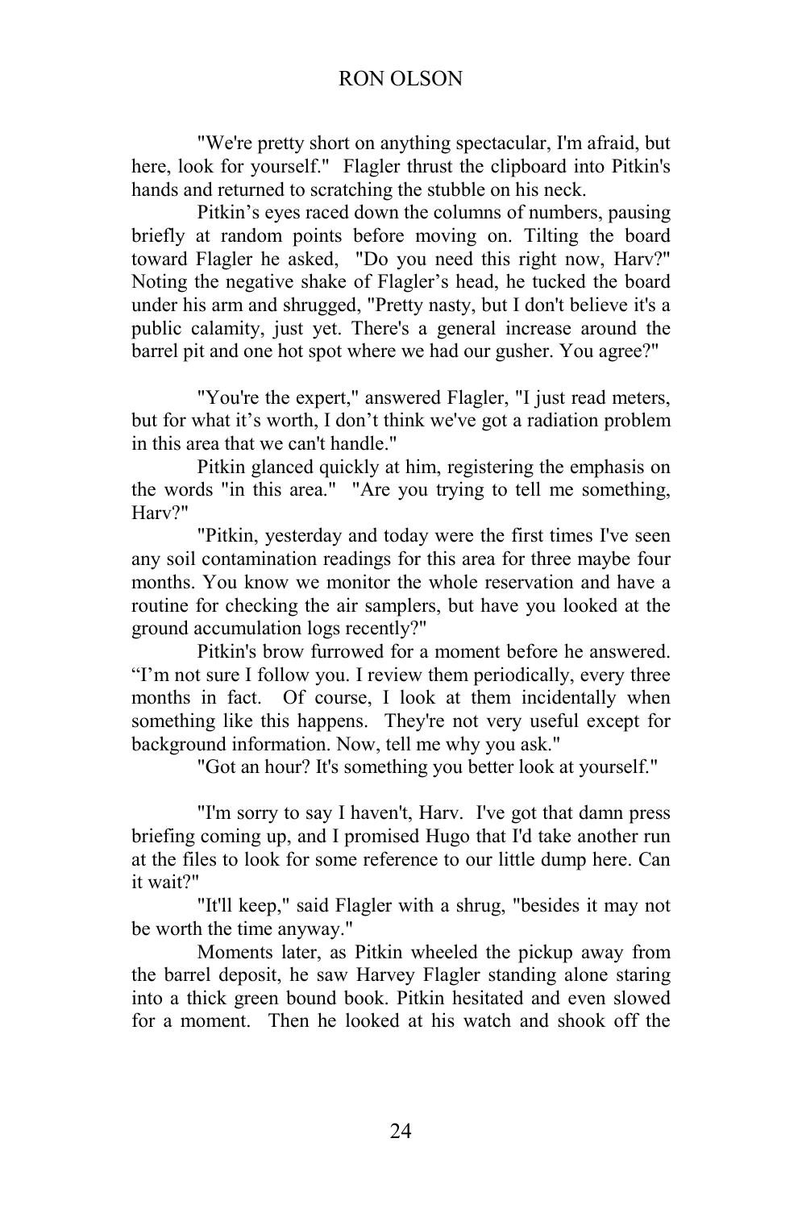"We're pretty short on anything spectacular, I'm afraid, but here, look for yourself." Flagler thrust the clipboard into Pitkin's hands and returned to scratching the stubble on his neck.

Pitkin's eyes raced down the columns of numbers, pausing briefly at random points before moving on. Tilting the board toward Flagler he asked, "Do you need this right now, Harv?" Noting the negative shake of Flagler's head, he tucked the board under his arm and shrugged, "Pretty nasty, but I don't believe it's a public calamity, just yet. There's a general increase around the barrel pit and one hot spot where we had our gusher. You agree?"

"You're the expert," answered Flagler, "I just read meters, but for what it's worth, I don't think we've got a radiation problem in this area that we can't handle."

Pitkin glanced quickly at him, registering the emphasis on the words "in this area." "Are you trying to tell me something, Harv?"

"Pitkin, yesterday and today were the first times I've seen any soil contamination readings for this area for three maybe four months. You know we monitor the whole reservation and have a routine for checking the air samplers, but have you looked at the ground accumulation logs recently?"

Pitkin's brow furrowed for a moment before he answered. "I'm not sure I follow you. I review them periodically, every three months in fact. Of course, I look at them incidentally when something like this happens. They're not very useful except for background information. Now, tell me why you ask."

"Got an hour? It's something you better look at yourself."

"I'm sorry to say I haven't, Harv. I've got that damn press briefing coming up, and I promised Hugo that I'd take another run at the files to look for some reference to our little dump here. Can it wait?"

"It'll keep," said Flagler with a shrug, "besides it may not be worth the time anyway."

Moments later, as Pitkin wheeled the pickup away from the barrel deposit, he saw Harvey Flagler standing alone staring into a thick green bound book. Pitkin hesitated and even slowed for a moment. Then he looked at his watch and shook off the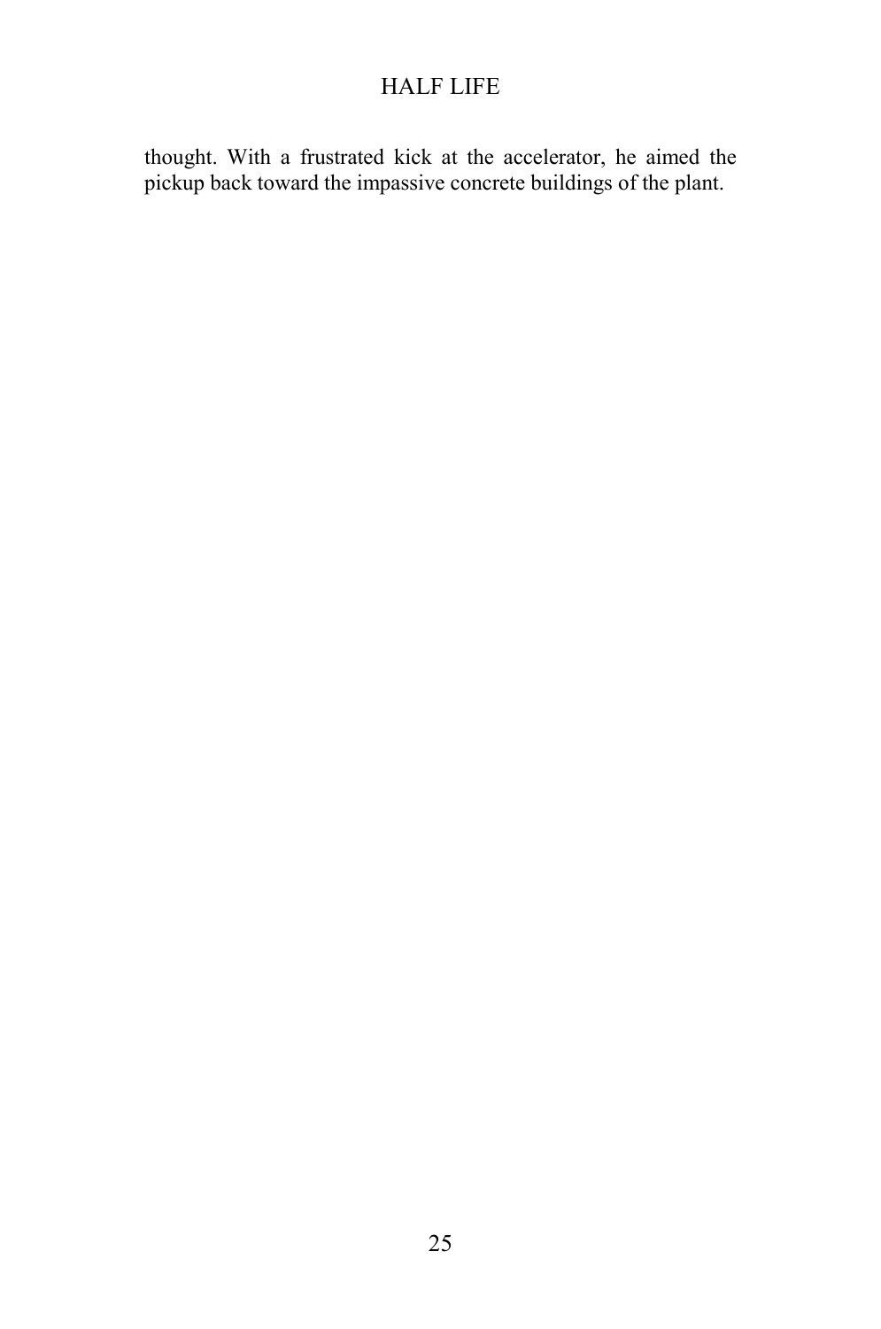thought. With a frustrated kick at the accelerator, he aimed the pickup back toward the impassive concrete buildings of the plant.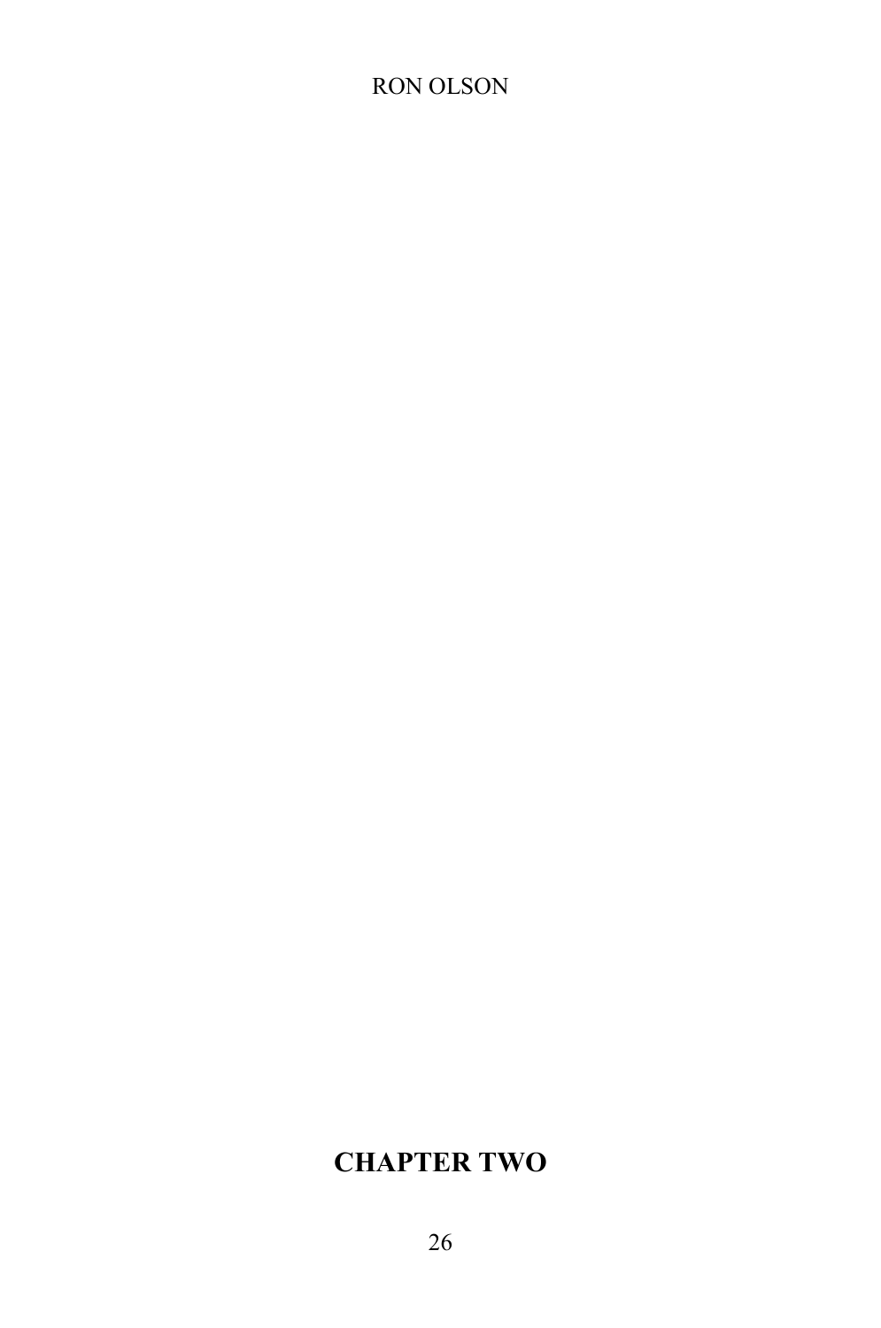# CHAPTER TWO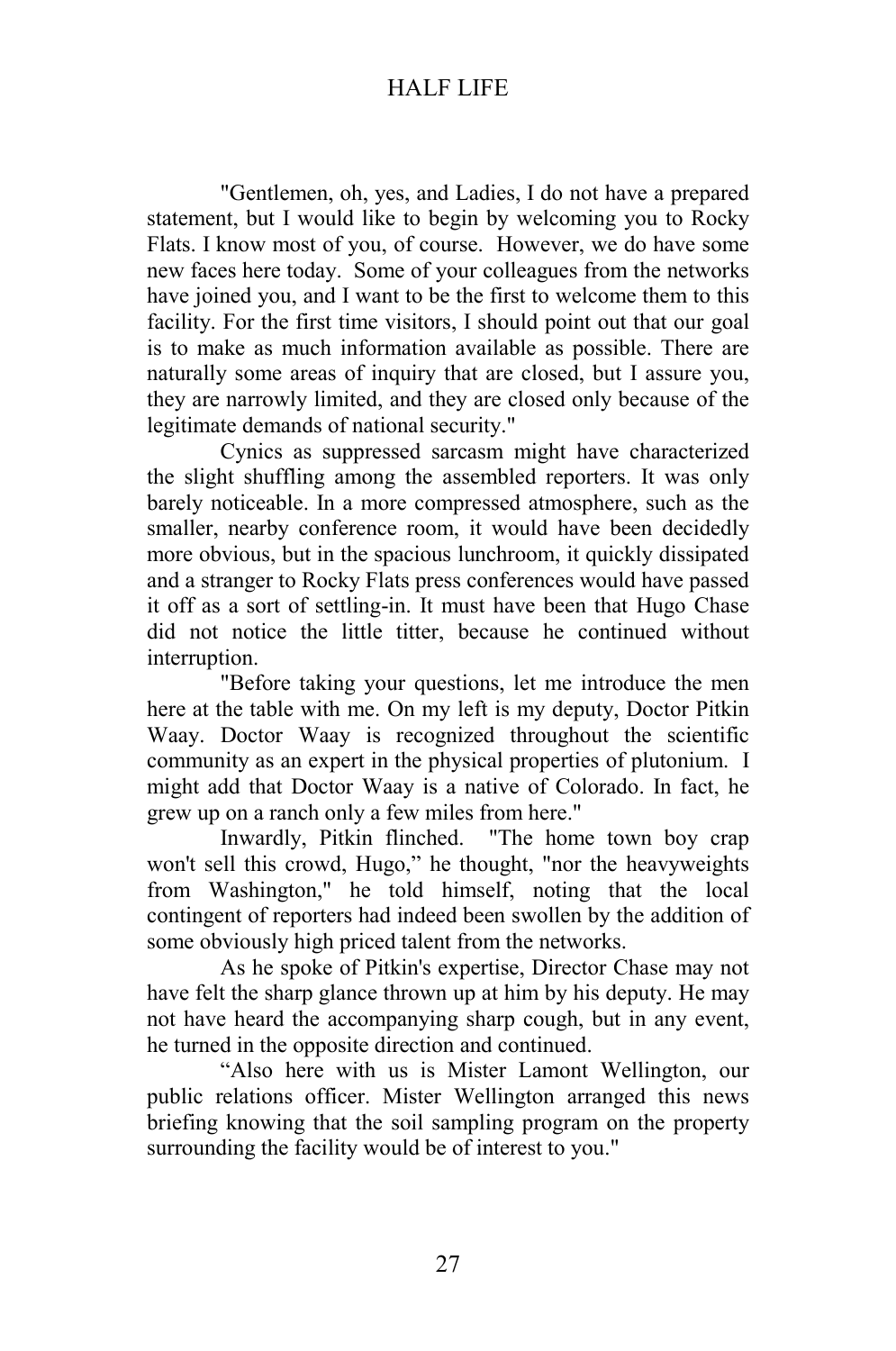"Gentlemen, oh, yes, and Ladies, I do not have a prepared statement, but I would like to begin by welcoming you to Rocky Flats. I know most of you, of course. However, we do have some new faces here today. Some of your colleagues from the networks have joined you, and I want to be the first to welcome them to this facility. For the first time visitors, I should point out that our goal is to make as much information available as possible. There are naturally some areas of inquiry that are closed, but I assure you, they are narrowly limited, and they are closed only because of the legitimate demands of national security."

Cynics as suppressed sarcasm might have characterized the slight shuffling among the assembled reporters. It was only barely noticeable. In a more compressed atmosphere, such as the smaller, nearby conference room, it would have been decidedly more obvious, but in the spacious lunchroom, it quickly dissipated and a stranger to Rocky Flats press conferences would have passed it off as a sort of settling-in. It must have been that Hugo Chase did not notice the little titter, because he continued without interruption.

"Before taking your questions, let me introduce the men here at the table with me. On my left is my deputy, Doctor Pitkin Waay. Doctor Waay is recognized throughout the scientific community as an expert in the physical properties of plutonium. I might add that Doctor Waay is a native of Colorado. In fact, he grew up on a ranch only a few miles from here."

Inwardly, Pitkin flinched. "The home town boy crap won't sell this crowd, Hugo," he thought, "nor the heavyweights from Washington," he told himself, noting that the local contingent of reporters had indeed been swollen by the addition of some obviously high priced talent from the networks.

As he spoke of Pitkin's expertise, Director Chase may not have felt the sharp glance thrown up at him by his deputy. He may not have heard the accompanying sharp cough, but in any event, he turned in the opposite direction and continued.

"Also here with us is Mister Lamont Wellington, our public relations officer. Mister Wellington arranged this news briefing knowing that the soil sampling program on the property surrounding the facility would be of interest to you."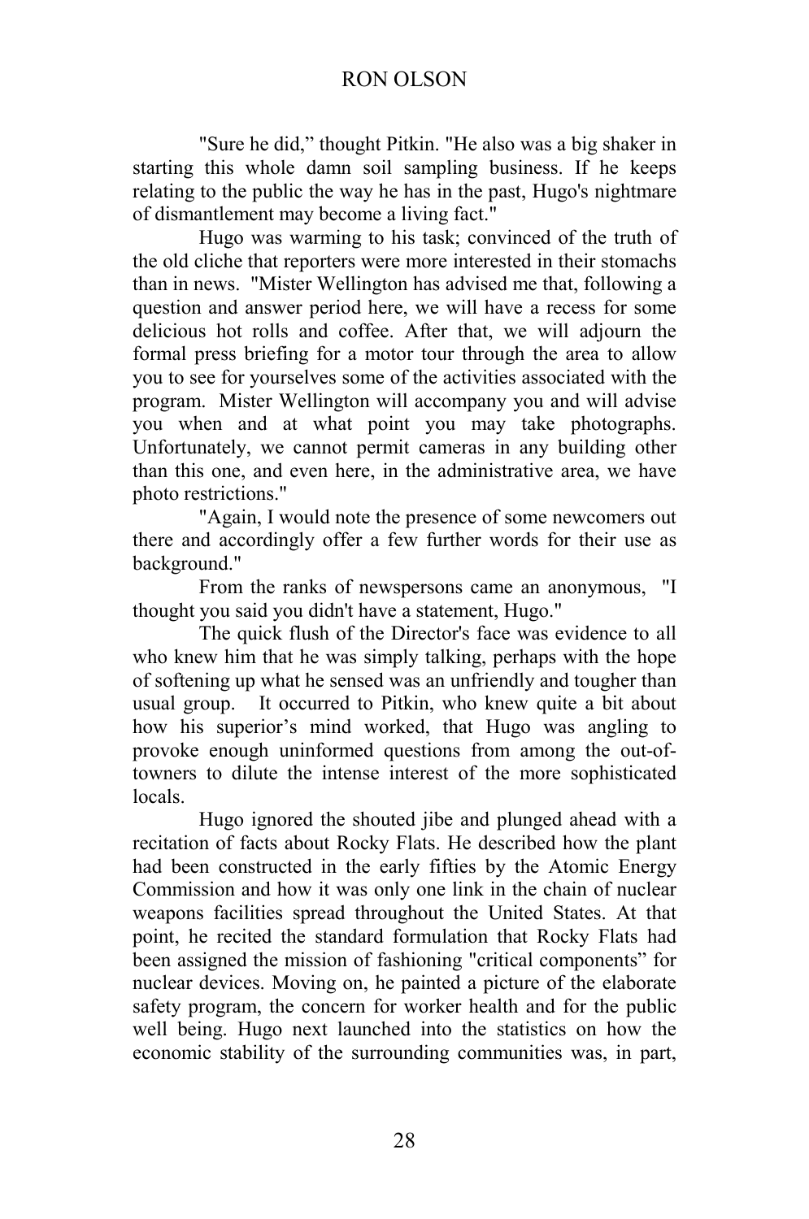"Sure he did," thought Pitkin. "He also was a big shaker in starting this whole damn soil sampling business. If he keeps relating to the public the way he has in the past, Hugo's nightmare of dismantlement may become a living fact."

Hugo was warming to his task; convinced of the truth of the old cliche that reporters were more interested in their stomachs than in news. "Mister Wellington has advised me that, following a question and answer period here, we will have a recess for some delicious hot rolls and coffee. After that, we will adjourn the formal press briefing for a motor tour through the area to allow you to see for yourselves some of the activities associated with the program. Mister Wellington will accompany you and will advise you when and at what point you may take photographs. Unfortunately, we cannot permit cameras in any building other than this one, and even here, in the administrative area, we have photo restrictions."

"Again, I would note the presence of some newcomers out there and accordingly offer a few further words for their use as background."

From the ranks of newspersons came an anonymous, "I thought you said you didn't have a statement, Hugo."

The quick flush of the Director's face was evidence to all who knew him that he was simply talking, perhaps with the hope of softening up what he sensed was an unfriendly and tougher than usual group. It occurred to Pitkin, who knew quite a bit about how his superior's mind worked, that Hugo was angling to provoke enough uninformed questions from among the out-of-towners to dilute the intense interest of the more sophisticated locals.

Hugo ignored the shouted jibe and plunged ahead with a recitation of facts about Rocky Flats. He described how the plant had been constructed in the early fifties by the Atomic Energy Commission and how it was only one link in the chain of nuclear weapons facilities spread throughout the United States. At that point, he recited the standard formulation that Rocky Flats had been assigned the mission of fashioning "critical components" for nuclear devices. Moving on, he painted a picture of the elaborate safety program, the concern for worker health and for the public well being. Hugo next launched into the statistics on how the economic stability of the surrounding communities was, in part,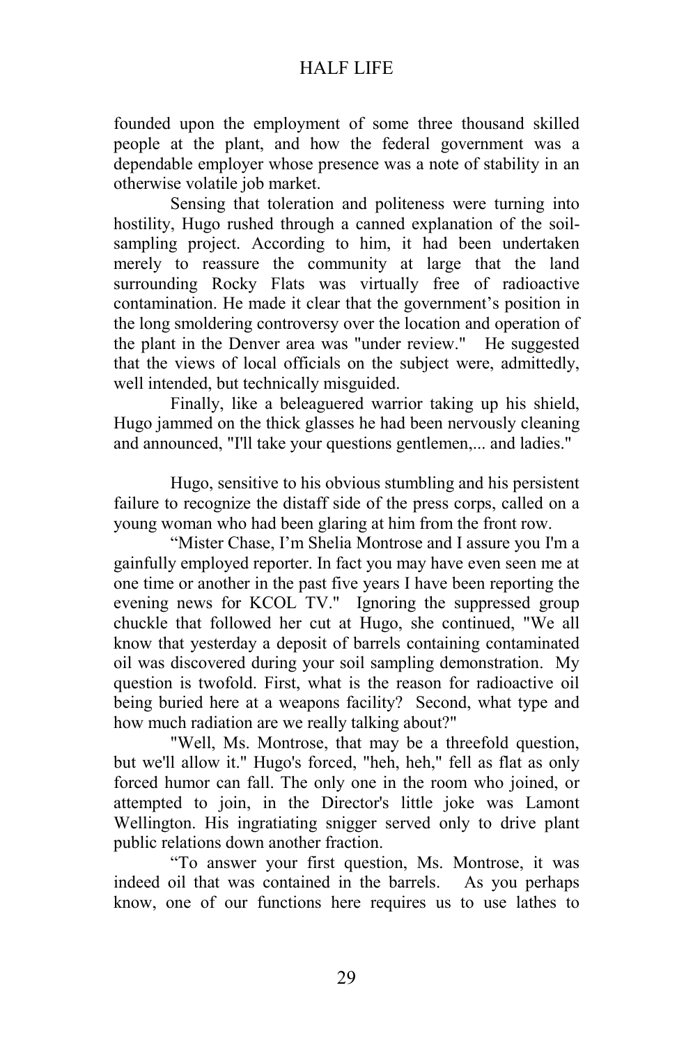founded upon the employment of some three thousand skilled people at the plant, and how the federal government was a dependable employer whose presence was a note of stability in an otherwise volatile job market.

Sensing that toleration and politeness were turning into hostility, Hugo rushed through a canned explanation of the soil-sampling project. According to him, it had been undertaken merely to reassure the community at large that the land surrounding Rocky Flats was virtually free of radioactive contamination. He made it clear that the government's position in the long smoldering controversy over the location and operation of the plant in the Denver area was "under review." He suggested that the views of local officials on the subject were, admittedly, well intended, but technically misguided.

Finally, like a beleaguered warrior taking up his shield, Hugo jammed on the thick glasses he had been nervously cleaning and announced, "I'll take your questions gentlemen,... and ladies."

Hugo, sensitive to his obvious stumbling and his persistent failure to recognize the distaff side of the press corps, called on a young woman who had been glaring at him from the front row.

"Mister Chase, I'm Shelia Montrose and I assure you I'm a gainfully employed reporter. In fact you may have even seen me at one time or another in the past five years I have been reporting the evening news for KCOL TV." Ignoring the suppressed group chuckle that followed her cut at Hugo, she continued, "We all know that yesterday a deposit of barrels containing contaminated oil was discovered during your soil sampling demonstration. My question is twofold. First, what is the reason for radioactive oil being buried here at a weapons facility? Second, what type and how much radiation are we really talking about?"

"Well, Ms. Montrose, that may be a threefold question, but we'll allow it." Hugo's forced, "heh, heh," fell as flat as only forced humor can fall. The only one in the room who joined, or attempted to join, in the Director's little joke was Lamont Wellington. His ingratiating snigger served only to drive plant public relations down another fraction.

"To answer your first question, Ms. Montrose, it was indeed oil that was contained in the barrels. As you perhaps know, one of our functions here requires us to use lathes to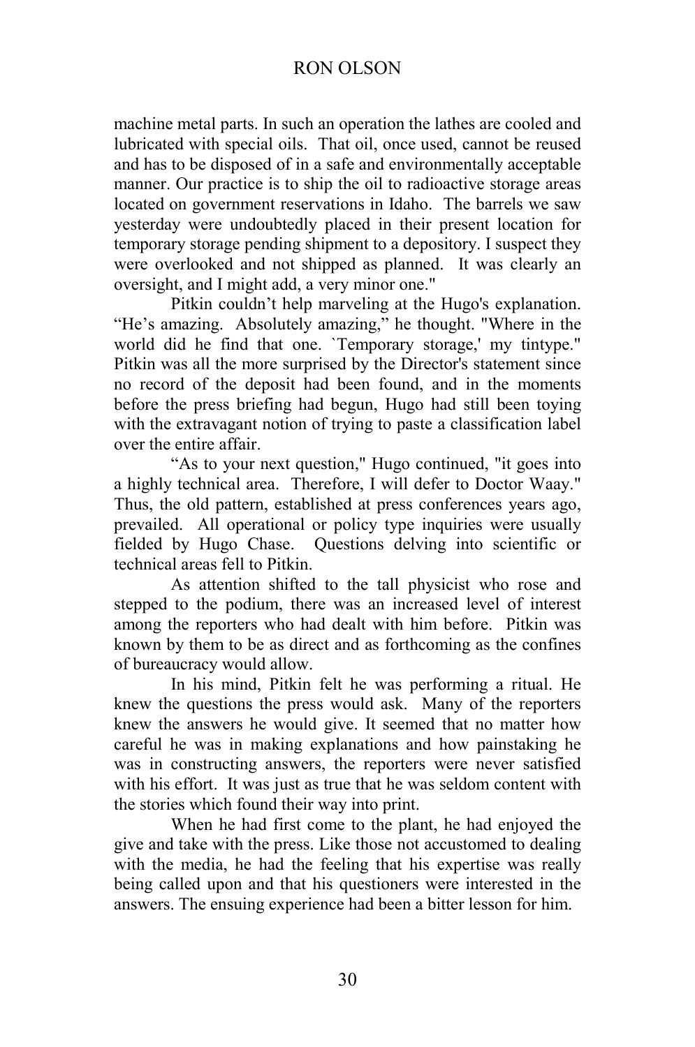machine metal parts. In such an operation the lathes are cooled and lubricated with special oils. That oil, once used, cannot be reused and has to be disposed of in a safe and environmentally acceptable manner. Our practice is to ship the oil to radioactive storage areas located on government reservations in Idaho. The barrels we saw yesterday were undoubtedly placed in their present location for temporary storage pending shipment to a depository. I suspect they were overlooked and not shipped as planned. It was clearly an oversight, and I might add, a very minor one."

Pitkin couldn't help marveling at the Hugo's explanation. "He's amazing. Absolutely amazing," he thought. "Where in the world did he find that one. `Temporary storage,' my tintype." Pitkin was all the more surprised by the Director's statement since no record of the deposit had been found, and in the moments before the press briefing had begun, Hugo had still been toying with the extravagant notion of trying to paste a classification label over the entire affair.

"As to your next question," Hugo continued, "it goes into a highly technical area. Therefore, I will defer to Doctor Waay." Thus, the old pattern, established at press conferences years ago, prevailed. All operational or policy type inquiries were usually fielded by Hugo Chase. Questions delving into scientific or technical areas fell to Pitkin.

As attention shifted to the tall physicist who rose and stepped to the podium, there was an increased level of interest among the reporters who had dealt with him before. Pitkin was known by them to be as direct and as forthcoming as the confines of bureaucracy would allow.

In his mind, Pitkin felt he was performing a ritual. He knew the questions the press would ask. Many of the reporters knew the answers he would give. It seemed that no matter how careful he was in making explanations and how painstaking he was in constructing answers, the reporters were never satisfied with his effort. It was just as true that he was seldom content with the stories which found their way into print.

When he had first come to the plant, he had enjoyed the give and take with the press. Like those not accustomed to dealing with the media, he had the feeling that his expertise was really being called upon and that his questioners were interested in the answers. The ensuing experience had been a bitter lesson for him.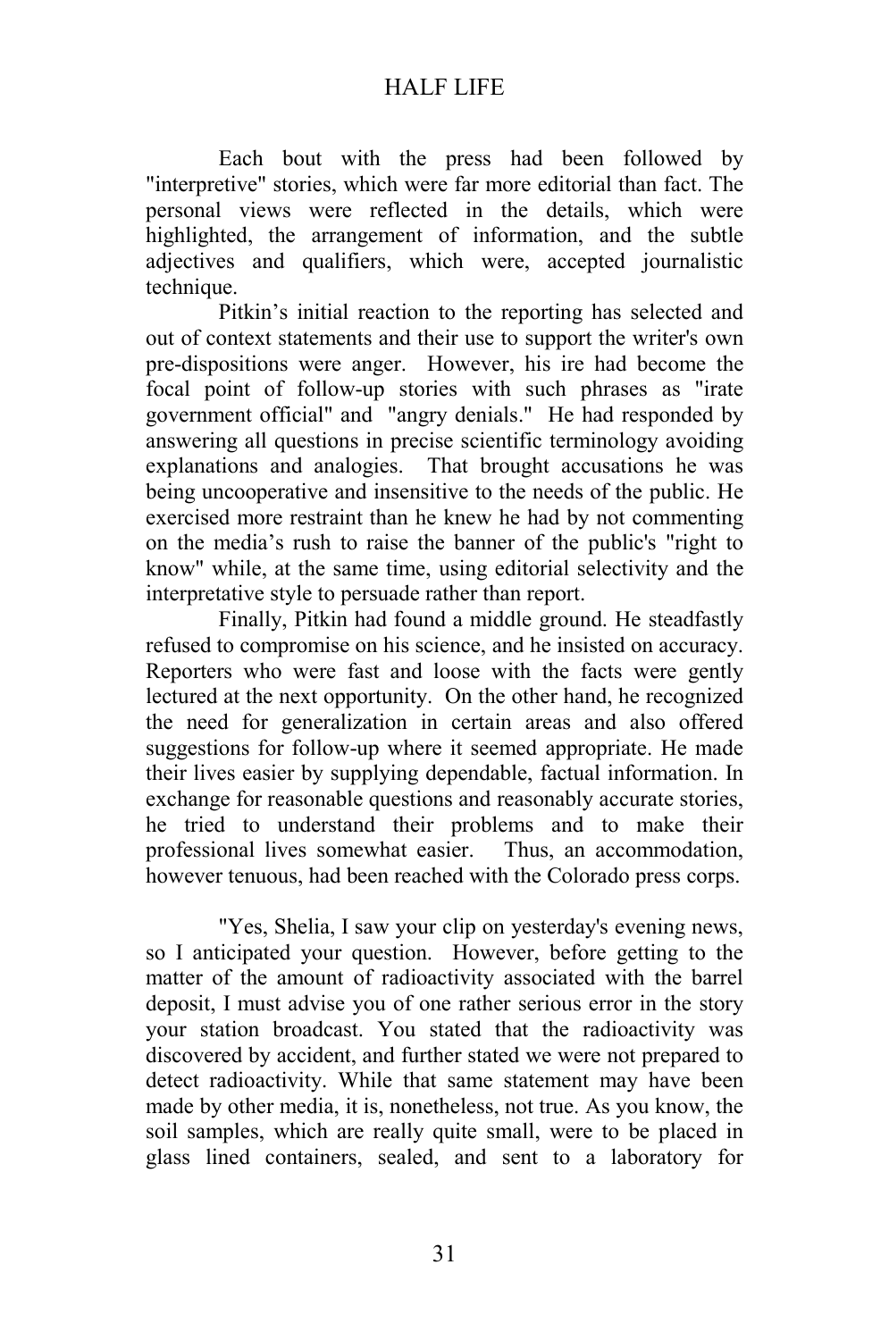Each bout with the press had been followed by "interpretive" stories, which were far more editorial than fact. The personal views were reflected in the details, which were highlighted, the arrangement of information, and the subtle adjectives and qualifiers, which were, accepted journalistic technique.

Pitkin's initial reaction to the reporting has selected and out of context statements and their use to support the writer's own pre-dispositions were anger. However, his ire had become the focal point of follow-up stories with such phrases as "irate government official" and "angry denials." He had responded by answering all questions in precise scientific terminology avoiding explanations and analogies. That brought accusations he was being uncooperative and insensitive to the needs of the public. He exercised more restraint than he knew he had by not commenting on the media's rush to raise the banner of the public's "right to know" while, at the same time, using editorial selectivity and the interpretative style to persuade rather than report.

Finally, Pitkin had found a middle ground. He steadfastly refused to compromise on his science, and he insisted on accuracy. Reporters who were fast and loose with the facts were gently lectured at the next opportunity. On the other hand, he recognized the need for generalization in certain areas and also offered suggestions for follow-up where it seemed appropriate. He made their lives easier by supplying dependable, factual information. In exchange for reasonable questions and reasonably accurate stories, he tried to understand their problems and to make their professional lives somewhat easier. Thus, an accommodation, however tenuous, had been reached with the Colorado press corps.

"Yes, Shelia, I saw your clip on yesterday's evening news, so I anticipated your question. However, before getting to the matter of the amount of radioactivity associated with the barrel deposit, I must advise you of one rather serious error in the story your station broadcast. You stated that the radioactivity was discovered by accident, and further stated we were not prepared to detect radioactivity. While that same statement may have been made by other media, it is, nonetheless, not true. As you know, the soil samples, which are really quite small, were to be placed in glass lined containers, sealed, and sent to a laboratory for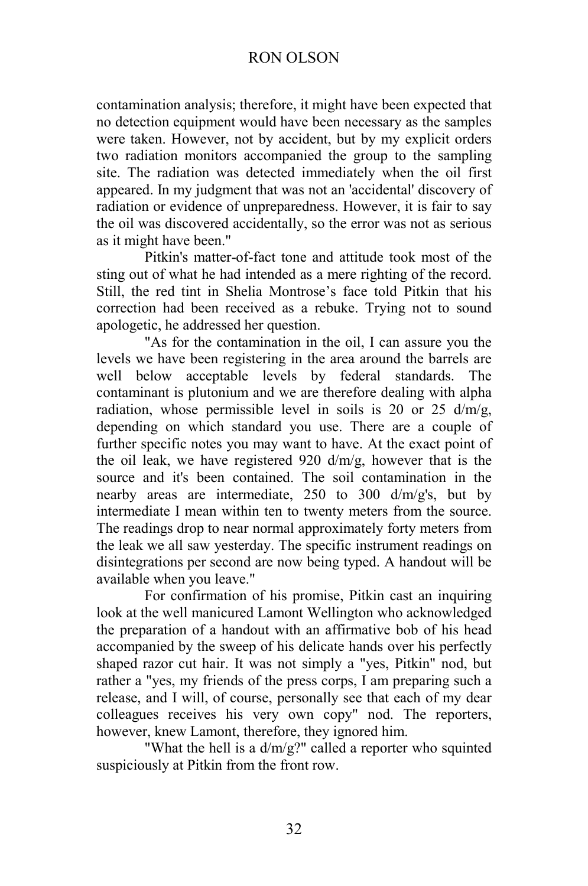contamination analysis; therefore, it might have been expected that no detection equipment would have been necessary as the samples were taken. However, not by accident, but by my explicit orders two radiation monitors accompanied the group to the sampling site. The radiation was detected immediately when the oil first appeared. In my judgment that was not an 'accidental' discovery of radiation or evidence of unpreparedness. However, it is fair to say the oil was discovered accidentally, so the error was not as serious as it might have been."

Pitkin's matter-of-fact tone and attitude took most of the sting out of what he had intended as a mere righting of the record. Still, the red tint in Shelia Montrose's face told Pitkin that his correction had been received as a rebuke. Trying not to sound apologetic, he addressed her question.

"As for the contamination in the oil, I can assure you the levels we have been registering in the area around the barrels are well below acceptable levels by federal standards. The contaminant is plutonium and we are therefore dealing with alpha radiation, whose permissible level in soils is 20 or 25 d/m/g, depending on which standard you use. There are a couple of further specific notes you may want to have. At the exact point of the oil leak, we have registered 920 d/m/g, however that is the source and it's been contained. The soil contamination in the nearby areas are intermediate, 250 to 300 d/m/g's, but by intermediate I mean within ten to twenty meters from the source. The readings drop to near normal approximately forty meters from the leak we all saw yesterday. The specific instrument readings on disintegrations per second are now being typed. A handout will be available when you leave."

For confirmation of his promise, Pitkin cast an inquiring look at the well manicured Lamont Wellington who acknowledged the preparation of a handout with an affirmative bob of his head accompanied by the sweep of his delicate hands over his perfectly shaped razor cut hair. It was not simply a "yes, Pitkin" nod, but rather a "yes, my friends of the press corps, I am preparing such a release, and I will, of course, personally see that each of my dear colleagues receives his very own copy" nod. The reporters, however, knew Lamont, therefore, they ignored him.

"What the hell is a d/m/g?" called a reporter who squinted suspiciously at Pitkin from the front row.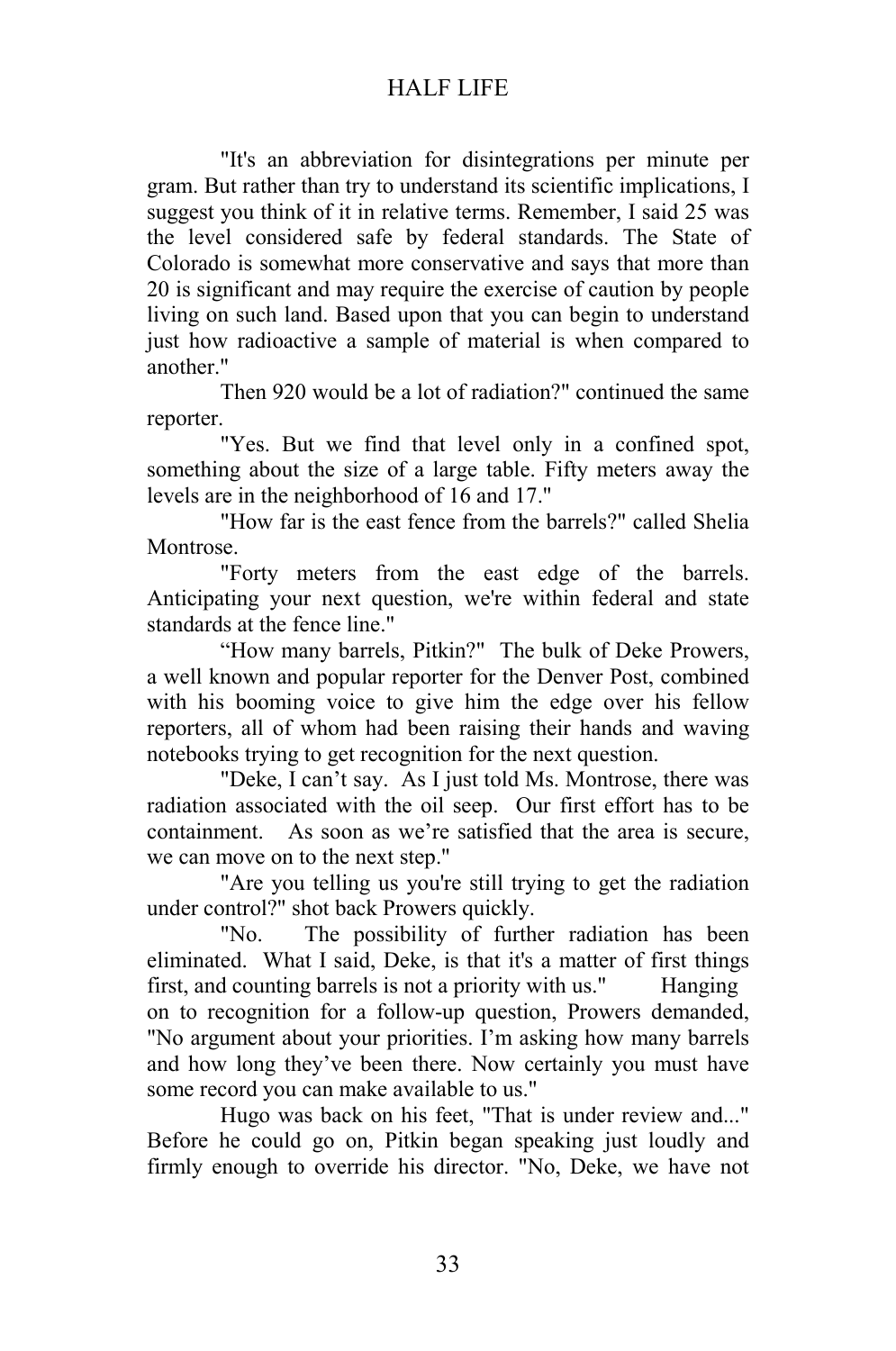"It's an abbreviation for disintegrations per minute per gram. But rather than try to understand its scientific implications, I suggest you think of it in relative terms. Remember, I said 25 was the level considered safe by federal standards. The State of Colorado is somewhat more conservative and says that more than 20 is significant and may require the exercise of caution by people living on such land. Based upon that you can begin to understand just how radioactive a sample of material is when compared to another."

Then 920 would be a lot of radiation?" continued the same reporter.

"Yes. But we find that level only in a confined spot, something about the size of a large table. Fifty meters away the levels are in the neighborhood of 16 and 17."

"How far is the east fence from the barrels?" called Shelia Montrose.

"Forty meters from the east edge of the barrels. Anticipating your next question, we're within federal and state standards at the fence line."

"How many barrels, Pitkin?" The bulk of Deke Prowers, a well known and popular reporter for the Denver Post, combined with his booming voice to give him the edge over his fellow reporters, all of whom had been raising their hands and waving notebooks trying to get recognition for the next question.

"Deke, I can't say. As I just told Ms. Montrose, there was radiation associated with the oil seep. Our first effort has to be containment. As soon as we're satisfied that the area is secure, we can move on to the next step."

"Are you telling us you're still trying to get the radiation under control?" shot back Prowers quickly.

"No. The possibility of further radiation has been eliminated. What I said, Deke, is that it's a matter of first things first, and counting barrels is not a priority with us." Hanging on to recognition for a follow-up question, Prowers demanded, "No argument about your priorities. I'm asking how many barrels and how long they've been there. Now certainly you must have some record you can make available to us."

Hugo was back on his feet, "That is under review and..." Before he could go on, Pitkin began speaking just loudly and firmly enough to override his director. "No, Deke, we have not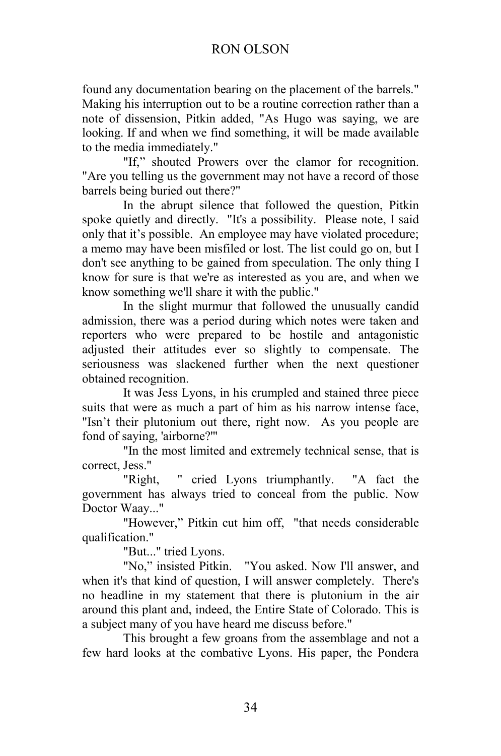found any documentation bearing on the placement of the barrels." Making his interruption out to be a routine correction rather than a note of dissension, Pitkin added, "As Hugo was saying, we are looking. If and when we find something, it will be made available to the media immediately."

"If," shouted Prowers over the clamor for recognition. "Are you telling us the government may not have a record of those barrels being buried out there?"

In the abrupt silence that followed the question, Pitkin spoke quietly and directly. "It's a possibility. Please note, I said only that it's possible. An employee may have violated procedure; a memo may have been misfiled or lost. The list could go on, but I don't see anything to be gained from speculation. The only thing I know for sure is that we're as interested as you are, and when we know something we'll share it with the public."

In the slight murmur that followed the unusually candid admission, there was a period during which notes were taken and reporters who were prepared to be hostile and antagonistic adjusted their attitudes ever so slightly to compensate. The seriousness was slackened further when the next questioner obtained recognition.

It was Jess Lyons, in his crumpled and stained three piece suits that were as much a part of him as his narrow intense face, "Isn't their plutonium out there, right now. As you people are fond of saying, 'airborne?'"

"In the most limited and extremely technical sense, that is correct, Jess."

"Right, " cried Lyons triumphantly. "A fact the government has always tried to conceal from the public. Now Doctor Waay..."

"However," Pitkin cut him off, "that needs considerable qualification."

"But..." tried Lyons.

"No," insisted Pitkin. "You asked. Now I'll answer, and when it's that kind of question, I will answer completely. There's no headline in my statement that there is plutonium in the air around this plant and, indeed, the Entire State of Colorado. This is a subject many of you have heard me discuss before."

This brought a few groans from the assemblage and not a few hard looks at the combative Lyons. His paper, the Pondera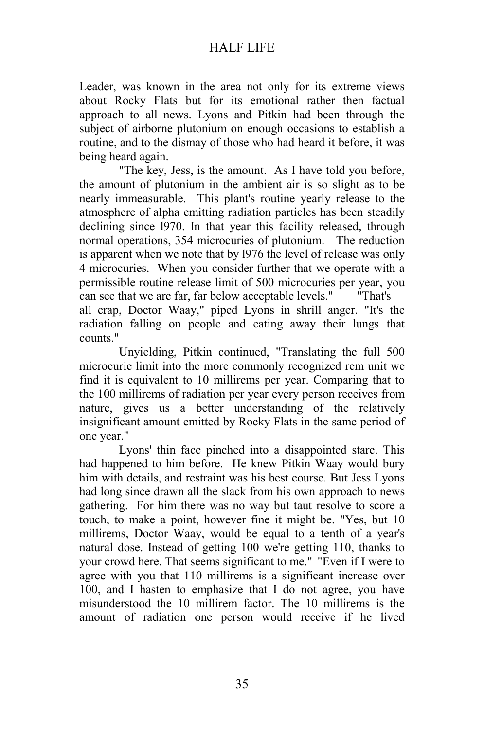Leader, was known in the area not only for its extreme views about Rocky Flats but for its emotional rather then factual approach to all news. Lyons and Pitkin had been through the subject of airborne plutonium on enough occasions to establish a routine, and to the dismay of those who had heard it before, it was being heard again.

"The key, Jess, is the amount. As I have told you before, the amount of plutonium in the ambient air is so slight as to be nearly immeasurable. This plant's routine yearly release to the atmosphere of alpha emitting radiation particles has been steadily declining since l970. In that year this facility released, through normal operations, 354 microcuries of plutonium. The reduction is apparent when we note that by l976 the level of release was only 4 microcuries. When you consider further that we operate with a permissible routine release limit of 500 microcuries per year, you can see that we are far, far below acceptable levels." "That's all crap, Doctor Waay," piped Lyons in shrill anger. "It's the radiation falling on people and eating away their lungs that counts."

Unyielding, Pitkin continued, "Translating the full 500 microcurie limit into the more commonly recognized rem unit we find it is equivalent to 10 millirems per year. Comparing that to the 100 millirems of radiation per year every person receives from nature, gives us a better understanding of the relatively insignificant amount emitted by Rocky Flats in the same period of one year."

Lyons' thin face pinched into a disappointed stare. This had happened to him before. He knew Pitkin Waay would bury him with details, and restraint was his best course. But Jess Lyons had long since drawn all the slack from his own approach to news gathering. For him there was no way but taut resolve to score a touch, to make a point, however fine it might be. "Yes, but 10 millirems, Doctor Waay, would be equal to a tenth of a year's natural dose. Instead of getting 100 we're getting 110, thanks to your crowd here. That seems significant to me." "Even if I were to agree with you that 110 millirems is a significant increase over 100, and I hasten to emphasize that I do not agree, you have misunderstood the 10 millirem factor. The 10 millirems is the amount of radiation one person would receive if he lived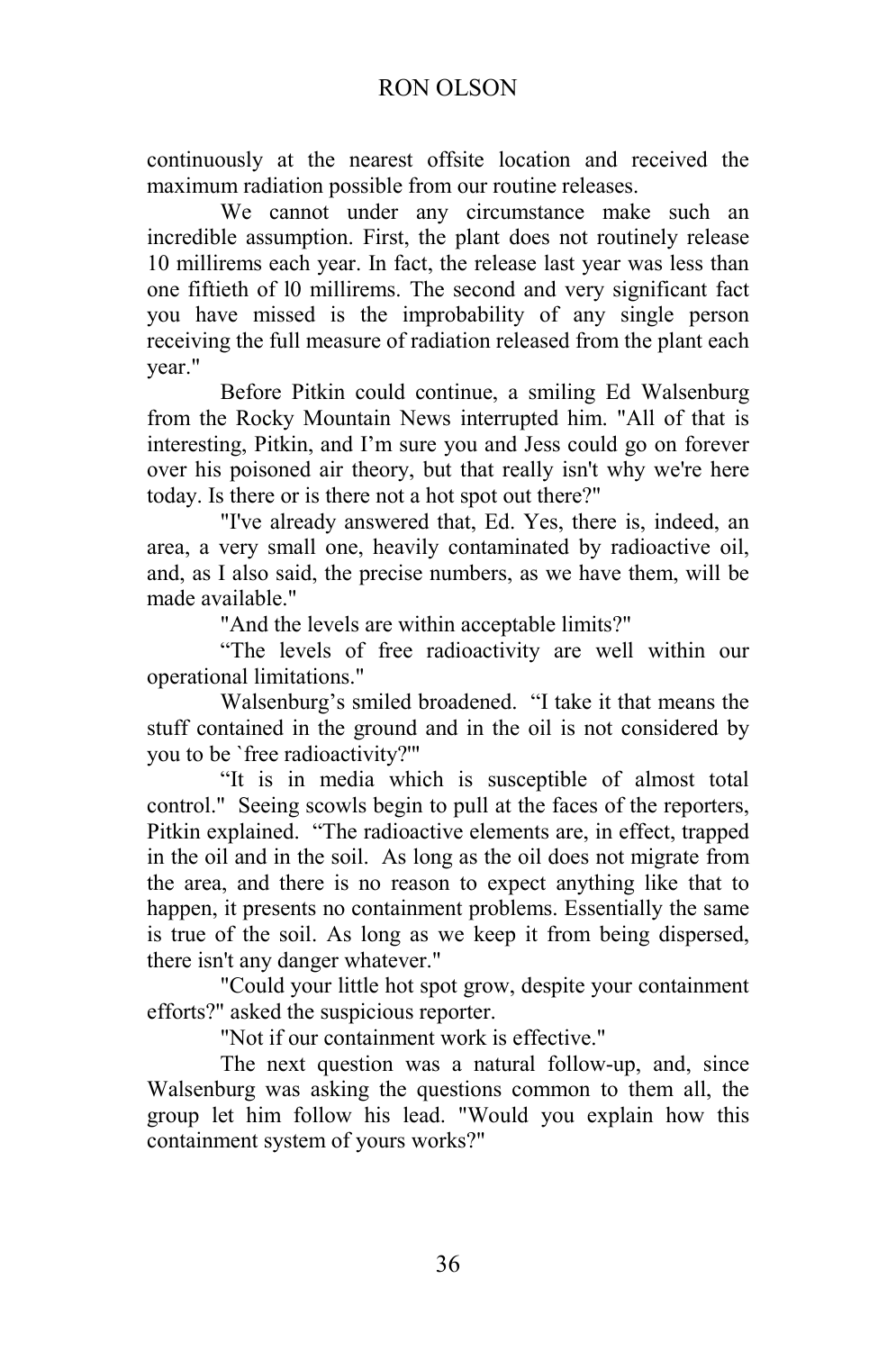continuously at the nearest offsite location and received the maximum radiation possible from our routine releases.

We cannot under any circumstance make such an incredible assumption. First, the plant does not routinely release 10 millirems each year. In fact, the release last year was less than one fiftieth of l0 millirems. The second and very significant fact you have missed is the improbability of any single person receiving the full measure of radiation released from the plant each year."

Before Pitkin could continue, a smiling Ed Walsenburg from the Rocky Mountain News interrupted him. "All of that is interesting, Pitkin, and I'm sure you and Jess could go on forever over his poisoned air theory, but that really isn't why we're here today. Is there or is there not a hot spot out there?"

"I've already answered that, Ed. Yes, there is, indeed, an area, a very small one, heavily contaminated by radioactive oil, and, as I also said, the precise numbers, as we have them, will be made available."

"And the levels are within acceptable limits?"

"The levels of free radioactivity are well within our operational limitations."

Walsenburg's smiled broadened. "I take it that means the stuff contained in the ground and in the oil is not considered by you to be `free radioactivity?'"

"It is in media which is susceptible of almost total control." Seeing scowls begin to pull at the faces of the reporters, Pitkin explained. "The radioactive elements are, in effect, trapped in the oil and in the soil. As long as the oil does not migrate from the area, and there is no reason to expect anything like that to happen, it presents no containment problems. Essentially the same is true of the soil. As long as we keep it from being dispersed, there isn't any danger whatever."

"Could your little hot spot grow, despite your containment efforts?" asked the suspicious reporter.

"Not if our containment work is effective."

The next question was a natural follow-up, and, since Walsenburg was asking the questions common to them all, the group let him follow his lead. "Would you explain how this containment system of yours works?"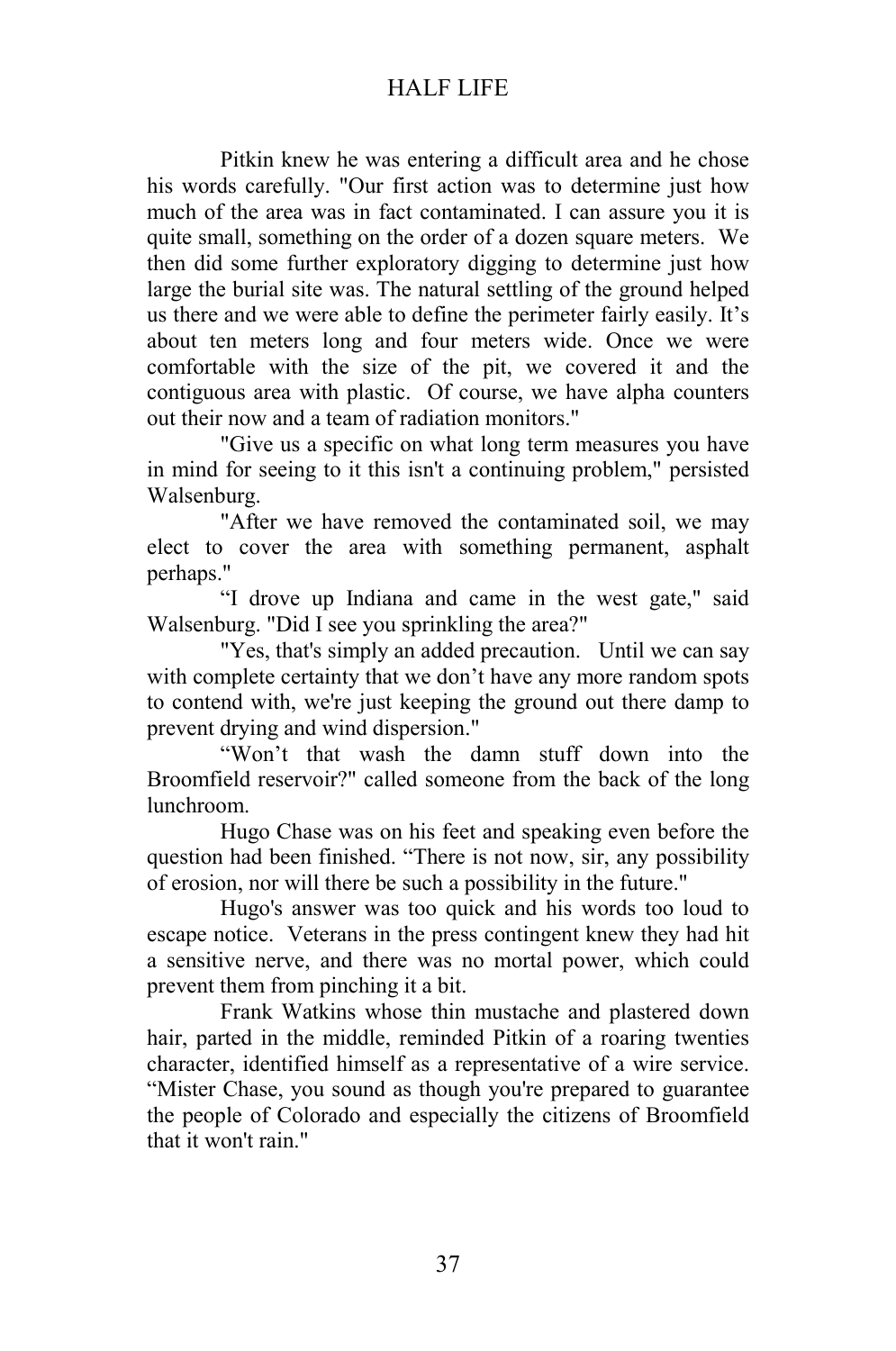Pitkin knew he was entering a difficult area and he chose his words carefully. "Our first action was to determine just how much of the area was in fact contaminated. I can assure you it is quite small, something on the order of a dozen square meters. We then did some further exploratory digging to determine just how large the burial site was. The natural settling of the ground helped us there and we were able to define the perimeter fairly easily. It's about ten meters long and four meters wide. Once we were comfortable with the size of the pit, we covered it and the contiguous area with plastic. Of course, we have alpha counters out their now and a team of radiation monitors."

"Give us a specific on what long term measures you have in mind for seeing to it this isn't a continuing problem," persisted Walsenburg.

"After we have removed the contaminated soil, we may elect to cover the area with something permanent, asphalt perhaps."

"I drove up Indiana and came in the west gate," said Walsenburg. "Did I see you sprinkling the area?"

"Yes, that's simply an added precaution. Until we can say with complete certainty that we don't have any more random spots to contend with, we're just keeping the ground out there damp to prevent drying and wind dispersion."

"Won't that wash the damn stuff down into the Broomfield reservoir?" called someone from the back of the long lunchroom.

Hugo Chase was on his feet and speaking even before the question had been finished. "There is not now, sir, any possibility of erosion, nor will there be such a possibility in the future."

Hugo's answer was too quick and his words too loud to escape notice. Veterans in the press contingent knew they had hit a sensitive nerve, and there was no mortal power, which could prevent them from pinching it a bit.

Frank Watkins whose thin mustache and plastered down hair, parted in the middle, reminded Pitkin of a roaring twenties character, identified himself as a representative of a wire service. "Mister Chase, you sound as though you're prepared to guarantee the people of Colorado and especially the citizens of Broomfield that it won't rain."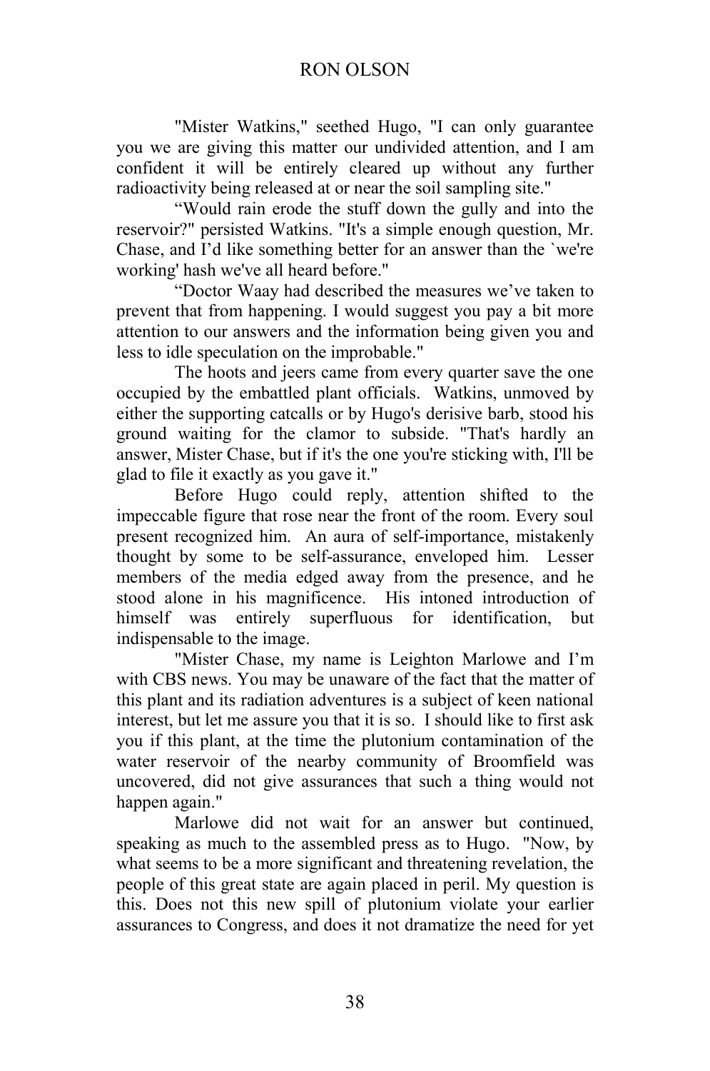"Mister Watkins," seethed Hugo, "I can only guarantee you we are giving this matter our undivided attention, and I am confident it will be entirely cleared up without any further radioactivity being released at or near the soil sampling site."

"Would rain erode the stuff down the gully and into the reservoir?" persisted Watkins. "It's a simple enough question, Mr. Chase, and I'd like something better for an answer than the `we're working' hash we've all heard before."

"Doctor Waay had described the measures we've taken to prevent that from happening. I would suggest you pay a bit more attention to our answers and the information being given you and less to idle speculation on the improbable."

The hoots and jeers came from every quarter save the one occupied by the embattled plant officials. Watkins, unmoved by either the supporting catcalls or by Hugo's derisive barb, stood his ground waiting for the clamor to subside. "That's hardly an answer, Mister Chase, but if it's the one you're sticking with, I'll be glad to file it exactly as you gave it."

Before Hugo could reply, attention shifted to the impeccable figure that rose near the front of the room. Every soul present recognized him. An aura of self-importance, mistakenly thought by some to be self-assurance, enveloped him. Lesser members of the media edged away from the presence, and he stood alone in his magnificence. His intoned introduction of himself was entirely superfluous for identification, but indispensable to the image.

"Mister Chase, my name is Leighton Marlowe and I'm with CBS news. You may be unaware of the fact that the matter of this plant and its radiation adventures is a subject of keen national interest, but let me assure you that it is so. I should like to first ask you if this plant, at the time the plutonium contamination of the water reservoir of the nearby community of Broomfield was uncovered, did not give assurances that such a thing would not happen again."

Marlowe did not wait for an answer but continued, speaking as much to the assembled press as to Hugo. "Now, by what seems to be a more significant and threatening revelation, the people of this great state are again placed in peril. My question is this. Does not this new spill of plutonium violate your earlier assurances to Congress, and does it not dramatize the need for yet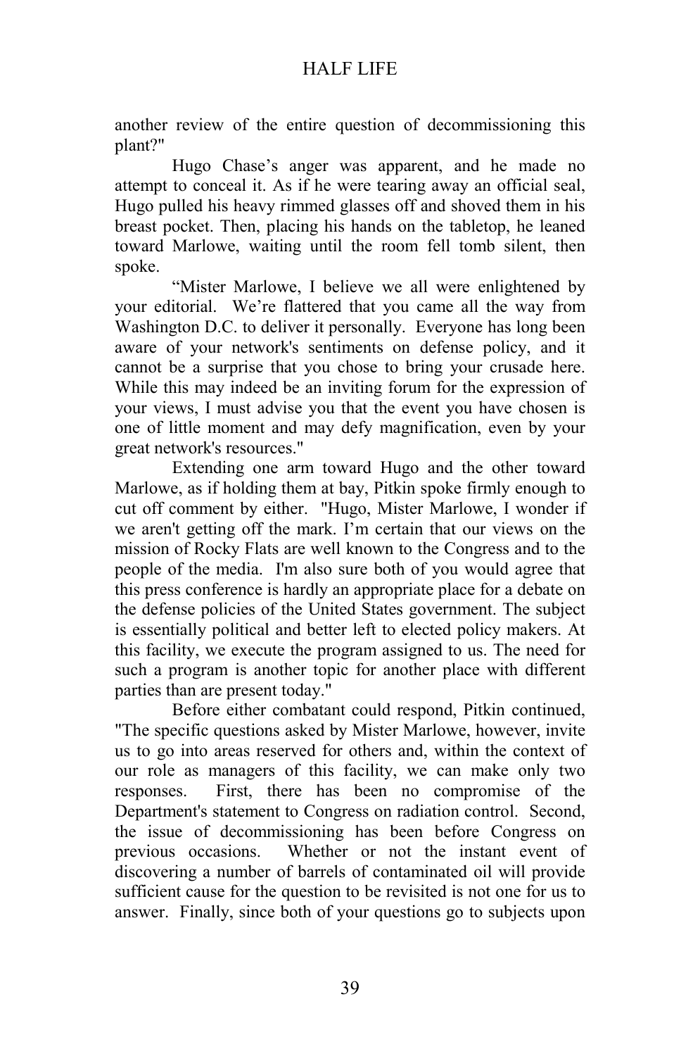another review of the entire question of decommissioning this plant?"

Hugo Chase’s anger was apparent, and he made no attempt to conceal it. As if he were tearing away an official seal, Hugo pulled his heavy rimmed glasses off and shoved them in his breast pocket. Then, placing his hands on the tabletop, he leaned toward Marlowe, waiting until the room fell tomb silent, then spoke.

“Mister Marlowe, I believe we all were enlightened by your editorial. We’re flattered that you came all the way from Washington D.C. to deliver it personally. Everyone has long been aware of your network's sentiments on defense policy, and it cannot be a surprise that you chose to bring your crusade here. While this may indeed be an inviting forum for the expression of your views, I must advise you that the event you have chosen is one of little moment and may defy magnification, even by your great network's resources."

Extending one arm toward Hugo and the other toward Marlowe, as if holding them at bay, Pitkin spoke firmly enough to cut off comment by either. "Hugo, Mister Marlowe, I wonder if we aren't getting off the mark. I’m certain that our views on the mission of Rocky Flats are well known to the Congress and to the people of the media. I'm also sure both of you would agree that this press conference is hardly an appropriate place for a debate on the defense policies of the United States government. The subject is essentially political and better left to elected policy makers. At this facility, we execute the program assigned to us. The need for such a program is another topic for another place with different parties than are present today."

Before either combatant could respond, Pitkin continued, "The specific questions asked by Mister Marlowe, however, invite us to go into areas reserved for others and, within the context of our role as managers of this facility, we can make only two responses. First, there has been no compromise of the Department's statement to Congress on radiation control. Second, the issue of decommissioning has been before Congress on previous occasions. Whether or not the instant event of discovering a number of barrels of contaminated oil will provide sufficient cause for the question to be revisited is not one for us to answer. Finally, since both of your questions go to subjects upon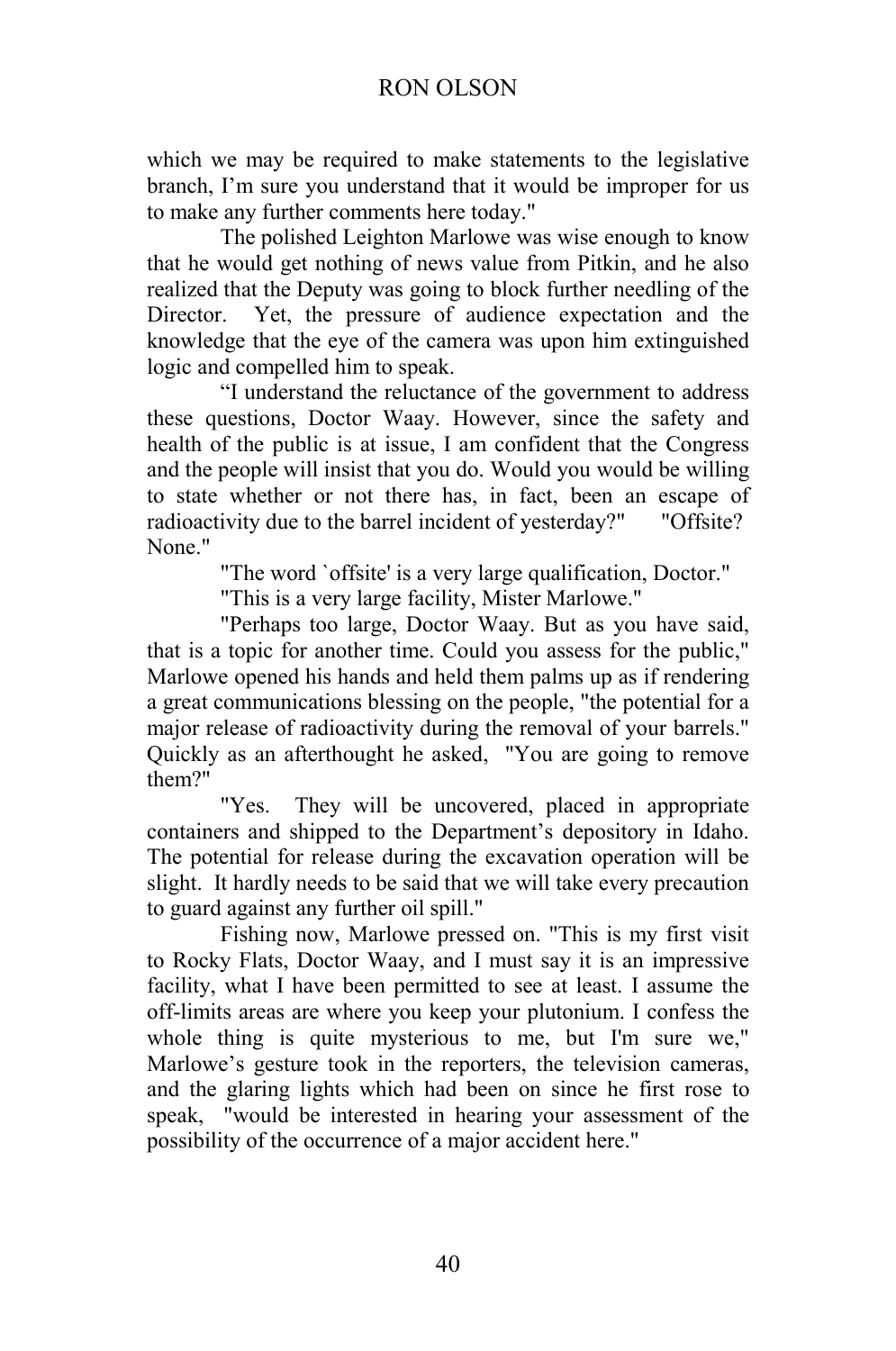which we may be required to make statements to the legislative branch, I'm sure you understand that it would be improper for us to make any further comments here today."

The polished Leighton Marlowe was wise enough to know that he would get nothing of news value from Pitkin, and he also realized that the Deputy was going to block further needling of the Director. Yet, the pressure of audience expectation and the knowledge that the eye of the camera was upon him extinguished logic and compelled him to speak.

"I understand the reluctance of the government to address these questions, Doctor Waay. However, since the safety and health of the public is at issue, I am confident that the Congress and the people will insist that you do. Would you would be willing to state whether or not there has, in fact, been an escape of radioactivity due to the barrel incident of yesterday?" "Offsite? None."

"The word `offsite' is a very large qualification, Doctor."

"This is a very large facility, Mister Marlowe."

"Perhaps too large, Doctor Waay. But as you have said, that is a topic for another time. Could you assess for the public," Marlowe opened his hands and held them palms up as if rendering a great communications blessing on the people, "the potential for a major release of radioactivity during the removal of your barrels." Quickly as an afterthought he asked, "You are going to remove them?"

"Yes. They will be uncovered, placed in appropriate containers and shipped to the Department's depository in Idaho. The potential for release during the excavation operation will be slight. It hardly needs to be said that we will take every precaution to guard against any further oil spill."

Fishing now, Marlowe pressed on. "This is my first visit to Rocky Flats, Doctor Waay, and I must say it is an impressive facility, what I have been permitted to see at least. I assume the off-limits areas are where you keep your plutonium. I confess the whole thing is quite mysterious to me, but I'm sure we," Marlowe's gesture took in the reporters, the television cameras, and the glaring lights which had been on since he first rose to speak, "would be interested in hearing your assessment of the possibility of the occurrence of a major accident here."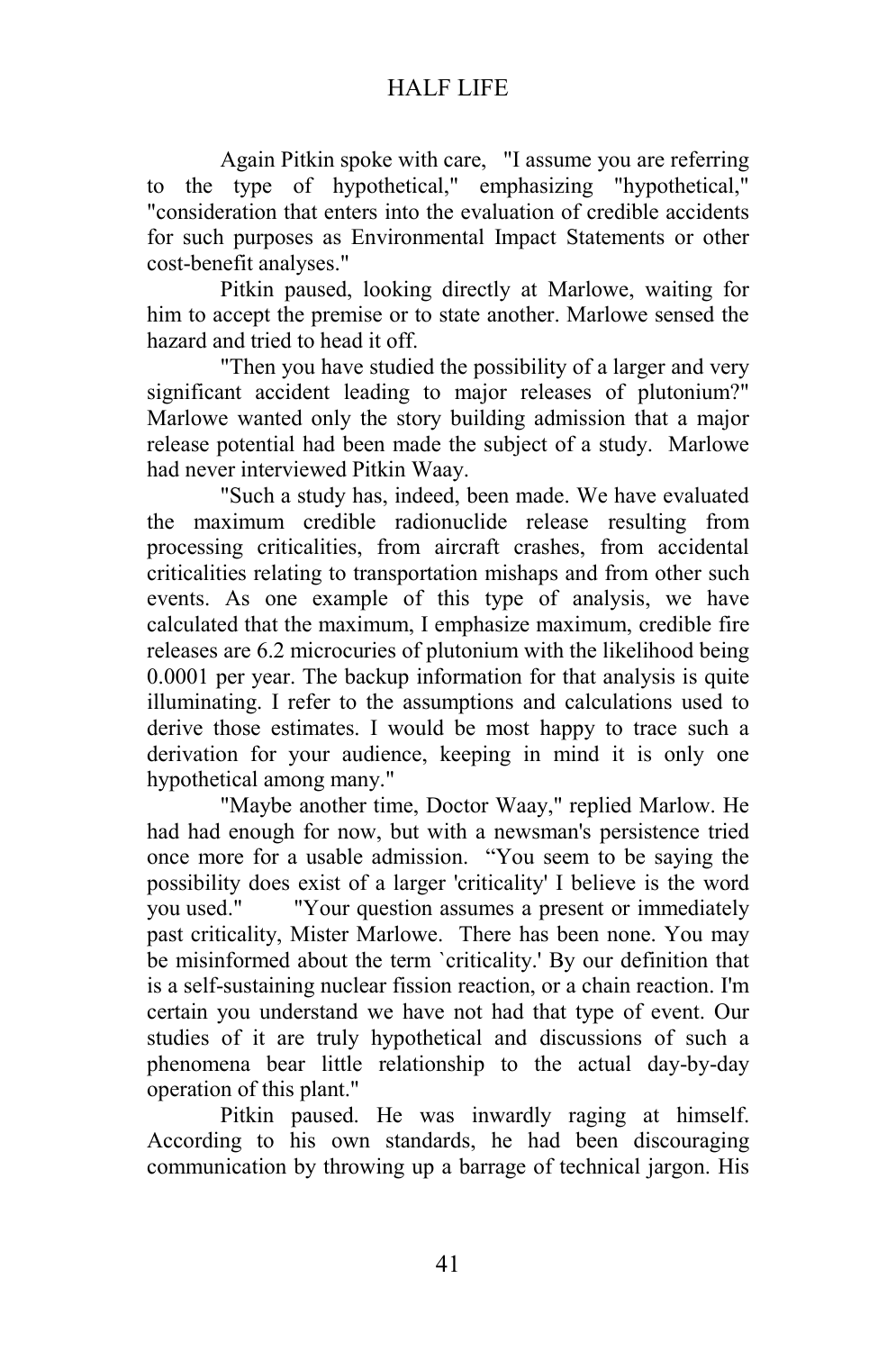Again Pitkin spoke with care, "I assume you are referring to the type of hypothetical," emphasizing "hypothetical," "consideration that enters into the evaluation of credible accidents for such purposes as Environmental Impact Statements or other cost-benefit analyses."

Pitkin paused, looking directly at Marlowe, waiting for him to accept the premise or to state another. Marlowe sensed the hazard and tried to head it off.

"Then you have studied the possibility of a larger and very significant accident leading to major releases of plutonium?" Marlowe wanted only the story building admission that a major release potential had been made the subject of a study. Marlowe had never interviewed Pitkin Waay.

"Such a study has, indeed, been made. We have evaluated the maximum credible radionuclide release resulting from processing criticalities, from aircraft crashes, from accidental criticalities relating to transportation mishaps and from other such events. As one example of this type of analysis, we have calculated that the maximum, I emphasize maximum, credible fire releases are 6.2 microcuries of plutonium with the likelihood being 0.0001 per year. The backup information for that analysis is quite illuminating. I refer to the assumptions and calculations used to derive those estimates. I would be most happy to trace such a derivation for your audience, keeping in mind it is only one hypothetical among many."

"Maybe another time, Doctor Waay," replied Marlow. He had had enough for now, but with a newsman's persistence tried once more for a usable admission. "You seem to be saying the possibility does exist of a larger 'criticality' I believe is the word you used." "Your question assumes a present or immediately past criticality, Mister Marlowe. There has been none. You may be misinformed about the term `criticality.' By our definition that is a self-sustaining nuclear fission reaction, or a chain reaction. I'm certain you understand we have not had that type of event. Our studies of it are truly hypothetical and discussions of such a phenomena bear little relationship to the actual day-by-day operation of this plant."

Pitkin paused. He was inwardly raging at himself. According to his own standards, he had been discouraging communication by throwing up a barrage of technical jargon. His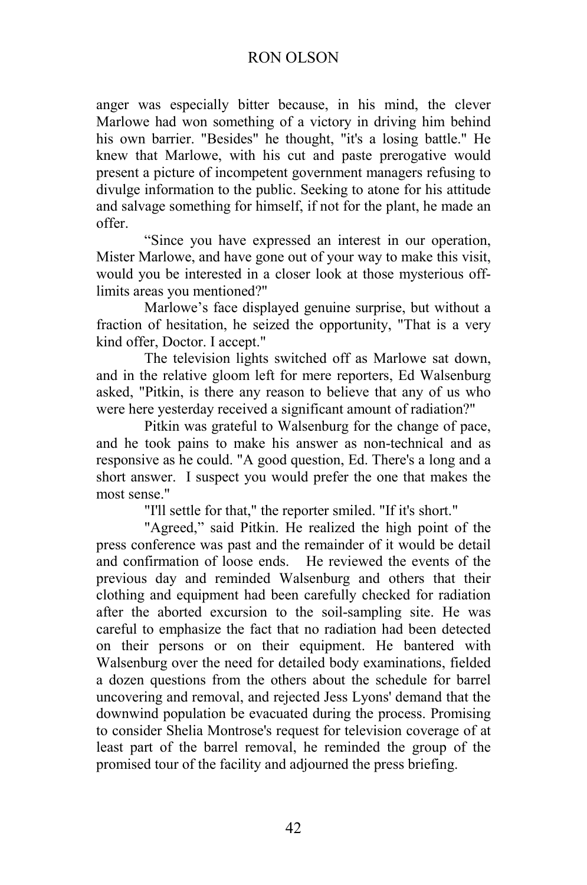anger was especially bitter because, in his mind, the clever Marlowe had won something of a victory in driving him behind his own barrier. "Besides" he thought, "it's a losing battle." He knew that Marlowe, with his cut and paste prerogative would present a picture of incompetent government managers refusing to divulge information to the public. Seeking to atone for his attitude and salvage something for himself, if not for the plant, he made an offer.

"Since you have expressed an interest in our operation, Mister Marlowe, and have gone out of your way to make this visit, would you be interested in a closer look at those mysterious off-limits areas you mentioned?"

Marlowe's face displayed genuine surprise, but without a fraction of hesitation, he seized the opportunity, "That is a very kind offer, Doctor. I accept."

The television lights switched off as Marlowe sat down, and in the relative gloom left for mere reporters, Ed Walsenburg asked, "Pitkin, is there any reason to believe that any of us who were here yesterday received a significant amount of radiation?"

Pitkin was grateful to Walsenburg for the change of pace, and he took pains to make his answer as non-technical and as responsive as he could. "A good question, Ed. There's a long and a short answer. I suspect you would prefer the one that makes the most sense."

"I'll settle for that," the reporter smiled. "If it's short."

"Agreed," said Pitkin. He realized the high point of the press conference was past and the remainder of it would be detail and confirmation of loose ends. He reviewed the events of the previous day and reminded Walsenburg and others that their clothing and equipment had been carefully checked for radiation after the aborted excursion to the soil-sampling site. He was careful to emphasize the fact that no radiation had been detected on their persons or on their equipment. He bantered with Walsenburg over the need for detailed body examinations, fielded a dozen questions from the others about the schedule for barrel uncovering and removal, and rejected Jess Lyons' demand that the downwind population be evacuated during the process. Promising to consider Shelia Montrose's request for television coverage of at least part of the barrel removal, he reminded the group of the promised tour of the facility and adjourned the press briefing.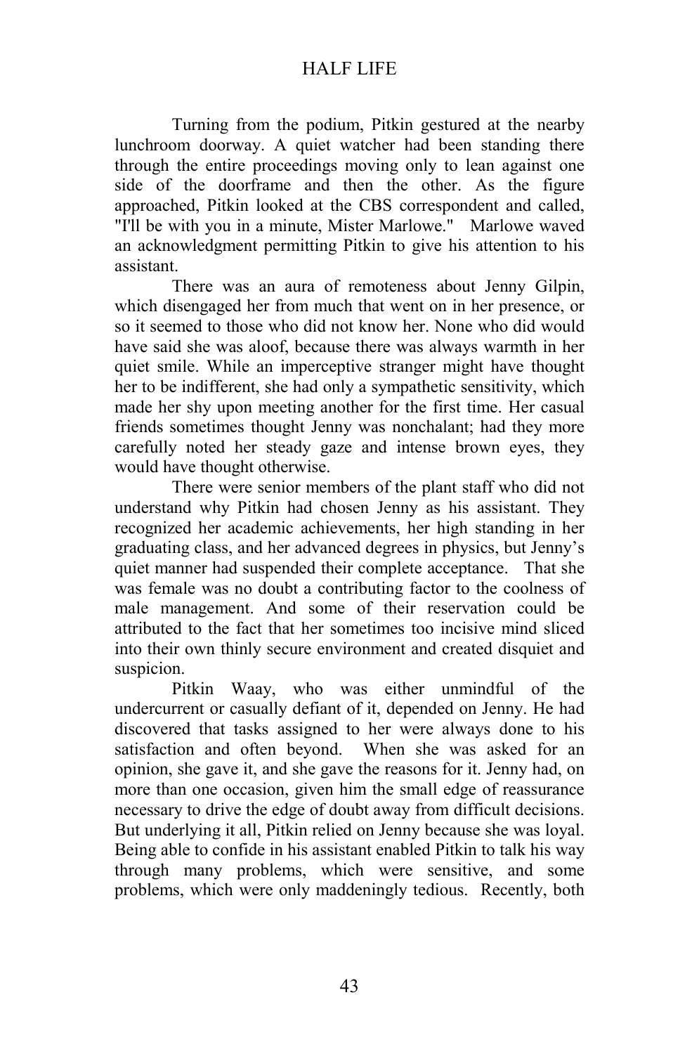Turning from the podium, Pitkin gestured at the nearby lunchroom doorway. A quiet watcher had been standing there through the entire proceedings moving only to lean against one side of the doorframe and then the other. As the figure approached, Pitkin looked at the CBS correspondent and called, "I'll be with you in a minute, Mister Marlowe." Marlowe waved an acknowledgment permitting Pitkin to give his attention to his assistant.

There was an aura of remoteness about Jenny Gilpin, which disengaged her from much that went on in her presence, or so it seemed to those who did not know her. None who did would have said she was aloof, because there was always warmth in her quiet smile. While an imperceptive stranger might have thought her to be indifferent, she had only a sympathetic sensitivity, which made her shy upon meeting another for the first time. Her casual friends sometimes thought Jenny was nonchalant; had they more carefully noted her steady gaze and intense brown eyes, they would have thought otherwise.

There were senior members of the plant staff who did not understand why Pitkin had chosen Jenny as his assistant. They recognized her academic achievements, her high standing in her graduating class, and her advanced degrees in physics, but Jenny's quiet manner had suspended their complete acceptance. That she was female was no doubt a contributing factor to the coolness of male management. And some of their reservation could be attributed to the fact that her sometimes too incisive mind sliced into their own thinly secure environment and created disquiet and suspicion.

Pitkin Waay, who was either unmindful of the undercurrent or casually defiant of it, depended on Jenny. He had discovered that tasks assigned to her were always done to his satisfaction and often beyond. When she was asked for an opinion, she gave it, and she gave the reasons for it. Jenny had, on more than one occasion, given him the small edge of reassurance necessary to drive the edge of doubt away from difficult decisions. But underlying it all, Pitkin relied on Jenny because she was loyal. Being able to confide in his assistant enabled Pitkin to talk his way through many problems, which were sensitive, and some problems, which were only maddeningly tedious. Recently, both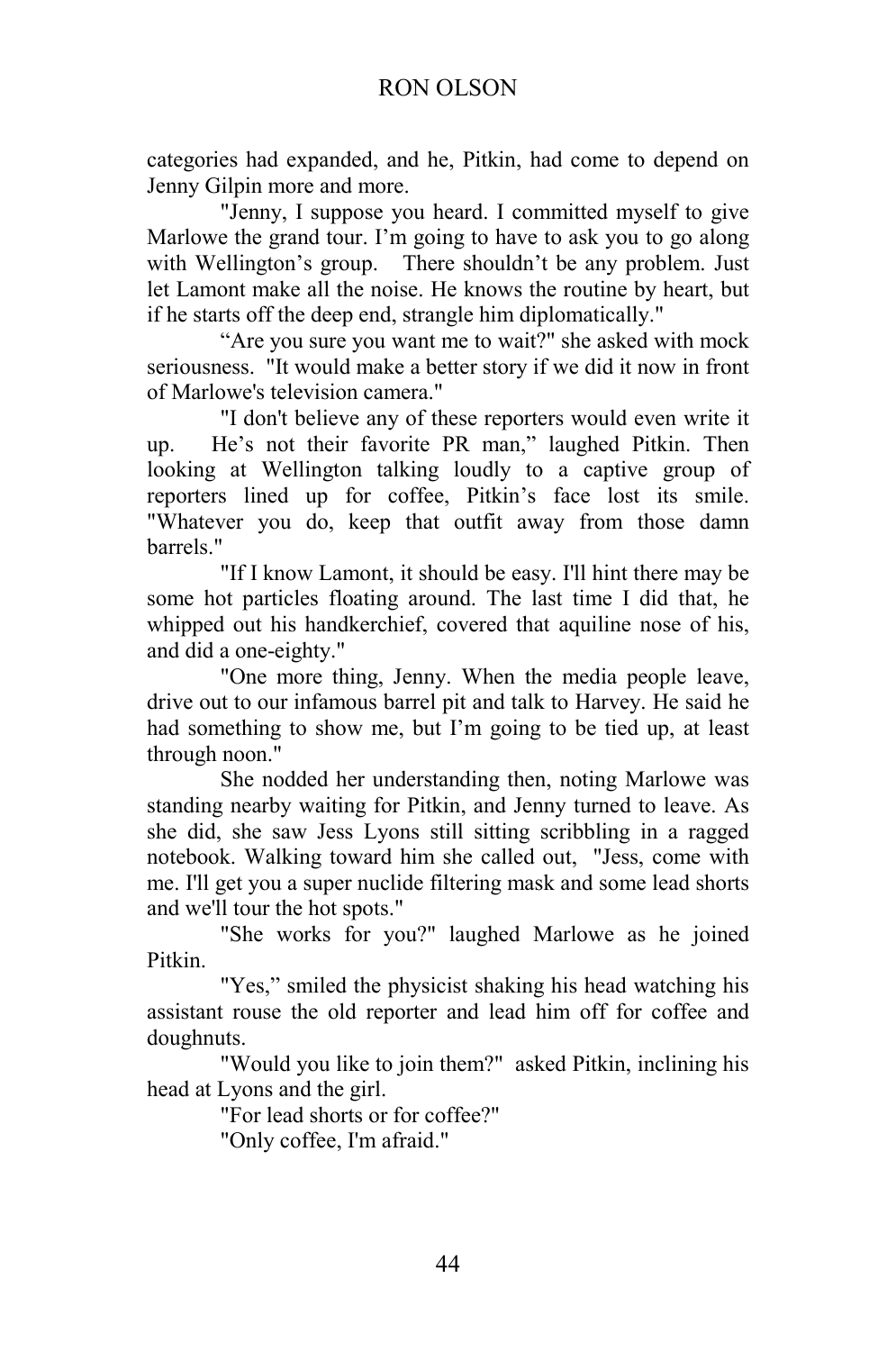categories had expanded, and he, Pitkin, had come to depend on Jenny Gilpin more and more.

"Jenny, I suppose you heard. I committed myself to give Marlowe the grand tour. I'm going to have to ask you to go along with Wellington's group. There shouldn't be any problem. Just let Lamont make all the noise. He knows the routine by heart, but if he starts off the deep end, strangle him diplomatically."

"Are you sure you want me to wait?" she asked with mock seriousness. "It would make a better story if we did it now in front of Marlowe's television camera."

"I don't believe any of these reporters would even write it up. He's not their favorite PR man," laughed Pitkin. Then looking at Wellington talking loudly to a captive group of reporters lined up for coffee, Pitkin's face lost its smile. "Whatever you do, keep that outfit away from those damn barrels."

"If I know Lamont, it should be easy. I'll hint there may be some hot particles floating around. The last time I did that, he whipped out his handkerchief, covered that aquiline nose of his, and did a one-eighty."

"One more thing, Jenny. When the media people leave, drive out to our infamous barrel pit and talk to Harvey. He said he had something to show me, but I'm going to be tied up, at least through noon."

She nodded her understanding then, noting Marlowe was standing nearby waiting for Pitkin, and Jenny turned to leave. As she did, she saw Jess Lyons still sitting scribbling in a ragged notebook. Walking toward him she called out, "Jess, come with me. I'll get you a super nuclide filtering mask and some lead shorts and we'll tour the hot spots."

"She works for you?" laughed Marlowe as he joined Pitkin.

"Yes," smiled the physicist shaking his head watching his assistant rouse the old reporter and lead him off for coffee and doughnuts.

"Would you like to join them?" asked Pitkin, inclining his head at Lyons and the girl.

"For lead shorts or for coffee?"

"Only coffee, I'm afraid."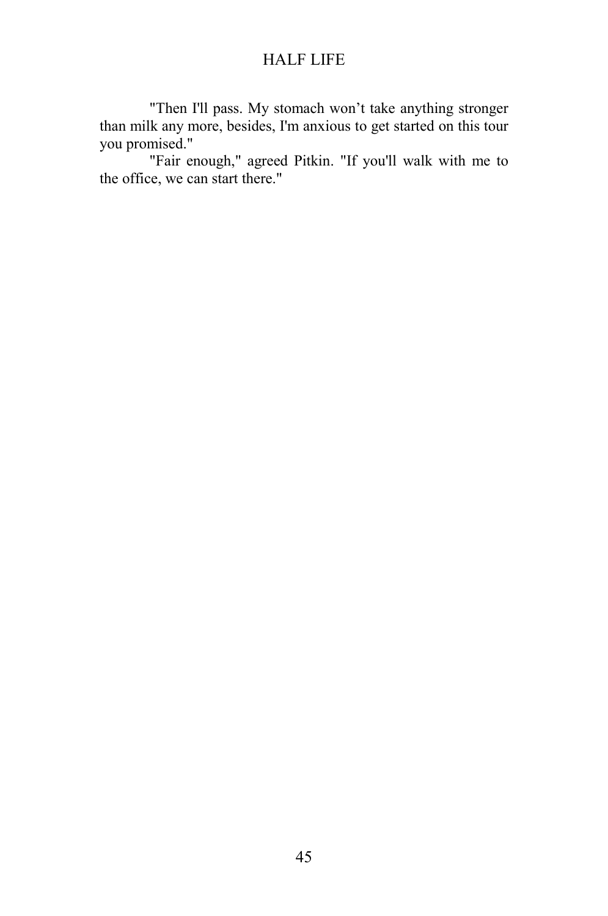"Then I'll pass. My stomach won't take anything stronger than milk any more, besides, I'm anxious to get started on this tour you promised."

"Fair enough," agreed Pitkin. "If you'll walk with me to the office, we can start there."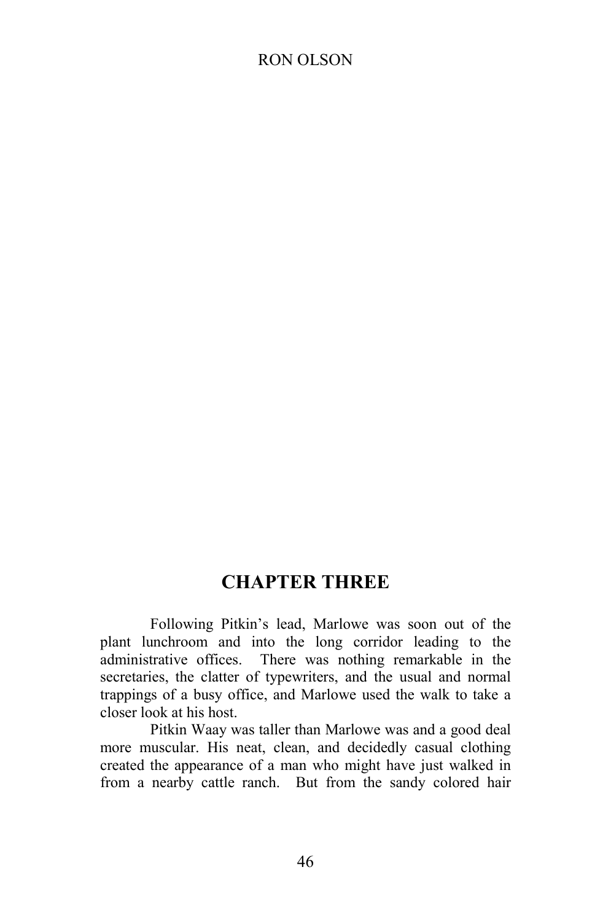# CHAPTER THREE

Following Pitkin's lead, Marlowe was soon out of the plant lunchroom and into the long corridor leading to the administrative offices. There was nothing remarkable in the secretaries, the clatter of typewriters, and the usual and normal trappings of a busy office, and Marlowe used the walk to take a closer look at his host.

Pitkin Waay was taller than Marlowe was and a good deal more muscular. His neat, clean, and decidedly casual clothing created the appearance of a man who might have just walked in from a nearby cattle ranch. But from the sandy colored hair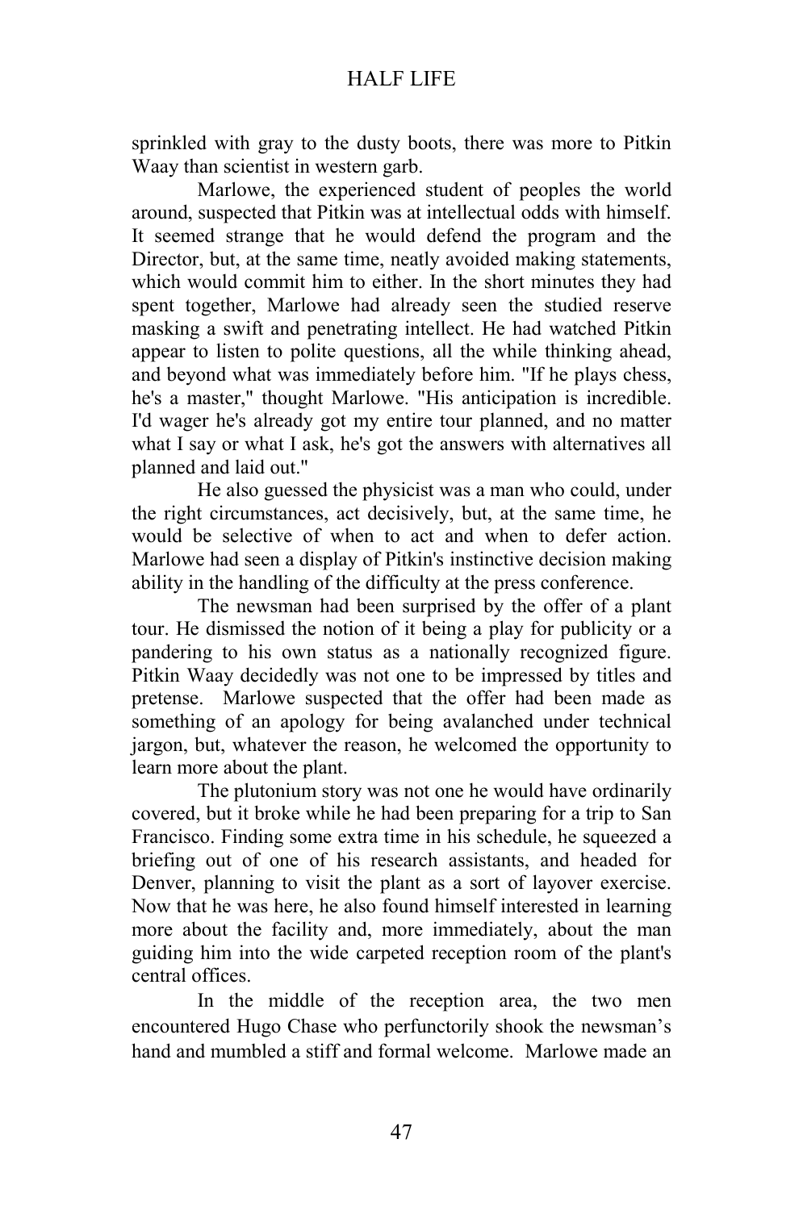sprinkled with gray to the dusty boots, there was more to Pitkin Waay than scientist in western garb.

Marlowe, the experienced student of peoples the world around, suspected that Pitkin was at intellectual odds with himself. It seemed strange that he would defend the program and the Director, but, at the same time, neatly avoided making statements, which would commit him to either. In the short minutes they had spent together, Marlowe had already seen the studied reserve masking a swift and penetrating intellect. He had watched Pitkin appear to listen to polite questions, all the while thinking ahead, and beyond what was immediately before him. "If he plays chess, he's a master," thought Marlowe. "His anticipation is incredible. I'd wager he's already got my entire tour planned, and no matter what I say or what I ask, he's got the answers with alternatives all planned and laid out."

He also guessed the physicist was a man who could, under the right circumstances, act decisively, but, at the same time, he would be selective of when to act and when to defer action. Marlowe had seen a display of Pitkin's instinctive decision making ability in the handling of the difficulty at the press conference.

The newsman had been surprised by the offer of a plant tour. He dismissed the notion of it being a play for publicity or a pandering to his own status as a nationally recognized figure. Pitkin Waay decidedly was not one to be impressed by titles and pretense. Marlowe suspected that the offer had been made as something of an apology for being avalanched under technical jargon, but, whatever the reason, he welcomed the opportunity to learn more about the plant.

The plutonium story was not one he would have ordinarily covered, but it broke while he had been preparing for a trip to San Francisco. Finding some extra time in his schedule, he squeezed a briefing out of one of his research assistants, and headed for Denver, planning to visit the plant as a sort of layover exercise. Now that he was here, he also found himself interested in learning more about the facility and, more immediately, about the man guiding him into the wide carpeted reception room of the plant's central offices.

In the middle of the reception area, the two men encountered Hugo Chase who perfunctorily shook the newsman's hand and mumbled a stiff and formal welcome. Marlowe made an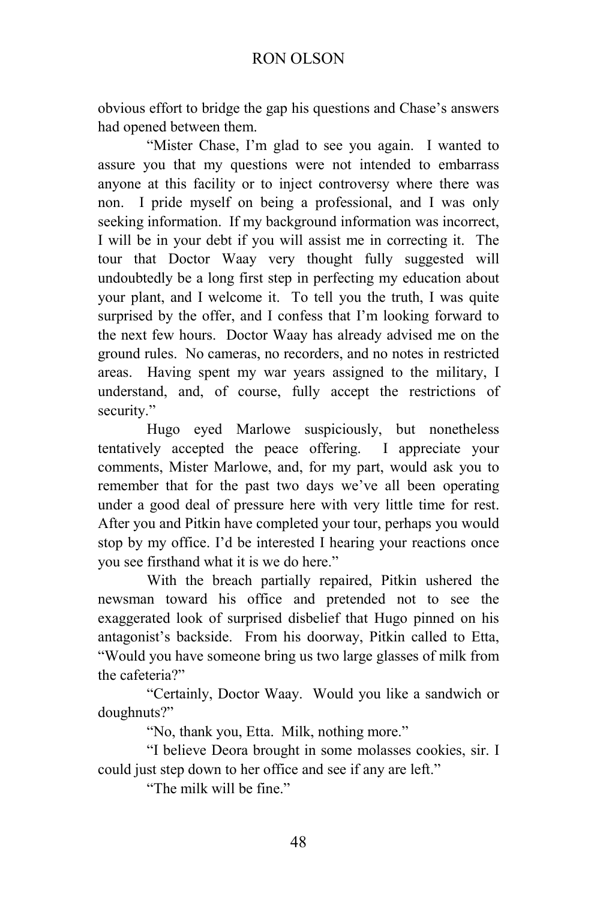obvious effort to bridge the gap his questions and Chase's answers had opened between them.

"Mister Chase, I'm glad to see you again. I wanted to assure you that my questions were not intended to embarrass anyone at this facility or to inject controversy where there was non. I pride myself on being a professional, and I was only seeking information. If my background information was incorrect, I will be in your debt if you will assist me in correcting it. The tour that Doctor Waay very thought fully suggested will undoubtedly be a long first step in perfecting my education about your plant, and I welcome it. To tell you the truth, I was quite surprised by the offer, and I confess that I'm looking forward to the next few hours. Doctor Waay has already advised me on the ground rules. No cameras, no recorders, and no notes in restricted areas. Having spent my war years assigned to the military, I understand, and, of course, fully accept the restrictions of security."

Hugo eyed Marlowe suspiciously, but nonetheless tentatively accepted the peace offering. I appreciate your comments, Mister Marlowe, and, for my part, would ask you to remember that for the past two days we've all been operating under a good deal of pressure here with very little time for rest. After you and Pitkin have completed your tour, perhaps you would stop by my office. I'd be interested I hearing your reactions once you see firsthand what it is we do here."

With the breach partially repaired, Pitkin ushered the newsman toward his office and pretended not to see the exaggerated look of surprised disbelief that Hugo pinned on his antagonist's backside. From his doorway, Pitkin called to Etta, "Would you have someone bring us two large glasses of milk from the cafeteria?"

"Certainly, Doctor Waay. Would you like a sandwich or doughnuts?"

"No, thank you, Etta. Milk, nothing more."

"I believe Deora brought in some molasses cookies, sir. I could just step down to her office and see if any are left."

"The milk will be fine."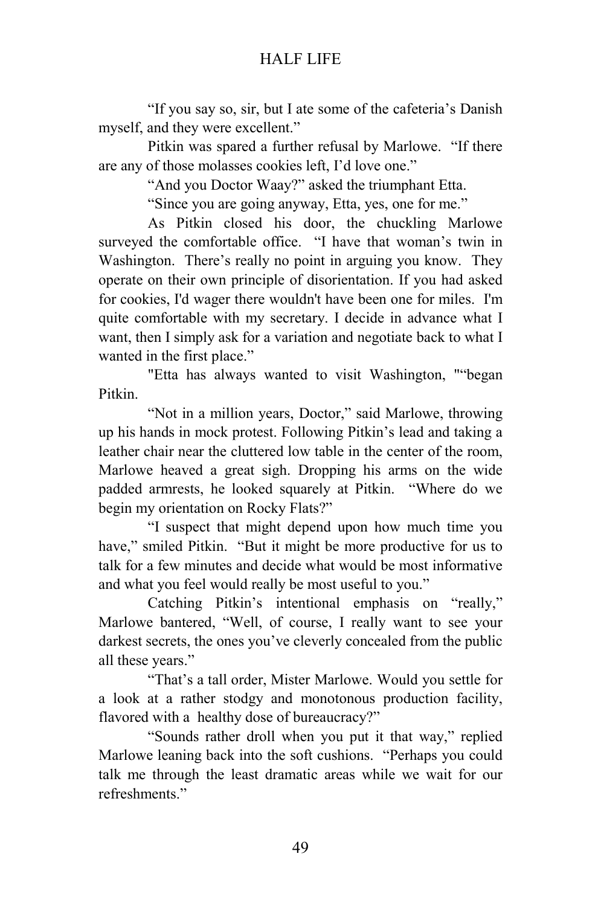"If you say so, sir, but I ate some of the cafeteria's Danish myself, and they were excellent."

Pitkin was spared a further refusal by Marlowe. "If there are any of those molasses cookies left, I'd love one."

"And you Doctor Waay?" asked the triumphant Etta.

"Since you are going anyway, Etta, yes, one for me."

As Pitkin closed his door, the chuckling Marlowe surveyed the comfortable office. "I have that woman's twin in Washington. There's really no point in arguing you know. They operate on their own principle of disorientation. If you had asked for cookies, I'd wager there wouldn't have been one for miles. I'm quite comfortable with my secretary. I decide in advance what I want, then I simply ask for a variation and negotiate back to what I wanted in the first place."

"Etta has always wanted to visit Washington, ""began Pitkin.

"Not in a million years, Doctor," said Marlowe, throwing up his hands in mock protest. Following Pitkin's lead and taking a leather chair near the cluttered low table in the center of the room, Marlowe heaved a great sigh. Dropping his arms on the wide padded armrests, he looked squarely at Pitkin. "Where do we begin my orientation on Rocky Flats?"

"I suspect that might depend upon how much time you have," smiled Pitkin. "But it might be more productive for us to talk for a few minutes and decide what would be most informative and what you feel would really be most useful to you."

Catching Pitkin's intentional emphasis on "really," Marlowe bantered, "Well, of course, I really want to see your darkest secrets, the ones you've cleverly concealed from the public all these years."

"That's a tall order, Mister Marlowe. Would you settle for a look at a rather stodgy and monotonous production facility, flavored with a healthy dose of bureaucracy?"

"Sounds rather droll when you put it that way," replied Marlowe leaning back into the soft cushions. "Perhaps you could talk me through the least dramatic areas while we wait for our refreshments."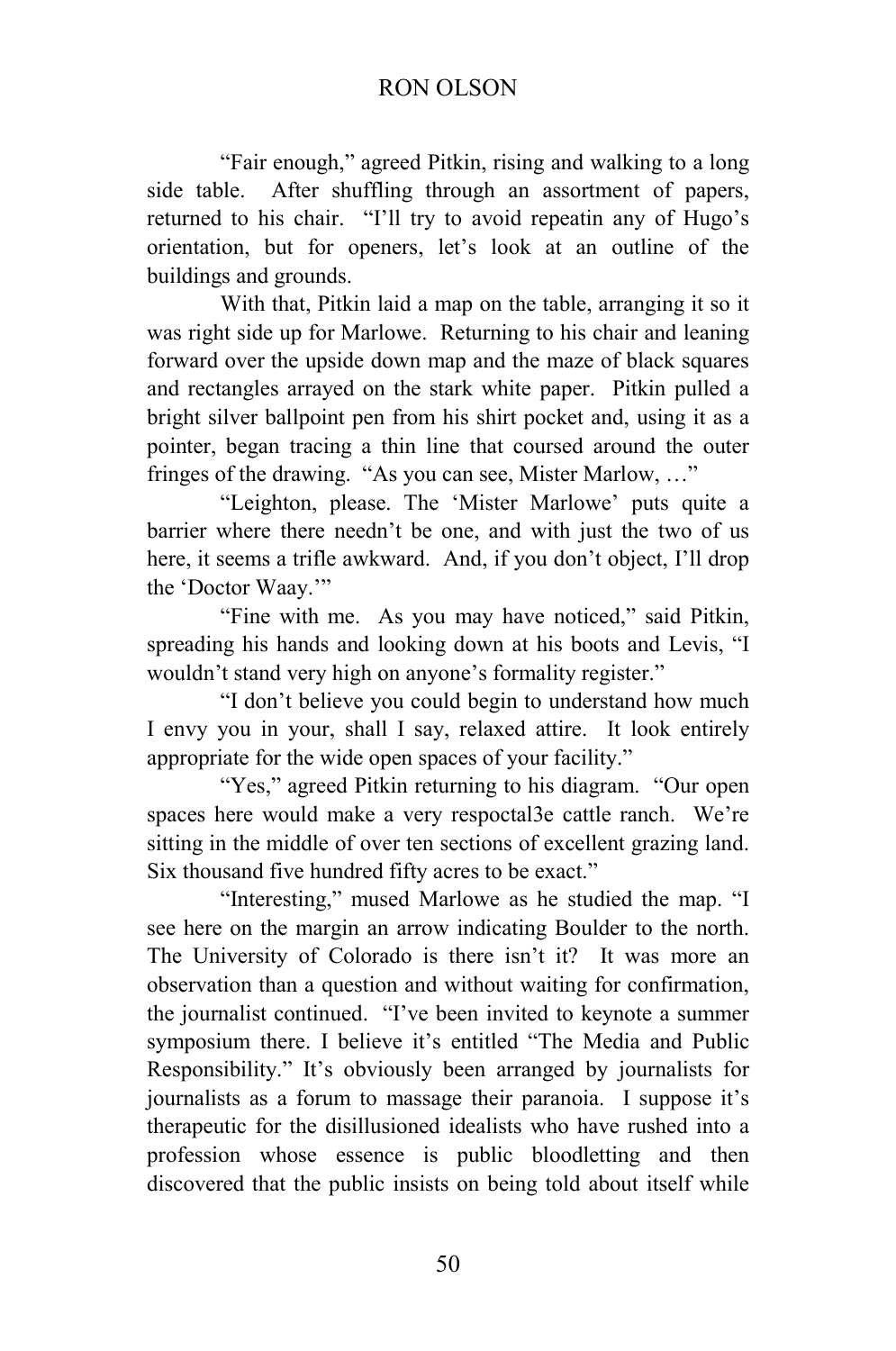"Fair enough," agreed Pitkin, rising and walking to a long side table. After shuffling through an assortment of papers, returned to his chair. "I'll try to avoid repeatin any of Hugo's orientation, but for openers, let's look at an outline of the buildings and grounds.

With that, Pitkin laid a map on the table, arranging it so it was right side up for Marlowe. Returning to his chair and leaning forward over the upside down map and the maze of black squares and rectangles arrayed on the stark white paper. Pitkin pulled a bright silver ballpoint pen from his shirt pocket and, using it as a pointer, began tracing a thin line that coursed around the outer fringes of the drawing. "As you can see, Mister Marlow, …"

"Leighton, please. The 'Mister Marlowe' puts quite a barrier where there needn't be one, and with just the two of us here, it seems a trifle awkward. And, if you don't object, I'll drop the 'Doctor Waay.'"

"Fine with me. As you may have noticed," said Pitkin, spreading his hands and looking down at his boots and Levis, "I wouldn't stand very high on anyone's formality register."

"I don't believe you could begin to understand how much I envy you in your, shall I say, relaxed attire. It look entirely appropriate for the wide open spaces of your facility."

"Yes," agreed Pitkin returning to his diagram. "Our open spaces here would make a very respoctal3e cattle ranch. We're sitting in the middle of over ten sections of excellent grazing land. Six thousand five hundred fifty acres to be exact."

"Interesting," mused Marlowe as he studied the map. "I see here on the margin an arrow indicating Boulder to the north. The University of Colorado is there isn't it? It was more an observation than a question and without waiting for confirmation, the journalist continued. "I've been invited to keynote a summer symposium there. I believe it's entitled "The Media and Public Responsibility." It's obviously been arranged by journalists for journalists as a forum to massage their paranoia. I suppose it's therapeutic for the disillusioned idealists who have rushed into a profession whose essence is public bloodletting and then discovered that the public insists on being told about itself while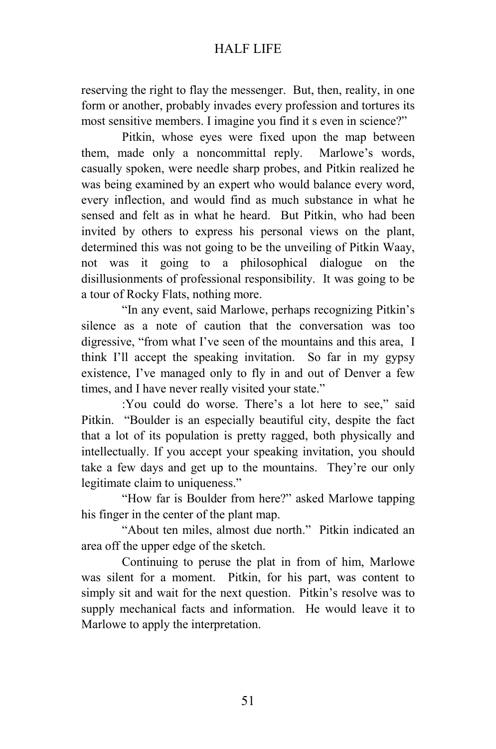reserving the right to flay the messenger. But, then, reality, in one form or another, probably invades every profession and tortures its most sensitive members. I imagine you find it s even in science?"

Pitkin, whose eyes were fixed upon the map between them, made only a noncommittal reply. Marlowe's words, casually spoken, were needle sharp probes, and Pitkin realized he was being examined by an expert who would balance every word, every inflection, and would find as much substance in what he sensed and felt as in what he heard. But Pitkin, who had been invited by others to express his personal views on the plant, determined this was not going to be the unveiling of Pitkin Waay, not was it going to a philosophical dialogue on the disillusionments of professional responsibility. It was going to be a tour of Rocky Flats, nothing more.

"In any event, said Marlowe, perhaps recognizing Pitkin's silence as a note of caution that the conversation was too digressive, "from what I've seen of the mountains and this area, I think I'll accept the speaking invitation. So far in my gypsy existence, I've managed only to fly in and out of Denver a few times, and I have never really visited your state."

:You could do worse. There's a lot here to see," said Pitkin. "Boulder is an especially beautiful city, despite the fact that a lot of its population is pretty ragged, both physically and intellectually. If you accept your speaking invitation, you should take a few days and get up to the mountains. They're our only legitimate claim to uniqueness."

"How far is Boulder from here?" asked Marlowe tapping his finger in the center of the plant map.

"About ten miles, almost due north." Pitkin indicated an area off the upper edge of the sketch.

Continuing to peruse the plat in from of him, Marlowe was silent for a moment. Pitkin, for his part, was content to simply sit and wait for the next question. Pitkin's resolve was to supply mechanical facts and information. He would leave it to Marlowe to apply the interpretation.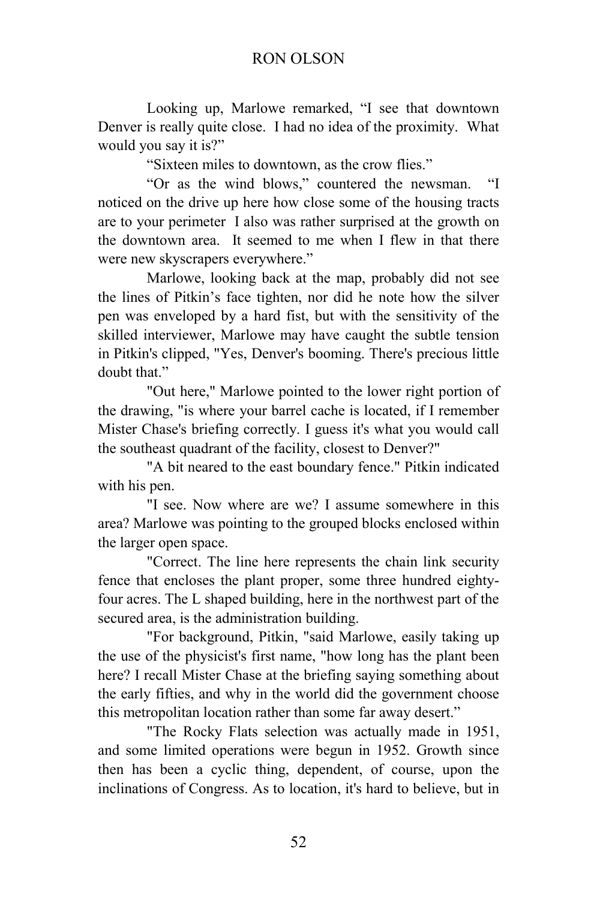Looking up, Marlowe remarked, “I see that downtown Denver is really quite close. I had no idea of the proximity. What would you say it is?”

“Sixteen miles to downtown, as the crow flies.”

“Or as the wind blows,” countered the newsman. “I noticed on the drive up here how close some of the housing tracts are to your perimeter I also was rather surprised at the growth on the downtown area. It seemed to me when I flew in that there were new skyscrapers everywhere.”

Marlowe, looking back at the map, probably did not see the lines of Pitkin’s face tighten, nor did he note how the silver pen was enveloped by a hard fist, but with the sensitivity of the skilled interviewer, Marlowe may have caught the subtle tension in Pitkin's clipped, "Yes, Denver's booming. There's precious little doubt that.”

"Out here," Marlowe pointed to the lower right portion of the drawing, "is where your barrel cache is located, if I remember Mister Chase's briefing correctly. I guess it's what you would call the southeast quadrant of the facility, closest to Denver?"

"A bit neared to the east boundary fence." Pitkin indicated with his pen.

"I see. Now where are we? I assume somewhere in this area? Marlowe was pointing to the grouped blocks enclosed within the larger open space.

"Correct. The line here represents the chain link security fence that encloses the plant proper, some three hundred eighty-four acres. The L shaped building, here in the northwest part of the secured area, is the administration building.

"For background, Pitkin, "said Marlowe, easily taking up the use of the physicist's first name, "how long has the plant been here? I recall Mister Chase at the briefing saying something about the early fifties, and why in the world did the government choose this metropolitan location rather than some far away desert.”

"The Rocky Flats selection was actually made in 1951, and some limited operations were begun in 1952. Growth since then has been a cyclic thing, dependent, of course, upon the inclinations of Congress. As to location, it's hard to believe, but in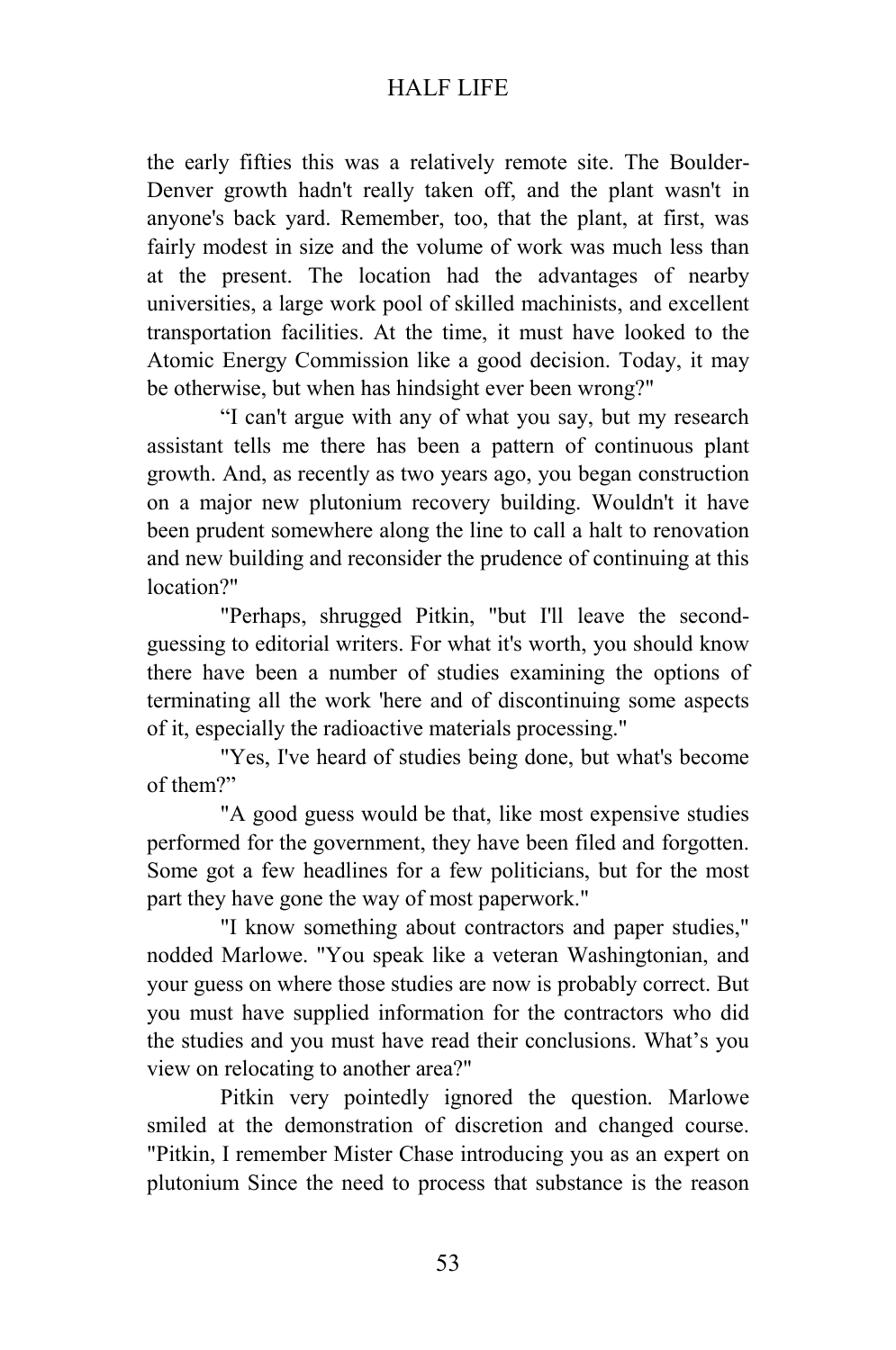the early fifties this was a relatively remote site. The Boulder-Denver growth hadn't really taken off, and the plant wasn't in anyone's back yard. Remember, too, that the plant, at first, was fairly modest in size and the volume of work was much less than at the present. The location had the advantages of nearby universities, a large work pool of skilled machinists, and excellent transportation facilities. At the time, it must have looked to the Atomic Energy Commission like a good decision. Today, it may be otherwise, but when has hindsight ever been wrong?"

"I can't argue with any of what you say, but my research assistant tells me there has been a pattern of continuous plant growth. And, as recently as two years ago, you began construction on a major new plutonium recovery building. Wouldn't it have been prudent somewhere along the line to call a halt to renovation and new building and reconsider the prudence of continuing at this location?"

"Perhaps, shrugged Pitkin, "but I'll leave the second-guessing to editorial writers. For what it's worth, you should know there have been a number of studies examining the options of terminating all the work 'here and of discontinuing some aspects of it, especially the radioactive materials processing."

"Yes, I've heard of studies being done, but what's become of them?"

"A good guess would be that, like most expensive studies performed for the government, they have been filed and forgotten. Some got a few headlines for a few politicians, but for the most part they have gone the way of most paperwork."

"I know something about contractors and paper studies," nodded Marlowe. "You speak like a veteran Washingtonian, and your guess on where those studies are now is probably correct. But you must have supplied information for the contractors who did the studies and you must have read their conclusions. What's you view on relocating to another area?"

Pitkin very pointedly ignored the question. Marlowe smiled at the demonstration of discretion and changed course. "Pitkin, I remember Mister Chase introducing you as an expert on plutonium Since the need to process that substance is the reason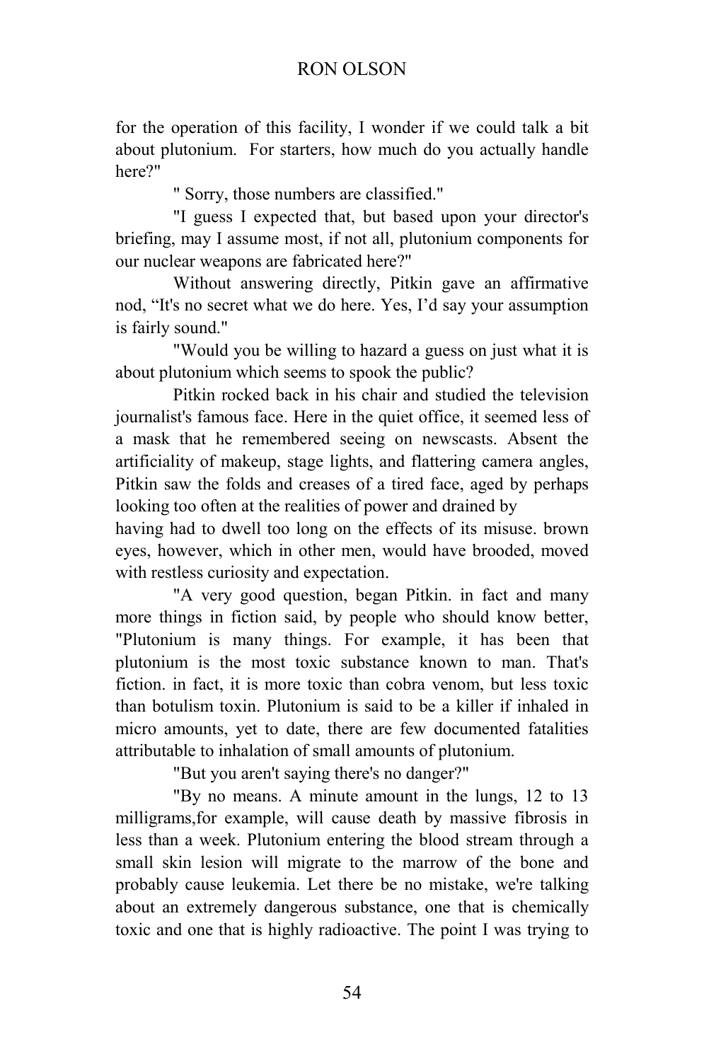for the operation of this facility, I wonder if we could talk a bit about plutonium. For starters, how much do you actually handle here?"

" Sorry, those numbers are classified."

"I guess I expected that, but based upon your director's briefing, may I assume most, if not all, plutonium components for our nuclear weapons are fabricated here?"

Without answering directly, Pitkin gave an affirmative nod, “It's no secret what we do here. Yes, I’d say your assumption is fairly sound."

"Would you be willing to hazard a guess on just what it is about plutonium which seems to spook the public?

Pitkin rocked back in his chair and studied the television journalist's famous face. Here in the quiet office, it seemed less of a mask that he remembered seeing on newscasts. Absent the artificiality of makeup, stage lights, and flattering camera angles, Pitkin saw the folds and creases of a tired face, aged by perhaps looking too often at the realities of power and drained by having had to dwell too long on the effects of its misuse. brown eyes, however, which in other men, would have brooded, moved with restless curiosity and expectation.

"A very good question, began Pitkin. in fact and many more things in fiction said, by people who should know better, "Plutonium is many things. For example, it has been that plutonium is the most toxic substance known to man. That's fiction. in fact, it is more toxic than cobra venom, but less toxic than botulism toxin. Plutonium is said to be a killer if inhaled in micro amounts, yet to date, there are few documented fatalities attributable to inhalation of small amounts of plutonium.

"But you aren't saying there's no danger?"

"By no means. A minute amount in the lungs, 12 to 13 milligrams,for example, will cause death by massive fibrosis in less than a week. Plutonium entering the blood stream through a small skin lesion will migrate to the marrow of the bone and probably cause leukemia. Let there be no mistake, we're talking about an extremely dangerous substance, one that is chemically toxic and one that is highly radioactive. The point I was trying to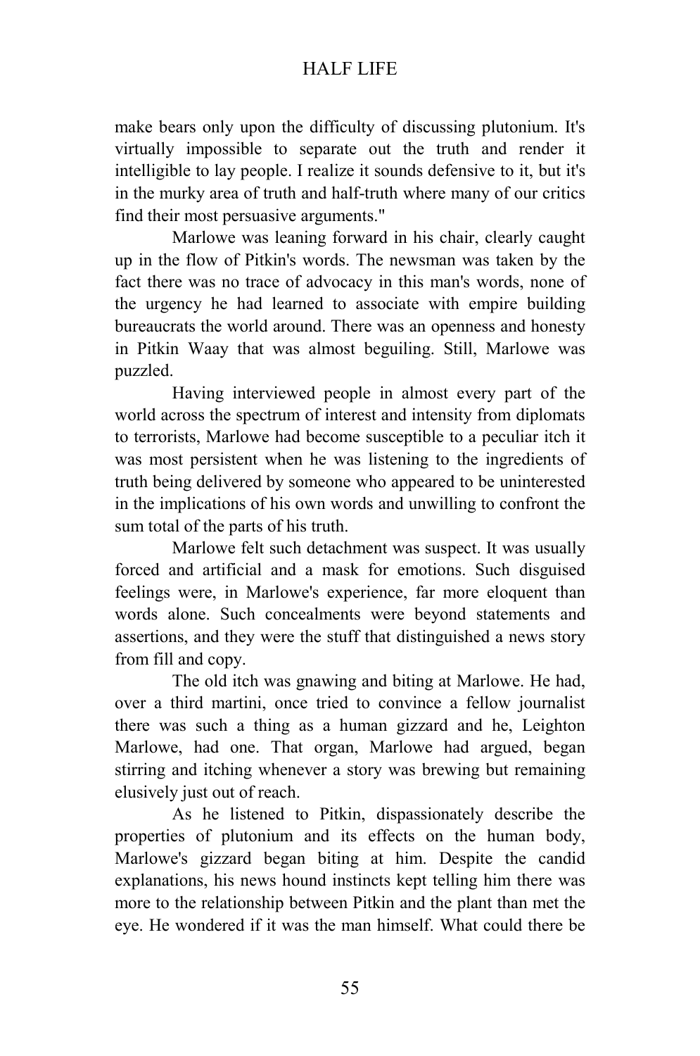make bears only upon the difficulty of discussing plutonium. It's virtually impossible to separate out the truth and render it intelligible to lay people. I realize it sounds defensive to it, but it's in the murky area of truth and half-truth where many of our critics find their most persuasive arguments."

Marlowe was leaning forward in his chair, clearly caught up in the flow of Pitkin's words. The newsman was taken by the fact there was no trace of advocacy in this man's words, none of the urgency he had learned to associate with empire building bureaucrats the world around. There was an openness and honesty in Pitkin Waay that was almost beguiling. Still, Marlowe was puzzled.

Having interviewed people in almost every part of the world across the spectrum of interest and intensity from diplomats to terrorists, Marlowe had become susceptible to a peculiar itch it was most persistent when he was listening to the ingredients of truth being delivered by someone who appeared to be uninterested in the implications of his own words and unwilling to confront the sum total of the parts of his truth.

Marlowe felt such detachment was suspect. It was usually forced and artificial and a mask for emotions. Such disguised feelings were, in Marlowe's experience, far more eloquent than words alone. Such concealments were beyond statements and assertions, and they were the stuff that distinguished a news story from fill and copy.

The old itch was gnawing and biting at Marlowe. He had, over a third martini, once tried to convince a fellow journalist there was such a thing as a human gizzard and he, Leighton Marlowe, had one. That organ, Marlowe had argued, began stirring and itching whenever a story was brewing but remaining elusively just out of reach.

As he listened to Pitkin, dispassionately describe the properties of plutonium and its effects on the human body, Marlowe's gizzard began biting at him. Despite the candid explanations, his news hound instincts kept telling him there was more to the relationship between Pitkin and the plant than met the eye. He wondered if it was the man himself. What could there be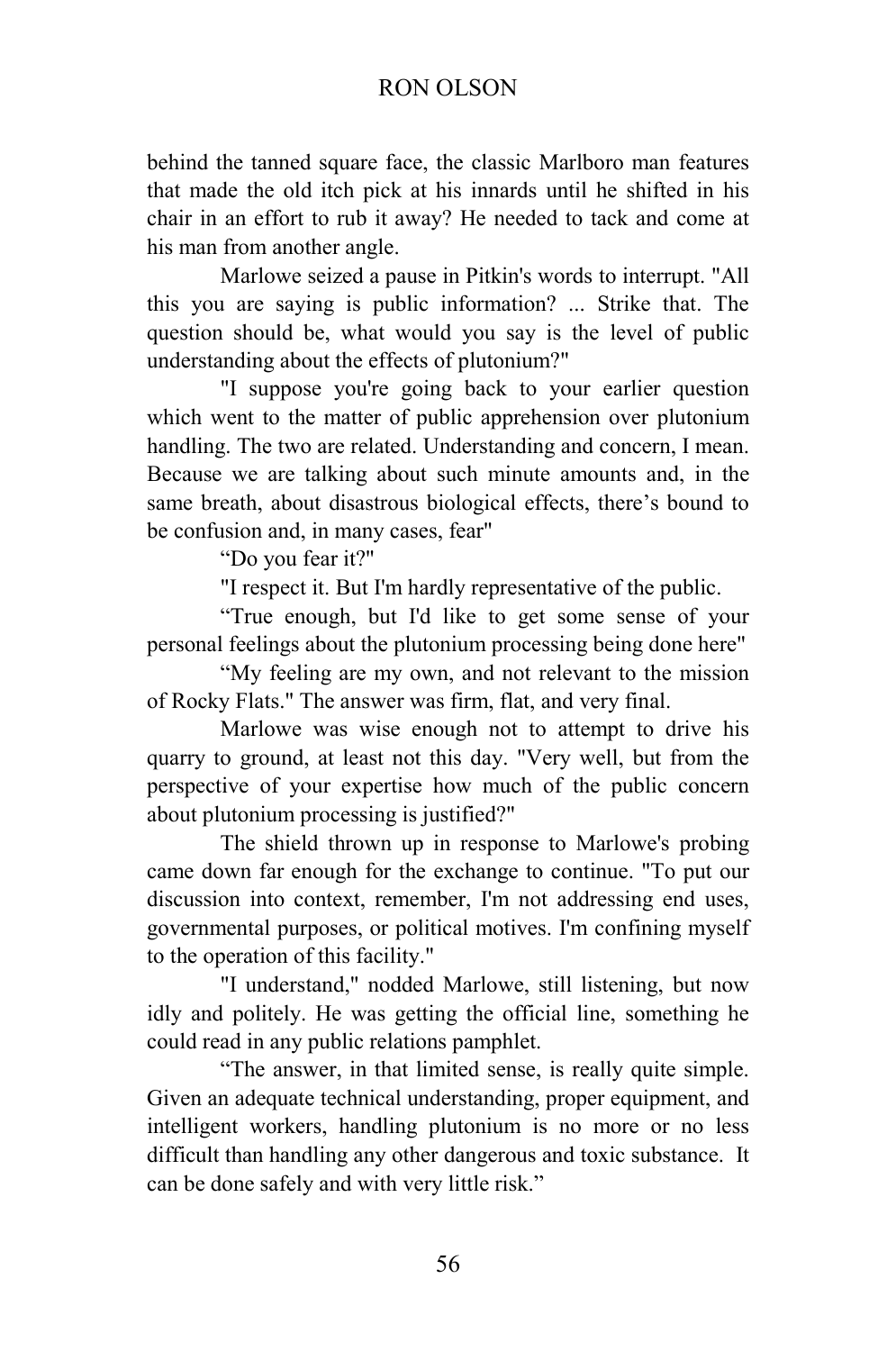behind the tanned square face, the classic Marlboro man features that made the old itch pick at his innards until he shifted in his chair in an effort to rub it away? He needed to tack and come at his man from another angle.

Marlowe seized a pause in Pitkin's words to interrupt. "All this you are saying is public information? ... Strike that. The question should be, what would you say is the level of public understanding about the effects of plutonium?"

"I suppose you're going back to your earlier question which went to the matter of public apprehension over plutonium handling. The two are related. Understanding and concern, I mean. Because we are talking about such minute amounts and, in the same breath, about disastrous biological effects, there's bound to be confusion and, in many cases, fear"

"Do you fear it?"

"I respect it. But I'm hardly representative of the public.

"True enough, but I'd like to get some sense of your personal feelings about the plutonium processing being done here"

"My feeling are my own, and not relevant to the mission of Rocky Flats." The answer was firm, flat, and very final.

Marlowe was wise enough not to attempt to drive his quarry to ground, at least not this day. "Very well, but from the perspective of your expertise how much of the public concern about plutonium processing is justified?"

The shield thrown up in response to Marlowe's probing came down far enough for the exchange to continue. "To put our discussion into context, remember, I'm not addressing end uses, governmental purposes, or political motives. I'm confining myself to the operation of this facility."

"I understand," nodded Marlowe, still listening, but now idly and politely. He was getting the official line, something he could read in any public relations pamphlet.

"The answer, in that limited sense, is really quite simple. Given an adequate technical understanding, proper equipment, and intelligent workers, handling plutonium is no more or no less difficult than handling any other dangerous and toxic substance. It can be done safely and with very little risk."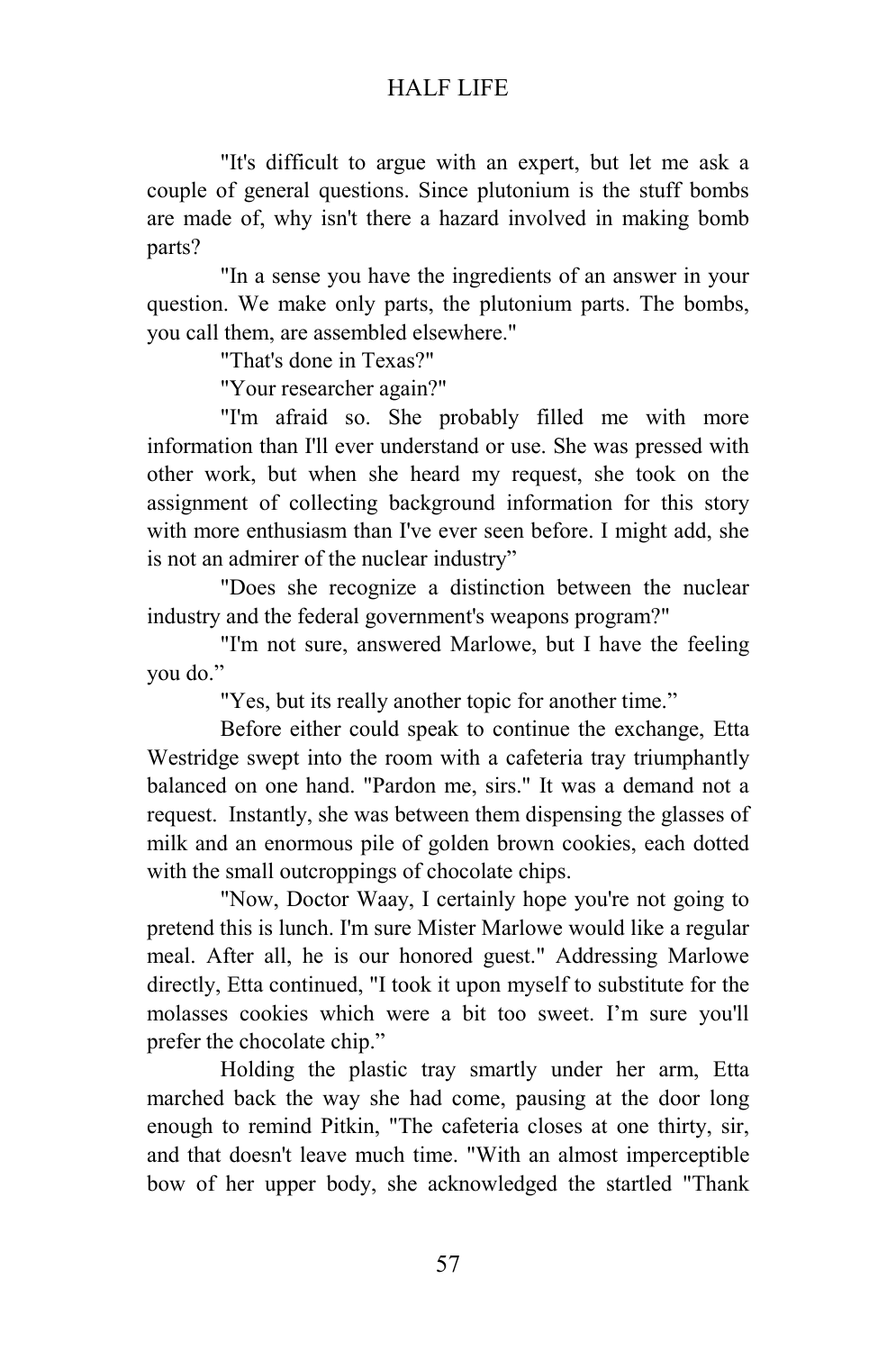"It's difficult to argue with an expert, but let me ask a couple of general questions. Since plutonium is the stuff bombs are made of, why isn't there a hazard involved in making bomb parts?

"In a sense you have the ingredients of an answer in your question. We make only parts, the plutonium parts. The bombs, you call them, are assembled elsewhere."

"That's done in Texas?"

"Your researcher again?"

"I'm afraid so. She probably filled me with more information than I'll ever understand or use. She was pressed with other work, but when she heard my request, she took on the assignment of collecting background information for this story with more enthusiasm than I've ever seen before. I might add, she is not an admirer of the nuclear industry”

"Does she recognize a distinction between the nuclear industry and the federal government's weapons program?"

"I'm not sure, answered Marlowe, but I have the feeling you do.”

"Yes, but its really another topic for another time.”

Before either could speak to continue the exchange, Etta Westridge swept into the room with a cafeteria tray triumphantly balanced on one hand. "Pardon me, sirs." It was a demand not a request.  Instantly, she was between them dispensing the glasses of milk and an enormous pile of golden brown cookies, each dotted with the small outcroppings of chocolate chips.

"Now, Doctor Waay, I certainly hope you're not going to pretend this is lunch. I'm sure Mister Marlowe would like a regular meal. After all, he is our honored guest." Addressing Marlowe directly, Etta continued, "I took it upon myself to substitute for the molasses cookies which were a bit too sweet. I’m sure you'll prefer the chocolate chip.”

Holding the plastic tray smartly under her arm, Etta marched back the way she had come, pausing at the door long enough to remind Pitkin, "The cafeteria closes at one thirty, sir, and that doesn't leave much time. "With an almost imperceptible bow of her upper body, she acknowledged the startled "Thank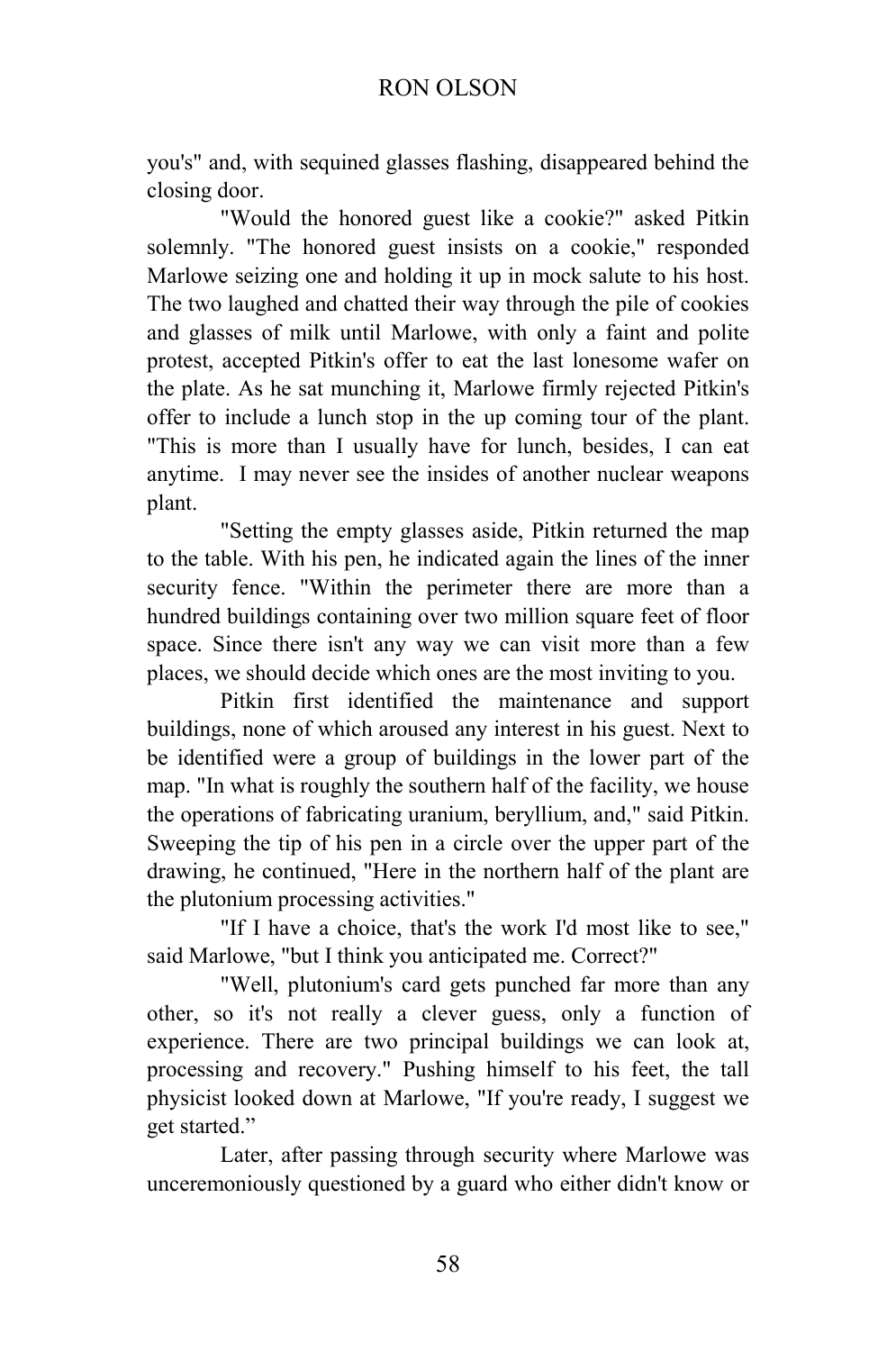you's" and, with sequined glasses flashing, disappeared behind the closing door.

"Would the honored guest like a cookie?" asked Pitkin solemnly. "The honored guest insists on a cookie," responded Marlowe seizing one and holding it up in mock salute to his host. The two laughed and chatted their way through the pile of cookies and glasses of milk until Marlowe, with only a faint and polite protest, accepted Pitkin's offer to eat the last lonesome wafer on the plate. As he sat munching it, Marlowe firmly rejected Pitkin's offer to include a lunch stop in the up coming tour of the plant. "This is more than I usually have for lunch, besides, I can eat anytime. I may never see the insides of another nuclear weapons plant.

"Setting the empty glasses aside, Pitkin returned the map to the table. With his pen, he indicated again the lines of the inner security fence. "Within the perimeter there are more than a hundred buildings containing over two million square feet of floor space. Since there isn't any way we can visit more than a few places, we should decide which ones are the most inviting to you.

Pitkin first identified the maintenance and support buildings, none of which aroused any interest in his guest. Next to be identified were a group of buildings in the lower part of the map. "In what is roughly the southern half of the facility, we house the operations of fabricating uranium, beryllium, and," said Pitkin. Sweeping the tip of his pen in a circle over the upper part of the drawing, he continued, "Here in the northern half of the plant are the plutonium processing activities."

"If I have a choice, that's the work I'd most like to see," said Marlowe, "but I think you anticipated me. Correct?"

"Well, plutonium's card gets punched far more than any other, so it's not really a clever guess, only a function of experience. There are two principal buildings we can look at, processing and recovery." Pushing himself to his feet, the tall physicist looked down at Marlowe, "If you're ready, I suggest we get started."

Later, after passing through security where Marlowe was unceremoniously questioned by a guard who either didn't know or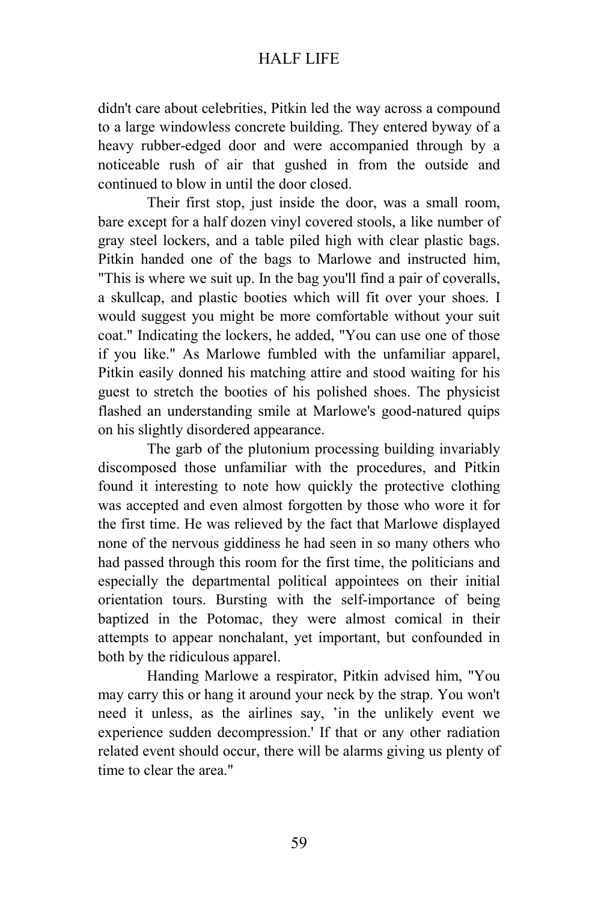didn't care about celebrities, Pitkin led the way across a compound to a large windowless concrete building. They entered byway of a heavy rubber-edged door and were accompanied through by a noticeable rush of air that gushed in from the outside and continued to blow in until the door closed.

Their first stop, just inside the door, was a small room, bare except for a half dozen vinyl covered stools, a like number of gray steel lockers, and a table piled high with clear plastic bags. Pitkin handed one of the bags to Marlowe and instructed him, "This is where we suit up. In the bag you'll find a pair of coveralls, a skullcap, and plastic booties which will fit over your shoes. I would suggest you might be more comfortable without your suit coat." Indicating the lockers, he added, "You can use one of those if you like." As Marlowe fumbled with the unfamiliar apparel, Pitkin easily donned his matching attire and stood waiting for his guest to stretch the booties of his polished shoes. The physicist flashed an understanding smile at Marlowe's good-natured quips on his slightly disordered appearance.

The garb of the plutonium processing building invariably discomposed those unfamiliar with the procedures, and Pitkin found it interesting to note how quickly the protective clothing was accepted and even almost forgotten by those who wore it for the first time. He was relieved by the fact that Marlowe displayed none of the nervous giddiness he had seen in so many others who had passed through this room for the first time, the politicians and especially the departmental political appointees on their initial orientation tours. Bursting with the self-importance of being baptized in the Potomac, they were almost comical in their attempts to appear nonchalant, yet important, but confounded in both by the ridiculous apparel.

Handing Marlowe a respirator, Pitkin advised him, "You may carry this or hang it around your neck by the strap. You won't need it unless, as the airlines say, 'in the unlikely event we experience sudden decompression.' If that or any other radiation related event should occur, there will be alarms giving us plenty of time to clear the area."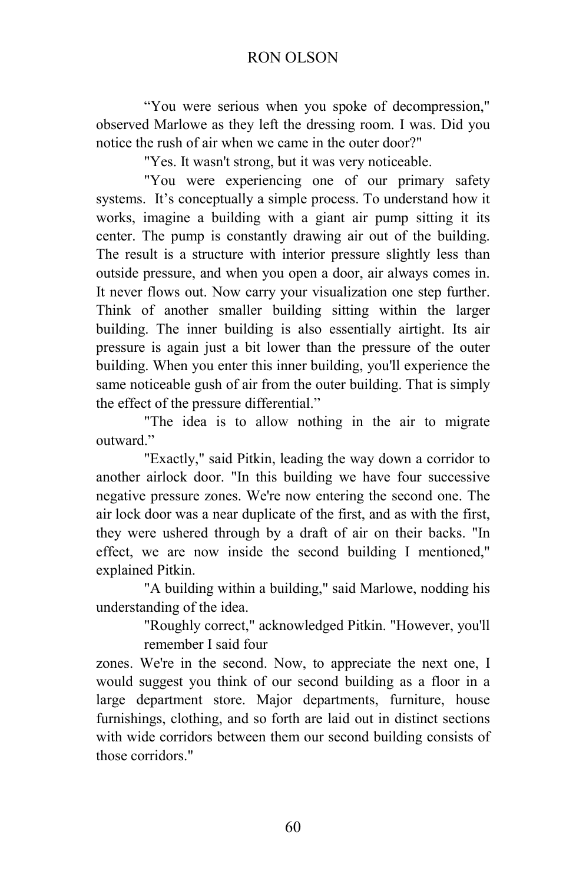"You were serious when you spoke of decompression," observed Marlowe as they left the dressing room. I was. Did you notice the rush of air when we came in the outer door?"

"Yes. It wasn't strong, but it was very noticeable.

"You were experiencing one of our primary safety systems. It's conceptually a simple process. To understand how it works, imagine a building with a giant air pump sitting it its center. The pump is constantly drawing air out of the building. The result is a structure with interior pressure slightly less than outside pressure, and when you open a door, air always comes in. It never flows out. Now carry your visualization one step further. Think of another smaller building sitting within the larger building. The inner building is also essentially airtight. Its air pressure is again just a bit lower than the pressure of the outer building. When you enter this inner building, you'll experience the same noticeable gush of air from the outer building. That is simply the effect of the pressure differential."

"The idea is to allow nothing in the air to migrate outward."

"Exactly," said Pitkin, leading the way down a corridor to another airlock door. "In this building we have four successive negative pressure zones. We're now entering the second one. The air lock door was a near duplicate of the first, and as with the first, they were ushered through by a draft of air on their backs. "In effect, we are now inside the second building I mentioned," explained Pitkin.

"A building within a building," said Marlowe, nodding his understanding of the idea.

"Roughly correct," acknowledged Pitkin. "However, you'll remember I said four zones. We're in the second. Now, to appreciate the next one, I would suggest you think of our second building as a floor in a large department store. Major departments, furniture, house furnishings, clothing, and so forth are laid out in distinct sections with wide corridors between them our second building consists of those corridors."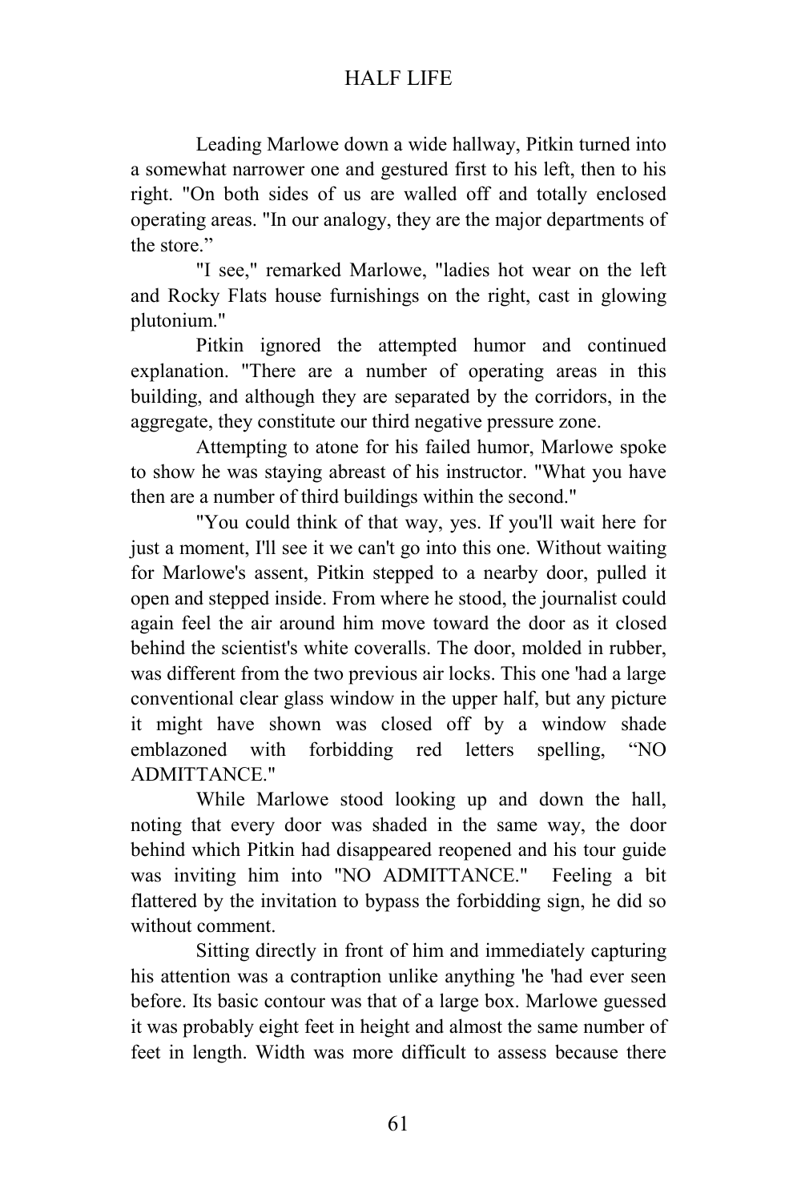Leading Marlowe down a wide hallway, Pitkin turned into a somewhat narrower one and gestured first to his left, then to his right. "On both sides of us are walled off and totally enclosed operating areas. "In our analogy, they are the major departments of the store."

"I see," remarked Marlowe, "ladies hot wear on the left and Rocky Flats house furnishings on the right, cast in glowing plutonium."

Pitkin ignored the attempted humor and continued explanation. "There are a number of operating areas in this building, and although they are separated by the corridors, in the aggregate, they constitute our third negative pressure zone.

Attempting to atone for his failed humor, Marlowe spoke to show he was staying abreast of his instructor. "What you have then are a number of third buildings within the second."

"You could think of that way, yes. If you'll wait here for just a moment, I'll see it we can't go into this one. Without waiting for Marlowe's assent, Pitkin stepped to a nearby door, pulled it open and stepped inside. From where he stood, the journalist could again feel the air around him move toward the door as it closed behind the scientist's white coveralls. The door, molded in rubber, was different from the two previous air locks. This one 'had a large conventional clear glass window in the upper half, but any picture it might have shown was closed off by a window shade emblazoned with forbidding red letters spelling, "NO ADMITTANCE."

While Marlowe stood looking up and down the hall, noting that every door was shaded in the same way, the door behind which Pitkin had disappeared reopened and his tour guide was inviting him into "NO ADMITTANCE." Feeling a bit flattered by the invitation to bypass the forbidding sign, he did so without comment.

Sitting directly in front of him and immediately capturing his attention was a contraption unlike anything 'he 'had ever seen before. Its basic contour was that of a large box. Marlowe guessed it was probably eight feet in height and almost the same number of feet in length. Width was more difficult to assess because there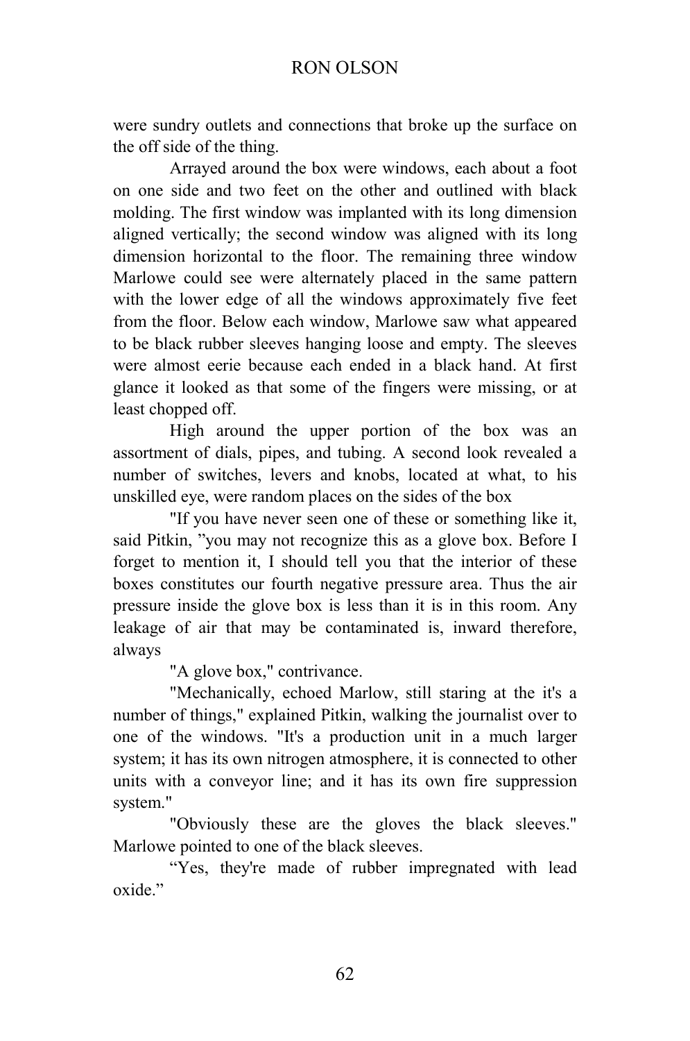were sundry outlets and connections that broke up the surface on the off side of the thing.

Arrayed around the box were windows, each about a foot on one side and two feet on the other and outlined with black molding. The first window was implanted with its long dimension aligned vertically; the second window was aligned with its long dimension horizontal to the floor. The remaining three window Marlowe could see were alternately placed in the same pattern with the lower edge of all the windows approximately five feet from the floor. Below each window, Marlowe saw what appeared to be black rubber sleeves hanging loose and empty. The sleeves were almost eerie because each ended in a black hand. At first glance it looked as that some of the fingers were missing, or at least chopped off.

High around the upper portion of the box was an assortment of dials, pipes, and tubing. A second look revealed a number of switches, levers and knobs, located at what, to his unskilled eye, were random places on the sides of the box

"If you have never seen one of these or something like it, said Pitkin, "you may not recognize this as a glove box. Before I forget to mention it, I should tell you that the interior of these boxes constitutes our fourth negative pressure area. Thus the air pressure inside the glove box is less than it is in this room. Any leakage of air that may be contaminated is, inward therefore, always

"A glove box," contrivance.

"Mechanically, echoed Marlow, still staring at the it's a number of things," explained Pitkin, walking the journalist over to one of the windows. "It's a production unit in a much larger system; it has its own nitrogen atmosphere, it is connected to other units with a conveyor line; and it has its own fire suppression system."

"Obviously these are the gloves the black sleeves." Marlowe pointed to one of the black sleeves.

"Yes, they're made of rubber impregnated with lead oxide."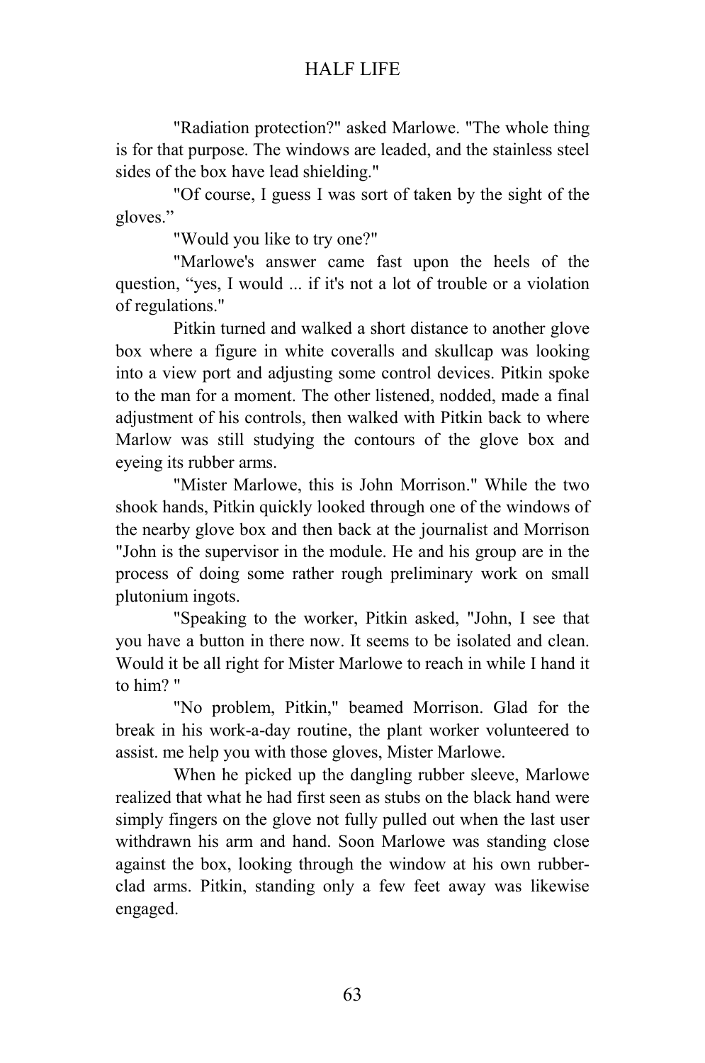"Radiation protection?" asked Marlowe. "The whole thing is for that purpose. The windows are leaded, and the stainless steel sides of the box have lead shielding."

"Of course, I guess I was sort of taken by the sight of the gloves."

"Would you like to try one?"

"Marlowe's answer came fast upon the heels of the question, "yes, I would ... if it's not a lot of trouble or a violation of regulations."

Pitkin turned and walked a short distance to another glove box where a figure in white coveralls and skullcap was looking into a view port and adjusting some control devices. Pitkin spoke to the man for a moment. The other listened, nodded, made a final adjustment of his controls, then walked with Pitkin back to where Marlow was still studying the contours of the glove box and eyeing its rubber arms.

"Mister Marlowe, this is John Morrison." While the two shook hands, Pitkin quickly looked through one of the windows of the nearby glove box and then back at the journalist and Morrison "John is the supervisor in the module. He and his group are in the process of doing some rather rough preliminary work on small plutonium ingots.

"Speaking to the worker, Pitkin asked, "John, I see that you have a button in there now. It seems to be isolated and clean. Would it be all right for Mister Marlowe to reach in while I hand it to him? "

"No problem, Pitkin," beamed Morrison. Glad for the break in his work-a-day routine, the plant worker volunteered to assist. me help you with those gloves, Mister Marlowe.

When he picked up the dangling rubber sleeve, Marlowe realized that what he had first seen as stubs on the black hand were simply fingers on the glove not fully pulled out when the last user withdrawn his arm and hand. Soon Marlowe was standing close against the box, looking through the window at his own rubber-clad arms. Pitkin, standing only a few feet away was likewise engaged.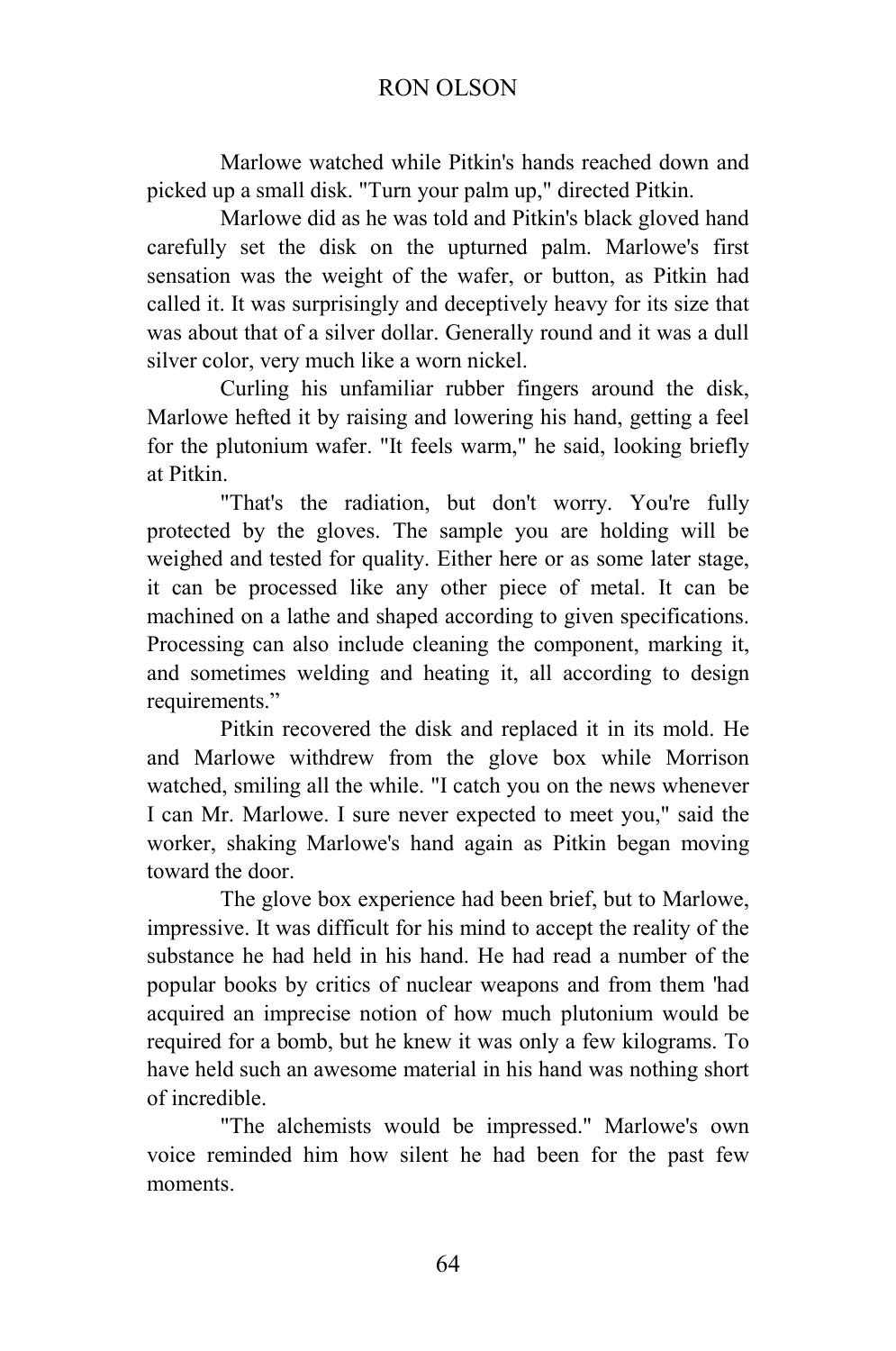Marlowe watched while Pitkin's hands reached down and picked up a small disk. "Turn your palm up," directed Pitkin.

Marlowe did as he was told and Pitkin's black gloved hand carefully set the disk on the upturned palm. Marlowe's first sensation was the weight of the wafer, or button, as Pitkin had called it. It was surprisingly and deceptively heavy for its size that was about that of a silver dollar. Generally round and it was a dull silver color, very much like a worn nickel.

Curling his unfamiliar rubber fingers around the disk, Marlowe hefted it by raising and lowering his hand, getting a feel for the plutonium wafer. "It feels warm," he said, looking briefly at Pitkin.

"That's the radiation, but don't worry. You're fully protected by the gloves. The sample you are holding will be weighed and tested for quality. Either here or as some later stage, it can be processed like any other piece of metal. It can be machined on a lathe and shaped according to given specifications. Processing can also include cleaning the component, marking it, and sometimes welding and heating it, all according to design requirements."

Pitkin recovered the disk and replaced it in its mold. He and Marlowe withdrew from the glove box while Morrison watched, smiling all the while. "I catch you on the news whenever I can Mr. Marlowe. I sure never expected to meet you," said the worker, shaking Marlowe's hand again as Pitkin began moving toward the door.

The glove box experience had been brief, but to Marlowe, impressive. It was difficult for his mind to accept the reality of the substance he had held in his hand. He had read a number of the popular books by critics of nuclear weapons and from them 'had acquired an imprecise notion of how much plutonium would be required for a bomb, but he knew it was only a few kilograms. To have held such an awesome material in his hand was nothing short of incredible.

"The alchemists would be impressed." Marlowe's own voice reminded him how silent he had been for the past few moments.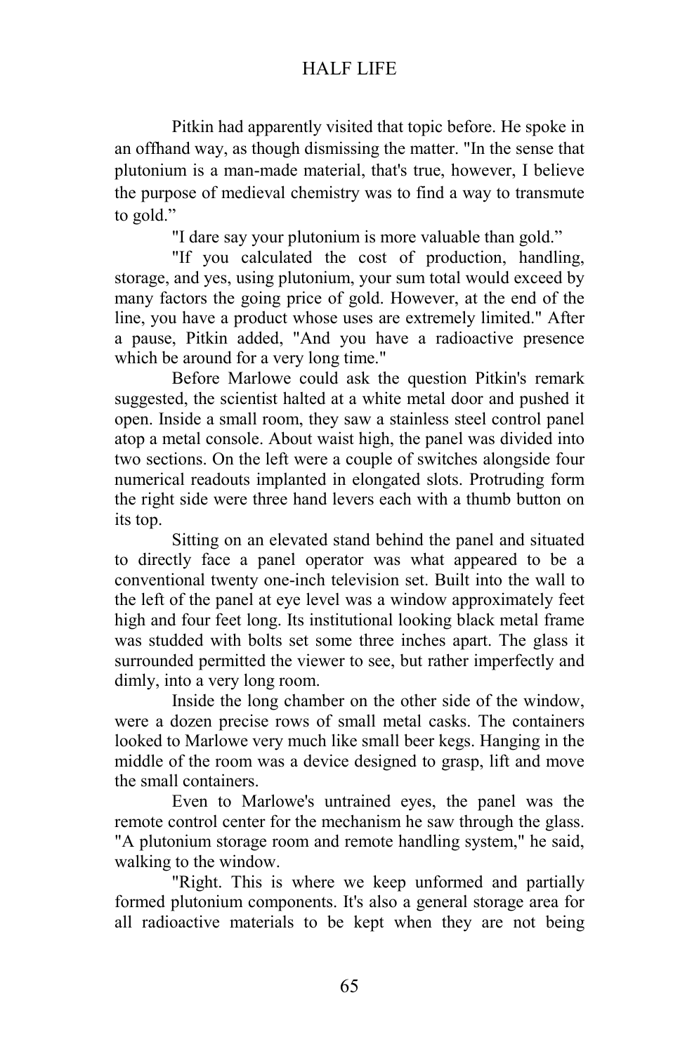Pitkin had apparently visited that topic before. He spoke in an offhand way, as though dismissing the matter. "In the sense that plutonium is a man-made material, that's true, however, I believe the purpose of medieval chemistry was to find a way to transmute to gold."

"I dare say your plutonium is more valuable than gold."

"If you calculated the cost of production, handling, storage, and yes, using plutonium, your sum total would exceed by many factors the going price of gold. However, at the end of the line, you have a product whose uses are extremely limited." After a pause, Pitkin added, "And you have a radioactive presence which be around for a very long time."

Before Marlowe could ask the question Pitkin's remark suggested, the scientist halted at a white metal door and pushed it open. Inside a small room, they saw a stainless steel control panel atop a metal console. About waist high, the panel was divided into two sections. On the left were a couple of switches alongside four numerical readouts implanted in elongated slots. Protruding form the right side were three hand levers each with a thumb button on its top.

Sitting on an elevated stand behind the panel and situated to directly face a panel operator was what appeared to be a conventional twenty one-inch television set. Built into the wall to the left of the panel at eye level was a window approximately feet high and four feet long. Its institutional looking black metal frame was studded with bolts set some three inches apart. The glass it surrounded permitted the viewer to see, but rather imperfectly and dimly, into a very long room.

Inside the long chamber on the other side of the window, were a dozen precise rows of small metal casks. The containers looked to Marlowe very much like small beer kegs. Hanging in the middle of the room was a device designed to grasp, lift and move the small containers.

Even to Marlowe's untrained eyes, the panel was the remote control center for the mechanism he saw through the glass. "A plutonium storage room and remote handling system," he said, walking to the window.

"Right. This is where we keep unformed and partially formed plutonium components. It's also a general storage area for all radioactive materials to be kept when they are not being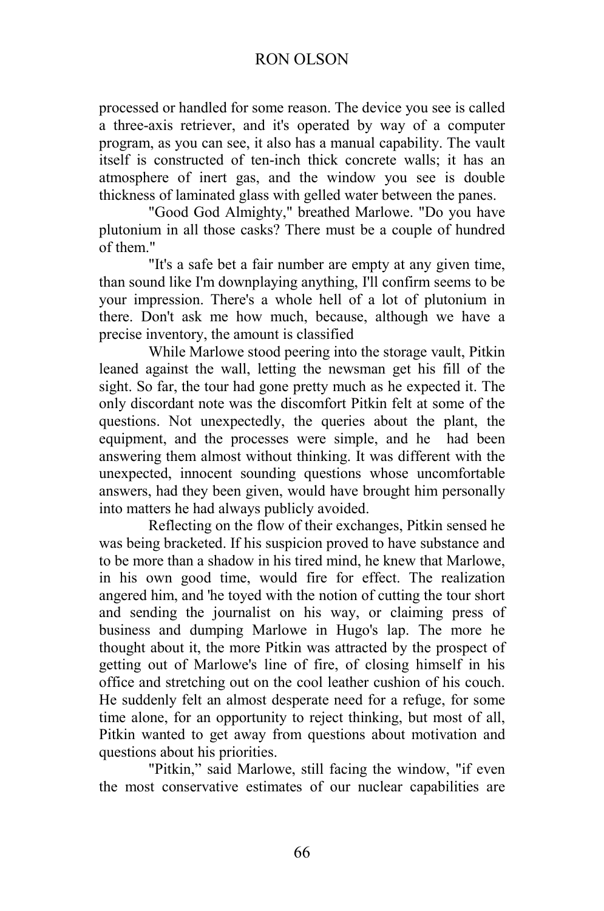processed or handled for some reason. The device you see is called a three-axis retriever, and it's operated by way of a computer program, as you can see, it also has a manual capability. The vault itself is constructed of ten-inch thick concrete walls; it has an atmosphere of inert gas, and the window you see is double thickness of laminated glass with gelled water between the panes.

"Good God Almighty," breathed Marlowe. "Do you have plutonium in all those casks? There must be a couple of hundred of them."

"It's a safe bet a fair number are empty at any given time, than sound like I'm downplaying anything, I'll confirm seems to be your impression. There's a whole hell of a lot of plutonium in there. Don't ask me how much, because, although we have a precise inventory, the amount is classified

While Marlowe stood peering into the storage vault, Pitkin leaned against the wall, letting the newsman get his fill of the sight. So far, the tour had gone pretty much as he expected it. The only discordant note was the discomfort Pitkin felt at some of the questions. Not unexpectedly, the queries about the plant, the equipment, and the processes were simple, and he had been answering them almost without thinking. It was different with the unexpected, innocent sounding questions whose uncomfortable answers, had they been given, would have brought him personally into matters he had always publicly avoided.

Reflecting on the flow of their exchanges, Pitkin sensed he was being bracketed. If his suspicion proved to have substance and to be more than a shadow in his tired mind, he knew that Marlowe, in his own good time, would fire for effect. The realization angered him, and 'he toyed with the notion of cutting the tour short and sending the journalist on his way, or claiming press of business and dumping Marlowe in Hugo's lap. The more he thought about it, the more Pitkin was attracted by the prospect of getting out of Marlowe's line of fire, of closing himself in his office and stretching out on the cool leather cushion of his couch. He suddenly felt an almost desperate need for a refuge, for some time alone, for an opportunity to reject thinking, but most of all, Pitkin wanted to get away from questions about motivation and questions about his priorities.

"Pitkin," said Marlowe, still facing the window, "if even the most conservative estimates of our nuclear capabilities are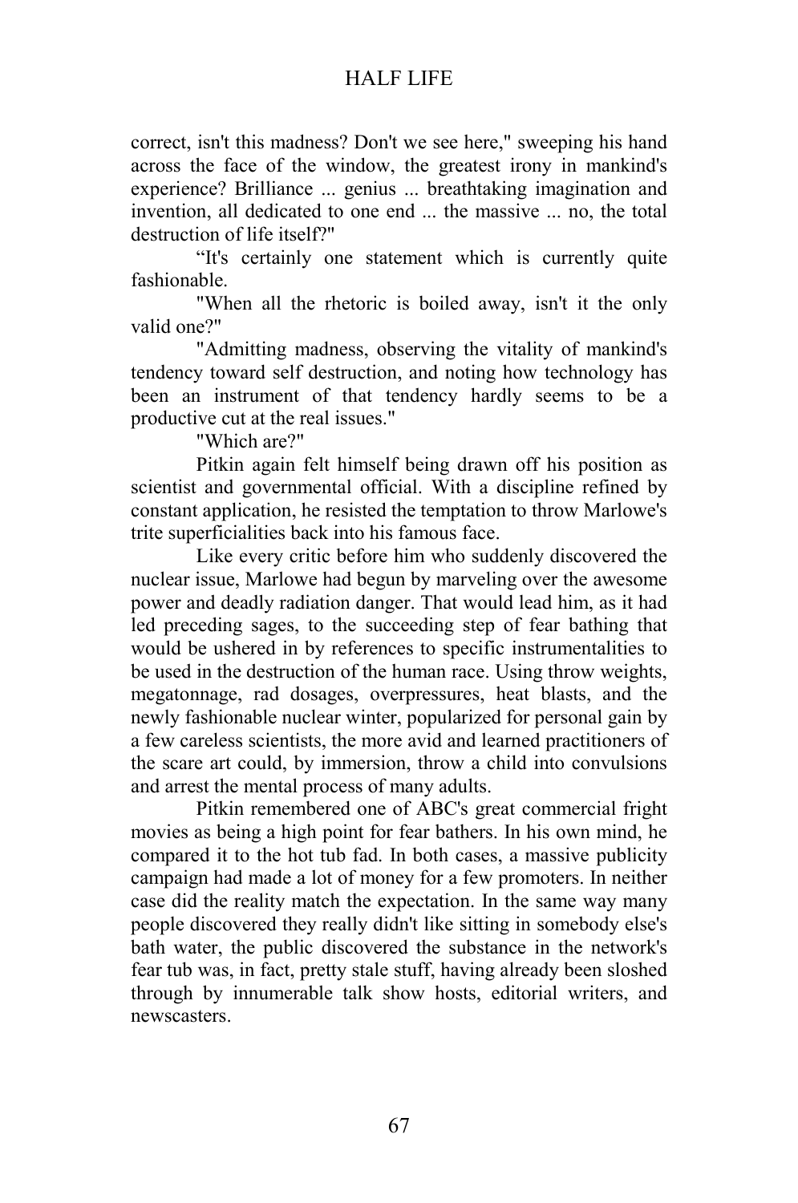correct, isn't this madness? Don't we see here," sweeping his hand across the face of the window, the greatest irony in mankind's experience? Brilliance ... genius ... breathtaking imagination and invention, all dedicated to one end ... the massive ... no, the total destruction of life itself?"

“It's certainly one statement which is currently quite fashionable.

"When all the rhetoric is boiled away, isn't it the only valid one?"

"Admitting madness, observing the vitality of mankind's tendency toward self destruction, and noting how technology has been an instrument of that tendency hardly seems to be a productive cut at the real issues."

"Which are?"

Pitkin again felt himself being drawn off his position as scientist and governmental official. With a discipline refined by constant application, he resisted the temptation to throw Marlowe's trite superficialities back into his famous face.

Like every critic before him who suddenly discovered the nuclear issue, Marlowe had begun by marveling over the awesome power and deadly radiation danger. That would lead him, as it had led preceding sages, to the succeeding step of fear bathing that would be ushered in by references to specific instrumentalities to be used in the destruction of the human race. Using throw weights, megatonnage, rad dosages, overpressures, heat blasts, and the newly fashionable nuclear winter, popularized for personal gain by a few careless scientists, the more avid and learned practitioners of the scare art could, by immersion, throw a child into convulsions and arrest the mental process of many adults.

Pitkin remembered one of ABC's great commercial fright movies as being a high point for fear bathers. In his own mind, he compared it to the hot tub fad. In both cases, a massive publicity campaign had made a lot of money for a few promoters. In neither case did the reality match the expectation. In the same way many people discovered they really didn't like sitting in somebody else's bath water, the public discovered the substance in the network's fear tub was, in fact, pretty stale stuff, having already been sloshed through by innumerable talk show hosts, editorial writers, and newscasters.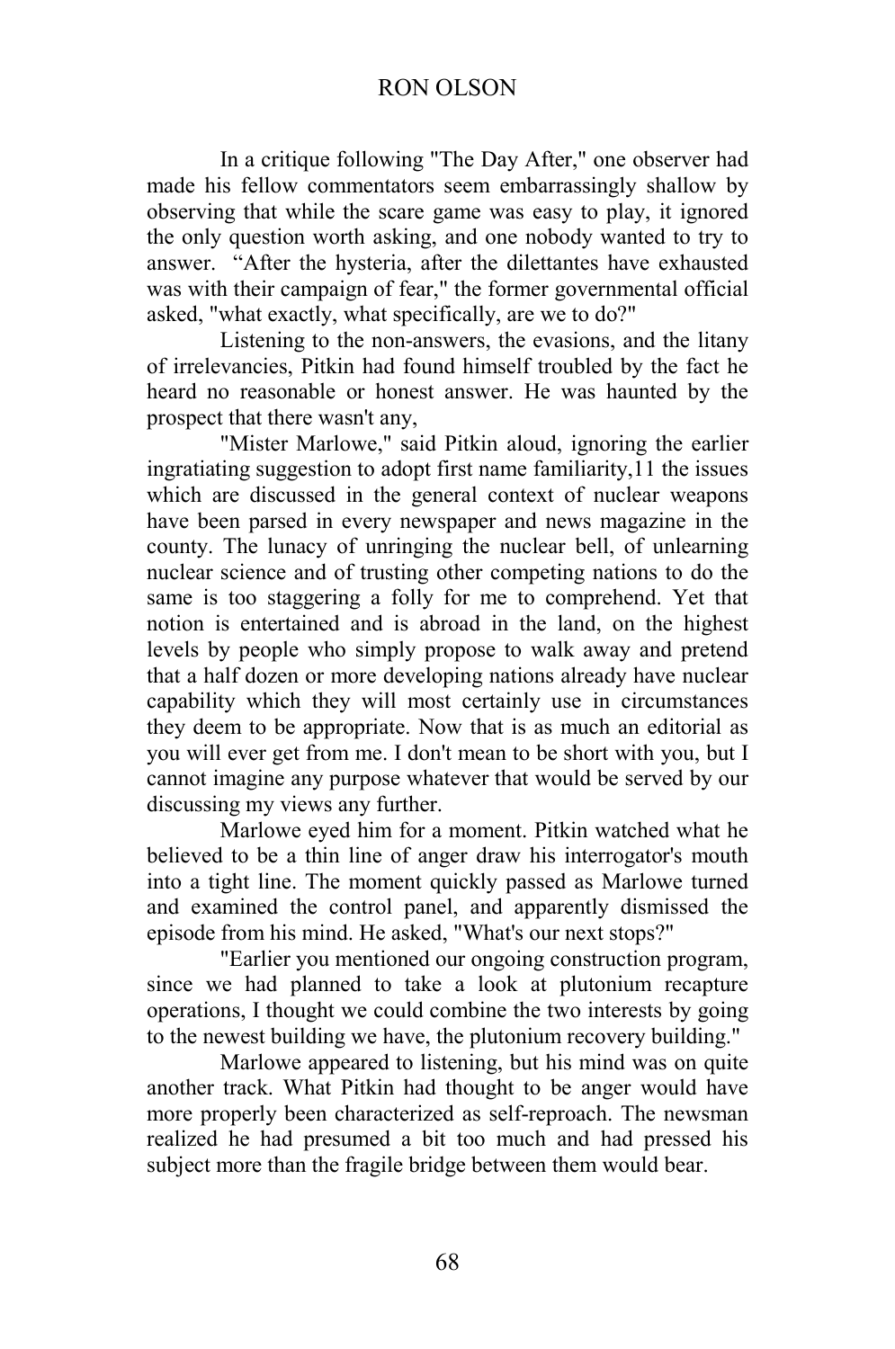In a critique following "The Day After," one observer had made his fellow commentators seem embarrassingly shallow by observing that while the scare game was easy to play, it ignored the only question worth asking, and one nobody wanted to try to answer. “After the hysteria, after the dilettantes have exhausted was with their campaign of fear," the former governmental official asked, "what exactly, what specifically, are we to do?"

Listening to the non-answers, the evasions, and the litany of irrelevancies, Pitkin had found himself troubled by the fact he heard no reasonable or honest answer. He was haunted by the prospect that there wasn't any,

"Mister Marlowe," said Pitkin aloud, ignoring the earlier ingratiating suggestion to adopt first name familiarity,11 the issues which are discussed in the general context of nuclear weapons have been parsed in every newspaper and news magazine in the county. The lunacy of unringing the nuclear bell, of unlearning nuclear science and of trusting other competing nations to do the same is too staggering a folly for me to comprehend. Yet that notion is entertained and is abroad in the land, on the highest levels by people who simply propose to walk away and pretend that a half dozen or more developing nations already have nuclear capability which they will most certainly use in circumstances they deem to be appropriate. Now that is as much an editorial as you will ever get from me. I don't mean to be short with you, but I cannot imagine any purpose whatever that would be served by our discussing my views any further.

Marlowe eyed him for a moment. Pitkin watched what he believed to be a thin line of anger draw his interrogator's mouth into a tight line. The moment quickly passed as Marlowe turned and examined the control panel, and apparently dismissed the episode from his mind. He asked, "What's our next stops?"

"Earlier you mentioned our ongoing construction program, since we had planned to take a look at plutonium recapture operations, I thought we could combine the two interests by going to the newest building we have, the plutonium recovery building."

Marlowe appeared to listening, but his mind was on quite another track. What Pitkin had thought to be anger would have more properly been characterized as self-reproach. The newsman realized he had presumed a bit too much and had pressed his subject more than the fragile bridge between them would bear.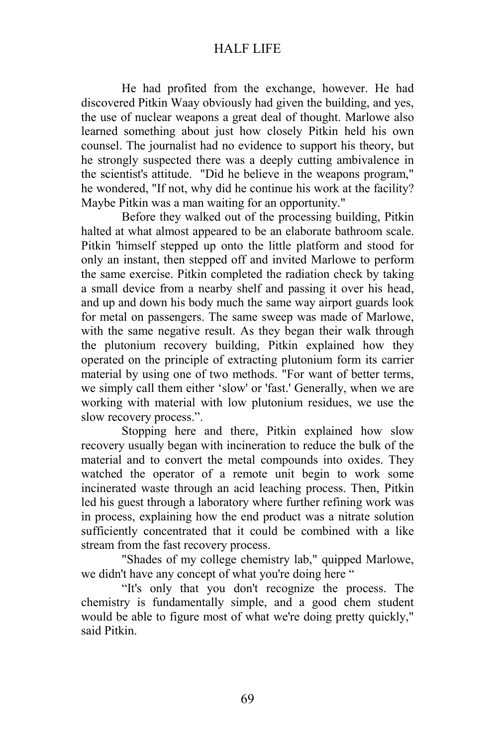He had profited from the exchange, however. He had discovered Pitkin Waay obviously had given the building, and yes, the use of nuclear weapons a great deal of thought. Marlowe also learned something about just how closely Pitkin held his own counsel. The journalist had no evidence to support his theory, but he strongly suspected there was a deeply cutting ambivalence in the scientist's attitude. "Did he believe in the weapons program," he wondered, "If not, why did he continue his work at the facility? Maybe Pitkin was a man waiting for an opportunity."

Before they walked out of the processing building, Pitkin halted at what almost appeared to be an elaborate bathroom scale. Pitkin 'himself stepped up onto the little platform and stood for only an instant, then stepped off and invited Marlowe to perform the same exercise. Pitkin completed the radiation check by taking a small device from a nearby shelf and passing it over his head, and up and down his body much the same way airport guards look for metal on passengers. The same sweep was made of Marlowe, with the same negative result. As they began their walk through the plutonium recovery building, Pitkin explained how they operated on the principle of extracting plutonium form its carrier material by using one of two methods. "For want of better terms, we simply call them either 'slow' or 'fast.' Generally, when we are working with material with low plutonium residues, we use the slow recovery process.".

Stopping here and there, Pitkin explained how slow recovery usually began with incineration to reduce the bulk of the material and to convert the metal compounds into oxides. They watched the operator of a remote unit begin to work some incinerated waste through an acid leaching process. Then, Pitkin led his guest through a laboratory where further refining work was in process, explaining how the end product was a nitrate solution sufficiently concentrated that it could be combined with a like stream from the fast recovery process.

"Shades of my college chemistry lab," quipped Marlowe, we didn't have any concept of what you're doing here "

"It's only that you don't recognize the process. The chemistry is fundamentally simple, and a good chem student would be able to figure most of what we're doing pretty quickly," said Pitkin.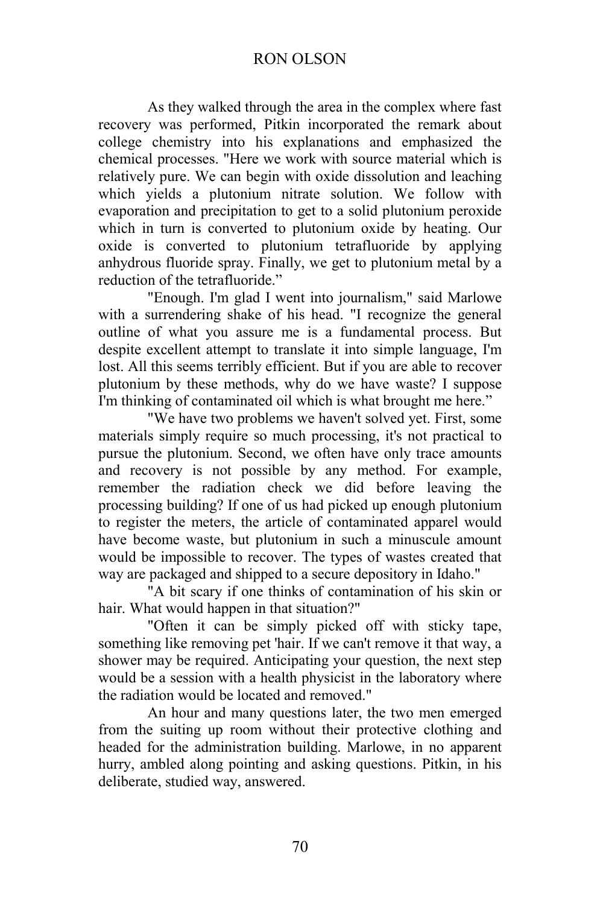As they walked through the area in the complex where fast recovery was performed, Pitkin incorporated the remark about college chemistry into his explanations and emphasized the chemical processes. "Here we work with source material which is relatively pure. We can begin with oxide dissolution and leaching which yields a plutonium nitrate solution. We follow with evaporation and precipitation to get to a solid plutonium peroxide which in turn is converted to plutonium oxide by heating. Our oxide is converted to plutonium tetrafluoride by applying anhydrous fluoride spray. Finally, we get to plutonium metal by a reduction of the tetrafluoride."

"Enough. I'm glad I went into journalism," said Marlowe with a surrendering shake of his head. "I recognize the general outline of what you assure me is a fundamental process. But despite excellent attempt to translate it into simple language, I'm lost. All this seems terribly efficient. But if you are able to recover plutonium by these methods, why do we have waste? I suppose I'm thinking of contaminated oil which is what brought me here."

"We have two problems we haven't solved yet. First, some materials simply require so much processing, it's not practical to pursue the plutonium. Second, we often have only trace amounts and recovery is not possible by any method. For example, remember the radiation check we did before leaving the processing building? If one of us had picked up enough plutonium to register the meters, the article of contaminated apparel would have become waste, but plutonium in such a minuscule amount would be impossible to recover. The types of wastes created that way are packaged and shipped to a secure depository in Idaho."

"A bit scary if one thinks of contamination of his skin or hair. What would happen in that situation?"

"Often it can be simply picked off with sticky tape, something like removing pet 'hair. If we can't remove it that way, a shower may be required. Anticipating your question, the next step would be a session with a health physicist in the laboratory where the radiation would be located and removed."

An hour and many questions later, the two men emerged from the suiting up room without their protective clothing and headed for the administration building. Marlowe, in no apparent hurry, ambled along pointing and asking questions. Pitkin, in his deliberate, studied way, answered.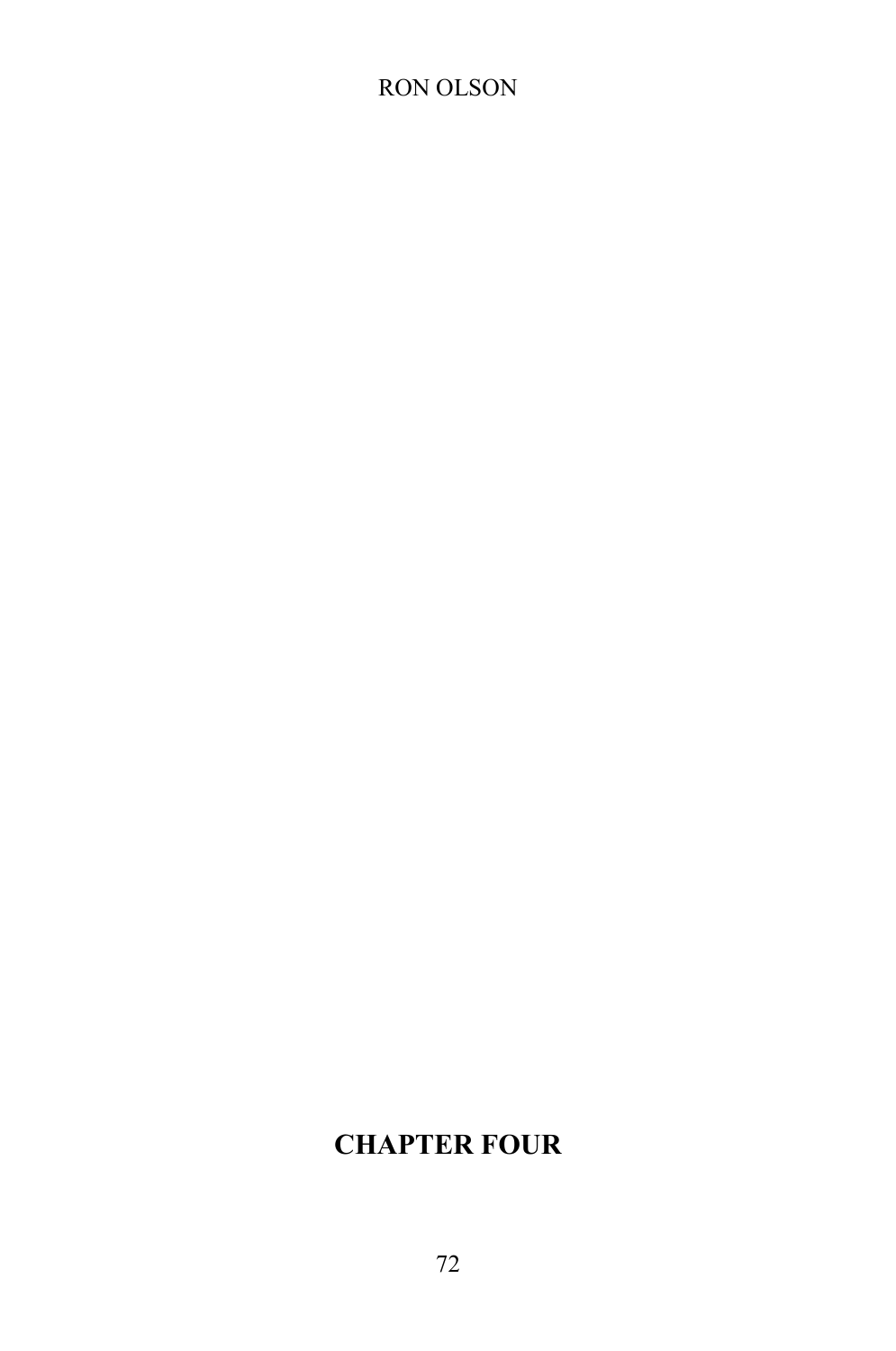# CHAPTER FOUR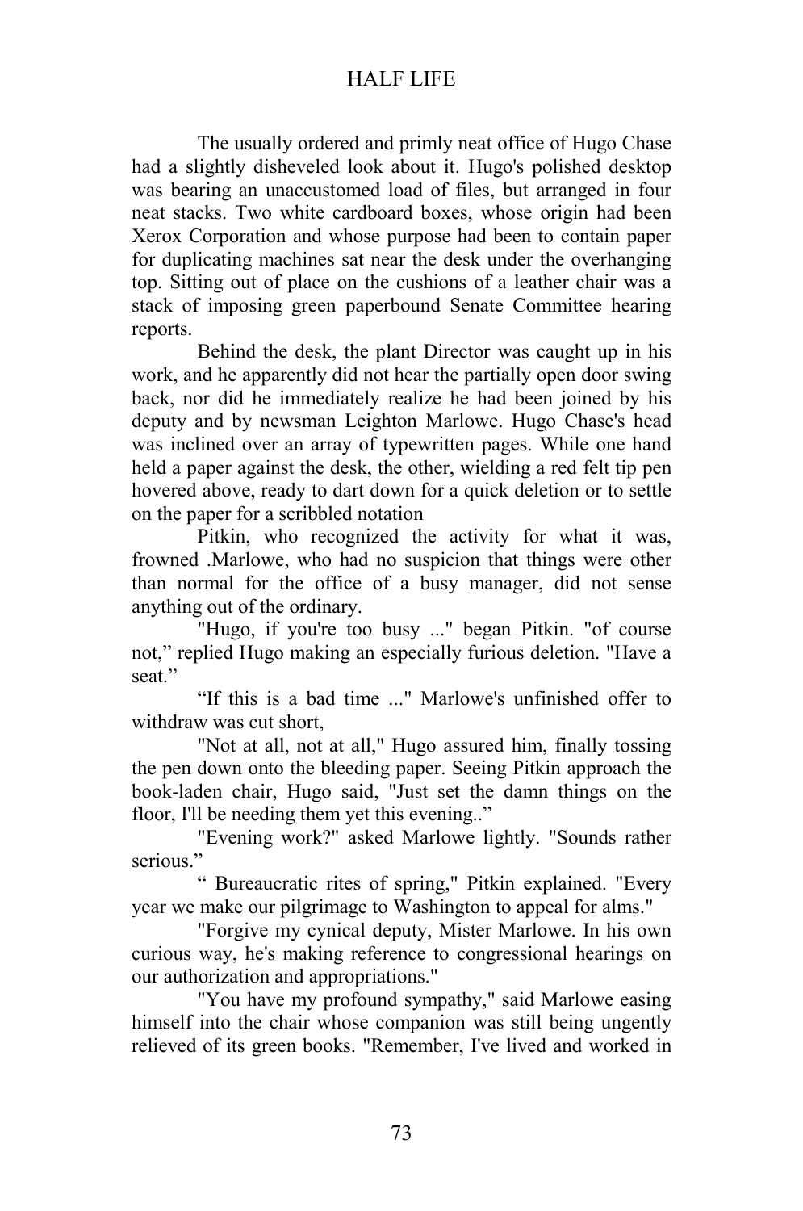The usually ordered and primly neat office of Hugo Chase had a slightly disheveled look about it. Hugo's polished desktop was bearing an unaccustomed load of files, but arranged in four neat stacks. Two white cardboard boxes, whose origin had been Xerox Corporation and whose purpose had been to contain paper for duplicating machines sat near the desk under the overhanging top. Sitting out of place on the cushions of a leather chair was a stack of imposing green paperbound Senate Committee hearing reports.

Behind the desk, the plant Director was caught up in his work, and he apparently did not hear the partially open door swing back, nor did he immediately realize he had been joined by his deputy and by newsman Leighton Marlowe. Hugo Chase's head was inclined over an array of typewritten pages. While one hand held a paper against the desk, the other, wielding a red felt tip pen hovered above, ready to dart down for a quick deletion or to settle on the paper for a scribbled notation

Pitkin, who recognized the activity for what it was, frowned .Marlowe, who had no suspicion that things were other than normal for the office of a busy manager, did not sense anything out of the ordinary.

"Hugo, if you're too busy ..." began Pitkin. "of course not," replied Hugo making an especially furious deletion. "Have a seat."

"If this is a bad time ..." Marlowe's unfinished offer to withdraw was cut short,

"Not at all, not at all," Hugo assured him, finally tossing the pen down onto the bleeding paper. Seeing Pitkin approach the book-laden chair, Hugo said, "Just set the damn things on the floor, I'll be needing them yet this evening.."

"Evening work?" asked Marlowe lightly. "Sounds rather serious."

" Bureaucratic rites of spring," Pitkin explained. "Every year we make our pilgrimage to Washington to appeal for alms."

"Forgive my cynical deputy, Mister Marlowe. In his own curious way, he's making reference to congressional hearings on our authorization and appropriations."

"You have my profound sympathy," said Marlowe easing himself into the chair whose companion was still being ungently relieved of its green books. "Remember, I've lived and worked in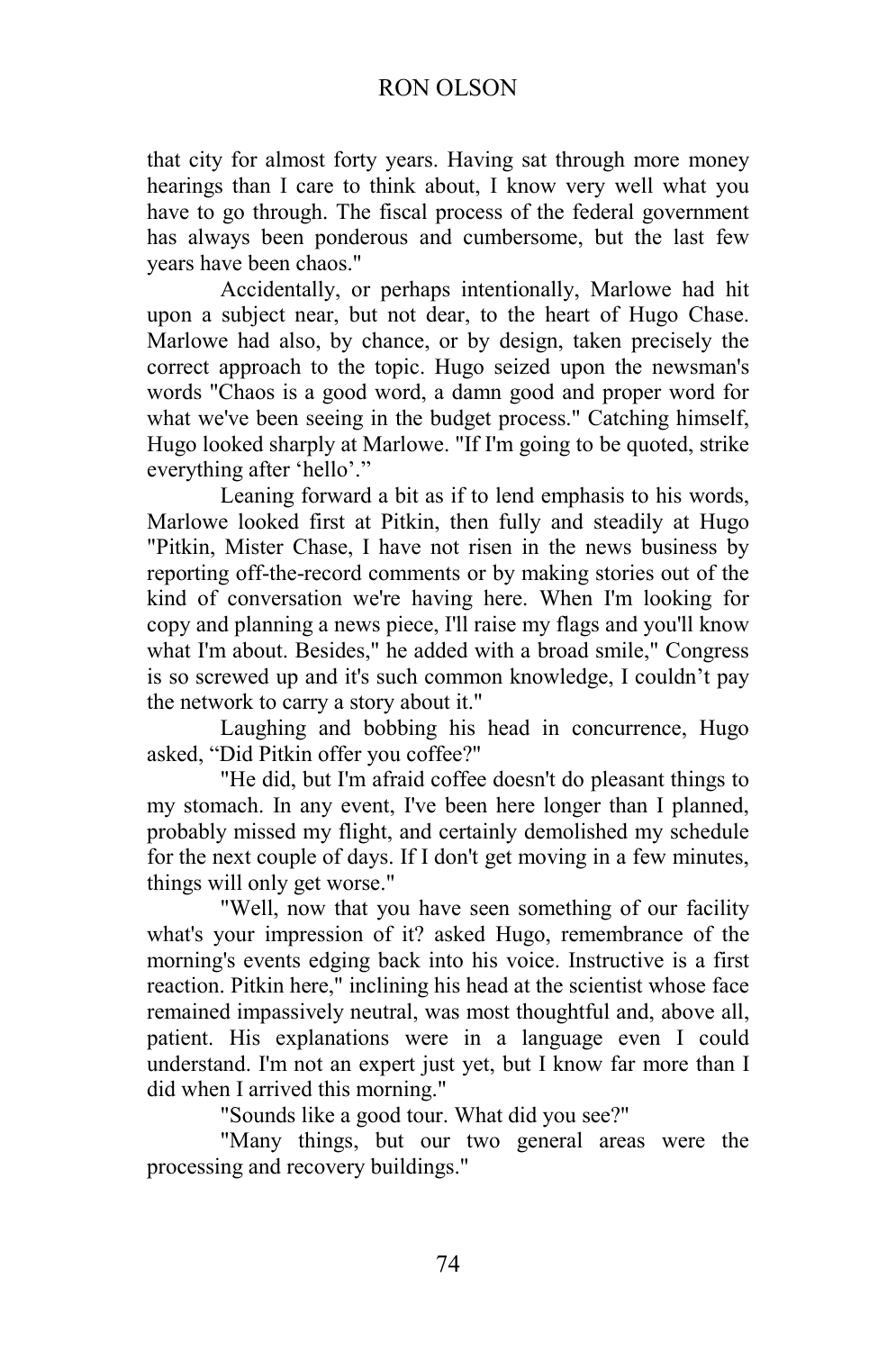that city for almost forty years. Having sat through more money hearings than I care to think about, I know very well what you have to go through. The fiscal process of the federal government has always been ponderous and cumbersome, but the last few years have been chaos."

Accidentally, or perhaps intentionally, Marlowe had hit upon a subject near, but not dear, to the heart of Hugo Chase. Marlowe had also, by chance, or by design, taken precisely the correct approach to the topic. Hugo seized upon the newsman's words "Chaos is a good word, a damn good and proper word for what we've been seeing in the budget process." Catching himself, Hugo looked sharply at Marlowe. "If I'm going to be quoted, strike everything after 'hello'."

Leaning forward a bit as if to lend emphasis to his words, Marlowe looked first at Pitkin, then fully and steadily at Hugo "Pitkin, Mister Chase, I have not risen in the news business by reporting off-the-record comments or by making stories out of the kind of conversation we're having here. When I'm looking for copy and planning a news piece, I'll raise my flags and you'll know what I'm about. Besides," he added with a broad smile," Congress is so screwed up and it's such common knowledge, I couldn't pay the network to carry a story about it."

Laughing and bobbing his head in concurrence, Hugo asked, "Did Pitkin offer you coffee?"

"He did, but I'm afraid coffee doesn't do pleasant things to my stomach. In any event, I've been here longer than I planned, probably missed my flight, and certainly demolished my schedule for the next couple of days. If I don't get moving in a few minutes, things will only get worse."

"Well, now that you have seen something of our facility what's your impression of it? asked Hugo, remembrance of the morning's events edging back into his voice. Instructive is a first reaction. Pitkin here," inclining his head at the scientist whose face remained impassively neutral, was most thoughtful and, above all, patient. His explanations were in a language even I could understand. I'm not an expert just yet, but I know far more than I did when I arrived this morning."

"Sounds like a good tour. What did you see?"

"Many things, but our two general areas were the processing and recovery buildings."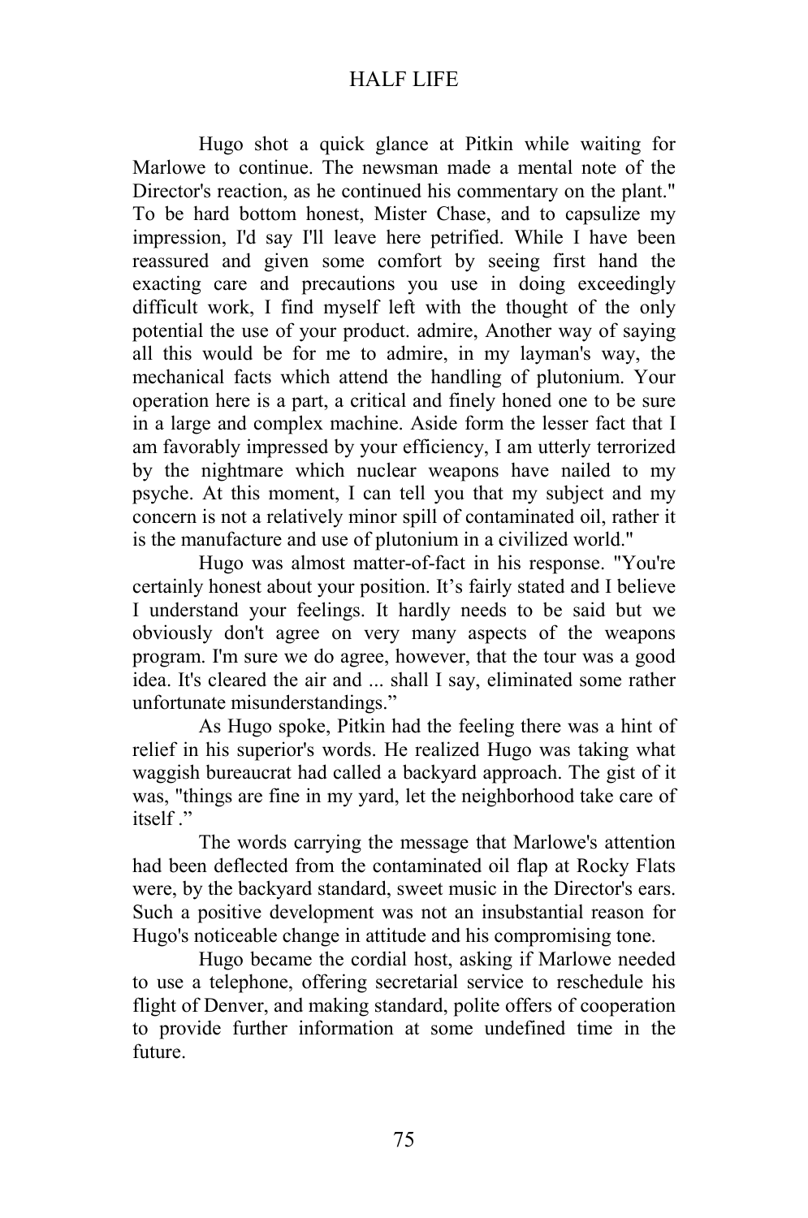Hugo shot a quick glance at Pitkin while waiting for Marlowe to continue. The newsman made a mental note of the Director's reaction, as he continued his commentary on the plant." To be hard bottom honest, Mister Chase, and to capsulize my impression, I'd say I'll leave here petrified. While I have been reassured and given some comfort by seeing first hand the exacting care and precautions you use in doing exceedingly difficult work, I find myself left with the thought of the only potential the use of your product. admire, Another way of saying all this would be for me to admire, in my layman's way, the mechanical facts which attend the handling of plutonium. Your operation here is a part, a critical and finely honed one to be sure in a large and complex machine. Aside form the lesser fact that I am favorably impressed by your efficiency, I am utterly terrorized by the nightmare which nuclear weapons have nailed to my psyche. At this moment, I can tell you that my subject and my concern is not a relatively minor spill of contaminated oil, rather it is the manufacture and use of plutonium in a civilized world."

Hugo was almost matter-of-fact in his response. "You're certainly honest about your position. It's fairly stated and I believe I understand your feelings. It hardly needs to be said but we obviously don't agree on very many aspects of the weapons program. I'm sure we do agree, however, that the tour was a good idea. It's cleared the air and ... shall I say, eliminated some rather unfortunate misunderstandings."

As Hugo spoke, Pitkin had the feeling there was a hint of relief in his superior's words. He realized Hugo was taking what waggish bureaucrat had called a backyard approach. The gist of it was, "things are fine in my yard, let the neighborhood take care of itself ."

The words carrying the message that Marlowe's attention had been deflected from the contaminated oil flap at Rocky Flats were, by the backyard standard, sweet music in the Director's ears. Such a positive development was not an insubstantial reason for Hugo's noticeable change in attitude and his compromising tone.

Hugo became the cordial host, asking if Marlowe needed to use a telephone, offering secretarial service to reschedule his flight of Denver, and making standard, polite offers of cooperation to provide further information at some undefined time in the future.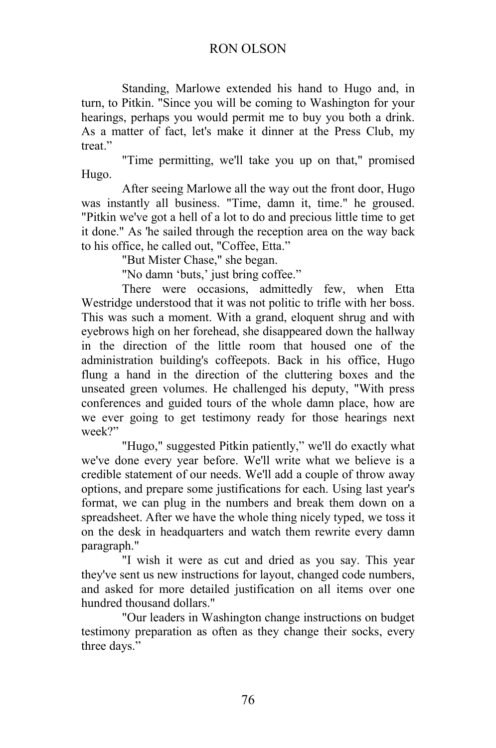Standing, Marlowe extended his hand to Hugo and, in turn, to Pitkin. "Since you will be coming to Washington for your hearings, perhaps you would permit me to buy you both a drink. As a matter of fact, let's make it dinner at the Press Club, my treat."

"Time permitting, we'll take you up on that," promised Hugo.

After seeing Marlowe all the way out the front door, Hugo was instantly all business. "Time, damn it, time." he groused. "Pitkin we've got a hell of a lot to do and precious little time to get it done." As 'he sailed through the reception area on the way back to his office, he called out, "Coffee, Etta."

"But Mister Chase," she began.

"No damn 'buts,' just bring coffee."

There were occasions, admittedly few, when Etta Westridge understood that it was not politic to trifle with her boss. This was such a moment. With a grand, eloquent shrug and with eyebrows high on her forehead, she disappeared down the hallway in the direction of the little room that housed one of the administration building's coffeepots. Back in his office, Hugo flung a hand in the direction of the cluttering boxes and the unseated green volumes. He challenged his deputy, "With press conferences and guided tours of the whole damn place, how are we ever going to get testimony ready for those hearings next week?"

"Hugo," suggested Pitkin patiently," we'll do exactly what we've done every year before. We'll write what we believe is a credible statement of our needs. We'll add a couple of throw away options, and prepare some justifications for each. Using last year's format, we can plug in the numbers and break them down on a spreadsheet. After we have the whole thing nicely typed, we toss it on the desk in headquarters and watch them rewrite every damn paragraph."

"I wish it were as cut and dried as you say. This year they've sent us new instructions for layout, changed code numbers, and asked for more detailed justification on all items over one hundred thousand dollars."

"Our leaders in Washington change instructions on budget testimony preparation as often as they change their socks, every three days."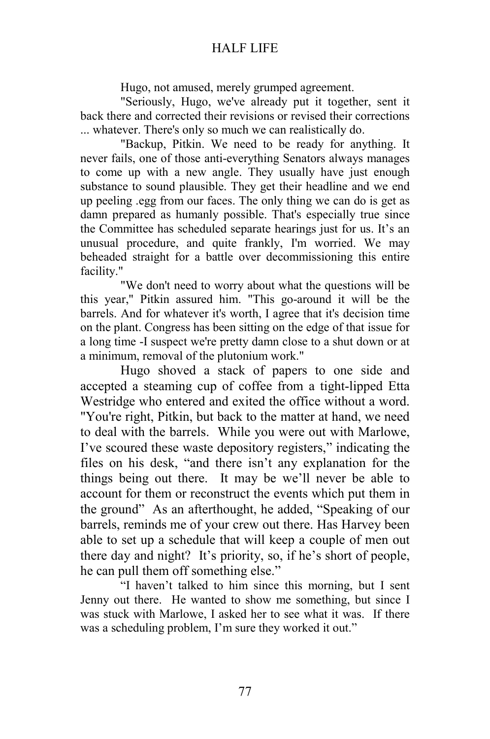Hugo, not amused, merely grumped agreement.

"Seriously, Hugo, we've already put it together, sent it back there and corrected their revisions or revised their corrections ... whatever. There's only so much we can realistically do.

"Backup, Pitkin. We need to be ready for anything. It never fails, one of those anti-everything Senators always manages to come up with a new angle. They usually have just enough substance to sound plausible. They get their headline and we end up peeling .egg from our faces. The only thing we can do is get as damn prepared as humanly possible. That's especially true since the Committee has scheduled separate hearings just for us. It's an unusual procedure, and quite frankly, I'm worried. We may beheaded straight for a battle over decommissioning this entire facility."

"We don't need to worry about what the questions will be this year," Pitkin assured him. "This go-around it will be the barrels. And for whatever it's worth, I agree that it's decision time on the plant. Congress has been sitting on the edge of that issue for a long time -I suspect we're pretty damn close to a shut down or at a minimum, removal of the plutonium work."

Hugo shoved a stack of papers to one side and accepted a steaming cup of coffee from a tight-lipped Etta Westridge who entered and exited the office without a word. "You're right, Pitkin, but back to the matter at hand, we need to deal with the barrels. While you were out with Marlowe, I've scoured these waste depository registers," indicating the files on his desk, "and there isn't any explanation for the things being out there. It may be we'll never be able to account for them or reconstruct the events which put them in the ground" As an afterthought, he added, "Speaking of our barrels, reminds me of your crew out there. Has Harvey been able to set up a schedule that will keep a couple of men out there day and night? It's priority, so, if he's short of people, he can pull them off something else."

"I haven't talked to him since this morning, but I sent Jenny out there. He wanted to show me something, but since I was stuck with Marlowe, I asked her to see what it was. If there was a scheduling problem, I'm sure they worked it out."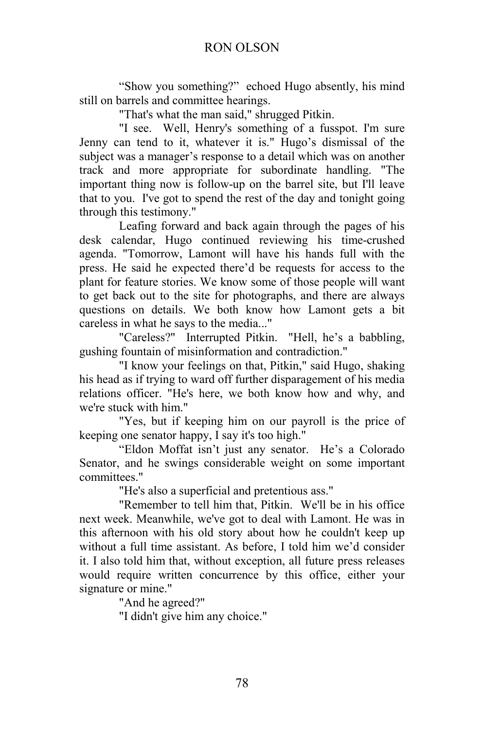“Show you something?” echoed Hugo absently, his mind still on barrels and committee hearings.

"That's what the man said," shrugged Pitkin.

"I see. Well, Henry's something of a fusspot. I'm sure Jenny can tend to it, whatever it is." Hugo’s dismissal of the subject was a manager’s response to a detail which was on another track and more appropriate for subordinate handling. "The important thing now is follow-up on the barrel site, but I'll leave that to you. I've got to spend the rest of the day and tonight going through this testimony."

Leafing forward and back again through the pages of his desk calendar, Hugo continued reviewing his time-crushed agenda. "Tomorrow, Lamont will have his hands full with the press. He said he expected there’d be requests for access to the plant for feature stories. We know some of those people will want to get back out to the site for photographs, and there are always questions on details. We both know how Lamont gets a bit careless in what he says to the media..."

"Careless?" Interrupted Pitkin. "Hell, he’s a babbling, gushing fountain of misinformation and contradiction."

"I know your feelings on that, Pitkin," said Hugo, shaking his head as if trying to ward off further disparagement of his media relations officer. "He's here, we both know how and why, and we're stuck with him."

"Yes, but if keeping him on our payroll is the price of keeping one senator happy, I say it's too high."

“Eldon Moffat isn’t just any senator. He’s a Colorado Senator, and he swings considerable weight on some important committees."

"He's also a superficial and pretentious ass."

"Remember to tell him that, Pitkin. We'll be in his office next week. Meanwhile, we've got to deal with Lamont. He was in this afternoon with his old story about how he couldn't keep up without a full time assistant. As before, I told him we’d consider it. I also told him that, without exception, all future press releases would require written concurrence by this office, either your signature or mine."

"And he agreed?"

"I didn't give him any choice."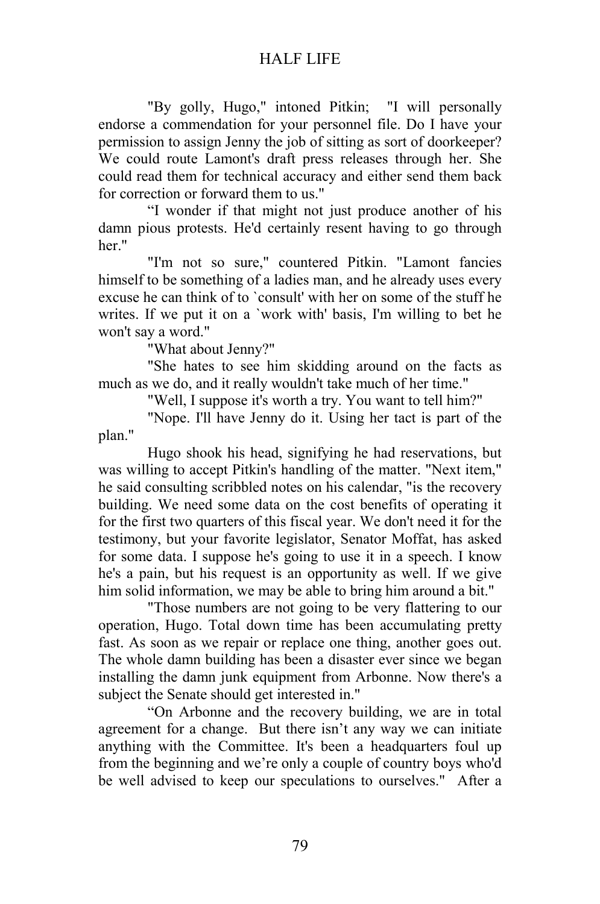"By golly, Hugo," intoned Pitkin;  "I will personally endorse a commendation for your personnel file. Do I have your permission to assign Jenny the job of sitting as sort of doorkeeper? We could route Lamont's draft press releases through her. She could read them for technical accuracy and either send them back for correction or forward them to us."

“I wonder if that might not just produce another of his damn pious protests. He'd certainly resent having to go through her."

"I'm not so sure," countered Pitkin. "Lamont fancies himself to be something of a ladies man, and he already uses every excuse he can think of to `consult' with her on some of the stuff he writes. If we put it on a `work with' basis, I'm willing to bet he won't say a word."

"What about Jenny?"

"She hates to see him skidding around on the facts as much as we do, and it really wouldn't take much of her time."

"Well, I suppose it's worth a try. You want to tell him?"

"Nope. I'll have Jenny do it. Using her tact is part of the plan."

Hugo shook his head, signifying he had reservations, but was willing to accept Pitkin's handling of the matter. "Next item," he said consulting scribbled notes on his calendar, "is the recovery building. We need some data on the cost benefits of operating it for the first two quarters of this fiscal year. We don't need it for the testimony, but your favorite legislator, Senator Moffat, has asked for some data. I suppose he's going to use it in a speech. I know he's a pain, but his request is an opportunity as well. If we give him solid information, we may be able to bring him around a bit."

"Those numbers are not going to be very flattering to our operation, Hugo. Total down time has been accumulating pretty fast. As soon as we repair or replace one thing, another goes out. The whole damn building has been a disaster ever since we began installing the damn junk equipment from Arbonne. Now there's a subject the Senate should get interested in."

“On Arbonne and the recovery building, we are in total agreement for a change.  But there isn’t any way we can initiate anything with the Committee. It's been a headquarters foul up from the beginning and we’re only a couple of country boys who'd be well advised to keep our speculations to ourselves."  After a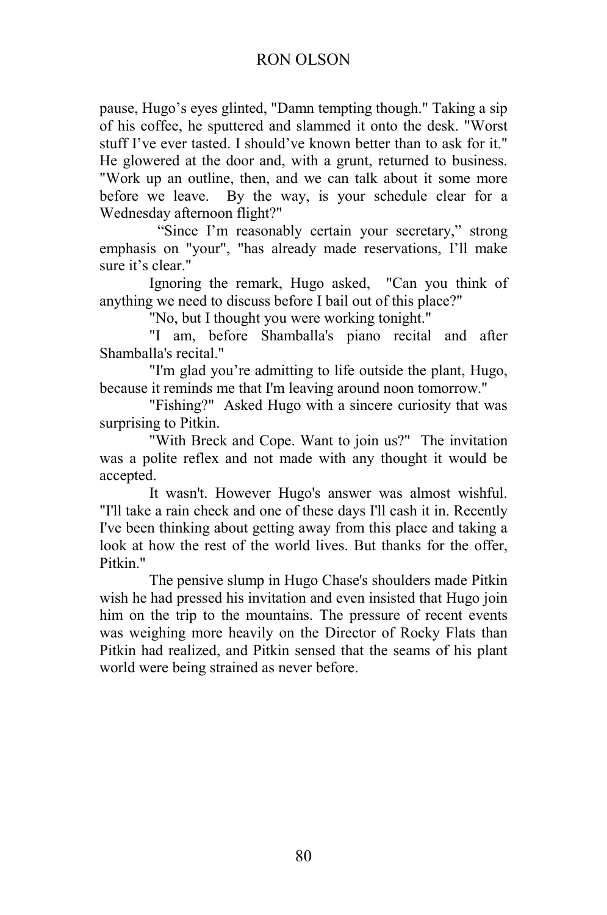pause, Hugo's eyes glinted, "Damn tempting though." Taking a sip of his coffee, he sputtered and slammed it onto the desk. "Worst stuff I've ever tasted. I should've known better than to ask for it." He glowered at the door and, with a grunt, returned to business. "Work up an outline, then, and we can talk about it some more before we leave. By the way, is your schedule clear for a Wednesday afternoon flight?"

"Since I'm reasonably certain your secretary," strong emphasis on "your", "has already made reservations, I'll make sure it's clear."

Ignoring the remark, Hugo asked, "Can you think of anything we need to discuss before I bail out of this place?"

"No, but I thought you were working tonight."

"I am, before Shamballa's piano recital and after Shamballa's recital."

"I'm glad you're admitting to life outside the plant, Hugo, because it reminds me that I'm leaving around noon tomorrow."

"Fishing?" Asked Hugo with a sincere curiosity that was surprising to Pitkin.

"With Breck and Cope. Want to join us?" The invitation was a polite reflex and not made with any thought it would be accepted.

It wasn't. However Hugo's answer was almost wishful. "I'll take a rain check and one of these days I'll cash it in. Recently I've been thinking about getting away from this place and taking a look at how the rest of the world lives. But thanks for the offer, Pitkin."

The pensive slump in Hugo Chase's shoulders made Pitkin wish he had pressed his invitation and even insisted that Hugo join him on the trip to the mountains. The pressure of recent events was weighing more heavily on the Director of Rocky Flats than Pitkin had realized, and Pitkin sensed that the seams of his plant world were being strained as never before.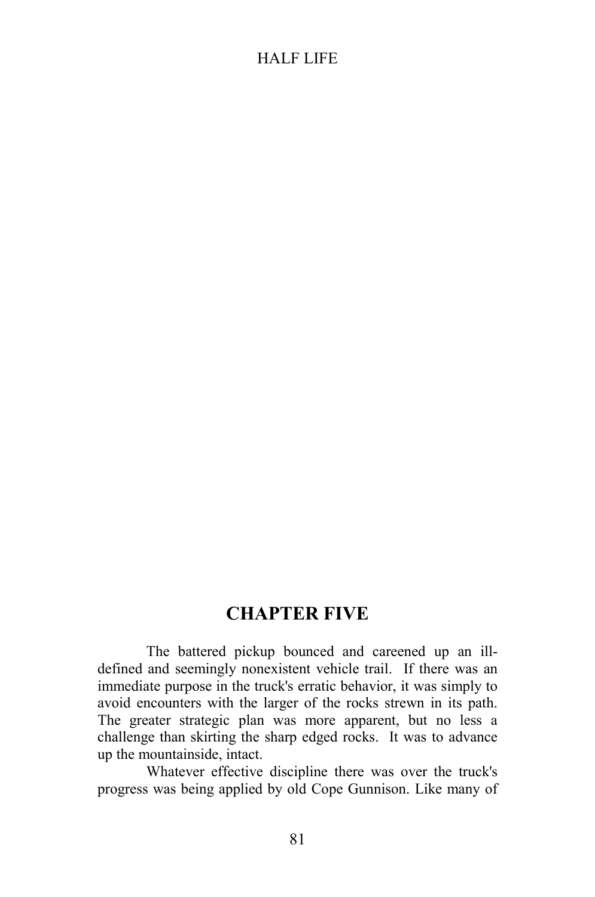# CHAPTER FIVE

The battered pickup bounced and careened up an ill-defined and seemingly nonexistent vehicle trail. If there was an immediate purpose in the truck's erratic behavior, it was simply to avoid encounters with the larger of the rocks strewn in its path. The greater strategic plan was more apparent, but no less a challenge than skirting the sharp edged rocks. It was to advance up the mountainside, intact.

Whatever effective discipline there was over the truck's progress was being applied by old Cope Gunnison. Like many of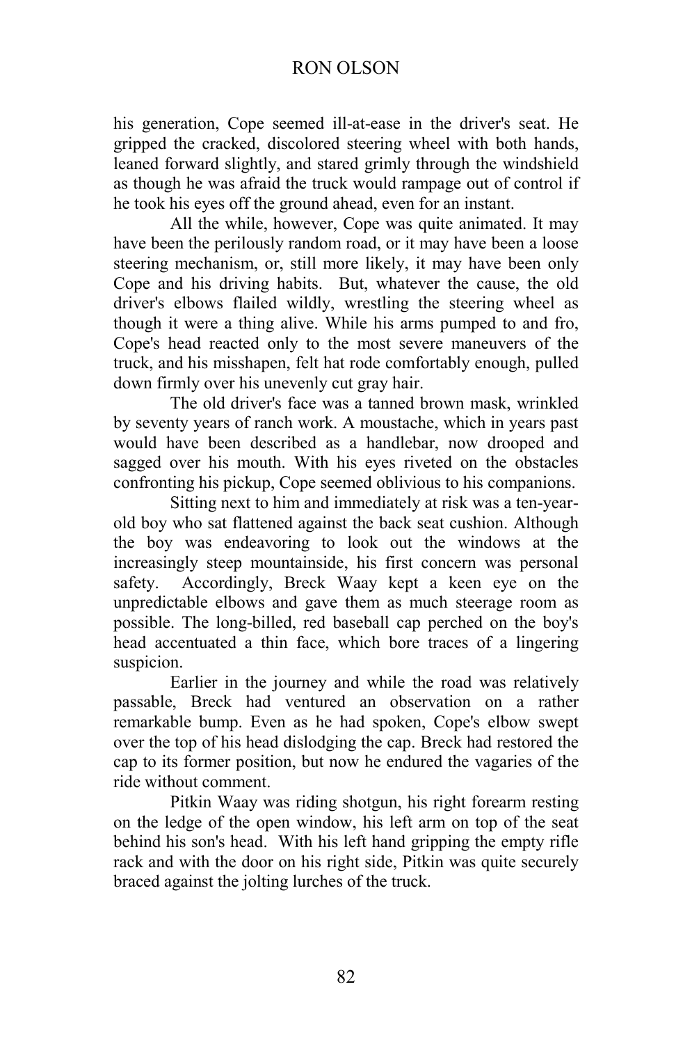his generation, Cope seemed ill-at-ease in the driver's seat. He gripped the cracked, discolored steering wheel with both hands, leaned forward slightly, and stared grimly through the windshield as though he was afraid the truck would rampage out of control if he took his eyes off the ground ahead, even for an instant.

All the while, however, Cope was quite animated. It may have been the perilously random road, or it may have been a loose steering mechanism, or, still more likely, it may have been only Cope and his driving habits. But, whatever the cause, the old driver's elbows flailed wildly, wrestling the steering wheel as though it were a thing alive. While his arms pumped to and fro, Cope's head reacted only to the most severe maneuvers of the truck, and his misshapen, felt hat rode comfortably enough, pulled down firmly over his unevenly cut gray hair.

The old driver's face was a tanned brown mask, wrinkled by seventy years of ranch work. A moustache, which in years past would have been described as a handlebar, now drooped and sagged over his mouth. With his eyes riveted on the obstacles confronting his pickup, Cope seemed oblivious to his companions.

Sitting next to him and immediately at risk was a ten-year-old boy who sat flattened against the back seat cushion. Although the boy was endeavoring to look out the windows at the increasingly steep mountainside, his first concern was personal safety. Accordingly, Breck Waay kept a keen eye on the unpredictable elbows and gave them as much steerage room as possible. The long-billed, red baseball cap perched on the boy's head accentuated a thin face, which bore traces of a lingering suspicion.

Earlier in the journey and while the road was relatively passable, Breck had ventured an observation on a rather remarkable bump. Even as he had spoken, Cope's elbow swept over the top of his head dislodging the cap. Breck had restored the cap to its former position, but now he endured the vagaries of the ride without comment.

Pitkin Waay was riding shotgun, his right forearm resting on the ledge of the open window, his left arm on top of the seat behind his son's head. With his left hand gripping the empty rifle rack and with the door on his right side, Pitkin was quite securely braced against the jolting lurches of the truck.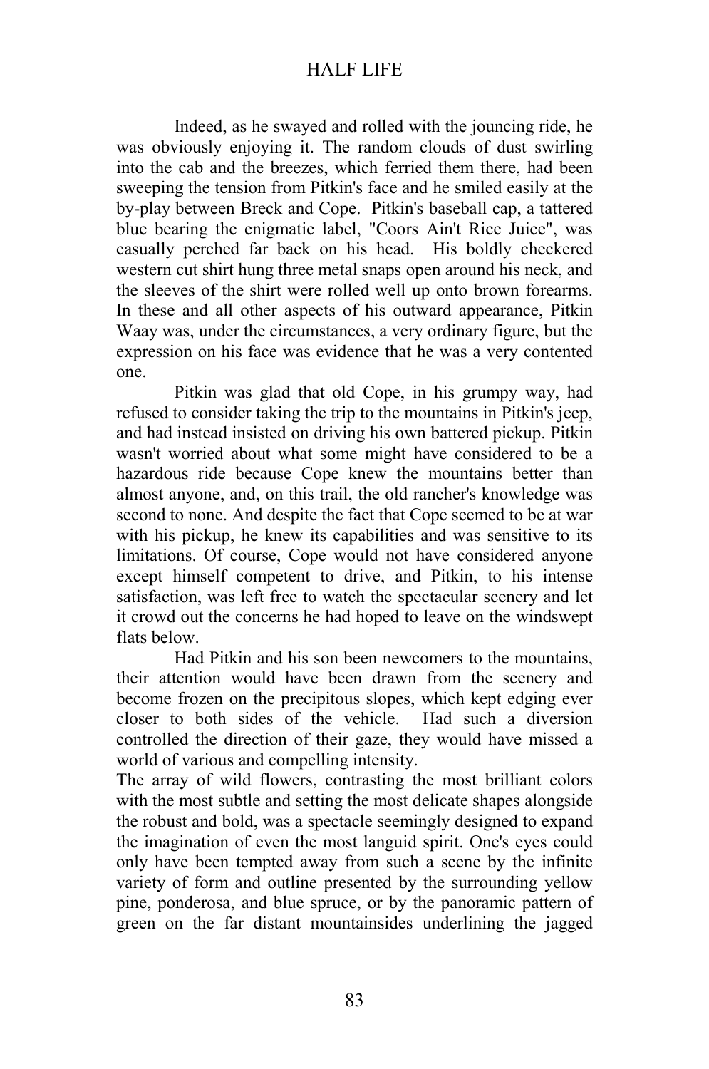Indeed, as he swayed and rolled with the jouncing ride, he was obviously enjoying it. The random clouds of dust swirling into the cab and the breezes, which ferried them there, had been sweeping the tension from Pitkin's face and he smiled easily at the by-play between Breck and Cope. Pitkin's baseball cap, a tattered blue bearing the enigmatic label, "Coors Ain't Rice Juice", was casually perched far back on his head. His boldly checkered western cut shirt hung three metal snaps open around his neck, and the sleeves of the shirt were rolled well up onto brown forearms. In these and all other aspects of his outward appearance, Pitkin Waay was, under the circumstances, a very ordinary figure, but the expression on his face was evidence that he was a very contented one.

Pitkin was glad that old Cope, in his grumpy way, had refused to consider taking the trip to the mountains in Pitkin's jeep, and had instead insisted on driving his own battered pickup. Pitkin wasn't worried about what some might have considered to be a hazardous ride because Cope knew the mountains better than almost anyone, and, on this trail, the old rancher's knowledge was second to none. And despite the fact that Cope seemed to be at war with his pickup, he knew its capabilities and was sensitive to its limitations. Of course, Cope would not have considered anyone except himself competent to drive, and Pitkin, to his intense satisfaction, was left free to watch the spectacular scenery and let it crowd out the concerns he had hoped to leave on the windswept flats below.

Had Pitkin and his son been newcomers to the mountains, their attention would have been drawn from the scenery and become frozen on the precipitous slopes, which kept edging ever closer to both sides of the vehicle. Had such a diversion controlled the direction of their gaze, they would have missed a world of various and compelling intensity.

The array of wild flowers, contrasting the most brilliant colors with the most subtle and setting the most delicate shapes alongside the robust and bold, was a spectacle seemingly designed to expand the imagination of even the most languid spirit. One's eyes could only have been tempted away from such a scene by the infinite variety of form and outline presented by the surrounding yellow pine, ponderosa, and blue spruce, or by the panoramic pattern of green on the far distant mountainsides underlining the jagged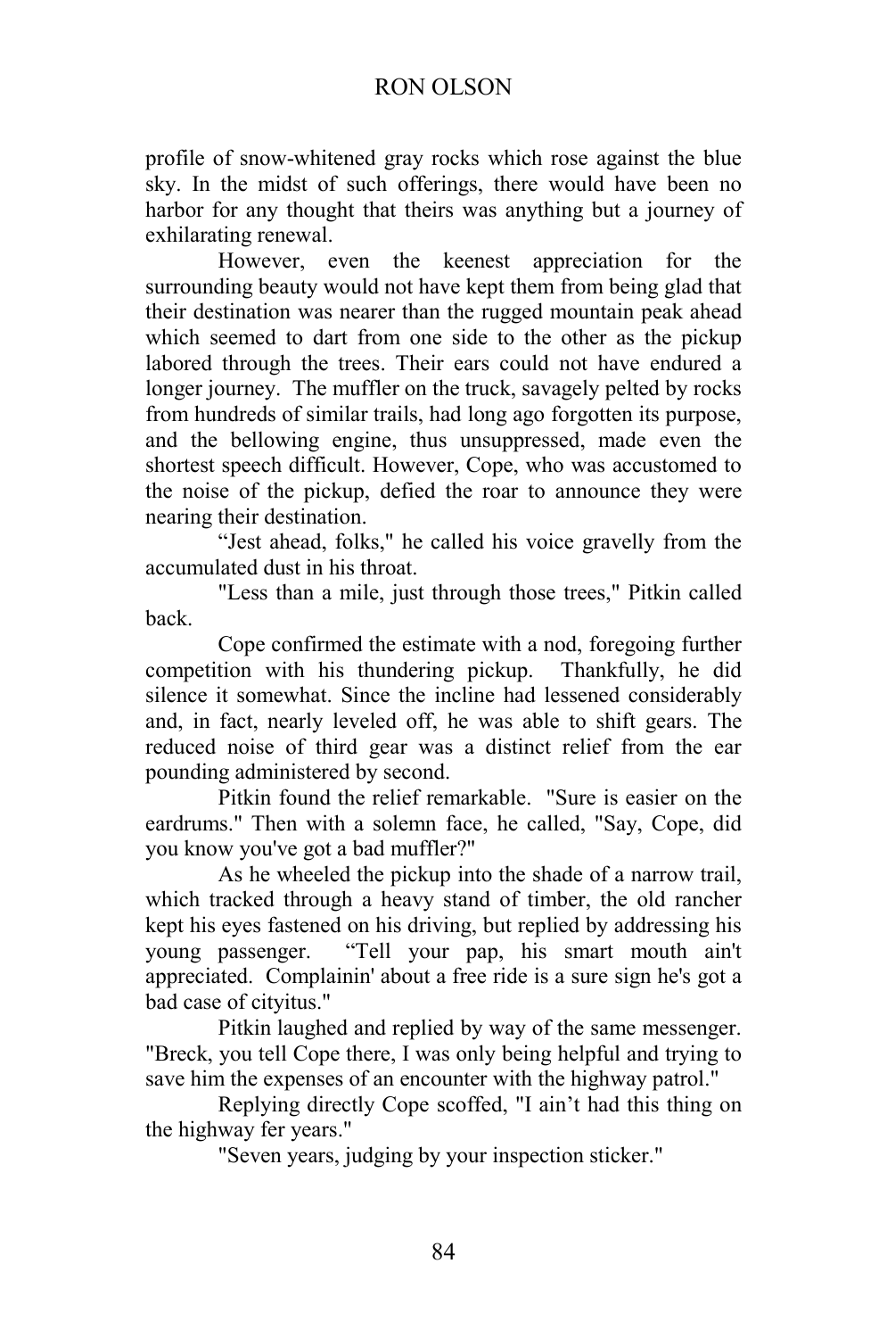profile of snow-whitened gray rocks which rose against the blue sky. In the midst of such offerings, there would have been no harbor for any thought that theirs was anything but a journey of exhilarating renewal.

However, even the keenest appreciation for the surrounding beauty would not have kept them from being glad that their destination was nearer than the rugged mountain peak ahead which seemed to dart from one side to the other as the pickup labored through the trees. Their ears could not have endured a longer journey. The muffler on the truck, savagely pelted by rocks from hundreds of similar trails, had long ago forgotten its purpose, and the bellowing engine, thus unsuppressed, made even the shortest speech difficult. However, Cope, who was accustomed to the noise of the pickup, defied the roar to announce they were nearing their destination.

"Jest ahead, folks," he called his voice gravelly from the accumulated dust in his throat.

"Less than a mile, just through those trees," Pitkin called back.

Cope confirmed the estimate with a nod, foregoing further competition with his thundering pickup. Thankfully, he did silence it somewhat. Since the incline had lessened considerably and, in fact, nearly leveled off, he was able to shift gears. The reduced noise of third gear was a distinct relief from the ear pounding administered by second.

Pitkin found the relief remarkable. "Sure is easier on the eardrums." Then with a solemn face, he called, "Say, Cope, did you know you've got a bad muffler?"

As he wheeled the pickup into the shade of a narrow trail, which tracked through a heavy stand of timber, the old rancher kept his eyes fastened on his driving, but replied by addressing his young passenger. "Tell your pap, his smart mouth ain't appreciated. Complainin' about a free ride is a sure sign he's got a bad case of cityitus."

Pitkin laughed and replied by way of the same messenger. "Breck, you tell Cope there, I was only being helpful and trying to save him the expenses of an encounter with the highway patrol."

Replying directly Cope scoffed, "I ain't had this thing on the highway fer years."

"Seven years, judging by your inspection sticker."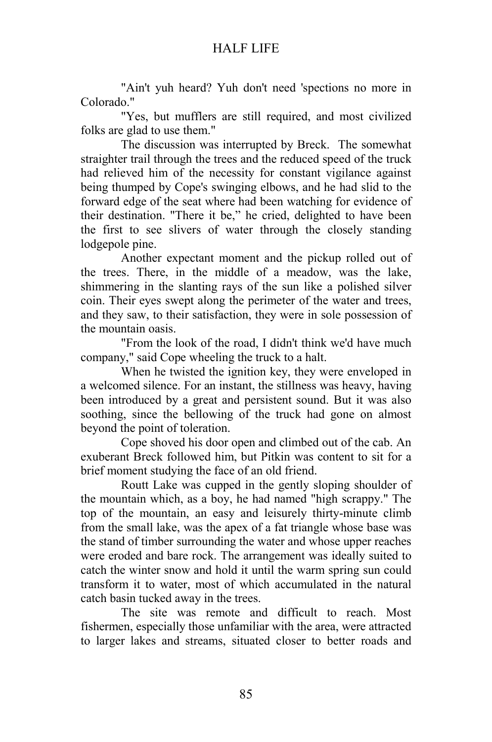"Ain't yuh heard? Yuh don't need 'spections no more in Colorado."

"Yes, but mufflers are still required, and most civilized folks are glad to use them."

The discussion was interrupted by Breck. The somewhat straighter trail through the trees and the reduced speed of the truck had relieved him of the necessity for constant vigilance against being thumped by Cope's swinging elbows, and he had slid to the forward edge of the seat where had been watching for evidence of their destination. "There it be," he cried, delighted to have been the first to see slivers of water through the closely standing lodgepole pine.

Another expectant moment and the pickup rolled out of the trees. There, in the middle of a meadow, was the lake, shimmering in the slanting rays of the sun like a polished silver coin. Their eyes swept along the perimeter of the water and trees, and they saw, to their satisfaction, they were in sole possession of the mountain oasis.

"From the look of the road, I didn't think we'd have much company," said Cope wheeling the truck to a halt.

When he twisted the ignition key, they were enveloped in a welcomed silence. For an instant, the stillness was heavy, having been introduced by a great and persistent sound. But it was also soothing, since the bellowing of the truck had gone on almost beyond the point of toleration.

Cope shoved his door open and climbed out of the cab. An exuberant Breck followed him, but Pitkin was content to sit for a brief moment studying the face of an old friend.

Routt Lake was cupped in the gently sloping shoulder of the mountain which, as a boy, he had named "high scrappy." The top of the mountain, an easy and leisurely thirty-minute climb from the small lake, was the apex of a fat triangle whose base was the stand of timber surrounding the water and whose upper reaches were eroded and bare rock. The arrangement was ideally suited to catch the winter snow and hold it until the warm spring sun could transform it to water, most of which accumulated in the natural catch basin tucked away in the trees.

The site was remote and difficult to reach. Most fishermen, especially those unfamiliar with the area, were attracted to larger lakes and streams, situated closer to better roads and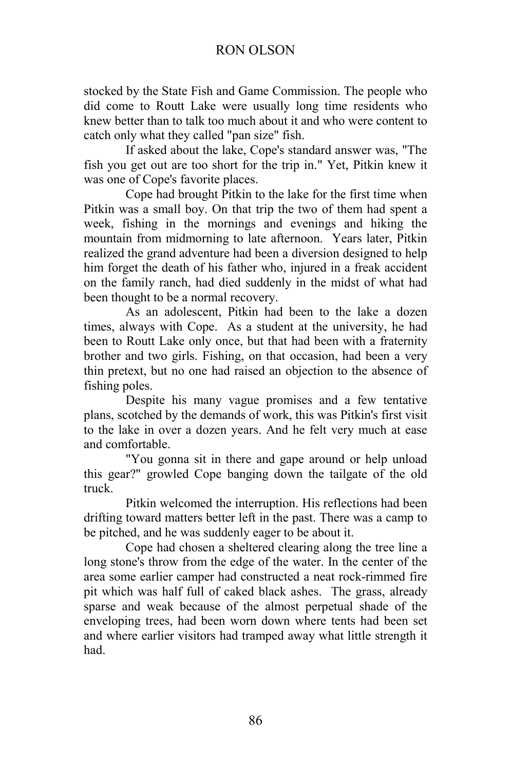stocked by the State Fish and Game Commission. The people who did come to Routt Lake were usually long time residents who knew better than to talk too much about it and who were content to catch only what they called "pan size" fish.

If asked about the lake, Cope's standard answer was, "The fish you get out are too short for the trip in." Yet, Pitkin knew it was one of Cope's favorite places.

Cope had brought Pitkin to the lake for the first time when Pitkin was a small boy. On that trip the two of them had spent a week, fishing in the mornings and evenings and hiking the mountain from midmorning to late afternoon. Years later, Pitkin realized the grand adventure had been a diversion designed to help him forget the death of his father who, injured in a freak accident on the family ranch, had died suddenly in the midst of what had been thought to be a normal recovery.

As an adolescent, Pitkin had been to the lake a dozen times, always with Cope. As a student at the university, he had been to Routt Lake only once, but that had been with a fraternity brother and two girls. Fishing, on that occasion, had been a very thin pretext, but no one had raised an objection to the absence of fishing poles.

Despite his many vague promises and a few tentative plans, scotched by the demands of work, this was Pitkin's first visit to the lake in over a dozen years. And he felt very much at ease and comfortable.

"You gonna sit in there and gape around or help unload this gear?" growled Cope banging down the tailgate of the old truck.

Pitkin welcomed the interruption. His reflections had been drifting toward matters better left in the past. There was a camp to be pitched, and he was suddenly eager to be about it.

Cope had chosen a sheltered clearing along the tree line a long stone's throw from the edge of the water. In the center of the area some earlier camper had constructed a neat rock-rimmed fire pit which was half full of caked black ashes. The grass, already sparse and weak because of the almost perpetual shade of the enveloping trees, had been worn down where tents had been set and where earlier visitors had tramped away what little strength it had.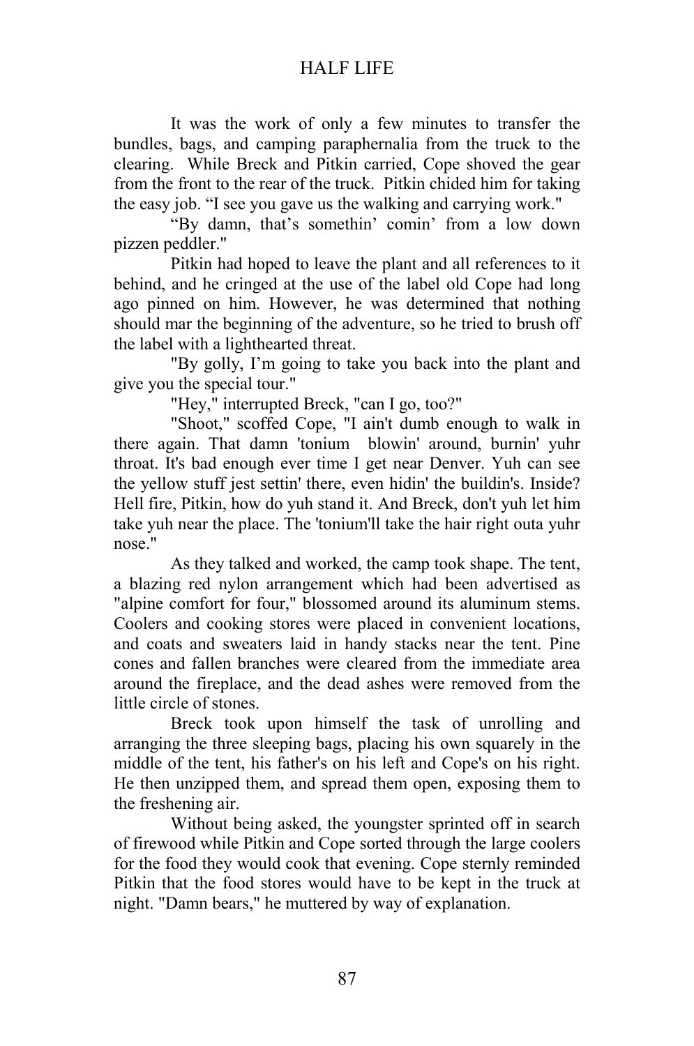It was the work of only a few minutes to transfer the bundles, bags, and camping paraphernalia from the truck to the clearing. While Breck and Pitkin carried, Cope shoved the gear from the front to the rear of the truck. Pitkin chided him for taking the easy job. “I see you gave us the walking and carrying work."

“By damn, that’s somethin’ comin’ from a low down pizzen peddler."

Pitkin had hoped to leave the plant and all references to it behind, and he cringed at the use of the label old Cope had long ago pinned on him. However, he was determined that nothing should mar the beginning of the adventure, so he tried to brush off the label with a lighthearted threat.

"By golly, I’m going to take you back into the plant and give you the special tour."

"Hey," interrupted Breck, "can I go, too?"

"Shoot," scoffed Cope, "I ain't dumb enough to walk in there again. That damn 'tonium blowin' around, burnin' yuhr throat. It's bad enough ever time I get near Denver. Yuh can see the yellow stuff jest settin' there, even hidin' the buildin's. Inside? Hell fire, Pitkin, how do yuh stand it. And Breck, don't yuh let him take yuh near the place. The 'tonium'll take the hair right outa yuhr nose."

As they talked and worked, the camp took shape. The tent, a blazing red nylon arrangement which had been advertised as "alpine comfort for four," blossomed around its aluminum stems. Coolers and cooking stores were placed in convenient locations, and coats and sweaters laid in handy stacks near the tent. Pine cones and fallen branches were cleared from the immediate area around the fireplace, and the dead ashes were removed from the little circle of stones.

Breck took upon himself the task of unrolling and arranging the three sleeping bags, placing his own squarely in the middle of the tent, his father's on his left and Cope's on his right. He then unzipped them, and spread them open, exposing them to the freshening air.

Without being asked, the youngster sprinted off in search of firewood while Pitkin and Cope sorted through the large coolers for the food they would cook that evening. Cope sternly reminded Pitkin that the food stores would have to be kept in the truck at night. "Damn bears," he muttered by way of explanation.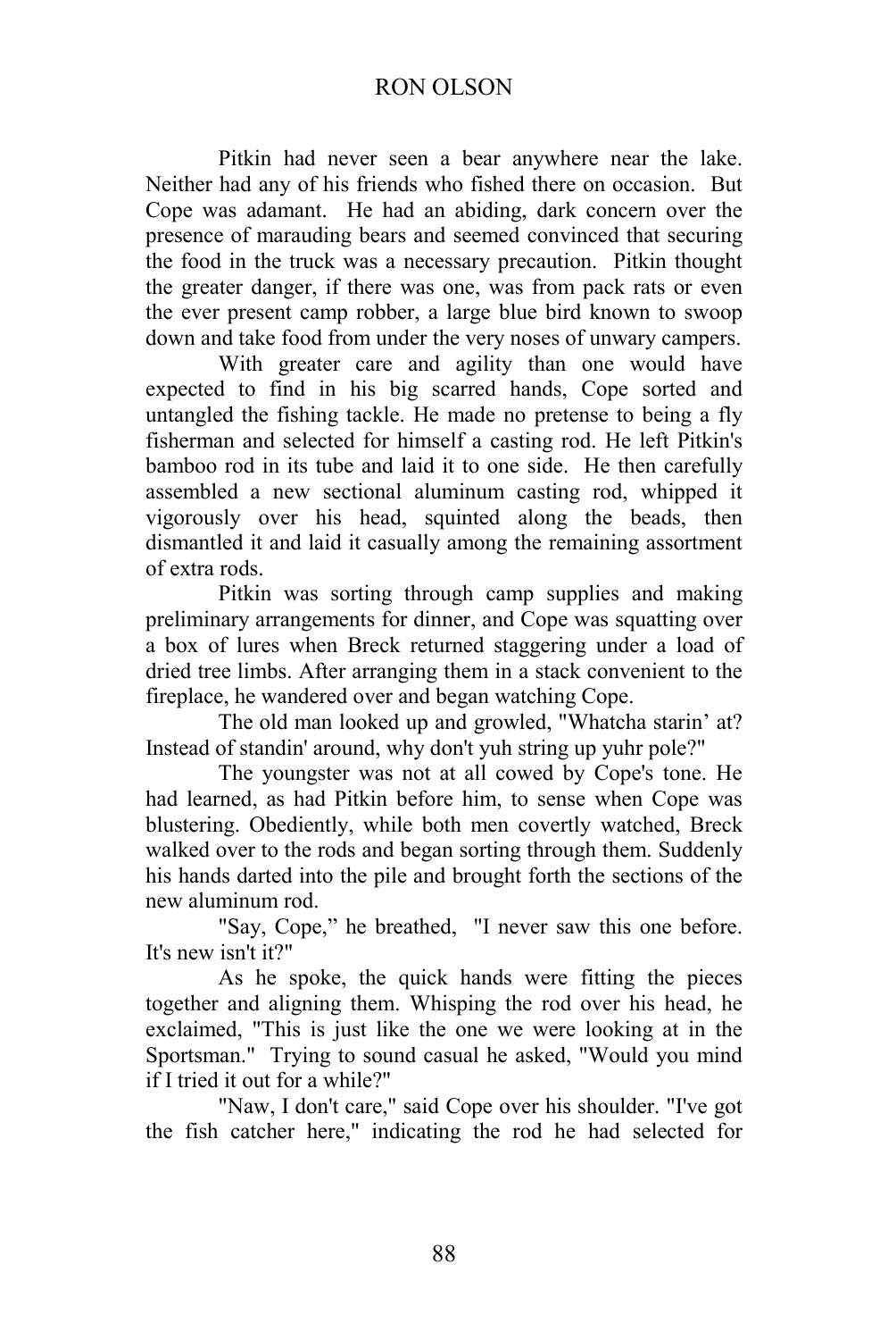Pitkin had never seen a bear anywhere near the lake. Neither had any of his friends who fished there on occasion. But Cope was adamant. He had an abiding, dark concern over the presence of marauding bears and seemed convinced that securing the food in the truck was a necessary precaution. Pitkin thought the greater danger, if there was one, was from pack rats or even the ever present camp robber, a large blue bird known to swoop down and take food from under the very noses of unwary campers.

With greater care and agility than one would have expected to find in his big scarred hands, Cope sorted and untangled the fishing tackle. He made no pretense to being a fly fisherman and selected for himself a casting rod. He left Pitkin's bamboo rod in its tube and laid it to one side. He then carefully assembled a new sectional aluminum casting rod, whipped it vigorously over his head, squinted along the beads, then dismantled it and laid it casually among the remaining assortment of extra rods.

Pitkin was sorting through camp supplies and making preliminary arrangements for dinner, and Cope was squatting over a box of lures when Breck returned staggering under a load of dried tree limbs. After arranging them in a stack convenient to the fireplace, he wandered over and began watching Cope.

The old man looked up and growled, "Whatcha starin' at? Instead of standin' around, why don't yuh string up yuhr pole?"

The youngster was not at all cowed by Cope's tone. He had learned, as had Pitkin before him, to sense when Cope was blustering. Obediently, while both men covertly watched, Breck walked over to the rods and began sorting through them. Suddenly his hands darted into the pile and brought forth the sections of the new aluminum rod.

"Say, Cope," he breathed, "I never saw this one before. It's new isn't it?"

As he spoke, the quick hands were fitting the pieces together and aligning them. Whisping the rod over his head, he exclaimed, "This is just like the one we were looking at in the Sportsman." Trying to sound casual he asked, "Would you mind if I tried it out for a while?"

"Naw, I don't care," said Cope over his shoulder. "I've got the fish catcher here," indicating the rod he had selected for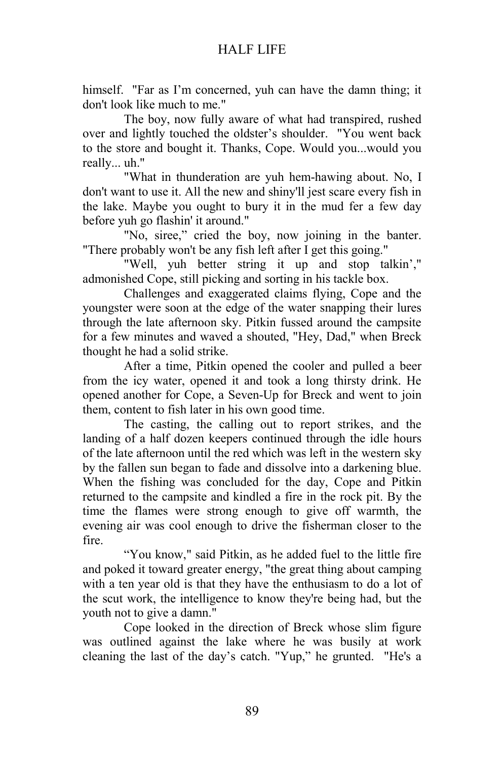himself. "Far as I'm concerned, yuh can have the damn thing; it don't look like much to me."

The boy, now fully aware of what had transpired, rushed over and lightly touched the oldster's shoulder. "You went back to the store and bought it. Thanks, Cope. Would you...would you really... uh."

"What in thunderation are yuh hem-hawing about. No, I don't want to use it. All the new and shiny'll jest scare every fish in the lake. Maybe you ought to bury it in the mud fer a few day before yuh go flashin' it around."

"No, siree," cried the boy, now joining in the banter. "There probably won't be any fish left after I get this going."

"Well, yuh better string it up and stop talkin'," admonished Cope, still picking and sorting in his tackle box.

Challenges and exaggerated claims flying, Cope and the youngster were soon at the edge of the water snapping their lures through the late afternoon sky. Pitkin fussed around the campsite for a few minutes and waved a shouted, "Hey, Dad," when Breck thought he had a solid strike.

After a time, Pitkin opened the cooler and pulled a beer from the icy water, opened it and took a long thirsty drink. He opened another for Cope, a Seven-Up for Breck and went to join them, content to fish later in his own good time.

The casting, the calling out to report strikes, and the landing of a half dozen keepers continued through the idle hours of the late afternoon until the red which was left in the western sky by the fallen sun began to fade and dissolve into a darkening blue. When the fishing was concluded for the day, Cope and Pitkin returned to the campsite and kindled a fire in the rock pit. By the time the flames were strong enough to give off warmth, the evening air was cool enough to drive the fisherman closer to the fire.

"You know," said Pitkin, as he added fuel to the little fire and poked it toward greater energy, "the great thing about camping with a ten year old is that they have the enthusiasm to do a lot of the scut work, the intelligence to know they're being had, but the youth not to give a damn."

Cope looked in the direction of Breck whose slim figure was outlined against the lake where he was busily at work cleaning the last of the day's catch. "Yup," he grunted. "He's a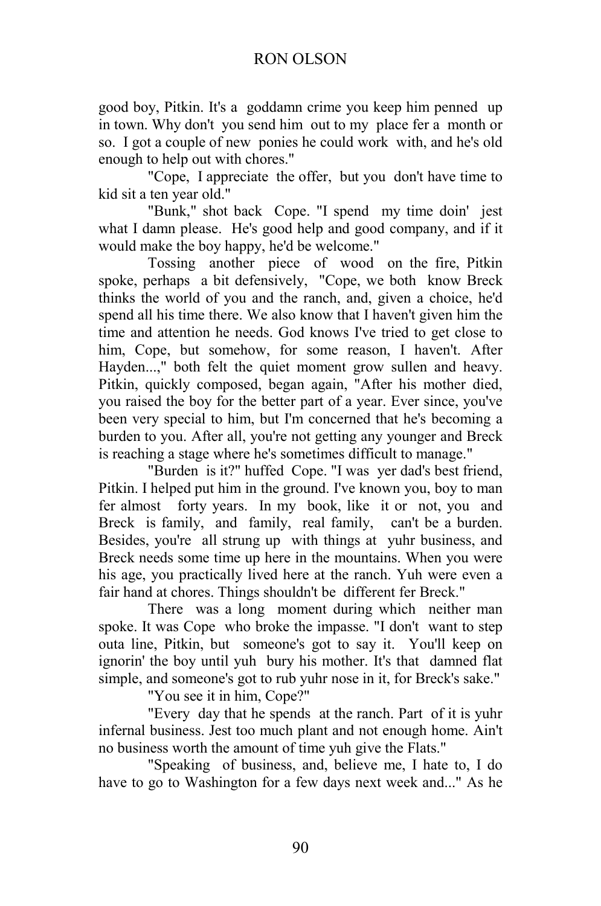good boy, Pitkin. It's a goddamn crime you keep him penned up in town. Why don't you send him out to my place fer a month or so. I got a couple of new ponies he could work with, and he's old enough to help out with chores."

"Cope, I appreciate the offer, but you don't have time to kid sit a ten year old."

"Bunk," shot back Cope. "I spend my time doin' jest what I damn please. He's good help and good company, and if it would make the boy happy, he'd be welcome."

Tossing another piece of wood on the fire, Pitkin spoke, perhaps a bit defensively, "Cope, we both know Breck thinks the world of you and the ranch, and, given a choice, he'd spend all his time there. We also know that I haven't given him the time and attention he needs. God knows I've tried to get close to him, Cope, but somehow, for some reason, I haven't. After Hayden...," both felt the quiet moment grow sullen and heavy. Pitkin, quickly composed, began again, "After his mother died, you raised the boy for the better part of a year. Ever since, you've been very special to him, but I'm concerned that he's becoming a burden to you. After all, you're not getting any younger and Breck is reaching a stage where he's sometimes difficult to manage."

"Burden is it?" huffed Cope. "I was yer dad's best friend, Pitkin. I helped put him in the ground. I've known you, boy to man fer almost forty years. In my book, like it or not, you and Breck is family, and family, real family, can't be a burden. Besides, you're all strung up with things at yuhr business, and Breck needs some time up here in the mountains. When you were his age, you practically lived here at the ranch. Yuh were even a fair hand at chores. Things shouldn't be different fer Breck."

There was a long moment during which neither man spoke. It was Cope who broke the impasse. "I don't want to step outa line, Pitkin, but someone's got to say it. You'll keep on ignorin' the boy until yuh bury his mother. It's that damned flat simple, and someone's got to rub yuhr nose in it, for Breck's sake."

"You see it in him, Cope?"

"Every day that he spends at the ranch. Part of it is yuhr infernal business. Jest too much plant and not enough home. Ain't no business worth the amount of time yuh give the Flats."

"Speaking of business, and, believe me, I hate to, I do have to go to Washington for a few days next week and..." As he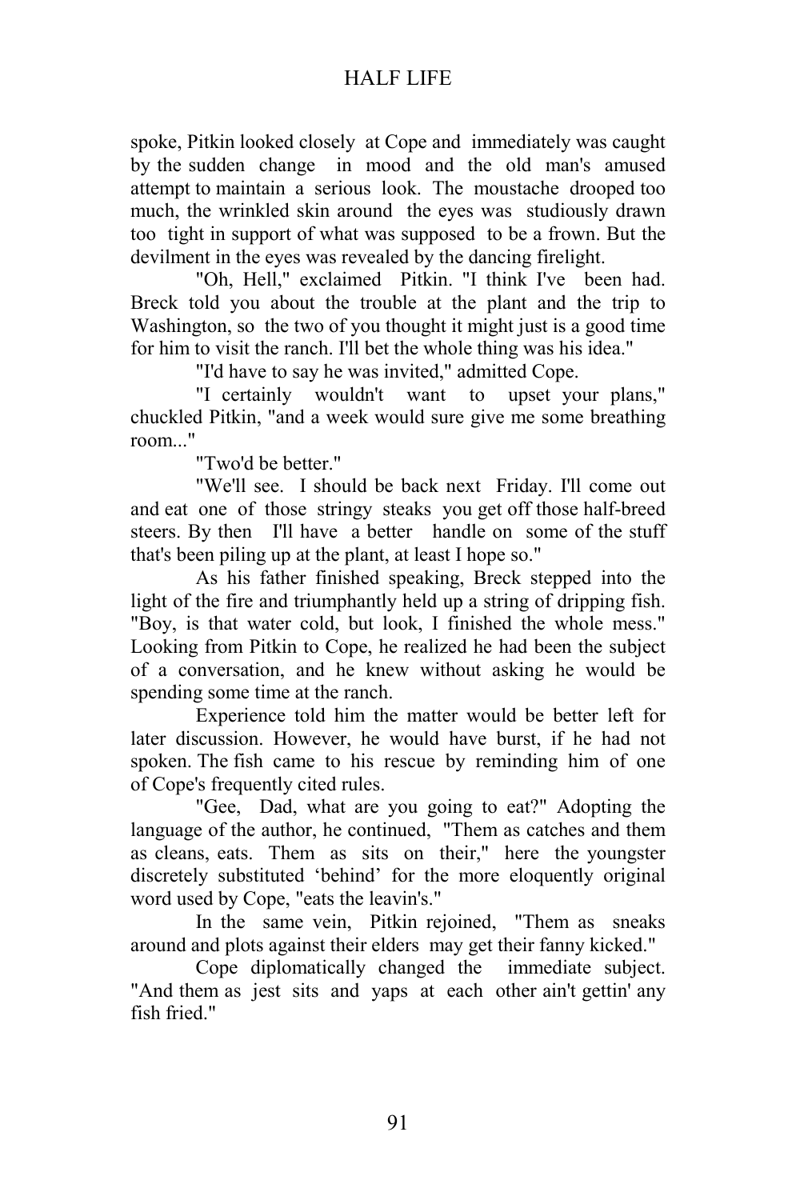spoke, Pitkin looked closely at Cope and immediately was caught by the sudden change in mood and the old man's amused attempt to maintain a serious look. The moustache drooped too much, the wrinkled skin around the eyes was studiously drawn too tight in support of what was supposed to be a frown. But the devilment in the eyes was revealed by the dancing firelight.

"Oh, Hell," exclaimed Pitkin. "I think I've been had. Breck told you about the trouble at the plant and the trip to Washington, so the two of you thought it might just is a good time for him to visit the ranch. I'll bet the whole thing was his idea."

"I'd have to say he was invited," admitted Cope.

"I certainly wouldn't want to upset your plans," chuckled Pitkin, "and a week would sure give me some breathing room..."

"Two'd be better."

"We'll see. I should be back next Friday. I'll come out and eat one of those stringy steaks you get off those half-breed steers. By then I'll have a better handle on some of the stuff that's been piling up at the plant, at least I hope so."

As his father finished speaking, Breck stepped into the light of the fire and triumphantly held up a string of dripping fish. "Boy, is that water cold, but look, I finished the whole mess." Looking from Pitkin to Cope, he realized he had been the subject of a conversation, and he knew without asking he would be spending some time at the ranch.

Experience told him the matter would be better left for later discussion. However, he would have burst, if he had not spoken. The fish came to his rescue by reminding him of one of Cope's frequently cited rules.

"Gee, Dad, what are you going to eat?" Adopting the language of the author, he continued, "Them as catches and them as cleans, eats. Them as sits on their," here the youngster discretely substituted 'behind' for the more eloquently original word used by Cope, "eats the leavin's."

In the same vein, Pitkin rejoined, "Them as sneaks around and plots against their elders may get their fanny kicked."

Cope diplomatically changed the immediate subject. "And them as jest sits and yaps at each other ain't gettin' any fish fried."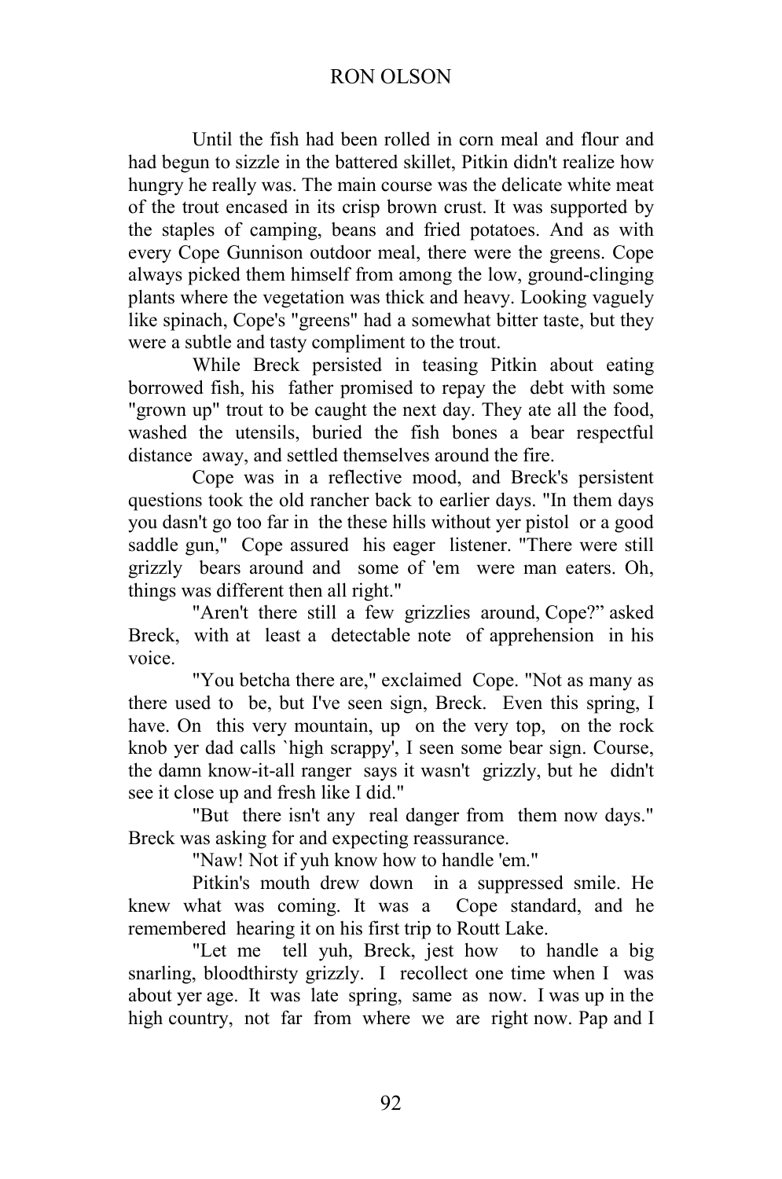Until the fish had been rolled in corn meal and flour and had begun to sizzle in the battered skillet, Pitkin didn't realize how hungry he really was. The main course was the delicate white meat of the trout encased in its crisp brown crust. It was supported by the staples of camping, beans and fried potatoes. And as with every Cope Gunnison outdoor meal, there were the greens. Cope always picked them himself from among the low, ground-clinging plants where the vegetation was thick and heavy. Looking vaguely like spinach, Cope's "greens" had a somewhat bitter taste, but they were a subtle and tasty compliment to the trout.

While Breck persisted in teasing Pitkin about eating borrowed fish, his father promised to repay the debt with some "grown up" trout to be caught the next day. They ate all the food, washed the utensils, buried the fish bones a bear respectful distance away, and settled themselves around the fire.

Cope was in a reflective mood, and Breck's persistent questions took the old rancher back to earlier days. "In them days you dasn't go too far in the these hills without yer pistol or a good saddle gun," Cope assured his eager listener. "There were still grizzly bears around and some of 'em were man eaters. Oh, things was different then all right."

"Aren't there still a few grizzlies around, Cope?" asked Breck, with at least a detectable note of apprehension in his voice.

"You betcha there are," exclaimed Cope. "Not as many as there used to be, but I've seen sign, Breck. Even this spring, I have. On this very mountain, up on the very top, on the rock knob yer dad calls `high scrappy', I seen some bear sign. Course, the damn know-it-all ranger says it wasn't grizzly, but he didn't see it close up and fresh like I did."

"But there isn't any real danger from them now days." Breck was asking for and expecting reassurance.

"Naw! Not if yuh know how to handle 'em."

Pitkin's mouth drew down in a suppressed smile. He knew what was coming. It was a Cope standard, and he remembered hearing it on his first trip to Routt Lake.

"Let me tell yuh, Breck, jest how to handle a big snarling, bloodthirsty grizzly. I recollect one time when I was about yer age. It was late spring, same as now. I was up in the high country, not far from where we are right now. Pap and I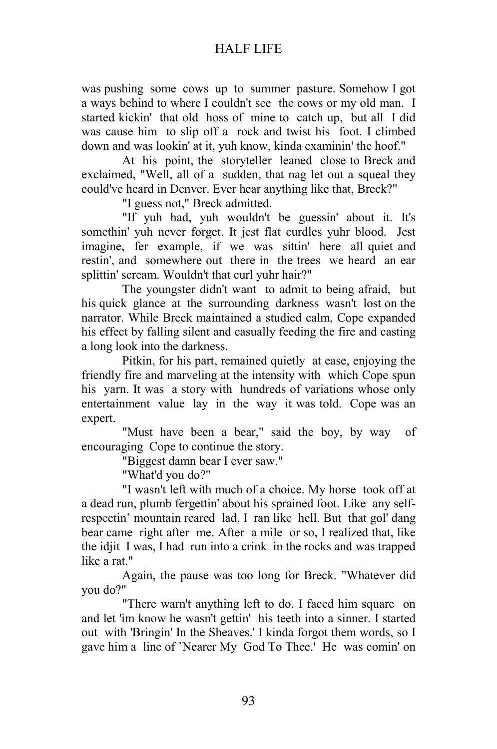was pushing some cows up to summer pasture. Somehow I got a ways behind to where I couldn't see the cows or my old man. I started kickin' that old hoss of mine to catch up, but all I did was cause him to slip off a rock and twist his foot. I climbed down and was lookin' at it, yuh know, kinda examinin' the hoof."

At his point, the storyteller leaned close to Breck and exclaimed, "Well, all of a sudden, that nag let out a squeal they could've heard in Denver. Ever hear anything like that, Breck?"

"I guess not," Breck admitted.

"If yuh had, yuh wouldn't be guessin' about it. It's somethin' yuh never forget. It jest flat curdles yuhr blood. Jest imagine, fer example, if we was sittin' here all quiet and restin', and somewhere out there in the trees we heard an ear splittin' scream. Wouldn't that curl yuhr hair?"

The youngster didn't want to admit to being afraid, but his quick glance at the surrounding darkness wasn't lost on the narrator. While Breck maintained a studied calm, Cope expanded his effect by falling silent and casually feeding the fire and casting a long look into the darkness.

Pitkin, for his part, remained quietly at ease, enjoying the friendly fire and marveling at the intensity with which Cope spun his yarn. It was a story with hundreds of variations whose only entertainment value lay in the way it was told. Cope was an expert.

"Must have been a bear," said the boy, by way of encouraging Cope to continue the story.

"Biggest damn bear I ever saw."

"What'd you do?"

"I wasn't left with much of a choice. My horse took off at a dead run, plumb fergettin' about his sprained foot. Like any self-respectin' mountain reared lad, I ran like hell. But that gol' dang bear came right after me. After a mile or so, I realized that, like the idjit I was, I had run into a crink in the rocks and was trapped like a rat."

Again, the pause was too long for Breck. "Whatever did you do?"

"There warn't anything left to do. I faced him square on and let 'im know he wasn't gettin' his teeth into a sinner. I started out with 'Bringin' In the Sheaves.' I kinda forgot them words, so I gave him a line of `Nearer My God To Thee.' He was comin' on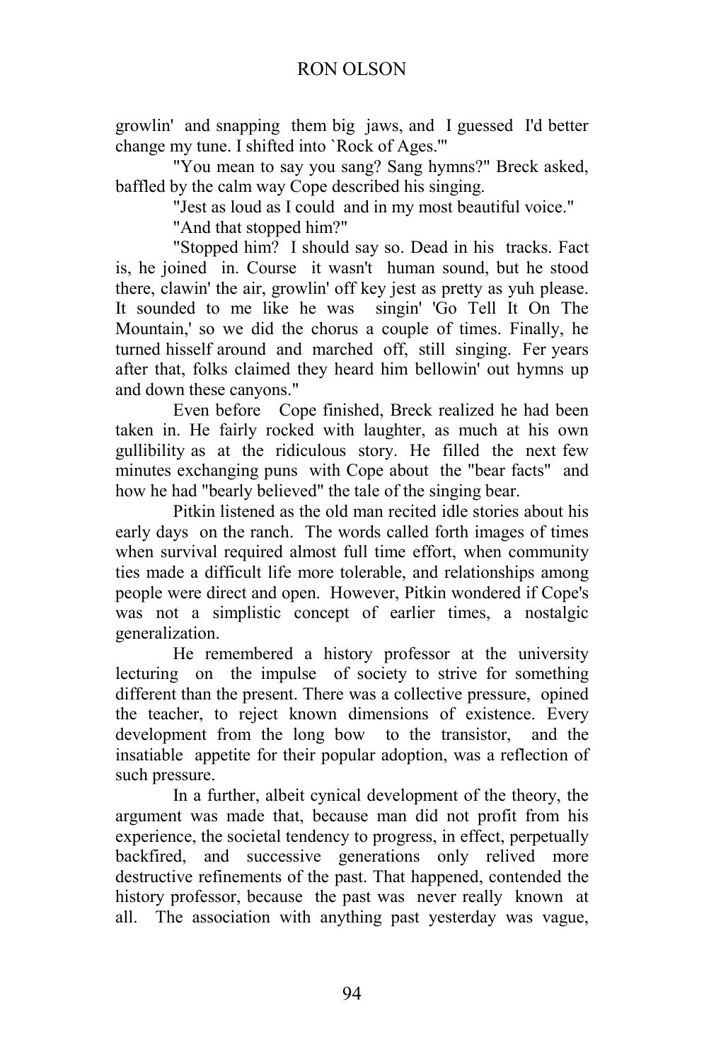growlin' and snapping them big jaws, and I guessed I'd better change my tune. I shifted into `Rock of Ages.'"

"You mean to say you sang? Sang hymns?" Breck asked, baffled by the calm way Cope described his singing.

"Jest as loud as I could and in my most beautiful voice."

"And that stopped him?"

"Stopped him? I should say so. Dead in his tracks. Fact is, he joined in. Course it wasn't human sound, but he stood there, clawin' the air, growlin' off key jest as pretty as yuh please. It sounded to me like he was singin' 'Go Tell It On The Mountain,' so we did the chorus a couple of times. Finally, he turned hisself around and marched off, still singing. Fer years after that, folks claimed they heard him bellowin' out hymns up and down these canyons."

Even before Cope finished, Breck realized he had been taken in. He fairly rocked with laughter, as much at his own gullibility as at the ridiculous story. He filled the next few minutes exchanging puns with Cope about the "bear facts" and how he had "bearly believed" the tale of the singing bear.

Pitkin listened as the old man recited idle stories about his early days on the ranch. The words called forth images of times when survival required almost full time effort, when community ties made a difficult life more tolerable, and relationships among people were direct and open. However, Pitkin wondered if Cope's was not a simplistic concept of earlier times, a nostalgic generalization.

He remembered a history professor at the university lecturing on the impulse of society to strive for something different than the present. There was a collective pressure, opined the teacher, to reject known dimensions of existence. Every development from the long bow to the transistor, and the insatiable appetite for their popular adoption, was a reflection of such pressure.

In a further, albeit cynical development of the theory, the argument was made that, because man did not profit from his experience, the societal tendency to progress, in effect, perpetually backfired, and successive generations only relived more destructive refinements of the past. That happened, contended the history professor, because the past was never really known at all. The association with anything past yesterday was vague,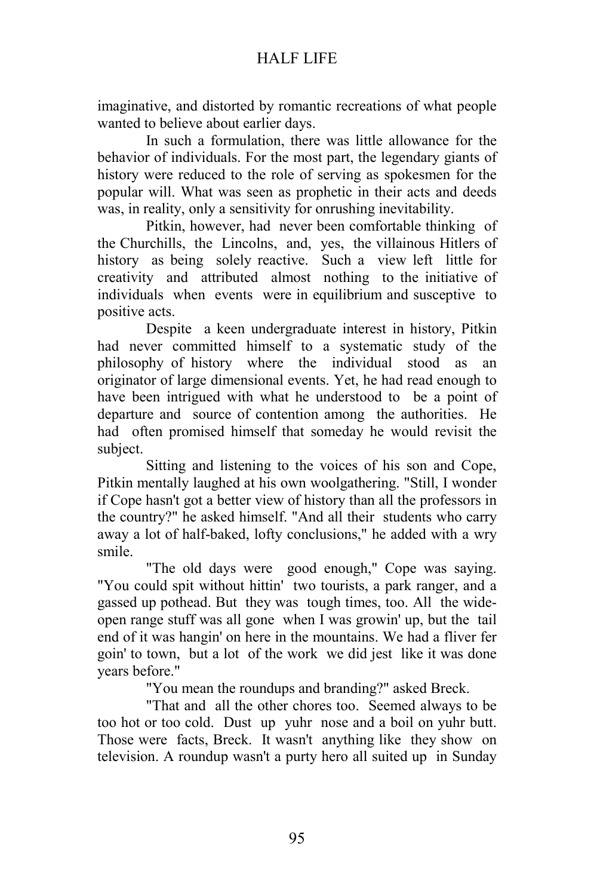imaginative, and distorted by romantic recreations of what people wanted to believe about earlier days.

In such a formulation, there was little allowance for the behavior of individuals. For the most part, the legendary giants of history were reduced to the role of serving as spokesmen for the popular will. What was seen as prophetic in their acts and deeds was, in reality, only a sensitivity for onrushing inevitability.

Pitkin, however, had never been comfortable thinking of the Churchills, the Lincolns, and, yes, the villainous Hitlers of history as being solely reactive. Such a view left little for creativity and attributed almost nothing to the initiative of individuals when events were in equilibrium and susceptive to positive acts.

Despite a keen undergraduate interest in history, Pitkin had never committed himself to a systematic study of the philosophy of history where the individual stood as an originator of large dimensional events. Yet, he had read enough to have been intrigued with what he understood to be a point of departure and source of contention among the authorities. He had often promised himself that someday he would revisit the subject.

Sitting and listening to the voices of his son and Cope, Pitkin mentally laughed at his own woolgathering. "Still, I wonder if Cope hasn't got a better view of history than all the professors in the country?" he asked himself. "And all their students who carry away a lot of half-baked, lofty conclusions," he added with a wry smile.

"The old days were good enough," Cope was saying. "You could spit without hittin' two tourists, a park ranger, and a gassed up pothead. But they was tough times, too. All the wide-open range stuff was all gone when I was growin' up, but the tail end of it was hangin' on here in the mountains. We had a fliver fer goin' to town, but a lot of the work we did jest like it was done years before."

"You mean the roundups and branding?" asked Breck.

"That and all the other chores too. Seemed always to be too hot or too cold. Dust up yuhr nose and a boil on yuhr butt. Those were facts, Breck. It wasn't anything like they show on television. A roundup wasn't a purty hero all suited up in Sunday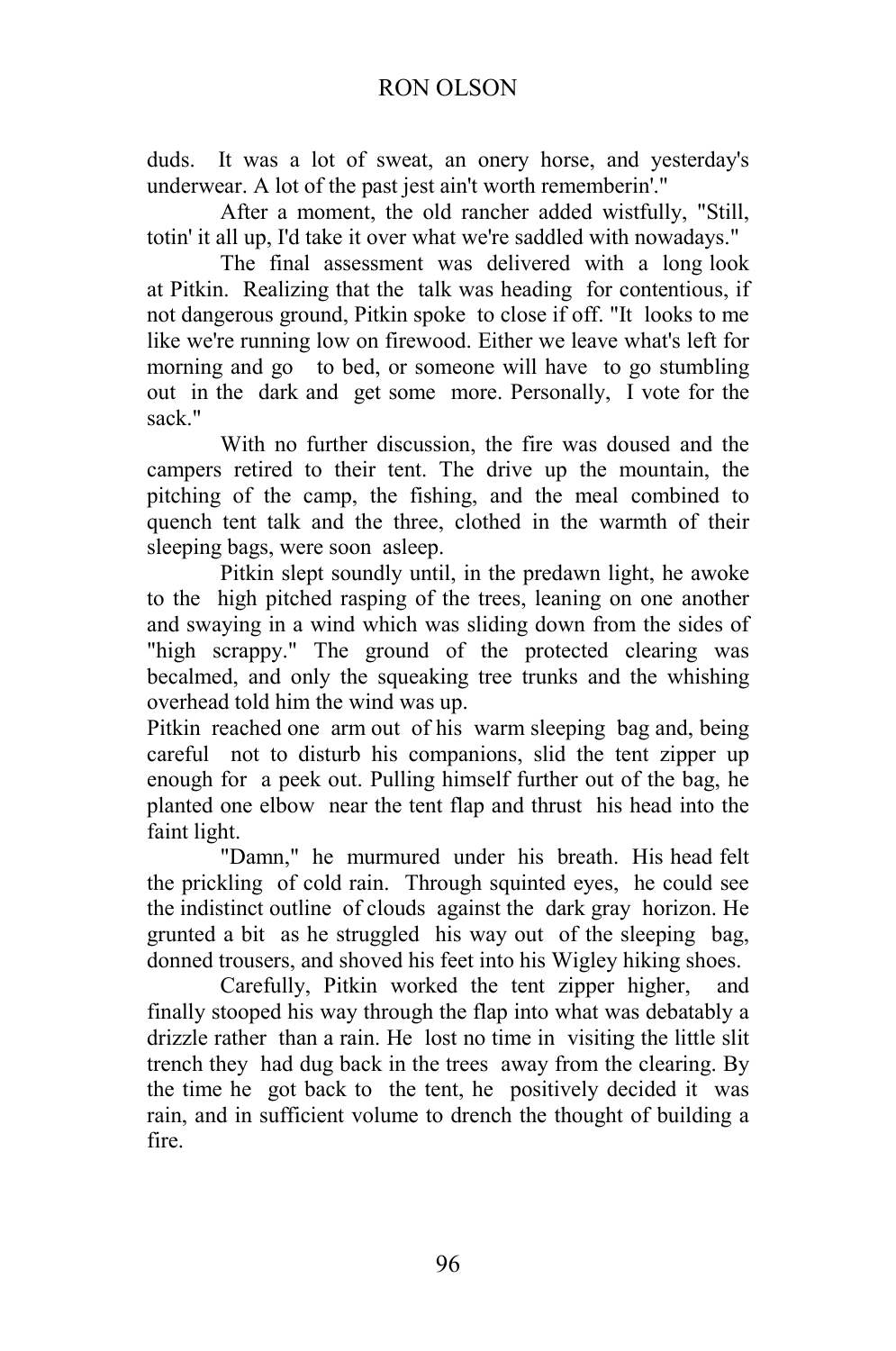duds. It was a lot of sweat, an onery horse, and yesterday's underwear. A lot of the past jest ain't worth rememberin'."

After a moment, the old rancher added wistfully, "Still, totin' it all up, I'd take it over what we're saddled with nowadays."

The final assessment was delivered with a long look at Pitkin. Realizing that the talk was heading for contentious, if not dangerous ground, Pitkin spoke to close if off. "It looks to me like we're running low on firewood. Either we leave what's left for morning and go to bed, or someone will have to go stumbling out in the dark and get some more. Personally, I vote for the sack."

With no further discussion, the fire was doused and the campers retired to their tent. The drive up the mountain, the pitching of the camp, the fishing, and the meal combined to quench tent talk and the three, clothed in the warmth of their sleeping bags, were soon asleep.

Pitkin slept soundly until, in the predawn light, he awoke to the high pitched rasping of the trees, leaning on one another and swaying in a wind which was sliding down from the sides of "high scrappy." The ground of the protected clearing was becalmed, and only the squeaking tree trunks and the whishing overhead told him the wind was up.

Pitkin reached one arm out of his warm sleeping bag and, being careful not to disturb his companions, slid the tent zipper up enough for a peek out. Pulling himself further out of the bag, he planted one elbow near the tent flap and thrust his head into the faint light.

"Damn," he murmured under his breath. His head felt the prickling of cold rain. Through squinted eyes, he could see the indistinct outline of clouds against the dark gray horizon. He grunted a bit as he struggled his way out of the sleeping bag, donned trousers, and shoved his feet into his Wigley hiking shoes.

Carefully, Pitkin worked the tent zipper higher, and finally stooped his way through the flap into what was debatably a drizzle rather than a rain. He lost no time in visiting the little slit trench they had dug back in the trees away from the clearing. By the time he got back to the tent, he positively decided it was rain, and in sufficient volume to drench the thought of building a fire.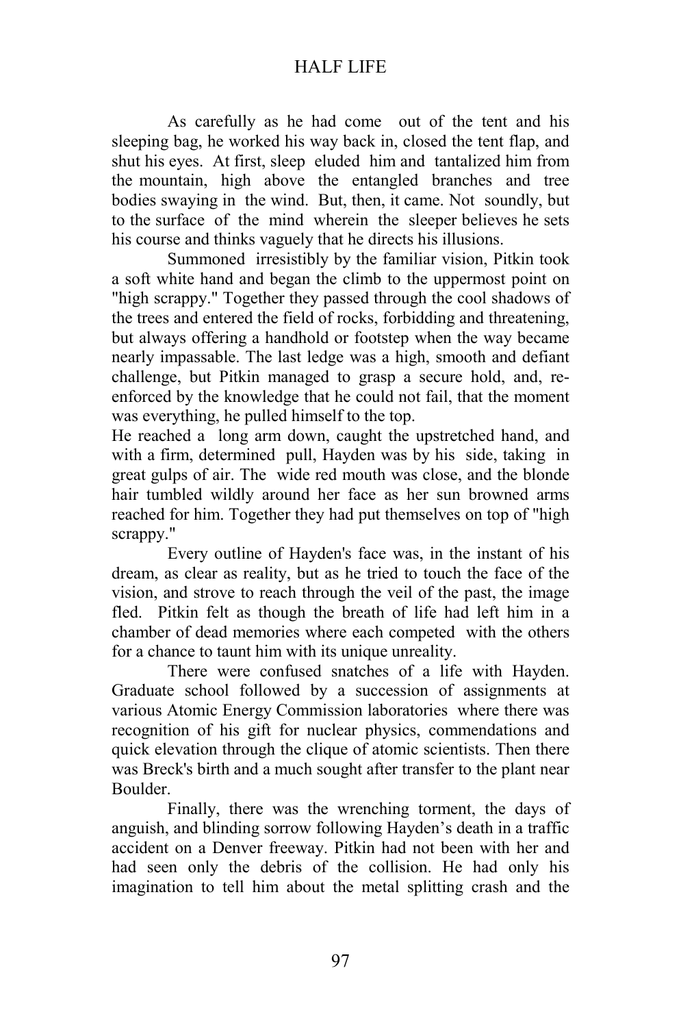As carefully as he had come out of the tent and his sleeping bag, he worked his way back in, closed the tent flap, and shut his eyes. At first, sleep eluded him and tantalized him from the mountain, high above the entangled branches and tree bodies swaying in the wind. But, then, it came. Not soundly, but to the surface of the mind wherein the sleeper believes he sets his course and thinks vaguely that he directs his illusions.

Summoned irresistibly by the familiar vision, Pitkin took a soft white hand and began the climb to the uppermost point on "high scrappy." Together they passed through the cool shadows of the trees and entered the field of rocks, forbidding and threatening, but always offering a handhold or footstep when the way became nearly impassable. The last ledge was a high, smooth and defiant challenge, but Pitkin managed to grasp a secure hold, and, re-enforced by the knowledge that he could not fail, that the moment was everything, he pulled himself to the top.

He reached a long arm down, caught the upstretched hand, and with a firm, determined pull, Hayden was by his side, taking in great gulps of air. The wide red mouth was close, and the blonde hair tumbled wildly around her face as her sun browned arms reached for him. Together they had put themselves on top of "high scrappy."

Every outline of Hayden's face was, in the instant of his dream, as clear as reality, but as he tried to touch the face of the vision, and strove to reach through the veil of the past, the image fled. Pitkin felt as though the breath of life had left him in a chamber of dead memories where each competed with the others for a chance to taunt him with its unique unreality.

There were confused snatches of a life with Hayden. Graduate school followed by a succession of assignments at various Atomic Energy Commission laboratories where there was recognition of his gift for nuclear physics, commendations and quick elevation through the clique of atomic scientists. Then there was Breck's birth and a much sought after transfer to the plant near Boulder.

Finally, there was the wrenching torment, the days of anguish, and blinding sorrow following Hayden's death in a traffic accident on a Denver freeway. Pitkin had not been with her and had seen only the debris of the collision. He had only his imagination to tell him about the metal splitting crash and the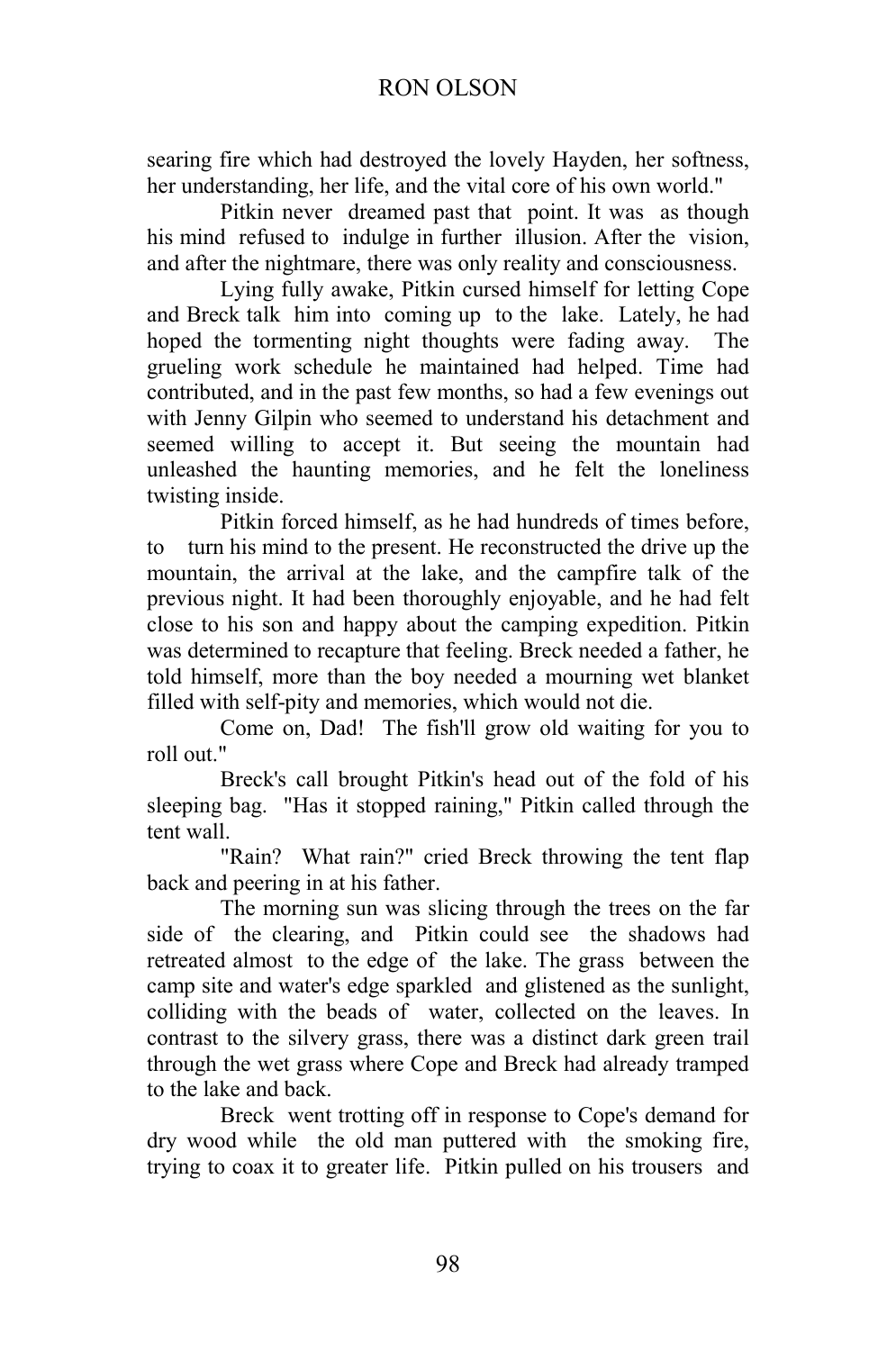searing fire which had destroyed the lovely Hayden, her softness, her understanding, her life, and the vital core of his own world."

Pitkin never dreamed past that point. It was as though his mind refused to indulge in further illusion. After the vision, and after the nightmare, there was only reality and consciousness.

Lying fully awake, Pitkin cursed himself for letting Cope and Breck talk him into coming up to the lake. Lately, he had hoped the tormenting night thoughts were fading away. The grueling work schedule he maintained had helped. Time had contributed, and in the past few months, so had a few evenings out with Jenny Gilpin who seemed to understand his detachment and seemed willing to accept it. But seeing the mountain had unleashed the haunting memories, and he felt the loneliness twisting inside.

Pitkin forced himself, as he had hundreds of times before, to turn his mind to the present. He reconstructed the drive up the mountain, the arrival at the lake, and the campfire talk of the previous night. It had been thoroughly enjoyable, and he had felt close to his son and happy about the camping expedition. Pitkin was determined to recapture that feeling. Breck needed a father, he told himself, more than the boy needed a mourning wet blanket filled with self-pity and memories, which would not die.

Come on, Dad! The fish'll grow old waiting for you to roll out."

Breck's call brought Pitkin's head out of the fold of his sleeping bag. "Has it stopped raining," Pitkin called through the tent wall.

"Rain? What rain?" cried Breck throwing the tent flap back and peering in at his father.

The morning sun was slicing through the trees on the far side of the clearing, and Pitkin could see the shadows had retreated almost to the edge of the lake. The grass between the camp site and water's edge sparkled and glistened as the sunlight, colliding with the beads of water, collected on the leaves. In contrast to the silvery grass, there was a distinct dark green trail through the wet grass where Cope and Breck had already tramped to the lake and back.

Breck went trotting off in response to Cope's demand for dry wood while the old man puttered with the smoking fire, trying to coax it to greater life. Pitkin pulled on his trousers and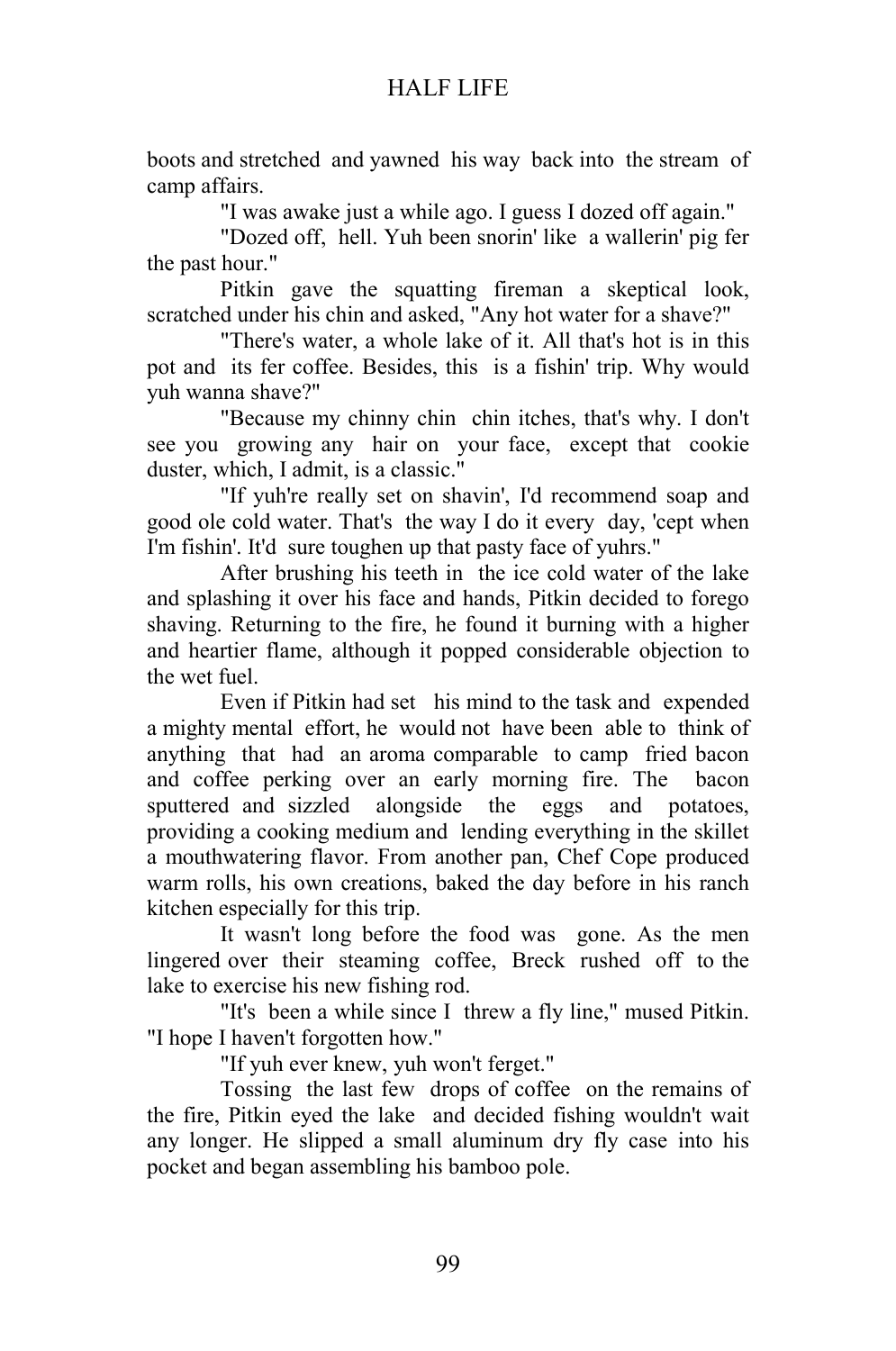boots and stretched and yawned his way back into the stream of camp affairs.

"I was awake just a while ago. I guess I dozed off again."

"Dozed off, hell. Yuh been snorin' like a wallerin' pig fer the past hour."

Pitkin gave the squatting fireman a skeptical look, scratched under his chin and asked, "Any hot water for a shave?"

"There's water, a whole lake of it. All that's hot is in this pot and its fer coffee. Besides, this is a fishin' trip. Why would yuh wanna shave?"

"Because my chinny chin chin itches, that's why. I don't see you growing any hair on your face, except that cookie duster, which, I admit, is a classic."

"If yuh're really set on shavin', I'd recommend soap and good ole cold water. That's the way I do it every day, 'cept when I'm fishin'. It'd sure toughen up that pasty face of yuhrs."

After brushing his teeth in the ice cold water of the lake and splashing it over his face and hands, Pitkin decided to forego shaving. Returning to the fire, he found it burning with a higher and heartier flame, although it popped considerable objection to the wet fuel.

Even if Pitkin had set his mind to the task and expended a mighty mental effort, he would not have been able to think of anything that had an aroma comparable to camp fried bacon and coffee perking over an early morning fire. The bacon sputtered and sizzled alongside the eggs and potatoes, providing a cooking medium and lending everything in the skillet a mouthwatering flavor. From another pan, Chef Cope produced warm rolls, his own creations, baked the day before in his ranch kitchen especially for this trip.

It wasn't long before the food was gone. As the men lingered over their steaming coffee, Breck rushed off to the lake to exercise his new fishing rod.

"It's been a while since I threw a fly line," mused Pitkin. "I hope I haven't forgotten how."

"If yuh ever knew, yuh won't ferget."

Tossing the last few drops of coffee on the remains of the fire, Pitkin eyed the lake and decided fishing wouldn't wait any longer. He slipped a small aluminum dry fly case into his pocket and began assembling his bamboo pole.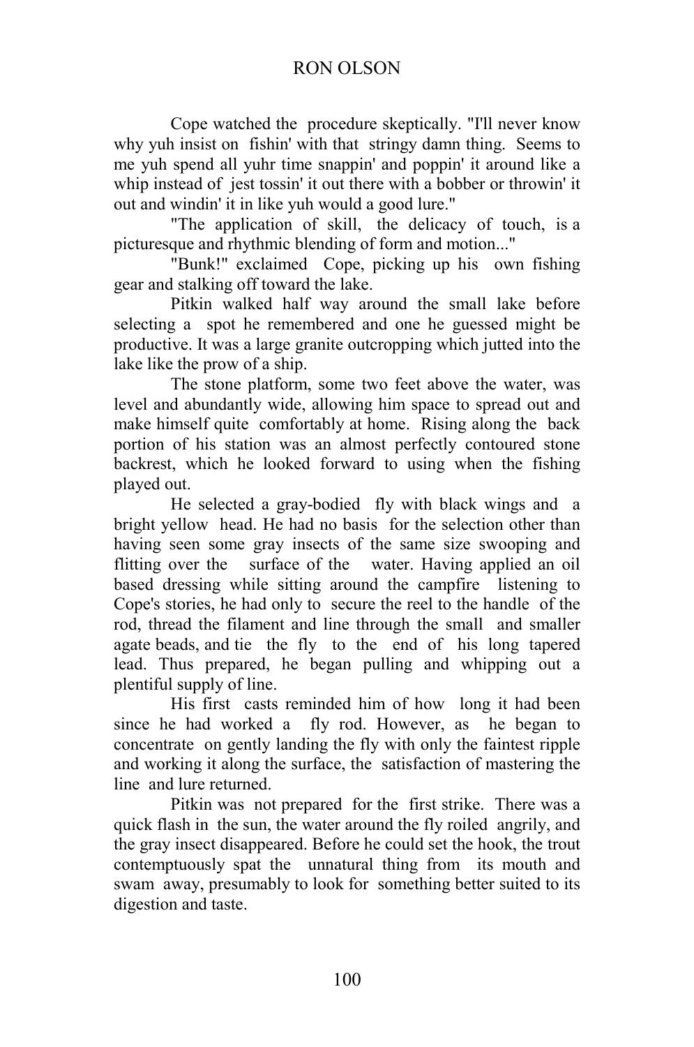Cope watched the procedure skeptically. "I'll never know why yuh insist on fishin' with that stringy damn thing. Seems to me yuh spend all yuhr time snappin' and poppin' it around like a whip instead of jest tossin' it out there with a bobber or throwin' it out and windin' it in like yuh would a good lure."

"The application of skill, the delicacy of touch, is a picturesque and rhythmic blending of form and motion..."

"Bunk!" exclaimed Cope, picking up his own fishing gear and stalking off toward the lake.

Pitkin walked half way around the small lake before selecting a spot he remembered and one he guessed might be productive. It was a large granite outcropping which jutted into the lake like the prow of a ship.

The stone platform, some two feet above the water, was level and abundantly wide, allowing him space to spread out and make himself quite comfortably at home. Rising along the back portion of his station was an almost perfectly contoured stone backrest, which he looked forward to using when the fishing played out.

He selected a gray-bodied fly with black wings and a bright yellow head. He had no basis for the selection other than having seen some gray insects of the same size swooping and flitting over the surface of the water. Having applied an oil based dressing while sitting around the campfire listening to Cope's stories, he had only to secure the reel to the handle of the rod, thread the filament and line through the small and smaller agate beads, and tie the fly to the end of his long tapered lead. Thus prepared, he began pulling and whipping out a plentiful supply of line.

His first casts reminded him of how long it had been since he had worked a fly rod. However, as he began to concentrate on gently landing the fly with only the faintest ripple and working it along the surface, the satisfaction of mastering the line and lure returned.

Pitkin was not prepared for the first strike. There was a quick flash in the sun, the water around the fly roiled angrily, and the gray insect disappeared. Before he could set the hook, the trout contemptuously spat the unnatural thing from its mouth and swam away, presumably to look for something better suited to its digestion and taste.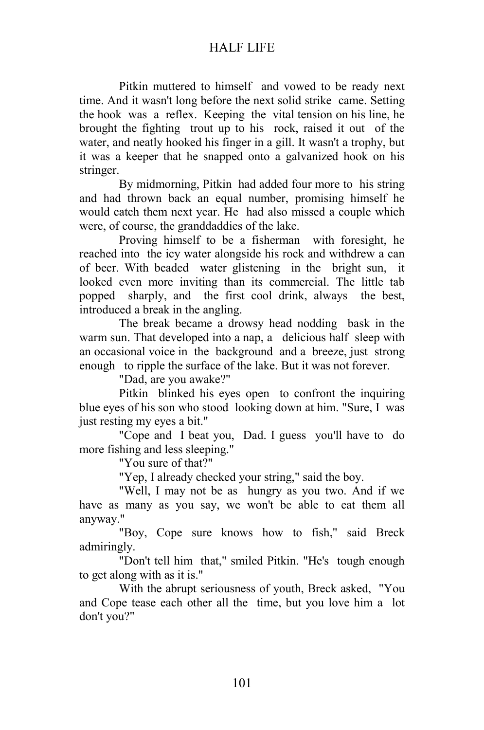Pitkin muttered to himself and vowed to be ready next time. And it wasn't long before the next solid strike came. Setting the hook was a reflex. Keeping the vital tension on his line, he brought the fighting trout up to his rock, raised it out of the water, and neatly hooked his finger in a gill. It wasn't a trophy, but it was a keeper that he snapped onto a galvanized hook on his stringer.

By midmorning, Pitkin had added four more to his string and had thrown back an equal number, promising himself he would catch them next year. He had also missed a couple which were, of course, the granddaddies of the lake.

Proving himself to be a fisherman with foresight, he reached into the icy water alongside his rock and withdrew a can of beer. With beaded water glistening in the bright sun, it looked even more inviting than its commercial. The little tab popped sharply, and the first cool drink, always the best, introduced a break in the angling.

The break became a drowsy head nodding bask in the warm sun. That developed into a nap, a delicious half sleep with an occasional voice in the background and a breeze, just strong enough to ripple the surface of the lake. But it was not forever.

"Dad, are you awake?"

Pitkin blinked his eyes open to confront the inquiring blue eyes of his son who stood looking down at him. "Sure, I was just resting my eyes a bit."

"Cope and I beat you, Dad. I guess you'll have to do more fishing and less sleeping."

"You sure of that?"

"Yep, I already checked your string," said the boy.

"Well, I may not be as hungry as you two. And if we have as many as you say, we won't be able to eat them all anyway."

"Boy, Cope sure knows how to fish," said Breck admiringly.

"Don't tell him that," smiled Pitkin. "He's tough enough to get along with as it is."

With the abrupt seriousness of youth, Breck asked, "You and Cope tease each other all the time, but you love him a lot don't you?"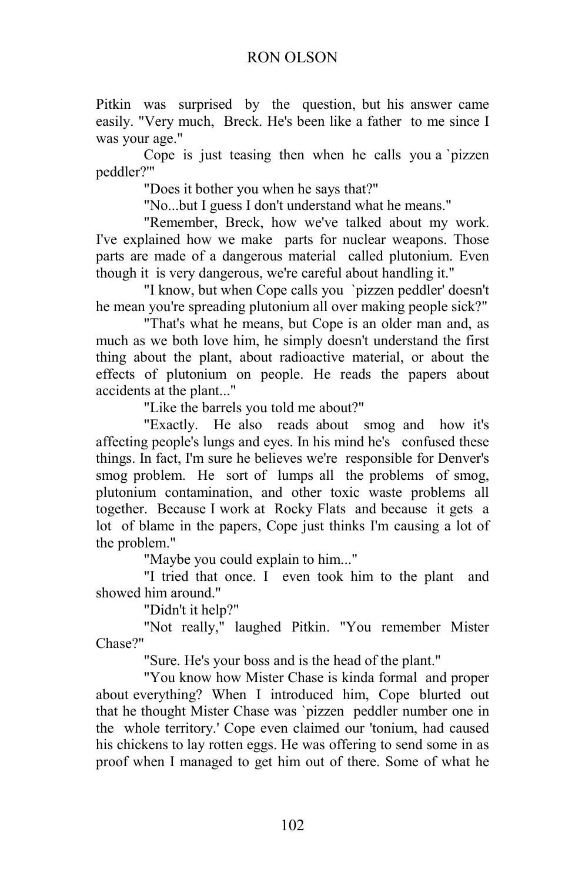Pitkin was surprised by the question, but his answer came easily. "Very much, Breck. He's been like a father to me since I was your age."

Cope is just teasing then when he calls you a `pizzen peddler?'"

"Does it bother you when he says that?"

"No...but I guess I don't understand what he means."

"Remember, Breck, how we've talked about my work. I've explained how we make parts for nuclear weapons. Those parts are made of a dangerous material called plutonium. Even though it is very dangerous, we're careful about handling it."

"I know, but when Cope calls you `pizzen peddler' doesn't he mean you're spreading plutonium all over making people sick?"

"That's what he means, but Cope is an older man and, as much as we both love him, he simply doesn't understand the first thing about the plant, about radioactive material, or about the effects of plutonium on people. He reads the papers about accidents at the plant..."

"Like the barrels you told me about?"

"Exactly. He also reads about smog and how it's affecting people's lungs and eyes. In his mind he's confused these things. In fact, I'm sure he believes we're responsible for Denver's smog problem. He sort of lumps all the problems of smog, plutonium contamination, and other toxic waste problems all together. Because I work at Rocky Flats and because it gets a lot of blame in the papers, Cope just thinks I'm causing a lot of the problem."

"Maybe you could explain to him..."

"I tried that once. I even took him to the plant and showed him around."

"Didn't it help?"

"Not really," laughed Pitkin. "You remember Mister Chase?"

"Sure. He's your boss and is the head of the plant."

"You know how Mister Chase is kinda formal and proper about everything? When I introduced him, Cope blurted out that he thought Mister Chase was `pizzen peddler number one in the whole territory.' Cope even claimed our 'tonium, had caused his chickens to lay rotten eggs. He was offering to send some in as proof when I managed to get him out of there. Some of what he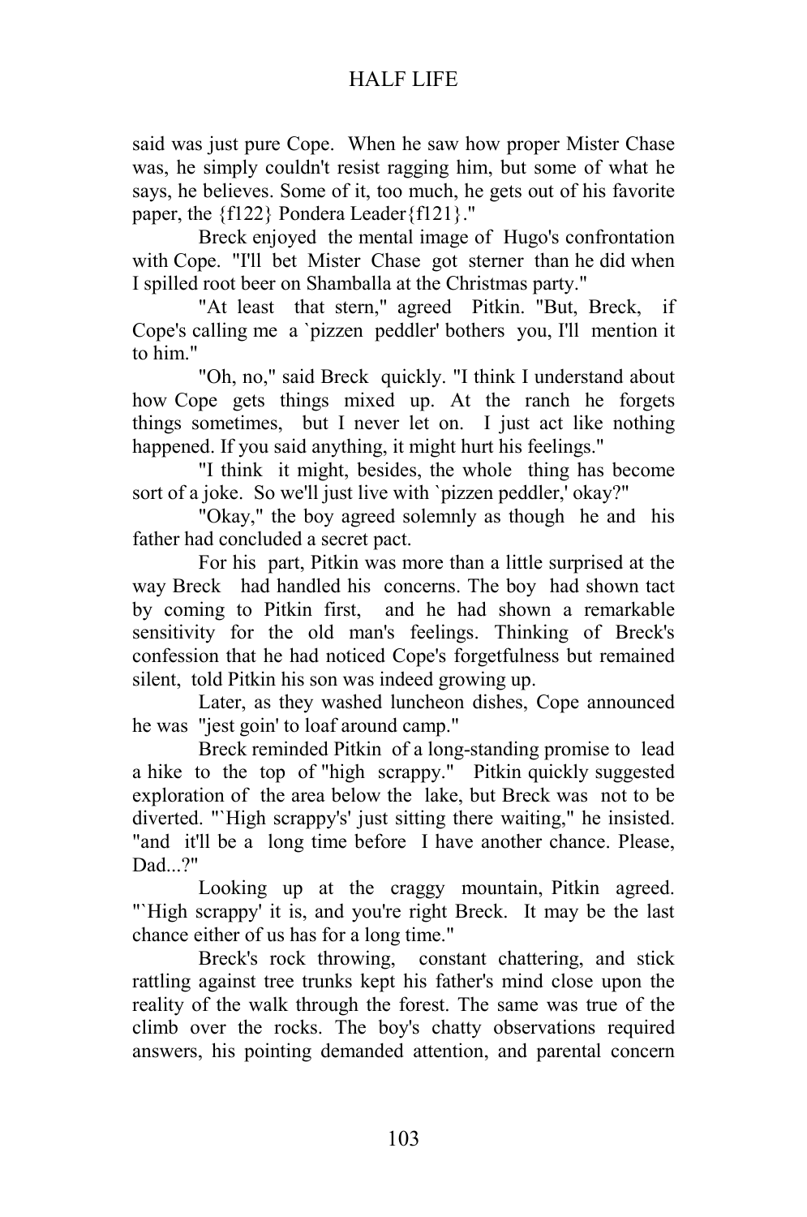said was just pure Cope. When he saw how proper Mister Chase was, he simply couldn't resist ragging him, but some of what he says, he believes. Some of it, too much, he gets out of his favorite paper, the {f122} Pondera Leader{f121}."

Breck enjoyed the mental image of Hugo's confrontation with Cope. "I'll bet Mister Chase got sterner than he did when I spilled root beer on Shamballa at the Christmas party."

"At least that stern," agreed Pitkin. "But, Breck, if Cope's calling me a `pizzen peddler' bothers you, I'll mention it to him."

"Oh, no," said Breck quickly. "I think I understand about how Cope gets things mixed up. At the ranch he forgets things sometimes, but I never let on. I just act like nothing happened. If you said anything, it might hurt his feelings."

"I think it might, besides, the whole thing has become sort of a joke. So we'll just live with `pizzen peddler,' okay?"

"Okay," the boy agreed solemnly as though he and his father had concluded a secret pact.

For his part, Pitkin was more than a little surprised at the way Breck had handled his concerns. The boy had shown tact by coming to Pitkin first, and he had shown a remarkable sensitivity for the old man's feelings. Thinking of Breck's confession that he had noticed Cope's forgetfulness but remained silent, told Pitkin his son was indeed growing up.

Later, as they washed luncheon dishes, Cope announced he was "jest goin' to loaf around camp."

Breck reminded Pitkin of a long-standing promise to lead a hike to the top of "high scrappy." Pitkin quickly suggested exploration of the area below the lake, but Breck was not to be diverted. "`High scrappy's' just sitting there waiting," he insisted. "and it'll be a long time before I have another chance. Please, Dad...?"

Looking up at the craggy mountain, Pitkin agreed. "`High scrappy' it is, and you're right Breck. It may be the last chance either of us has for a long time."

Breck's rock throwing, constant chattering, and stick rattling against tree trunks kept his father's mind close upon the reality of the walk through the forest. The same was true of the climb over the rocks. The boy's chatty observations required answers, his pointing demanded attention, and parental concern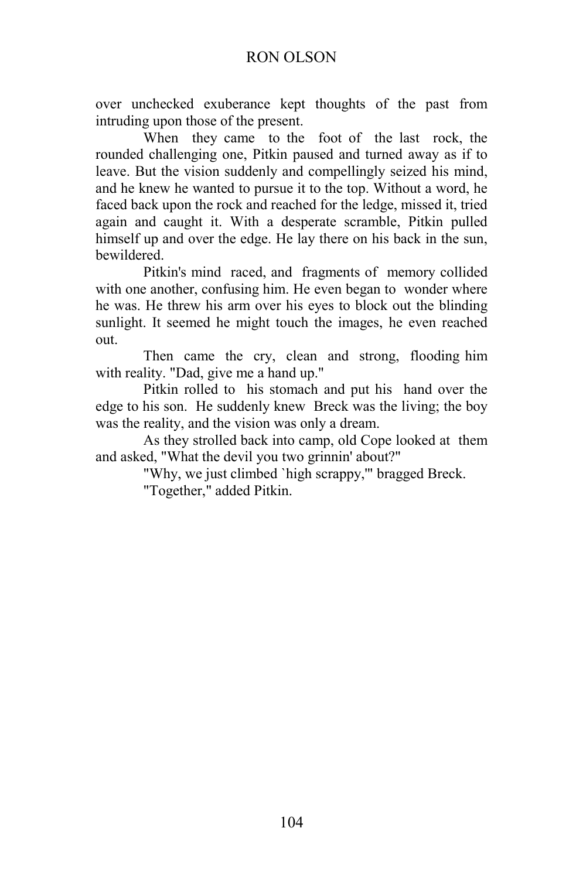over unchecked exuberance kept thoughts of the past from intruding upon those of the present.

When they came to the foot of the last rock, the rounded challenging one, Pitkin paused and turned away as if to leave. But the vision suddenly and compellingly seized his mind, and he knew he wanted to pursue it to the top. Without a word, he faced back upon the rock and reached for the ledge, missed it, tried again and caught it. With a desperate scramble, Pitkin pulled himself up and over the edge. He lay there on his back in the sun, bewildered.

Pitkin's mind raced, and fragments of memory collided with one another, confusing him. He even began to wonder where he was. He threw his arm over his eyes to block out the blinding sunlight. It seemed he might touch the images, he even reached out.

Then came the cry, clean and strong, flooding him with reality. "Dad, give me a hand up."

Pitkin rolled to his stomach and put his hand over the edge to his son. He suddenly knew Breck was the living; the boy was the reality, and the vision was only a dream.

As they strolled back into camp, old Cope looked at them and asked, "What the devil you two grinnin' about?"

"Why, we just climbed `high scrappy,'" bragged Breck.

"Together," added Pitkin.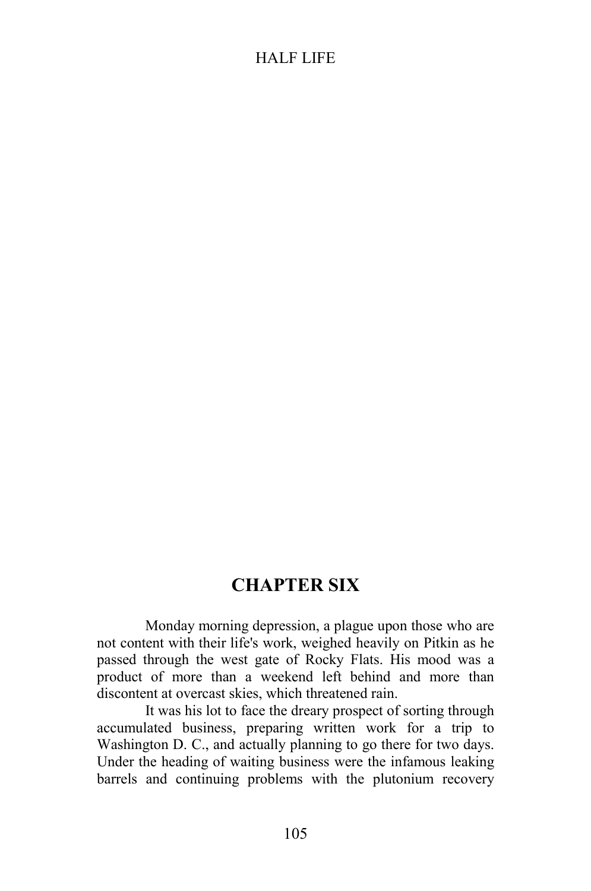# CHAPTER SIX

Monday morning depression, a plague upon those who are not content with their life's work, weighed heavily on Pitkin as he passed through the west gate of Rocky Flats. His mood was a product of more than a weekend left behind and more than discontent at overcast skies, which threatened rain.

It was his lot to face the dreary prospect of sorting through accumulated business, preparing written work for a trip to Washington D. C., and actually planning to go there for two days. Under the heading of waiting business were the infamous leaking barrels and continuing problems with the plutonium recovery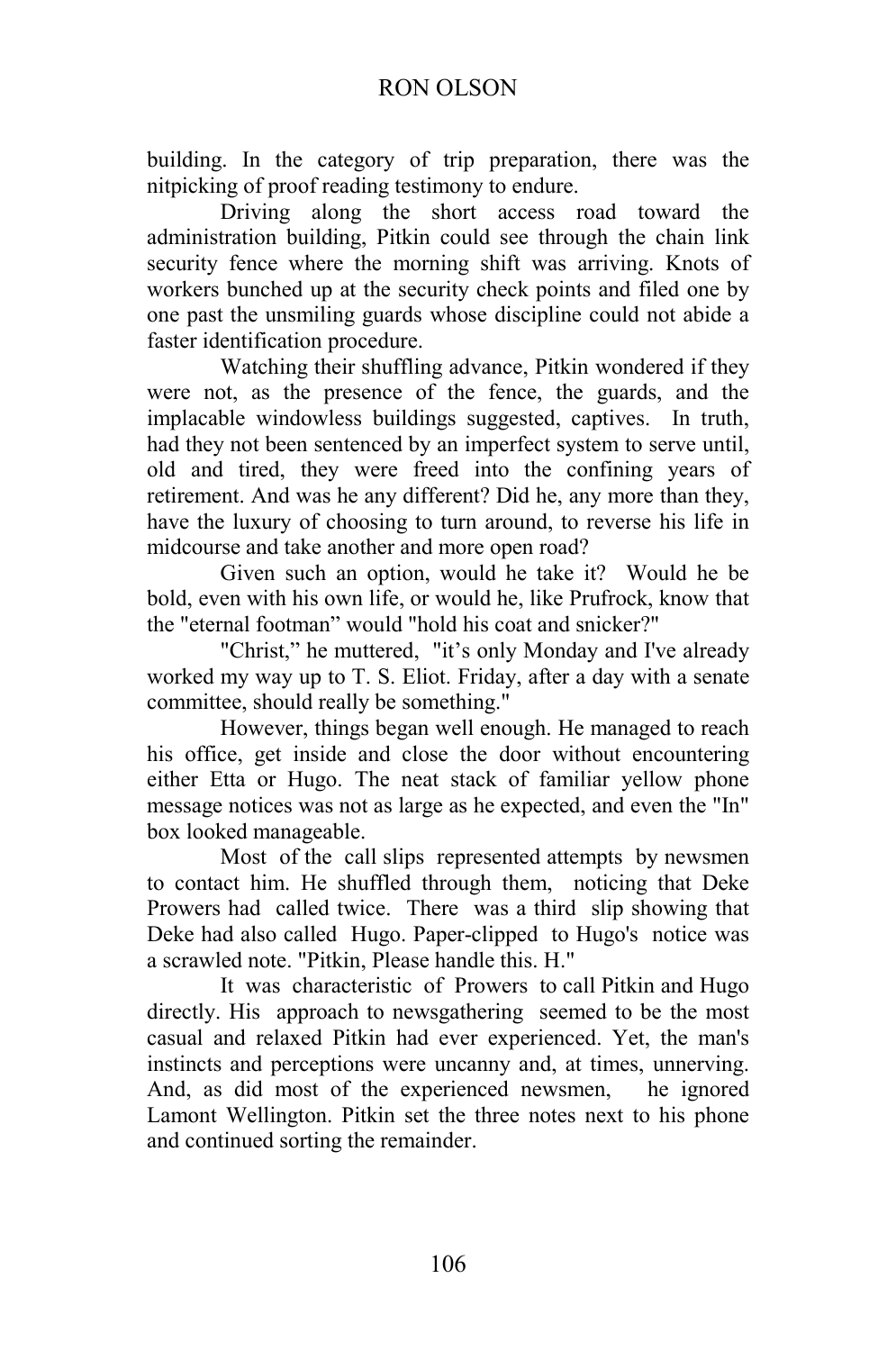building. In the category of trip preparation, there was the nitpicking of proof reading testimony to endure.

Driving along the short access road toward the administration building, Pitkin could see through the chain link security fence where the morning shift was arriving. Knots of workers bunched up at the security check points and filed one by one past the unsmiling guards whose discipline could not abide a faster identification procedure.

Watching their shuffling advance, Pitkin wondered if they were not, as the presence of the fence, the guards, and the implacable windowless buildings suggested, captives. In truth, had they not been sentenced by an imperfect system to serve until, old and tired, they were freed into the confining years of retirement. And was he any different? Did he, any more than they, have the luxury of choosing to turn around, to reverse his life in midcourse and take another and more open road?

Given such an option, would he take it? Would he be bold, even with his own life, or would he, like Prufrock, know that the "eternal footman" would "hold his coat and snicker?"

"Christ," he muttered, "it's only Monday and I've already worked my way up to T. S. Eliot. Friday, after a day with a senate committee, should really be something."

However, things began well enough. He managed to reach his office, get inside and close the door without encountering either Etta or Hugo. The neat stack of familiar yellow phone message notices was not as large as he expected, and even the "In" box looked manageable.

Most of the call slips represented attempts by newsmen to contact him. He shuffled through them, noticing that Deke Prowers had called twice. There was a third slip showing that Deke had also called Hugo. Paper-clipped to Hugo's notice was a scrawled note. "Pitkin, Please handle this. H."

It was characteristic of Prowers to call Pitkin and Hugo directly. His approach to newsgathering seemed to be the most casual and relaxed Pitkin had ever experienced. Yet, the man's instincts and perceptions were uncanny and, at times, unnerving. And, as did most of the experienced newsmen, he ignored Lamont Wellington. Pitkin set the three notes next to his phone and continued sorting the remainder.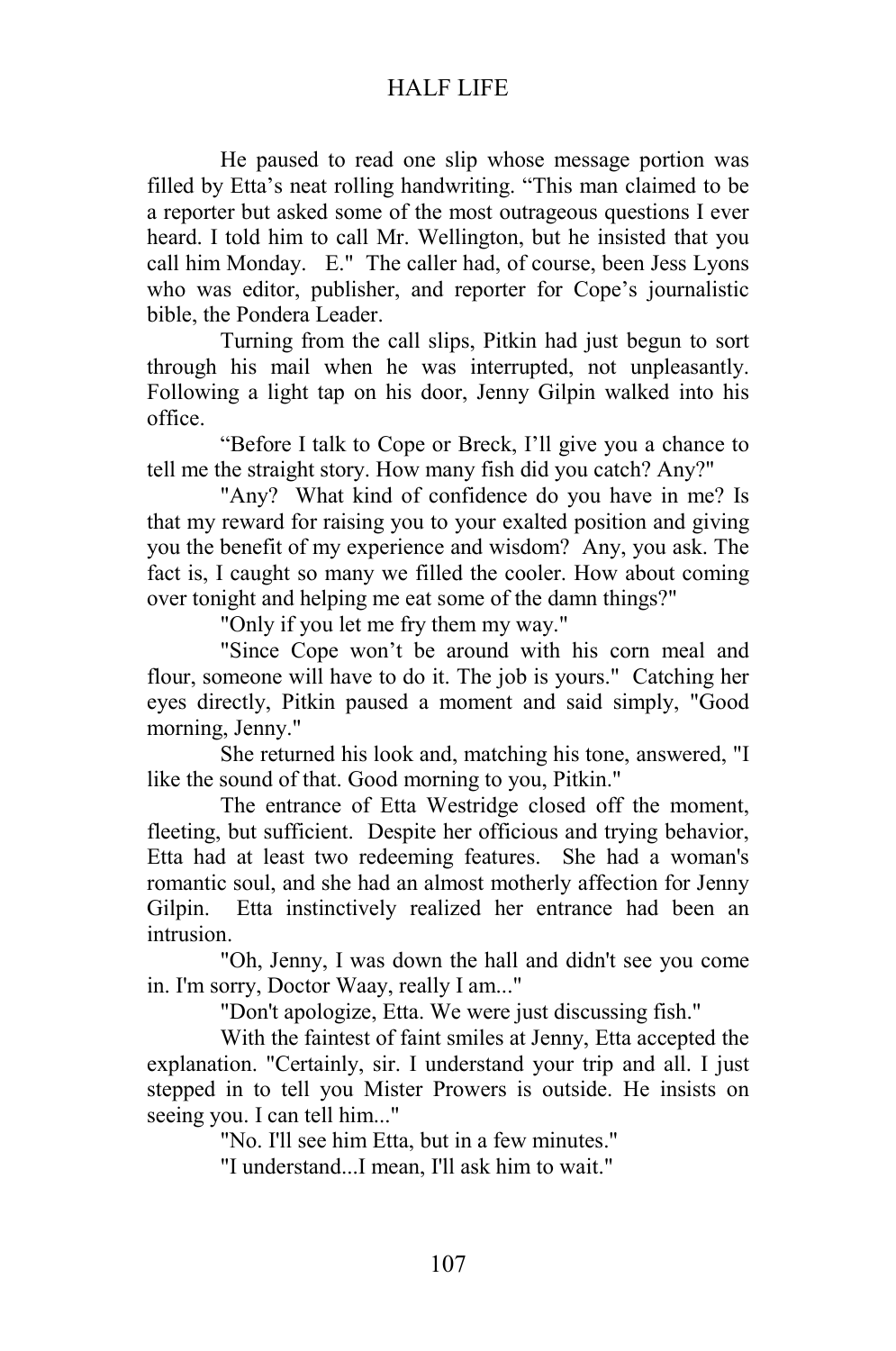He paused to read one slip whose message portion was filled by Etta's neat rolling handwriting. "This man claimed to be a reporter but asked some of the most outrageous questions I ever heard. I told him to call Mr. Wellington, but he insisted that you call him Monday. E." The caller had, of course, been Jess Lyons who was editor, publisher, and reporter for Cope's journalistic bible, the Pondera Leader.

Turning from the call slips, Pitkin had just begun to sort through his mail when he was interrupted, not unpleasantly. Following a light tap on his door, Jenny Gilpin walked into his office.

"Before I talk to Cope or Breck, I'll give you a chance to tell me the straight story. How many fish did you catch? Any?"

"Any? What kind of confidence do you have in me? Is that my reward for raising you to your exalted position and giving you the benefit of my experience and wisdom? Any, you ask. The fact is, I caught so many we filled the cooler. How about coming over tonight and helping me eat some of the damn things?"

"Only if you let me fry them my way."

"Since Cope won't be around with his corn meal and flour, someone will have to do it. The job is yours." Catching her eyes directly, Pitkin paused a moment and said simply, "Good morning, Jenny."

She returned his look and, matching his tone, answered, "I like the sound of that. Good morning to you, Pitkin."

The entrance of Etta Westridge closed off the moment, fleeting, but sufficient. Despite her officious and trying behavior, Etta had at least two redeeming features. She had a woman's romantic soul, and she had an almost motherly affection for Jenny Gilpin. Etta instinctively realized her entrance had been an intrusion.

"Oh, Jenny, I was down the hall and didn't see you come in. I'm sorry, Doctor Waay, really I am..."

"Don't apologize, Etta. We were just discussing fish."

With the faintest of faint smiles at Jenny, Etta accepted the explanation. "Certainly, sir. I understand your trip and all. I just stepped in to tell you Mister Prowers is outside. He insists on seeing you. I can tell him..."

"No. I'll see him Etta, but in a few minutes."

"I understand...I mean, I'll ask him to wait."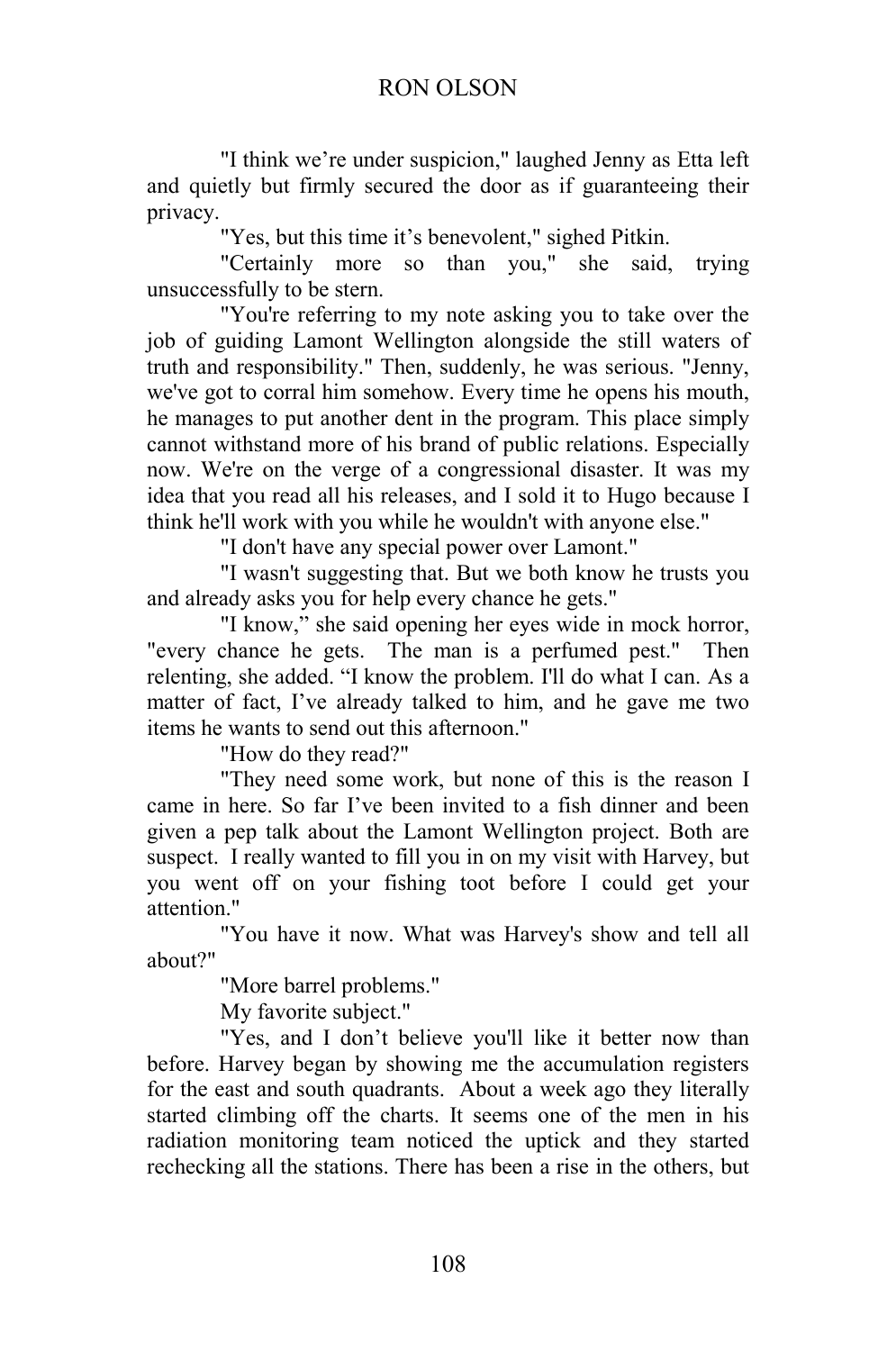"I think we're under suspicion," laughed Jenny as Etta left and quietly but firmly secured the door as if guaranteeing their privacy.

"Yes, but this time it's benevolent," sighed Pitkin.

"Certainly more so than you," she said, trying unsuccessfully to be stern.

"You're referring to my note asking you to take over the job of guiding Lamont Wellington alongside the still waters of truth and responsibility." Then, suddenly, he was serious. "Jenny, we've got to corral him somehow. Every time he opens his mouth, he manages to put another dent in the program. This place simply cannot withstand more of his brand of public relations. Especially now. We're on the verge of a congressional disaster. It was my idea that you read all his releases, and I sold it to Hugo because I think he'll work with you while he wouldn't with anyone else."

"I don't have any special power over Lamont."

"I wasn't suggesting that. But we both know he trusts you and already asks you for help every chance he gets."

"I know," she said opening her eyes wide in mock horror, "every chance he gets. The man is a perfumed pest." Then relenting, she added. "I know the problem. I'll do what I can. As a matter of fact, I've already talked to him, and he gave me two items he wants to send out this afternoon."

"How do they read?"

"They need some work, but none of this is the reason I came in here. So far I've been invited to a fish dinner and been given a pep talk about the Lamont Wellington project. Both are suspect. I really wanted to fill you in on my visit with Harvey, but you went off on your fishing toot before I could get your attention."

"You have it now. What was Harvey's show and tell all about?"

"More barrel problems."

My favorite subject."

"Yes, and I don't believe you'll like it better now than before. Harvey began by showing me the accumulation registers for the east and south quadrants. About a week ago they literally started climbing off the charts. It seems one of the men in his radiation monitoring team noticed the uptick and they started rechecking all the stations. There has been a rise in the others, but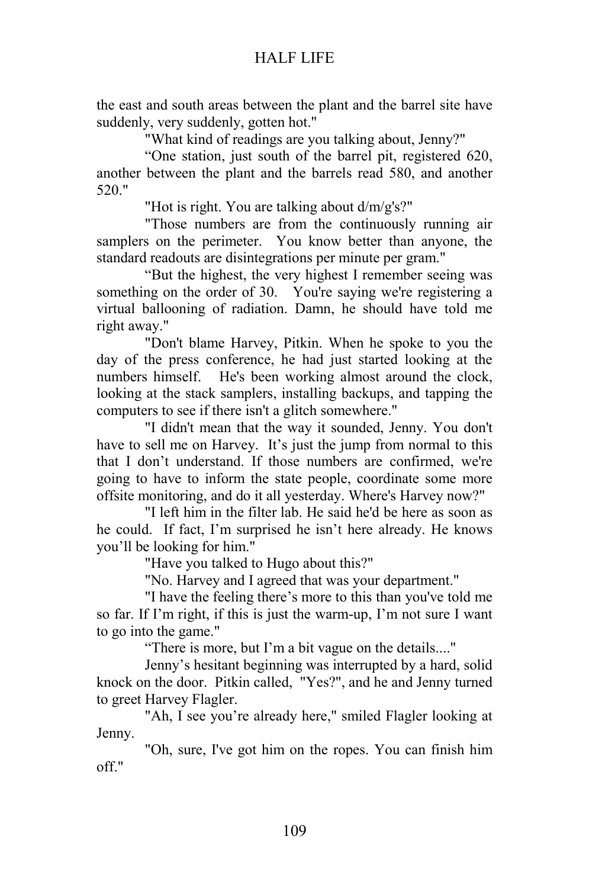the east and south areas between the plant and the barrel site have suddenly, very suddenly, gotten hot."

"What kind of readings are you talking about, Jenny?"

"One station, just south of the barrel pit, registered 620, another between the plant and the barrels read 580, and another 520."

"Hot is right. You are talking about d/m/g's?"

"Those numbers are from the continuously running air samplers on the perimeter. You know better than anyone, the standard readouts are disintegrations per minute per gram."

"But the highest, the very highest I remember seeing was something on the order of 30. You're saying we're registering a virtual ballooning of radiation. Damn, he should have told me right away."

"Don't blame Harvey, Pitkin. When he spoke to you the day of the press conference, he had just started looking at the numbers himself. He's been working almost around the clock, looking at the stack samplers, installing backups, and tapping the computers to see if there isn't a glitch somewhere."

"I didn't mean that the way it sounded, Jenny. You don't have to sell me on Harvey. It's just the jump from normal to this that I don't understand. If those numbers are confirmed, we're going to have to inform the state people, coordinate some more offsite monitoring, and do it all yesterday. Where's Harvey now?"

"I left him in the filter lab. He said he'd be here as soon as he could. If fact, I'm surprised he isn't here already. He knows you'll be looking for him."

"Have you talked to Hugo about this?"

"No. Harvey and I agreed that was your department."

"I have the feeling there's more to this than you've told me so far. If I'm right, if this is just the warm-up, I'm not sure I want to go into the game."

"There is more, but I'm a bit vague on the details...."

Jenny's hesitant beginning was interrupted by a hard, solid knock on the door. Pitkin called, "Yes?", and he and Jenny turned to greet Harvey Flagler.

"Ah, I see you're already here," smiled Flagler looking at Jenny.

"Oh, sure, I've got him on the ropes. You can finish him off."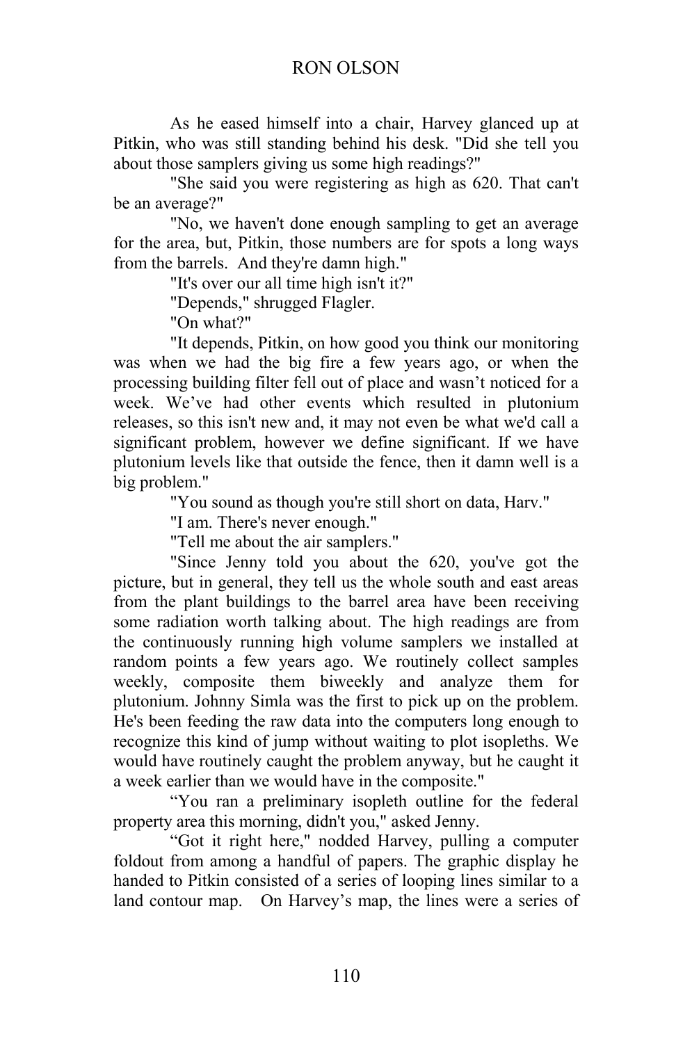As he eased himself into a chair, Harvey glanced up at Pitkin, who was still standing behind his desk. "Did she tell you about those samplers giving us some high readings?"

"She said you were registering as high as 620. That can't be an average?"

"No, we haven't done enough sampling to get an average for the area, but, Pitkin, those numbers are for spots a long ways from the barrels. And they're damn high."

"It's over our all time high isn't it?"

"Depends," shrugged Flagler.

"On what?"

"It depends, Pitkin, on how good you think our monitoring was when we had the big fire a few years ago, or when the processing building filter fell out of place and wasn't noticed for a week. We've had other events which resulted in plutonium releases, so this isn't new and, it may not even be what we'd call a significant problem, however we define significant. If we have plutonium levels like that outside the fence, then it damn well is a big problem."

"You sound as though you're still short on data, Harv."

"I am. There's never enough."

"Tell me about the air samplers."

"Since Jenny told you about the 620, you've got the picture, but in general, they tell us the whole south and east areas from the plant buildings to the barrel area have been receiving some radiation worth talking about. The high readings are from the continuously running high volume samplers we installed at random points a few years ago. We routinely collect samples weekly, composite them biweekly and analyze them for plutonium. Johnny Simla was the first to pick up on the problem. He's been feeding the raw data into the computers long enough to recognize this kind of jump without waiting to plot isopleths. We would have routinely caught the problem anyway, but he caught it a week earlier than we would have in the composite."

"You ran a preliminary isopleth outline for the federal property area this morning, didn't you," asked Jenny.

"Got it right here," nodded Harvey, pulling a computer foldout from among a handful of papers. The graphic display he handed to Pitkin consisted of a series of looping lines similar to a land contour map. On Harvey's map, the lines were a series of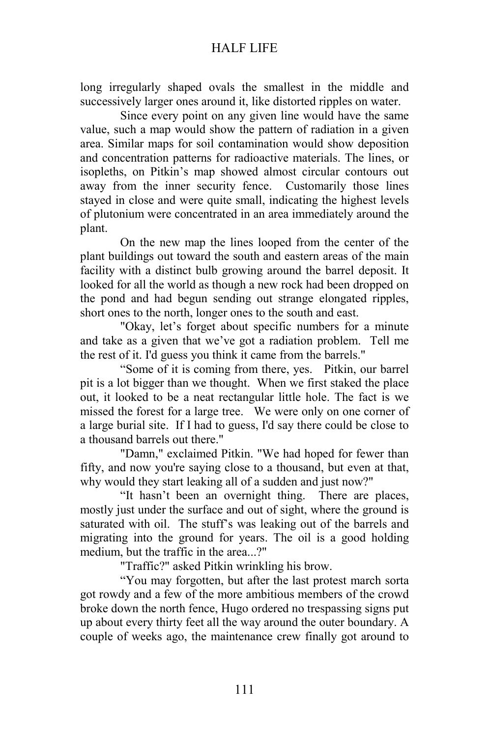long irregularly shaped ovals the smallest in the middle and successively larger ones around it, like distorted ripples on water.

Since every point on any given line would have the same value, such a map would show the pattern of radiation in a given area. Similar maps for soil contamination would show deposition and concentration patterns for radioactive materials. The lines, or isopleths, on Pitkin's map showed almost circular contours out away from the inner security fence. Customarily those lines stayed in close and were quite small, indicating the highest levels of plutonium were concentrated in an area immediately around the plant.

On the new map the lines looped from the center of the plant buildings out toward the south and eastern areas of the main facility with a distinct bulb growing around the barrel deposit. It looked for all the world as though a new rock had been dropped on the pond and had begun sending out strange elongated ripples, short ones to the north, longer ones to the south and east.

"Okay, let's forget about specific numbers for a minute and take as a given that we've got a radiation problem. Tell me the rest of it. I'd guess you think it came from the barrels."

"Some of it is coming from there, yes. Pitkin, our barrel pit is a lot bigger than we thought. When we first staked the place out, it looked to be a neat rectangular little hole. The fact is we missed the forest for a large tree. We were only on one corner of a large burial site. If I had to guess, I'd say there could be close to a thousand barrels out there."

"Damn," exclaimed Pitkin. "We had hoped for fewer than fifty, and now you're saying close to a thousand, but even at that, why would they start leaking all of a sudden and just now?"

"It hasn't been an overnight thing. There are places, mostly just under the surface and out of sight, where the ground is saturated with oil. The stuff's was leaking out of the barrels and migrating into the ground for years. The oil is a good holding medium, but the traffic in the area...?"

"Traffic?" asked Pitkin wrinkling his brow.

"You may forgotten, but after the last protest march sorta got rowdy and a few of the more ambitious members of the crowd broke down the north fence, Hugo ordered no trespassing signs put up about every thirty feet all the way around the outer boundary. A couple of weeks ago, the maintenance crew finally got around to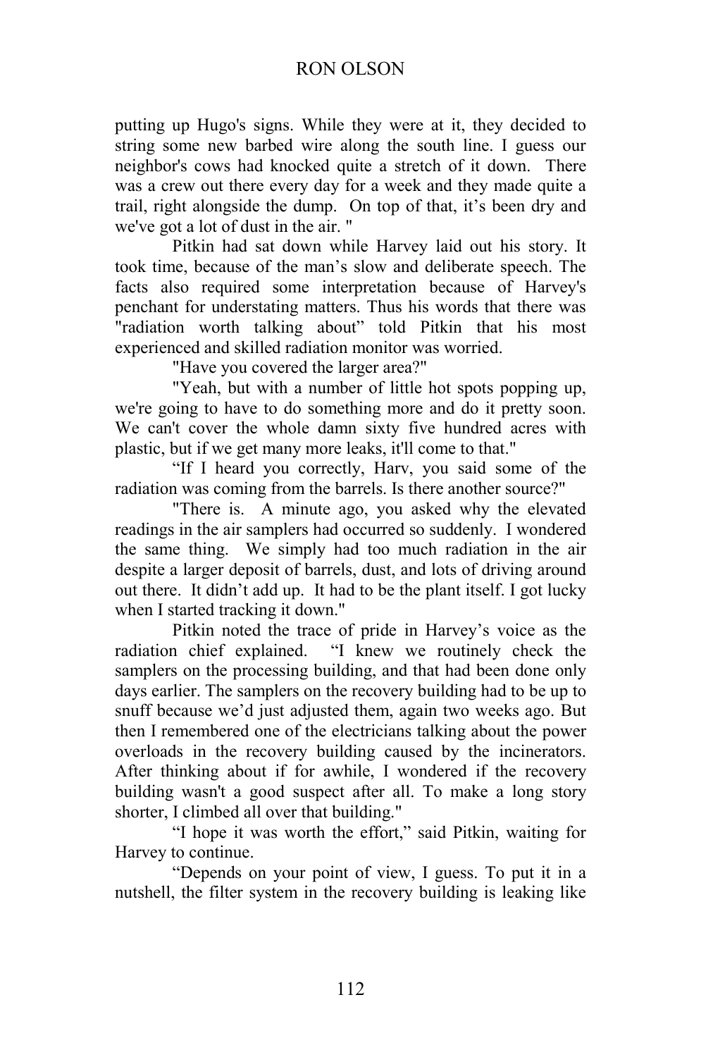putting up Hugo's signs. While they were at it, they decided to string some new barbed wire along the south line. I guess our neighbor's cows had knocked quite a stretch of it down. There was a crew out there every day for a week and they made quite a trail, right alongside the dump. On top of that, it's been dry and we've got a lot of dust in the air. "

Pitkin had sat down while Harvey laid out his story. It took time, because of the man's slow and deliberate speech. The facts also required some interpretation because of Harvey's penchant for understating matters. Thus his words that there was "radiation worth talking about" told Pitkin that his most experienced and skilled radiation monitor was worried.

"Have you covered the larger area?"

"Yeah, but with a number of little hot spots popping up, we're going to have to do something more and do it pretty soon. We can't cover the whole damn sixty five hundred acres with plastic, but if we get many more leaks, it'll come to that."

"If I heard you correctly, Harv, you said some of the radiation was coming from the barrels. Is there another source?"

"There is. A minute ago, you asked why the elevated readings in the air samplers had occurred so suddenly. I wondered the same thing. We simply had too much radiation in the air despite a larger deposit of barrels, dust, and lots of driving around out there. It didn't add up. It had to be the plant itself. I got lucky when I started tracking it down."

Pitkin noted the trace of pride in Harvey's voice as the radiation chief explained. "I knew we routinely check the samplers on the processing building, and that had been done only days earlier. The samplers on the recovery building had to be up to snuff because we'd just adjusted them, again two weeks ago. But then I remembered one of the electricians talking about the power overloads in the recovery building caused by the incinerators. After thinking about if for awhile, I wondered if the recovery building wasn't a good suspect after all. To make a long story shorter, I climbed all over that building."

"I hope it was worth the effort," said Pitkin, waiting for Harvey to continue.

"Depends on your point of view, I guess. To put it in a nutshell, the filter system in the recovery building is leaking like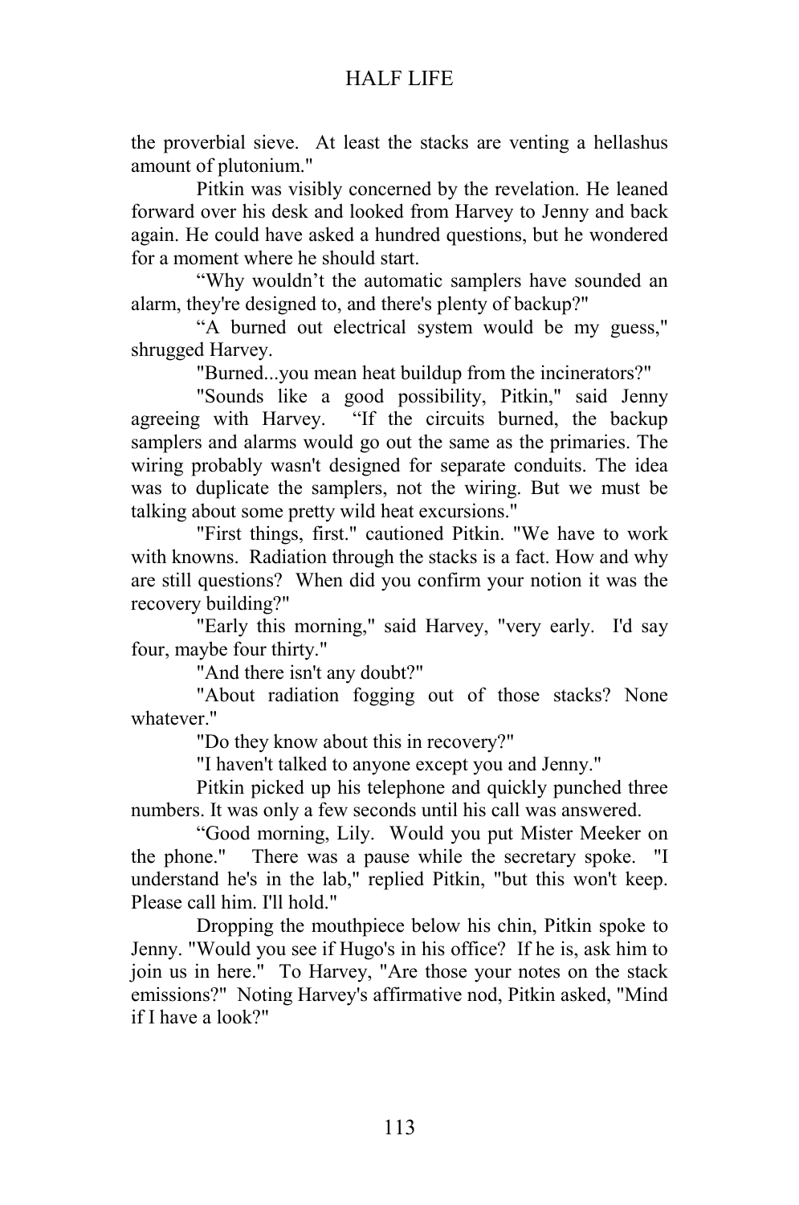the proverbial sieve. At least the stacks are venting a hellashus amount of plutonium."

Pitkin was visibly concerned by the revelation. He leaned forward over his desk and looked from Harvey to Jenny and back again. He could have asked a hundred questions, but he wondered for a moment where he should start.

"Why wouldn't the automatic samplers have sounded an alarm, they're designed to, and there's plenty of backup?"

"A burned out electrical system would be my guess," shrugged Harvey.

"Burned...you mean heat buildup from the incinerators?"

"Sounds like a good possibility, Pitkin," said Jenny agreeing with Harvey. "If the circuits burned, the backup samplers and alarms would go out the same as the primaries. The wiring probably wasn't designed for separate conduits. The idea was to duplicate the samplers, not the wiring. But we must be talking about some pretty wild heat excursions."

"First things, first." cautioned Pitkin. "We have to work with knowns. Radiation through the stacks is a fact. How and why are still questions? When did you confirm your notion it was the recovery building?"

"Early this morning," said Harvey, "very early. I'd say four, maybe four thirty."

"And there isn't any doubt?"

"About radiation fogging out of those stacks? None whatever."

"Do they know about this in recovery?"

"I haven't talked to anyone except you and Jenny."

Pitkin picked up his telephone and quickly punched three numbers. It was only a few seconds until his call was answered.

"Good morning, Lily. Would you put Mister Meeker on the phone." There was a pause while the secretary spoke. "I understand he's in the lab," replied Pitkin, "but this won't keep. Please call him. I'll hold."

Dropping the mouthpiece below his chin, Pitkin spoke to Jenny. "Would you see if Hugo's in his office? If he is, ask him to join us in here." To Harvey, "Are those your notes on the stack emissions?" Noting Harvey's affirmative nod, Pitkin asked, "Mind if I have a look?"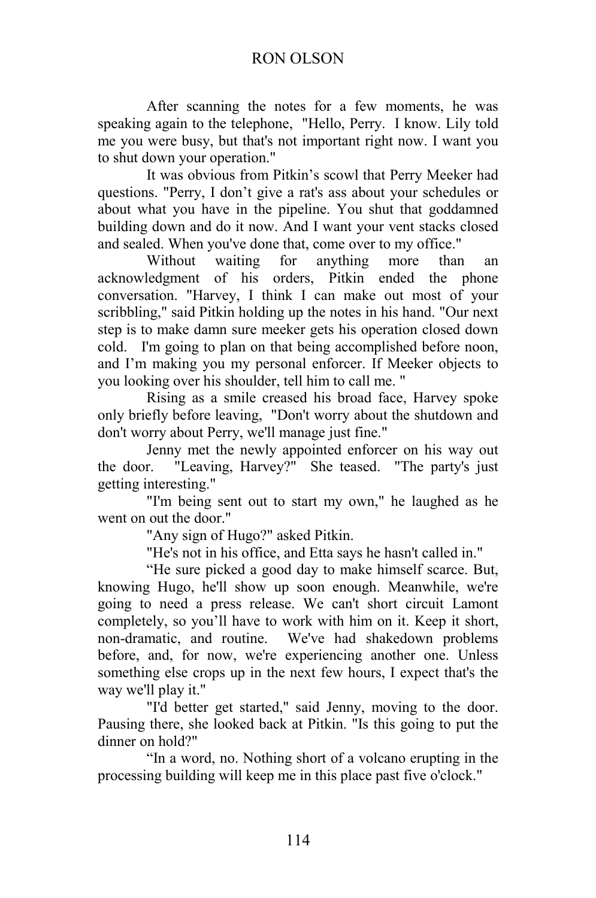After scanning the notes for a few moments, he was speaking again to the telephone, "Hello, Perry. I know. Lily told me you were busy, but that's not important right now. I want you to shut down your operation."

It was obvious from Pitkin's scowl that Perry Meeker had questions. "Perry, I don't give a rat's ass about your schedules or about what you have in the pipeline. You shut that goddamned building down and do it now. And I want your vent stacks closed and sealed. When you've done that, come over to my office."

Without waiting for anything more than an acknowledgment of his orders, Pitkin ended the phone conversation. "Harvey, I think I can make out most of your scribbling," said Pitkin holding up the notes in his hand. "Our next step is to make damn sure meeker gets his operation closed down cold. I'm going to plan on that being accomplished before noon, and I'm making you my personal enforcer. If Meeker objects to you looking over his shoulder, tell him to call me. "

Rising as a smile creased his broad face, Harvey spoke only briefly before leaving, "Don't worry about the shutdown and don't worry about Perry, we'll manage just fine."

Jenny met the newly appointed enforcer on his way out the door. "Leaving, Harvey?" She teased. "The party's just getting interesting."

"I'm being sent out to start my own," he laughed as he went on out the door."

"Any sign of Hugo?" asked Pitkin.

"He's not in his office, and Etta says he hasn't called in."

"He sure picked a good day to make himself scarce. But, knowing Hugo, he'll show up soon enough. Meanwhile, we're going to need a press release. We can't short circuit Lamont completely, so you'll have to work with him on it. Keep it short, non-dramatic, and routine. We've had shakedown problems before, and, for now, we're experiencing another one. Unless something else crops up in the next few hours, I expect that's the way we'll play it."

"I'd better get started," said Jenny, moving to the door. Pausing there, she looked back at Pitkin. "Is this going to put the dinner on hold?"

"In a word, no. Nothing short of a volcano erupting in the processing building will keep me in this place past five o'clock."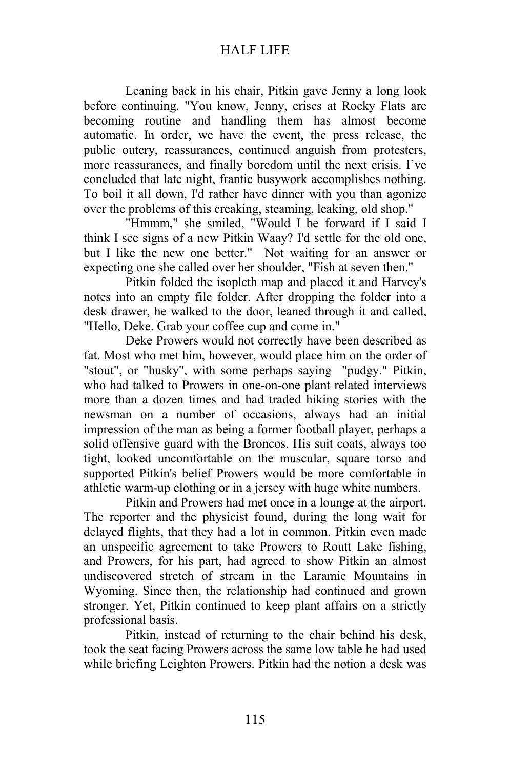Leaning back in his chair, Pitkin gave Jenny a long look before continuing. "You know, Jenny, crises at Rocky Flats are becoming routine and handling them has almost become automatic. In order, we have the event, the press release, the public outcry, reassurances, continued anguish from protesters, more reassurances, and finally boredom until the next crisis. I've concluded that late night, frantic busywork accomplishes nothing. To boil it all down, I'd rather have dinner with you than agonize over the problems of this creaking, steaming, leaking, old shop."

"Hmmm," she smiled, "Would I be forward if I said I think I see signs of a new Pitkin Waay? I'd settle for the old one, but I like the new one better." Not waiting for an answer or expecting one she called over her shoulder, "Fish at seven then."

Pitkin folded the isopleth map and placed it and Harvey's notes into an empty file folder. After dropping the folder into a desk drawer, he walked to the door, leaned through it and called, "Hello, Deke. Grab your coffee cup and come in."

Deke Prowers would not correctly have been described as fat. Most who met him, however, would place him on the order of "stout", or "husky", with some perhaps saying "pudgy." Pitkin, who had talked to Prowers in one-on-one plant related interviews more than a dozen times and had traded hiking stories with the newsman on a number of occasions, always had an initial impression of the man as being a former football player, perhaps a solid offensive guard with the Broncos. His suit coats, always too tight, looked uncomfortable on the muscular, square torso and supported Pitkin's belief Prowers would be more comfortable in athletic warm-up clothing or in a jersey with huge white numbers.

Pitkin and Prowers had met once in a lounge at the airport. The reporter and the physicist found, during the long wait for delayed flights, that they had a lot in common. Pitkin even made an unspecific agreement to take Prowers to Routt Lake fishing, and Prowers, for his part, had agreed to show Pitkin an almost undiscovered stretch of stream in the Laramie Mountains in Wyoming. Since then, the relationship had continued and grown stronger. Yet, Pitkin continued to keep plant affairs on a strictly professional basis.

Pitkin, instead of returning to the chair behind his desk, took the seat facing Prowers across the same low table he had used while briefing Leighton Prowers. Pitkin had the notion a desk was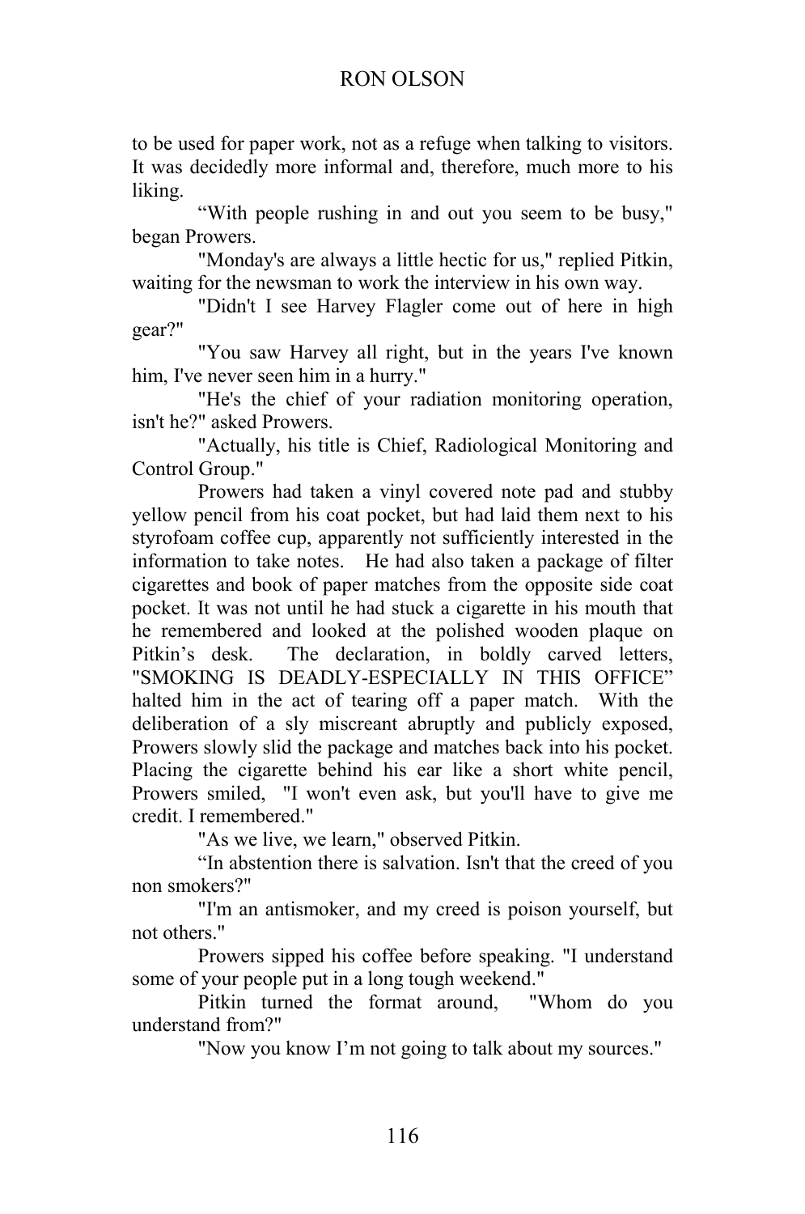to be used for paper work, not as a refuge when talking to visitors. It was decidedly more informal and, therefore, much more to his liking.

“With people rushing in and out you seem to be busy," began Prowers.

"Monday's are always a little hectic for us," replied Pitkin, waiting for the newsman to work the interview in his own way.

"Didn't I see Harvey Flagler come out of here in high gear?"

"You saw Harvey all right, but in the years I've known him, I've never seen him in a hurry."

"He's the chief of your radiation monitoring operation, isn't he?" asked Prowers.

"Actually, his title is Chief, Radiological Monitoring and Control Group."

Prowers had taken a vinyl covered note pad and stubby yellow pencil from his coat pocket, but had laid them next to his styrofoam coffee cup, apparently not sufficiently interested in the information to take notes. He had also taken a package of filter cigarettes and book of paper matches from the opposite side coat pocket. It was not until he had stuck a cigarette in his mouth that he remembered and looked at the polished wooden plaque on Pitkin’s desk. The declaration, in boldly carved letters, "SMOKING IS DEADLY-ESPECIALLY IN THIS OFFICE” halted him in the act of tearing off a paper match. With the deliberation of a sly miscreant abruptly and publicly exposed, Prowers slowly slid the package and matches back into his pocket. Placing the cigarette behind his ear like a short white pencil, Prowers smiled, "I won't even ask, but you'll have to give me credit. I remembered."

"As we live, we learn," observed Pitkin.

“In abstention there is salvation. Isn't that the creed of you non smokers?"

"I'm an antismoker, and my creed is poison yourself, but not others."

Prowers sipped his coffee before speaking. "I understand some of your people put in a long tough weekend."

Pitkin turned the format around, "Whom do you understand from?"

"Now you know I’m not going to talk about my sources."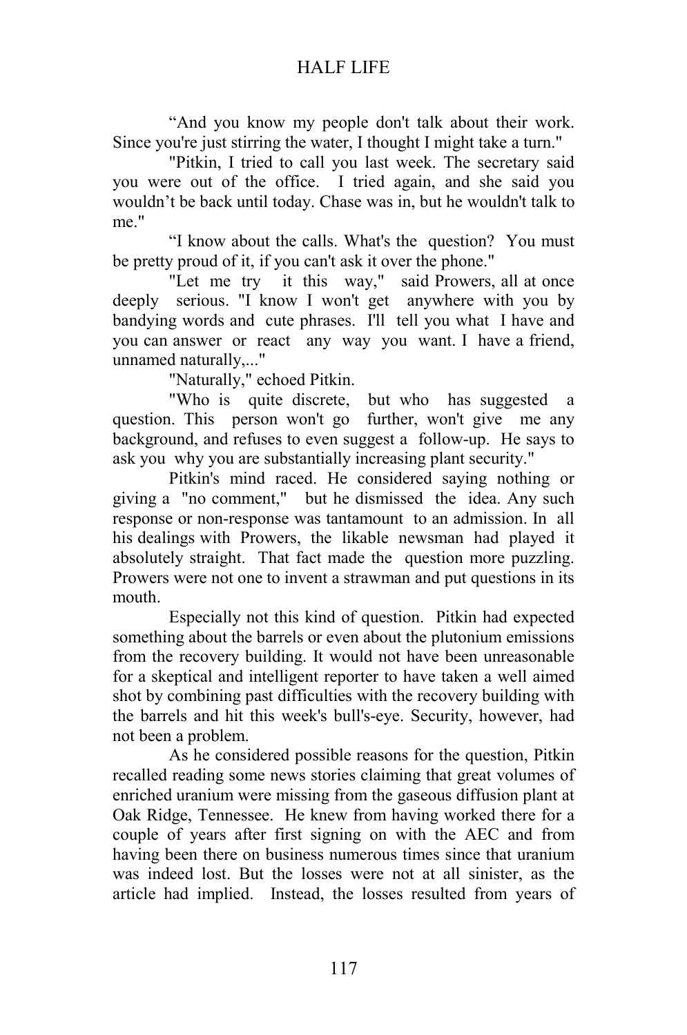"And you know my people don't talk about their work. Since you're just stirring the water, I thought I might take a turn."

"Pitkin, I tried to call you last week. The secretary said you were out of the office. I tried again, and she said you wouldn't be back until today. Chase was in, but he wouldn't talk to me."

"I know about the calls. What's the question? You must be pretty proud of it, if you can't ask it over the phone."

"Let me try it this way," said Prowers, all at once deeply serious. "I know I won't get anywhere with you by bandying words and cute phrases. I'll tell you what I have and you can answer or react any way you want. I have a friend, unnamed naturally,..."

"Naturally," echoed Pitkin.

"Who is quite discrete, but who has suggested a question. This person won't go further, won't give me any background, and refuses to even suggest a follow-up. He says to ask you why you are substantially increasing plant security."

Pitkin's mind raced. He considered saying nothing or giving a "no comment," but he dismissed the idea. Any such response or non-response was tantamount to an admission. In all his dealings with Prowers, the likable newsman had played it absolutely straight. That fact made the question more puzzling. Prowers were not one to invent a strawman and put questions in its mouth.

Especially not this kind of question. Pitkin had expected something about the barrels or even about the plutonium emissions from the recovery building. It would not have been unreasonable for a skeptical and intelligent reporter to have taken a well aimed shot by combining past difficulties with the recovery building with the barrels and hit this week's bull's-eye. Security, however, had not been a problem.

As he considered possible reasons for the question, Pitkin recalled reading some news stories claiming that great volumes of enriched uranium were missing from the gaseous diffusion plant at Oak Ridge, Tennessee. He knew from having worked there for a couple of years after first signing on with the AEC and from having been there on business numerous times since that uranium was indeed lost. But the losses were not at all sinister, as the article had implied. Instead, the losses resulted from years of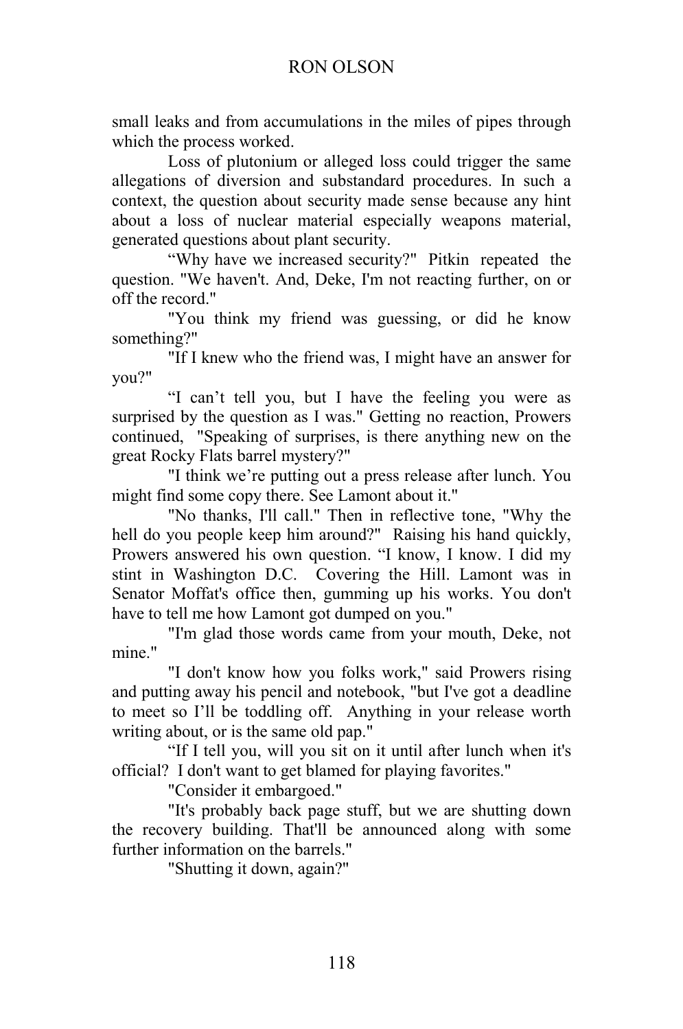small leaks and from accumulations in the miles of pipes through which the process worked.

Loss of plutonium or alleged loss could trigger the same allegations of diversion and substandard procedures. In such a context, the question about security made sense because any hint about a loss of nuclear material especially weapons material, generated questions about plant security.

“Why have we increased security?" Pitkin repeated the question. "We haven't. And, Deke, I'm not reacting further, on or off the record."

"You think my friend was guessing, or did he know something?"

"If I knew who the friend was, I might have an answer for you?"

“I can’t tell you, but I have the feeling you were as surprised by the question as I was." Getting no reaction, Prowers continued, "Speaking of surprises, is there anything new on the great Rocky Flats barrel mystery?"

"I think we’re putting out a press release after lunch. You might find some copy there. See Lamont about it."

"No thanks, I'll call." Then in reflective tone, "Why the hell do you people keep him around?" Raising his hand quickly, Prowers answered his own question. “I know, I know. I did my stint in Washington D.C. Covering the Hill. Lamont was in Senator Moffat's office then, gumming up his works. You don't have to tell me how Lamont got dumped on you."

"I'm glad those words came from your mouth, Deke, not mine."

"I don't know how you folks work," said Prowers rising and putting away his pencil and notebook, "but I've got a deadline to meet so I’ll be toddling off. Anything in your release worth writing about, or is the same old pap."

“If I tell you, will you sit on it until after lunch when it's official? I don't want to get blamed for playing favorites."

"Consider it embargoed."

"It's probably back page stuff, but we are shutting down the recovery building. That'll be announced along with some further information on the barrels."

"Shutting it down, again?"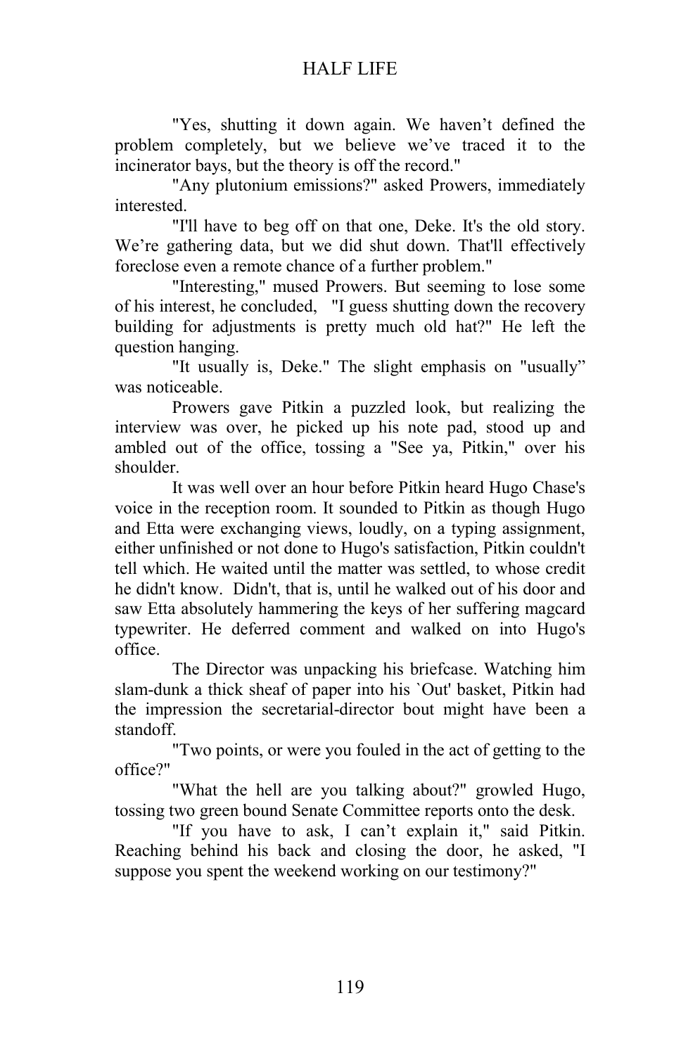"Yes, shutting it down again. We haven't defined the problem completely, but we believe we've traced it to the incinerator bays, but the theory is off the record."

"Any plutonium emissions?" asked Prowers, immediately interested.

"I'll have to beg off on that one, Deke. It's the old story. We're gathering data, but we did shut down. That'll effectively foreclose even a remote chance of a further problem."

"Interesting," mused Prowers. But seeming to lose some of his interest, he concluded, "I guess shutting down the recovery building for adjustments is pretty much old hat?" He left the question hanging.

"It usually is, Deke." The slight emphasis on "usually" was noticeable.

Prowers gave Pitkin a puzzled look, but realizing the interview was over, he picked up his note pad, stood up and ambled out of the office, tossing a "See ya, Pitkin," over his shoulder.

It was well over an hour before Pitkin heard Hugo Chase's voice in the reception room. It sounded to Pitkin as though Hugo and Etta were exchanging views, loudly, on a typing assignment, either unfinished or not done to Hugo's satisfaction, Pitkin couldn't tell which. He waited until the matter was settled, to whose credit he didn't know. Didn't, that is, until he walked out of his door and saw Etta absolutely hammering the keys of her suffering magcard typewriter. He deferred comment and walked on into Hugo's office.

The Director was unpacking his briefcase. Watching him slam-dunk a thick sheaf of paper into his `Out' basket, Pitkin had the impression the secretarial-director bout might have been a standoff.

"Two points, or were you fouled in the act of getting to the office?"

"What the hell are you talking about?" growled Hugo, tossing two green bound Senate Committee reports onto the desk.

"If you have to ask, I can't explain it," said Pitkin. Reaching behind his back and closing the door, he asked, "I suppose you spent the weekend working on our testimony?"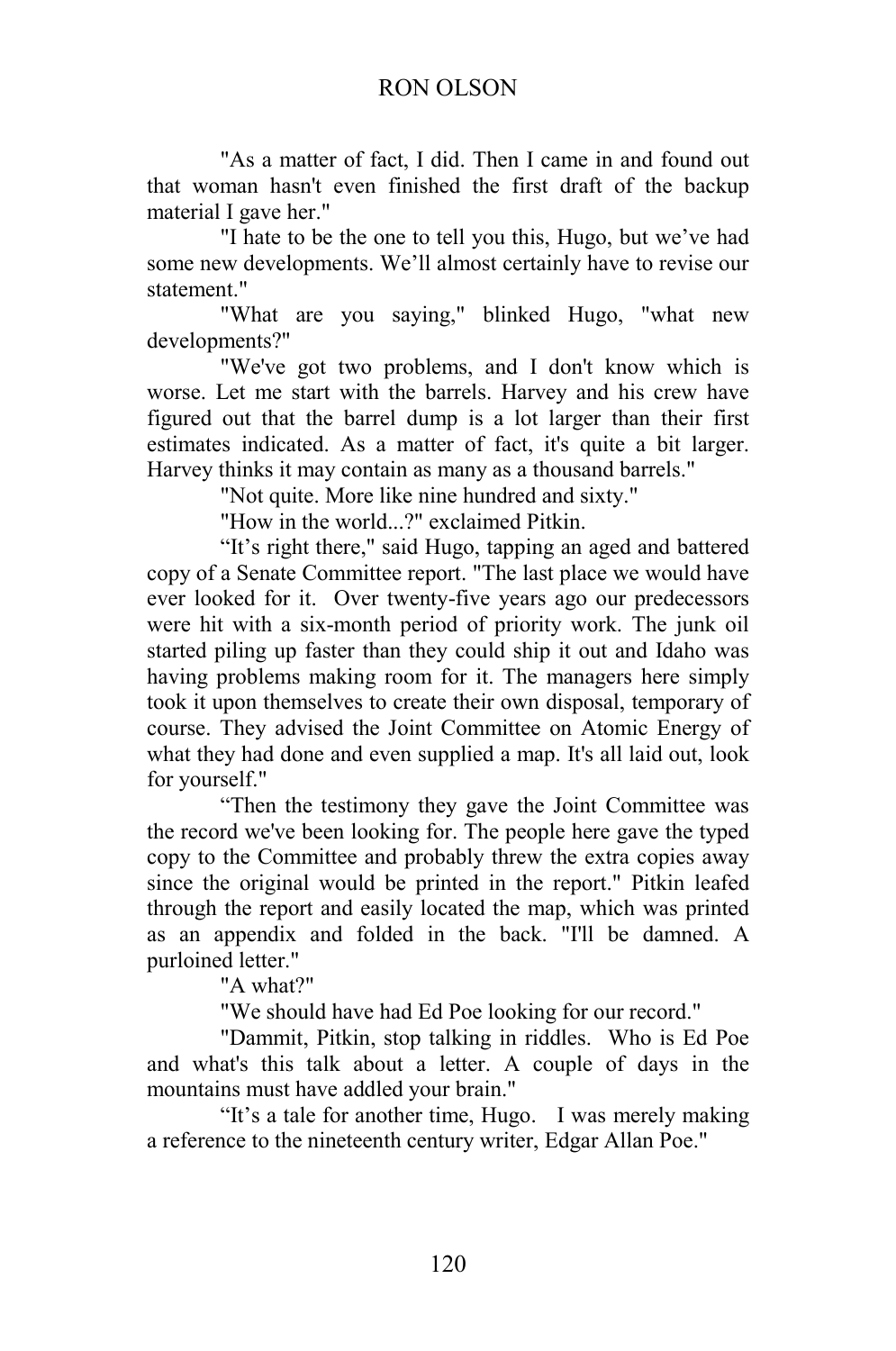"As a matter of fact, I did. Then I came in and found out that woman hasn't even finished the first draft of the backup material I gave her."

"I hate to be the one to tell you this, Hugo, but we've had some new developments. We'll almost certainly have to revise our statement."

"What are you saying," blinked Hugo, "what new developments?"

"We've got two problems, and I don't know which is worse. Let me start with the barrels. Harvey and his crew have figured out that the barrel dump is a lot larger than their first estimates indicated. As a matter of fact, it's quite a bit larger. Harvey thinks it may contain as many as a thousand barrels."

"Not quite. More like nine hundred and sixty."

"How in the world...?" exclaimed Pitkin.

"It's right there," said Hugo, tapping an aged and battered copy of a Senate Committee report. "The last place we would have ever looked for it. Over twenty-five years ago our predecessors were hit with a six-month period of priority work. The junk oil started piling up faster than they could ship it out and Idaho was having problems making room for it. The managers here simply took it upon themselves to create their own disposal, temporary of course. They advised the Joint Committee on Atomic Energy of what they had done and even supplied a map. It's all laid out, look for yourself."

"Then the testimony they gave the Joint Committee was the record we've been looking for. The people here gave the typed copy to the Committee and probably threw the extra copies away since the original would be printed in the report." Pitkin leafed through the report and easily located the map, which was printed as an appendix and folded in the back. "I'll be damned. A purloined letter."

"A what?"

"We should have had Ed Poe looking for our record."

"Dammit, Pitkin, stop talking in riddles. Who is Ed Poe and what's this talk about a letter. A couple of days in the mountains must have addled your brain."

"It's a tale for another time, Hugo. I was merely making a reference to the nineteenth century writer, Edgar Allan Poe."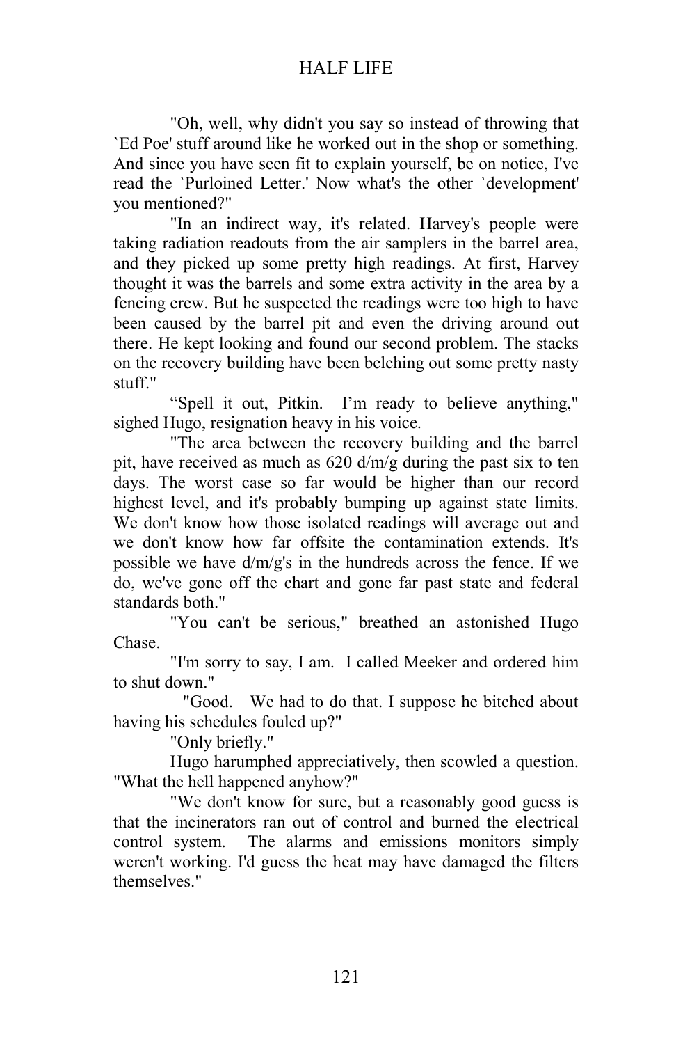"Oh, well, why didn't you say so instead of throwing that `Ed Poe' stuff around like he worked out in the shop or something. And since you have seen fit to explain yourself, be on notice, I've read the `Purloined Letter.' Now what's the other `development' you mentioned?"

"In an indirect way, it's related. Harvey's people were taking radiation readouts from the air samplers in the barrel area, and they picked up some pretty high readings. At first, Harvey thought it was the barrels and some extra activity in the area by a fencing crew. But he suspected the readings were too high to have been caused by the barrel pit and even the driving around out there. He kept looking and found our second problem. The stacks on the recovery building have been belching out some pretty nasty stuff."

"Spell it out, Pitkin. I'm ready to believe anything," sighed Hugo, resignation heavy in his voice.

"The area between the recovery building and the barrel pit, have received as much as 620 d/m/g during the past six to ten days. The worst case so far would be higher than our record highest level, and it's probably bumping up against state limits. We don't know how those isolated readings will average out and we don't know how far offsite the contamination extends. It's possible we have d/m/g's in the hundreds across the fence. If we do, we've gone off the chart and gone far past state and federal standards both."

"You can't be serious," breathed an astonished Hugo Chase.

"I'm sorry to say, I am. I called Meeker and ordered him to shut down."

"Good. We had to do that. I suppose he bitched about having his schedules fouled up?"

"Only briefly."

Hugo harumphed appreciatively, then scowled a question. "What the hell happened anyhow?"

"We don't know for sure, but a reasonably good guess is that the incinerators ran out of control and burned the electrical control system. The alarms and emissions monitors simply weren't working. I'd guess the heat may have damaged the filters themselves."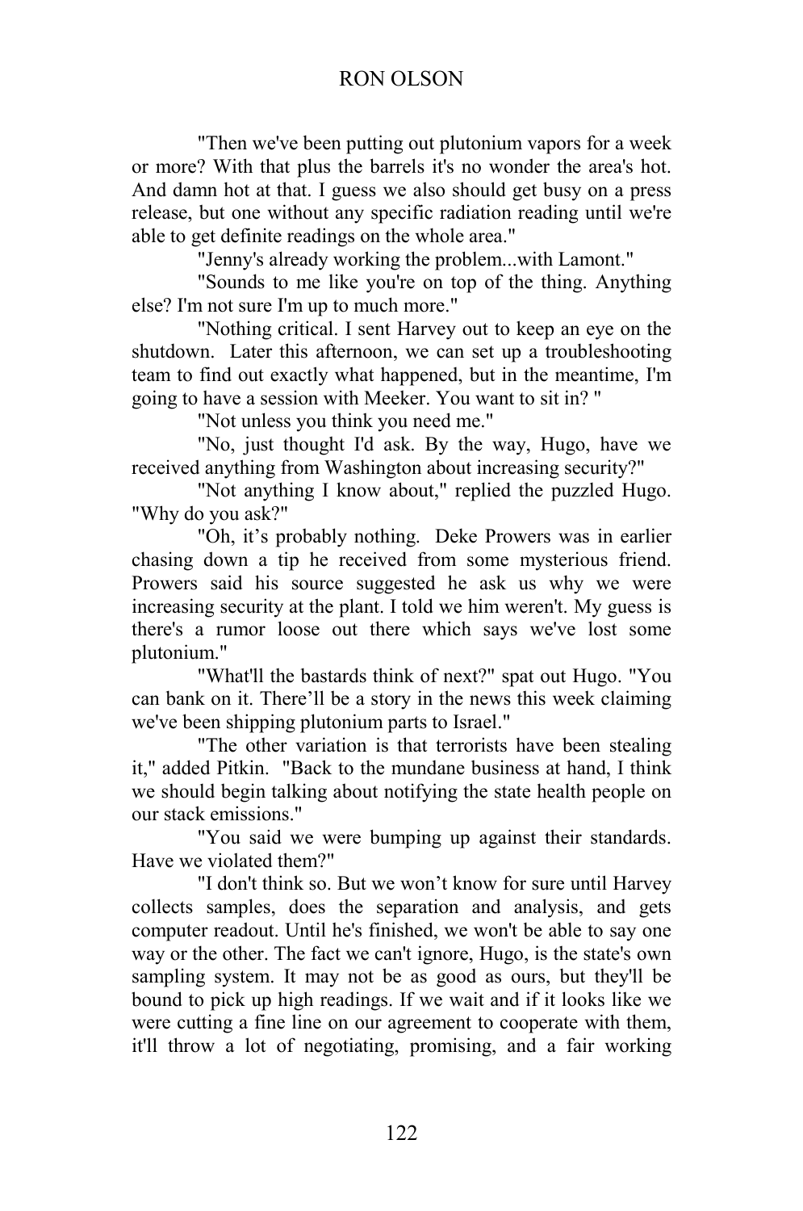"Then we've been putting out plutonium vapors for a week or more? With that plus the barrels it's no wonder the area's hot. And damn hot at that. I guess we also should get busy on a press release, but one without any specific radiation reading until we're able to get definite readings on the whole area."

"Jenny's already working the problem...with Lamont."

"Sounds to me like you're on top of the thing. Anything else? I'm not sure I'm up to much more."

"Nothing critical. I sent Harvey out to keep an eye on the shutdown. Later this afternoon, we can set up a troubleshooting team to find out exactly what happened, but in the meantime, I'm going to have a session with Meeker. You want to sit in? "

"Not unless you think you need me."

"No, just thought I'd ask. By the way, Hugo, have we received anything from Washington about increasing security?"

"Not anything I know about," replied the puzzled Hugo. "Why do you ask?"

"Oh, it's probably nothing. Deke Prowers was in earlier chasing down a tip he received from some mysterious friend. Prowers said his source suggested he ask us why we were increasing security at the plant. I told we him weren't. My guess is there's a rumor loose out there which says we've lost some plutonium."

"What'll the bastards think of next?" spat out Hugo. "You can bank on it. There'll be a story in the news this week claiming we've been shipping plutonium parts to Israel."

"The other variation is that terrorists have been stealing it," added Pitkin. "Back to the mundane business at hand, I think we should begin talking about notifying the state health people on our stack emissions."

"You said we were bumping up against their standards. Have we violated them?"

"I don't think so. But we won't know for sure until Harvey collects samples, does the separation and analysis, and gets computer readout. Until he's finished, we won't be able to say one way or the other. The fact we can't ignore, Hugo, is the state's own sampling system. It may not be as good as ours, but they'll be bound to pick up high readings. If we wait and if it looks like we were cutting a fine line on our agreement to cooperate with them, it'll throw a lot of negotiating, promising, and a fair working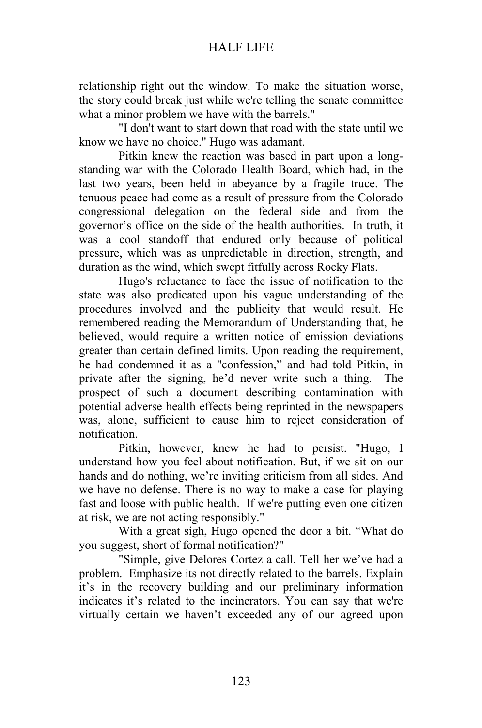relationship right out the window. To make the situation worse, the story could break just while we're telling the senate committee what a minor problem we have with the barrels."

"I don't want to start down that road with the state until we know we have no choice." Hugo was adamant.

Pitkin knew the reaction was based in part upon a long-standing war with the Colorado Health Board, which had, in the last two years, been held in abeyance by a fragile truce. The tenuous peace had come as a result of pressure from the Colorado congressional delegation on the federal side and from the governor's office on the side of the health authorities. In truth, it was a cool standoff that endured only because of political pressure, which was as unpredictable in direction, strength, and duration as the wind, which swept fitfully across Rocky Flats.

Hugo's reluctance to face the issue of notification to the state was also predicated upon his vague understanding of the procedures involved and the publicity that would result. He remembered reading the Memorandum of Understanding that, he believed, would require a written notice of emission deviations greater than certain defined limits. Upon reading the requirement, he had condemned it as a "confession," and had told Pitkin, in private after the signing, he'd never write such a thing. The prospect of such a document describing contamination with potential adverse health effects being reprinted in the newspapers was, alone, sufficient to cause him to reject consideration of notification.

Pitkin, however, knew he had to persist. "Hugo, I understand how you feel about notification. But, if we sit on our hands and do nothing, we're inviting criticism from all sides. And we have no defense. There is no way to make a case for playing fast and loose with public health. If we're putting even one citizen at risk, we are not acting responsibly."

With a great sigh, Hugo opened the door a bit. "What do you suggest, short of formal notification?"

"Simple, give Delores Cortez a call. Tell her we've had a problem. Emphasize its not directly related to the barrels. Explain it's in the recovery building and our preliminary information indicates it's related to the incinerators. You can say that we're virtually certain we haven't exceeded any of our agreed upon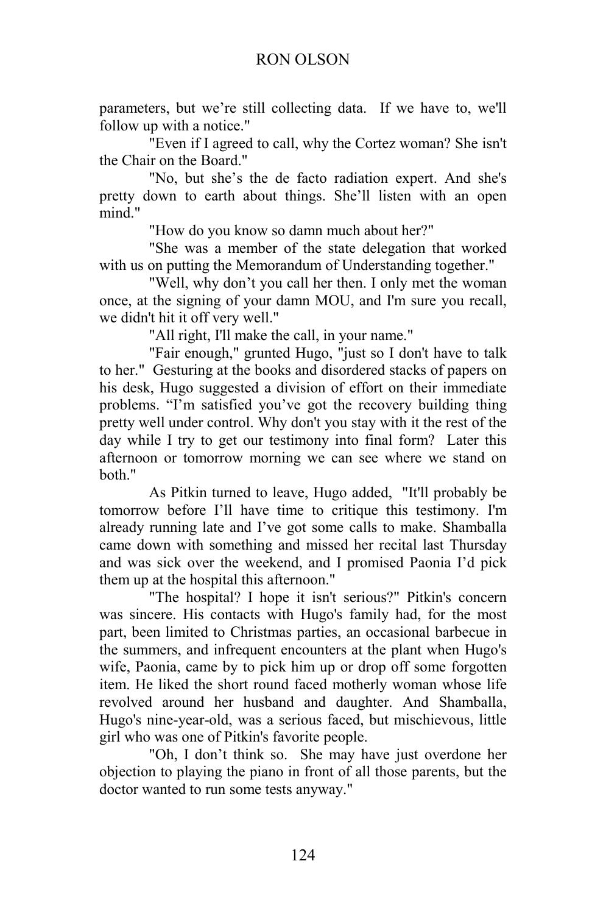parameters, but we're still collecting data. If we have to, we'll follow up with a notice."

"Even if I agreed to call, why the Cortez woman? She isn't the Chair on the Board."

"No, but she's the de facto radiation expert. And she's pretty down to earth about things. She'll listen with an open mind."

"How do you know so damn much about her?"

"She was a member of the state delegation that worked with us on putting the Memorandum of Understanding together."

"Well, why don't you call her then. I only met the woman once, at the signing of your damn MOU, and I'm sure you recall, we didn't hit it off very well."

"All right, I'll make the call, in your name."

"Fair enough," grunted Hugo, "just so I don't have to talk to her." Gesturing at the books and disordered stacks of papers on his desk, Hugo suggested a division of effort on their immediate problems. "I'm satisfied you've got the recovery building thing pretty well under control. Why don't you stay with it the rest of the day while I try to get our testimony into final form? Later this afternoon or tomorrow morning we can see where we stand on both."

As Pitkin turned to leave, Hugo added, "It'll probably be tomorrow before I'll have time to critique this testimony. I'm already running late and I've got some calls to make. Shamballa came down with something and missed her recital last Thursday and was sick over the weekend, and I promised Paonia I'd pick them up at the hospital this afternoon."

"The hospital? I hope it isn't serious?" Pitkin's concern was sincere. His contacts with Hugo's family had, for the most part, been limited to Christmas parties, an occasional barbecue in the summers, and infrequent encounters at the plant when Hugo's wife, Paonia, came by to pick him up or drop off some forgotten item. He liked the short round faced motherly woman whose life revolved around her husband and daughter. And Shamballa, Hugo's nine-year-old, was a serious faced, but mischievous, little girl who was one of Pitkin's favorite people.

"Oh, I don't think so. She may have just overdone her objection to playing the piano in front of all those parents, but the doctor wanted to run some tests anyway."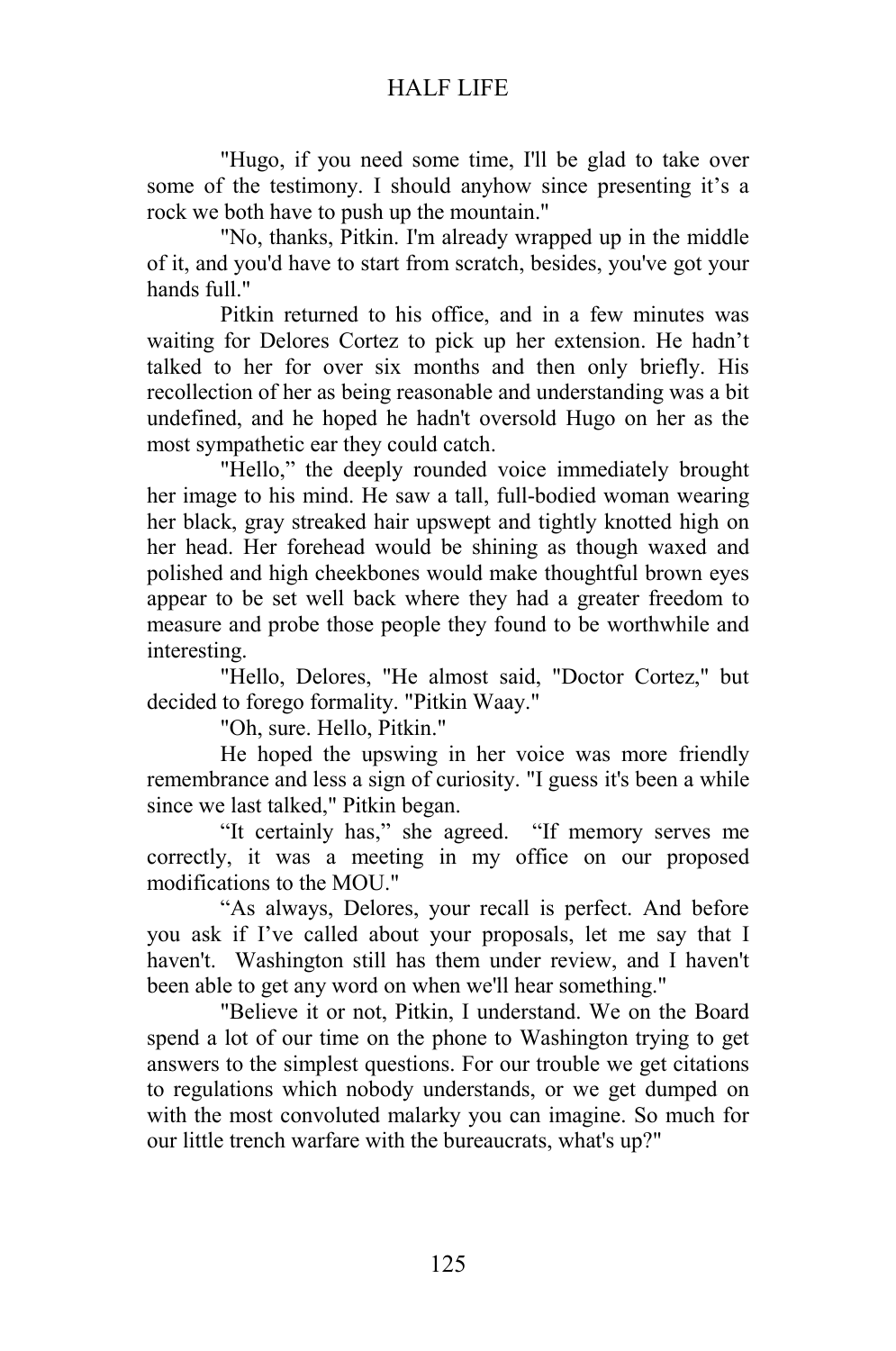"Hugo, if you need some time, I'll be glad to take over some of the testimony. I should anyhow since presenting it's a rock we both have to push up the mountain."

"No, thanks, Pitkin. I'm already wrapped up in the middle of it, and you'd have to start from scratch, besides, you've got your hands full."

Pitkin returned to his office, and in a few minutes was waiting for Delores Cortez to pick up her extension. He hadn't talked to her for over six months and then only briefly. His recollection of her as being reasonable and understanding was a bit undefined, and he hoped he hadn't oversold Hugo on her as the most sympathetic ear they could catch.

"Hello," the deeply rounded voice immediately brought her image to his mind. He saw a tall, full-bodied woman wearing her black, gray streaked hair upswept and tightly knotted high on her head. Her forehead would be shining as though waxed and polished and high cheekbones would make thoughtful brown eyes appear to be set well back where they had a greater freedom to measure and probe those people they found to be worthwhile and interesting.

"Hello, Delores, "He almost said, "Doctor Cortez," but decided to forego formality. "Pitkin Waay."

"Oh, sure. Hello, Pitkin."

He hoped the upswing in her voice was more friendly remembrance and less a sign of curiosity. "I guess it's been a while since we last talked," Pitkin began.

"It certainly has," she agreed. "If memory serves me correctly, it was a meeting in my office on our proposed modifications to the MOU."

"As always, Delores, your recall is perfect. And before you ask if I've called about your proposals, let me say that I haven't. Washington still has them under review, and I haven't been able to get any word on when we'll hear something."

"Believe it or not, Pitkin, I understand. We on the Board spend a lot of our time on the phone to Washington trying to get answers to the simplest questions. For our trouble we get citations to regulations which nobody understands, or we get dumped on with the most convoluted malarky you can imagine. So much for our little trench warfare with the bureaucrats, what's up?"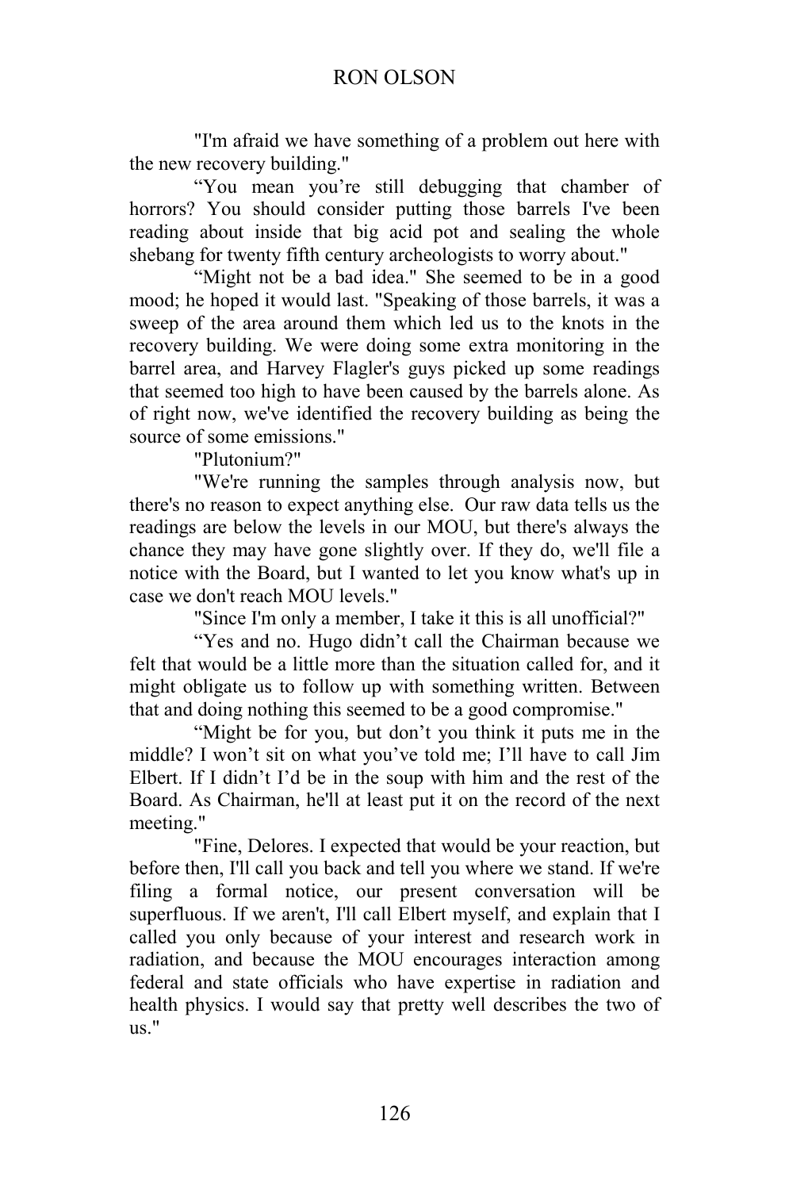"I'm afraid we have something of a problem out here with the new recovery building."

"You mean you're still debugging that chamber of horrors? You should consider putting those barrels I've been reading about inside that big acid pot and sealing the whole shebang for twenty fifth century archeologists to worry about."

"Might not be a bad idea." She seemed to be in a good mood; he hoped it would last. "Speaking of those barrels, it was a sweep of the area around them which led us to the knots in the recovery building. We were doing some extra monitoring in the barrel area, and Harvey Flagler's guys picked up some readings that seemed too high to have been caused by the barrels alone. As of right now, we've identified the recovery building as being the source of some emissions."

"Plutonium?"

"We're running the samples through analysis now, but there's no reason to expect anything else. Our raw data tells us the readings are below the levels in our MOU, but there's always the chance they may have gone slightly over. If they do, we'll file a notice with the Board, but I wanted to let you know what's up in case we don't reach MOU levels."

"Since I'm only a member, I take it this is all unofficial?"

"Yes and no. Hugo didn't call the Chairman because we felt that would be a little more than the situation called for, and it might obligate us to follow up with something written. Between that and doing nothing this seemed to be a good compromise."

"Might be for you, but don't you think it puts me in the middle? I won't sit on what you've told me; I'll have to call Jim Elbert. If I didn't I'd be in the soup with him and the rest of the Board. As Chairman, he'll at least put it on the record of the next meeting."

"Fine, Delores. I expected that would be your reaction, but before then, I'll call you back and tell you where we stand. If we're filing a formal notice, our present conversation will be superfluous. If we aren't, I'll call Elbert myself, and explain that I called you only because of your interest and research work in radiation, and because the MOU encourages interaction among federal and state officials who have expertise in radiation and health physics. I would say that pretty well describes the two of us."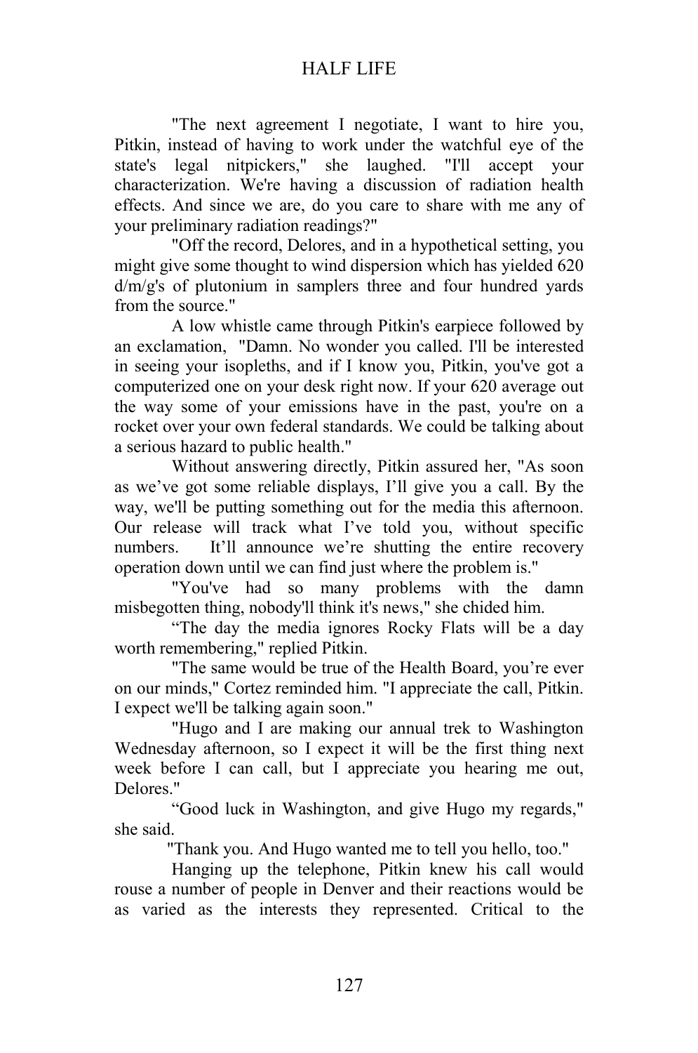"The next agreement I negotiate, I want to hire you, Pitkin, instead of having to work under the watchful eye of the state's legal nitpickers," she laughed. "I'll accept your characterization. We're having a discussion of radiation health effects. And since we are, do you care to share with me any of your preliminary radiation readings?"

"Off the record, Delores, and in a hypothetical setting, you might give some thought to wind dispersion which has yielded 620 d/m/g's of plutonium in samplers three and four hundred yards from the source."

A low whistle came through Pitkin's earpiece followed by an exclamation, "Damn. No wonder you called. I'll be interested in seeing your isopleths, and if I know you, Pitkin, you've got a computerized one on your desk right now. If your 620 average out the way some of your emissions have in the past, you're on a rocket over your own federal standards. We could be talking about a serious hazard to public health."

Without answering directly, Pitkin assured her, "As soon as we've got some reliable displays, I'll give you a call. By the way, we'll be putting something out for the media this afternoon. Our release will track what I've told you, without specific numbers. It'll announce we're shutting the entire recovery operation down until we can find just where the problem is."

"You've had so many problems with the damn misbegotten thing, nobody'll think it's news," she chided him.

"The day the media ignores Rocky Flats will be a day worth remembering," replied Pitkin.

"The same would be true of the Health Board, you're ever on our minds," Cortez reminded him. "I appreciate the call, Pitkin. I expect we'll be talking again soon."

"Hugo and I are making our annual trek to Washington Wednesday afternoon, so I expect it will be the first thing next week before I can call, but I appreciate you hearing me out, Delores."

"Good luck in Washington, and give Hugo my regards," she said.

"Thank you. And Hugo wanted me to tell you hello, too."

Hanging up the telephone, Pitkin knew his call would rouse a number of people in Denver and their reactions would be as varied as the interests they represented. Critical to the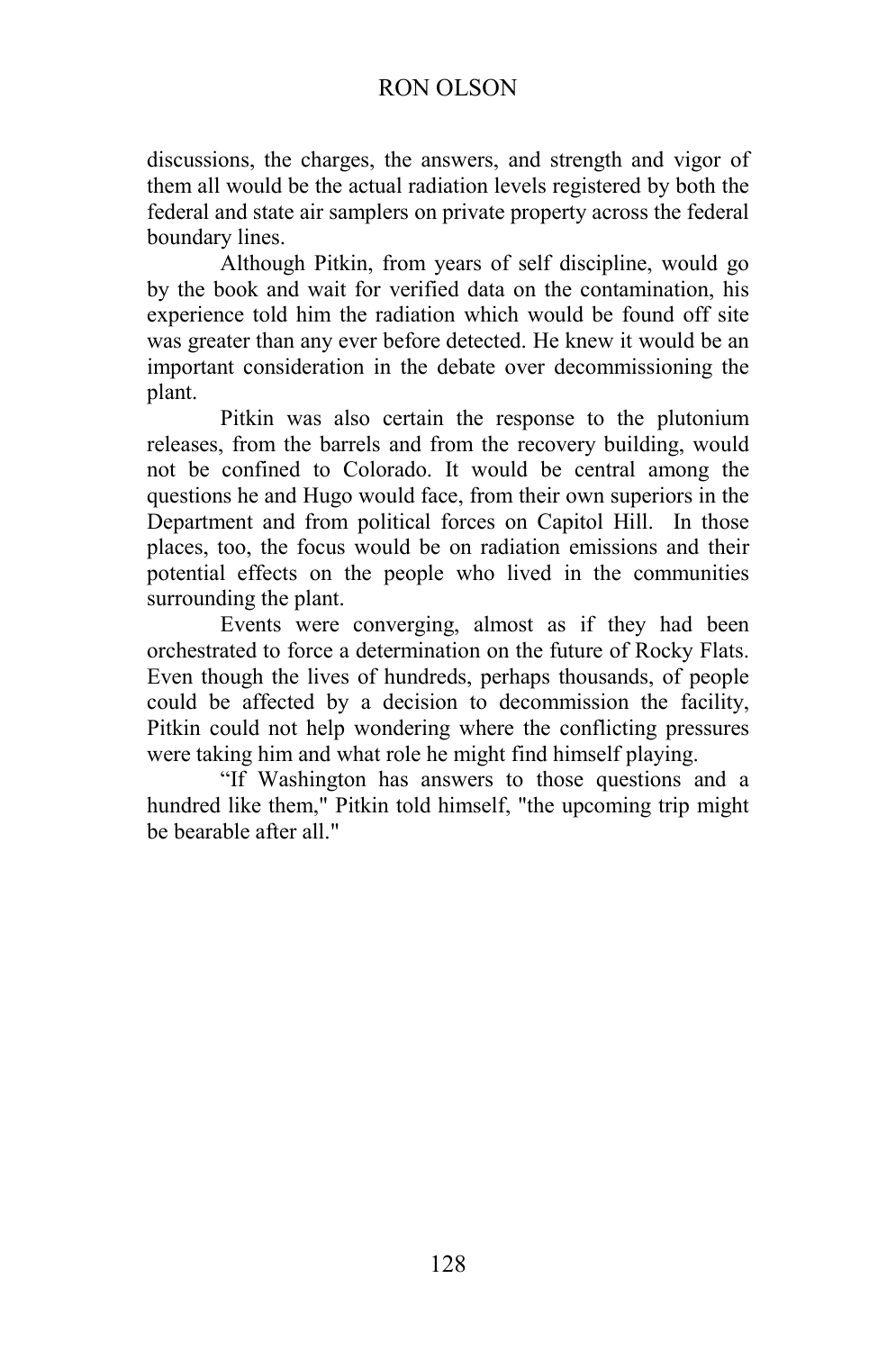discussions, the charges, the answers, and strength and vigor of them all would be the actual radiation levels registered by both the federal and state air samplers on private property across the federal boundary lines.

Although Pitkin, from years of self discipline, would go by the book and wait for verified data on the contamination, his experience told him the radiation which would be found off site was greater than any ever before detected. He knew it would be an important consideration in the debate over decommissioning the plant.

Pitkin was also certain the response to the plutonium releases, from the barrels and from the recovery building, would not be confined to Colorado. It would be central among the questions he and Hugo would face, from their own superiors in the Department and from political forces on Capitol Hill. In those places, too, the focus would be on radiation emissions and their potential effects on the people who lived in the communities surrounding the plant.

Events were converging, almost as if they had been orchestrated to force a determination on the future of Rocky Flats. Even though the lives of hundreds, perhaps thousands, of people could be affected by a decision to decommission the facility, Pitkin could not help wondering where the conflicting pressures were taking him and what role he might find himself playing.

“If Washington has answers to those questions and a hundred like them," Pitkin told himself, "the upcoming trip might be bearable after all."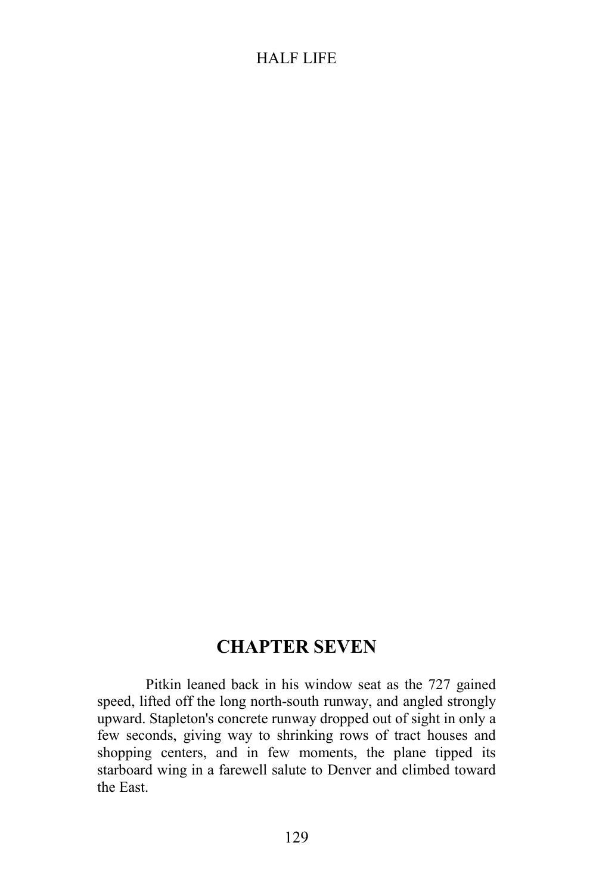# CHAPTER SEVEN

Pitkin leaned back in his window seat as the 727 gained speed, lifted off the long north-south runway, and angled strongly upward. Stapleton's concrete runway dropped out of sight in only a few seconds, giving way to shrinking rows of tract houses and shopping centers, and in few moments, the plane tipped its starboard wing in a farewell salute to Denver and climbed toward the East.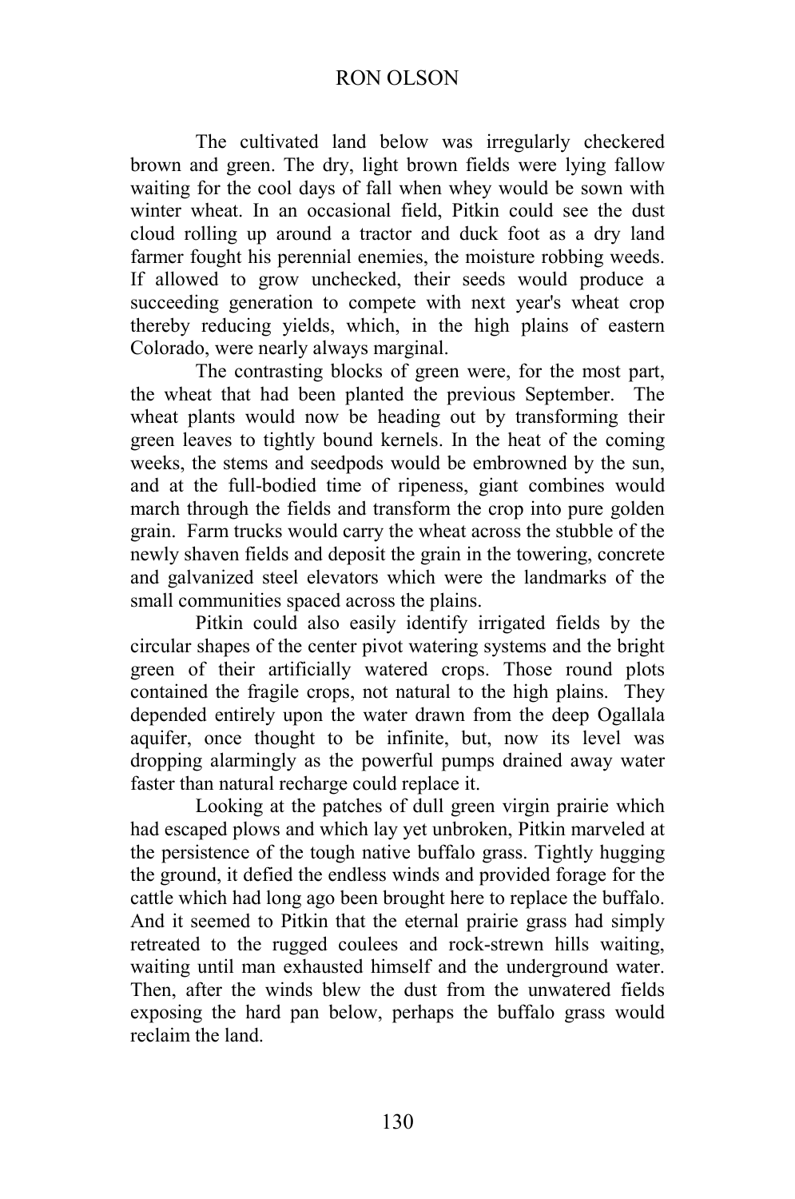The cultivated land below was irregularly checkered brown and green. The dry, light brown fields were lying fallow waiting for the cool days of fall when whey would be sown with winter wheat. In an occasional field, Pitkin could see the dust cloud rolling up around a tractor and duck foot as a dry land farmer fought his perennial enemies, the moisture robbing weeds. If allowed to grow unchecked, their seeds would produce a succeeding generation to compete with next year's wheat crop thereby reducing yields, which, in the high plains of eastern Colorado, were nearly always marginal.

The contrasting blocks of green were, for the most part, the wheat that had been planted the previous September. The wheat plants would now be heading out by transforming their green leaves to tightly bound kernels. In the heat of the coming weeks, the stems and seedpods would be embrowned by the sun, and at the full-bodied time of ripeness, giant combines would march through the fields and transform the crop into pure golden grain. Farm trucks would carry the wheat across the stubble of the newly shaven fields and deposit the grain in the towering, concrete and galvanized steel elevators which were the landmarks of the small communities spaced across the plains.

Pitkin could also easily identify irrigated fields by the circular shapes of the center pivot watering systems and the bright green of their artificially watered crops. Those round plots contained the fragile crops, not natural to the high plains. They depended entirely upon the water drawn from the deep Ogallala aquifer, once thought to be infinite, but, now its level was dropping alarmingly as the powerful pumps drained away water faster than natural recharge could replace it.

Looking at the patches of dull green virgin prairie which had escaped plows and which lay yet unbroken, Pitkin marveled at the persistence of the tough native buffalo grass. Tightly hugging the ground, it defied the endless winds and provided forage for the cattle which had long ago been brought here to replace the buffalo. And it seemed to Pitkin that the eternal prairie grass had simply retreated to the rugged coulees and rock-strewn hills waiting, waiting until man exhausted himself and the underground water. Then, after the winds blew the dust from the unwatered fields exposing the hard pan below, perhaps the buffalo grass would reclaim the land.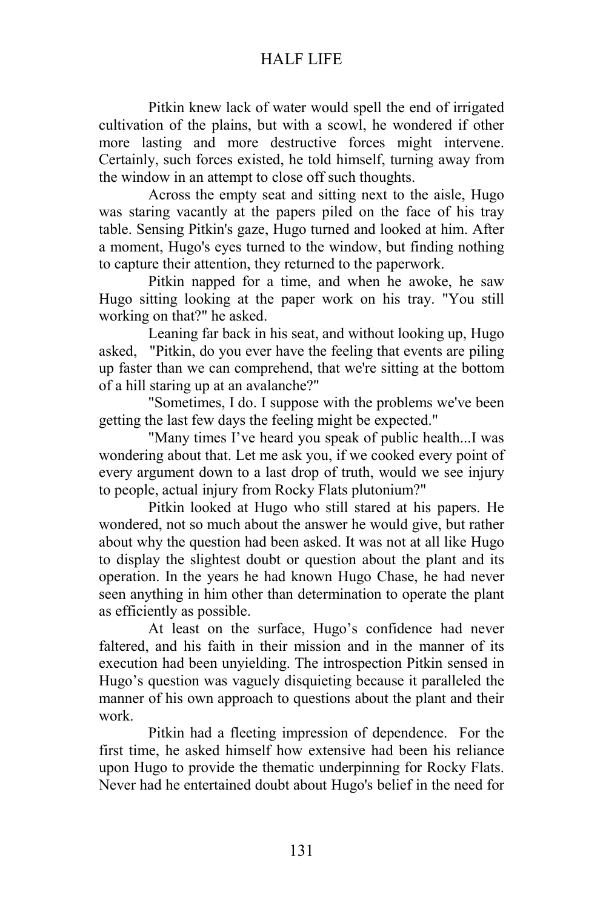Pitkin knew lack of water would spell the end of irrigated cultivation of the plains, but with a scowl, he wondered if other more lasting and more destructive forces might intervene. Certainly, such forces existed, he told himself, turning away from the window in an attempt to close off such thoughts.

Across the empty seat and sitting next to the aisle, Hugo was staring vacantly at the papers piled on the face of his tray table. Sensing Pitkin's gaze, Hugo turned and looked at him. After a moment, Hugo's eyes turned to the window, but finding nothing to capture their attention, they returned to the paperwork.

Pitkin napped for a time, and when he awoke, he saw Hugo sitting looking at the paper work on his tray. "You still working on that?" he asked.

Leaning far back in his seat, and without looking up, Hugo asked, "Pitkin, do you ever have the feeling that events are piling up faster than we can comprehend, that we're sitting at the bottom of a hill staring up at an avalanche?"

"Sometimes, I do. I suppose with the problems we've been getting the last few days the feeling might be expected."

"Many times I've heard you speak of public health...I was wondering about that. Let me ask you, if we cooked every point of every argument down to a last drop of truth, would we see injury to people, actual injury from Rocky Flats plutonium?"

Pitkin looked at Hugo who still stared at his papers. He wondered, not so much about the answer he would give, but rather about why the question had been asked. It was not at all like Hugo to display the slightest doubt or question about the plant and its operation. In the years he had known Hugo Chase, he had never seen anything in him other than determination to operate the plant as efficiently as possible.

At least on the surface, Hugo's confidence had never faltered, and his faith in their mission and in the manner of its execution had been unyielding. The introspection Pitkin sensed in Hugo's question was vaguely disquieting because it paralleled the manner of his own approach to questions about the plant and their work.

Pitkin had a fleeting impression of dependence. For the first time, he asked himself how extensive had been his reliance upon Hugo to provide the thematic underpinning for Rocky Flats. Never had he entertained doubt about Hugo's belief in the need for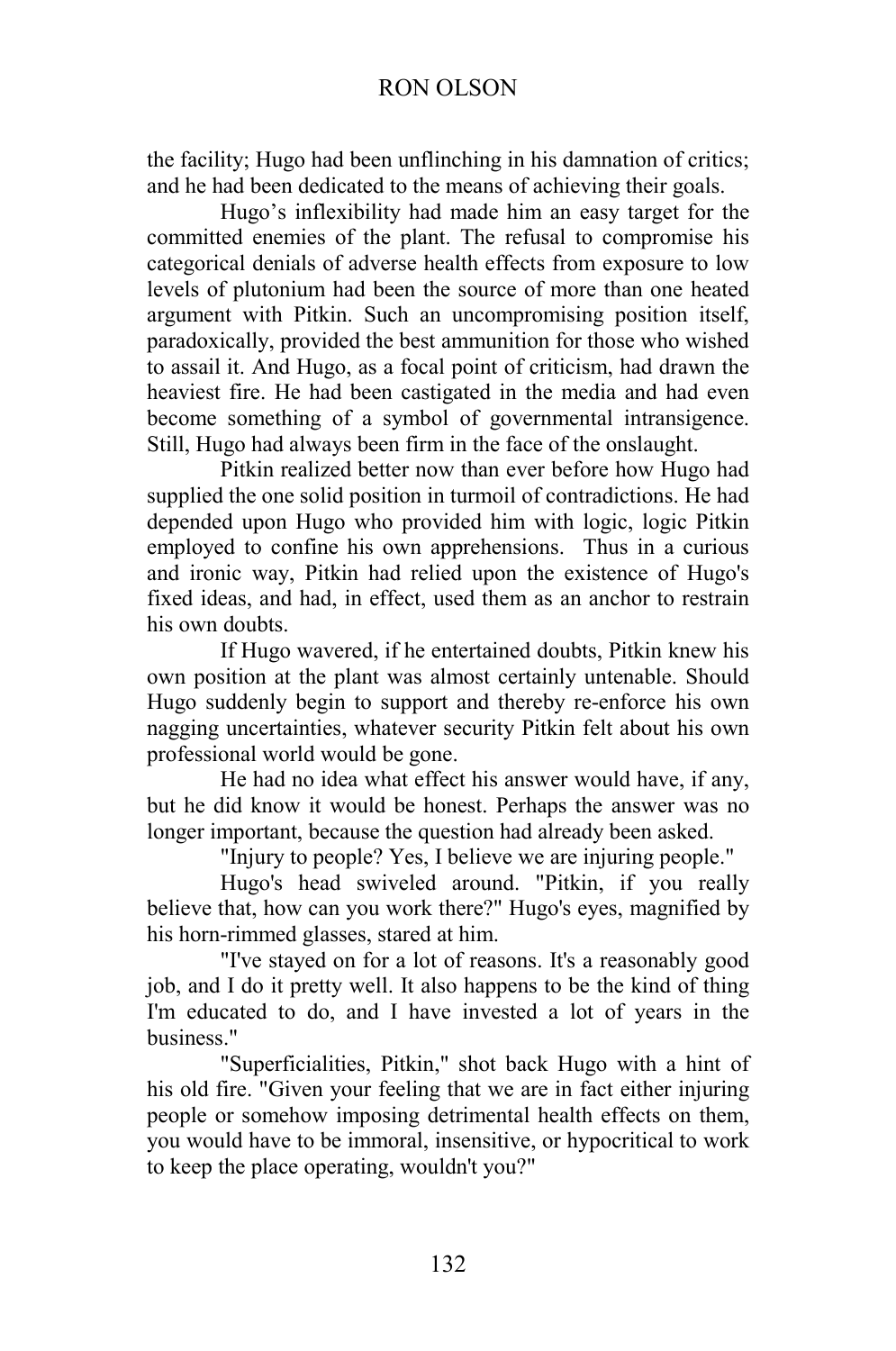the facility; Hugo had been unflinching in his damnation of critics; and he had been dedicated to the means of achieving their goals.

Hugo's inflexibility had made him an easy target for the committed enemies of the plant. The refusal to compromise his categorical denials of adverse health effects from exposure to low levels of plutonium had been the source of more than one heated argument with Pitkin. Such an uncompromising position itself, paradoxically, provided the best ammunition for those who wished to assail it. And Hugo, as a focal point of criticism, had drawn the heaviest fire. He had been castigated in the media and had even become something of a symbol of governmental intransigence. Still, Hugo had always been firm in the face of the onslaught.

Pitkin realized better now than ever before how Hugo had supplied the one solid position in turmoil of contradictions. He had depended upon Hugo who provided him with logic, logic Pitkin employed to confine his own apprehensions. Thus in a curious and ironic way, Pitkin had relied upon the existence of Hugo's fixed ideas, and had, in effect, used them as an anchor to restrain his own doubts.

If Hugo wavered, if he entertained doubts, Pitkin knew his own position at the plant was almost certainly untenable. Should Hugo suddenly begin to support and thereby re-enforce his own nagging uncertainties, whatever security Pitkin felt about his own professional world would be gone.

He had no idea what effect his answer would have, if any, but he did know it would be honest. Perhaps the answer was no longer important, because the question had already been asked.

"Injury to people? Yes, I believe we are injuring people."

Hugo's head swiveled around. "Pitkin, if you really believe that, how can you work there?" Hugo's eyes, magnified by his horn-rimmed glasses, stared at him.

"I've stayed on for a lot of reasons. It's a reasonably good job, and I do it pretty well. It also happens to be the kind of thing I'm educated to do, and I have invested a lot of years in the business."

"Superficialities, Pitkin," shot back Hugo with a hint of his old fire. "Given your feeling that we are in fact either injuring people or somehow imposing detrimental health effects on them, you would have to be immoral, insensitive, or hypocritical to work to keep the place operating, wouldn't you?"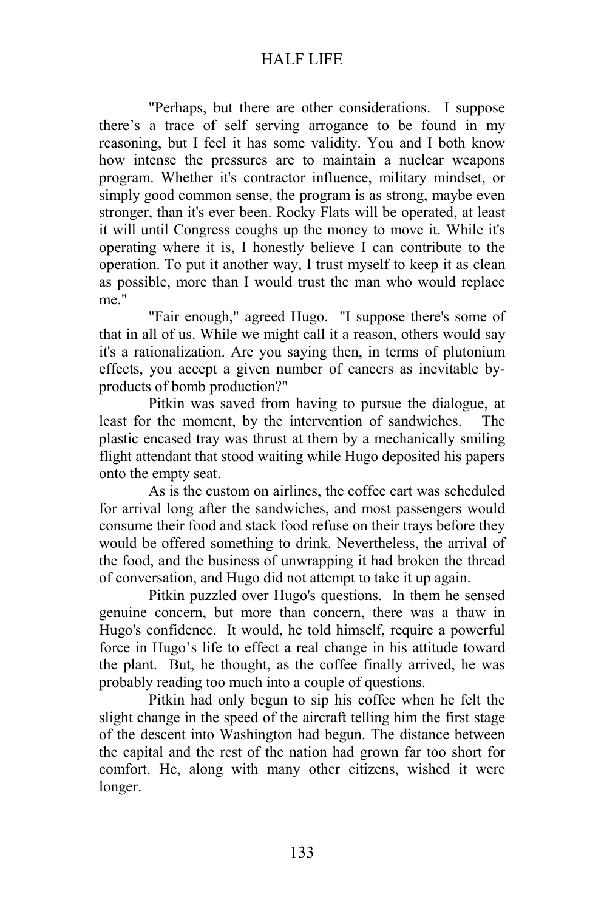"Perhaps, but there are other considerations. I suppose there's a trace of self serving arrogance to be found in my reasoning, but I feel it has some validity. You and I both know how intense the pressures are to maintain a nuclear weapons program. Whether it's contractor influence, military mindset, or simply good common sense, the program is as strong, maybe even stronger, than it's ever been. Rocky Flats will be operated, at least it will until Congress coughs up the money to move it. While it's operating where it is, I honestly believe I can contribute to the operation. To put it another way, I trust myself to keep it as clean as possible, more than I would trust the man who would replace me."

"Fair enough," agreed Hugo. "I suppose there's some of that in all of us. While we might call it a reason, others would say it's a rationalization. Are you saying then, in terms of plutonium effects, you accept a given number of cancers as inevitable by-products of bomb production?"

Pitkin was saved from having to pursue the dialogue, at least for the moment, by the intervention of sandwiches. The plastic encased tray was thrust at them by a mechanically smiling flight attendant that stood waiting while Hugo deposited his papers onto the empty seat.

As is the custom on airlines, the coffee cart was scheduled for arrival long after the sandwiches, and most passengers would consume their food and stack food refuse on their trays before they would be offered something to drink. Nevertheless, the arrival of the food, and the business of unwrapping it had broken the thread of conversation, and Hugo did not attempt to take it up again.

Pitkin puzzled over Hugo's questions. In them he sensed genuine concern, but more than concern, there was a thaw in Hugo's confidence. It would, he told himself, require a powerful force in Hugo's life to effect a real change in his attitude toward the plant. But, he thought, as the coffee finally arrived, he was probably reading too much into a couple of questions.

Pitkin had only begun to sip his coffee when he felt the slight change in the speed of the aircraft telling him the first stage of the descent into Washington had begun. The distance between the capital and the rest of the nation had grown far too short for comfort. He, along with many other citizens, wished it were longer.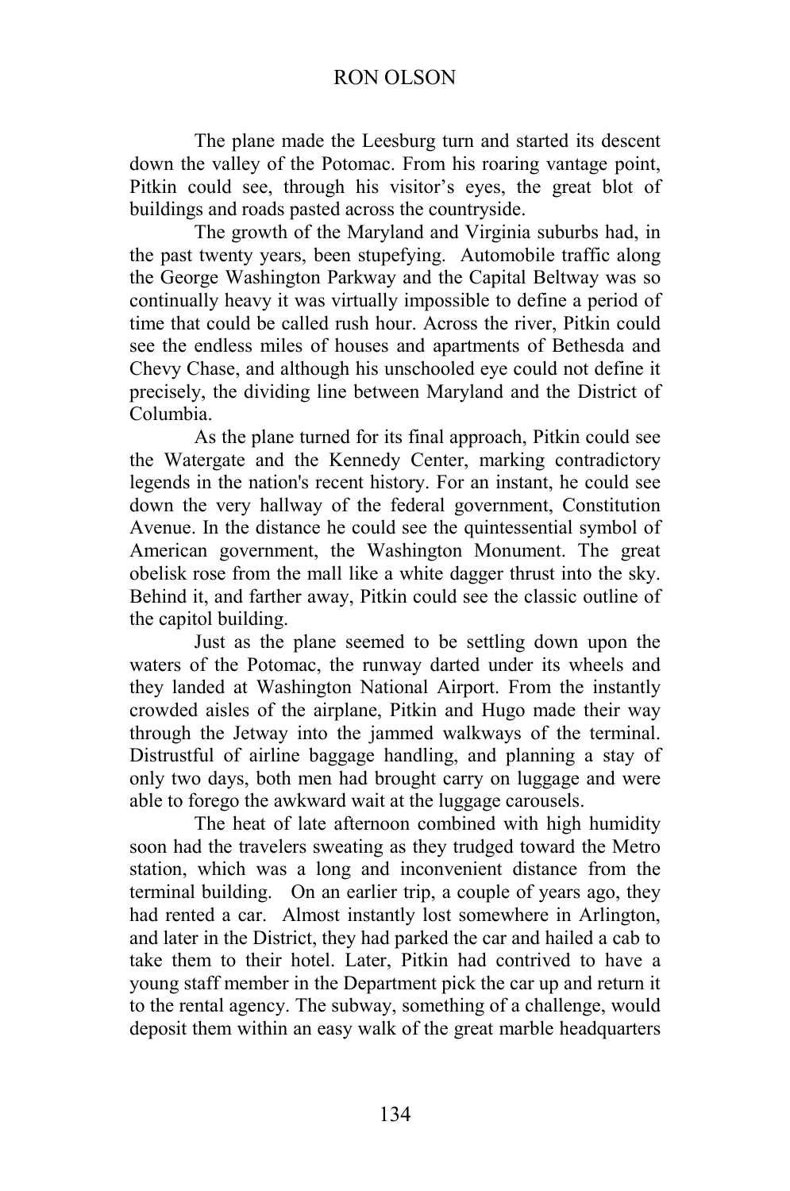The plane made the Leesburg turn and started its descent down the valley of the Potomac. From his roaring vantage point, Pitkin could see, through his visitor's eyes, the great blot of buildings and roads pasted across the countryside.

The growth of the Maryland and Virginia suburbs had, in the past twenty years, been stupefying. Automobile traffic along the George Washington Parkway and the Capital Beltway was so continually heavy it was virtually impossible to define a period of time that could be called rush hour. Across the river, Pitkin could see the endless miles of houses and apartments of Bethesda and Chevy Chase, and although his unschooled eye could not define it precisely, the dividing line between Maryland and the District of Columbia.

As the plane turned for its final approach, Pitkin could see the Watergate and the Kennedy Center, marking contradictory legends in the nation's recent history. For an instant, he could see down the very hallway of the federal government, Constitution Avenue. In the distance he could see the quintessential symbol of American government, the Washington Monument. The great obelisk rose from the mall like a white dagger thrust into the sky. Behind it, and farther away, Pitkin could see the classic outline of the capitol building.

Just as the plane seemed to be settling down upon the waters of the Potomac, the runway darted under its wheels and they landed at Washington National Airport. From the instantly crowded aisles of the airplane, Pitkin and Hugo made their way through the Jetway into the jammed walkways of the terminal. Distrustful of airline baggage handling, and planning a stay of only two days, both men had brought carry on luggage and were able to forego the awkward wait at the luggage carousels.

The heat of late afternoon combined with high humidity soon had the travelers sweating as they trudged toward the Metro station, which was a long and inconvenient distance from the terminal building. On an earlier trip, a couple of years ago, they had rented a car. Almost instantly lost somewhere in Arlington, and later in the District, they had parked the car and hailed a cab to take them to their hotel. Later, Pitkin had contrived to have a young staff member in the Department pick the car up and return it to the rental agency. The subway, something of a challenge, would deposit them within an easy walk of the great marble headquarters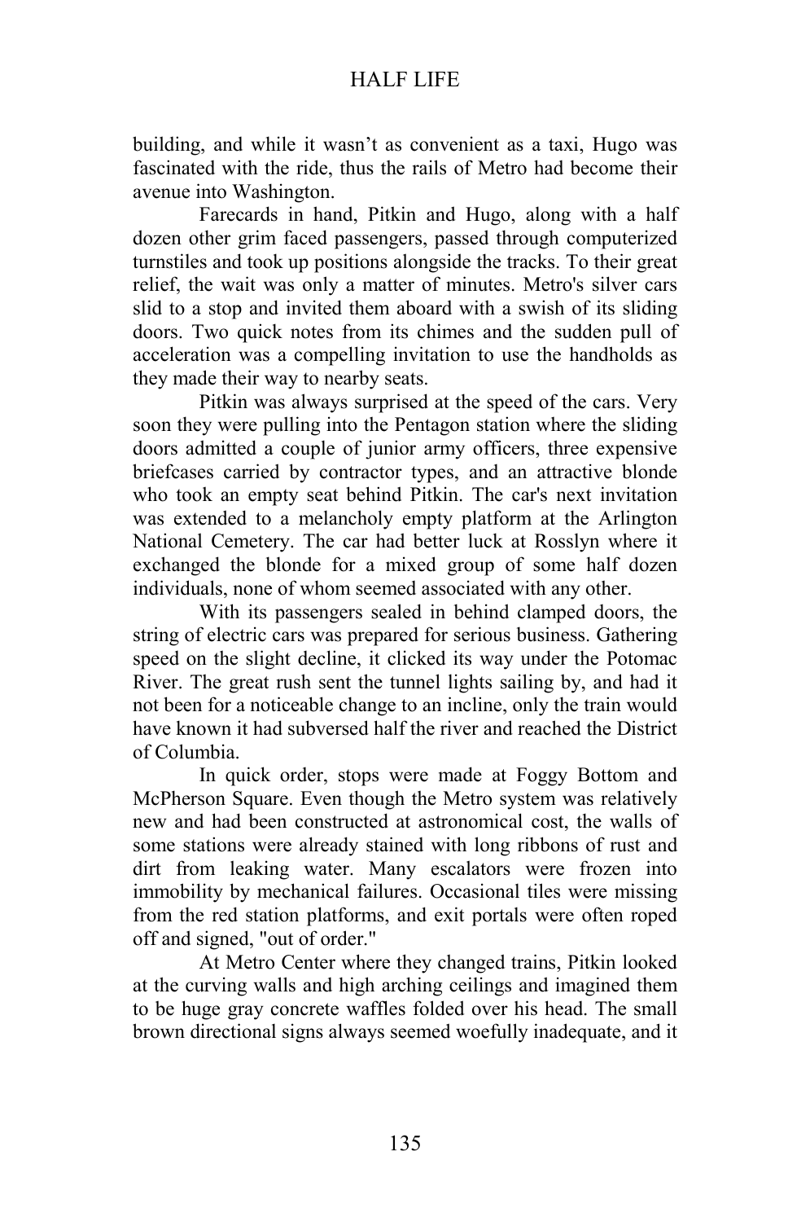building, and while it wasn't as convenient as a taxi, Hugo was fascinated with the ride, thus the rails of Metro had become their avenue into Washington.

Farecards in hand, Pitkin and Hugo, along with a half dozen other grim faced passengers, passed through computerized turnstiles and took up positions alongside the tracks. To their great relief, the wait was only a matter of minutes. Metro's silver cars slid to a stop and invited them aboard with a swish of its sliding doors. Two quick notes from its chimes and the sudden pull of acceleration was a compelling invitation to use the handholds as they made their way to nearby seats.

Pitkin was always surprised at the speed of the cars. Very soon they were pulling into the Pentagon station where the sliding doors admitted a couple of junior army officers, three expensive briefcases carried by contractor types, and an attractive blonde who took an empty seat behind Pitkin. The car's next invitation was extended to a melancholy empty platform at the Arlington National Cemetery. The car had better luck at Rosslyn where it exchanged the blonde for a mixed group of some half dozen individuals, none of whom seemed associated with any other.

With its passengers sealed in behind clamped doors, the string of electric cars was prepared for serious business. Gathering speed on the slight decline, it clicked its way under the Potomac River. The great rush sent the tunnel lights sailing by, and had it not been for a noticeable change to an incline, only the train would have known it had subversed half the river and reached the District of Columbia.

In quick order, stops were made at Foggy Bottom and McPherson Square. Even though the Metro system was relatively new and had been constructed at astronomical cost, the walls of some stations were already stained with long ribbons of rust and dirt from leaking water. Many escalators were frozen into immobility by mechanical failures. Occasional tiles were missing from the red station platforms, and exit portals were often roped off and signed, "out of order."

At Metro Center where they changed trains, Pitkin looked at the curving walls and high arching ceilings and imagined them to be huge gray concrete waffles folded over his head. The small brown directional signs always seemed woefully inadequate, and it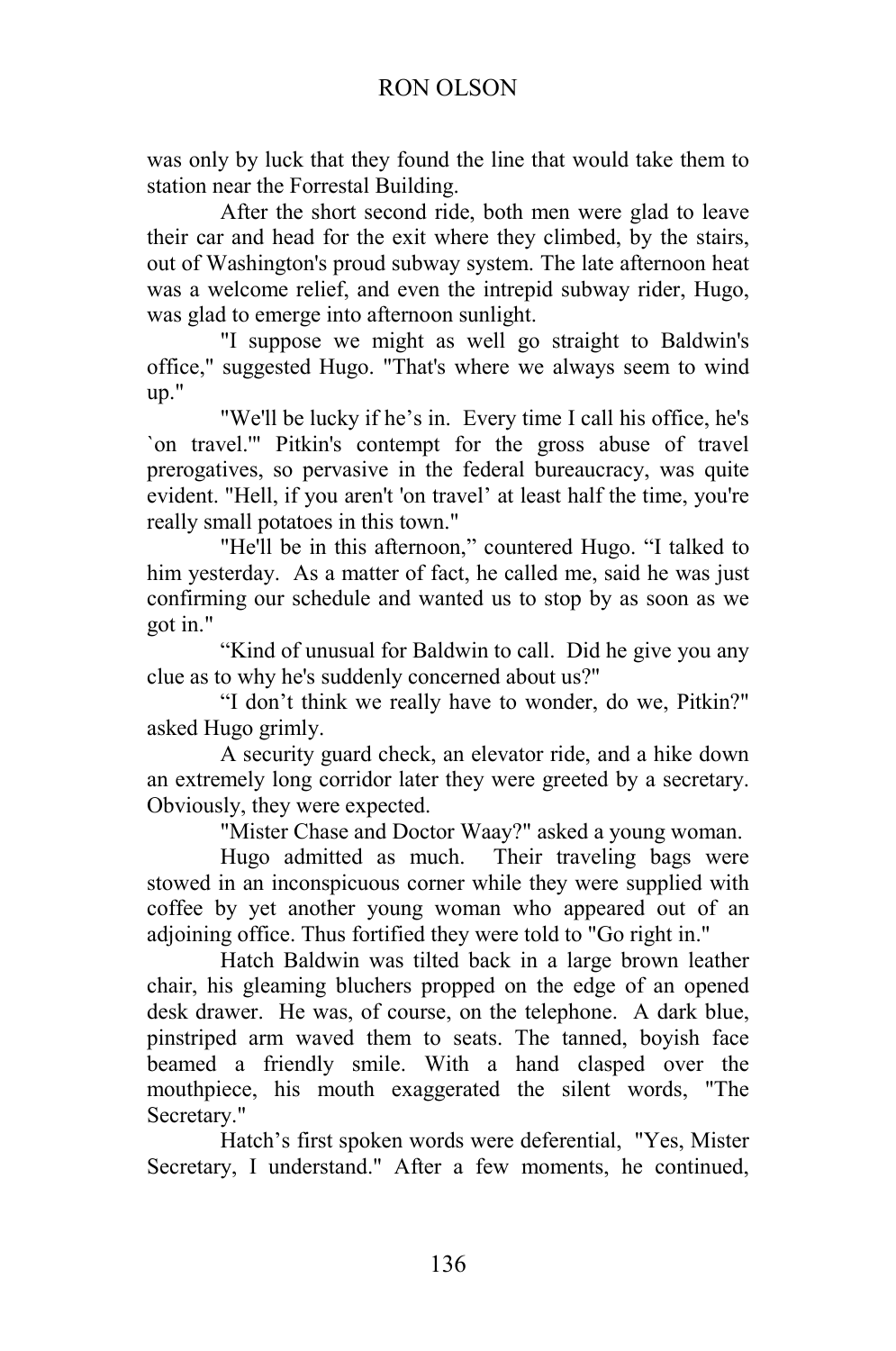was only by luck that they found the line that would take them to station near the Forrestal Building.

After the short second ride, both men were glad to leave their car and head for the exit where they climbed, by the stairs, out of Washington's proud subway system. The late afternoon heat was a welcome relief, and even the intrepid subway rider, Hugo, was glad to emerge into afternoon sunlight.

"I suppose we might as well go straight to Baldwin's office," suggested Hugo. "That's where we always seem to wind up."

"We'll be lucky if he's in. Every time I call his office, he's `on travel.'" Pitkin's contempt for the gross abuse of travel prerogatives, so pervasive in the federal bureaucracy, was quite evident. "Hell, if you aren't 'on travel' at least half the time, you're really small potatoes in this town."

"He'll be in this afternoon," countered Hugo. "I talked to him yesterday. As a matter of fact, he called me, said he was just confirming our schedule and wanted us to stop by as soon as we got in."

"Kind of unusual for Baldwin to call. Did he give you any clue as to why he's suddenly concerned about us?"

"I don't think we really have to wonder, do we, Pitkin?" asked Hugo grimly.

A security guard check, an elevator ride, and a hike down an extremely long corridor later they were greeted by a secretary. Obviously, they were expected.

"Mister Chase and Doctor Waay?" asked a young woman.

Hugo admitted as much. Their traveling bags were stowed in an inconspicuous corner while they were supplied with coffee by yet another young woman who appeared out of an adjoining office. Thus fortified they were told to "Go right in."

Hatch Baldwin was tilted back in a large brown leather chair, his gleaming bluchers propped on the edge of an opened desk drawer. He was, of course, on the telephone. A dark blue, pinstriped arm waved them to seats. The tanned, boyish face beamed a friendly smile. With a hand clasped over the mouthpiece, his mouth exaggerated the silent words, "The Secretary."

Hatch's first spoken words were deferential, "Yes, Mister Secretary, I understand." After a few moments, he continued,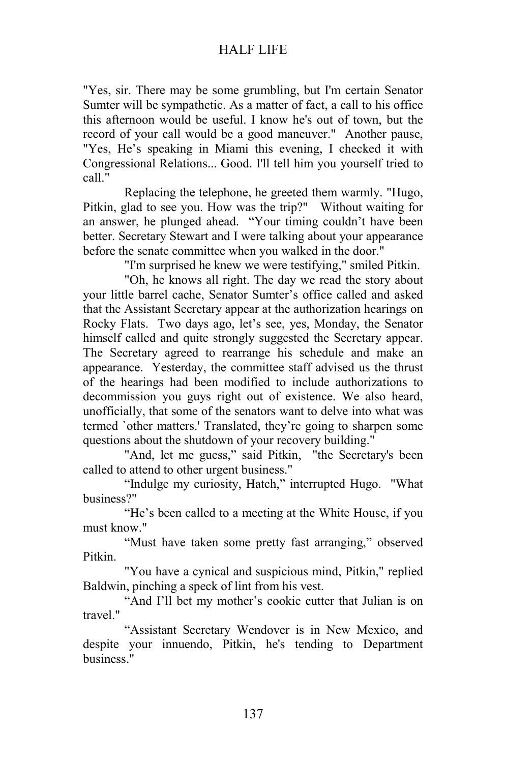"Yes, sir. There may be some grumbling, but I'm certain Senator Sumter will be sympathetic. As a matter of fact, a call to his office this afternoon would be useful. I know he's out of town, but the record of your call would be a good maneuver." Another pause, "Yes, He's speaking in Miami this evening, I checked it with Congressional Relations... Good. I'll tell him you yourself tried to call."

Replacing the telephone, he greeted them warmly. "Hugo, Pitkin, glad to see you. How was the trip?" Without waiting for an answer, he plunged ahead. "Your timing couldn't have been better. Secretary Stewart and I were talking about your appearance before the senate committee when you walked in the door."

"I'm surprised he knew we were testifying," smiled Pitkin.

"Oh, he knows all right. The day we read the story about your little barrel cache, Senator Sumter's office called and asked that the Assistant Secretary appear at the authorization hearings on Rocky Flats. Two days ago, let's see, yes, Monday, the Senator himself called and quite strongly suggested the Secretary appear. The Secretary agreed to rearrange his schedule and make an appearance. Yesterday, the committee staff advised us the thrust of the hearings had been modified to include authorizations to decommission you guys right out of existence. We also heard, unofficially, that some of the senators want to delve into what was termed `other matters.' Translated, they're going to sharpen some questions about the shutdown of your recovery building."

"And, let me guess," said Pitkin, "the Secretary's been called to attend to other urgent business."

"Indulge my curiosity, Hatch," interrupted Hugo. "What business?"

"He's been called to a meeting at the White House, if you must know."

"Must have taken some pretty fast arranging," observed Pitkin.

"You have a cynical and suspicious mind, Pitkin," replied Baldwin, pinching a speck of lint from his vest.

"And I'll bet my mother's cookie cutter that Julian is on travel."

"Assistant Secretary Wendover is in New Mexico, and despite your innuendo, Pitkin, he's tending to Department business."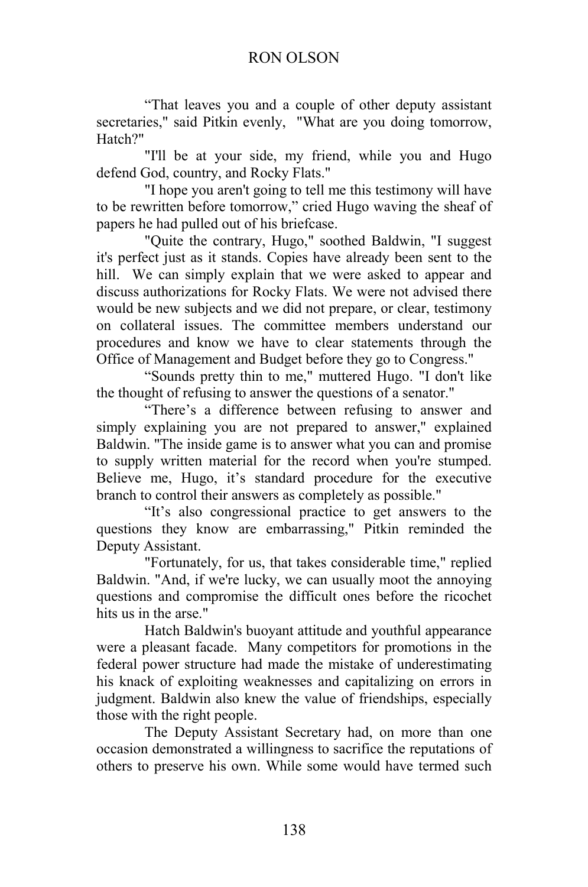“That leaves you and a couple of other deputy assistant secretaries," said Pitkin evenly, "What are you doing tomorrow, Hatch?"

"I'll be at your side, my friend, while you and Hugo defend God, country, and Rocky Flats."

"I hope you aren't going to tell me this testimony will have to be rewritten before tomorrow,” cried Hugo waving the sheaf of papers he had pulled out of his briefcase.

"Quite the contrary, Hugo," soothed Baldwin, "I suggest it's perfect just as it stands. Copies have already been sent to the hill. We can simply explain that we were asked to appear and discuss authorizations for Rocky Flats. We were not advised there would be new subjects and we did not prepare, or clear, testimony on collateral issues. The committee members understand our procedures and know we have to clear statements through the Office of Management and Budget before they go to Congress."

“Sounds pretty thin to me," muttered Hugo. "I don't like the thought of refusing to answer the questions of a senator."

“There’s a difference between refusing to answer and simply explaining you are not prepared to answer," explained Baldwin. "The inside game is to answer what you can and promise to supply written material for the record when you're stumped. Believe me, Hugo, it’s standard procedure for the executive branch to control their answers as completely as possible."

“It’s also congressional practice to get answers to the questions they know are embarrassing," Pitkin reminded the Deputy Assistant.

"Fortunately, for us, that takes considerable time," replied Baldwin. "And, if we're lucky, we can usually moot the annoying questions and compromise the difficult ones before the ricochet hits us in the arse."

Hatch Baldwin's buoyant attitude and youthful appearance were a pleasant facade. Many competitors for promotions in the federal power structure had made the mistake of underestimating his knack of exploiting weaknesses and capitalizing on errors in judgment. Baldwin also knew the value of friendships, especially those with the right people.

The Deputy Assistant Secretary had, on more than one occasion demonstrated a willingness to sacrifice the reputations of others to preserve his own. While some would have termed such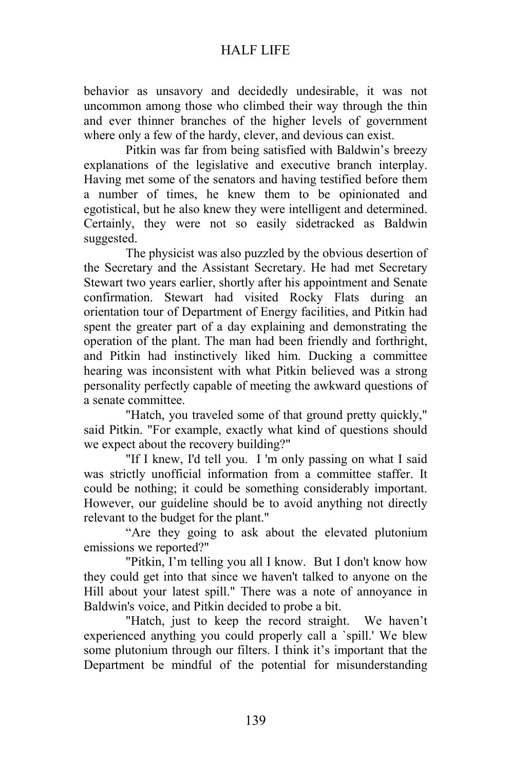behavior as unsavory and decidedly undesirable, it was not uncommon among those who climbed their way through the thin and ever thinner branches of the higher levels of government where only a few of the hardy, clever, and devious can exist.

Pitkin was far from being satisfied with Baldwin's breezy explanations of the legislative and executive branch interplay. Having met some of the senators and having testified before them a number of times, he knew them to be opinionated and egotistical, but he also knew they were intelligent and determined. Certainly, they were not so easily sidetracked as Baldwin suggested.

The physicist was also puzzled by the obvious desertion of the Secretary and the Assistant Secretary. He had met Secretary Stewart two years earlier, shortly after his appointment and Senate confirmation. Stewart had visited Rocky Flats during an orientation tour of Department of Energy facilities, and Pitkin had spent the greater part of a day explaining and demonstrating the operation of the plant. The man had been friendly and forthright, and Pitkin had instinctively liked him. Ducking a committee hearing was inconsistent with what Pitkin believed was a strong personality perfectly capable of meeting the awkward questions of a senate committee.

"Hatch, you traveled some of that ground pretty quickly," said Pitkin. "For example, exactly what kind of questions should we expect about the recovery building?"

"If I knew, I'd tell you. I 'm only passing on what I said was strictly unofficial information from a committee staffer. It could be nothing; it could be something considerably important. However, our guideline should be to avoid anything not directly relevant to the budget for the plant."

"Are they going to ask about the elevated plutonium emissions we reported?"

"Pitkin, I'm telling you all I know. But I don't know how they could get into that since we haven't talked to anyone on the Hill about your latest spill." There was a note of annoyance in Baldwin's voice, and Pitkin decided to probe a bit.

"Hatch, just to keep the record straight. We haven't experienced anything you could properly call a `spill.' We blew some plutonium through our filters. I think it's important that the Department be mindful of the potential for misunderstanding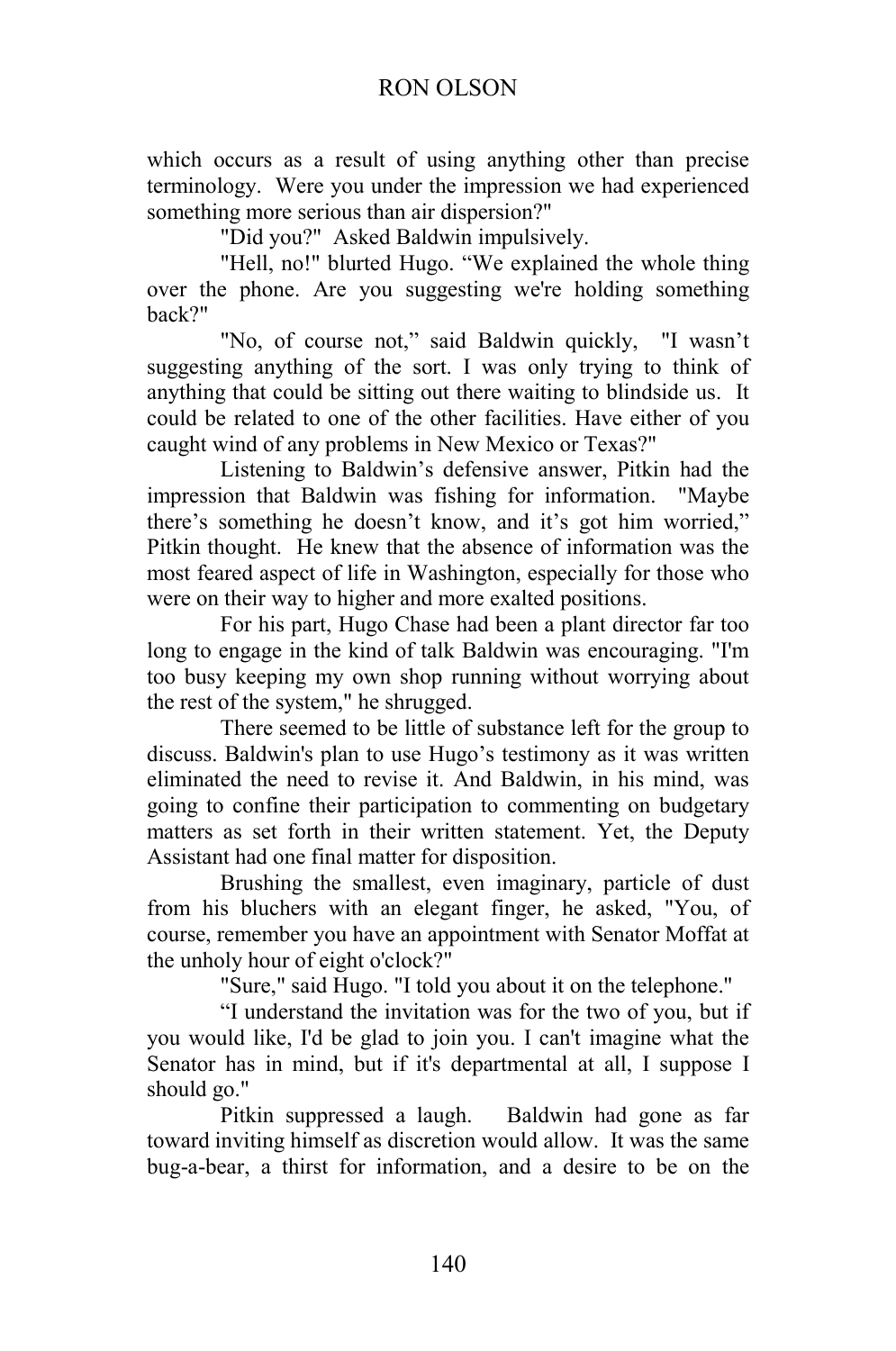which occurs as a result of using anything other than precise terminology. Were you under the impression we had experienced something more serious than air dispersion?"

"Did you?" Asked Baldwin impulsively.

"Hell, no!" blurted Hugo. "We explained the whole thing over the phone. Are you suggesting we're holding something back?"

"No, of course not," said Baldwin quickly, "I wasn't suggesting anything of the sort. I was only trying to think of anything that could be sitting out there waiting to blindside us. It could be related to one of the other facilities. Have either of you caught wind of any problems in New Mexico or Texas?"

Listening to Baldwin's defensive answer, Pitkin had the impression that Baldwin was fishing for information. "Maybe there's something he doesn't know, and it's got him worried," Pitkin thought. He knew that the absence of information was the most feared aspect of life in Washington, especially for those who were on their way to higher and more exalted positions.

For his part, Hugo Chase had been a plant director far too long to engage in the kind of talk Baldwin was encouraging. "I'm too busy keeping my own shop running without worrying about the rest of the system," he shrugged.

There seemed to be little of substance left for the group to discuss. Baldwin's plan to use Hugo's testimony as it was written eliminated the need to revise it. And Baldwin, in his mind, was going to confine their participation to commenting on budgetary matters as set forth in their written statement. Yet, the Deputy Assistant had one final matter for disposition.

Brushing the smallest, even imaginary, particle of dust from his bluchers with an elegant finger, he asked, "You, of course, remember you have an appointment with Senator Moffat at the unholy hour of eight o'clock?"

"Sure," said Hugo. "I told you about it on the telephone."

"I understand the invitation was for the two of you, but if you would like, I'd be glad to join you. I can't imagine what the Senator has in mind, but if it's departmental at all, I suppose I should go."

Pitkin suppressed a laugh. Baldwin had gone as far toward inviting himself as discretion would allow. It was the same bug-a-bear, a thirst for information, and a desire to be on the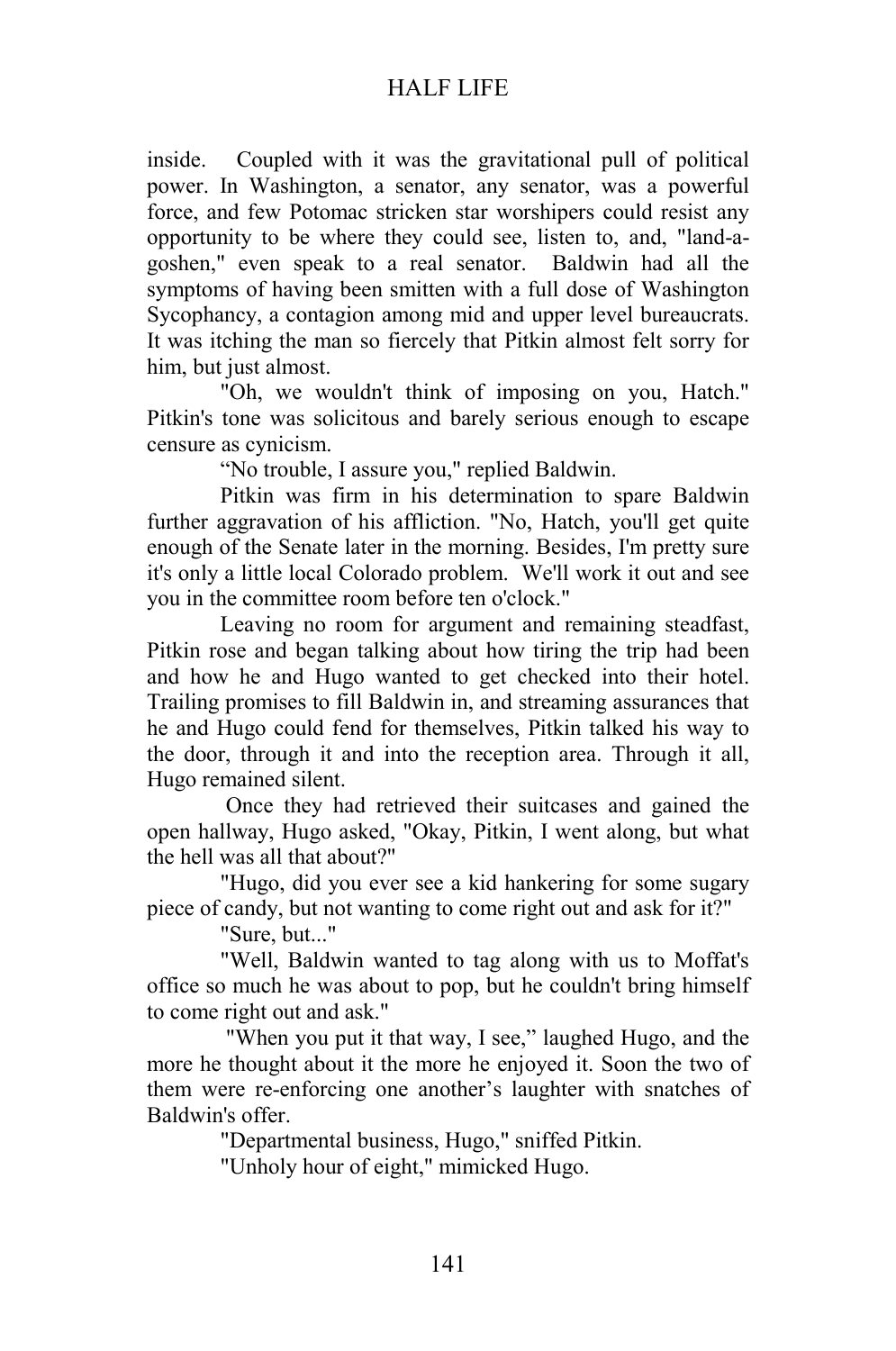inside. Coupled with it was the gravitational pull of political power. In Washington, a senator, any senator, was a powerful force, and few Potomac stricken star worshipers could resist any opportunity to be where they could see, listen to, and, "land-a-goshen," even speak to a real senator. Baldwin had all the symptoms of having been smitten with a full dose of Washington Sycophancy, a contagion among mid and upper level bureaucrats. It was itching the man so fiercely that Pitkin almost felt sorry for him, but just almost.

"Oh, we wouldn't think of imposing on you, Hatch." Pitkin's tone was solicitous and barely serious enough to escape censure as cynicism.

"No trouble, I assure you," replied Baldwin.

Pitkin was firm in his determination to spare Baldwin further aggravation of his affliction. "No, Hatch, you'll get quite enough of the Senate later in the morning. Besides, I'm pretty sure it's only a little local Colorado problem. We'll work it out and see you in the committee room before ten o'clock."

Leaving no room for argument and remaining steadfast, Pitkin rose and began talking about how tiring the trip had been and how he and Hugo wanted to get checked into their hotel. Trailing promises to fill Baldwin in, and streaming assurances that he and Hugo could fend for themselves, Pitkin talked his way to the door, through it and into the reception area. Through it all, Hugo remained silent.

Once they had retrieved their suitcases and gained the open hallway, Hugo asked, "Okay, Pitkin, I went along, but what the hell was all that about?"

"Hugo, did you ever see a kid hankering for some sugary piece of candy, but not wanting to come right out and ask for it?"

"Sure, but..."

"Well, Baldwin wanted to tag along with us to Moffat's office so much he was about to pop, but he couldn't bring himself to come right out and ask."

"When you put it that way, I see," laughed Hugo, and the more he thought about it the more he enjoyed it. Soon the two of them were re-enforcing one another's laughter with snatches of Baldwin's offer.

"Departmental business, Hugo," sniffed Pitkin.

"Unholy hour of eight," mimicked Hugo.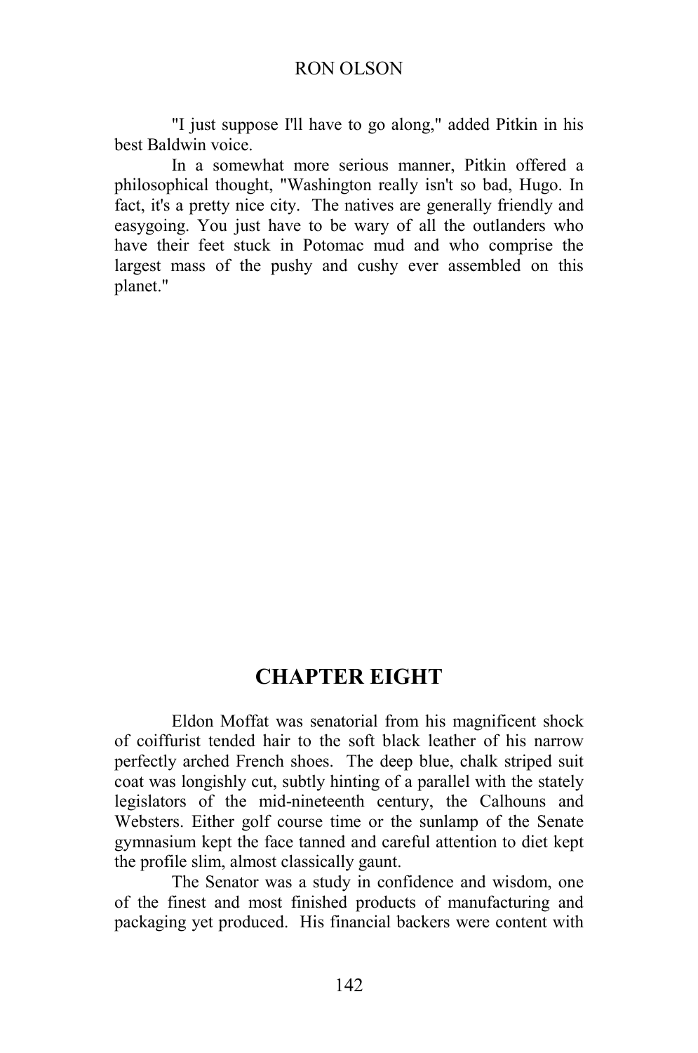"I just suppose I'll have to go along," added Pitkin in his best Baldwin voice.

In a somewhat more serious manner, Pitkin offered a philosophical thought, "Washington really isn't so bad, Hugo. In fact, it's a pretty nice city. The natives are generally friendly and easygoing. You just have to be wary of all the outlanders who have their feet stuck in Potomac mud and who comprise the largest mass of the pushy and cushy ever assembled on this planet."

## CHAPTER EIGHT

Eldon Moffat was senatorial from his magnificent shock of coiffurist tended hair to the soft black leather of his narrow perfectly arched French shoes. The deep blue, chalk striped suit coat was longishly cut, subtly hinting of a parallel with the stately legislators of the mid-nineteenth century, the Calhouns and Websters. Either golf course time or the sunlamp of the Senate gymnasium kept the face tanned and careful attention to diet kept the profile slim, almost classically gaunt.

The Senator was a study in confidence and wisdom, one of the finest and most finished products of manufacturing and packaging yet produced. His financial backers were content with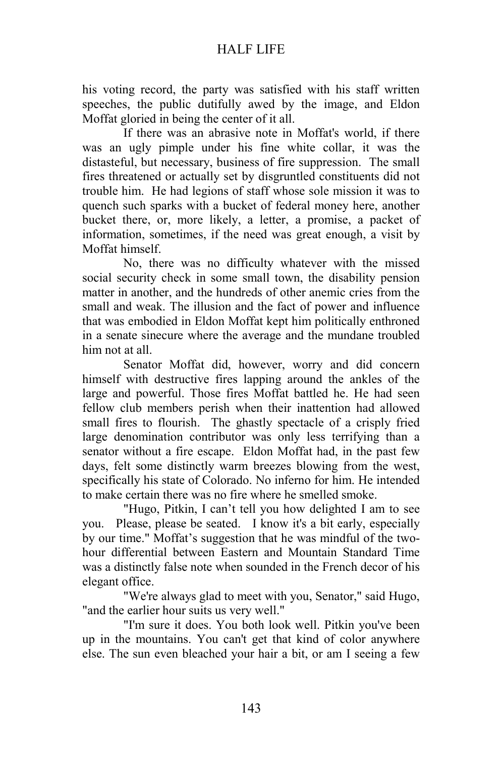his voting record, the party was satisfied with his staff written speeches, the public dutifully awed by the image, and Eldon Moffat gloried in being the center of it all.

If there was an abrasive note in Moffat's world, if there was an ugly pimple under his fine white collar, it was the distasteful, but necessary, business of fire suppression. The small fires threatened or actually set by disgruntled constituents did not trouble him. He had legions of staff whose sole mission it was to quench such sparks with a bucket of federal money here, another bucket there, or, more likely, a letter, a promise, a packet of information, sometimes, if the need was great enough, a visit by Moffat himself.

No, there was no difficulty whatever with the missed social security check in some small town, the disability pension matter in another, and the hundreds of other anemic cries from the small and weak. The illusion and the fact of power and influence that was embodied in Eldon Moffat kept him politically enthroned in a senate sinecure where the average and the mundane troubled him not at all.

Senator Moffat did, however, worry and did concern himself with destructive fires lapping around the ankles of the large and powerful. Those fires Moffat battled he. He had seen fellow club members perish when their inattention had allowed small fires to flourish. The ghastly spectacle of a crisply fried large denomination contributor was only less terrifying than a senator without a fire escape. Eldon Moffat had, in the past few days, felt some distinctly warm breezes blowing from the west, specifically his state of Colorado. No inferno for him. He intended to make certain there was no fire where he smelled smoke.

"Hugo, Pitkin, I can't tell you how delighted I am to see you. Please, please be seated. I know it's a bit early, especially by our time." Moffat's suggestion that he was mindful of the two-hour differential between Eastern and Mountain Standard Time was a distinctly false note when sounded in the French decor of his elegant office.

"We're always glad to meet with you, Senator," said Hugo, "and the earlier hour suits us very well."

"I'm sure it does. You both look well. Pitkin you've been up in the mountains. You can't get that kind of color anywhere else. The sun even bleached your hair a bit, or am I seeing a few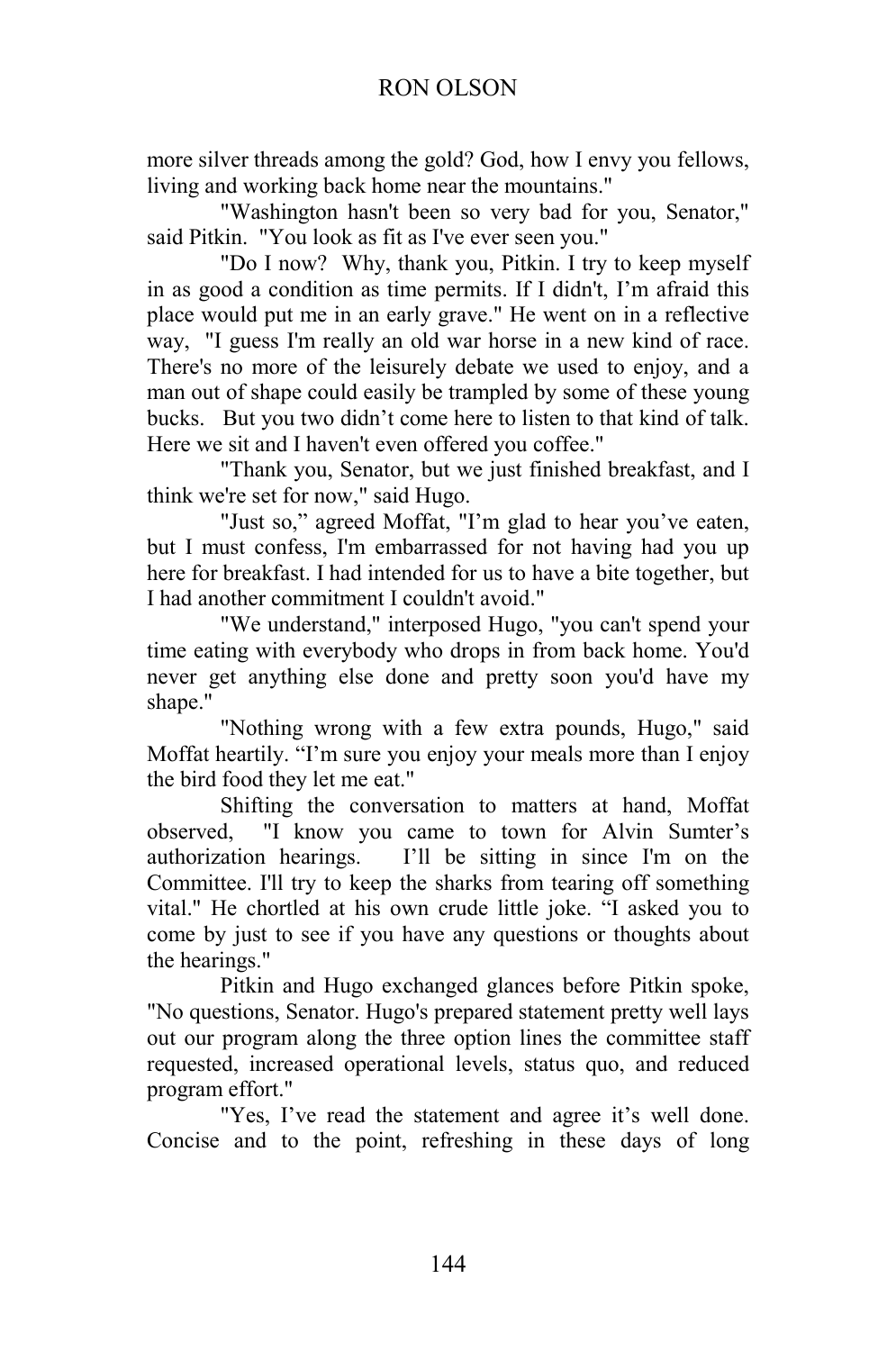more silver threads among the gold? God, how I envy you fellows, living and working back home near the mountains."

"Washington hasn't been so very bad for you, Senator," said Pitkin. "You look as fit as I've ever seen you."

"Do I now? Why, thank you, Pitkin. I try to keep myself in as good a condition as time permits. If I didn't, I'm afraid this place would put me in an early grave." He went on in a reflective way, "I guess I'm really an old war horse in a new kind of race. There's no more of the leisurely debate we used to enjoy, and a man out of shape could easily be trampled by some of these young bucks. But you two didn't come here to listen to that kind of talk. Here we sit and I haven't even offered you coffee."

"Thank you, Senator, but we just finished breakfast, and I think we're set for now," said Hugo.

"Just so," agreed Moffat, "I'm glad to hear you've eaten, but I must confess, I'm embarrassed for not having had you up here for breakfast. I had intended for us to have a bite together, but I had another commitment I couldn't avoid."

"We understand," interposed Hugo, "you can't spend your time eating with everybody who drops in from back home. You'd never get anything else done and pretty soon you'd have my shape."

"Nothing wrong with a few extra pounds, Hugo," said Moffat heartily. "I'm sure you enjoy your meals more than I enjoy the bird food they let me eat."

Shifting the conversation to matters at hand, Moffat observed, "I know you came to town for Alvin Sumter's authorization hearings. I'll be sitting in since I'm on the Committee. I'll try to keep the sharks from tearing off something vital." He chortled at his own crude little joke. "I asked you to come by just to see if you have any questions or thoughts about the hearings."

Pitkin and Hugo exchanged glances before Pitkin spoke, "No questions, Senator. Hugo's prepared statement pretty well lays out our program along the three option lines the committee staff requested, increased operational levels, status quo, and reduced program effort."

"Yes, I've read the statement and agree it's well done. Concise and to the point, refreshing in these days of long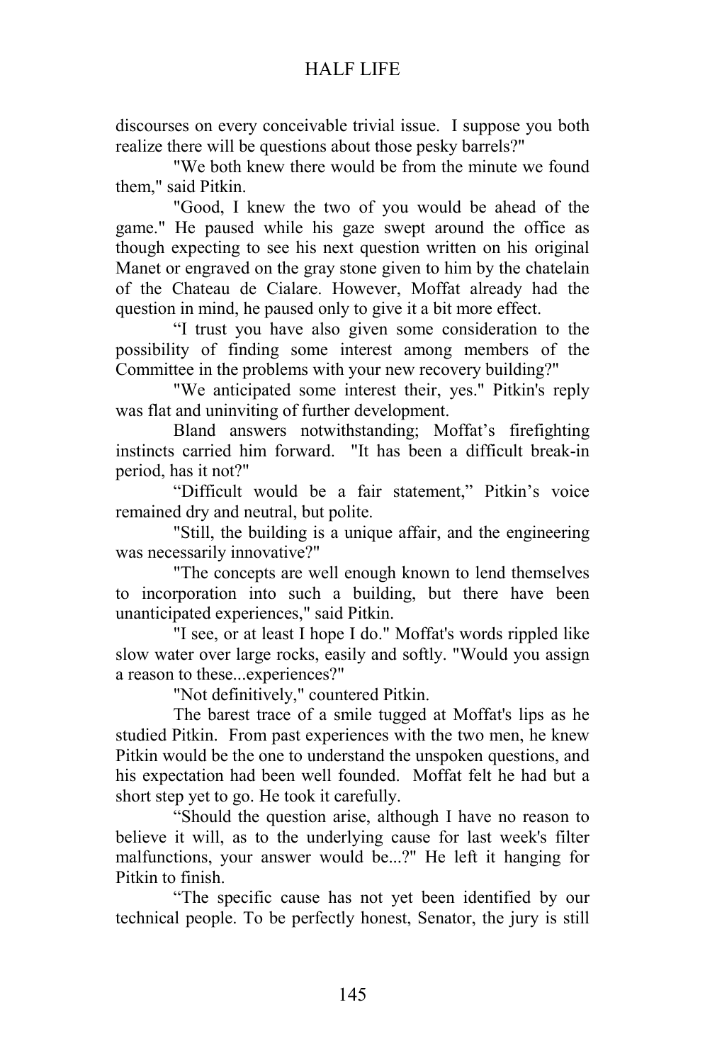discourses on every conceivable trivial issue. I suppose you both realize there will be questions about those pesky barrels?"

"We both knew there would be from the minute we found them," said Pitkin.

"Good, I knew the two of you would be ahead of the game." He paused while his gaze swept around the office as though expecting to see his next question written on his original Manet or engraved on the gray stone given to him by the chatelain of the Chateau de Cialare. However, Moffat already had the question in mind, he paused only to give it a bit more effect.

"I trust you have also given some consideration to the possibility of finding some interest among members of the Committee in the problems with your new recovery building?"

"We anticipated some interest their, yes." Pitkin's reply was flat and uninviting of further development.

Bland answers notwithstanding; Moffat's firefighting instincts carried him forward. "It has been a difficult break-in period, has it not?"

"Difficult would be a fair statement," Pitkin's voice remained dry and neutral, but polite.

"Still, the building is a unique affair, and the engineering was necessarily innovative?"

"The concepts are well enough known to lend themselves to incorporation into such a building, but there have been unanticipated experiences," said Pitkin.

"I see, or at least I hope I do." Moffat's words rippled like slow water over large rocks, easily and softly. "Would you assign a reason to these...experiences?"

"Not definitively," countered Pitkin.

The barest trace of a smile tugged at Moffat's lips as he studied Pitkin. From past experiences with the two men, he knew Pitkin would be the one to understand the unspoken questions, and his expectation had been well founded. Moffat felt he had but a short step yet to go. He took it carefully.

"Should the question arise, although I have no reason to believe it will, as to the underlying cause for last week's filter malfunctions, your answer would be...?" He left it hanging for Pitkin to finish.

"The specific cause has not yet been identified by our technical people. To be perfectly honest, Senator, the jury is still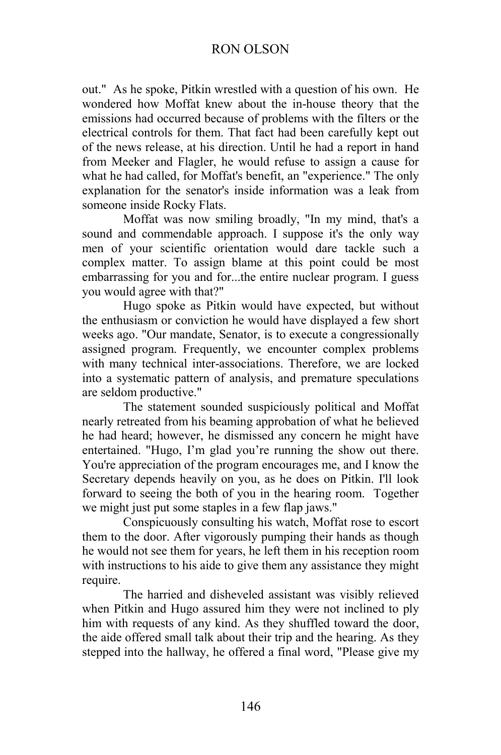out." As he spoke, Pitkin wrestled with a question of his own. He wondered how Moffat knew about the in-house theory that the emissions had occurred because of problems with the filters or the electrical controls for them. That fact had been carefully kept out of the news release, at his direction. Until he had a report in hand from Meeker and Flagler, he would refuse to assign a cause for what he had called, for Moffat's benefit, an "experience." The only explanation for the senator's inside information was a leak from someone inside Rocky Flats.

Moffat was now smiling broadly, "In my mind, that's a sound and commendable approach. I suppose it's the only way men of your scientific orientation would dare tackle such a complex matter. To assign blame at this point could be most embarrassing for you and for...the entire nuclear program. I guess you would agree with that?"

Hugo spoke as Pitkin would have expected, but without the enthusiasm or conviction he would have displayed a few short weeks ago. "Our mandate, Senator, is to execute a congressionally assigned program. Frequently, we encounter complex problems with many technical inter-associations. Therefore, we are locked into a systematic pattern of analysis, and premature speculations are seldom productive."

The statement sounded suspiciously political and Moffat nearly retreated from his beaming approbation of what he believed he had heard; however, he dismissed any concern he might have entertained. "Hugo, I'm glad you're running the show out there. You're appreciation of the program encourages me, and I know the Secretary depends heavily on you, as he does on Pitkin. I'll look forward to seeing the both of you in the hearing room. Together we might just put some staples in a few flap jaws."

Conspicuously consulting his watch, Moffat rose to escort them to the door. After vigorously pumping their hands as though he would not see them for years, he left them in his reception room with instructions to his aide to give them any assistance they might require.

The harried and disheveled assistant was visibly relieved when Pitkin and Hugo assured him they were not inclined to ply him with requests of any kind. As they shuffled toward the door, the aide offered small talk about their trip and the hearing. As they stepped into the hallway, he offered a final word, "Please give my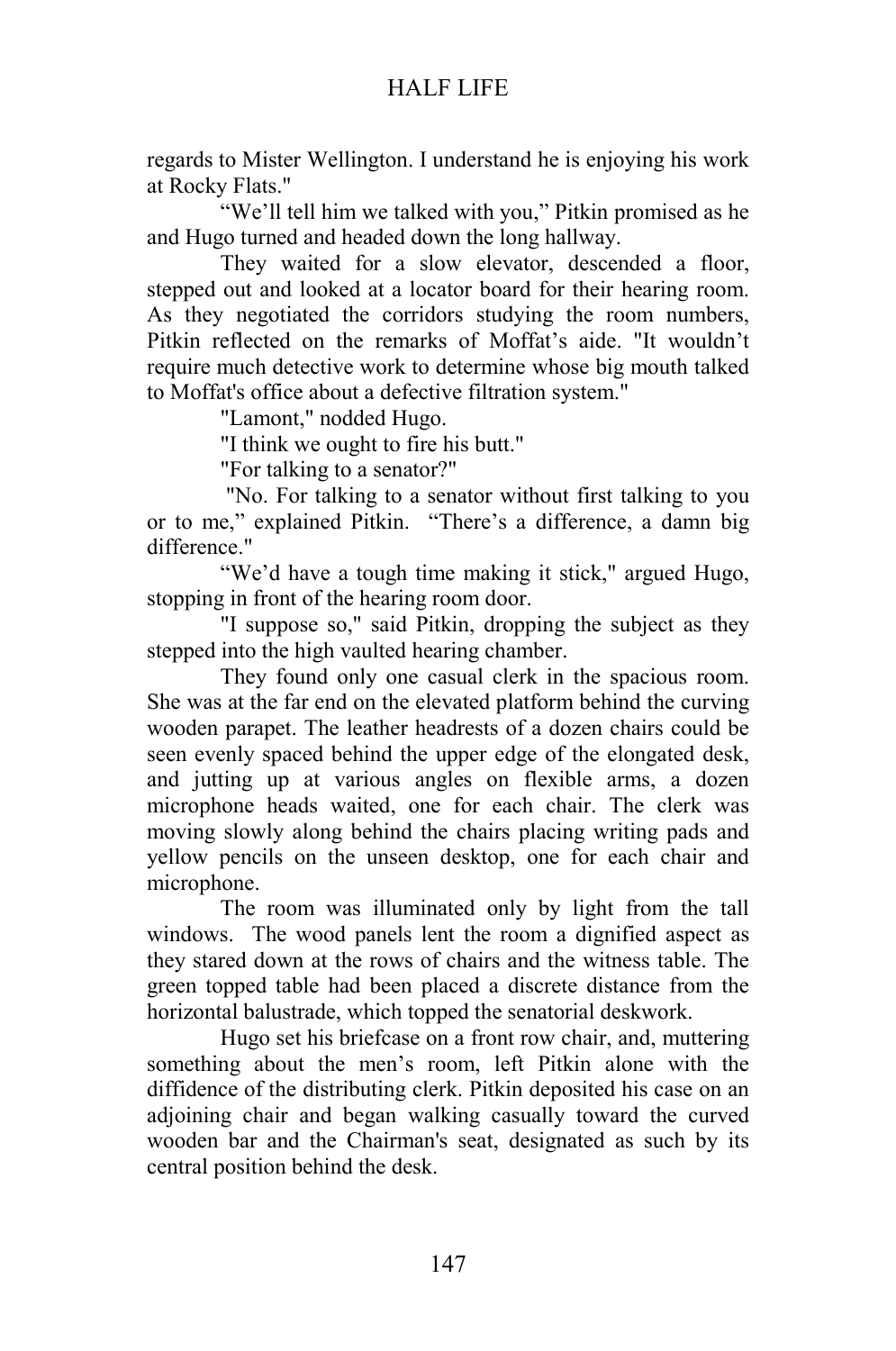regards to Mister Wellington. I understand he is enjoying his work at Rocky Flats."

“We’ll tell him we talked with you,” Pitkin promised as he and Hugo turned and headed down the long hallway.

They waited for a slow elevator, descended a floor, stepped out and looked at a locator board for their hearing room. As they negotiated the corridors studying the room numbers, Pitkin reflected on the remarks of Moffat’s aide. "It wouldn’t require much detective work to determine whose big mouth talked to Moffat's office about a defective filtration system."

"Lamont," nodded Hugo.

"I think we ought to fire his butt."

"For talking to a senator?"

"No. For talking to a senator without first talking to you or to me,” explained Pitkin. “There’s a difference, a damn big difference."

“We’d have a tough time making it stick," argued Hugo, stopping in front of the hearing room door.

"I suppose so," said Pitkin, dropping the subject as they stepped into the high vaulted hearing chamber.

They found only one casual clerk in the spacious room. She was at the far end on the elevated platform behind the curving wooden parapet. The leather headrests of a dozen chairs could be seen evenly spaced behind the upper edge of the elongated desk, and jutting up at various angles on flexible arms, a dozen microphone heads waited, one for each chair. The clerk was moving slowly along behind the chairs placing writing pads and yellow pencils on the unseen desktop, one for each chair and microphone.

The room was illuminated only by light from the tall windows. The wood panels lent the room a dignified aspect as they stared down at the rows of chairs and the witness table. The green topped table had been placed a discrete distance from the horizontal balustrade, which topped the senatorial deskwork.

Hugo set his briefcase on a front row chair, and, muttering something about the men’s room, left Pitkin alone with the diffidence of the distributing clerk. Pitkin deposited his case on an adjoining chair and began walking casually toward the curved wooden bar and the Chairman's seat, designated as such by its central position behind the desk.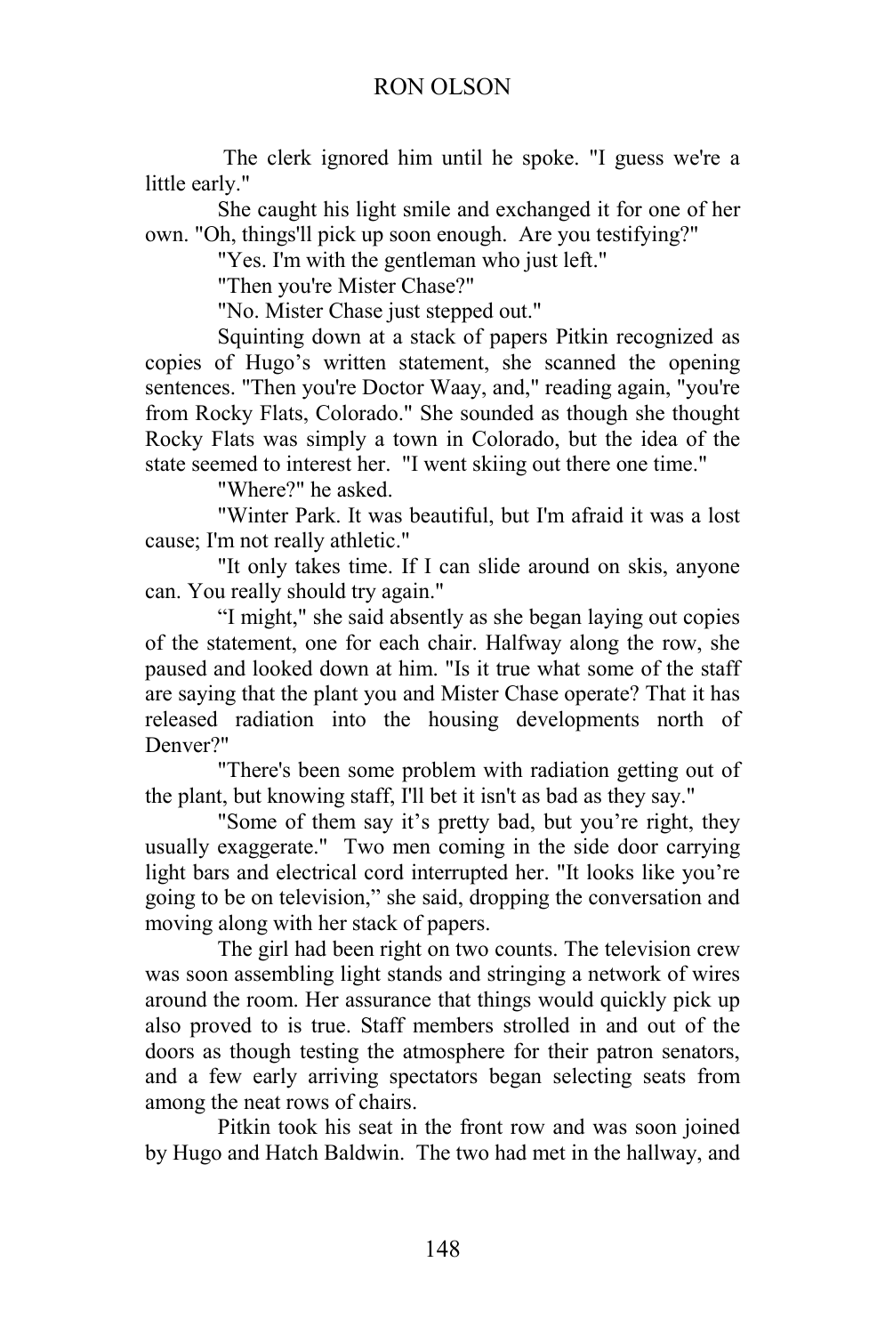The clerk ignored him until he spoke. "I guess we're a little early."

She caught his light smile and exchanged it for one of her own. "Oh, things'll pick up soon enough. Are you testifying?"

"Yes. I'm with the gentleman who just left."

"Then you're Mister Chase?"

"No. Mister Chase just stepped out."

Squinting down at a stack of papers Pitkin recognized as copies of Hugo's written statement, she scanned the opening sentences. "Then you're Doctor Waay, and," reading again, "you're from Rocky Flats, Colorado." She sounded as though she thought Rocky Flats was simply a town in Colorado, but the idea of the state seemed to interest her. "I went skiing out there one time."

"Where?" he asked.

"Winter Park. It was beautiful, but I'm afraid it was a lost cause; I'm not really athletic."

"It only takes time. If I can slide around on skis, anyone can. You really should try again."

"I might," she said absently as she began laying out copies of the statement, one for each chair. Halfway along the row, she paused and looked down at him. "Is it true what some of the staff are saying that the plant you and Mister Chase operate? That it has released radiation into the housing developments north of Denver?"

"There's been some problem with radiation getting out of the plant, but knowing staff, I'll bet it isn't as bad as they say."

"Some of them say it's pretty bad, but you're right, they usually exaggerate." Two men coming in the side door carrying light bars and electrical cord interrupted her. "It looks like you're going to be on television," she said, dropping the conversation and moving along with her stack of papers.

The girl had been right on two counts. The television crew was soon assembling light stands and stringing a network of wires around the room. Her assurance that things would quickly pick up also proved to is true. Staff members strolled in and out of the doors as though testing the atmosphere for their patron senators, and a few early arriving spectators began selecting seats from among the neat rows of chairs.

Pitkin took his seat in the front row and was soon joined by Hugo and Hatch Baldwin. The two had met in the hallway, and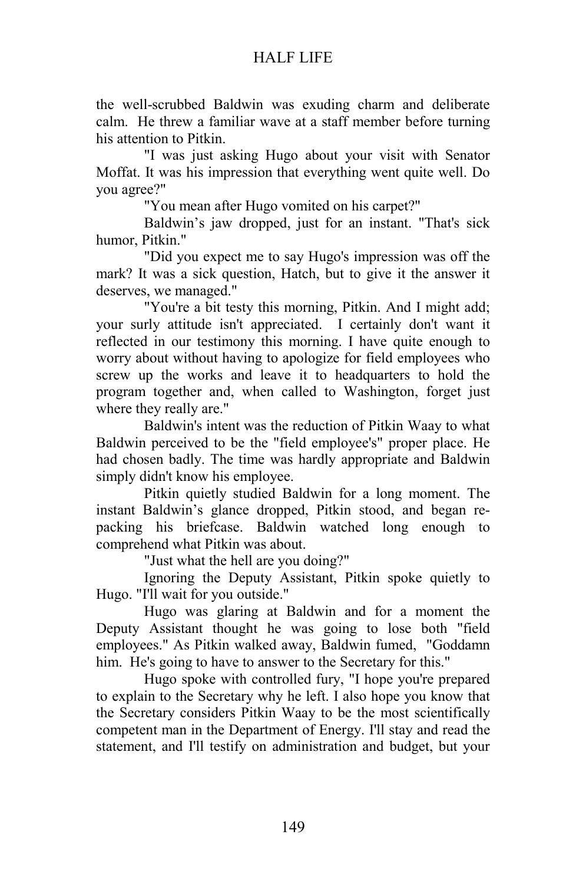the well-scrubbed Baldwin was exuding charm and deliberate calm. He threw a familiar wave at a staff member before turning his attention to Pitkin.

"I was just asking Hugo about your visit with Senator Moffat. It was his impression that everything went quite well. Do you agree?"

"You mean after Hugo vomited on his carpet?"

Baldwin's jaw dropped, just for an instant. "That's sick humor, Pitkin."

"Did you expect me to say Hugo's impression was off the mark? It was a sick question, Hatch, but to give it the answer it deserves, we managed."

"You're a bit testy this morning, Pitkin. And I might add; your surly attitude isn't appreciated. I certainly don't want it reflected in our testimony this morning. I have quite enough to worry about without having to apologize for field employees who screw up the works and leave it to headquarters to hold the program together and, when called to Washington, forget just where they really are."

Baldwin's intent was the reduction of Pitkin Waay to what Baldwin perceived to be the "field employee's" proper place. He had chosen badly. The time was hardly appropriate and Baldwin simply didn't know his employee.

Pitkin quietly studied Baldwin for a long moment. The instant Baldwin's glance dropped, Pitkin stood, and began re-packing his briefcase. Baldwin watched long enough to comprehend what Pitkin was about.

"Just what the hell are you doing?"

Ignoring the Deputy Assistant, Pitkin spoke quietly to Hugo. "I'll wait for you outside."

Hugo was glaring at Baldwin and for a moment the Deputy Assistant thought he was going to lose both "field employees." As Pitkin walked away, Baldwin fumed, "Goddamn him. He's going to have to answer to the Secretary for this."

Hugo spoke with controlled fury, "I hope you're prepared to explain to the Secretary why he left. I also hope you know that the Secretary considers Pitkin Waay to be the most scientifically competent man in the Department of Energy. I'll stay and read the statement, and I'll testify on administration and budget, but your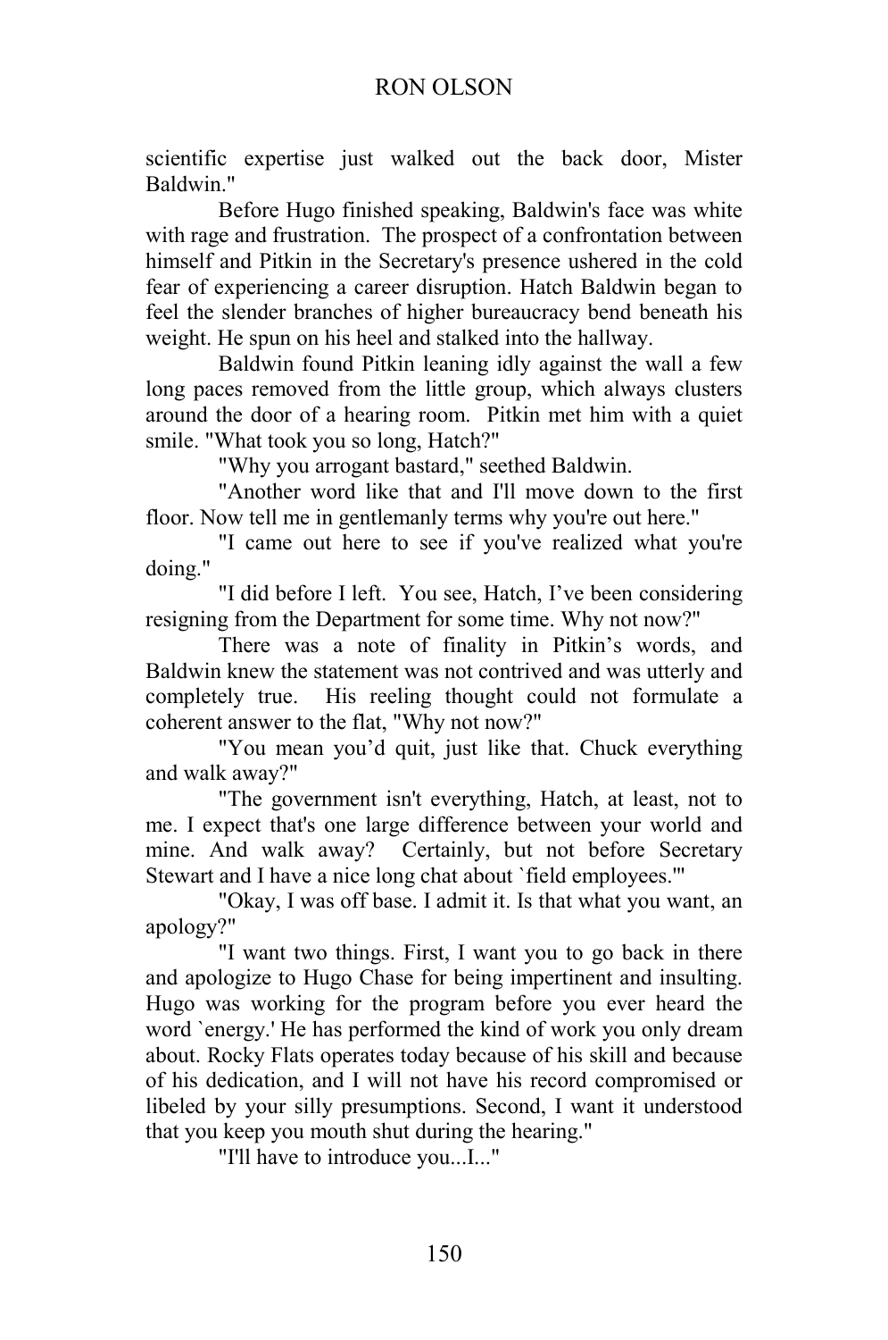scientific expertise just walked out the back door, Mister Baldwin."

Before Hugo finished speaking, Baldwin's face was white with rage and frustration. The prospect of a confrontation between himself and Pitkin in the Secretary's presence ushered in the cold fear of experiencing a career disruption. Hatch Baldwin began to feel the slender branches of higher bureaucracy bend beneath his weight. He spun on his heel and stalked into the hallway.

Baldwin found Pitkin leaning idly against the wall a few long paces removed from the little group, which always clusters around the door of a hearing room. Pitkin met him with a quiet smile. "What took you so long, Hatch?"

"Why you arrogant bastard," seethed Baldwin.

"Another word like that and I'll move down to the first floor. Now tell me in gentlemanly terms why you're out here."

"I came out here to see if you've realized what you're doing."

"I did before I left. You see, Hatch, I've been considering resigning from the Department for some time. Why not now?"

There was a note of finality in Pitkin's words, and Baldwin knew the statement was not contrived and was utterly and completely true. His reeling thought could not formulate a coherent answer to the flat, "Why not now?"

"You mean you'd quit, just like that. Chuck everything and walk away?"

"The government isn't everything, Hatch, at least, not to me. I expect that's one large difference between your world and mine. And walk away? Certainly, but not before Secretary Stewart and I have a nice long chat about `field employees.'"

"Okay, I was off base. I admit it. Is that what you want, an apology?"

"I want two things. First, I want you to go back in there and apologize to Hugo Chase for being impertinent and insulting. Hugo was working for the program before you ever heard the word `energy.' He has performed the kind of work you only dream about. Rocky Flats operates today because of his skill and because of his dedication, and I will not have his record compromised or libeled by your silly presumptions. Second, I want it understood that you keep you mouth shut during the hearing."

"I'll have to introduce you...I..."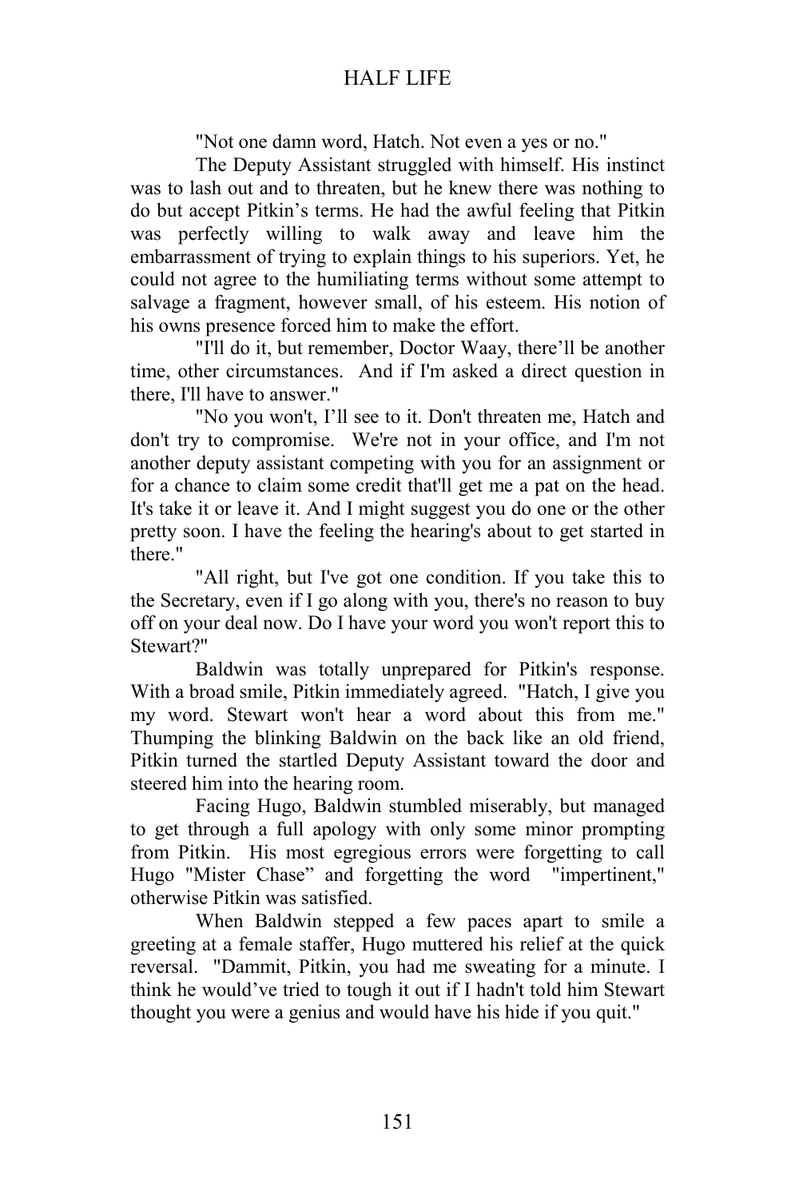"Not one damn word, Hatch. Not even a yes or no."

The Deputy Assistant struggled with himself. His instinct was to lash out and to threaten, but he knew there was nothing to do but accept Pitkin's terms. He had the awful feeling that Pitkin was perfectly willing to walk away and leave him the embarrassment of trying to explain things to his superiors. Yet, he could not agree to the humiliating terms without some attempt to salvage a fragment, however small, of his esteem. His notion of his owns presence forced him to make the effort.

"I'll do it, but remember, Doctor Waay, there'll be another time, other circumstances. And if I'm asked a direct question in there, I'll have to answer."

"No you won't, I'll see to it. Don't threaten me, Hatch and don't try to compromise. We're not in your office, and I'm not another deputy assistant competing with you for an assignment or for a chance to claim some credit that'll get me a pat on the head. It's take it or leave it. And I might suggest you do one or the other pretty soon. I have the feeling the hearing's about to get started in there."

"All right, but I've got one condition. If you take this to the Secretary, even if I go along with you, there's no reason to buy off on your deal now. Do I have your word you won't report this to Stewart?"

Baldwin was totally unprepared for Pitkin's response. With a broad smile, Pitkin immediately agreed. "Hatch, I give you my word. Stewart won't hear a word about this from me." Thumping the blinking Baldwin on the back like an old friend, Pitkin turned the startled Deputy Assistant toward the door and steered him into the hearing room.

Facing Hugo, Baldwin stumbled miserably, but managed to get through a full apology with only some minor prompting from Pitkin. His most egregious errors were forgetting to call Hugo "Mister Chase" and forgetting the word "impertinent," otherwise Pitkin was satisfied.

When Baldwin stepped a few paces apart to smile a greeting at a female staffer, Hugo muttered his relief at the quick reversal. "Dammit, Pitkin, you had me sweating for a minute. I think he would've tried to tough it out if I hadn't told him Stewart thought you were a genius and would have his hide if you quit."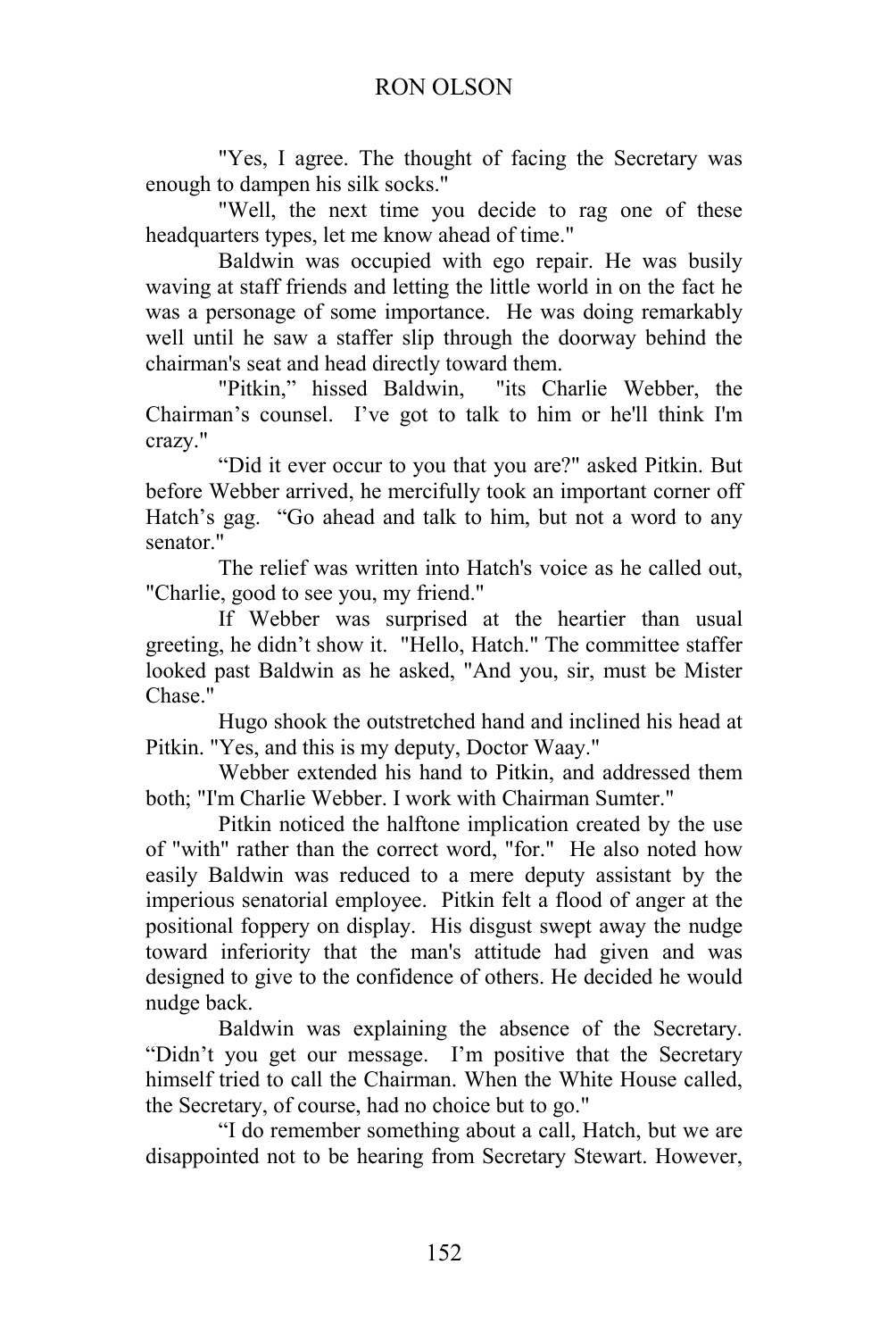"Yes, I agree. The thought of facing the Secretary was enough to dampen his silk socks."

"Well, the next time you decide to rag one of these headquarters types, let me know ahead of time."

Baldwin was occupied with ego repair. He was busily waving at staff friends and letting the little world in on the fact he was a personage of some importance. He was doing remarkably well until he saw a staffer slip through the doorway behind the chairman's seat and head directly toward them.

"Pitkin," hissed Baldwin, "its Charlie Webber, the Chairman's counsel. I've got to talk to him or he'll think I'm crazy."

"Did it ever occur to you that you are?" asked Pitkin. But before Webber arrived, he mercifully took an important corner off Hatch's gag. "Go ahead and talk to him, but not a word to any senator."

The relief was written into Hatch's voice as he called out, "Charlie, good to see you, my friend."

If Webber was surprised at the heartier than usual greeting, he didn't show it. "Hello, Hatch." The committee staffer looked past Baldwin as he asked, "And you, sir, must be Mister Chase."

Hugo shook the outstretched hand and inclined his head at Pitkin. "Yes, and this is my deputy, Doctor Waay."

Webber extended his hand to Pitkin, and addressed them both; "I'm Charlie Webber. I work with Chairman Sumter."

Pitkin noticed the halftone implication created by the use of "with" rather than the correct word, "for." He also noted how easily Baldwin was reduced to a mere deputy assistant by the imperious senatorial employee. Pitkin felt a flood of anger at the positional foppery on display. His disgust swept away the nudge toward inferiority that the man's attitude had given and was designed to give to the confidence of others. He decided he would nudge back.

Baldwin was explaining the absence of the Secretary. "Didn't you get our message. I'm positive that the Secretary himself tried to call the Chairman. When the White House called, the Secretary, of course, had no choice but to go."

"I do remember something about a call, Hatch, but we are disappointed not to be hearing from Secretary Stewart. However,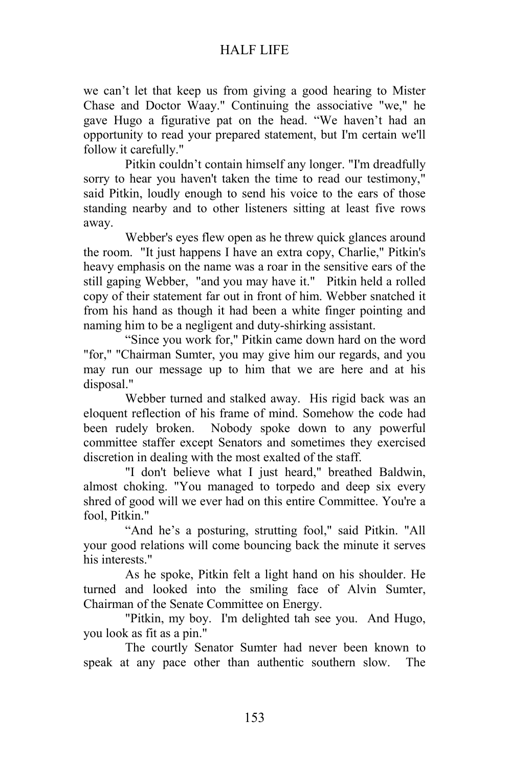we can't let that keep us from giving a good hearing to Mister Chase and Doctor Waay." Continuing the associative "we," he gave Hugo a figurative pat on the head. "We haven't had an opportunity to read your prepared statement, but I'm certain we'll follow it carefully."

Pitkin couldn't contain himself any longer. "I'm dreadfully sorry to hear you haven't taken the time to read our testimony," said Pitkin, loudly enough to send his voice to the ears of those standing nearby and to other listeners sitting at least five rows away.

Webber's eyes flew open as he threw quick glances around the room. "It just happens I have an extra copy, Charlie," Pitkin's heavy emphasis on the name was a roar in the sensitive ears of the still gaping Webber, "and you may have it." Pitkin held a rolled copy of their statement far out in front of him. Webber snatched it from his hand as though it had been a white finger pointing and naming him to be a negligent and duty-shirking assistant.

"Since you work for," Pitkin came down hard on the word "for," "Chairman Sumter, you may give him our regards, and you may run our message up to him that we are here and at his disposal."

Webber turned and stalked away. His rigid back was an eloquent reflection of his frame of mind. Somehow the code had been rudely broken. Nobody spoke down to any powerful committee staffer except Senators and sometimes they exercised discretion in dealing with the most exalted of the staff.

"I don't believe what I just heard," breathed Baldwin, almost choking. "You managed to torpedo and deep six every shred of good will we ever had on this entire Committee. You're a fool, Pitkin."

"And he's a posturing, strutting fool," said Pitkin. "All your good relations will come bouncing back the minute it serves his interests."

As he spoke, Pitkin felt a light hand on his shoulder. He turned and looked into the smiling face of Alvin Sumter, Chairman of the Senate Committee on Energy.

"Pitkin, my boy. I'm delighted tah see you. And Hugo, you look as fit as a pin."

The courtly Senator Sumter had never been known to speak at any pace other than authentic southern slow. The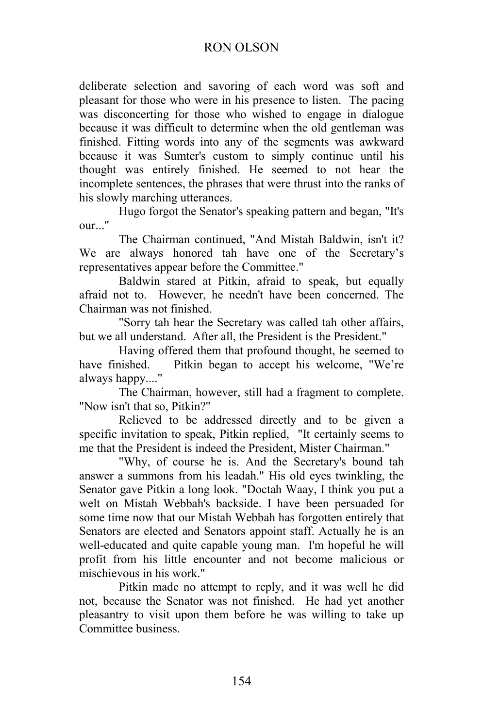deliberate selection and savoring of each word was soft and pleasant for those who were in his presence to listen. The pacing was disconcerting for those who wished to engage in dialogue because it was difficult to determine when the old gentleman was finished. Fitting words into any of the segments was awkward because it was Sumter's custom to simply continue until his thought was entirely finished. He seemed to not hear the incomplete sentences, the phrases that were thrust into the ranks of his slowly marching utterances.

Hugo forgot the Senator's speaking pattern and began, "It's our..."

The Chairman continued, "And Mistah Baldwin, isn't it? We are always honored tah have one of the Secretary's representatives appear before the Committee."

Baldwin stared at Pitkin, afraid to speak, but equally afraid not to. However, he needn't have been concerned. The Chairman was not finished.

"Sorry tah hear the Secretary was called tah other affairs, but we all understand. After all, the President is the President."

Having offered them that profound thought, he seemed to have finished. Pitkin began to accept his welcome, "We're always happy...."

The Chairman, however, still had a fragment to complete. "Now isn't that so, Pitkin?"

Relieved to be addressed directly and to be given a specific invitation to speak, Pitkin replied, "It certainly seems to me that the President is indeed the President, Mister Chairman."

"Why, of course he is. And the Secretary's bound tah answer a summons from his leadah." His old eyes twinkling, the Senator gave Pitkin a long look. "Doctah Waay, I think you put a welt on Mistah Webbah's backside. I have been persuaded for some time now that our Mistah Webbah has forgotten entirely that Senators are elected and Senators appoint staff. Actually he is an well-educated and quite capable young man. I'm hopeful he will profit from his little encounter and not become malicious or mischievous in his work."

Pitkin made no attempt to reply, and it was well he did not, because the Senator was not finished. He had yet another pleasantry to visit upon them before he was willing to take up Committee business.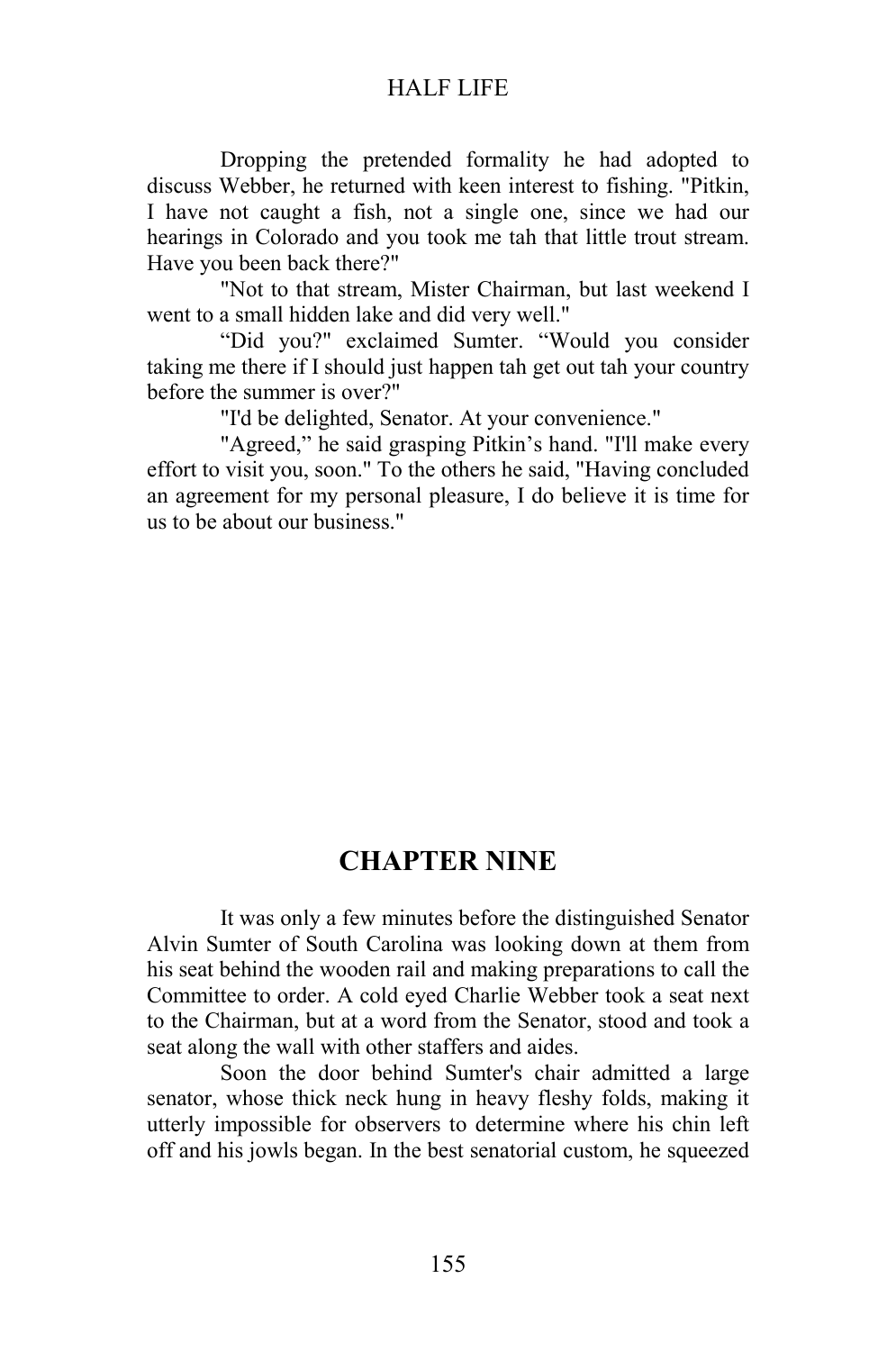Dropping the pretended formality he had adopted to discuss Webber, he returned with keen interest to fishing. "Pitkin, I have not caught a fish, not a single one, since we had our hearings in Colorado and you took me tah that little trout stream. Have you been back there?"

"Not to that stream, Mister Chairman, but last weekend I went to a small hidden lake and did very well."

"Did you?" exclaimed Sumter. "Would you consider taking me there if I should just happen tah get out tah your country before the summer is over?"

"I'd be delighted, Senator. At your convenience."

"Agreed," he said grasping Pitkin's hand. "I'll make every effort to visit you, soon." To the others he said, "Having concluded an agreement for my personal pleasure, I do believe it is time for us to be about our business."

## CHAPTER NINE

It was only a few minutes before the distinguished Senator Alvin Sumter of South Carolina was looking down at them from his seat behind the wooden rail and making preparations to call the Committee to order. A cold eyed Charlie Webber took a seat next to the Chairman, but at a word from the Senator, stood and took a seat along the wall with other staffers and aides.

Soon the door behind Sumter's chair admitted a large senator, whose thick neck hung in heavy fleshy folds, making it utterly impossible for observers to determine where his chin left off and his jowls began. In the best senatorial custom, he squeezed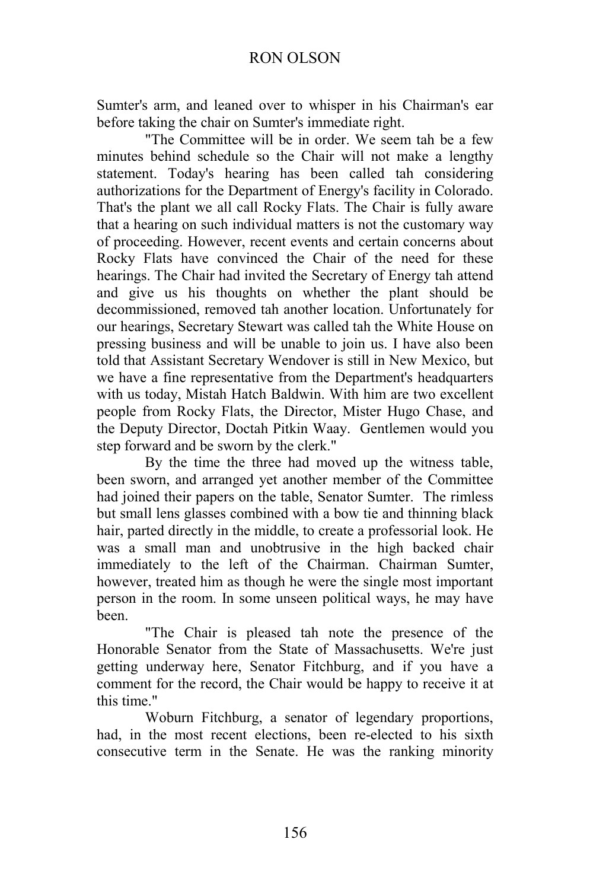Sumter's arm, and leaned over to whisper in his Chairman's ear before taking the chair on Sumter's immediate right.

"The Committee will be in order. We seem tah be a few minutes behind schedule so the Chair will not make a lengthy statement. Today's hearing has been called tah considering authorizations for the Department of Energy's facility in Colorado. That's the plant we all call Rocky Flats. The Chair is fully aware that a hearing on such individual matters is not the customary way of proceeding. However, recent events and certain concerns about Rocky Flats have convinced the Chair of the need for these hearings. The Chair had invited the Secretary of Energy tah attend and give us his thoughts on whether the plant should be decommissioned, removed tah another location. Unfortunately for our hearings, Secretary Stewart was called tah the White House on pressing business and will be unable to join us. I have also been told that Assistant Secretary Wendover is still in New Mexico, but we have a fine representative from the Department's headquarters with us today, Mistah Hatch Baldwin. With him are two excellent people from Rocky Flats, the Director, Mister Hugo Chase, and the Deputy Director, Doctah Pitkin Waay. Gentlemen would you step forward and be sworn by the clerk."

By the time the three had moved up the witness table, been sworn, and arranged yet another member of the Committee had joined their papers on the table, Senator Sumter. The rimless but small lens glasses combined with a bow tie and thinning black hair, parted directly in the middle, to create a professorial look. He was a small man and unobtrusive in the high backed chair immediately to the left of the Chairman. Chairman Sumter, however, treated him as though he were the single most important person in the room. In some unseen political ways, he may have been.

"The Chair is pleased tah note the presence of the Honorable Senator from the State of Massachusetts. We're just getting underway here, Senator Fitchburg, and if you have a comment for the record, the Chair would be happy to receive it at this time."

Woburn Fitchburg, a senator of legendary proportions, had, in the most recent elections, been re-elected to his sixth consecutive term in the Senate. He was the ranking minority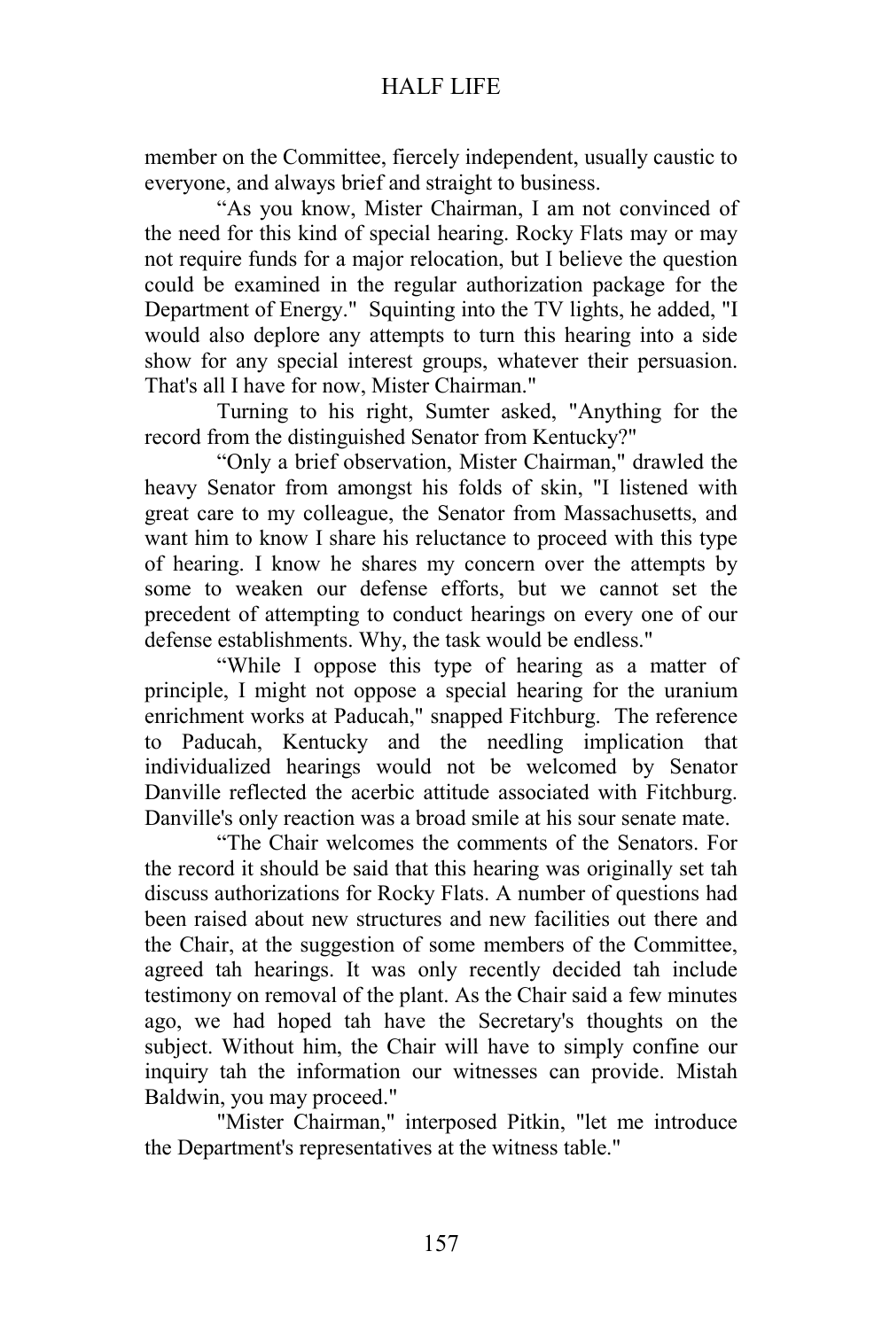member on the Committee, fiercely independent, usually caustic to everyone, and always brief and straight to business.

"As you know, Mister Chairman, I am not convinced of the need for this kind of special hearing. Rocky Flats may or may not require funds for a major relocation, but I believe the question could be examined in the regular authorization package for the Department of Energy." Squinting into the TV lights, he added, "I would also deplore any attempts to turn this hearing into a side show for any special interest groups, whatever their persuasion. That's all I have for now, Mister Chairman."

Turning to his right, Sumter asked, "Anything for the record from the distinguished Senator from Kentucky?"

"Only a brief observation, Mister Chairman," drawled the heavy Senator from amongst his folds of skin, "I listened with great care to my colleague, the Senator from Massachusetts, and want him to know I share his reluctance to proceed with this type of hearing. I know he shares my concern over the attempts by some to weaken our defense efforts, but we cannot set the precedent of attempting to conduct hearings on every one of our defense establishments. Why, the task would be endless."

"While I oppose this type of hearing as a matter of principle, I might not oppose a special hearing for the uranium enrichment works at Paducah," snapped Fitchburg. The reference to Paducah, Kentucky and the needling implication that individualized hearings would not be welcomed by Senator Danville reflected the acerbic attitude associated with Fitchburg. Danville's only reaction was a broad smile at his sour senate mate.

"The Chair welcomes the comments of the Senators. For the record it should be said that this hearing was originally set tah discuss authorizations for Rocky Flats. A number of questions had been raised about new structures and new facilities out there and the Chair, at the suggestion of some members of the Committee, agreed tah hearings. It was only recently decided tah include testimony on removal of the plant. As the Chair said a few minutes ago, we had hoped tah have the Secretary's thoughts on the subject. Without him, the Chair will have to simply confine our inquiry tah the information our witnesses can provide. Mistah Baldwin, you may proceed."

"Mister Chairman," interposed Pitkin, "let me introduce the Department's representatives at the witness table."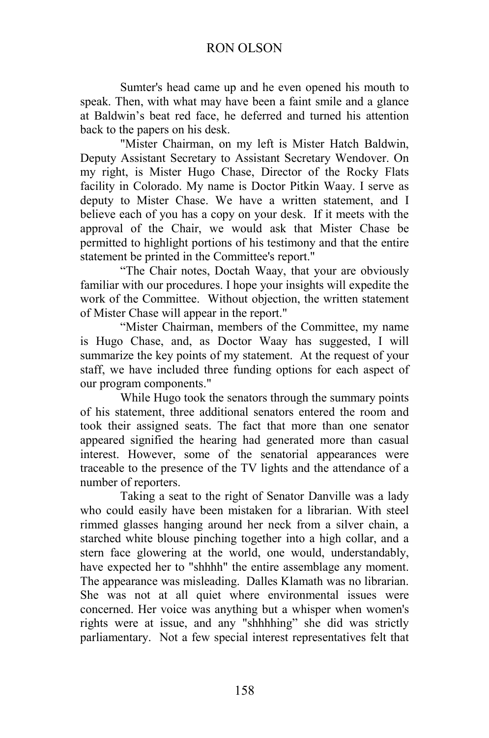Sumter's head came up and he even opened his mouth to speak. Then, with what may have been a faint smile and a glance at Baldwin's beat red face, he deferred and turned his attention back to the papers on his desk.

"Mister Chairman, on my left is Mister Hatch Baldwin, Deputy Assistant Secretary to Assistant Secretary Wendover. On my right, is Mister Hugo Chase, Director of the Rocky Flats facility in Colorado. My name is Doctor Pitkin Waay. I serve as deputy to Mister Chase. We have a written statement, and I believe each of you has a copy on your desk. If it meets with the approval of the Chair, we would ask that Mister Chase be permitted to highlight portions of his testimony and that the entire statement be printed in the Committee's report."

"The Chair notes, Doctah Waay, that your are obviously familiar with our procedures. I hope your insights will expedite the work of the Committee. Without objection, the written statement of Mister Chase will appear in the report."

"Mister Chairman, members of the Committee, my name is Hugo Chase, and, as Doctor Waay has suggested, I will summarize the key points of my statement. At the request of your staff, we have included three funding options for each aspect of our program components."

While Hugo took the senators through the summary points of his statement, three additional senators entered the room and took their assigned seats. The fact that more than one senator appeared signified the hearing had generated more than casual interest. However, some of the senatorial appearances were traceable to the presence of the TV lights and the attendance of a number of reporters.

Taking a seat to the right of Senator Danville was a lady who could easily have been mistaken for a librarian. With steel rimmed glasses hanging around her neck from a silver chain, a starched white blouse pinching together into a high collar, and a stern face glowering at the world, one would, understandably, have expected her to "shhhh" the entire assemblage any moment. The appearance was misleading. Dalles Klamath was no librarian. She was not at all quiet where environmental issues were concerned. Her voice was anything but a whisper when women's rights were at issue, and any "shhhhing" she did was strictly parliamentary. Not a few special interest representatives felt that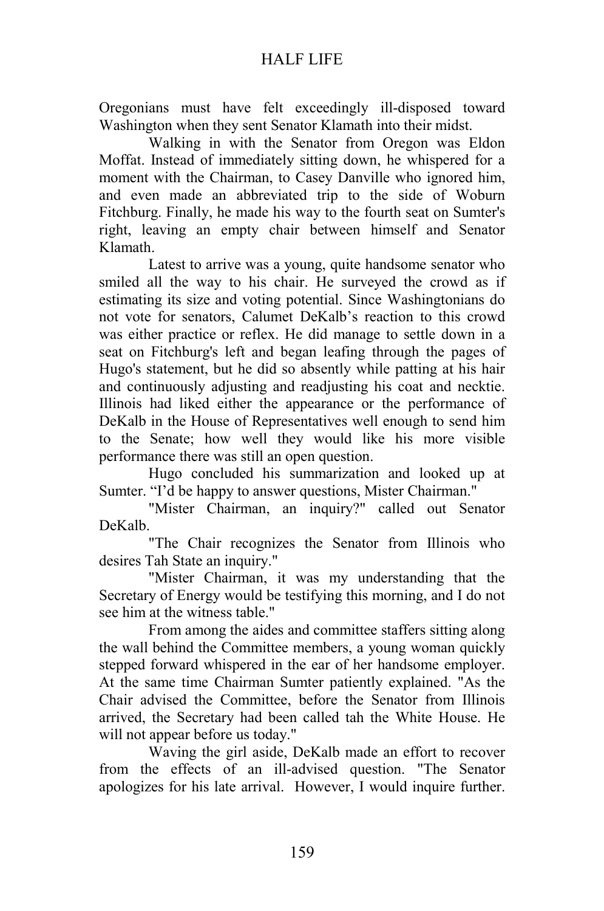Oregonians must have felt exceedingly ill-disposed toward Washington when they sent Senator Klamath into their midst.

Walking in with the Senator from Oregon was Eldon Moffat. Instead of immediately sitting down, he whispered for a moment with the Chairman, to Casey Danville who ignored him, and even made an abbreviated trip to the side of Woburn Fitchburg. Finally, he made his way to the fourth seat on Sumter's right, leaving an empty chair between himself and Senator Klamath.

Latest to arrive was a young, quite handsome senator who smiled all the way to his chair. He surveyed the crowd as if estimating its size and voting potential. Since Washingtonians do not vote for senators, Calumet DeKalb's reaction to this crowd was either practice or reflex. He did manage to settle down in a seat on Fitchburg's left and began leafing through the pages of Hugo's statement, but he did so absently while patting at his hair and continuously adjusting and readjusting his coat and necktie. Illinois had liked either the appearance or the performance of DeKalb in the House of Representatives well enough to send him to the Senate; how well they would like his more visible performance there was still an open question.

Hugo concluded his summarization and looked up at Sumter. "I'd be happy to answer questions, Mister Chairman."

"Mister Chairman, an inquiry?" called out Senator DeKalb.

"The Chair recognizes the Senator from Illinois who desires Tah State an inquiry."

"Mister Chairman, it was my understanding that the Secretary of Energy would be testifying this morning, and I do not see him at the witness table."

From among the aides and committee staffers sitting along the wall behind the Committee members, a young woman quickly stepped forward whispered in the ear of her handsome employer. At the same time Chairman Sumter patiently explained. "As the Chair advised the Committee, before the Senator from Illinois arrived, the Secretary had been called tah the White House. He will not appear before us today."

Waving the girl aside, DeKalb made an effort to recover from the effects of an ill-advised question. "The Senator apologizes for his late arrival. However, I would inquire further.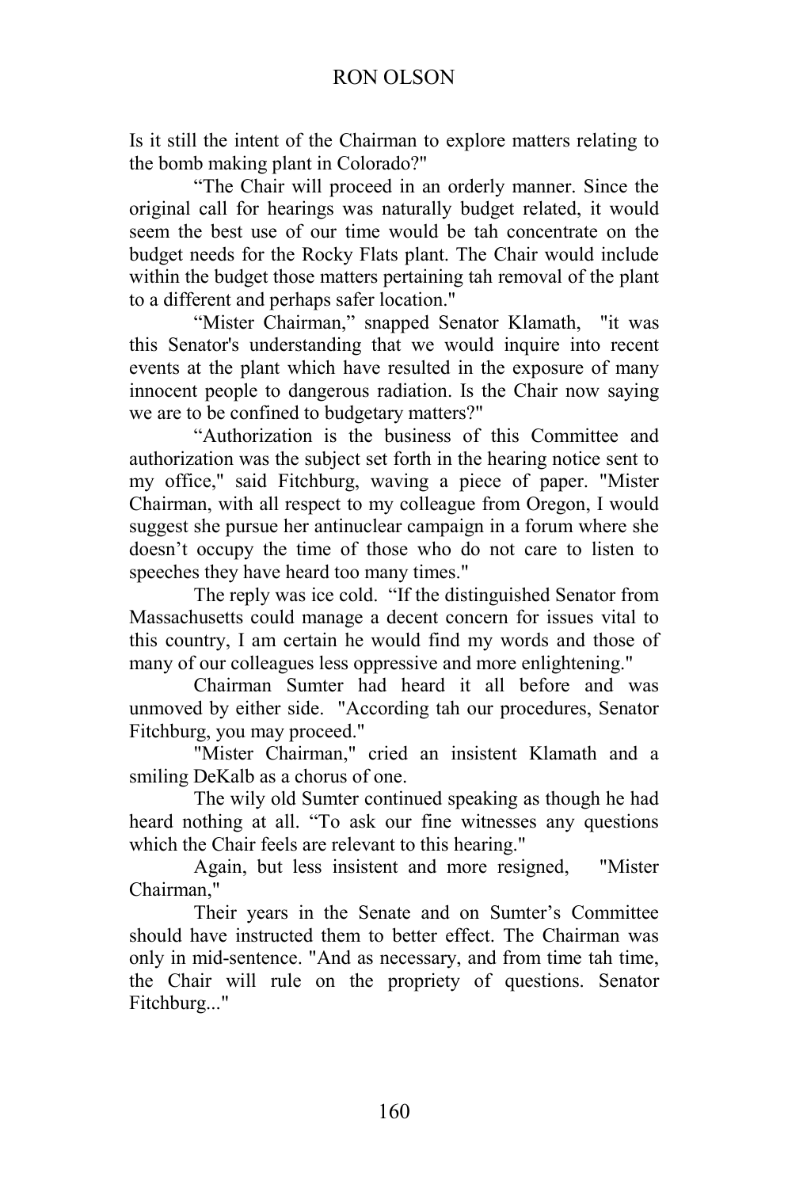Is it still the intent of the Chairman to explore matters relating to the bomb making plant in Colorado?"

"The Chair will proceed in an orderly manner. Since the original call for hearings was naturally budget related, it would seem the best use of our time would be tah concentrate on the budget needs for the Rocky Flats plant. The Chair would include within the budget those matters pertaining tah removal of the plant to a different and perhaps safer location."

"Mister Chairman," snapped Senator Klamath, "it was this Senator's understanding that we would inquire into recent events at the plant which have resulted in the exposure of many innocent people to dangerous radiation. Is the Chair now saying we are to be confined to budgetary matters?"

"Authorization is the business of this Committee and authorization was the subject set forth in the hearing notice sent to my office," said Fitchburg, waving a piece of paper. "Mister Chairman, with all respect to my colleague from Oregon, I would suggest she pursue her antinuclear campaign in a forum where she doesn't occupy the time of those who do not care to listen to speeches they have heard too many times."

The reply was ice cold. "If the distinguished Senator from Massachusetts could manage a decent concern for issues vital to this country, I am certain he would find my words and those of many of our colleagues less oppressive and more enlightening."

Chairman Sumter had heard it all before and was unmoved by either side. "According tah our procedures, Senator Fitchburg, you may proceed."

"Mister Chairman," cried an insistent Klamath and a smiling DeKalb as a chorus of one.

The wily old Sumter continued speaking as though he had heard nothing at all. "To ask our fine witnesses any questions which the Chair feels are relevant to this hearing."

Again, but less insistent and more resigned, "Mister Chairman,"

Their years in the Senate and on Sumter's Committee should have instructed them to better effect. The Chairman was only in mid-sentence. "And as necessary, and from time tah time, the Chair will rule on the propriety of questions. Senator Fitchburg..."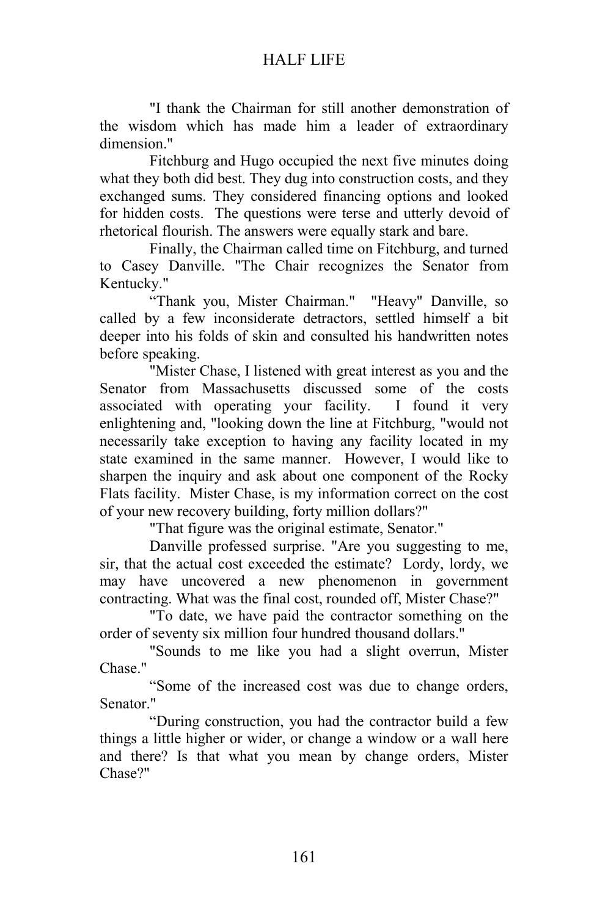"I thank the Chairman for still another demonstration of the wisdom which has made him a leader of extraordinary dimension."

Fitchburg and Hugo occupied the next five minutes doing what they both did best. They dug into construction costs, and they exchanged sums. They considered financing options and looked for hidden costs. The questions were terse and utterly devoid of rhetorical flourish. The answers were equally stark and bare.

Finally, the Chairman called time on Fitchburg, and turned to Casey Danville. "The Chair recognizes the Senator from Kentucky."

"Thank you, Mister Chairman." "Heavy" Danville, so called by a few inconsiderate detractors, settled himself a bit deeper into his folds of skin and consulted his handwritten notes before speaking.

"Mister Chase, I listened with great interest as you and the Senator from Massachusetts discussed some of the costs associated with operating your facility. I found it very enlightening and, "looking down the line at Fitchburg, "would not necessarily take exception to having any facility located in my state examined in the same manner. However, I would like to sharpen the inquiry and ask about one component of the Rocky Flats facility. Mister Chase, is my information correct on the cost of your new recovery building, forty million dollars?"

"That figure was the original estimate, Senator."

Danville professed surprise. "Are you suggesting to me, sir, that the actual cost exceeded the estimate? Lordy, lordy, we may have uncovered a new phenomenon in government contracting. What was the final cost, rounded off, Mister Chase?"

"To date, we have paid the contractor something on the order of seventy six million four hundred thousand dollars."

"Sounds to me like you had a slight overrun, Mister Chase."

"Some of the increased cost was due to change orders, Senator."

"During construction, you had the contractor build a few things a little higher or wider, or change a window or a wall here and there? Is that what you mean by change orders, Mister Chase?"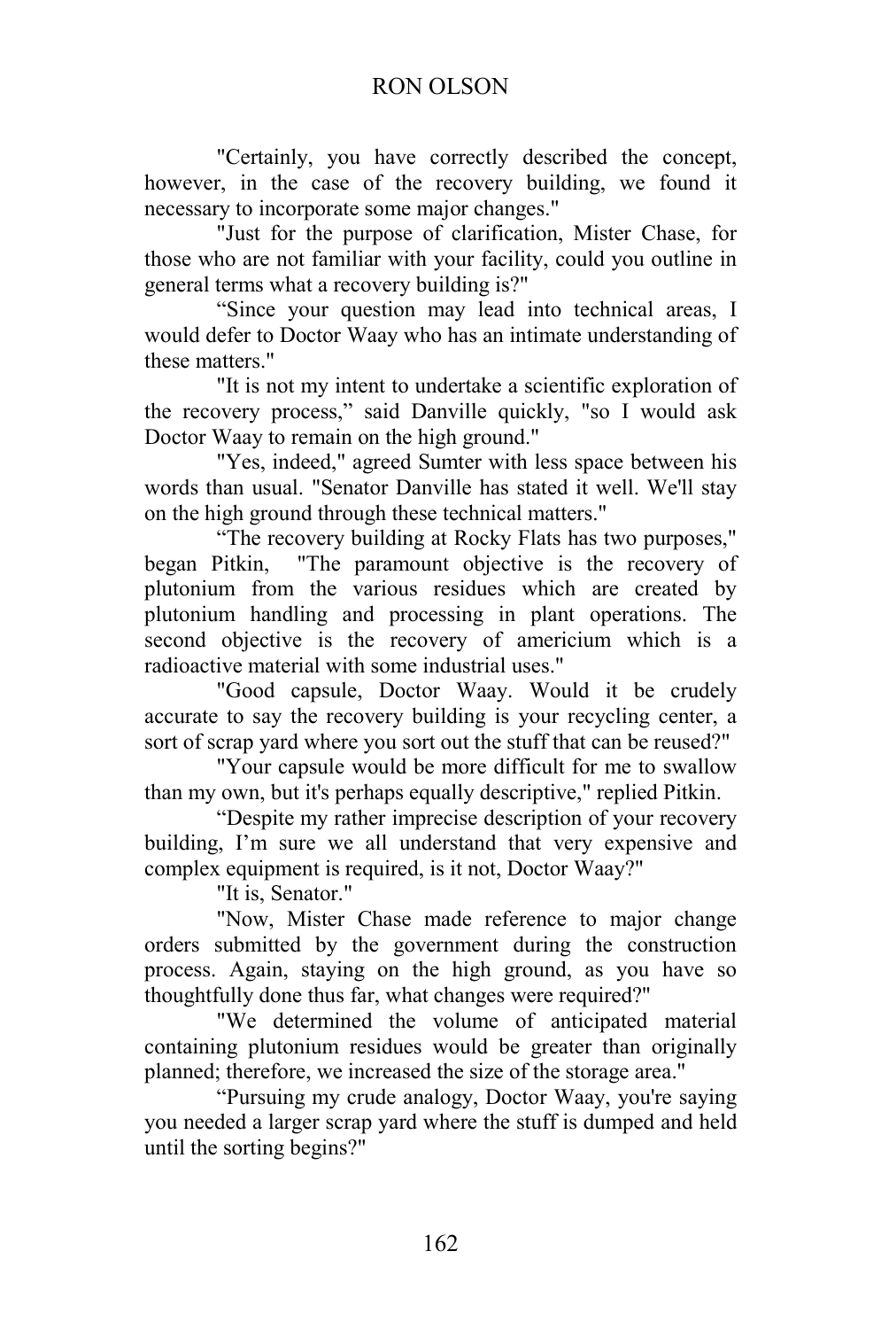"Certainly, you have correctly described the concept, however, in the case of the recovery building, we found it necessary to incorporate some major changes."

"Just for the purpose of clarification, Mister Chase, for those who are not familiar with your facility, could you outline in general terms what a recovery building is?"

"Since your question may lead into technical areas, I would defer to Doctor Waay who has an intimate understanding of these matters."

"It is not my intent to undertake a scientific exploration of the recovery process," said Danville quickly, "so I would ask Doctor Waay to remain on the high ground."

"Yes, indeed," agreed Sumter with less space between his words than usual. "Senator Danville has stated it well. We'll stay on the high ground through these technical matters."

"The recovery building at Rocky Flats has two purposes," began Pitkin, "The paramount objective is the recovery of plutonium from the various residues which are created by plutonium handling and processing in plant operations. The second objective is the recovery of americium which is a radioactive material with some industrial uses."

"Good capsule, Doctor Waay. Would it be crudely accurate to say the recovery building is your recycling center, a sort of scrap yard where you sort out the stuff that can be reused?"

"Your capsule would be more difficult for me to swallow than my own, but it's perhaps equally descriptive," replied Pitkin.

"Despite my rather imprecise description of your recovery building, I'm sure we all understand that very expensive and complex equipment is required, is it not, Doctor Waay?"

"It is, Senator."

"Now, Mister Chase made reference to major change orders submitted by the government during the construction process. Again, staying on the high ground, as you have so thoughtfully done thus far, what changes were required?"

"We determined the volume of anticipated material containing plutonium residues would be greater than originally planned; therefore, we increased the size of the storage area."

"Pursuing my crude analogy, Doctor Waay, you're saying you needed a larger scrap yard where the stuff is dumped and held until the sorting begins?"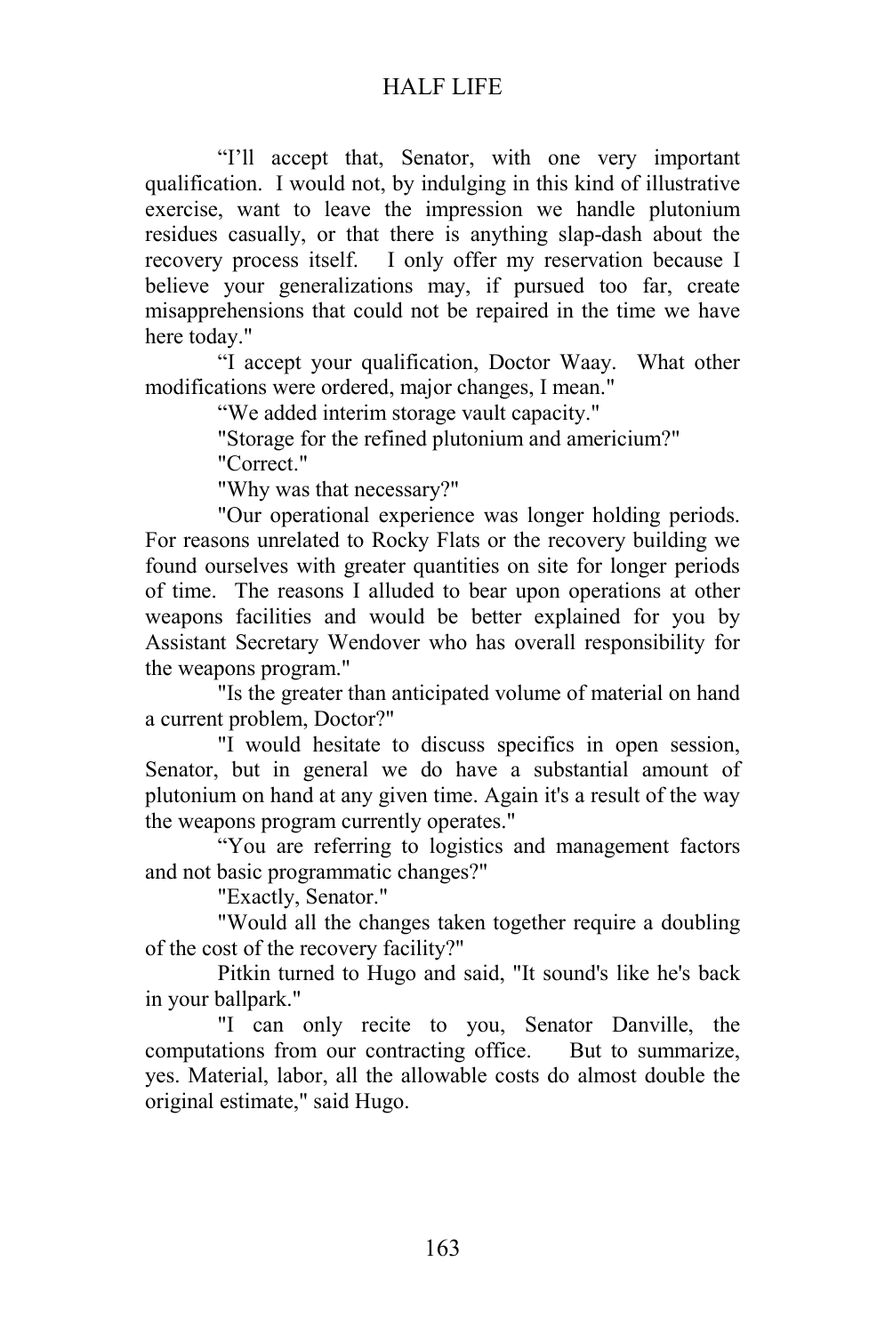"I'll accept that, Senator, with one very important qualification. I would not, by indulging in this kind of illustrative exercise, want to leave the impression we handle plutonium residues casually, or that there is anything slap-dash about the recovery process itself. I only offer my reservation because I believe your generalizations may, if pursued too far, create misapprehensions that could not be repaired in the time we have here today."

"I accept your qualification, Doctor Waay. What other modifications were ordered, major changes, I mean."

"We added interim storage vault capacity."

"Storage for the refined plutonium and americium?"

"Correct."

"Why was that necessary?"

"Our operational experience was longer holding periods. For reasons unrelated to Rocky Flats or the recovery building we found ourselves with greater quantities on site for longer periods of time. The reasons I alluded to bear upon operations at other weapons facilities and would be better explained for you by Assistant Secretary Wendover who has overall responsibility for the weapons program."

"Is the greater than anticipated volume of material on hand a current problem, Doctor?"

"I would hesitate to discuss specifics in open session, Senator, but in general we do have a substantial amount of plutonium on hand at any given time. Again it's a result of the way the weapons program currently operates."

"You are referring to logistics and management factors and not basic programmatic changes?"

"Exactly, Senator."

"Would all the changes taken together require a doubling of the cost of the recovery facility?"

Pitkin turned to Hugo and said, "It sound's like he's back in your ballpark."

"I can only recite to you, Senator Danville, the computations from our contracting office. But to summarize, yes. Material, labor, all the allowable costs do almost double the original estimate," said Hugo.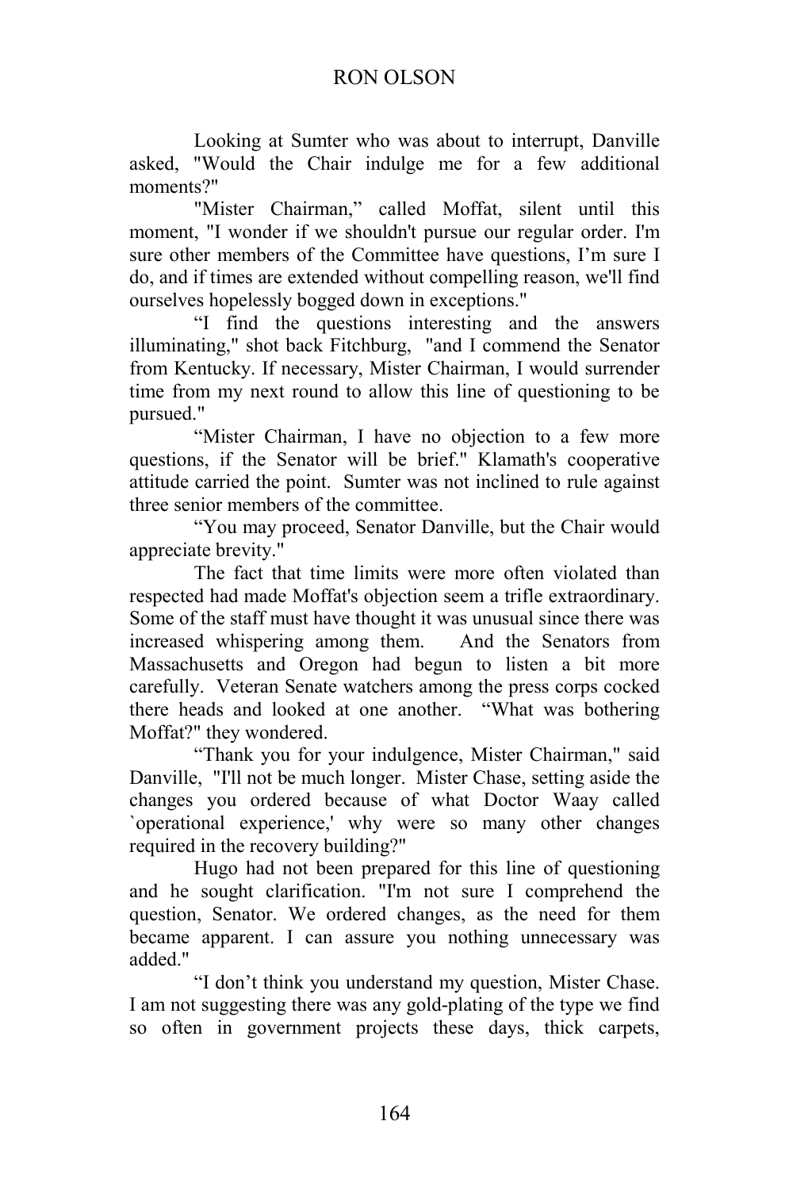Looking at Sumter who was about to interrupt, Danville asked, "Would the Chair indulge me for a few additional moments?"

"Mister Chairman," called Moffat, silent until this moment, "I wonder if we shouldn't pursue our regular order. I'm sure other members of the Committee have questions, I'm sure I do, and if times are extended without compelling reason, we'll find ourselves hopelessly bogged down in exceptions."

"I find the questions interesting and the answers illuminating," shot back Fitchburg, "and I commend the Senator from Kentucky. If necessary, Mister Chairman, I would surrender time from my next round to allow this line of questioning to be pursued."

"Mister Chairman, I have no objection to a few more questions, if the Senator will be brief." Klamath's cooperative attitude carried the point. Sumter was not inclined to rule against three senior members of the committee.

"You may proceed, Senator Danville, but the Chair would appreciate brevity."

The fact that time limits were more often violated than respected had made Moffat's objection seem a trifle extraordinary. Some of the staff must have thought it was unusual since there was increased whispering among them. And the Senators from Massachusetts and Oregon had begun to listen a bit more carefully. Veteran Senate watchers among the press corps cocked there heads and looked at one another. "What was bothering Moffat?" they wondered.

"Thank you for your indulgence, Mister Chairman," said Danville, "I'll not be much longer. Mister Chase, setting aside the changes you ordered because of what Doctor Waay called `operational experience,' why were so many other changes required in the recovery building?"

Hugo had not been prepared for this line of questioning and he sought clarification. "I'm not sure I comprehend the question, Senator. We ordered changes, as the need for them became apparent. I can assure you nothing unnecessary was added."

"I don't think you understand my question, Mister Chase. I am not suggesting there was any gold-plating of the type we find so often in government projects these days, thick carpets,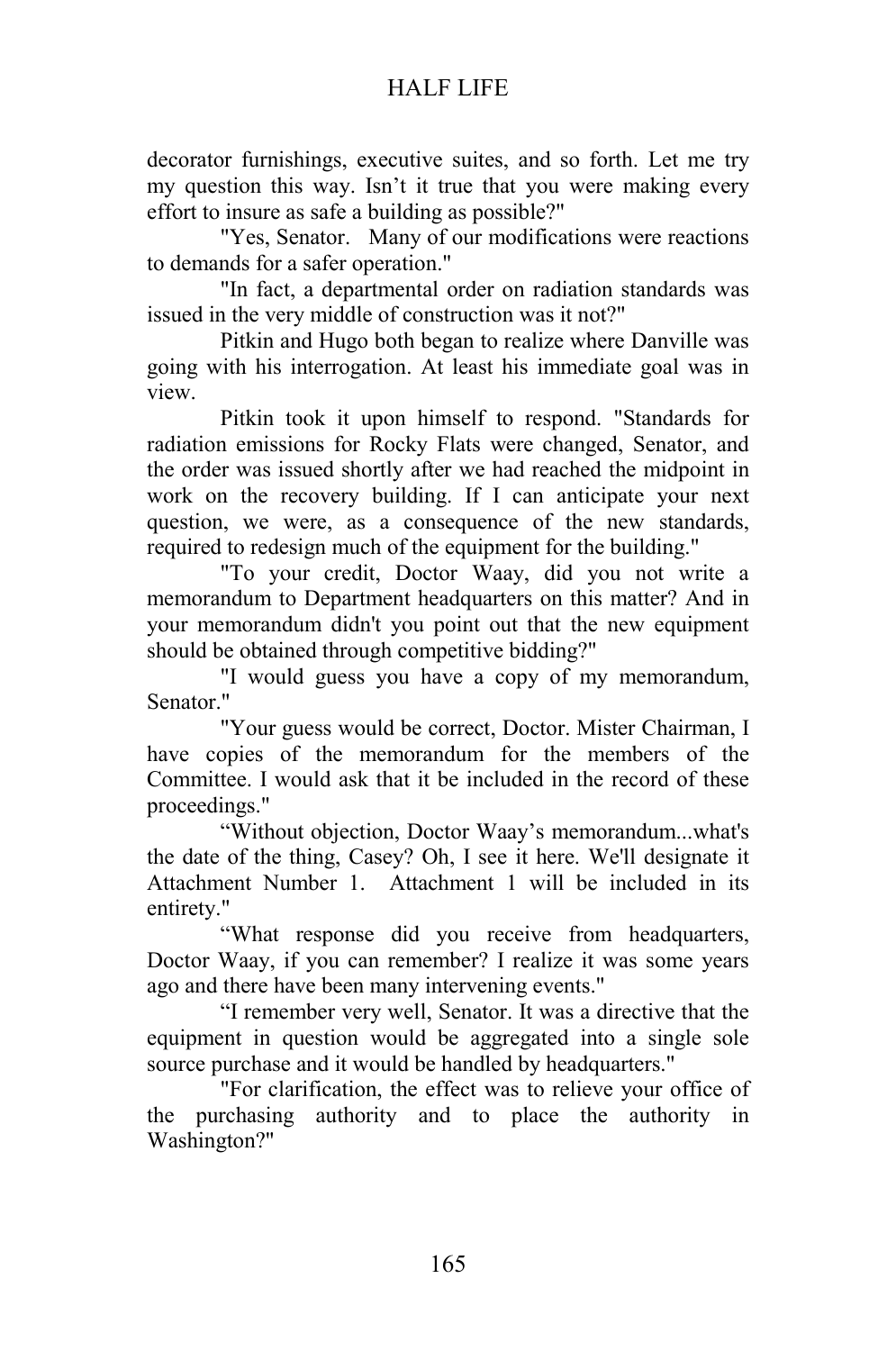decorator furnishings, executive suites, and so forth. Let me try my question this way. Isn't it true that you were making every effort to insure as safe a building as possible?"

"Yes, Senator. Many of our modifications were reactions to demands for a safer operation."

"In fact, a departmental order on radiation standards was issued in the very middle of construction was it not?"

Pitkin and Hugo both began to realize where Danville was going with his interrogation. At least his immediate goal was in view.

Pitkin took it upon himself to respond. "Standards for radiation emissions for Rocky Flats were changed, Senator, and the order was issued shortly after we had reached the midpoint in work on the recovery building. If I can anticipate your next question, we were, as a consequence of the new standards, required to redesign much of the equipment for the building."

"To your credit, Doctor Waay, did you not write a memorandum to Department headquarters on this matter? And in your memorandum didn't you point out that the new equipment should be obtained through competitive bidding?"

"I would guess you have a copy of my memorandum, Senator."

"Your guess would be correct, Doctor. Mister Chairman, I have copies of the memorandum for the members of the Committee. I would ask that it be included in the record of these proceedings."

"Without objection, Doctor Waay's memorandum...what's the date of the thing, Casey? Oh, I see it here. We'll designate it Attachment Number 1. Attachment 1 will be included in its entirety."

"What response did you receive from headquarters, Doctor Waay, if you can remember? I realize it was some years ago and there have been many intervening events."

"I remember very well, Senator. It was a directive that the equipment in question would be aggregated into a single sole source purchase and it would be handled by headquarters."

"For clarification, the effect was to relieve your office of the purchasing authority and to place the authority in Washington?"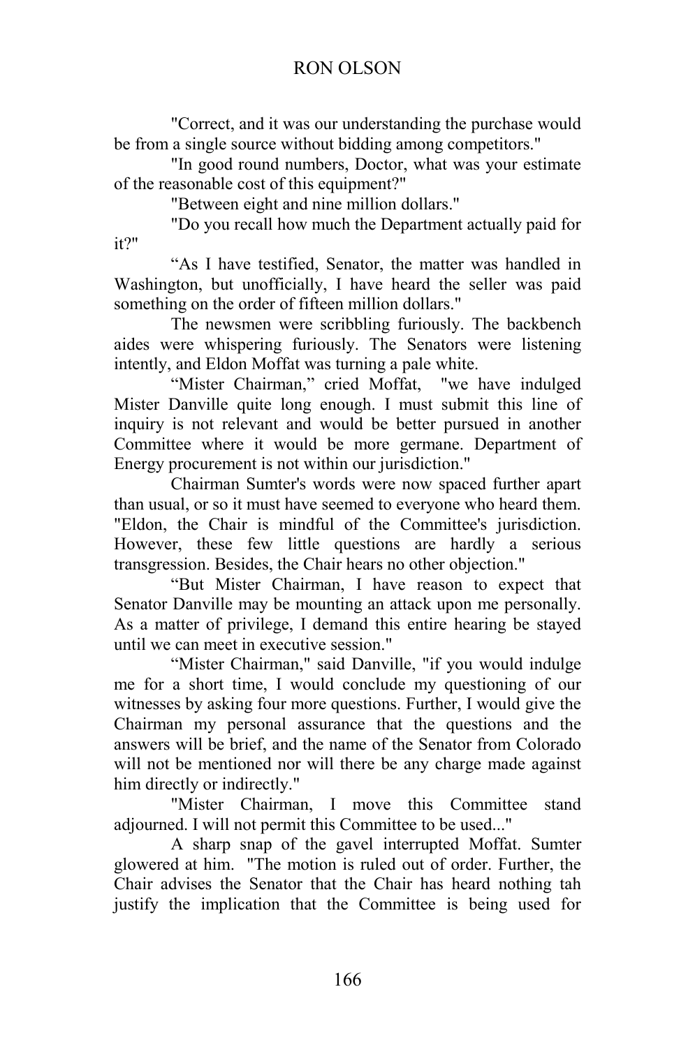"Correct, and it was our understanding the purchase would be from a single source without bidding among competitors."

"In good round numbers, Doctor, what was your estimate of the reasonable cost of this equipment?"

"Between eight and nine million dollars."

"Do you recall how much the Department actually paid for it?"

"As I have testified, Senator, the matter was handled in Washington, but unofficially, I have heard the seller was paid something on the order of fifteen million dollars."

The newsmen were scribbling furiously. The backbench aides were whispering furiously. The Senators were listening intently, and Eldon Moffat was turning a pale white.

"Mister Chairman," cried Moffat, "we have indulged Mister Danville quite long enough. I must submit this line of inquiry is not relevant and would be better pursued in another Committee where it would be more germane. Department of Energy procurement is not within our jurisdiction."

Chairman Sumter's words were now spaced further apart than usual, or so it must have seemed to everyone who heard them. "Eldon, the Chair is mindful of the Committee's jurisdiction. However, these few little questions are hardly a serious transgression. Besides, the Chair hears no other objection."

"But Mister Chairman, I have reason to expect that Senator Danville may be mounting an attack upon me personally. As a matter of privilege, I demand this entire hearing be stayed until we can meet in executive session."

"Mister Chairman," said Danville, "if you would indulge me for a short time, I would conclude my questioning of our witnesses by asking four more questions. Further, I would give the Chairman my personal assurance that the questions and the answers will be brief, and the name of the Senator from Colorado will not be mentioned nor will there be any charge made against him directly or indirectly."

"Mister Chairman, I move this Committee stand adjourned. I will not permit this Committee to be used..."

A sharp snap of the gavel interrupted Moffat. Sumter glowered at him. "The motion is ruled out of order. Further, the Chair advises the Senator that the Chair has heard nothing tah justify the implication that the Committee is being used for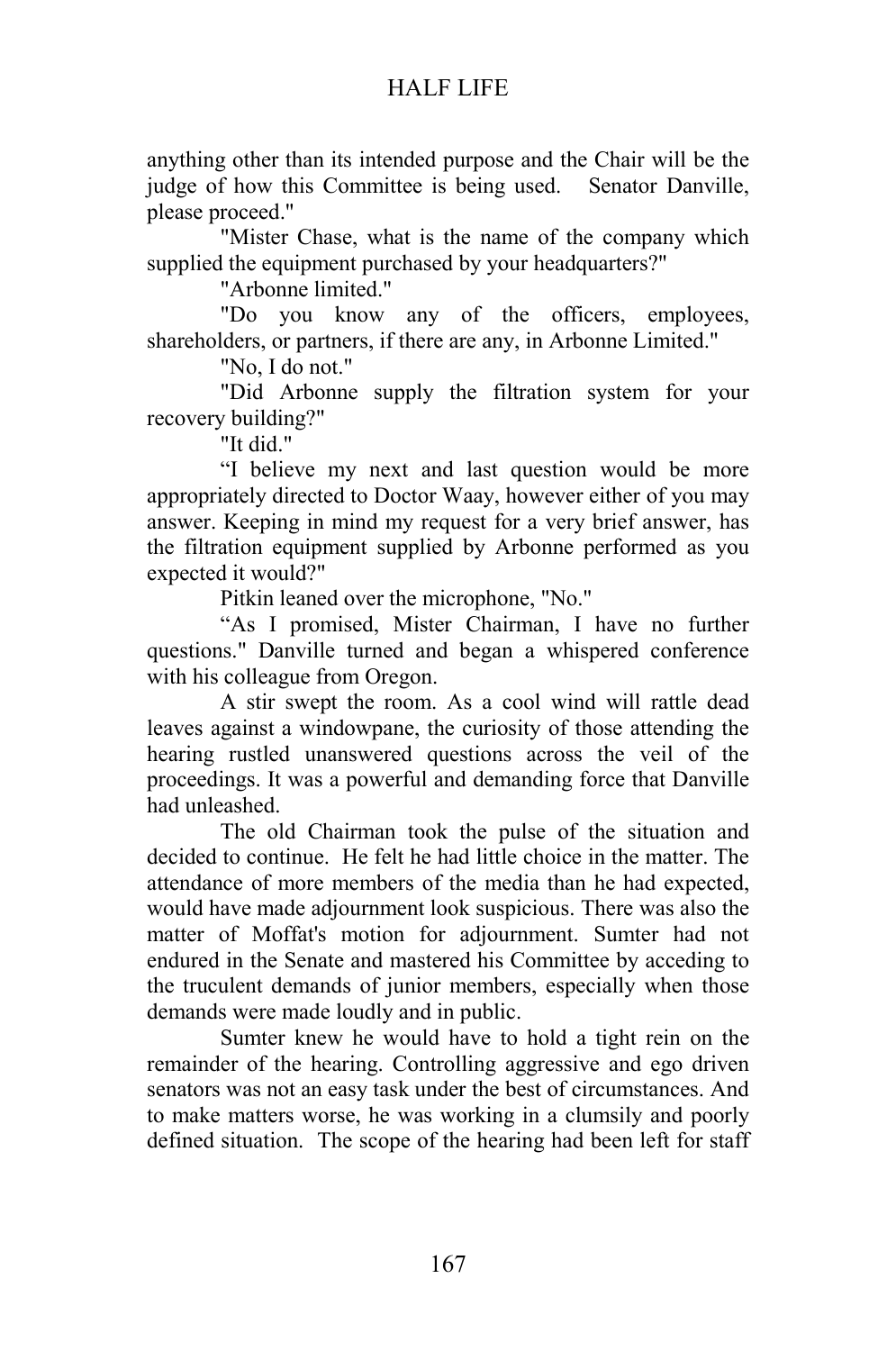anything other than its intended purpose and the Chair will be the judge of how this Committee is being used. Senator Danville, please proceed."

"Mister Chase, what is the name of the company which supplied the equipment purchased by your headquarters?"

"Arbonne limited."

"Do you know any of the officers, employees, shareholders, or partners, if there are any, in Arbonne Limited."

"No, I do not."

"Did Arbonne supply the filtration system for your recovery building?"

"It did."

"I believe my next and last question would be more appropriately directed to Doctor Waay, however either of you may answer. Keeping in mind my request for a very brief answer, has the filtration equipment supplied by Arbonne performed as you expected it would?"

Pitkin leaned over the microphone, "No."

"As I promised, Mister Chairman, I have no further questions." Danville turned and began a whispered conference with his colleague from Oregon.

A stir swept the room. As a cool wind will rattle dead leaves against a windowpane, the curiosity of those attending the hearing rustled unanswered questions across the veil of the proceedings. It was a powerful and demanding force that Danville had unleashed.

The old Chairman took the pulse of the situation and decided to continue. He felt he had little choice in the matter. The attendance of more members of the media than he had expected, would have made adjournment look suspicious. There was also the matter of Moffat's motion for adjournment. Sumter had not endured in the Senate and mastered his Committee by acceding to the truculent demands of junior members, especially when those demands were made loudly and in public.

Sumter knew he would have to hold a tight rein on the remainder of the hearing. Controlling aggressive and ego driven senators was not an easy task under the best of circumstances. And to make matters worse, he was working in a clumsily and poorly defined situation. The scope of the hearing had been left for staff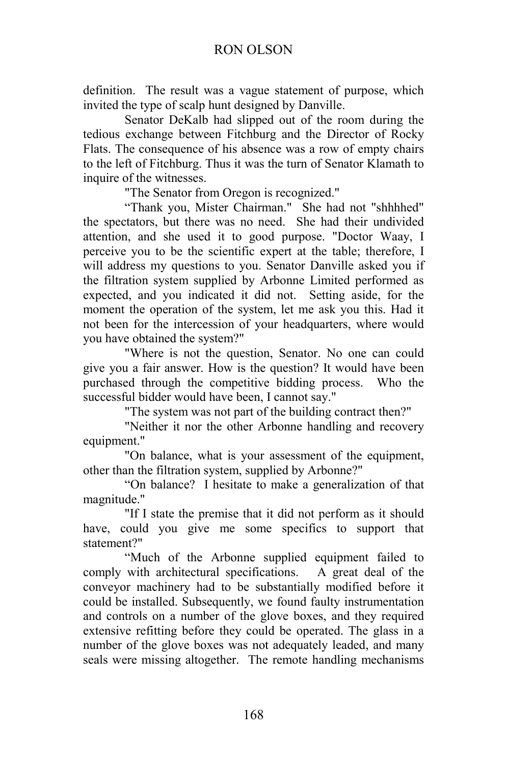definition. The result was a vague statement of purpose, which invited the type of scalp hunt designed by Danville.

Senator DeKalb had slipped out of the room during the tedious exchange between Fitchburg and the Director of Rocky Flats. The consequence of his absence was a row of empty chairs to the left of Fitchburg. Thus it was the turn of Senator Klamath to inquire of the witnesses.

"The Senator from Oregon is recognized."

"Thank you, Mister Chairman." She had not "shhhhed" the spectators, but there was no need. She had their undivided attention, and she used it to good purpose. "Doctor Waay, I perceive you to be the scientific expert at the table; therefore, I will address my questions to you. Senator Danville asked you if the filtration system supplied by Arbonne Limited performed as expected, and you indicated it did not. Setting aside, for the moment the operation of the system, let me ask you this. Had it not been for the intercession of your headquarters, where would you have obtained the system?"

"Where is not the question, Senator. No one can could give you a fair answer. How is the question? It would have been purchased through the competitive bidding process. Who the successful bidder would have been, I cannot say."

"The system was not part of the building contract then?"

"Neither it nor the other Arbonne handling and recovery equipment."

"On balance, what is your assessment of the equipment, other than the filtration system, supplied by Arbonne?"

"On balance? I hesitate to make a generalization of that magnitude."

"If I state the premise that it did not perform as it should have, could you give me some specifics to support that statement?"

"Much of the Arbonne supplied equipment failed to comply with architectural specifications. A great deal of the conveyor machinery had to be substantially modified before it could be installed. Subsequently, we found faulty instrumentation and controls on a number of the glove boxes, and they required extensive refitting before they could be operated. The glass in a number of the glove boxes was not adequately leaded, and many seals were missing altogether. The remote handling mechanisms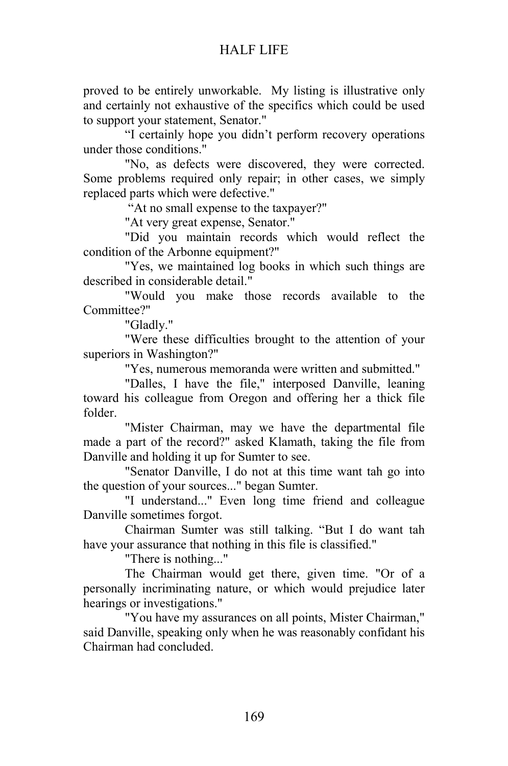proved to be entirely unworkable. My listing is illustrative only and certainly not exhaustive of the specifics which could be used to support your statement, Senator."

"I certainly hope you didn't perform recovery operations under those conditions."

"No, as defects were discovered, they were corrected. Some problems required only repair; in other cases, we simply replaced parts which were defective."

"At no small expense to the taxpayer?"

"At very great expense, Senator."

"Did you maintain records which would reflect the condition of the Arbonne equipment?"

"Yes, we maintained log books in which such things are described in considerable detail."

"Would you make those records available to the Committee?"

"Gladly."

"Were these difficulties brought to the attention of your superiors in Washington?"

"Yes, numerous memoranda were written and submitted."

"Dalles, I have the file," interposed Danville, leaning toward his colleague from Oregon and offering her a thick file folder.

"Mister Chairman, may we have the departmental file made a part of the record?" asked Klamath, taking the file from Danville and holding it up for Sumter to see.

"Senator Danville, I do not at this time want tah go into the question of your sources..." began Sumter.

"I understand..." Even long time friend and colleague Danville sometimes forgot.

Chairman Sumter was still talking. "But I do want tah have your assurance that nothing in this file is classified."

"There is nothing..."

The Chairman would get there, given time. "Or of a personally incriminating nature, or which would prejudice later hearings or investigations."

"You have my assurances on all points, Mister Chairman," said Danville, speaking only when he was reasonably confidant his Chairman had concluded.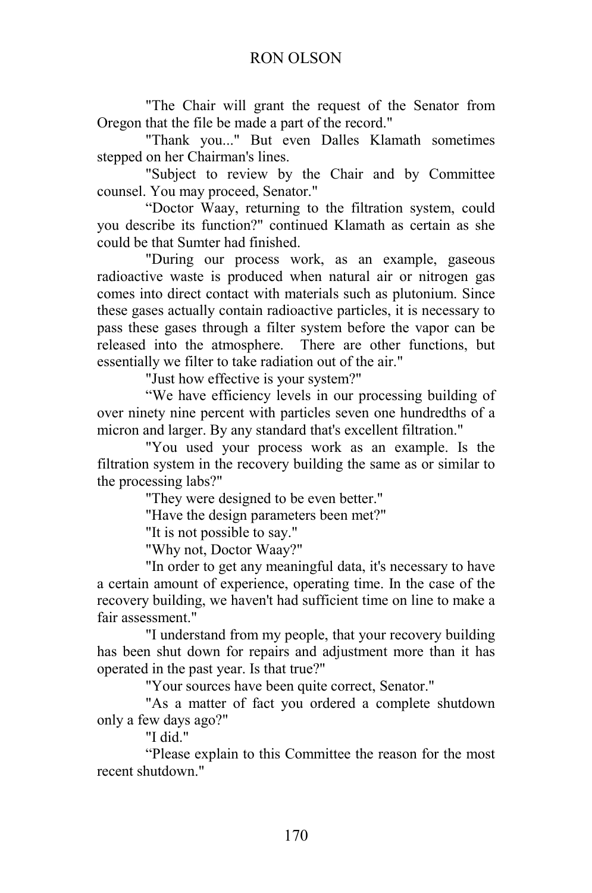"The Chair will grant the request of the Senator from Oregon that the file be made a part of the record."

"Thank you..." But even Dalles Klamath sometimes stepped on her Chairman's lines.

"Subject to review by the Chair and by Committee counsel. You may proceed, Senator."

"Doctor Waay, returning to the filtration system, could you describe its function?" continued Klamath as certain as she could be that Sumter had finished.

"During our process work, as an example, gaseous radioactive waste is produced when natural air or nitrogen gas comes into direct contact with materials such as plutonium. Since these gases actually contain radioactive particles, it is necessary to pass these gases through a filter system before the vapor can be released into the atmosphere. There are other functions, but essentially we filter to take radiation out of the air."

"Just how effective is your system?"

"We have efficiency levels in our processing building of over ninety nine percent with particles seven one hundredths of a micron and larger. By any standard that's excellent filtration."

"You used your process work as an example. Is the filtration system in the recovery building the same as or similar to the processing labs?"

"They were designed to be even better."

"Have the design parameters been met?"

"It is not possible to say."

"Why not, Doctor Waay?"

"In order to get any meaningful data, it's necessary to have a certain amount of experience, operating time. In the case of the recovery building, we haven't had sufficient time on line to make a fair assessment."

"I understand from my people, that your recovery building has been shut down for repairs and adjustment more than it has operated in the past year. Is that true?"

"Your sources have been quite correct, Senator."

"As a matter of fact you ordered a complete shutdown only a few days ago?"

"I did."

"Please explain to this Committee the reason for the most recent shutdown."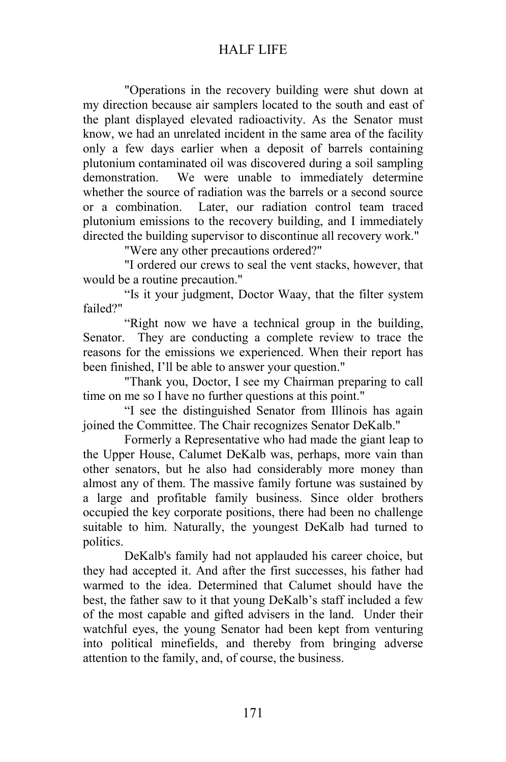"Operations in the recovery building were shut down at my direction because air samplers located to the south and east of the plant displayed elevated radioactivity. As the Senator must know, we had an unrelated incident in the same area of the facility only a few days earlier when a deposit of barrels containing plutonium contaminated oil was discovered during a soil sampling demonstration. We were unable to immediately determine whether the source of radiation was the barrels or a second source or a combination. Later, our radiation control team traced plutonium emissions to the recovery building, and I immediately directed the building supervisor to discontinue all recovery work."

"Were any other precautions ordered?"

"I ordered our crews to seal the vent stacks, however, that would be a routine precaution."

"Is it your judgment, Doctor Waay, that the filter system failed?"

"Right now we have a technical group in the building, Senator. They are conducting a complete review to trace the reasons for the emissions we experienced. When their report has been finished, I'll be able to answer your question."

"Thank you, Doctor, I see my Chairman preparing to call time on me so I have no further questions at this point."

"I see the distinguished Senator from Illinois has again joined the Committee. The Chair recognizes Senator DeKalb."

Formerly a Representative who had made the giant leap to the Upper House, Calumet DeKalb was, perhaps, more vain than other senators, but he also had considerably more money than almost any of them. The massive family fortune was sustained by a large and profitable family business. Since older brothers occupied the key corporate positions, there had been no challenge suitable to him. Naturally, the youngest DeKalb had turned to politics.

DeKalb's family had not applauded his career choice, but they had accepted it. And after the first successes, his father had warmed to the idea. Determined that Calumet should have the best, the father saw to it that young DeKalb's staff included a few of the most capable and gifted advisers in the land. Under their watchful eyes, the young Senator had been kept from venturing into political minefields, and thereby from bringing adverse attention to the family, and, of course, the business.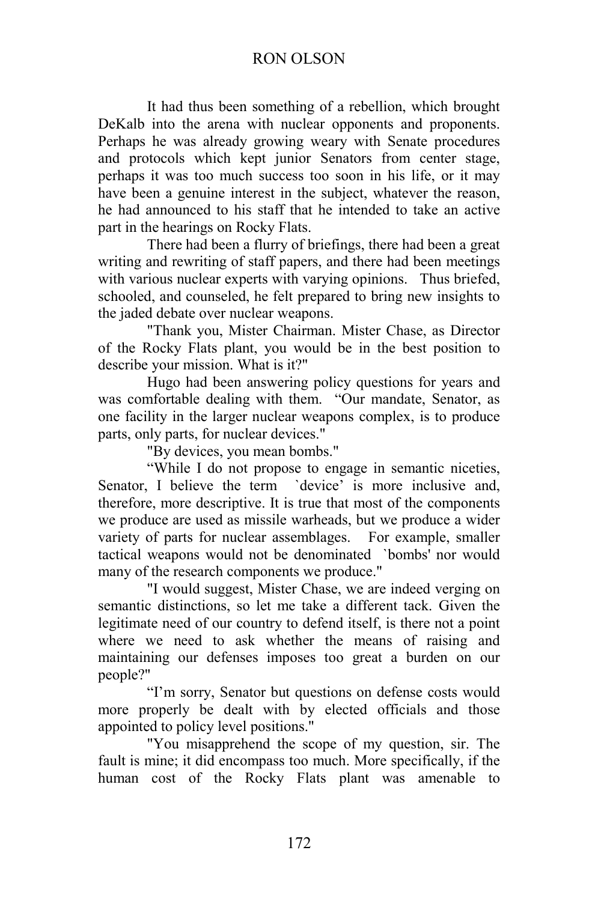It had thus been something of a rebellion, which brought DeKalb into the arena with nuclear opponents and proponents. Perhaps he was already growing weary with Senate procedures and protocols which kept junior Senators from center stage, perhaps it was too much success too soon in his life, or it may have been a genuine interest in the subject, whatever the reason, he had announced to his staff that he intended to take an active part in the hearings on Rocky Flats.

There had been a flurry of briefings, there had been a great writing and rewriting of staff papers, and there had been meetings with various nuclear experts with varying opinions. Thus briefed, schooled, and counseled, he felt prepared to bring new insights to the jaded debate over nuclear weapons.

"Thank you, Mister Chairman. Mister Chase, as Director of the Rocky Flats plant, you would be in the best position to describe your mission. What is it?"

Hugo had been answering policy questions for years and was comfortable dealing with them. "Our mandate, Senator, as one facility in the larger nuclear weapons complex, is to produce parts, only parts, for nuclear devices."

"By devices, you mean bombs."

"While I do not propose to engage in semantic niceties, Senator, I believe the term `device' is more inclusive and, therefore, more descriptive. It is true that most of the components we produce are used as missile warheads, but we produce a wider variety of parts for nuclear assemblages. For example, smaller tactical weapons would not be denominated `bombs' nor would many of the research components we produce."

"I would suggest, Mister Chase, we are indeed verging on semantic distinctions, so let me take a different tack. Given the legitimate need of our country to defend itself, is there not a point where we need to ask whether the means of raising and maintaining our defenses imposes too great a burden on our people?"

"I'm sorry, Senator but questions on defense costs would more properly be dealt with by elected officials and those appointed to policy level positions."

"You misapprehend the scope of my question, sir. The fault is mine; it did encompass too much. More specifically, if the human cost of the Rocky Flats plant was amenable to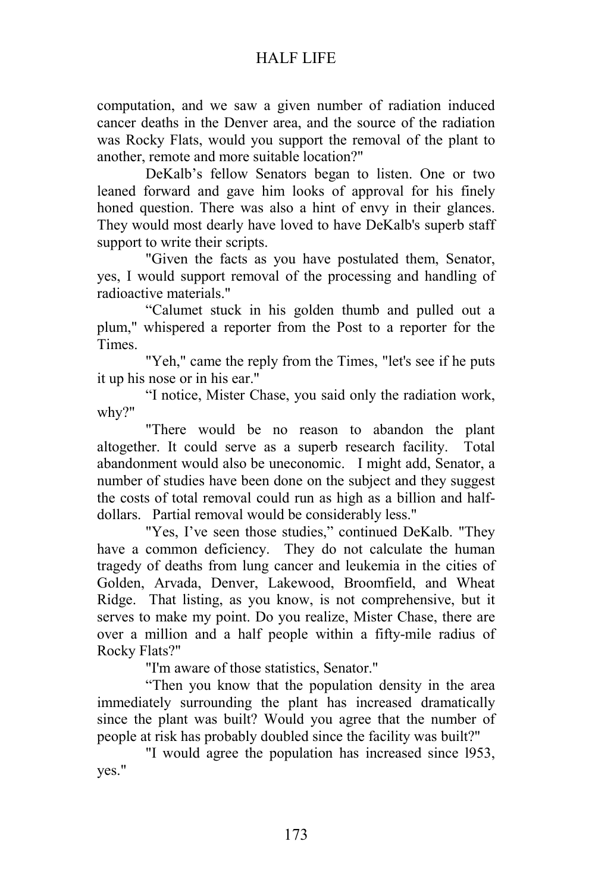computation, and we saw a given number of radiation induced cancer deaths in the Denver area, and the source of the radiation was Rocky Flats, would you support the removal of the plant to another, remote and more suitable location?"

DeKalb's fellow Senators began to listen. One or two leaned forward and gave him looks of approval for his finely honed question. There was also a hint of envy in their glances. They would most dearly have loved to have DeKalb's superb staff support to write their scripts.

"Given the facts as you have postulated them, Senator, yes, I would support removal of the processing and handling of radioactive materials."

"Calumet stuck in his golden thumb and pulled out a plum," whispered a reporter from the Post to a reporter for the Times.

"Yeh," came the reply from the Times, "let's see if he puts it up his nose or in his ear."

"I notice, Mister Chase, you said only the radiation work, why?"

"There would be no reason to abandon the plant altogether. It could serve as a superb research facility. Total abandonment would also be uneconomic. I might add, Senator, a number of studies have been done on the subject and they suggest the costs of total removal could run as high as a billion and half-dollars. Partial removal would be considerably less."

"Yes, I've seen those studies," continued DeKalb. "They have a common deficiency. They do not calculate the human tragedy of deaths from lung cancer and leukemia in the cities of Golden, Arvada, Denver, Lakewood, Broomfield, and Wheat Ridge. That listing, as you know, is not comprehensive, but it serves to make my point. Do you realize, Mister Chase, there are over a million and a half people within a fifty-mile radius of Rocky Flats?"

"I'm aware of those statistics, Senator."

"Then you know that the population density in the area immediately surrounding the plant has increased dramatically since the plant was built? Would you agree that the number of people at risk has probably doubled since the facility was built?"

"I would agree the population has increased since l953, yes."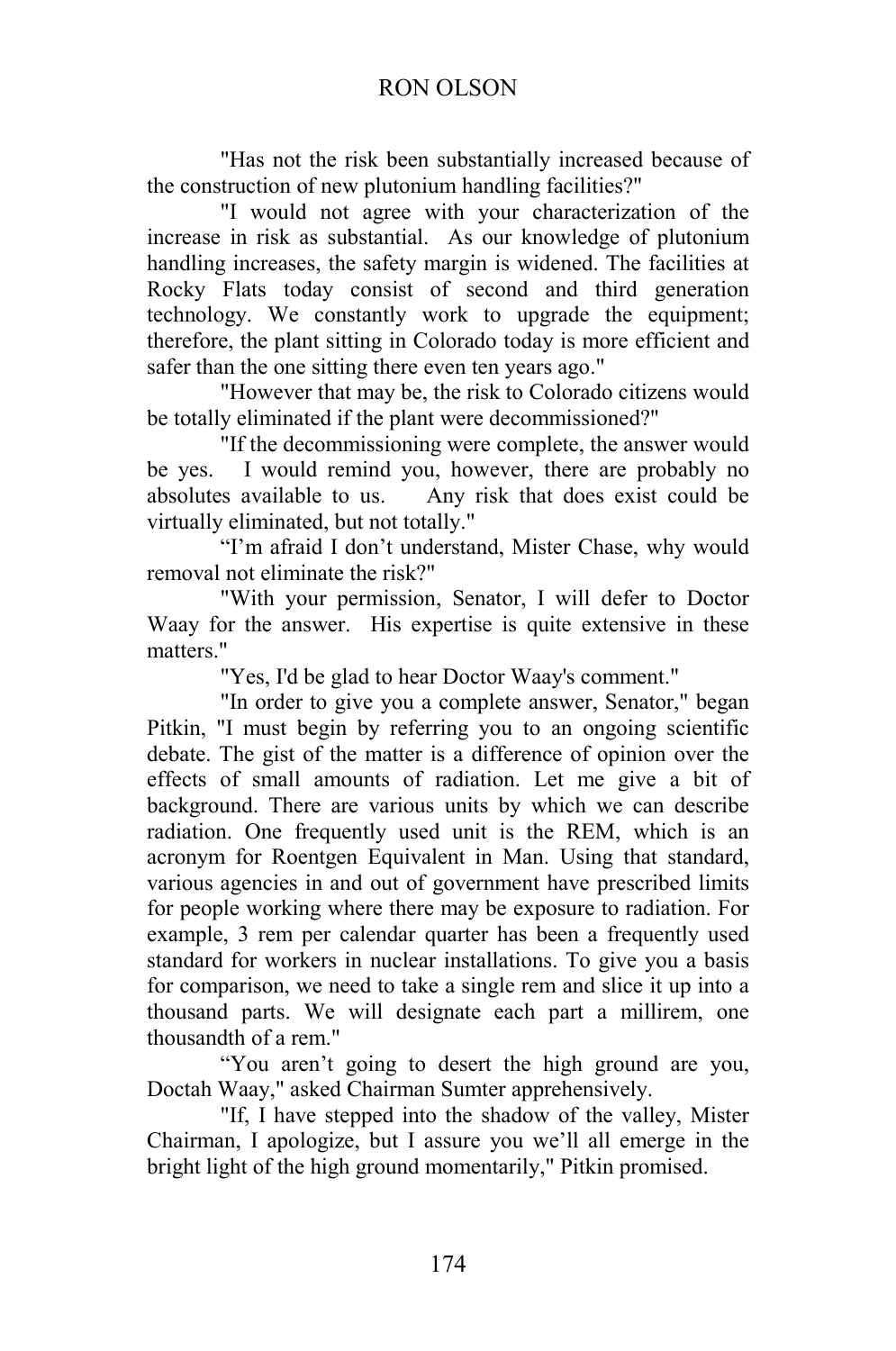"Has not the risk been substantially increased because of the construction of new plutonium handling facilities?"

"I would not agree with your characterization of the increase in risk as substantial. As our knowledge of plutonium handling increases, the safety margin is widened. The facilities at Rocky Flats today consist of second and third generation technology. We constantly work to upgrade the equipment; therefore, the plant sitting in Colorado today is more efficient and safer than the one sitting there even ten years ago."

"However that may be, the risk to Colorado citizens would be totally eliminated if the plant were decommissioned?"

"If the decommissioning were complete, the answer would be yes. I would remind you, however, there are probably no absolutes available to us. Any risk that does exist could be virtually eliminated, but not totally."

"I'm afraid I don't understand, Mister Chase, why would removal not eliminate the risk?"

"With your permission, Senator, I will defer to Doctor Waay for the answer. His expertise is quite extensive in these matters."

"Yes, I'd be glad to hear Doctor Waay's comment."

"In order to give you a complete answer, Senator," began Pitkin, "I must begin by referring you to an ongoing scientific debate. The gist of the matter is a difference of opinion over the effects of small amounts of radiation. Let me give a bit of background. There are various units by which we can describe radiation. One frequently used unit is the REM, which is an acronym for Roentgen Equivalent in Man. Using that standard, various agencies in and out of government have prescribed limits for people working where there may be exposure to radiation. For example, 3 rem per calendar quarter has been a frequently used standard for workers in nuclear installations. To give you a basis for comparison, we need to take a single rem and slice it up into a thousand parts. We will designate each part a millirem, one thousandth of a rem."

"You aren't going to desert the high ground are you, Doctah Waay," asked Chairman Sumter apprehensively.

"If, I have stepped into the shadow of the valley, Mister Chairman, I apologize, but I assure you we'll all emerge in the bright light of the high ground momentarily," Pitkin promised.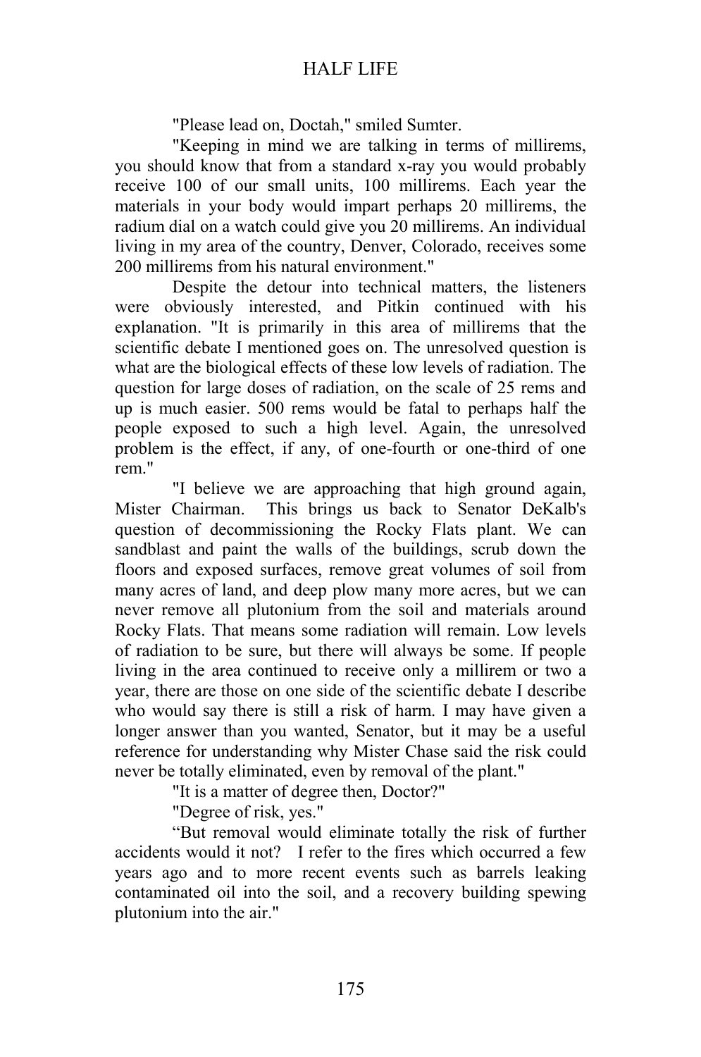"Please lead on, Doctah," smiled Sumter.

"Keeping in mind we are talking in terms of millirems, you should know that from a standard x-ray you would probably receive 100 of our small units, 100 millirems. Each year the materials in your body would impart perhaps 20 millirems, the radium dial on a watch could give you 20 millirems. An individual living in my area of the country, Denver, Colorado, receives some 200 millirems from his natural environment."

Despite the detour into technical matters, the listeners were obviously interested, and Pitkin continued with his explanation. "It is primarily in this area of millirems that the scientific debate I mentioned goes on. The unresolved question is what are the biological effects of these low levels of radiation. The question for large doses of radiation, on the scale of 25 rems and up is much easier. 500 rems would be fatal to perhaps half the people exposed to such a high level. Again, the unresolved problem is the effect, if any, of one-fourth or one-third of one rem."

"I believe we are approaching that high ground again, Mister Chairman. This brings us back to Senator DeKalb's question of decommissioning the Rocky Flats plant. We can sandblast and paint the walls of the buildings, scrub down the floors and exposed surfaces, remove great volumes of soil from many acres of land, and deep plow many more acres, but we can never remove all plutonium from the soil and materials around Rocky Flats. That means some radiation will remain. Low levels of radiation to be sure, but there will always be some. If people living in the area continued to receive only a millirem or two a year, there are those on one side of the scientific debate I describe who would say there is still a risk of harm. I may have given a longer answer than you wanted, Senator, but it may be a useful reference for understanding why Mister Chase said the risk could never be totally eliminated, even by removal of the plant."

"It is a matter of degree then, Doctor?"

"Degree of risk, yes."

"But removal would eliminate totally the risk of further accidents would it not? I refer to the fires which occurred a few years ago and to more recent events such as barrels leaking contaminated oil into the soil, and a recovery building spewing plutonium into the air."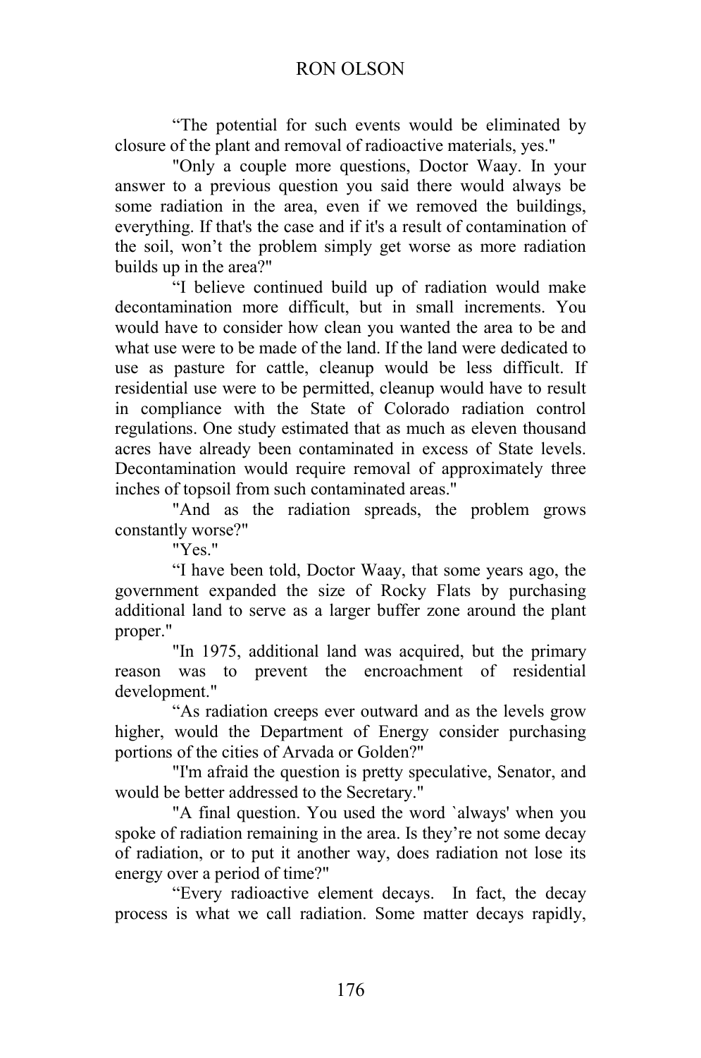"The potential for such events would be eliminated by closure of the plant and removal of radioactive materials, yes."

"Only a couple more questions, Doctor Waay. In your answer to a previous question you said there would always be some radiation in the area, even if we removed the buildings, everything. If that's the case and if it's a result of contamination of the soil, won't the problem simply get worse as more radiation builds up in the area?"

"I believe continued build up of radiation would make decontamination more difficult, but in small increments. You would have to consider how clean you wanted the area to be and what use were to be made of the land. If the land were dedicated to use as pasture for cattle, cleanup would be less difficult. If residential use were to be permitted, cleanup would have to result in compliance with the State of Colorado radiation control regulations. One study estimated that as much as eleven thousand acres have already been contaminated in excess of State levels. Decontamination would require removal of approximately three inches of topsoil from such contaminated areas."

"And as the radiation spreads, the problem grows constantly worse?"

"Yes."

"I have been told, Doctor Waay, that some years ago, the government expanded the size of Rocky Flats by purchasing additional land to serve as a larger buffer zone around the plant proper."

"In 1975, additional land was acquired, but the primary reason was to prevent the encroachment of residential development."

"As radiation creeps ever outward and as the levels grow higher, would the Department of Energy consider purchasing portions of the cities of Arvada or Golden?"

"I'm afraid the question is pretty speculative, Senator, and would be better addressed to the Secretary."

"A final question. You used the word `always' when you spoke of radiation remaining in the area. Is they're not some decay of radiation, or to put it another way, does radiation not lose its energy over a period of time?"

"Every radioactive element decays. In fact, the decay process is what we call radiation. Some matter decays rapidly,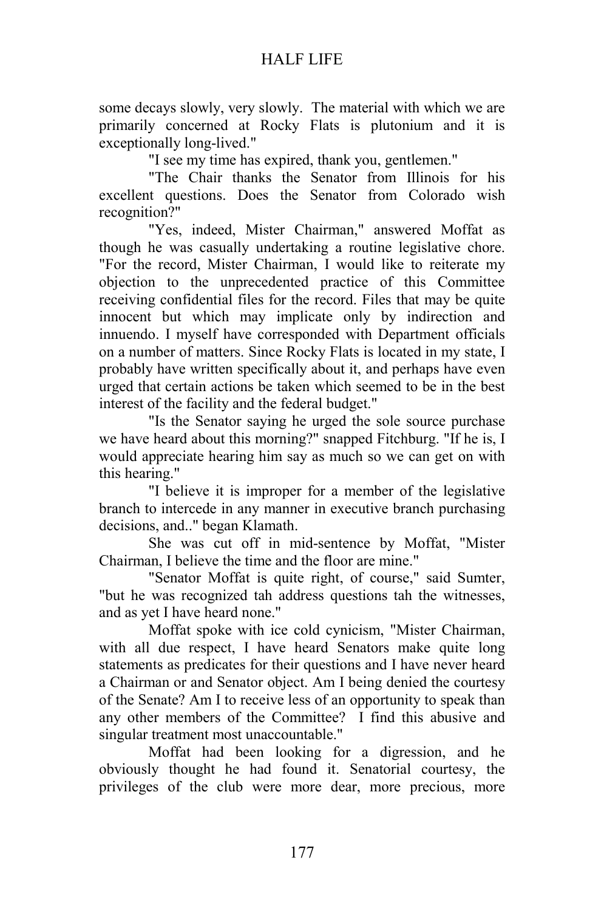some decays slowly, very slowly. The material with which we are primarily concerned at Rocky Flats is plutonium and it is exceptionally long-lived."

"I see my time has expired, thank you, gentlemen."

"The Chair thanks the Senator from Illinois for his excellent questions. Does the Senator from Colorado wish recognition?"

"Yes, indeed, Mister Chairman," answered Moffat as though he was casually undertaking a routine legislative chore. "For the record, Mister Chairman, I would like to reiterate my objection to the unprecedented practice of this Committee receiving confidential files for the record. Files that may be quite innocent but which may implicate only by indirection and innuendo. I myself have corresponded with Department officials on a number of matters. Since Rocky Flats is located in my state, I probably have written specifically about it, and perhaps have even urged that certain actions be taken which seemed to be in the best interest of the facility and the federal budget."

"Is the Senator saying he urged the sole source purchase we have heard about this morning?" snapped Fitchburg. "If he is, I would appreciate hearing him say as much so we can get on with this hearing."

"I believe it is improper for a member of the legislative branch to intercede in any manner in executive branch purchasing decisions, and.." began Klamath.

She was cut off in mid-sentence by Moffat, "Mister Chairman, I believe the time and the floor are mine."

"Senator Moffat is quite right, of course," said Sumter, "but he was recognized tah address questions tah the witnesses, and as yet I have heard none."

Moffat spoke with ice cold cynicism, "Mister Chairman, with all due respect, I have heard Senators make quite long statements as predicates for their questions and I have never heard a Chairman or and Senator object. Am I being denied the courtesy of the Senate? Am I to receive less of an opportunity to speak than any other members of the Committee? I find this abusive and singular treatment most unaccountable."

Moffat had been looking for a digression, and he obviously thought he had found it. Senatorial courtesy, the privileges of the club were more dear, more precious, more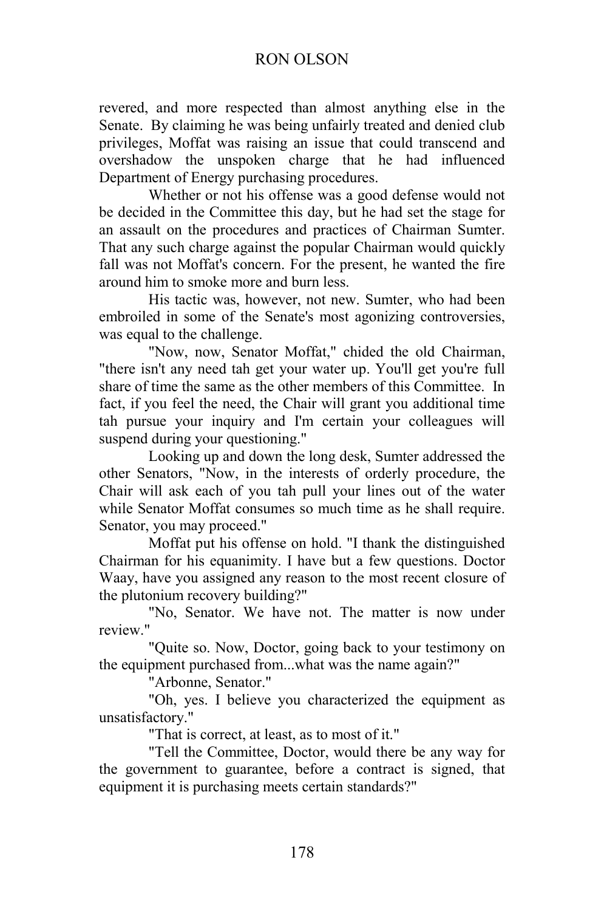revered, and more respected than almost anything else in the Senate. By claiming he was being unfairly treated and denied club privileges, Moffat was raising an issue that could transcend and overshadow the unspoken charge that he had influenced Department of Energy purchasing procedures.

Whether or not his offense was a good defense would not be decided in the Committee this day, but he had set the stage for an assault on the procedures and practices of Chairman Sumter. That any such charge against the popular Chairman would quickly fall was not Moffat's concern. For the present, he wanted the fire around him to smoke more and burn less.

His tactic was, however, not new. Sumter, who had been embroiled in some of the Senate's most agonizing controversies, was equal to the challenge.

"Now, now, Senator Moffat," chided the old Chairman, "there isn't any need tah get your water up. You'll get you're full share of time the same as the other members of this Committee. In fact, if you feel the need, the Chair will grant you additional time tah pursue your inquiry and I'm certain your colleagues will suspend during your questioning."

Looking up and down the long desk, Sumter addressed the other Senators, "Now, in the interests of orderly procedure, the Chair will ask each of you tah pull your lines out of the water while Senator Moffat consumes so much time as he shall require. Senator, you may proceed."

Moffat put his offense on hold. "I thank the distinguished Chairman for his equanimity. I have but a few questions. Doctor Waay, have you assigned any reason to the most recent closure of the plutonium recovery building?"

"No, Senator. We have not. The matter is now under review."

"Quite so. Now, Doctor, going back to your testimony on the equipment purchased from...what was the name again?"

"Arbonne, Senator."

"Oh, yes. I believe you characterized the equipment as unsatisfactory."

"That is correct, at least, as to most of it."

"Tell the Committee, Doctor, would there be any way for the government to guarantee, before a contract is signed, that equipment it is purchasing meets certain standards?"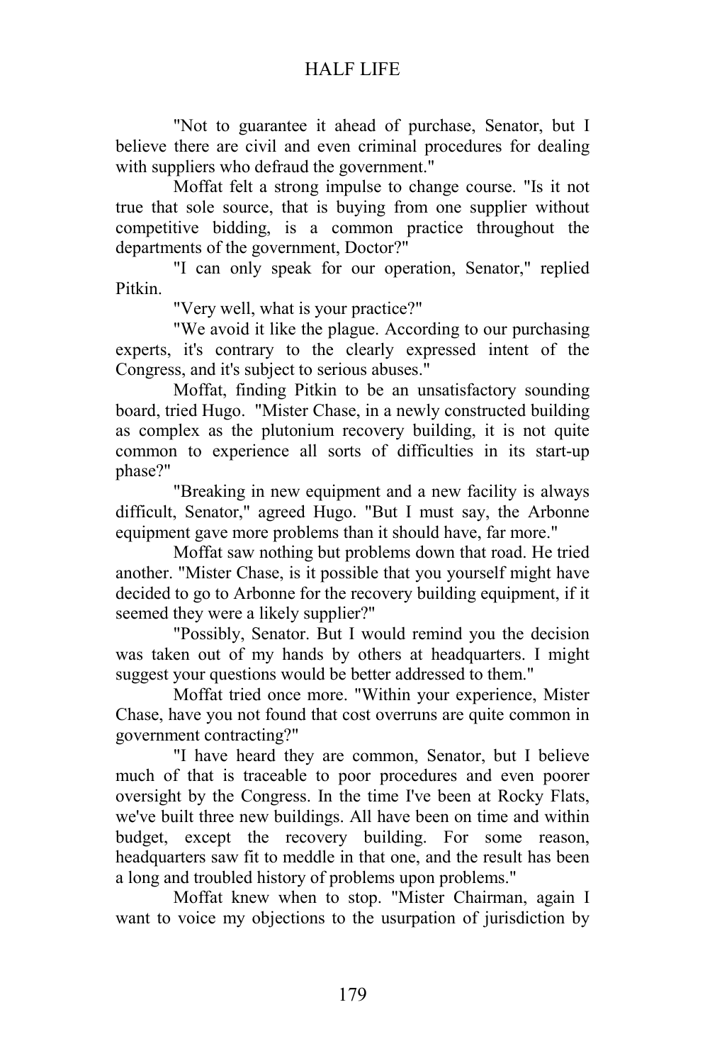"Not to guarantee it ahead of purchase, Senator, but I believe there are civil and even criminal procedures for dealing with suppliers who defraud the government."

Moffat felt a strong impulse to change course. "Is it not true that sole source, that is buying from one supplier without competitive bidding, is a common practice throughout the departments of the government, Doctor?"

"I can only speak for our operation, Senator," replied Pitkin.

"Very well, what is your practice?"

"We avoid it like the plague. According to our purchasing experts, it's contrary to the clearly expressed intent of the Congress, and it's subject to serious abuses."

Moffat, finding Pitkin to be an unsatisfactory sounding board, tried Hugo. "Mister Chase, in a newly constructed building as complex as the plutonium recovery building, it is not quite common to experience all sorts of difficulties in its start-up phase?"

"Breaking in new equipment and a new facility is always difficult, Senator," agreed Hugo. "But I must say, the Arbonne equipment gave more problems than it should have, far more."

Moffat saw nothing but problems down that road. He tried another. "Mister Chase, is it possible that you yourself might have decided to go to Arbonne for the recovery building equipment, if it seemed they were a likely supplier?"

"Possibly, Senator. But I would remind you the decision was taken out of my hands by others at headquarters. I might suggest your questions would be better addressed to them."

Moffat tried once more. "Within your experience, Mister Chase, have you not found that cost overruns are quite common in government contracting?"

"I have heard they are common, Senator, but I believe much of that is traceable to poor procedures and even poorer oversight by the Congress. In the time I've been at Rocky Flats, we've built three new buildings. All have been on time and within budget, except the recovery building. For some reason, headquarters saw fit to meddle in that one, and the result has been a long and troubled history of problems upon problems."

Moffat knew when to stop. "Mister Chairman, again I want to voice my objections to the usurpation of jurisdiction by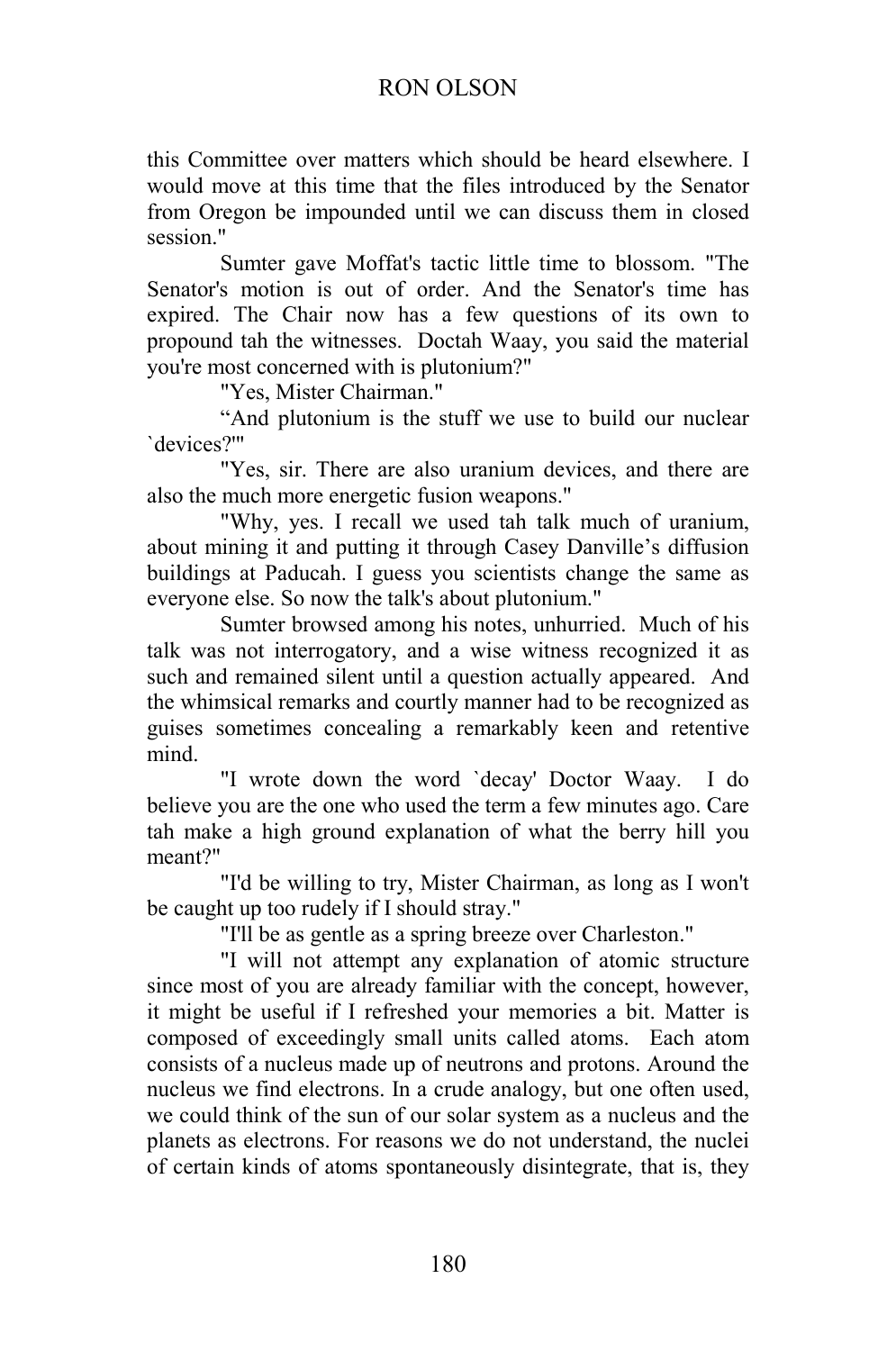this Committee over matters which should be heard elsewhere. I would move at this time that the files introduced by the Senator from Oregon be impounded until we can discuss them in closed session."

Sumter gave Moffat's tactic little time to blossom. "The Senator's motion is out of order. And the Senator's time has expired. The Chair now has a few questions of its own to propound tah the witnesses. Doctah Waay, you said the material you're most concerned with is plutonium?"

"Yes, Mister Chairman."

“And plutonium is the stuff we use to build our nuclear `devices?'"

"Yes, sir. There are also uranium devices, and there are also the much more energetic fusion weapons."

"Why, yes. I recall we used tah talk much of uranium, about mining it and putting it through Casey Danville’s diffusion buildings at Paducah. I guess you scientists change the same as everyone else. So now the talk's about plutonium."

Sumter browsed among his notes, unhurried. Much of his talk was not interrogatory, and a wise witness recognized it as such and remained silent until a question actually appeared. And the whimsical remarks and courtly manner had to be recognized as guises sometimes concealing a remarkably keen and retentive mind.

"I wrote down the word `decay' Doctor Waay. I do believe you are the one who used the term a few minutes ago. Care tah make a high ground explanation of what the berry hill you meant?"

"I'd be willing to try, Mister Chairman, as long as I won't be caught up too rudely if I should stray."

"I'll be as gentle as a spring breeze over Charleston."

"I will not attempt any explanation of atomic structure since most of you are already familiar with the concept, however, it might be useful if I refreshed your memories a bit. Matter is composed of exceedingly small units called atoms. Each atom consists of a nucleus made up of neutrons and protons. Around the nucleus we find electrons. In a crude analogy, but one often used, we could think of the sun of our solar system as a nucleus and the planets as electrons. For reasons we do not understand, the nuclei of certain kinds of atoms spontaneously disintegrate, that is, they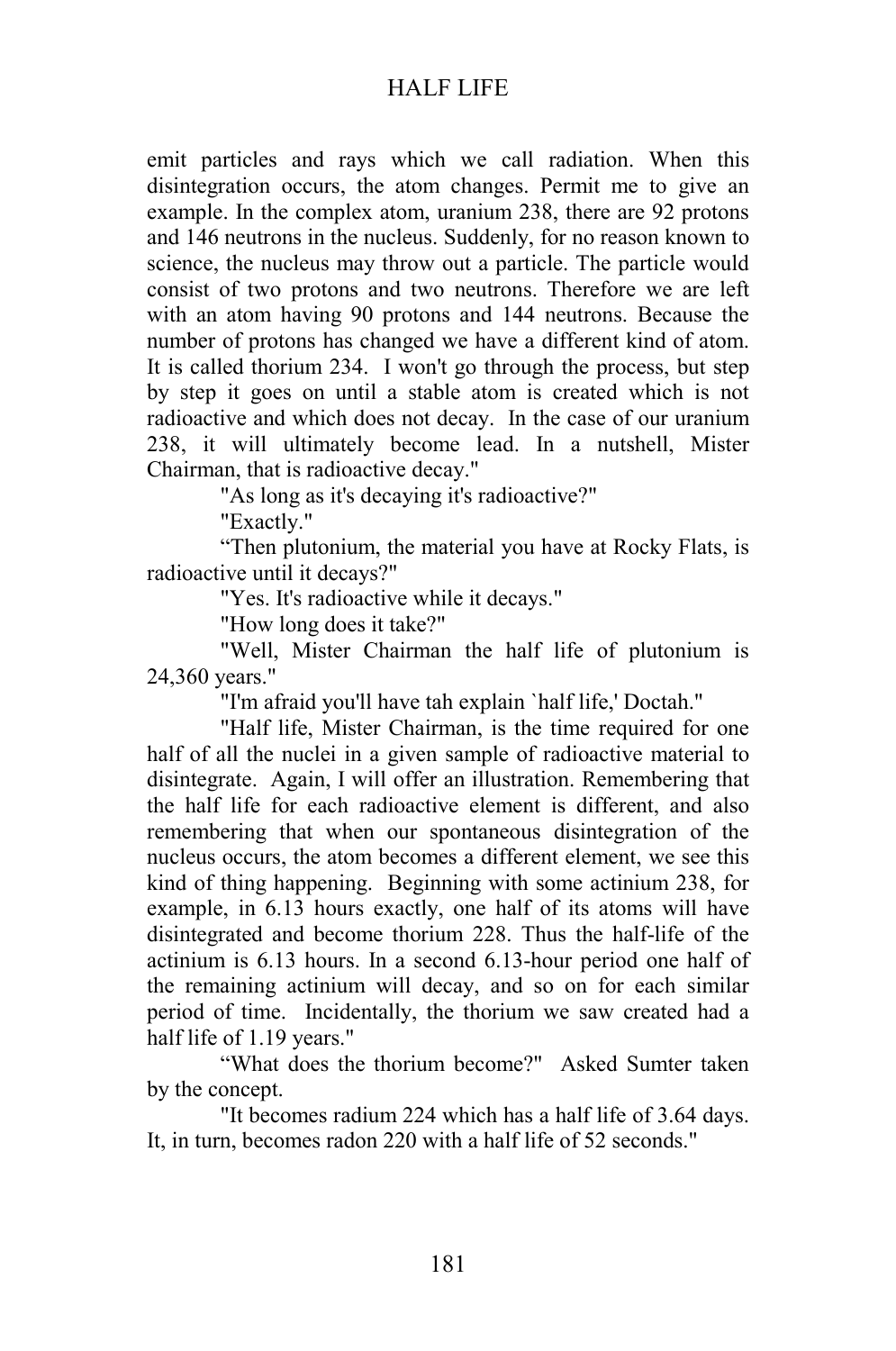emit particles and rays which we call radiation. When this disintegration occurs, the atom changes. Permit me to give an example. In the complex atom, uranium 238, there are 92 protons and 146 neutrons in the nucleus. Suddenly, for no reason known to science, the nucleus may throw out a particle. The particle would consist of two protons and two neutrons. Therefore we are left with an atom having 90 protons and 144 neutrons. Because the number of protons has changed we have a different kind of atom. It is called thorium 234. I won't go through the process, but step by step it goes on until a stable atom is created which is not radioactive and which does not decay. In the case of our uranium 238, it will ultimately become lead. In a nutshell, Mister Chairman, that is radioactive decay."

"As long as it's decaying it's radioactive?"

"Exactly."

"Then plutonium, the material you have at Rocky Flats, is radioactive until it decays?"

"Yes. It's radioactive while it decays."

"How long does it take?"

"Well, Mister Chairman the half life of plutonium is 24,360 years."

"I'm afraid you'll have tah explain `half life,' Doctah."

"Half life, Mister Chairman, is the time required for one half of all the nuclei in a given sample of radioactive material to disintegrate. Again, I will offer an illustration. Remembering that the half life for each radioactive element is different, and also remembering that when our spontaneous disintegration of the nucleus occurs, the atom becomes a different element, we see this kind of thing happening. Beginning with some actinium 238, for example, in 6.13 hours exactly, one half of its atoms will have disintegrated and become thorium 228. Thus the half-life of the actinium is 6.13 hours. In a second 6.13-hour period one half of the remaining actinium will decay, and so on for each similar period of time. Incidentally, the thorium we saw created had a half life of 1.19 years."

"What does the thorium become?" Asked Sumter taken by the concept.

"It becomes radium 224 which has a half life of 3.64 days. It, in turn, becomes radon 220 with a half life of 52 seconds."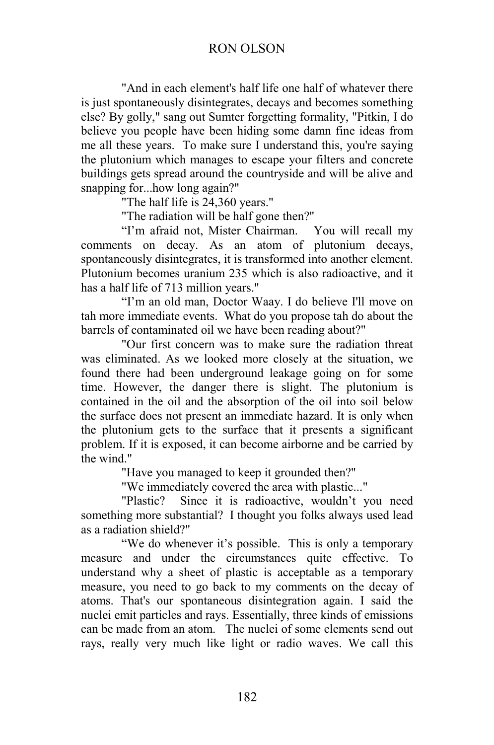"And in each element's half life one half of whatever there is just spontaneously disintegrates, decays and becomes something else? By golly," sang out Sumter forgetting formality, "Pitkin, I do believe you people have been hiding some damn fine ideas from me all these years. To make sure I understand this, you're saying the plutonium which manages to escape your filters and concrete buildings gets spread around the countryside and will be alive and snapping for...how long again?"

"The half life is 24,360 years."

"The radiation will be half gone then?"

"I'm afraid not, Mister Chairman. You will recall my comments on decay. As an atom of plutonium decays, spontaneously disintegrates, it is transformed into another element. Plutonium becomes uranium 235 which is also radioactive, and it has a half life of 713 million years."

"I'm an old man, Doctor Waay. I do believe I'll move on tah more immediate events. What do you propose tah do about the barrels of contaminated oil we have been reading about?"

"Our first concern was to make sure the radiation threat was eliminated. As we looked more closely at the situation, we found there had been underground leakage going on for some time. However, the danger there is slight. The plutonium is contained in the oil and the absorption of the oil into soil below the surface does not present an immediate hazard. It is only when the plutonium gets to the surface that it presents a significant problem. If it is exposed, it can become airborne and be carried by the wind."

"Have you managed to keep it grounded then?"

"We immediately covered the area with plastic..."

"Plastic? Since it is radioactive, wouldn't you need something more substantial? I thought you folks always used lead as a radiation shield?"

"We do whenever it's possible. This is only a temporary measure and under the circumstances quite effective. To understand why a sheet of plastic is acceptable as a temporary measure, you need to go back to my comments on the decay of atoms. That's our spontaneous disintegration again. I said the nuclei emit particles and rays. Essentially, three kinds of emissions can be made from an atom. The nuclei of some elements send out rays, really very much like light or radio waves. We call this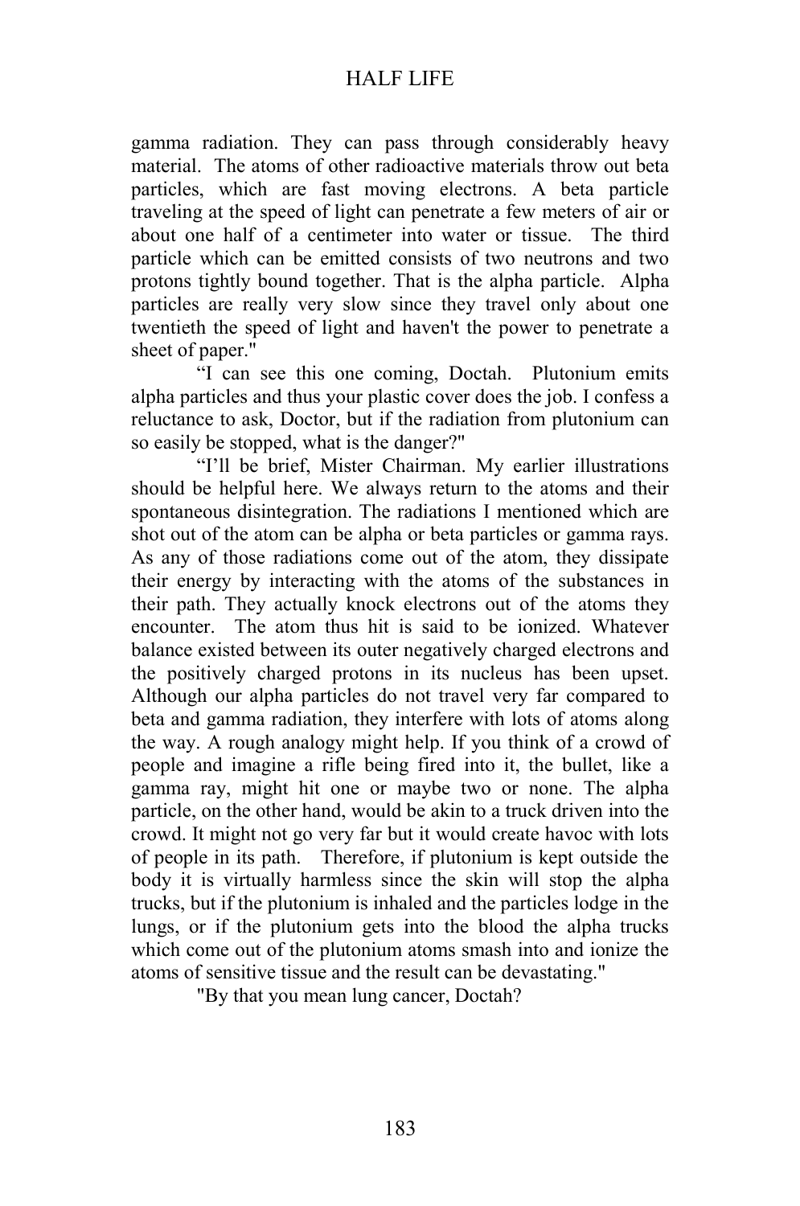gamma radiation. They can pass through considerably heavy material. The atoms of other radioactive materials throw out beta particles, which are fast moving electrons. A beta particle traveling at the speed of light can penetrate a few meters of air or about one half of a centimeter into water or tissue. The third particle which can be emitted consists of two neutrons and two protons tightly bound together. That is the alpha particle. Alpha particles are really very slow since they travel only about one twentieth the speed of light and haven't the power to penetrate a sheet of paper."

"I can see this one coming, Doctah. Plutonium emits alpha particles and thus your plastic cover does the job. I confess a reluctance to ask, Doctor, but if the radiation from plutonium can so easily be stopped, what is the danger?"

"I'll be brief, Mister Chairman. My earlier illustrations should be helpful here. We always return to the atoms and their spontaneous disintegration. The radiations I mentioned which are shot out of the atom can be alpha or beta particles or gamma rays. As any of those radiations come out of the atom, they dissipate their energy by interacting with the atoms of the substances in their path. They actually knock electrons out of the atoms they encounter. The atom thus hit is said to be ionized. Whatever balance existed between its outer negatively charged electrons and the positively charged protons in its nucleus has been upset. Although our alpha particles do not travel very far compared to beta and gamma radiation, they interfere with lots of atoms along the way. A rough analogy might help. If you think of a crowd of people and imagine a rifle being fired into it, the bullet, like a gamma ray, might hit one or maybe two or none. The alpha particle, on the other hand, would be akin to a truck driven into the crowd. It might not go very far but it would create havoc with lots of people in its path. Therefore, if plutonium is kept outside the body it is virtually harmless since the skin will stop the alpha trucks, but if the plutonium is inhaled and the particles lodge in the lungs, or if the plutonium gets into the blood the alpha trucks which come out of the plutonium atoms smash into and ionize the atoms of sensitive tissue and the result can be devastating."

"By that you mean lung cancer, Doctah?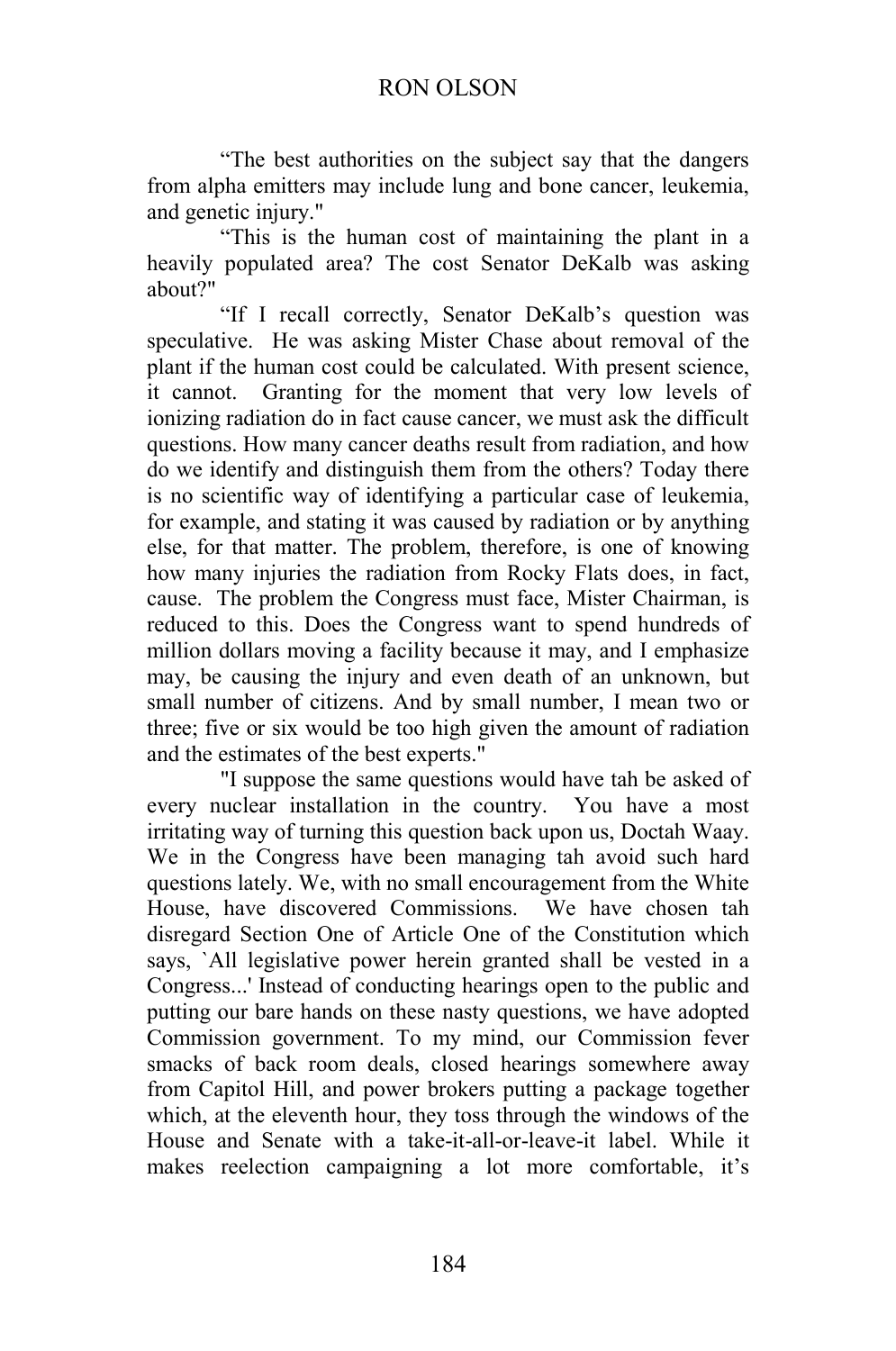"The best authorities on the subject say that the dangers from alpha emitters may include lung and bone cancer, leukemia, and genetic injury."

"This is the human cost of maintaining the plant in a heavily populated area? The cost Senator DeKalb was asking about?"

"If I recall correctly, Senator DeKalb's question was speculative. He was asking Mister Chase about removal of the plant if the human cost could be calculated. With present science, it cannot. Granting for the moment that very low levels of ionizing radiation do in fact cause cancer, we must ask the difficult questions. How many cancer deaths result from radiation, and how do we identify and distinguish them from the others? Today there is no scientific way of identifying a particular case of leukemia, for example, and stating it was caused by radiation or by anything else, for that matter. The problem, therefore, is one of knowing how many injuries the radiation from Rocky Flats does, in fact, cause. The problem the Congress must face, Mister Chairman, is reduced to this. Does the Congress want to spend hundreds of million dollars moving a facility because it may, and I emphasize may, be causing the injury and even death of an unknown, but small number of citizens. And by small number, I mean two or three; five or six would be too high given the amount of radiation and the estimates of the best experts."

"I suppose the same questions would have tah be asked of every nuclear installation in the country. You have a most irritating way of turning this question back upon us, Doctah Waay. We in the Congress have been managing tah avoid such hard questions lately. We, with no small encouragement from the White House, have discovered Commissions. We have chosen tah disregard Section One of Article One of the Constitution which says, `All legislative power herein granted shall be vested in a Congress...' Instead of conducting hearings open to the public and putting our bare hands on these nasty questions, we have adopted Commission government. To my mind, our Commission fever smacks of back room deals, closed hearings somewhere away from Capitol Hill, and power brokers putting a package together which, at the eleventh hour, they toss through the windows of the House and Senate with a take-it-all-or-leave-it label. While it makes reelection campaigning a lot more comfortable, it's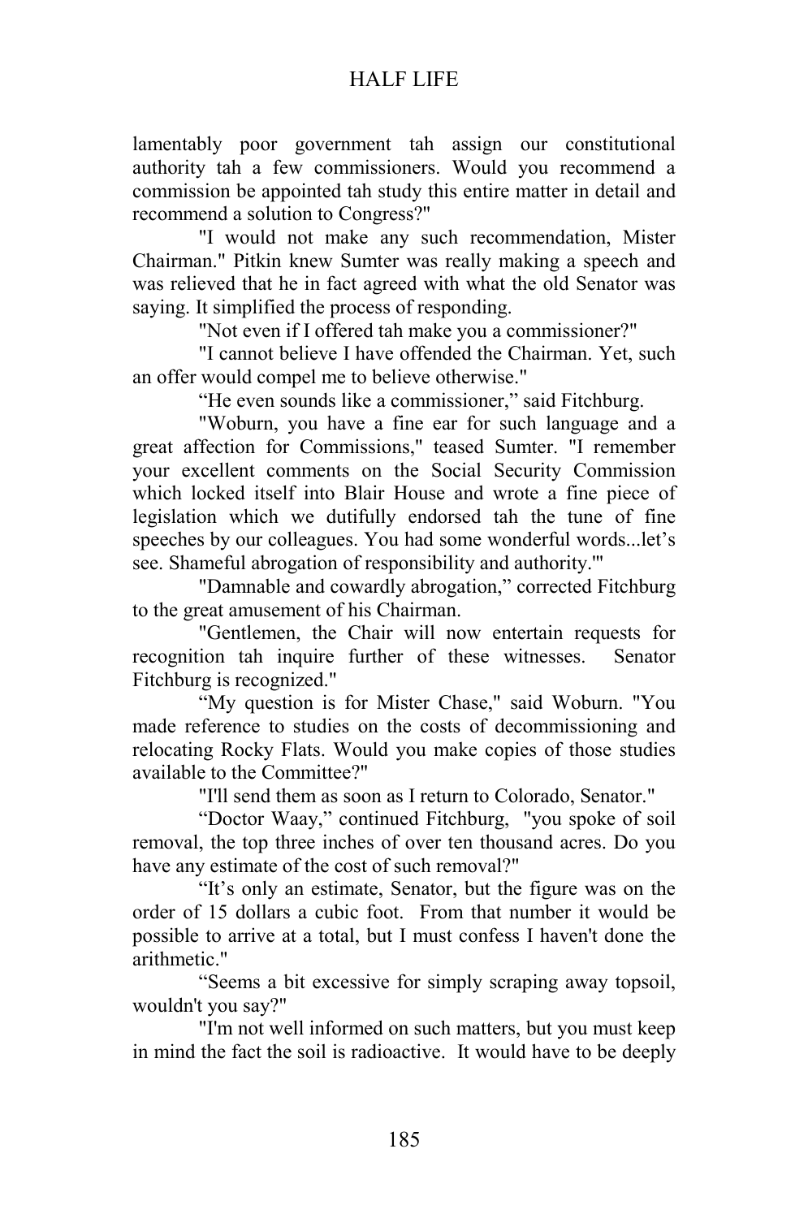lamentably poor government tah assign our constitutional authority tah a few commissioners. Would you recommend a commission be appointed tah study this entire matter in detail and recommend a solution to Congress?"

"I would not make any such recommendation, Mister Chairman." Pitkin knew Sumter was really making a speech and was relieved that he in fact agreed with what the old Senator was saying. It simplified the process of responding.

"Not even if I offered tah make you a commissioner?"

"I cannot believe I have offended the Chairman. Yet, such an offer would compel me to believe otherwise."

"He even sounds like a commissioner," said Fitchburg.

"Woburn, you have a fine ear for such language and a great affection for Commissions," teased Sumter. "I remember your excellent comments on the Social Security Commission which locked itself into Blair House and wrote a fine piece of legislation which we dutifully endorsed tah the tune of fine speeches by our colleagues. You had some wonderful words...let's see. Shameful abrogation of responsibility and authority.'"

"Damnable and cowardly abrogation," corrected Fitchburg to the great amusement of his Chairman.

"Gentlemen, the Chair will now entertain requests for recognition tah inquire further of these witnesses. Senator Fitchburg is recognized."

"My question is for Mister Chase," said Woburn. "You made reference to studies on the costs of decommissioning and relocating Rocky Flats. Would you make copies of those studies available to the Committee?"

"I'll send them as soon as I return to Colorado, Senator."

"Doctor Waay," continued Fitchburg, "you spoke of soil removal, the top three inches of over ten thousand acres. Do you have any estimate of the cost of such removal?"

"It's only an estimate, Senator, but the figure was on the order of 15 dollars a cubic foot. From that number it would be possible to arrive at a total, but I must confess I haven't done the arithmetic."

"Seems a bit excessive for simply scraping away topsoil, wouldn't you say?"

"I'm not well informed on such matters, but you must keep in mind the fact the soil is radioactive. It would have to be deeply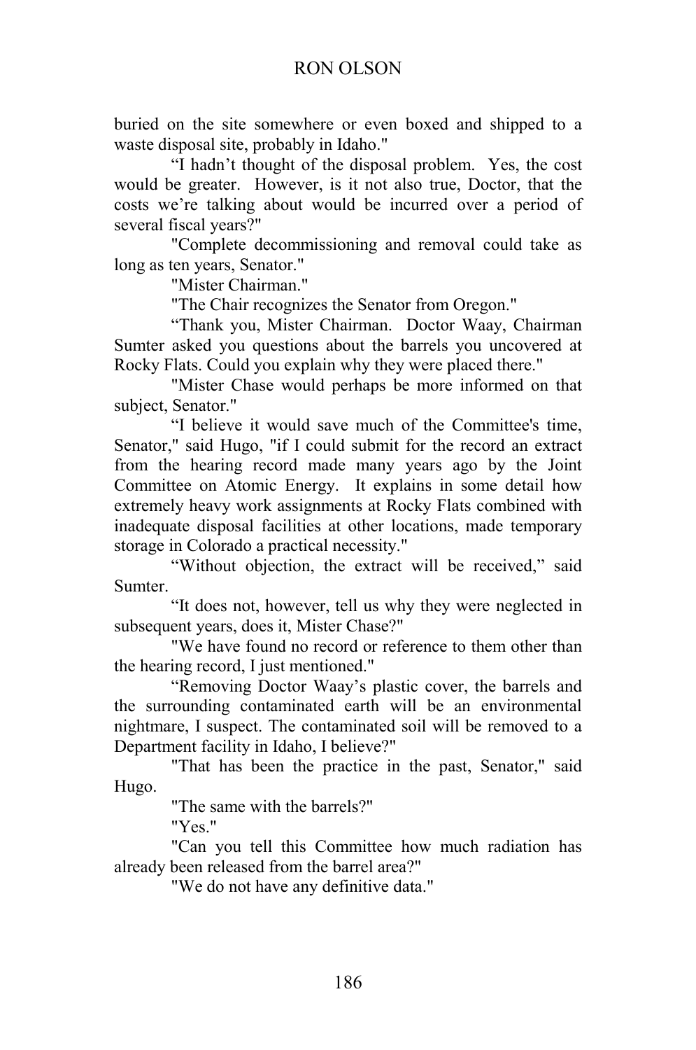buried on the site somewhere or even boxed and shipped to a waste disposal site, probably in Idaho."

“I hadn’t thought of the disposal problem. Yes, the cost would be greater. However, is it not also true, Doctor, that the costs we’re talking about would be incurred over a period of several fiscal years?"

"Complete decommissioning and removal could take as long as ten years, Senator."

"Mister Chairman."

"The Chair recognizes the Senator from Oregon."

“Thank you, Mister Chairman. Doctor Waay, Chairman Sumter asked you questions about the barrels you uncovered at Rocky Flats. Could you explain why they were placed there."

"Mister Chase would perhaps be more informed on that subject, Senator."

“I believe it would save much of the Committee's time, Senator," said Hugo, "if I could submit for the record an extract from the hearing record made many years ago by the Joint Committee on Atomic Energy. It explains in some detail how extremely heavy work assignments at Rocky Flats combined with inadequate disposal facilities at other locations, made temporary storage in Colorado a practical necessity."

“Without objection, the extract will be received,” said Sumter.

“It does not, however, tell us why they were neglected in subsequent years, does it, Mister Chase?"

"We have found no record or reference to them other than the hearing record, I just mentioned."

“Removing Doctor Waay’s plastic cover, the barrels and the surrounding contaminated earth will be an environmental nightmare, I suspect. The contaminated soil will be removed to a Department facility in Idaho, I believe?"

"That has been the practice in the past, Senator," said Hugo.

"The same with the barrels?"

"Yes."

"Can you tell this Committee how much radiation has already been released from the barrel area?"

"We do not have any definitive data."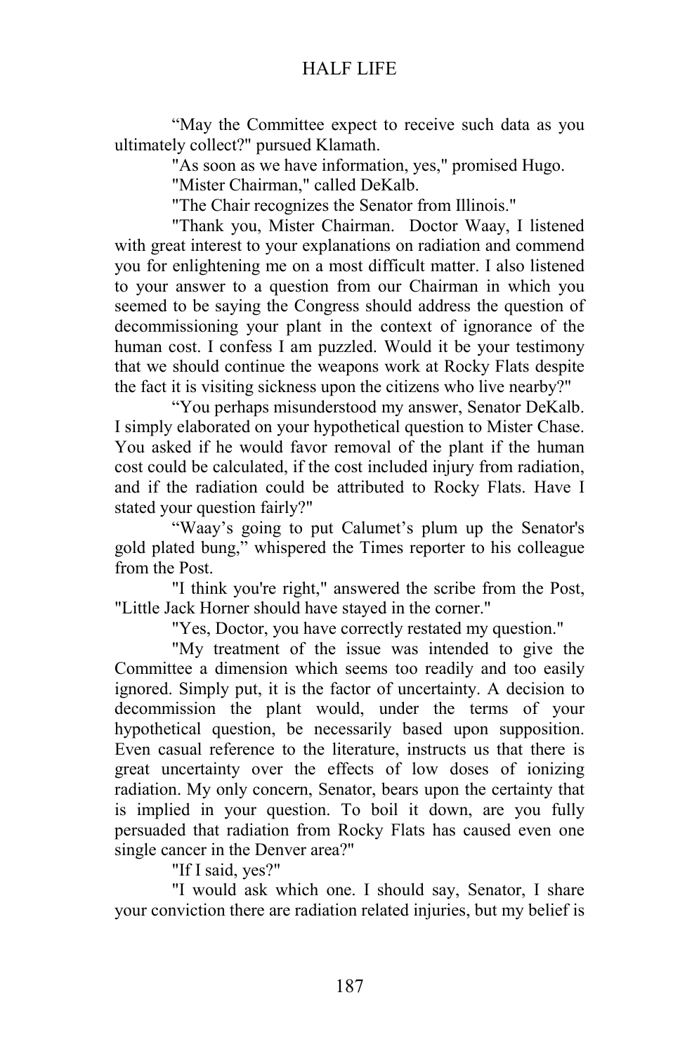“May the Committee expect to receive such data as you ultimately collect?" pursued Klamath.

"As soon as we have information, yes," promised Hugo.

"Mister Chairman," called DeKalb.

"The Chair recognizes the Senator from Illinois."

"Thank you, Mister Chairman. Doctor Waay, I listened with great interest to your explanations on radiation and commend you for enlightening me on a most difficult matter. I also listened to your answer to a question from our Chairman in which you seemed to be saying the Congress should address the question of decommissioning your plant in the context of ignorance of the human cost. I confess I am puzzled. Would it be your testimony that we should continue the weapons work at Rocky Flats despite the fact it is visiting sickness upon the citizens who live nearby?"

“You perhaps misunderstood my answer, Senator DeKalb. I simply elaborated on your hypothetical question to Mister Chase. You asked if he would favor removal of the plant if the human cost could be calculated, if the cost included injury from radiation, and if the radiation could be attributed to Rocky Flats. Have I stated your question fairly?"

“Waay’s going to put Calumet’s plum up the Senator's gold plated bung,” whispered the Times reporter to his colleague from the Post.

"I think you're right," answered the scribe from the Post, "Little Jack Horner should have stayed in the corner."

"Yes, Doctor, you have correctly restated my question."

"My treatment of the issue was intended to give the Committee a dimension which seems too readily and too easily ignored. Simply put, it is the factor of uncertainty. A decision to decommission the plant would, under the terms of your hypothetical question, be necessarily based upon supposition. Even casual reference to the literature, instructs us that there is great uncertainty over the effects of low doses of ionizing radiation. My only concern, Senator, bears upon the certainty that is implied in your question. To boil it down, are you fully persuaded that radiation from Rocky Flats has caused even one single cancer in the Denver area?"

"If I said, yes?"

"I would ask which one. I should say, Senator, I share your conviction there are radiation related injuries, but my belief is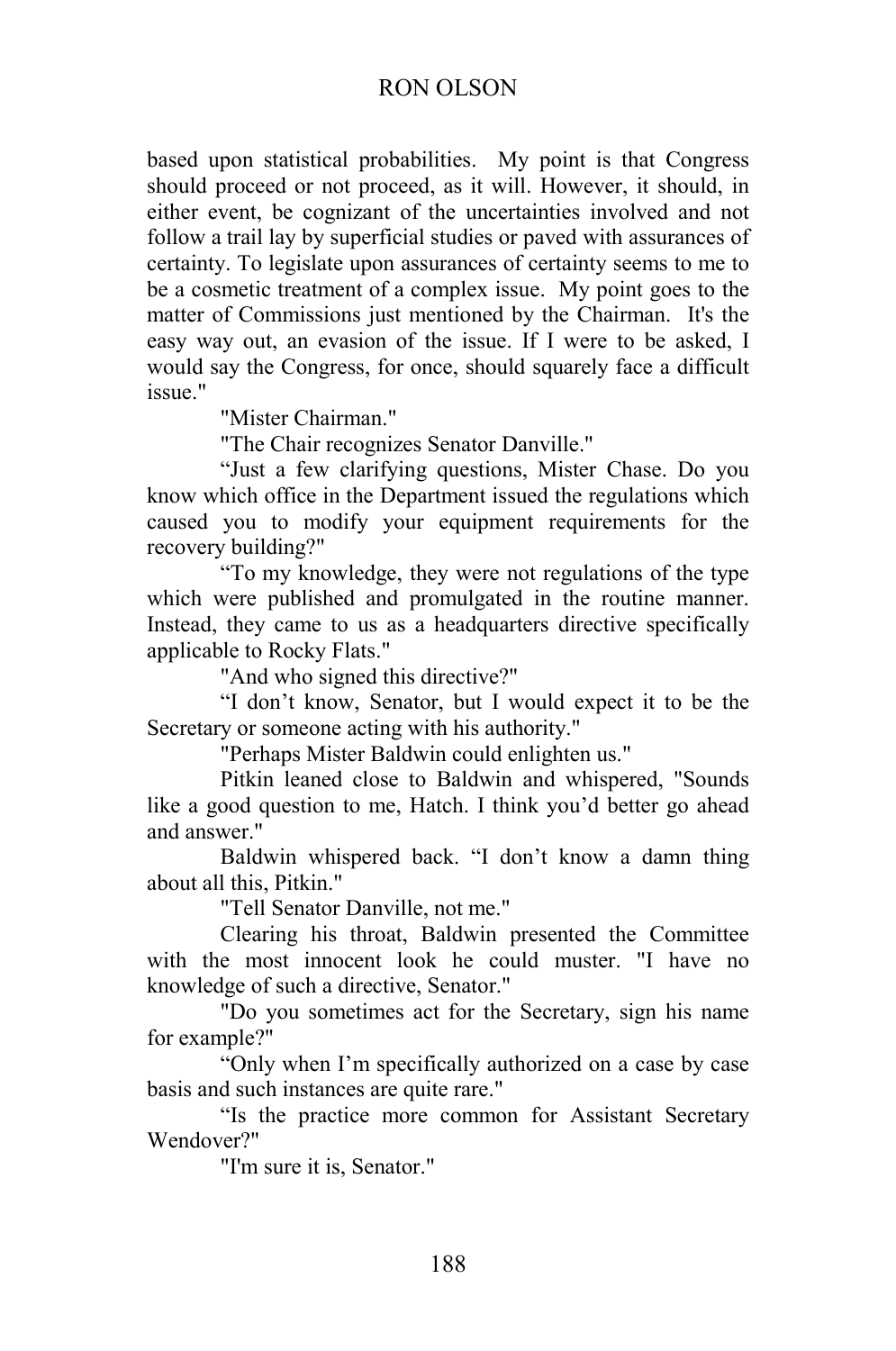based upon statistical probabilities. My point is that Congress should proceed or not proceed, as it will. However, it should, in either event, be cognizant of the uncertainties involved and not follow a trail lay by superficial studies or paved with assurances of certainty. To legislate upon assurances of certainty seems to me to be a cosmetic treatment of a complex issue. My point goes to the matter of Commissions just mentioned by the Chairman. It's the easy way out, an evasion of the issue. If I were to be asked, I would say the Congress, for once, should squarely face a difficult issue."

"Mister Chairman."

"The Chair recognizes Senator Danville."

"Just a few clarifying questions, Mister Chase. Do you know which office in the Department issued the regulations which caused you to modify your equipment requirements for the recovery building?"

"To my knowledge, they were not regulations of the type which were published and promulgated in the routine manner. Instead, they came to us as a headquarters directive specifically applicable to Rocky Flats."

"And who signed this directive?"

"I don't know, Senator, but I would expect it to be the Secretary or someone acting with his authority."

"Perhaps Mister Baldwin could enlighten us."

Pitkin leaned close to Baldwin and whispered, "Sounds like a good question to me, Hatch. I think you'd better go ahead and answer."

Baldwin whispered back. "I don't know a damn thing about all this, Pitkin."

"Tell Senator Danville, not me."

Clearing his throat, Baldwin presented the Committee with the most innocent look he could muster. "I have no knowledge of such a directive, Senator."

"Do you sometimes act for the Secretary, sign his name for example?"

"Only when I'm specifically authorized on a case by case basis and such instances are quite rare."

"Is the practice more common for Assistant Secretary Wendover?"

"I'm sure it is, Senator."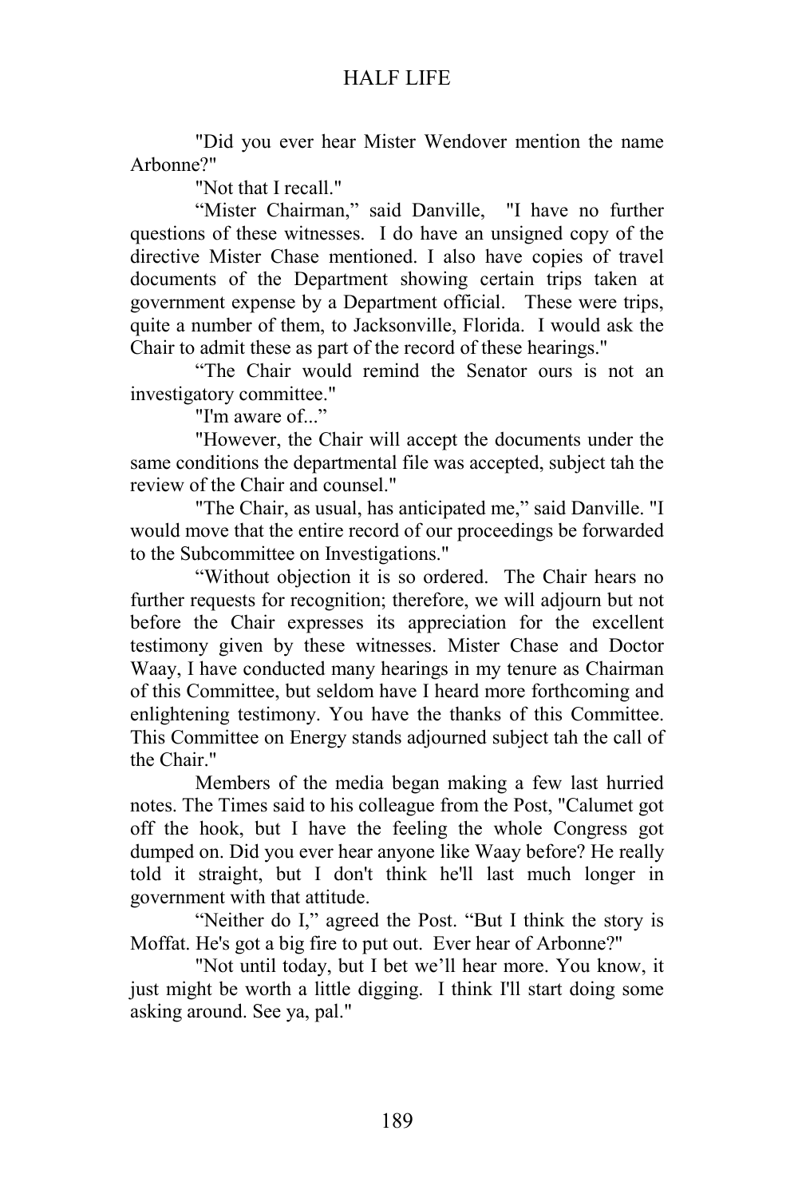"Did you ever hear Mister Wendover mention the name Arbonne?"

"Not that I recall."

"Mister Chairman," said Danville, "I have no further questions of these witnesses. I do have an unsigned copy of the directive Mister Chase mentioned. I also have copies of travel documents of the Department showing certain trips taken at government expense by a Department official. These were trips, quite a number of them, to Jacksonville, Florida. I would ask the Chair to admit these as part of the record of these hearings."

"The Chair would remind the Senator ours is not an investigatory committee."

"I'm aware of..."

"However, the Chair will accept the documents under the same conditions the departmental file was accepted, subject tah the review of the Chair and counsel."

"The Chair, as usual, has anticipated me," said Danville. "I would move that the entire record of our proceedings be forwarded to the Subcommittee on Investigations."

"Without objection it is so ordered. The Chair hears no further requests for recognition; therefore, we will adjourn but not before the Chair expresses its appreciation for the excellent testimony given by these witnesses. Mister Chase and Doctor Waay, I have conducted many hearings in my tenure as Chairman of this Committee, but seldom have I heard more forthcoming and enlightening testimony. You have the thanks of this Committee. This Committee on Energy stands adjourned subject tah the call of the Chair."

Members of the media began making a few last hurried notes. The Times said to his colleague from the Post, "Calumet got off the hook, but I have the feeling the whole Congress got dumped on. Did you ever hear anyone like Waay before? He really told it straight, but I don't think he'll last much longer in government with that attitude.

"Neither do I," agreed the Post. "But I think the story is Moffat. He's got a big fire to put out. Ever hear of Arbonne?"

"Not until today, but I bet we'll hear more. You know, it just might be worth a little digging. I think I'll start doing some asking around. See ya, pal."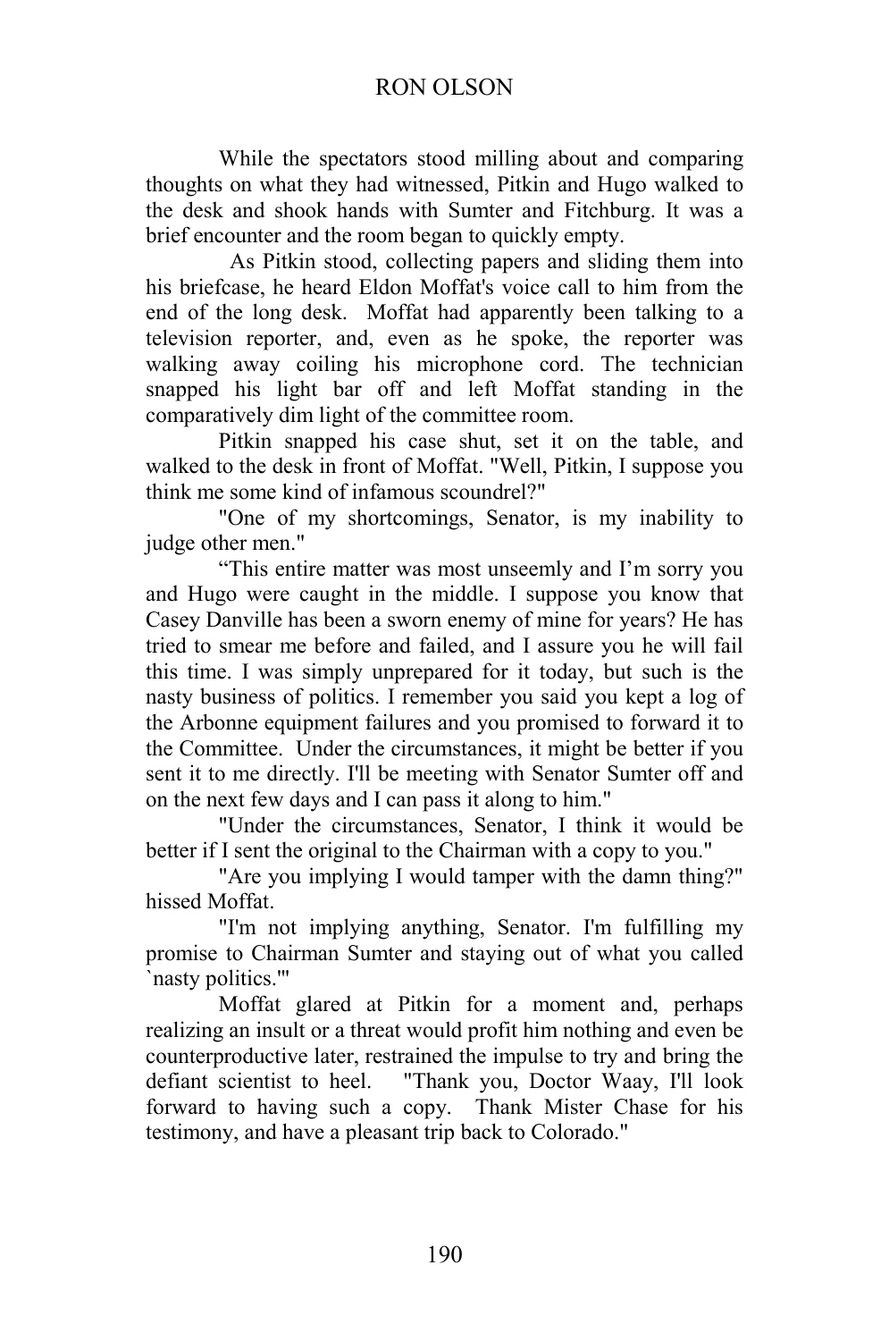While the spectators stood milling about and comparing thoughts on what they had witnessed, Pitkin and Hugo walked to the desk and shook hands with Sumter and Fitchburg. It was a brief encounter and the room began to quickly empty.

As Pitkin stood, collecting papers and sliding them into his briefcase, he heard Eldon Moffat's voice call to him from the end of the long desk. Moffat had apparently been talking to a television reporter, and, even as he spoke, the reporter was walking away coiling his microphone cord. The technician snapped his light bar off and left Moffat standing in the comparatively dim light of the committee room.

Pitkin snapped his case shut, set it on the table, and walked to the desk in front of Moffat. "Well, Pitkin, I suppose you think me some kind of infamous scoundrel?"

"One of my shortcomings, Senator, is my inability to judge other men."

"This entire matter was most unseemly and I'm sorry you and Hugo were caught in the middle. I suppose you know that Casey Danville has been a sworn enemy of mine for years? He has tried to smear me before and failed, and I assure you he will fail this time. I was simply unprepared for it today, but such is the nasty business of politics. I remember you said you kept a log of the Arbonne equipment failures and you promised to forward it to the Committee. Under the circumstances, it might be better if you sent it to me directly. I'll be meeting with Senator Sumter off and on the next few days and I can pass it along to him."

"Under the circumstances, Senator, I think it would be better if I sent the original to the Chairman with a copy to you."

"Are you implying I would tamper with the damn thing?" hissed Moffat.

"I'm not implying anything, Senator. I'm fulfilling my promise to Chairman Sumter and staying out of what you called `nasty politics.'"

Moffat glared at Pitkin for a moment and, perhaps realizing an insult or a threat would profit him nothing and even be counterproductive later, restrained the impulse to try and bring the defiant scientist to heel. "Thank you, Doctor Waay, I'll look forward to having such a copy. Thank Mister Chase for his testimony, and have a pleasant trip back to Colorado."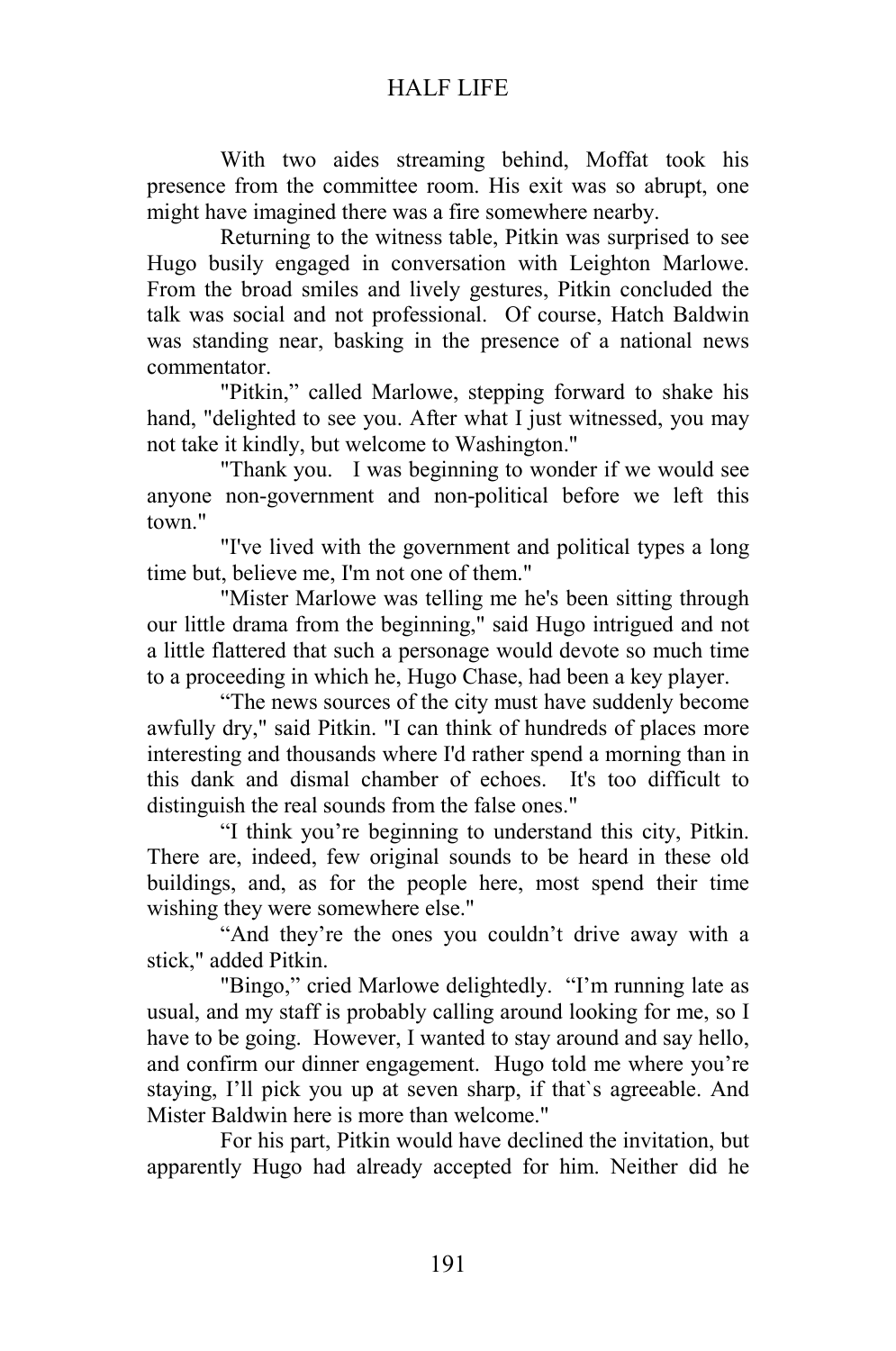With two aides streaming behind, Moffat took his presence from the committee room. His exit was so abrupt, one might have imagined there was a fire somewhere nearby.

Returning to the witness table, Pitkin was surprised to see Hugo busily engaged in conversation with Leighton Marlowe. From the broad smiles and lively gestures, Pitkin concluded the talk was social and not professional. Of course, Hatch Baldwin was standing near, basking in the presence of a national news commentator.

"Pitkin," called Marlowe, stepping forward to shake his hand, "delighted to see you. After what I just witnessed, you may not take it kindly, but welcome to Washington."

"Thank you. I was beginning to wonder if we would see anyone non-government and non-political before we left this town."

"I've lived with the government and political types a long time but, believe me, I'm not one of them."

"Mister Marlowe was telling me he's been sitting through our little drama from the beginning," said Hugo intrigued and not a little flattered that such a personage would devote so much time to a proceeding in which he, Hugo Chase, had been a key player.

"The news sources of the city must have suddenly become awfully dry," said Pitkin. "I can think of hundreds of places more interesting and thousands where I'd rather spend a morning than in this dank and dismal chamber of echoes. It's too difficult to distinguish the real sounds from the false ones."

"I think you're beginning to understand this city, Pitkin. There are, indeed, few original sounds to be heard in these old buildings, and, as for the people here, most spend their time wishing they were somewhere else."

"And they're the ones you couldn't drive away with a stick," added Pitkin.

"Bingo," cried Marlowe delightedly. "I'm running late as usual, and my staff is probably calling around looking for me, so I have to be going. However, I wanted to stay around and say hello, and confirm our dinner engagement. Hugo told me where you're staying, I'll pick you up at seven sharp, if that`s agreeable. And Mister Baldwin here is more than welcome."

For his part, Pitkin would have declined the invitation, but apparently Hugo had already accepted for him. Neither did he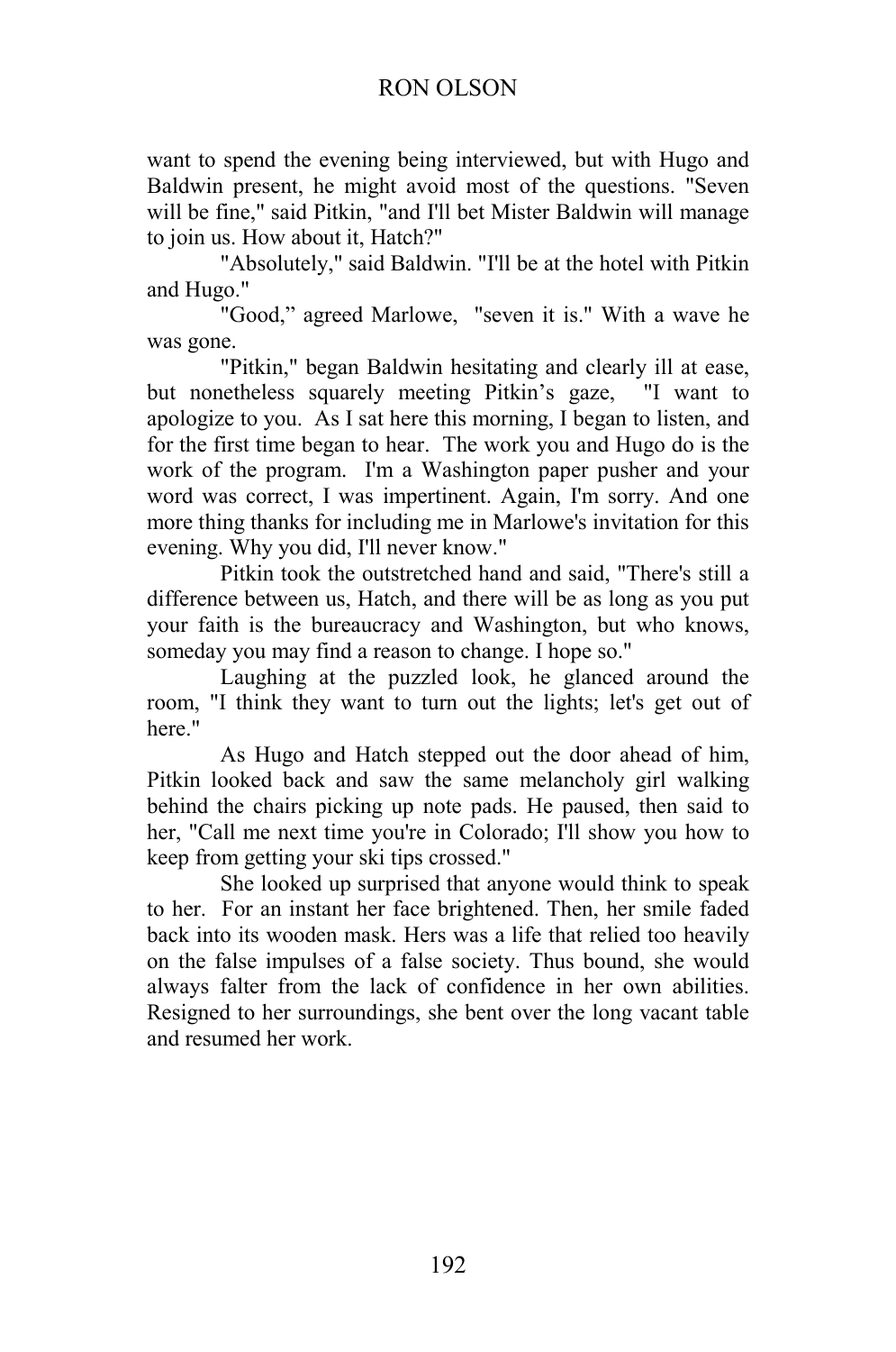want to spend the evening being interviewed, but with Hugo and Baldwin present, he might avoid most of the questions. "Seven will be fine," said Pitkin, "and I'll bet Mister Baldwin will manage to join us. How about it, Hatch?"

"Absolutely," said Baldwin. "I'll be at the hotel with Pitkin and Hugo."

"Good," agreed Marlowe, "seven it is." With a wave he was gone.

"Pitkin," began Baldwin hesitating and clearly ill at ease, but nonetheless squarely meeting Pitkin's gaze, "I want to apologize to you. As I sat here this morning, I began to listen, and for the first time began to hear. The work you and Hugo do is the work of the program. I'm a Washington paper pusher and your word was correct, I was impertinent. Again, I'm sorry. And one more thing thanks for including me in Marlowe's invitation for this evening. Why you did, I'll never know."

Pitkin took the outstretched hand and said, "There's still a difference between us, Hatch, and there will be as long as you put your faith is the bureaucracy and Washington, but who knows, someday you may find a reason to change. I hope so."

Laughing at the puzzled look, he glanced around the room, "I think they want to turn out the lights; let's get out of here."

As Hugo and Hatch stepped out the door ahead of him, Pitkin looked back and saw the same melancholy girl walking behind the chairs picking up note pads. He paused, then said to her, "Call me next time you're in Colorado; I'll show you how to keep from getting your ski tips crossed."

She looked up surprised that anyone would think to speak to her. For an instant her face brightened. Then, her smile faded back into its wooden mask. Hers was a life that relied too heavily on the false impulses of a false society. Thus bound, she would always falter from the lack of confidence in her own abilities. Resigned to her surroundings, she bent over the long vacant table and resumed her work.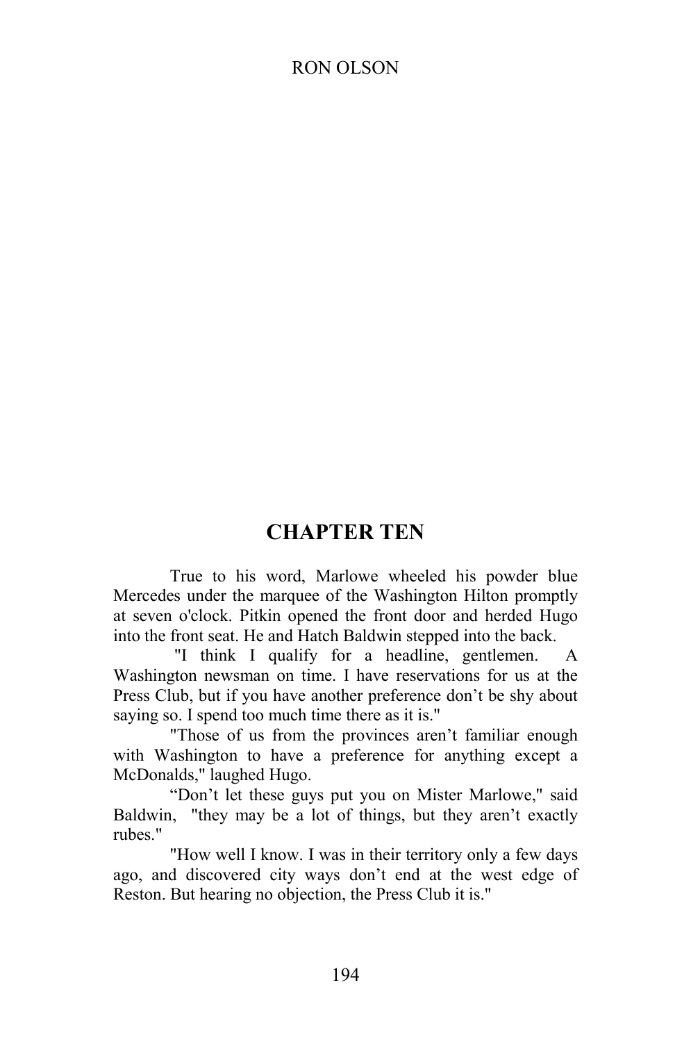# CHAPTER TEN

True to his word, Marlowe wheeled his powder blue Mercedes under the marquee of the Washington Hilton promptly at seven o'clock. Pitkin opened the front door and herded Hugo into the front seat. He and Hatch Baldwin stepped into the back.

"I think I qualify for a headline, gentlemen. A Washington newsman on time. I have reservations for us at the Press Club, but if you have another preference don't be shy about saying so. I spend too much time there as it is."

"Those of us from the provinces aren't familiar enough with Washington to have a preference for anything except a McDonalds," laughed Hugo.

"Don't let these guys put you on Mister Marlowe," said Baldwin, "they may be a lot of things, but they aren't exactly rubes."

"How well I know. I was in their territory only a few days ago, and discovered city ways don't end at the west edge of Reston. But hearing no objection, the Press Club it is."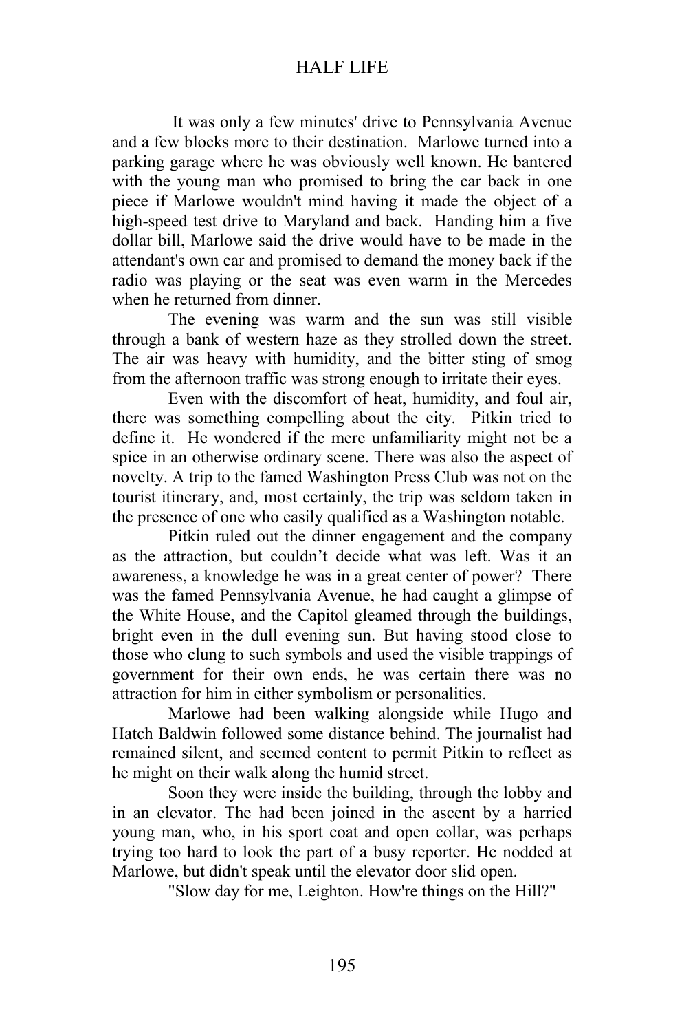It was only a few minutes' drive to Pennsylvania Avenue and a few blocks more to their destination. Marlowe turned into a parking garage where he was obviously well known. He bantered with the young man who promised to bring the car back in one piece if Marlowe wouldn't mind having it made the object of a high-speed test drive to Maryland and back. Handing him a five dollar bill, Marlowe said the drive would have to be made in the attendant's own car and promised to demand the money back if the radio was playing or the seat was even warm in the Mercedes when he returned from dinner.

The evening was warm and the sun was still visible through a bank of western haze as they strolled down the street. The air was heavy with humidity, and the bitter sting of smog from the afternoon traffic was strong enough to irritate their eyes.

Even with the discomfort of heat, humidity, and foul air, there was something compelling about the city. Pitkin tried to define it. He wondered if the mere unfamiliarity might not be a spice in an otherwise ordinary scene. There was also the aspect of novelty. A trip to the famed Washington Press Club was not on the tourist itinerary, and, most certainly, the trip was seldom taken in the presence of one who easily qualified as a Washington notable.

Pitkin ruled out the dinner engagement and the company as the attraction, but couldn't decide what was left. Was it an awareness, a knowledge he was in a great center of power? There was the famed Pennsylvania Avenue, he had caught a glimpse of the White House, and the Capitol gleamed through the buildings, bright even in the dull evening sun. But having stood close to those who clung to such symbols and used the visible trappings of government for their own ends, he was certain there was no attraction for him in either symbolism or personalities.

Marlowe had been walking alongside while Hugo and Hatch Baldwin followed some distance behind. The journalist had remained silent, and seemed content to permit Pitkin to reflect as he might on their walk along the humid street.

Soon they were inside the building, through the lobby and in an elevator. The had been joined in the ascent by a harried young man, who, in his sport coat and open collar, was perhaps trying too hard to look the part of a busy reporter. He nodded at Marlowe, but didn't speak until the elevator door slid open.

"Slow day for me, Leighton. How're things on the Hill?"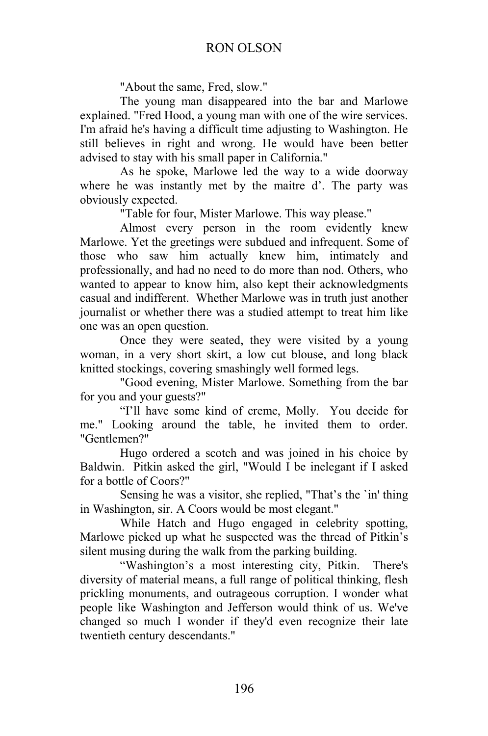"About the same, Fred, slow."

The young man disappeared into the bar and Marlowe explained. "Fred Hood, a young man with one of the wire services. I'm afraid he's having a difficult time adjusting to Washington. He still believes in right and wrong. He would have been better advised to stay with his small paper in California."

As he spoke, Marlowe led the way to a wide doorway where he was instantly met by the maitre d'. The party was obviously expected.

"Table for four, Mister Marlowe. This way please."

Almost every person in the room evidently knew Marlowe. Yet the greetings were subdued and infrequent. Some of those who saw him actually knew him, intimately and professionally, and had no need to do more than nod. Others, who wanted to appear to know him, also kept their acknowledgments casual and indifferent. Whether Marlowe was in truth just another journalist or whether there was a studied attempt to treat him like one was an open question.

Once they were seated, they were visited by a young woman, in a very short skirt, a low cut blouse, and long black knitted stockings, covering smashingly well formed legs.

"Good evening, Mister Marlowe. Something from the bar for you and your guests?"

"I'll have some kind of creme, Molly. You decide for me." Looking around the table, he invited them to order. "Gentlemen?"

Hugo ordered a scotch and was joined in his choice by Baldwin. Pitkin asked the girl, "Would I be inelegant if I asked for a bottle of Coors?"

Sensing he was a visitor, she replied, "That's the `in' thing in Washington, sir. A Coors would be most elegant."

While Hatch and Hugo engaged in celebrity spotting, Marlowe picked up what he suspected was the thread of Pitkin's silent musing during the walk from the parking building.

"Washington's a most interesting city, Pitkin. There's diversity of material means, a full range of political thinking, flesh prickling monuments, and outrageous corruption. I wonder what people like Washington and Jefferson would think of us. We've changed so much I wonder if they'd even recognize their late twentieth century descendants."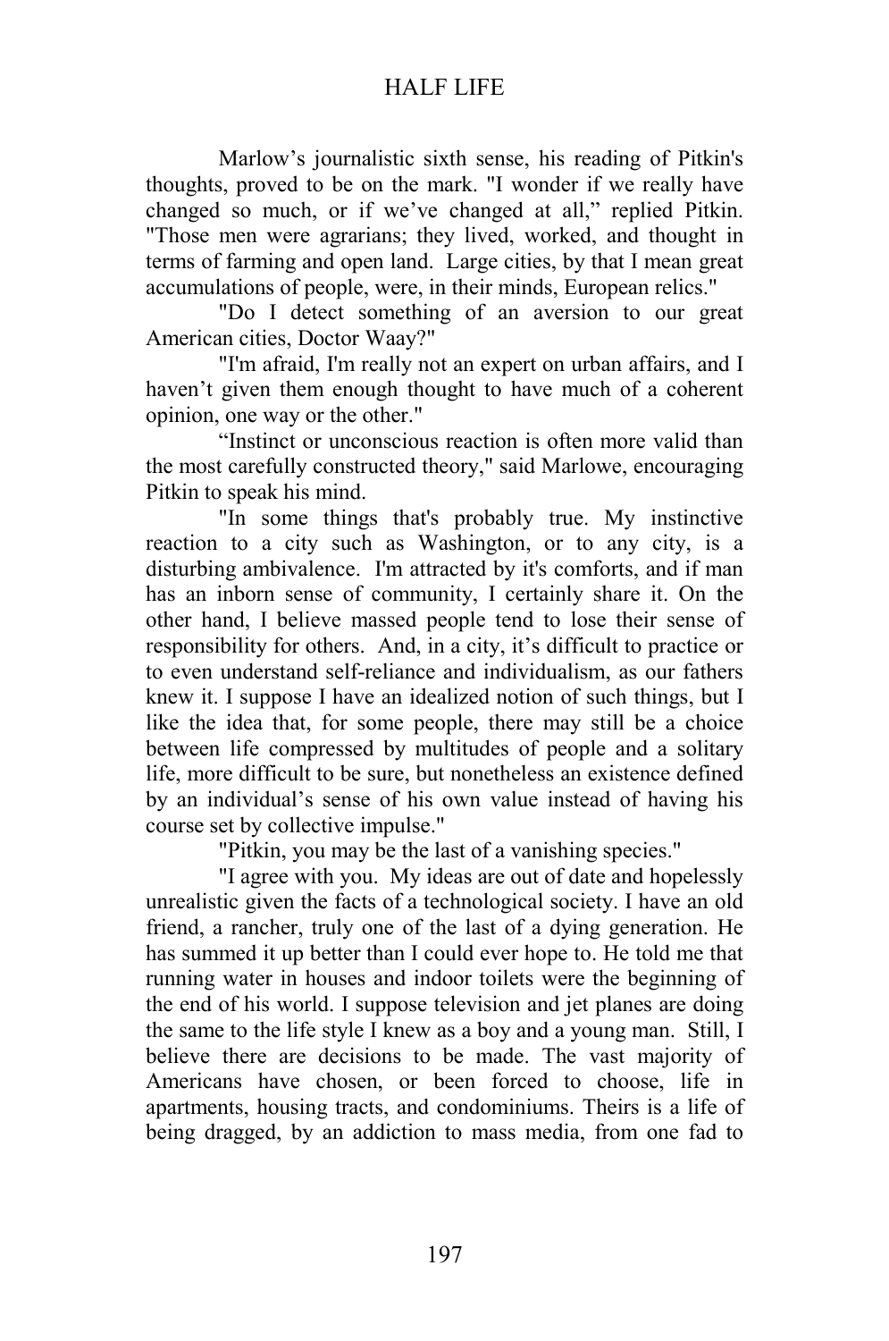Marlow's journalistic sixth sense, his reading of Pitkin's thoughts, proved to be on the mark. "I wonder if we really have changed so much, or if we've changed at all," replied Pitkin. "Those men were agrarians; they lived, worked, and thought in terms of farming and open land. Large cities, by that I mean great accumulations of people, were, in their minds, European relics."

"Do I detect something of an aversion to our great American cities, Doctor Waay?"

"I'm afraid, I'm really not an expert on urban affairs, and I haven't given them enough thought to have much of a coherent opinion, one way or the other."

"Instinct or unconscious reaction is often more valid than the most carefully constructed theory," said Marlowe, encouraging Pitkin to speak his mind.

"In some things that's probably true. My instinctive reaction to a city such as Washington, or to any city, is a disturbing ambivalence. I'm attracted by it's comforts, and if man has an inborn sense of community, I certainly share it. On the other hand, I believe massed people tend to lose their sense of responsibility for others. And, in a city, it's difficult to practice or to even understand self-reliance and individualism, as our fathers knew it. I suppose I have an idealized notion of such things, but I like the idea that, for some people, there may still be a choice between life compressed by multitudes of people and a solitary life, more difficult to be sure, but nonetheless an existence defined by an individual's sense of his own value instead of having his course set by collective impulse."

"Pitkin, you may be the last of a vanishing species."

"I agree with you. My ideas are out of date and hopelessly unrealistic given the facts of a technological society. I have an old friend, a rancher, truly one of the last of a dying generation. He has summed it up better than I could ever hope to. He told me that running water in houses and indoor toilets were the beginning of the end of his world. I suppose television and jet planes are doing the same to the life style I knew as a boy and a young man. Still, I believe there are decisions to be made. The vast majority of Americans have chosen, or been forced to choose, life in apartments, housing tracts, and condominiums. Theirs is a life of being dragged, by an addiction to mass media, from one fad to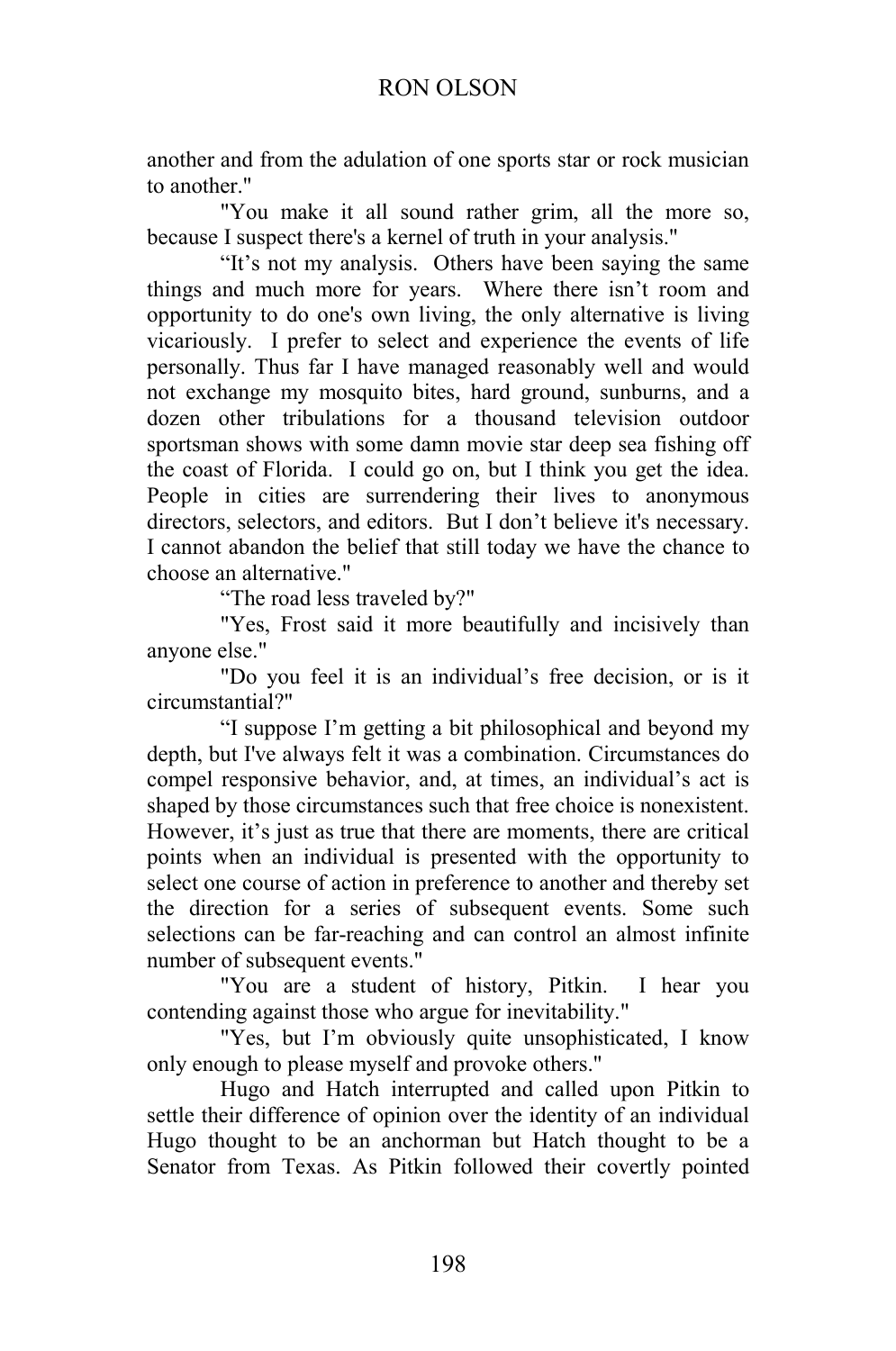another and from the adulation of one sports star or rock musician to another."

"You make it all sound rather grim, all the more so, because I suspect there's a kernel of truth in your analysis."

“It’s not my analysis. Others have been saying the same things and much more for years. Where there isn’t room and opportunity to do one's own living, the only alternative is living vicariously. I prefer to select and experience the events of life personally. Thus far I have managed reasonably well and would not exchange my mosquito bites, hard ground, sunburns, and a dozen other tribulations for a thousand television outdoor sportsman shows with some damn movie star deep sea fishing off the coast of Florida. I could go on, but I think you get the idea. People in cities are surrendering their lives to anonymous directors, selectors, and editors. But I don’t believe it's necessary. I cannot abandon the belief that still today we have the chance to choose an alternative."

“The road less traveled by?"

"Yes, Frost said it more beautifully and incisively than anyone else."

"Do you feel it is an individual’s free decision, or is it circumstantial?"

“I suppose I’m getting a bit philosophical and beyond my depth, but I've always felt it was a combination. Circumstances do compel responsive behavior, and, at times, an individual’s act is shaped by those circumstances such that free choice is nonexistent. However, it’s just as true that there are moments, there are critical points when an individual is presented with the opportunity to select one course of action in preference to another and thereby set the direction for a series of subsequent events. Some such selections can be far-reaching and can control an almost infinite number of subsequent events."

"You are a student of history, Pitkin. I hear you contending against those who argue for inevitability."

"Yes, but I’m obviously quite unsophisticated, I know only enough to please myself and provoke others."

Hugo and Hatch interrupted and called upon Pitkin to settle their difference of opinion over the identity of an individual Hugo thought to be an anchorman but Hatch thought to be a Senator from Texas. As Pitkin followed their covertly pointed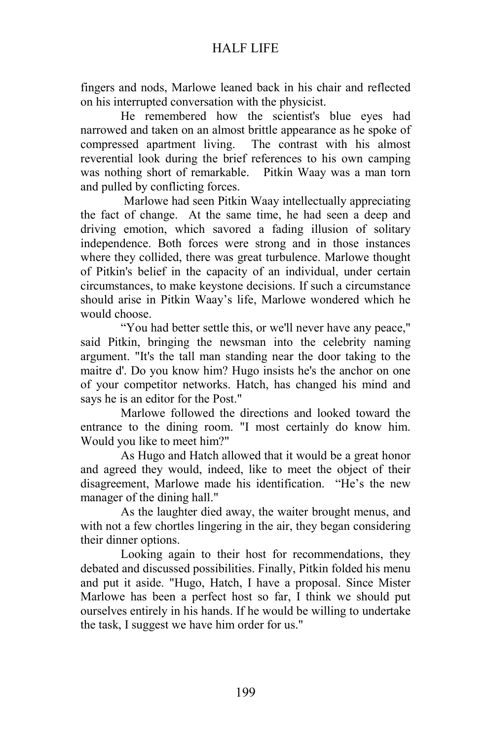fingers and nods, Marlowe leaned back in his chair and reflected on his interrupted conversation with the physicist.

He remembered how the scientist's blue eyes had narrowed and taken on an almost brittle appearance as he spoke of compressed apartment living. The contrast with his almost reverential look during the brief references to his own camping was nothing short of remarkable. Pitkin Waay was a man torn and pulled by conflicting forces.

Marlowe had seen Pitkin Waay intellectually appreciating the fact of change. At the same time, he had seen a deep and driving emotion, which savored a fading illusion of solitary independence. Both forces were strong and in those instances where they collided, there was great turbulence. Marlowe thought of Pitkin's belief in the capacity of an individual, under certain circumstances, to make keystone decisions. If such a circumstance should arise in Pitkin Waay's life, Marlowe wondered which he would choose.

"You had better settle this, or we'll never have any peace," said Pitkin, bringing the newsman into the celebrity naming argument. "It's the tall man standing near the door taking to the maitre d'. Do you know him? Hugo insists he's the anchor on one of your competitor networks. Hatch, has changed his mind and says he is an editor for the Post."

Marlowe followed the directions and looked toward the entrance to the dining room. "I most certainly do know him. Would you like to meet him?"

As Hugo and Hatch allowed that it would be a great honor and agreed they would, indeed, like to meet the object of their disagreement, Marlowe made his identification. "He's the new manager of the dining hall."

As the laughter died away, the waiter brought menus, and with not a few chortles lingering in the air, they began considering their dinner options.

Looking again to their host for recommendations, they debated and discussed possibilities. Finally, Pitkin folded his menu and put it aside. "Hugo, Hatch, I have a proposal. Since Mister Marlowe has been a perfect host so far, I think we should put ourselves entirely in his hands. If he would be willing to undertake the task, I suggest we have him order for us."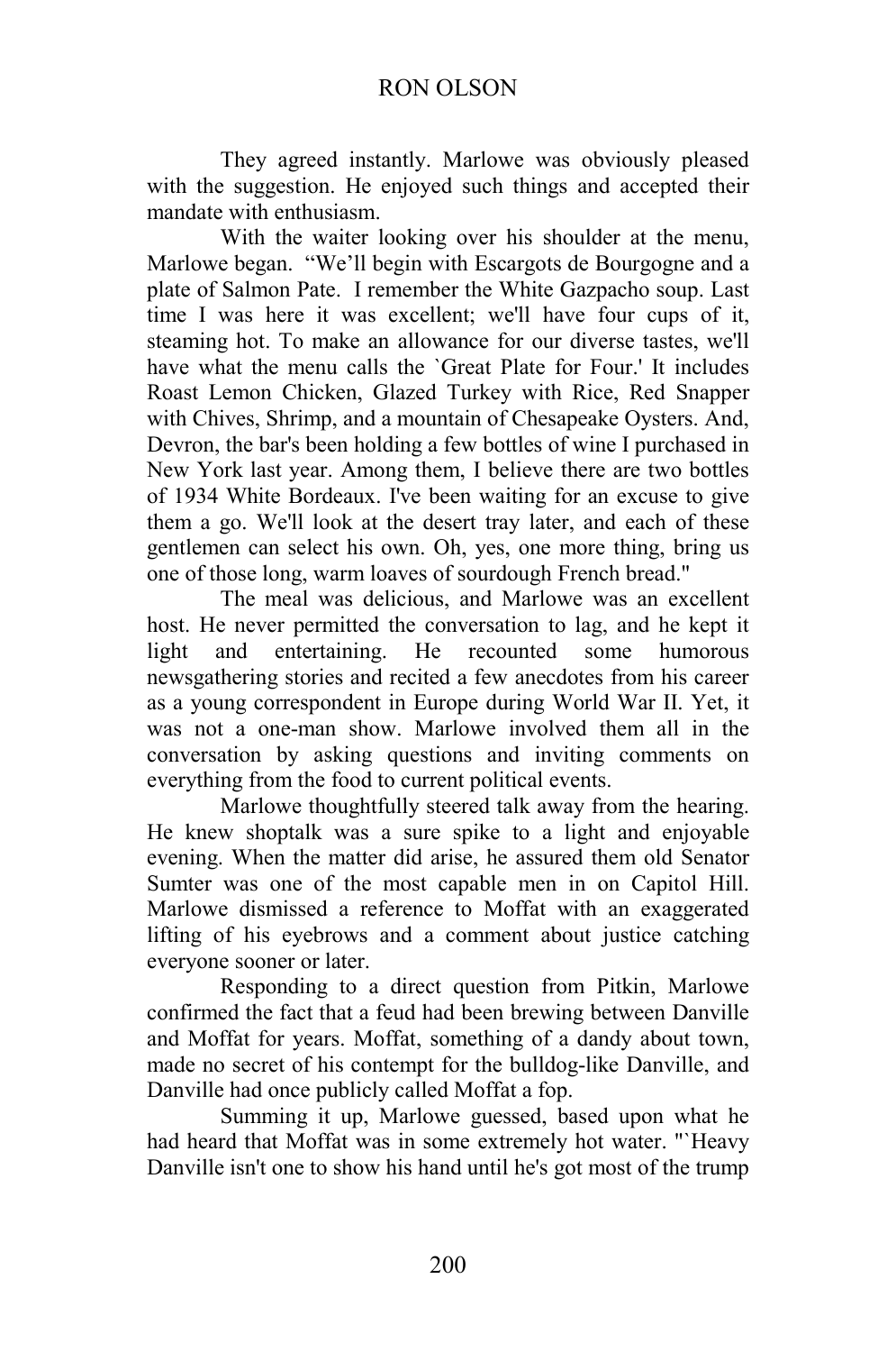They agreed instantly. Marlowe was obviously pleased with the suggestion. He enjoyed such things and accepted their mandate with enthusiasm.

With the waiter looking over his shoulder at the menu, Marlowe began. "We'll begin with Escargots de Bourgogne and a plate of Salmon Pate. I remember the White Gazpacho soup. Last time I was here it was excellent; we'll have four cups of it, steaming hot. To make an allowance for our diverse tastes, we'll have what the menu calls the `Great Plate for Four.' It includes Roast Lemon Chicken, Glazed Turkey with Rice, Red Snapper with Chives, Shrimp, and a mountain of Chesapeake Oysters. And, Devron, the bar's been holding a few bottles of wine I purchased in New York last year. Among them, I believe there are two bottles of 1934 White Bordeaux. I've been waiting for an excuse to give them a go. We'll look at the desert tray later, and each of these gentlemen can select his own. Oh, yes, one more thing, bring us one of those long, warm loaves of sourdough French bread."

The meal was delicious, and Marlowe was an excellent host. He never permitted the conversation to lag, and he kept it light and entertaining. He recounted some humorous newsgathering stories and recited a few anecdotes from his career as a young correspondent in Europe during World War II. Yet, it was not a one-man show. Marlowe involved them all in the conversation by asking questions and inviting comments on everything from the food to current political events.

Marlowe thoughtfully steered talk away from the hearing. He knew shoptalk was a sure spike to a light and enjoyable evening. When the matter did arise, he assured them old Senator Sumter was one of the most capable men in on Capitol Hill. Marlowe dismissed a reference to Moffat with an exaggerated lifting of his eyebrows and a comment about justice catching everyone sooner or later.

Responding to a direct question from Pitkin, Marlowe confirmed the fact that a feud had been brewing between Danville and Moffat for years. Moffat, something of a dandy about town, made no secret of his contempt for the bulldog-like Danville, and Danville had once publicly called Moffat a fop.

Summing it up, Marlowe guessed, based upon what he had heard that Moffat was in some extremely hot water. "`Heavy Danville isn't one to show his hand until he's got most of the trump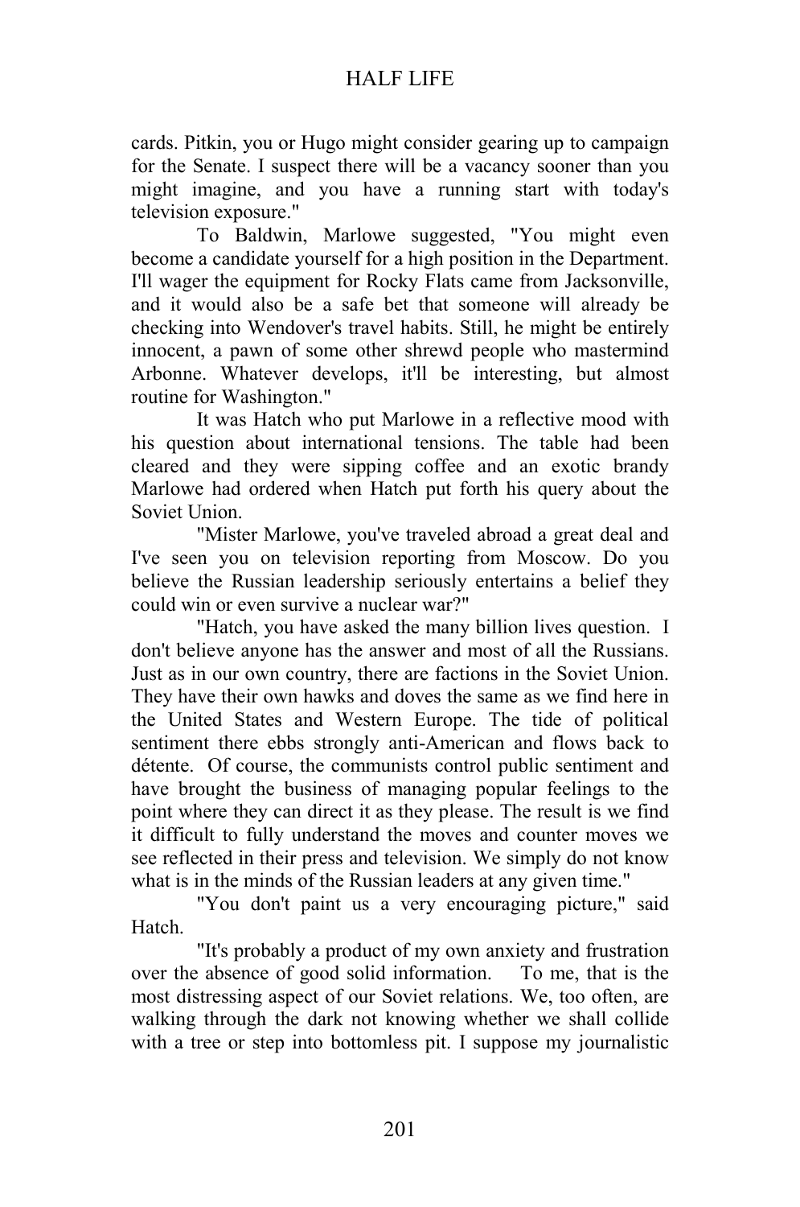cards. Pitkin, you or Hugo might consider gearing up to campaign for the Senate. I suspect there will be a vacancy sooner than you might imagine, and you have a running start with today's television exposure."

To Baldwin, Marlowe suggested, "You might even become a candidate yourself for a high position in the Department. I'll wager the equipment for Rocky Flats came from Jacksonville, and it would also be a safe bet that someone will already be checking into Wendover's travel habits. Still, he might be entirely innocent, a pawn of some other shrewd people who mastermind Arbonne. Whatever develops, it'll be interesting, but almost routine for Washington."

It was Hatch who put Marlowe in a reflective mood with his question about international tensions. The table had been cleared and they were sipping coffee and an exotic brandy Marlowe had ordered when Hatch put forth his query about the Soviet Union.

"Mister Marlowe, you've traveled abroad a great deal and I've seen you on television reporting from Moscow. Do you believe the Russian leadership seriously entertains a belief they could win or even survive a nuclear war?"

"Hatch, you have asked the many billion lives question. I don't believe anyone has the answer and most of all the Russians. Just as in our own country, there are factions in the Soviet Union. They have their own hawks and doves the same as we find here in the United States and Western Europe. The tide of political sentiment there ebbs strongly anti-American and flows back to détente. Of course, the communists control public sentiment and have brought the business of managing popular feelings to the point where they can direct it as they please. The result is we find it difficult to fully understand the moves and counter moves we see reflected in their press and television. We simply do not know what is in the minds of the Russian leaders at any given time."

"You don't paint us a very encouraging picture," said Hatch.

"It's probably a product of my own anxiety and frustration over the absence of good solid information. To me, that is the most distressing aspect of our Soviet relations. We, too often, are walking through the dark not knowing whether we shall collide with a tree or step into bottomless pit. I suppose my journalistic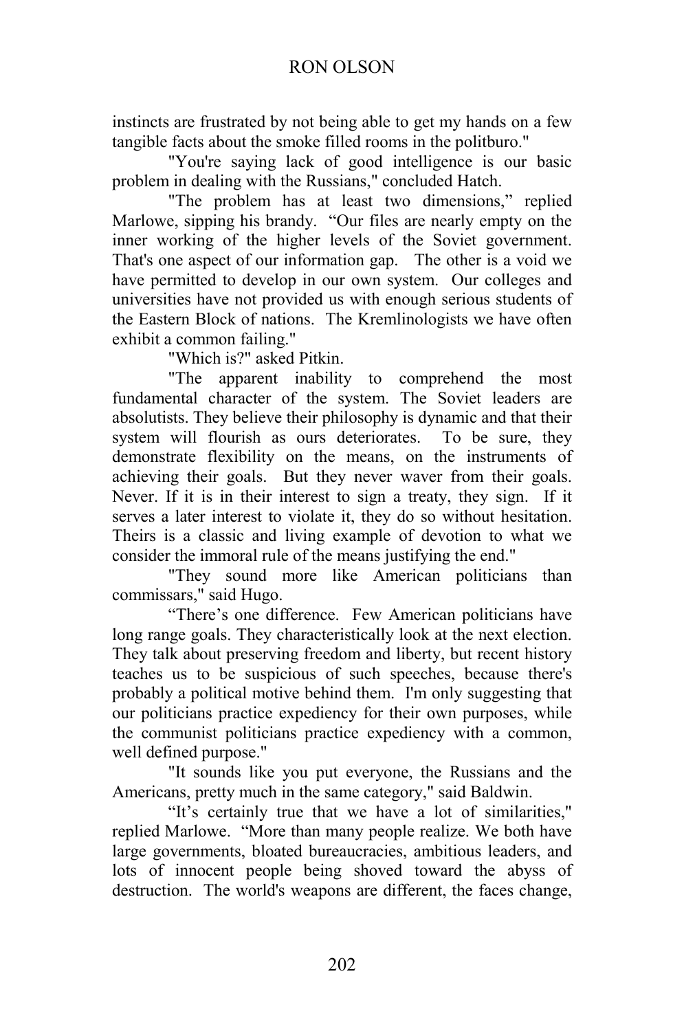instincts are frustrated by not being able to get my hands on a few tangible facts about the smoke filled rooms in the politburo."

"You're saying lack of good intelligence is our basic problem in dealing with the Russians," concluded Hatch.

"The problem has at least two dimensions," replied Marlowe, sipping his brandy. "Our files are nearly empty on the inner working of the higher levels of the Soviet government. That's one aspect of our information gap. The other is a void we have permitted to develop in our own system. Our colleges and universities have not provided us with enough serious students of the Eastern Block of nations. The Kremlinologists we have often exhibit a common failing."

"Which is?" asked Pitkin.

"The apparent inability to comprehend the most fundamental character of the system. The Soviet leaders are absolutists. They believe their philosophy is dynamic and that their system will flourish as ours deteriorates. To be sure, they demonstrate flexibility on the means, on the instruments of achieving their goals. But they never waver from their goals. Never. If it is in their interest to sign a treaty, they sign. If it serves a later interest to violate it, they do so without hesitation. Theirs is a classic and living example of devotion to what we consider the immoral rule of the means justifying the end."

"They sound more like American politicians than commissars," said Hugo.

"There's one difference. Few American politicians have long range goals. They characteristically look at the next election. They talk about preserving freedom and liberty, but recent history teaches us to be suspicious of such speeches, because there's probably a political motive behind them. I'm only suggesting that our politicians practice expediency for their own purposes, while the communist politicians practice expediency with a common, well defined purpose."

"It sounds like you put everyone, the Russians and the Americans, pretty much in the same category," said Baldwin.

"It's certainly true that we have a lot of similarities," replied Marlowe. "More than many people realize. We both have large governments, bloated bureaucracies, ambitious leaders, and lots of innocent people being shoved toward the abyss of destruction. The world's weapons are different, the faces change,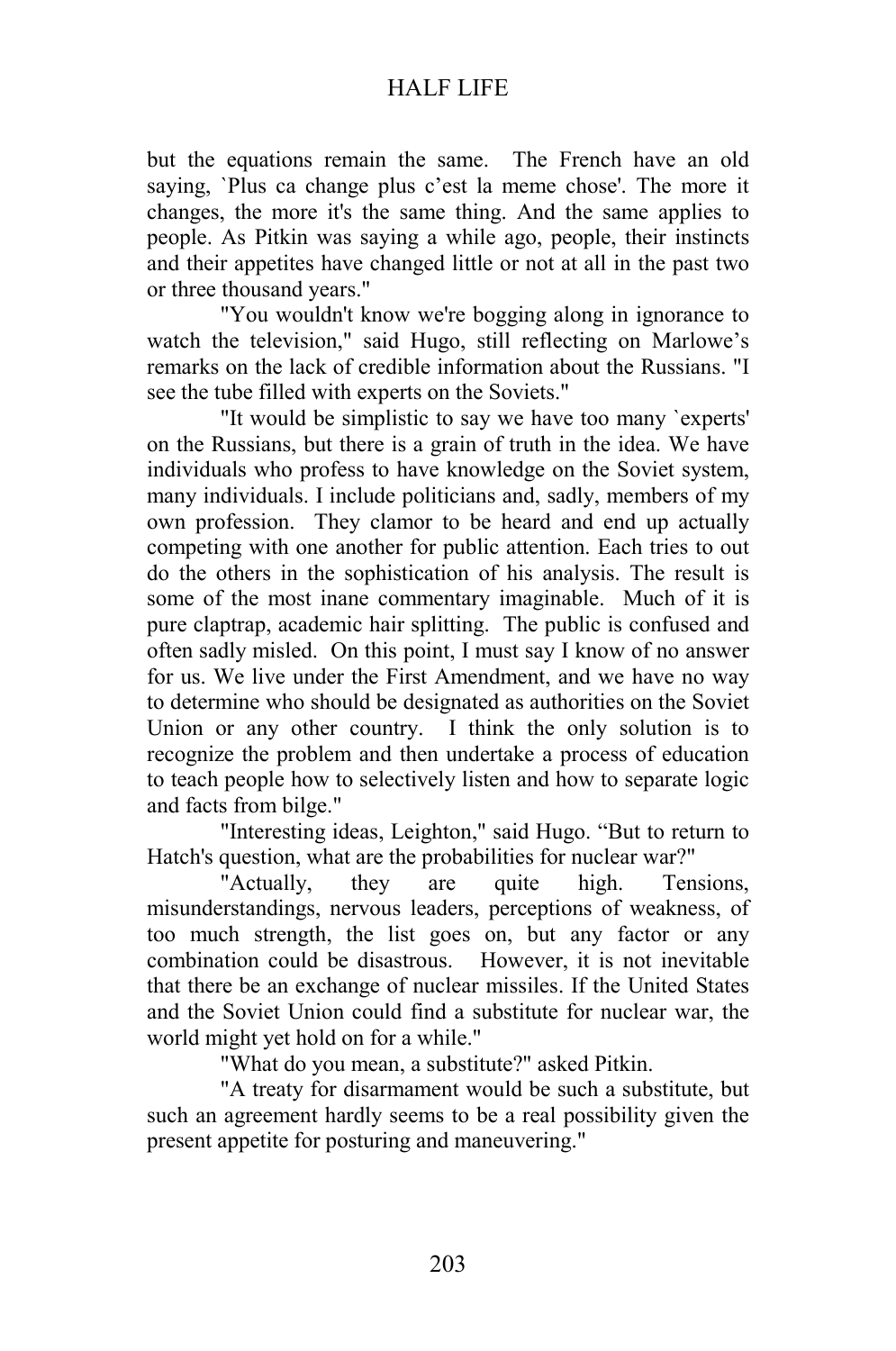but the equations remain the same. The French have an old saying, `Plus ca change plus c'est la meme chose'. The more it changes, the more it's the same thing. And the same applies to people. As Pitkin was saying a while ago, people, their instincts and their appetites have changed little or not at all in the past two or three thousand years."

"You wouldn't know we're bogging along in ignorance to watch the television," said Hugo, still reflecting on Marlowe's remarks on the lack of credible information about the Russians. "I see the tube filled with experts on the Soviets."

"It would be simplistic to say we have too many `experts' on the Russians, but there is a grain of truth in the idea. We have individuals who profess to have knowledge on the Soviet system, many individuals. I include politicians and, sadly, members of my own profession. They clamor to be heard and end up actually competing with one another for public attention. Each tries to out do the others in the sophistication of his analysis. The result is some of the most inane commentary imaginable. Much of it is pure claptrap, academic hair splitting. The public is confused and often sadly misled. On this point, I must say I know of no answer for us. We live under the First Amendment, and we have no way to determine who should be designated as authorities on the Soviet Union or any other country. I think the only solution is to recognize the problem and then undertake a process of education to teach people how to selectively listen and how to separate logic and facts from bilge."

"Interesting ideas, Leighton," said Hugo. "But to return to Hatch's question, what are the probabilities for nuclear war?"

"Actually, they are quite high. Tensions, misunderstandings, nervous leaders, perceptions of weakness, of too much strength, the list goes on, but any factor or any combination could be disastrous. However, it is not inevitable that there be an exchange of nuclear missiles. If the United States and the Soviet Union could find a substitute for nuclear war, the world might yet hold on for a while."

"What do you mean, a substitute?" asked Pitkin.

"A treaty for disarmament would be such a substitute, but such an agreement hardly seems to be a real possibility given the present appetite for posturing and maneuvering."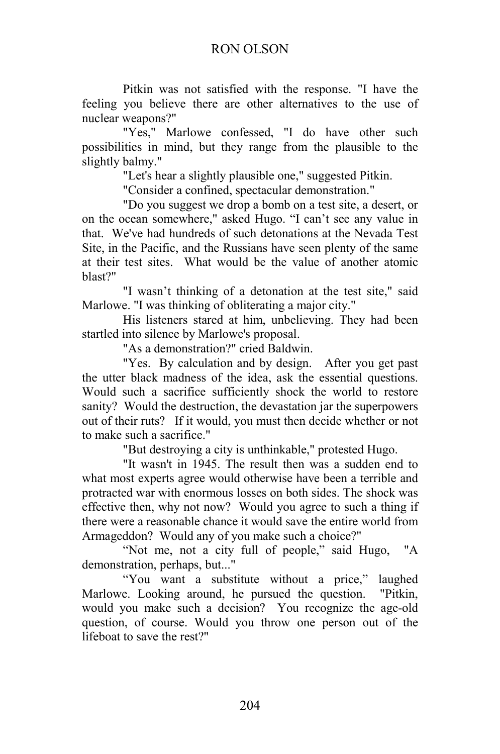Pitkin was not satisfied with the response. "I have the feeling you believe there are other alternatives to the use of nuclear weapons?"

"Yes," Marlowe confessed, "I do have other such possibilities in mind, but they range from the plausible to the slightly balmy."

"Let's hear a slightly plausible one," suggested Pitkin.

"Consider a confined, spectacular demonstration."

"Do you suggest we drop a bomb on a test site, a desert, or on the ocean somewhere," asked Hugo. "I can't see any value in that. We've had hundreds of such detonations at the Nevada Test Site, in the Pacific, and the Russians have seen plenty of the same at their test sites. What would be the value of another atomic blast?"

"I wasn't thinking of a detonation at the test site," said Marlowe. "I was thinking of obliterating a major city."

His listeners stared at him, unbelieving. They had been startled into silence by Marlowe's proposal.

"As a demonstration?" cried Baldwin.

"Yes. By calculation and by design. After you get past the utter black madness of the idea, ask the essential questions. Would such a sacrifice sufficiently shock the world to restore sanity? Would the destruction, the devastation jar the superpowers out of their ruts? If it would, you must then decide whether or not to make such a sacrifice."

"But destroying a city is unthinkable," protested Hugo.

"It wasn't in 1945. The result then was a sudden end to what most experts agree would otherwise have been a terrible and protracted war with enormous losses on both sides. The shock was effective then, why not now? Would you agree to such a thing if there were a reasonable chance it would save the entire world from Armageddon? Would any of you make such a choice?"

"Not me, not a city full of people," said Hugo, "A demonstration, perhaps, but..."

"You want a substitute without a price," laughed Marlowe. Looking around, he pursued the question. "Pitkin, would you make such a decision? You recognize the age-old question, of course. Would you throw one person out of the lifeboat to save the rest?"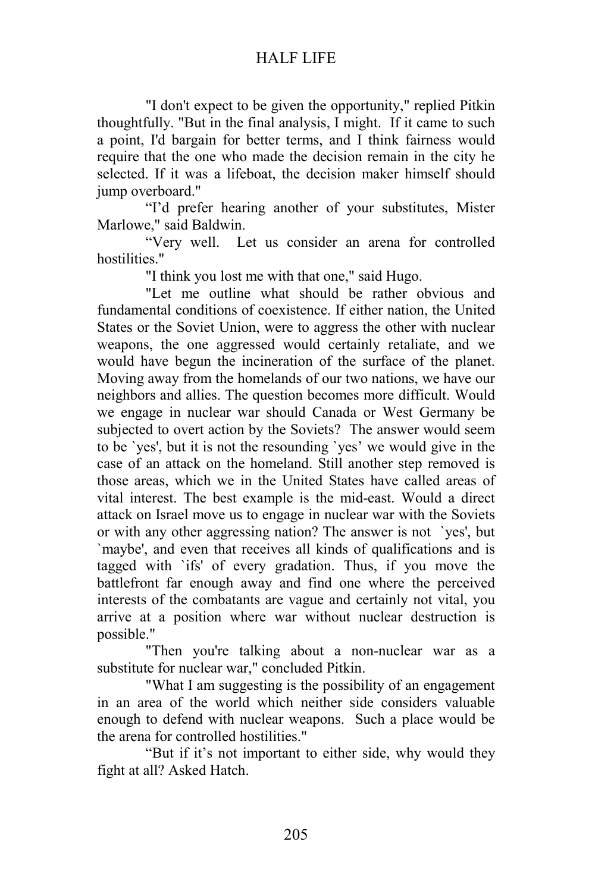"I don't expect to be given the opportunity," replied Pitkin thoughtfully. "But in the final analysis, I might. If it came to such a point, I'd bargain for better terms, and I think fairness would require that the one who made the decision remain in the city he selected. If it was a lifeboat, the decision maker himself should jump overboard."

"I'd prefer hearing another of your substitutes, Mister Marlowe," said Baldwin.

"Very well. Let us consider an arena for controlled hostilities."

"I think you lost me with that one," said Hugo.

"Let me outline what should be rather obvious and fundamental conditions of coexistence. If either nation, the United States or the Soviet Union, were to aggress the other with nuclear weapons, the one aggressed would certainly retaliate, and we would have begun the incineration of the surface of the planet. Moving away from the homelands of our two nations, we have our neighbors and allies. The question becomes more difficult. Would we engage in nuclear war should Canada or West Germany be subjected to overt action by the Soviets? The answer would seem to be `yes', but it is not the resounding `yes' we would give in the case of an attack on the homeland. Still another step removed is those areas, which we in the United States have called areas of vital interest. The best example is the mid-east. Would a direct attack on Israel move us to engage in nuclear war with the Soviets or with any other aggressing nation? The answer is not `yes', but `maybe', and even that receives all kinds of qualifications and is tagged with `ifs' of every gradation. Thus, if you move the battlefront far enough away and find one where the perceived interests of the combatants are vague and certainly not vital, you arrive at a position where war without nuclear destruction is possible."

"Then you're talking about a non-nuclear war as a substitute for nuclear war," concluded Pitkin.

"What I am suggesting is the possibility of an engagement in an area of the world which neither side considers valuable enough to defend with nuclear weapons. Such a place would be the arena for controlled hostilities."

"But if it's not important to either side, why would they fight at all? Asked Hatch.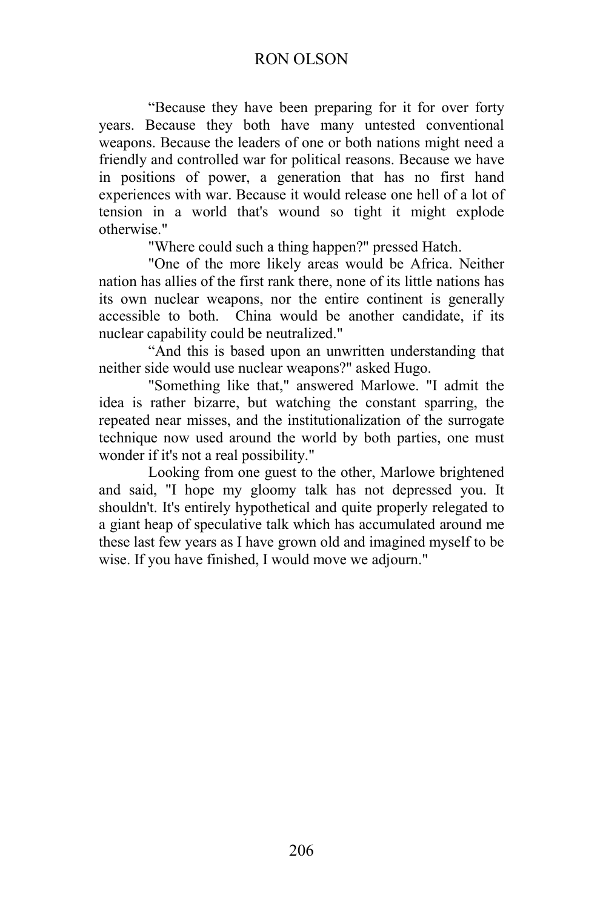“Because they have been preparing for it for over forty years. Because they both have many untested conventional weapons. Because the leaders of one or both nations might need a friendly and controlled war for political reasons. Because we have in positions of power, a generation that has no first hand experiences with war. Because it would release one hell of a lot of tension in a world that's wound so tight it might explode otherwise."

"Where could such a thing happen?" pressed Hatch.

"One of the more likely areas would be Africa. Neither nation has allies of the first rank there, none of its little nations has its own nuclear weapons, nor the entire continent is generally accessible to both. China would be another candidate, if its nuclear capability could be neutralized."

“And this is based upon an unwritten understanding that neither side would use nuclear weapons?" asked Hugo.

"Something like that," answered Marlowe. "I admit the idea is rather bizarre, but watching the constant sparring, the repeated near misses, and the institutionalization of the surrogate technique now used around the world by both parties, one must wonder if it's not a real possibility."

Looking from one guest to the other, Marlowe brightened and said, "I hope my gloomy talk has not depressed you. It shouldn't. It's entirely hypothetical and quite properly relegated to a giant heap of speculative talk which has accumulated around me these last few years as I have grown old and imagined myself to be wise. If you have finished, I would move we adjourn."